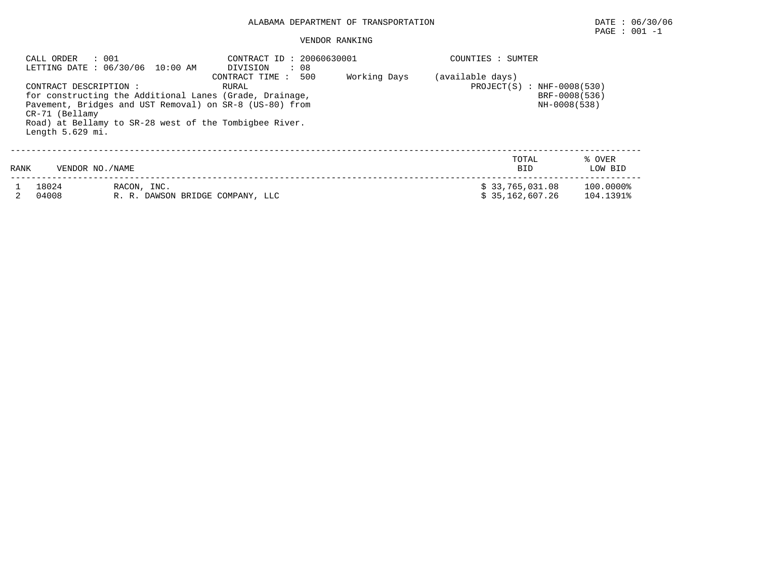ALABAMA DEPARTMENT OF TRANSPORTATION

DATE : 06/30/06

VENDOR RANKING

CALL ORDER : 001
LETTING DATE : 06/30/06 10:00 AM

CONTRACT ID : 20060630001
DIVISION : 08
CONTRACT TIME : 500 Working Days (available days)

COUNTIES : SUMTER

CONTRACT DESCRIPTION : RURAL
for constructing the Additional Lanes (Grade, Drainage, Pavement, Bridges and UST Removal) on SR-8 (US-80) from CR-71 (Bellamy Road) at Bellamy to SR-28 west of the Tombigbee River.
Length 5.629 mi.

PROJECT(S) : NHF-0008(530)
BRF-0008(536)
NH-0008(538)

| RANK | VENDOR NO./NAME | | TOTAL BID | % OVER LOW BID |
|---|---|---|---|---|
| 1 | 18024 | RACON, INC. | $ 33,765,031.08 | 100.0000% |
| 2 | 04008 | R. R. DAWSON BRIDGE COMPANY, LLC | $ 35,162,607.26 | 104.1391% |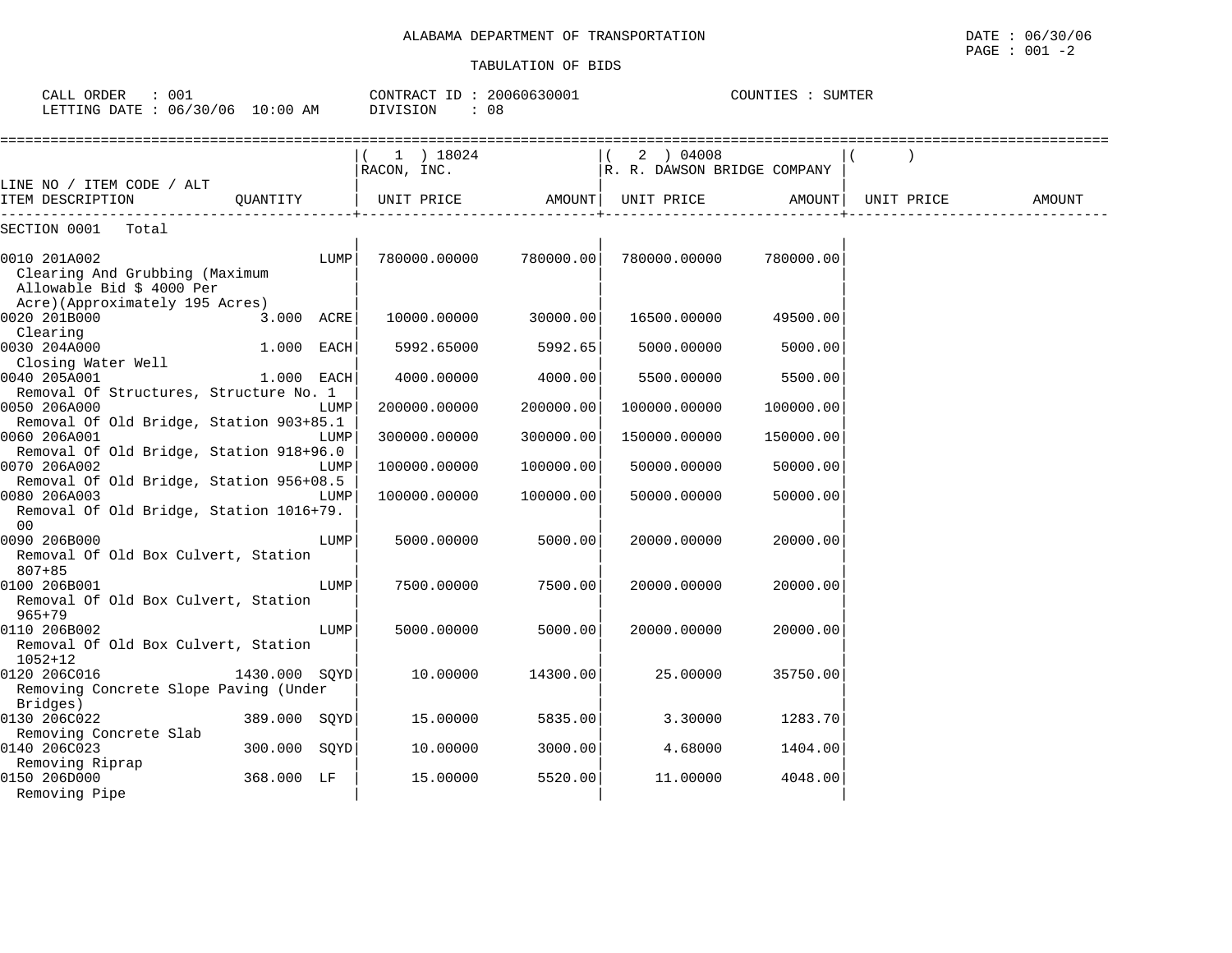ALABAMA DEPARTMENT OF TRANSPORTATION

TABULATION OF BIDS

CALL ORDER : 001 | CONTRACT ID : 20060630001 | COUNTIES : SUMTER
LETTING DATE : 06/30/06 10:00 AM | DIVISION : 08

| LINE NO / ITEM CODE / ALT ITEM DESCRIPTION | QUANTITY | ( 1 ) 18024 RACON, INC. UNIT PRICE | AMOUNT | ( 2 ) 04008 R. R. DAWSON BRIDGE COMPANY UNIT PRICE | AMOUNT | ( ) UNIT PRICE | AMOUNT |
|---|---|---|---|---|---|---|---|
| SECTION 0001 Total | | | | | | | |
| 0010 201A002 Clearing And Grubbing (Maximum Allowable Bid $ 4000 Per Acre)(Approximately 195 Acres) | LUMP | 780000.00000 | 780000.00 | 780000.00000 | 780000.00 | | |
| 0020 201B000 Clearing | 3.000 ACRE | 10000.00000 | 30000.00 | 16500.00000 | 49500.00 | | |
| 0030 204A000 Closing Water Well | 1.000 EACH | 5992.65000 | 5992.65 | 5000.00000 | 5000.00 | | |
| 0040 205A001 Removal Of Structures, Structure No. 1 | 1.000 EACH | 4000.00000 | 4000.00 | 5500.00000 | 5500.00 | | |
| 0050 206A000 Removal Of Old Bridge, Station 903+85.1 | LUMP | 200000.00000 | 200000.00 | 100000.00000 | 100000.00 | | |
| 0060 206A001 Removal Of Old Bridge, Station 918+96.0 | LUMP | 300000.00000 | 300000.00 | 150000.00000 | 150000.00 | | |
| 0070 206A002 Removal Of Old Bridge, Station 956+08.5 | LUMP | 100000.00000 | 100000.00 | 50000.00000 | 50000.00 | | |
| 0080 206A003 Removal Of Old Bridge, Station 1016+79.00 | LUMP | 100000.00000 | 100000.00 | 50000.00000 | 50000.00 | | |
| 0090 206B000 Removal Of Old Box Culvert, Station 807+85 | LUMP | 5000.00000 | 5000.00 | 20000.00000 | 20000.00 | | |
| 0100 206B001 Removal Of Old Box Culvert, Station 965+79 | LUMP | 7500.00000 | 7500.00 | 20000.00000 | 20000.00 | | |
| 0110 206B002 Removal Of Old Box Culvert, Station 1052+12 | LUMP | 5000.00000 | 5000.00 | 20000.00000 | 20000.00 | | |
| 0120 206C016 Removing Concrete Slope Paving (Under Bridges) | 1430.000 SQYD | 10.00000 | 14300.00 | 25.00000 | 35750.00 | | |
| 0130 206C022 Removing Concrete Slab | 389.000 SQYD | 15.00000 | 5835.00 | 3.30000 | 1283.70 | | |
| 0140 206C023 Removing Riprap | 300.000 SQYD | 10.00000 | 3000.00 | 4.68000 | 1404.00 | | |
| 0150 206D000 Removing Pipe | 368.000 LF | 15.00000 | 5520.00 | 11.00000 | 4048.00 | | |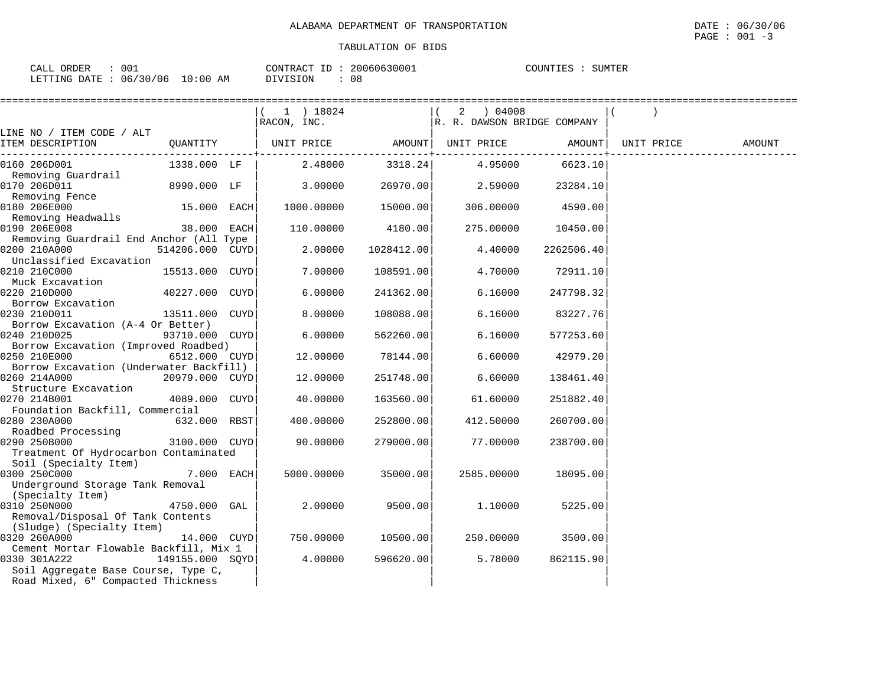ALABAMA DEPARTMENT OF TRANSPORTATION

TABULATION OF BIDS

DATE : 06/30/06

CALL ORDER : 001 CONTRACT ID : 20060630001 COUNTIES : SUMTER
LETTING DATE : 06/30/06 10:00 AM DIVISION : 08

| LINE NO / ITEM CODE / ALT ITEM DESCRIPTION | QUANTITY | ( 1 ) 18024 RACON, INC. UNIT PRICE | AMOUNT | ( 2 ) 04008 R. R. DAWSON BRIDGE COMPANY UNIT PRICE | AMOUNT | ( ) UNIT PRICE | AMOUNT |
|---|---|---|---|---|---|---|---|
| 0160 206D001 Removing Guardrail | 1338.000 LF | 2.48000 | 3318.24 | 4.95000 | 6623.10 | | |
| 0170 206D011 Removing Fence | 8990.000 LF | 3.00000 | 26970.00 | 2.59000 | 23284.10 | | |
| 0180 206E000 Removing Headwalls | 15.000 EACH | 1000.00000 | 15000.00 | 306.00000 | 4590.00 | | |
| 0190 206E008 Removing Guardrail End Anchor (All Type | 38.000 EACH | 110.00000 | 4180.00 | 275.00000 | 10450.00 | | |
| 0200 210A000 Unclassified Excavation | 514206.000 CUYD | 2.00000 | 1028412.00 | 4.40000 | 2262506.40 | | |
| 0210 210C000 Muck Excavation | 15513.000 CUYD | 7.00000 | 108591.00 | 4.70000 | 72911.10 | | |
| 0220 210D000 Borrow Excavation | 40227.000 CUYD | 6.00000 | 241362.00 | 6.16000 | 247798.32 | | |
| 0230 210D011 Borrow Excavation (A-4 Or Better) | 13511.000 CUYD | 8.00000 | 108088.00 | 6.16000 | 83227.76 | | |
| 0240 210D025 Borrow Excavation (Improved Roadbed) | 93710.000 CUYD | 6.00000 | 562260.00 | 6.16000 | 577253.60 | | |
| 0250 210E000 Borrow Excavation (Underwater Backfill) | 6512.000 CUYD | 12.00000 | 78144.00 | 6.60000 | 42979.20 | | |
| 0260 214A000 Structure Excavation | 20979.000 CUYD | 12.00000 | 251748.00 | 6.60000 | 138461.40 | | |
| 0270 214B001 Foundation Backfill, Commercial | 4089.000 CUYD | 40.00000 | 163560.00 | 61.60000 | 251882.40 | | |
| 0280 230A000 Roadbed Processing | 632.000 RBST | 400.00000 | 252800.00 | 412.50000 | 260700.00 | | |
| 0290 250B000 Treatment Of Hydrocarbon Contaminated Soil (Specialty Item) | 3100.000 CUYD | 90.00000 | 279000.00 | 77.00000 | 238700.00 | | |
| 0300 250C000 Underground Storage Tank Removal (Specialty Item) | 7.000 EACH | 5000.00000 | 35000.00 | 2585.00000 | 18095.00 | | |
| 0310 250N000 Removal/Disposal Of Tank Contents (Sludge) (Specialty Item) | 4750.000 GAL | 2.00000 | 9500.00 | 1.10000 | 5225.00 | | |
| 0320 260A000 Cement Mortar Flowable Backfill, Mix 1 | 14.000 CUYD | 750.00000 | 10500.00 | 250.00000 | 3500.00 | | |
| 0330 301A222 Soil Aggregate Base Course, Type C, Road Mixed, 6" Compacted Thickness | 149155.000 SQYD | 4.00000 | 596620.00 | 5.78000 | 862115.90 | | |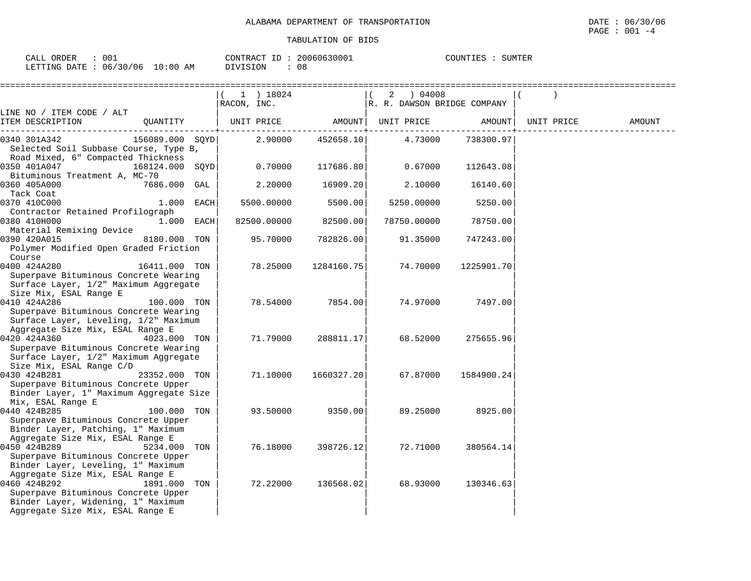ALABAMA DEPARTMENT OF TRANSPORTATION

DATE : 06/30/06

TABULATION OF BIDS

CALL ORDER : 001 CONTRACT ID : 20060630001 COUNTIES : SUMTER
LETTING DATE : 06/30/06 10:00 AM DIVISION : 08

| LINE NO / ITEM CODE / ALT ITEM DESCRIPTION | QUANTITY | ( 1 ) 18024 RACON, INC. UNIT PRICE | AMOUNT | ( 2 ) 04008 R. R. DAWSON BRIDGE COMPANY UNIT PRICE | AMOUNT | ( ) UNIT PRICE | AMOUNT |
|---|---|---|---|---|---|---|---|
| 0340 301A342 Selected Soil Subbase Course, Type B, Road Mixed, 6" Compacted Thickness | 156089.000 SQYD | 2.90000 | 452658.10 | 4.73000 | 738300.97 | | |
| 0350 401A047 Bituminous Treatment A, MC-70 | 168124.000 SQYD | 0.70000 | 117686.80 | 0.67000 | 112643.08 | | |
| 0360 405A000 Tack Coat | 7686.000 GAL | 2.20000 | 16909.20 | 2.10000 | 16140.60 | | |
| 0370 410C000 Contractor Retained Profilograph | 1.000 EACH | 5500.00000 | 5500.00 | 5250.00000 | 5250.00 | | |
| 0380 410H000 Material Remixing Device | 1.000 EACH | 82500.00000 | 82500.00 | 78750.00000 | 78750.00 | | |
| 0390 420A015 Polymer Modified Open Graded Friction Course | 8180.000 TON | 95.70000 | 782826.00 | 91.35000 | 747243.00 | | |
| 0400 424A280 Superpave Bituminous Concrete Wearing Surface Layer, 1/2" Maximum Aggregate Size Mix, ESAL Range E | 16411.000 TON | 78.25000 | 1284160.75 | 74.70000 | 1225901.70 | | |
| 0410 424A286 Superpave Bituminous Concrete Wearing Surface Layer, Leveling, 1/2" Maximum Aggregate Size Mix, ESAL Range E | 100.000 TON | 78.54000 | 7854.00 | 74.97000 | 7497.00 | | |
| 0420 424A360 Superpave Bituminous Concrete Wearing Surface Layer, 1/2" Maximum Aggregate Size Mix, ESAL Range C/D | 4023.000 TON | 71.79000 | 288811.17 | 68.52000 | 275655.96 | | |
| 0430 424B281 Superpave Bituminous Concrete Upper Binder Layer, 1" Maximum Aggregate Size Mix, ESAL Range E | 23352.000 TON | 71.10000 | 1660327.20 | 67.87000 | 1584900.24 | | |
| 0440 424B285 Superpave Bituminous Concrete Upper Binder Layer, Patching, 1" Maximum Aggregate Size Mix, ESAL Range E | 100.000 TON | 93.50000 | 9350.00 | 89.25000 | 8925.00 | | |
| 0450 424B289 Superpave Bituminous Concrete Upper Binder Layer, Leveling, 1" Maximum Aggregate Size Mix, ESAL Range E | 5234.000 TON | 76.18000 | 398726.12 | 72.71000 | 380564.14 | | |
| 0460 424B292 Superpave Bituminous Concrete Upper Binder Layer, Widening, 1" Maximum Aggregate Size Mix, ESAL Range E | 1891.000 TON | 72.22000 | 136568.02 | 68.93000 | 130346.63 | | |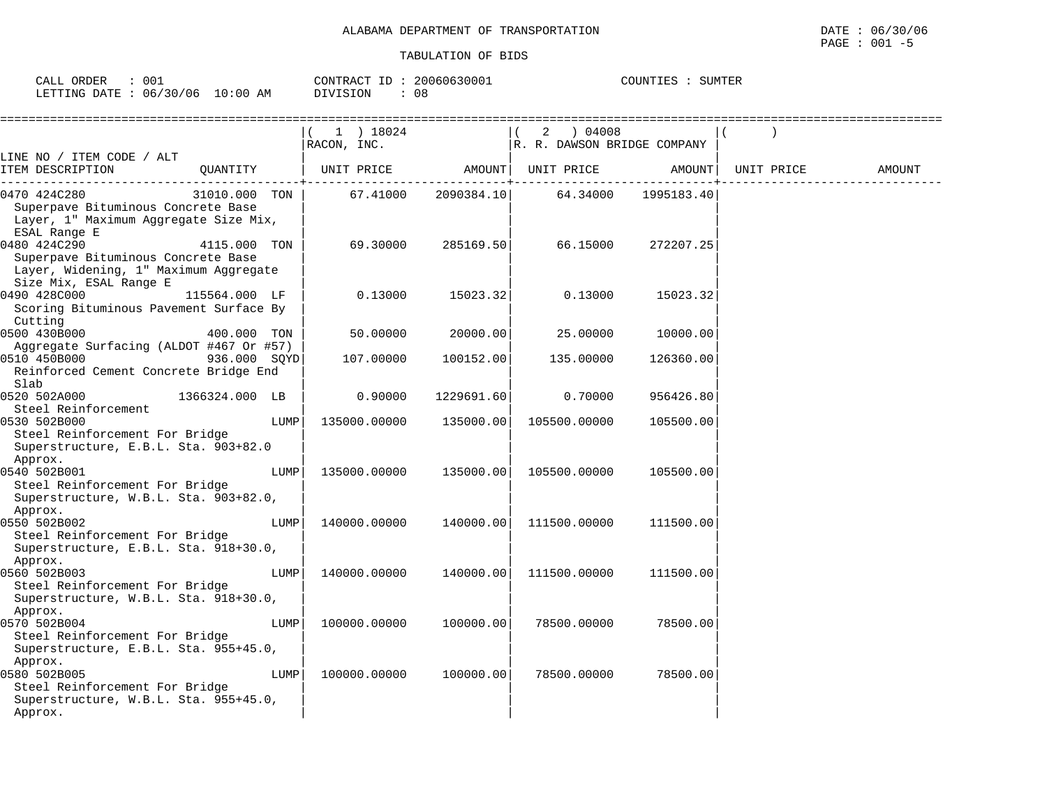ALABAMA DEPARTMENT OF TRANSPORTATION

DATE : 06/30/06

TABULATION OF BIDS

CALL ORDER : 001
LETTING DATE : 06/30/06 10:00 AM

CONTRACT ID : 20060630001
DIVISION : 08

COUNTIES : SUMTER

| LINE NO / ITEM CODE / ALT ITEM DESCRIPTION | QUANTITY | ( 1 ) 18024 RACON, INC. UNIT PRICE | AMOUNT | ( 2 ) 04008 R. R. DAWSON BRIDGE COMPANY UNIT PRICE | AMOUNT | ( ) UNIT PRICE | AMOUNT |
|---|---|---|---|---|---|---|---|
| 0470 424C280 Superpave Bituminous Concrete Base Layer, 1" Maximum Aggregate Size Mix, ESAL Range E | 31010.000 TON | 67.41000 | 2090384.10 | 64.34000 | 1995183.40 | | |
| 0480 424C290 Superpave Bituminous Concrete Base Layer, Widening, 1" Maximum Aggregate Size Mix, ESAL Range E | 4115.000 TON | 69.30000 | 285169.50 | 66.15000 | 272207.25 | | |
| 0490 428C000 Scoring Bituminous Pavement Surface By Cutting | 115564.000 LF | 0.13000 | 15023.32 | 0.13000 | 15023.32 | | |
| 0500 430B000 Aggregate Surfacing (ALDOT #467 Or #57) | 400.000 TON | 50.00000 | 20000.00 | 25.00000 | 10000.00 | | |
| 0510 450B000 Reinforced Cement Concrete Bridge End Slab | 936.000 SQYD | 107.00000 | 100152.00 | 135.00000 | 126360.00 | | |
| 0520 502A000 Steel Reinforcement | 1366324.000 LB | 0.90000 | 1229691.60 | 0.70000 | 956426.80 | | |
| 0530 502B000 Steel Reinforcement For Bridge Superstructure, E.B.L. Sta. 903+82.0 Approx. | LUMP | 135000.00000 | 135000.00 | 105500.00000 | 105500.00 | | |
| 0540 502B001 Steel Reinforcement For Bridge Superstructure, W.B.L. Sta. 903+82.0, Approx. | LUMP | 135000.00000 | 135000.00 | 105500.00000 | 105500.00 | | |
| 0550 502B002 Steel Reinforcement For Bridge Superstructure, E.B.L. Sta. 918+30.0, Approx. | LUMP | 140000.00000 | 140000.00 | 111500.00000 | 111500.00 | | |
| 0560 502B003 Steel Reinforcement For Bridge Superstructure, W.B.L. Sta. 918+30.0, Approx. | LUMP | 140000.00000 | 140000.00 | 111500.00000 | 111500.00 | | |
| 0570 502B004 Steel Reinforcement For Bridge Superstructure, E.B.L. Sta. 955+45.0, Approx. | LUMP | 100000.00000 | 100000.00 | 78500.00000 | 78500.00 | | |
| 0580 502B005 Steel Reinforcement For Bridge Superstructure, W.B.L. Sta. 955+45.0, Approx. | LUMP | 100000.00000 | 100000.00 | 78500.00000 | 78500.00 | | |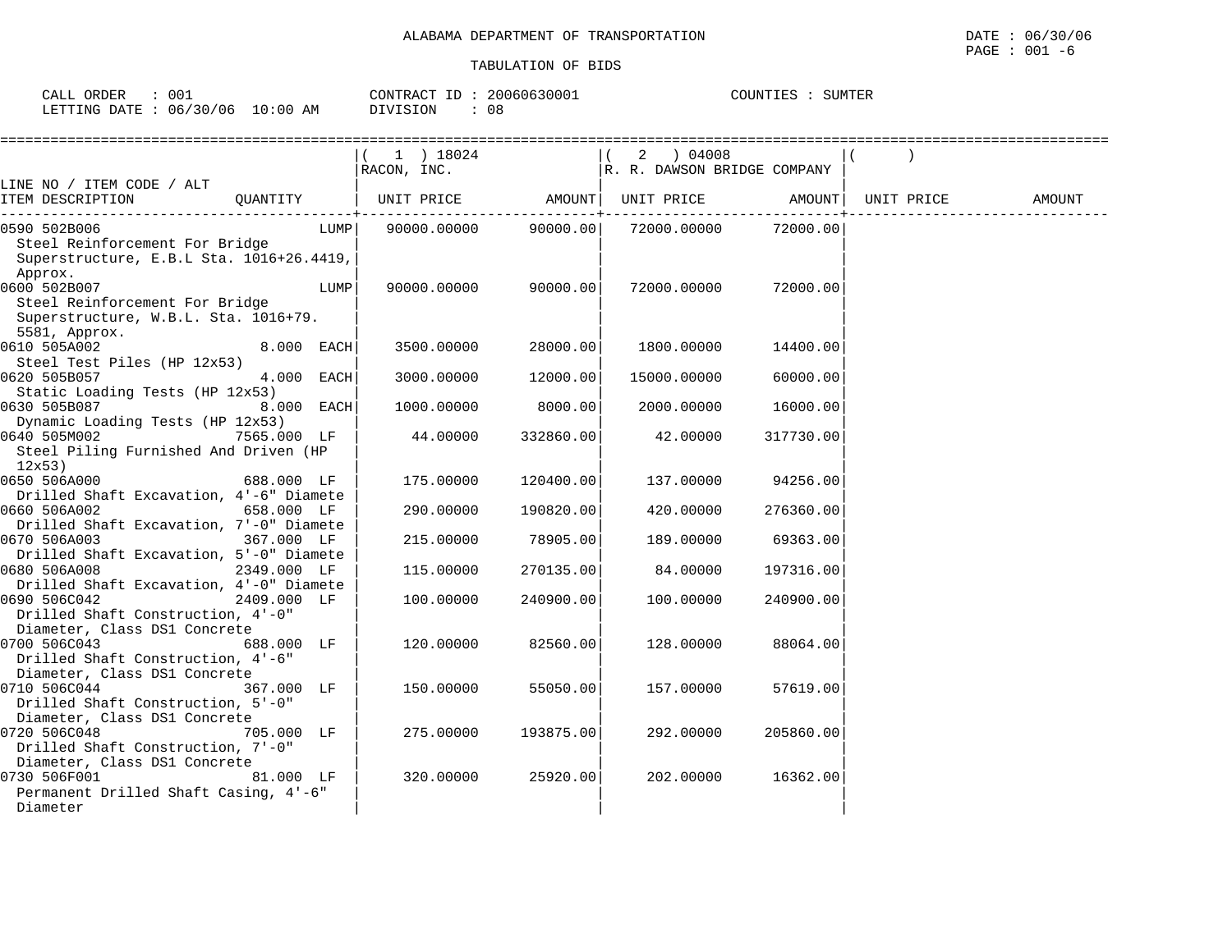ALABAMA DEPARTMENT OF TRANSPORTATION

TABULATION OF BIDS

CALL ORDER : 001 CONTRACT ID : 20060630001 COUNTIES : SUMTER
LETTING DATE : 06/30/06 10:00 AM DIVISION : 08

| LINE NO / ITEM CODE / ALT ITEM DESCRIPTION | QUANTITY | ( 1 ) 18024 RACON, INC. UNIT PRICE | AMOUNT | ( 2 ) 04008 R. R. DAWSON BRIDGE COMPANY UNIT PRICE | AMOUNT | ( ) UNIT PRICE | AMOUNT |
|---|---|---|---|---|---|---|---|
| 0590 502B006 Steel Reinforcement For Bridge Superstructure, E.B.L Sta. 1016+26.4419, Approx. | LUMP | 90000.00000 | 90000.00 | 72000.00000 | 72000.00 | | |
| 0600 502B007 Steel Reinforcement For Bridge Superstructure, W.B.L. Sta. 1016+79. 5581, Approx. | LUMP | 90000.00000 | 90000.00 | 72000.00000 | 72000.00 | | |
| 0610 505A002 Steel Test Piles (HP 12x53) | 8.000 EACH | 3500.00000 | 28000.00 | 1800.00000 | 14400.00 | | |
| 0620 505B057 Static Loading Tests (HP 12x53) | 4.000 EACH | 3000.00000 | 12000.00 | 15000.00000 | 60000.00 | | |
| 0630 505B087 Dynamic Loading Tests (HP 12x53) | 8.000 EACH | 1000.00000 | 8000.00 | 2000.00000 | 16000.00 | | |
| 0640 505M002 Steel Piling Furnished And Driven (HP 12x53) | 7565.000 LF | 44.00000 | 332860.00 | 42.00000 | 317730.00 | | |
| 0650 506A000 Drilled Shaft Excavation, 4'-6" Diamete | 688.000 LF | 175.00000 | 120400.00 | 137.00000 | 94256.00 | | |
| 0660 506A002 Drilled Shaft Excavation, 7'-0" Diamete | 658.000 LF | 290.00000 | 190820.00 | 420.00000 | 276360.00 | | |
| 0670 506A003 Drilled Shaft Excavation, 5'-0" Diamete | 367.000 LF | 215.00000 | 78905.00 | 189.00000 | 69363.00 | | |
| 0680 506A008 Drilled Shaft Excavation, 4'-0" Diamete | 2349.000 LF | 115.00000 | 270135.00 | 84.00000 | 197316.00 | | |
| 0690 506C042 Drilled Shaft Construction, 4'-0" Diameter, Class DS1 Concrete | 2409.000 LF | 100.00000 | 240900.00 | 100.00000 | 240900.00 | | |
| 0700 506C043 Drilled Shaft Construction, 4'-6" Diameter, Class DS1 Concrete | 688.000 LF | 120.00000 | 82560.00 | 128.00000 | 88064.00 | | |
| 0710 506C044 Drilled Shaft Construction, 5'-0" Diameter, Class DS1 Concrete | 367.000 LF | 150.00000 | 55050.00 | 157.00000 | 57619.00 | | |
| 0720 506C048 Drilled Shaft Construction, 7'-0" Diameter, Class DS1 Concrete | 705.000 LF | 275.00000 | 193875.00 | 292.00000 | 205860.00 | | |
| 0730 506F001 Permanent Drilled Shaft Casing, 4'-6" Diameter | 81.000 LF | 320.00000 | 25920.00 | 202.00000 | 16362.00 | | |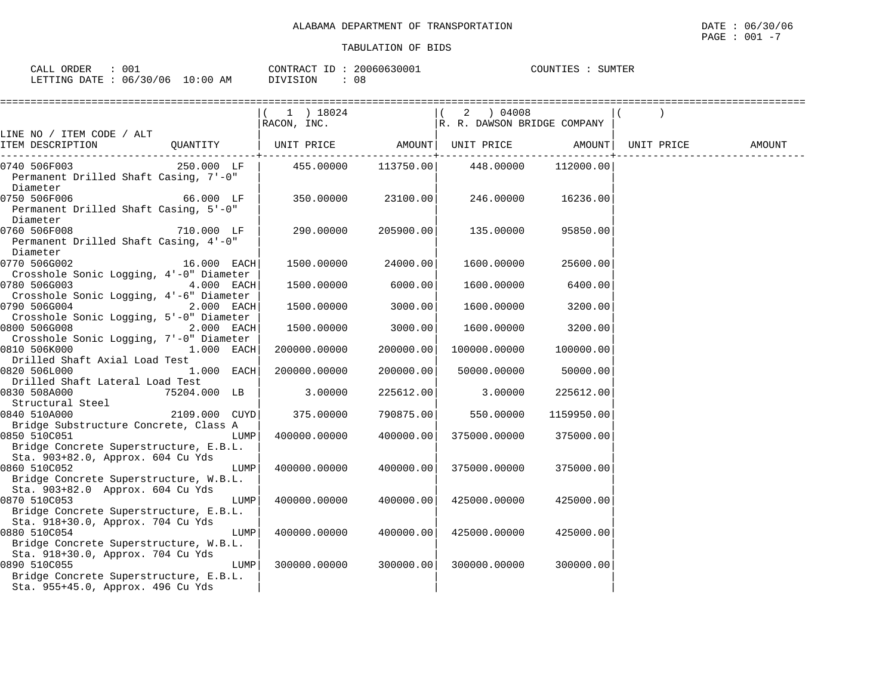ALABAMA DEPARTMENT OF TRANSPORTATION

DATE : 06/30/06

TABULATION OF BIDS

CALL ORDER : 001 CONTRACT ID : 20060630001 COUNTIES : SUMTER
LETTING DATE : 06/30/06 10:00 AM DIVISION : 08

| LINE NO / ITEM CODE / ALT ITEM DESCRIPTION | QUANTITY | ( 1 ) 18024 RACON, INC. UNIT PRICE | AMOUNT | ( 2 ) 04008 R. R. DAWSON BRIDGE COMPANY UNIT PRICE | AMOUNT | ( ) UNIT PRICE | AMOUNT |
|---|---|---|---|---|---|---|---|
| 0740 506F003 Permanent Drilled Shaft Casing, 7'-0" Diameter | 250.000 LF | 455.00000 | 113750.00 | 448.00000 | 112000.00 | | |
| 0750 506F006 Permanent Drilled Shaft Casing, 5'-0" Diameter | 66.000 LF | 350.00000 | 23100.00 | 246.00000 | 16236.00 | | |
| 0760 506F008 Permanent Drilled Shaft Casing, 4'-0" Diameter | 710.000 LF | 290.00000 | 205900.00 | 135.00000 | 95850.00 | | |
| 0770 506G002 Crosshole Sonic Logging, 4'-0" Diameter | 16.000 EACH | 1500.00000 | 24000.00 | 1600.00000 | 25600.00 | | |
| 0780 506G003 Crosshole Sonic Logging, 4'-6" Diameter | 4.000 EACH | 1500.00000 | 6000.00 | 1600.00000 | 6400.00 | | |
| 0790 506G004 Crosshole Sonic Logging, 5'-0" Diameter | 2.000 EACH | 1500.00000 | 3000.00 | 1600.00000 | 3200.00 | | |
| 0800 506G008 Crosshole Sonic Logging, 7'-0" Diameter | 2.000 EACH | 1500.00000 | 3000.00 | 1600.00000 | 3200.00 | | |
| 0810 506K000 Drilled Shaft Axial Load Test | 1.000 EACH | 200000.00000 | 200000.00 | 100000.00000 | 100000.00 | | |
| 0820 506L000 Drilled Shaft Lateral Load Test | 1.000 EACH | 200000.00000 | 200000.00 | 50000.00000 | 50000.00 | | |
| 0830 508A000 Structural Steel | 75204.000 LB | 3.00000 | 225612.00 | 3.00000 | 225612.00 | | |
| 0840 510A000 Bridge Substructure Concrete, Class A | 2109.000 CUYD | 375.00000 | 790875.00 | 550.00000 | 1159950.00 | | |
| 0850 510C051 Bridge Concrete Superstructure, E.B.L. Sta. 903+82.0, Approx. 604 Cu Yds | LUMP | 400000.00000 | 400000.00 | 375000.00000 | 375000.00 | | |
| 0860 510C052 Bridge Concrete Superstructure, W.B.L. Sta. 903+82.0 Approx. 604 Cu Yds | LUMP | 400000.00000 | 400000.00 | 375000.00000 | 375000.00 | | |
| 0870 510C053 Bridge Concrete Superstructure, E.B.L. Sta. 918+30.0, Approx. 704 Cu Yds | LUMP | 400000.00000 | 400000.00 | 425000.00000 | 425000.00 | | |
| 0880 510C054 Bridge Concrete Superstructure, W.B.L. Sta. 918+30.0, Approx. 704 Cu Yds | LUMP | 400000.00000 | 400000.00 | 425000.00000 | 425000.00 | | |
| 0890 510C055 Bridge Concrete Superstructure, E.B.L. Sta. 955+45.0, Approx. 496 Cu Yds | LUMP | 300000.00000 | 300000.00 | 300000.00000 | 300000.00 | | |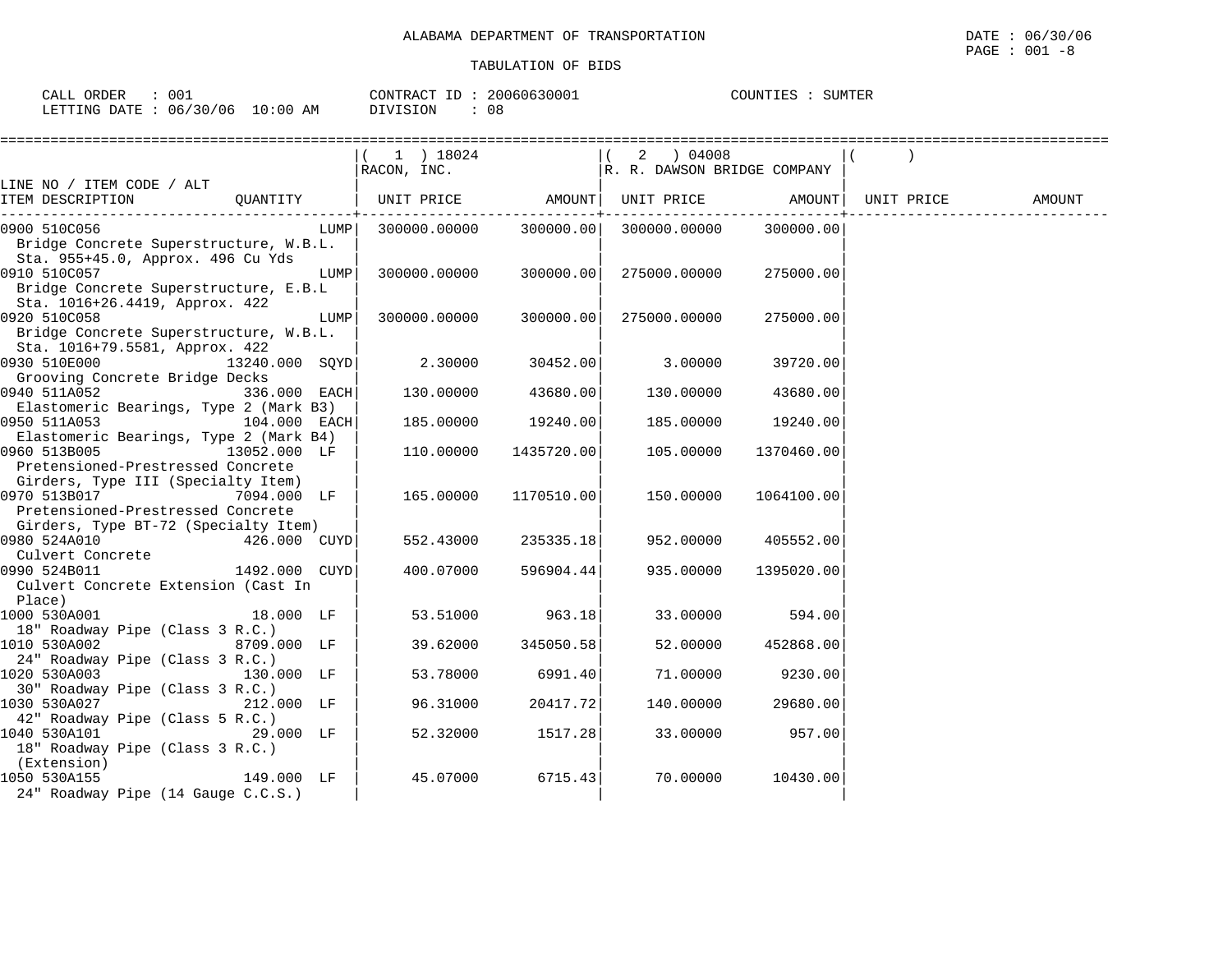ALABAMA DEPARTMENT OF TRANSPORTATION

DATE : 06/30/06

TABULATION OF BIDS

CALL ORDER : 001 &nbsp;&nbsp;&nbsp; CONTRACT ID : 20060630001 &nbsp;&nbsp;&nbsp; COUNTIES : SUMTER

LETTING DATE : 06/30/06 10:00 AM &nbsp;&nbsp;&nbsp; DIVISION : 08

| LINE NO / ITEM CODE / ALT ITEM DESCRIPTION | QUANTITY | ( 1 ) 18024 RACON, INC. UNIT PRICE | AMOUNT | ( 2 ) 04008 R. R. DAWSON BRIDGE COMPANY UNIT PRICE | AMOUNT | ( ) UNIT PRICE | AMOUNT |
|---|---|---|---|---|---|---|---|
| 0900 510C056 Bridge Concrete Superstructure, W.B.L. Sta. 955+45.0, Approx. 496 Cu Yds | LUMP | 300000.00000 | 300000.00 | 300000.00000 | 300000.00 | | |
| 0910 510C057 Bridge Concrete Superstructure, E.B.L Sta. 1016+26.4419, Approx. 422 | LUMP | 300000.00000 | 300000.00 | 275000.00000 | 275000.00 | | |
| 0920 510C058 Bridge Concrete Superstructure, W.B.L. Sta. 1016+79.5581, Approx. 422 | LUMP | 300000.00000 | 300000.00 | 275000.00000 | 275000.00 | | |
| 0930 510E000 Grooving Concrete Bridge Decks | 13240.000 SQYD | 2.30000 | 30452.00 | 3.00000 | 39720.00 | | |
| 0940 511A052 Elastomeric Bearings, Type 2 (Mark B3) | 336.000 EACH | 130.00000 | 43680.00 | 130.00000 | 43680.00 | | |
| 0950 511A053 Elastomeric Bearings, Type 2 (Mark B4) | 104.000 EACH | 185.00000 | 19240.00 | 185.00000 | 19240.00 | | |
| 0960 513B005 Pretensioned-Prestressed Concrete Girders, Type III (Specialty Item) | 13052.000 LF | 110.00000 | 1435720.00 | 105.00000 | 1370460.00 | | |
| 0970 513B017 Pretensioned-Prestressed Concrete Girders, Type BT-72 (Specialty Item) | 7094.000 LF | 165.00000 | 1170510.00 | 150.00000 | 1064100.00 | | |
| 0980 524A010 Culvert Concrete | 426.000 CUYD | 552.43000 | 235335.18 | 952.00000 | 405552.00 | | |
| 0990 524B011 Culvert Concrete Extension (Cast In Place) | 1492.000 CUYD | 400.07000 | 596904.44 | 935.00000 | 1395020.00 | | |
| 1000 530A001 18" Roadway Pipe (Class 3 R.C.) | 18.000 LF | 53.51000 | 963.18 | 33.00000 | 594.00 | | |
| 1010 530A002 24" Roadway Pipe (Class 3 R.C.) | 8709.000 LF | 39.62000 | 345050.58 | 52.00000 | 452868.00 | | |
| 1020 530A003 30" Roadway Pipe (Class 3 R.C.) | 130.000 LF | 53.78000 | 6991.40 | 71.00000 | 9230.00 | | |
| 1030 530A027 42" Roadway Pipe (Class 5 R.C.) | 212.000 LF | 96.31000 | 20417.72 | 140.00000 | 29680.00 | | |
| 1040 530A101 18" Roadway Pipe (Class 3 R.C.) (Extension) | 29.000 LF | 52.32000 | 1517.28 | 33.00000 | 957.00 | | |
| 1050 530A155 24" Roadway Pipe (14 Gauge C.C.S.) | 149.000 LF | 45.07000 | 6715.43 | 70.00000 | 10430.00 | | |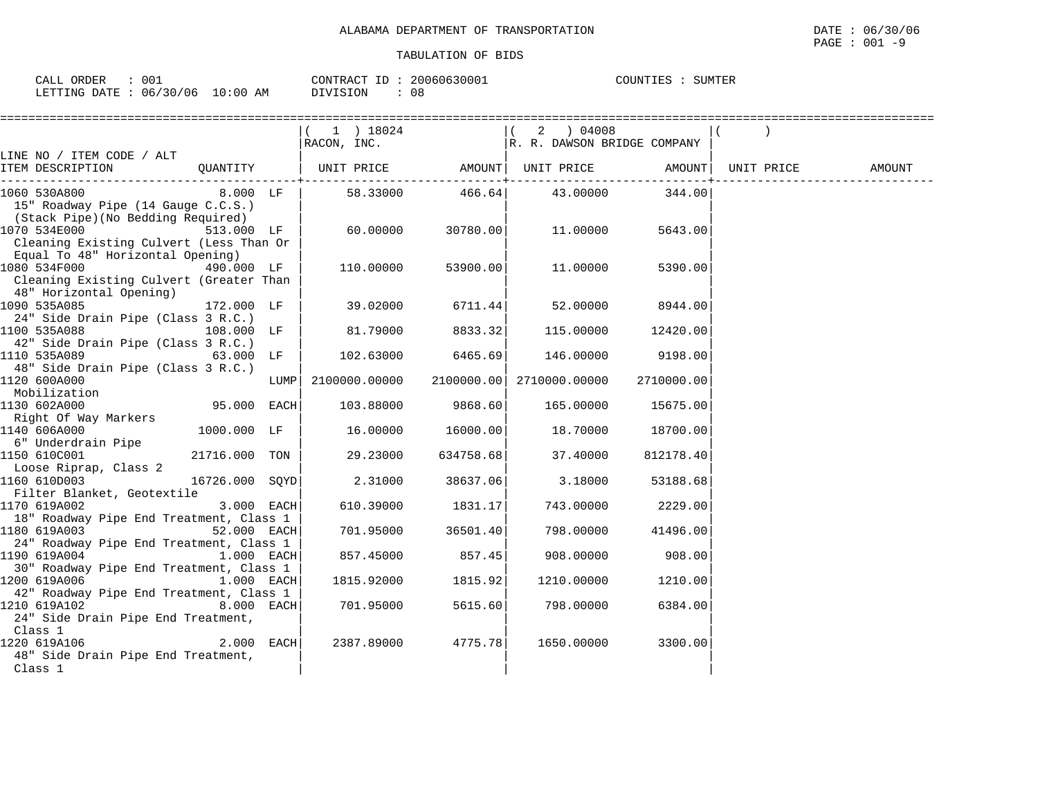ALABAMA DEPARTMENT OF TRANSPORTATION

DATE : 06/30/06

TABULATION OF BIDS

CALL ORDER : 001  CONTRACT ID : 20060630001  COUNTIES : SUMTER
LETTING DATE : 06/30/06 10:00 AM  DIVISION : 08

| LINE NO / ITEM CODE / ALT ITEM DESCRIPTION | QUANTITY | (1) 18024 RACON, INC. UNIT PRICE | AMOUNT | (2) 04008 R. R. DAWSON BRIDGE COMPANY UNIT PRICE | AMOUNT | ( ) UNIT PRICE | AMOUNT |
|---|---|---|---|---|---|---|---|
| 1060 530A800 15" Roadway Pipe (14 Gauge C.C.S.) (Stack Pipe)(No Bedding Required) | 8.000 LF | 58.33000 | 466.64 | 43.00000 | 344.00 | | |
| 1070 534E000 Cleaning Existing Culvert (Less Than Or Equal To 48" Horizontal Opening) | 513.000 LF | 60.00000 | 30780.00 | 11.00000 | 5643.00 | | |
| 1080 534F000 Cleaning Existing Culvert (Greater Than 48" Horizontal Opening) | 490.000 LF | 110.00000 | 53900.00 | 11.00000 | 5390.00 | | |
| 1090 535A085 24" Side Drain Pipe (Class 3 R.C.) | 172.000 LF | 39.02000 | 6711.44 | 52.00000 | 8944.00 | | |
| 1100 535A088 42" Side Drain Pipe (Class 3 R.C.) | 108.000 LF | 81.79000 | 8833.32 | 115.00000 | 12420.00 | | |
| 1110 535A089 48" Side Drain Pipe (Class 3 R.C.) | 63.000 LF | 102.63000 | 6465.69 | 146.00000 | 9198.00 | | |
| 1120 600A000 Mobilization | LUMP | 2100000.00000 | 2100000.00 | 2710000.00000 | 2710000.00 | | |
| 1130 602A000 Right Of Way Markers | 95.000 EACH | 103.88000 | 9868.60 | 165.00000 | 15675.00 | | |
| 1140 606A000 6" Underdrain Pipe | 1000.000 LF | 16.00000 | 16000.00 | 18.70000 | 18700.00 | | |
| 1150 610C001 Loose Riprap, Class 2 | 21716.000 TON | 29.23000 | 634758.68 | 37.40000 | 812178.40 | | |
| 1160 610D003 Filter Blanket, Geotextile | 16726.000 SQYD | 2.31000 | 38637.06 | 3.18000 | 53188.68 | | |
| 1170 619A002 18" Roadway Pipe End Treatment, Class 1 | 3.000 EACH | 610.39000 | 1831.17 | 743.00000 | 2229.00 | | |
| 1180 619A003 24" Roadway Pipe End Treatment, Class 1 | 52.000 EACH | 701.95000 | 36501.40 | 798.00000 | 41496.00 | | |
| 1190 619A004 30" Roadway Pipe End Treatment, Class 1 | 1.000 EACH | 857.45000 | 857.45 | 908.00000 | 908.00 | | |
| 1200 619A006 42" Roadway Pipe End Treatment, Class 1 | 1.000 EACH | 1815.92000 | 1815.92 | 1210.00000 | 1210.00 | | |
| 1210 619A102 24" Side Drain Pipe End Treatment, Class 1 | 8.000 EACH | 701.95000 | 5615.60 | 798.00000 | 6384.00 | | |
| 1220 619A106 48" Side Drain Pipe End Treatment, Class 1 | 2.000 EACH | 2387.89000 | 4775.78 | 1650.00000 | 3300.00 | | |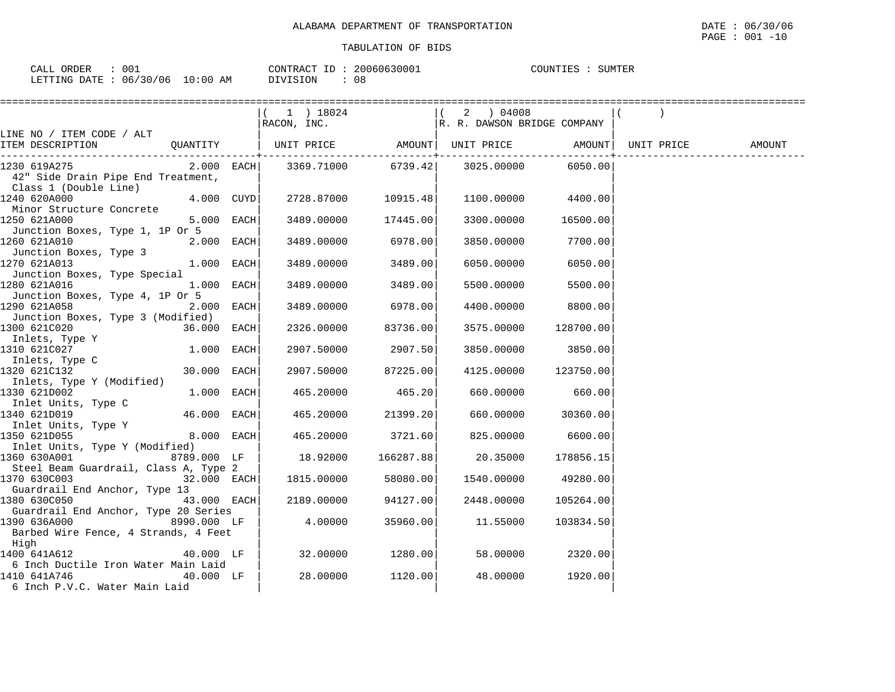ALABAMA DEPARTMENT OF TRANSPORTATION

TABULATION OF BIDS

DATE : 06/30/06

CALL ORDER : 001 &nbsp;&nbsp;&nbsp; CONTRACT ID : 20060630001 &nbsp;&nbsp;&nbsp; COUNTIES : SUMTER

LETTING DATE : 06/30/06 10:00 AM &nbsp;&nbsp;&nbsp; DIVISION : 08

| LINE NO / ITEM CODE / ALT ITEM DESCRIPTION | QUANTITY | (1) 18024 RACON, INC. UNIT PRICE | AMOUNT | (2) 04008 R. R. DAWSON BRIDGE COMPANY UNIT PRICE | AMOUNT | ( ) UNIT PRICE | AMOUNT |
|---|---|---|---|---|---|---|---|
| 1230 619A275 42" Side Drain Pipe End Treatment, Class 1 (Double Line) | 2.000 EACH | 3369.71000 | 6739.42 | 3025.00000 | 6050.00 | | |
| 1240 620A000 Minor Structure Concrete | 4.000 CUYD | 2728.87000 | 10915.48 | 1100.00000 | 4400.00 | | |
| 1250 621A000 Junction Boxes, Type 1, 1P Or 5 | 5.000 EACH | 3489.00000 | 17445.00 | 3300.00000 | 16500.00 | | |
| 1260 621A010 Junction Boxes, Type 3 | 2.000 EACH | 3489.00000 | 6978.00 | 3850.00000 | 7700.00 | | |
| 1270 621A013 Junction Boxes, Type Special | 1.000 EACH | 3489.00000 | 3489.00 | 6050.00000 | 6050.00 | | |
| 1280 621A016 Junction Boxes, Type 4, 1P Or 5 | 1.000 EACH | 3489.00000 | 3489.00 | 5500.00000 | 5500.00 | | |
| 1290 621A058 Junction Boxes, Type 3 (Modified) | 2.000 EACH | 3489.00000 | 6978.00 | 4400.00000 | 8800.00 | | |
| 1300 621C020 Inlets, Type Y | 36.000 EACH | 2326.00000 | 83736.00 | 3575.00000 | 128700.00 | | |
| 1310 621C027 Inlets, Type C | 1.000 EACH | 2907.50000 | 2907.50 | 3850.00000 | 3850.00 | | |
| 1320 621C132 Inlets, Type Y (Modified) | 30.000 EACH | 2907.50000 | 87225.00 | 4125.00000 | 123750.00 | | |
| 1330 621D002 Inlet Units, Type C | 1.000 EACH | 465.20000 | 465.20 | 660.00000 | 660.00 | | |
| 1340 621D019 Inlet Units, Type Y | 46.000 EACH | 465.20000 | 21399.20 | 660.00000 | 30360.00 | | |
| 1350 621D055 Inlet Units, Type Y (Modified) | 8.000 EACH | 465.20000 | 3721.60 | 825.00000 | 6600.00 | | |
| 1360 630A001 Steel Beam Guardrail, Class A, Type 2 | 8789.000 LF | 18.92000 | 166287.88 | 20.35000 | 178856.15 | | |
| 1370 630C003 Guardrail End Anchor, Type 13 | 32.000 EACH | 1815.00000 | 58080.00 | 1540.00000 | 49280.00 | | |
| 1380 630C050 Guardrail End Anchor, Type 20 Series | 43.000 EACH | 2189.00000 | 94127.00 | 2448.00000 | 105264.00 | | |
| 1390 636A000 Barbed Wire Fence, 4 Strands, 4 Feet High | 8990.000 LF | 4.00000 | 35960.00 | 11.55000 | 103834.50 | | |
| 1400 641A612 6 Inch Ductile Iron Water Main Laid | 40.000 LF | 32.00000 | 1280.00 | 58.00000 | 2320.00 | | |
| 1410 641A746 6 Inch P.V.C. Water Main Laid | 40.000 LF | 28.00000 | 1120.00 | 48.00000 | 1920.00 | | |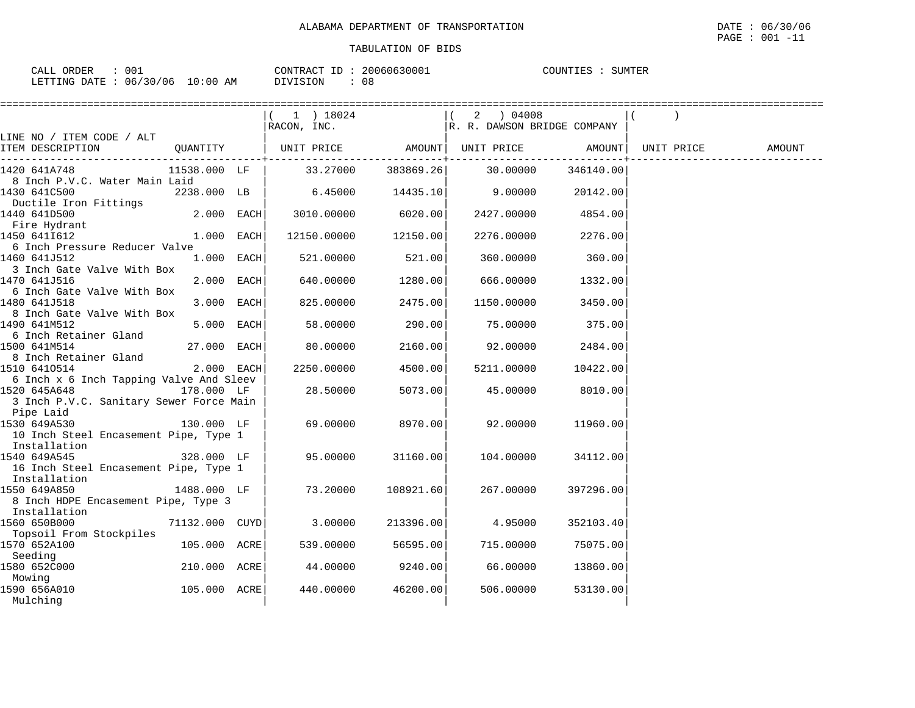ALABAMA DEPARTMENT OF TRANSPORTATION

TABULATION OF BIDS

DATE : 06/30/06
PAGE : 001 -11

CALL ORDER : 001
LETTING DATE : 06/30/06 10:00 AM

CONTRACT ID : 20060630001
DIVISION : 08

COUNTIES : SUMTER

| LINE NO / ITEM CODE / ALT ITEM DESCRIPTION | QUANTITY | ( 1 ) 18024 RACON, INC. UNIT PRICE | AMOUNT | ( 2 ) 04008 R. R. DAWSON BRIDGE COMPANY UNIT PRICE | AMOUNT | ( ) UNIT PRICE | AMOUNT |
|---|---|---|---|---|---|---|---|
| 1420 641A748 8 Inch P.V.C. Water Main Laid | 11538.000 LF | 33.27000 | 383869.26 | 30.00000 | 346140.00 | | |
| 1430 641C500 Ductile Iron Fittings | 2238.000 LB | 6.45000 | 14435.10 | 9.00000 | 20142.00 | | |
| 1440 641D500 Fire Hydrant | 2.000 EACH | 3010.00000 | 6020.00 | 2427.00000 | 4854.00 | | |
| 1450 641I612 6 Inch Pressure Reducer Valve | 1.000 EACH | 12150.00000 | 12150.00 | 2276.00000 | 2276.00 | | |
| 1460 641J512 3 Inch Gate Valve With Box | 1.000 EACH | 521.00000 | 521.00 | 360.00000 | 360.00 | | |
| 1470 641J516 6 Inch Gate Valve With Box | 2.000 EACH | 640.00000 | 1280.00 | 666.00000 | 1332.00 | | |
| 1480 641J518 8 Inch Gate Valve With Box | 3.000 EACH | 825.00000 | 2475.00 | 1150.00000 | 3450.00 | | |
| 1490 641M512 6 Inch Retainer Gland | 5.000 EACH | 58.00000 | 290.00 | 75.00000 | 375.00 | | |
| 1500 641M514 8 Inch Retainer Gland | 27.000 EACH | 80.00000 | 2160.00 | 92.00000 | 2484.00 | | |
| 1510 641O514 6 Inch x 6 Inch Tapping Valve And Sleev | 2.000 EACH | 2250.00000 | 4500.00 | 5211.00000 | 10422.00 | | |
| 1520 645A648 3 Inch P.V.C. Sanitary Sewer Force Main Pipe Laid | 178.000 LF | 28.50000 | 5073.00 | 45.00000 | 8010.00 | | |
| 1530 649A530 10 Inch Steel Encasement Pipe, Type 1 Installation | 130.000 LF | 69.00000 | 8970.00 | 92.00000 | 11960.00 | | |
| 1540 649A545 16 Inch Steel Encasement Pipe, Type 1 Installation | 328.000 LF | 95.00000 | 31160.00 | 104.00000 | 34112.00 | | |
| 1550 649A850 8 Inch HDPE Encasement Pipe, Type 3 Installation | 1488.000 LF | 73.20000 | 108921.60 | 267.00000 | 397296.00 | | |
| 1560 650B000 Topsoil From Stockpiles | 71132.000 CUYD | 3.00000 | 213396.00 | 4.95000 | 352103.40 | | |
| 1570 652A100 Seeding | 105.000 ACRE | 539.00000 | 56595.00 | 715.00000 | 75075.00 | | |
| 1580 652C000 Mowing | 210.000 ACRE | 44.00000 | 9240.00 | 66.00000 | 13860.00 | | |
| 1590 656A010 Mulching | 105.000 ACRE | 440.00000 | 46200.00 | 506.00000 | 53130.00 | | |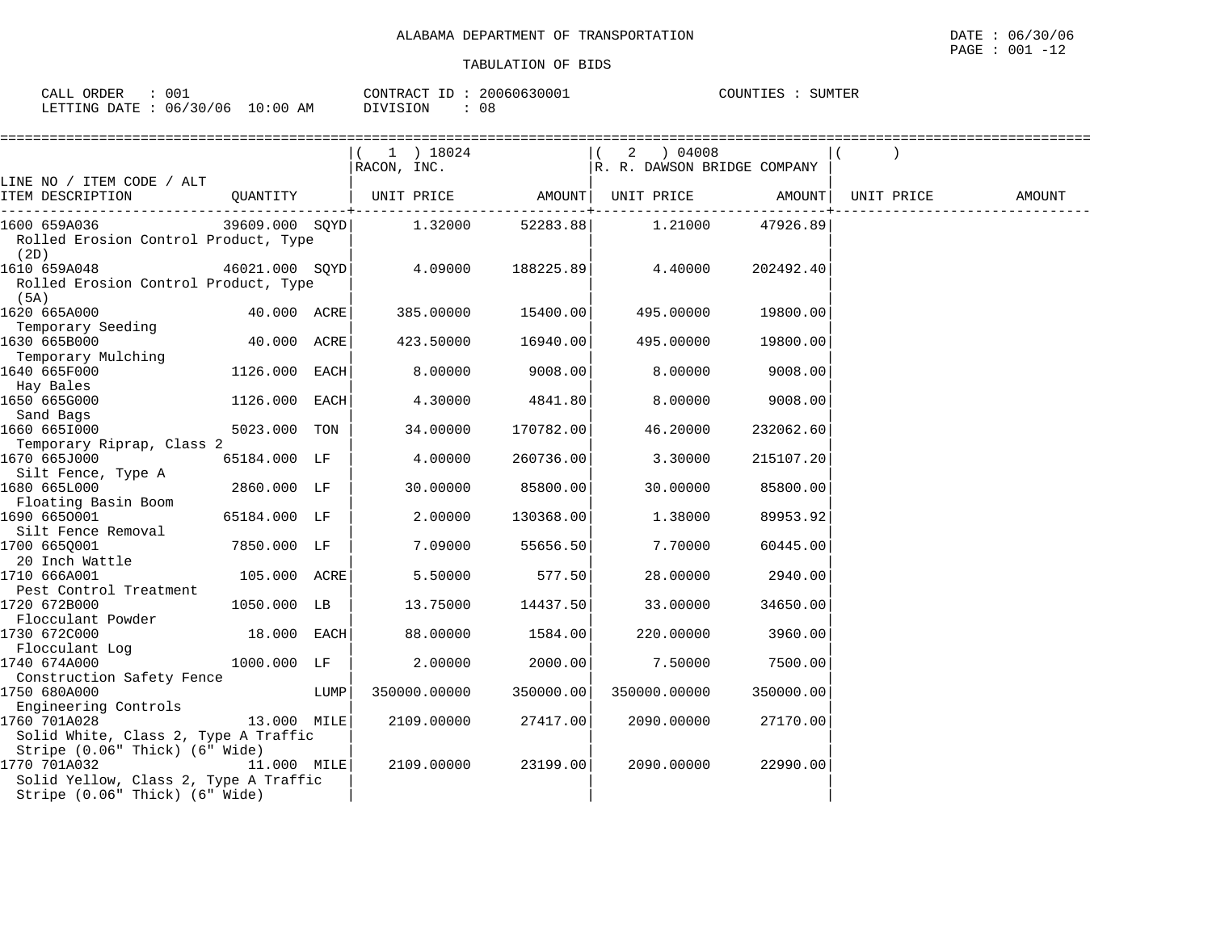ALABAMA DEPARTMENT OF TRANSPORTATION

TABULATION OF BIDS

DATE : 06/30/06

CALL ORDER : 001 | CONTRACT ID : 20060630001 | COUNTIES : SUMTER

LETTING DATE : 06/30/06 10:00 AM | DIVISION : 08

| LINE NO / ITEM CODE / ALT ITEM DESCRIPTION | QUANTITY | (1) 18024 RACON, INC. UNIT PRICE | AMOUNT | (2) 04008 R. R. DAWSON BRIDGE COMPANY UNIT PRICE | AMOUNT | ( ) UNIT PRICE | AMOUNT |
|---|---|---|---|---|---|---|---|
| 1600 659A036 Rolled Erosion Control Product, Type (2D) | 39609.000 SQYD | 1.32000 | 52283.88 | 1.21000 | 47926.89 | | |
| 1610 659A048 Rolled Erosion Control Product, Type (5A) | 46021.000 SQYD | 4.09000 | 188225.89 | 4.40000 | 202492.40 | | |
| 1620 665A000 Temporary Seeding | 40.000 ACRE | 385.00000 | 15400.00 | 495.00000 | 19800.00 | | |
| 1630 665B000 Temporary Mulching | 40.000 ACRE | 423.50000 | 16940.00 | 495.00000 | 19800.00 | | |
| 1640 665F000 Hay Bales | 1126.000 EACH | 8.00000 | 9008.00 | 8.00000 | 9008.00 | | |
| 1650 665G000 Sand Bags | 1126.000 EACH | 4.30000 | 4841.80 | 8.00000 | 9008.00 | | |
| 1660 665I000 Temporary Riprap, Class 2 | 5023.000 TON | 34.00000 | 170782.00 | 46.20000 | 232062.60 | | |
| 1670 665J000 Silt Fence, Type A | 65184.000 LF | 4.00000 | 260736.00 | 3.30000 | 215107.20 | | |
| 1680 665L000 Floating Basin Boom | 2860.000 LF | 30.00000 | 85800.00 | 30.00000 | 85800.00 | | |
| 1690 665O001 Silt Fence Removal | 65184.000 LF | 2.00000 | 130368.00 | 1.38000 | 89953.92 | | |
| 1700 665Q001 20 Inch Wattle | 7850.000 LF | 7.09000 | 55656.50 | 7.70000 | 60445.00 | | |
| 1710 666A001 Pest Control Treatment | 105.000 ACRE | 5.50000 | 577.50 | 28.00000 | 2940.00 | | |
| 1720 672B000 Flocculant Powder | 1050.000 LB | 13.75000 | 14437.50 | 33.00000 | 34650.00 | | |
| 1730 672C000 Flocculant Log | 18.000 EACH | 88.00000 | 1584.00 | 220.00000 | 3960.00 | | |
| 1740 674A000 Construction Safety Fence | 1000.000 LF | 2.00000 | 2000.00 | 7.50000 | 7500.00 | | |
| 1750 680A000 Engineering Controls | LUMP | 350000.00000 | 350000.00 | 350000.00000 | 350000.00 | | |
| 1760 701A028 Solid White, Class 2, Type A Traffic Stripe (0.06" Thick) (6" Wide) | 13.000 MILE | 2109.00000 | 27417.00 | 2090.00000 | 27170.00 | | |
| 1770 701A032 Solid Yellow, Class 2, Type A Traffic Stripe (0.06" Thick) (6" Wide) | 11.000 MILE | 2109.00000 | 23199.00 | 2090.00000 | 22990.00 | | |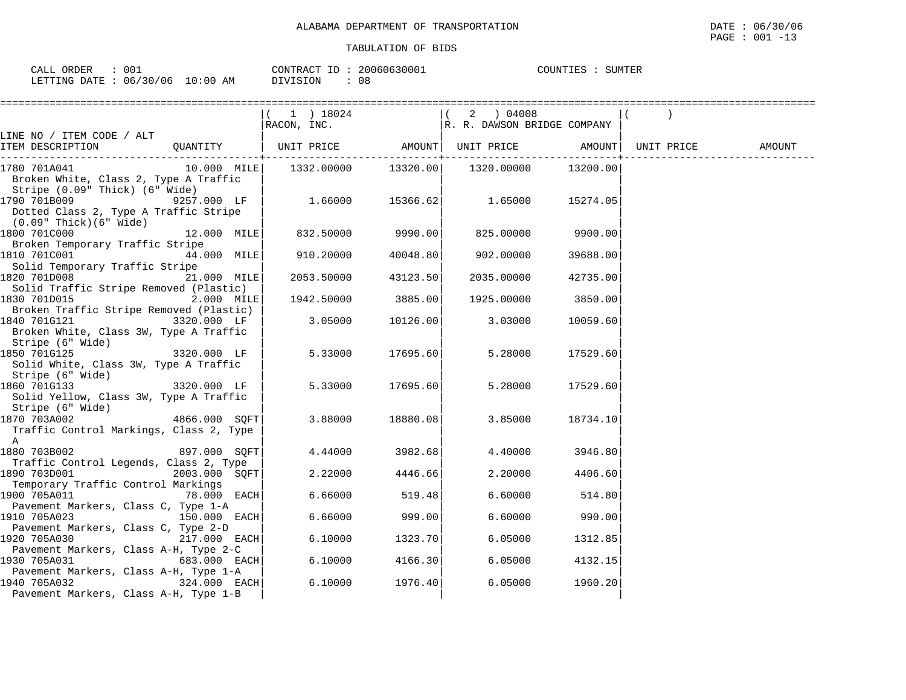ALABAMA DEPARTMENT OF TRANSPORTATION

TABULATION OF BIDS

DATE : 06/30/06

CALL ORDER : 001 | CONTRACT ID : 20060630001 | COUNTIES : SUMTER

LETTING DATE : 06/30/06 10:00 AM | DIVISION : 08

| LINE NO / ITEM CODE / ALT ITEM DESCRIPTION | QUANTITY | ( 1 ) 18024 RACON, INC. UNIT PRICE | AMOUNT | ( 2 ) 04008 R. R. DAWSON BRIDGE COMPANY UNIT PRICE | AMOUNT | ( ) UNIT PRICE | AMOUNT |
|---|---|---|---|---|---|---|---|
| 1780 701A041 Broken White, Class 2, Type A Traffic Stripe (0.09" Thick) (6" Wide) | 10.000 MILE | 1332.00000 | 13320.00 | 1320.00000 | 13200.00 | | |
| 1790 701B009 Dotted Class 2, Type A Traffic Stripe (0.09" Thick)(6" Wide) | 9257.000 LF | 1.66000 | 15366.62 | 1.65000 | 15274.05 | | |
| 1800 701C000 Broken Temporary Traffic Stripe | 12.000 MILE | 832.50000 | 9990.00 | 825.00000 | 9900.00 | | |
| 1810 701C001 Solid Temporary Traffic Stripe | 44.000 MILE | 910.20000 | 40048.80 | 902.00000 | 39688.00 | | |
| 1820 701D008 Solid Traffic Stripe Removed (Plastic) | 21.000 MILE | 2053.50000 | 43123.50 | 2035.00000 | 42735.00 | | |
| 1830 701D015 Broken Traffic Stripe Removed (Plastic) | 2.000 MILE | 1942.50000 | 3885.00 | 1925.00000 | 3850.00 | | |
| 1840 701G121 Broken White, Class 3W, Type A Traffic Stripe (6" Wide) | 3320.000 LF | 3.05000 | 10126.00 | 3.03000 | 10059.60 | | |
| 1850 701G125 Solid White, Class 3W, Type A Traffic Stripe (6" Wide) | 3320.000 LF | 5.33000 | 17695.60 | 5.28000 | 17529.60 | | |
| 1860 701G133 Solid Yellow, Class 3W, Type A Traffic Stripe (6" Wide) | 3320.000 LF | 5.33000 | 17695.60 | 5.28000 | 17529.60 | | |
| 1870 703A002 Traffic Control Markings, Class 2, Type A | 4866.000 SQFT | 3.88000 | 18880.08 | 3.85000 | 18734.10 | | |
| 1880 703B002 Traffic Control Legends, Class 2, Type | 897.000 SQFT | 4.44000 | 3982.68 | 4.40000 | 3946.80 | | |
| 1890 703D001 Temporary Traffic Control Markings | 2003.000 SQFT | 2.22000 | 4446.66 | 2.20000 | 4406.60 | | |
| 1900 705A011 Pavement Markers, Class C, Type 1-A | 78.000 EACH | 6.66000 | 519.48 | 6.60000 | 514.80 | | |
| 1910 705A023 Pavement Markers, Class C, Type 2-D | 150.000 EACH | 6.66000 | 999.00 | 6.60000 | 990.00 | | |
| 1920 705A030 Pavement Markers, Class A-H, Type 2-C | 217.000 EACH | 6.10000 | 1323.70 | 6.05000 | 1312.85 | | |
| 1930 705A031 Pavement Markers, Class A-H, Type 1-A | 683.000 EACH | 6.10000 | 4166.30 | 6.05000 | 4132.15 | | |
| 1940 705A032 Pavement Markers, Class A-H, Type 1-B | 324.000 EACH | 6.10000 | 1976.40 | 6.05000 | 1960.20 | | |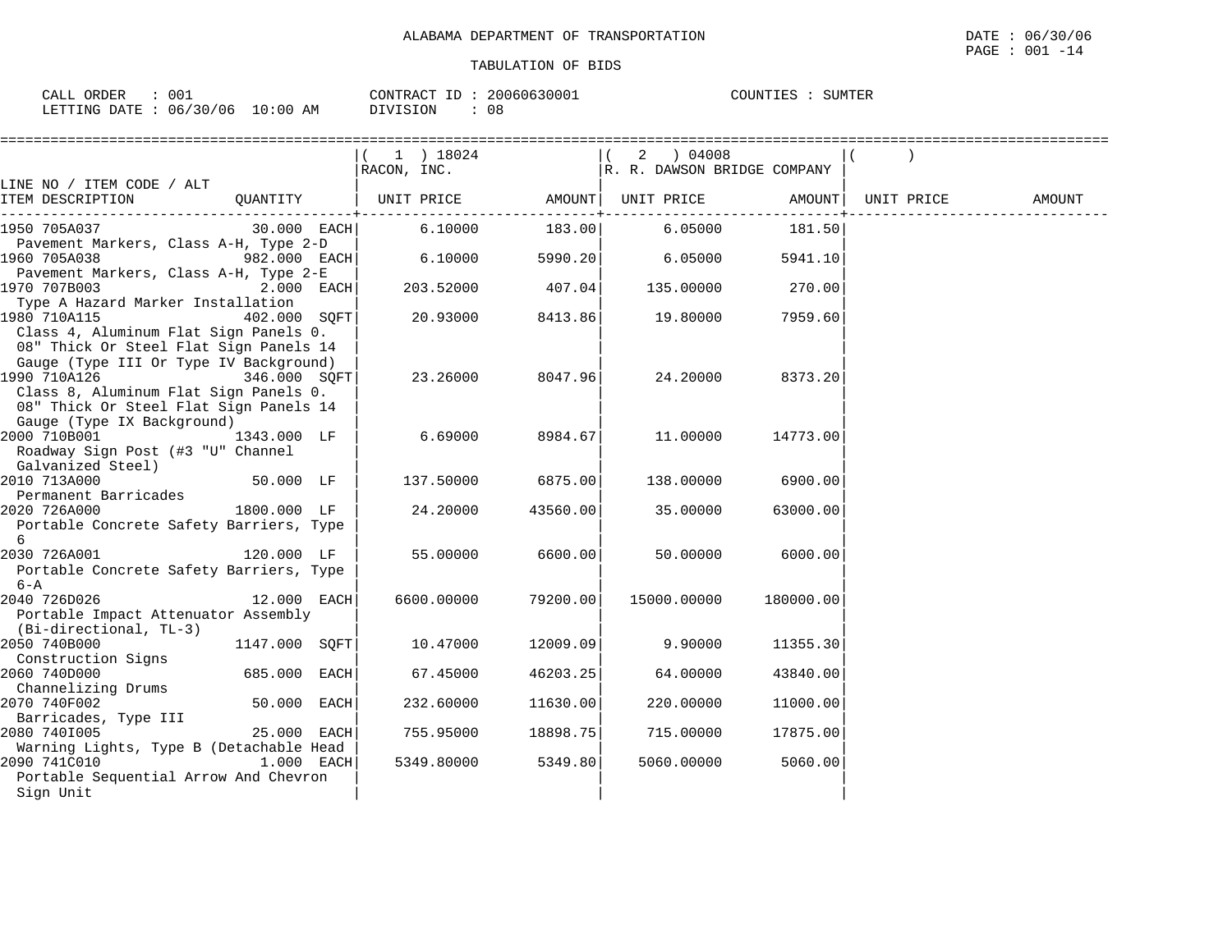ALABAMA DEPARTMENT OF TRANSPORTATION

TABULATION OF BIDS

DATE : 06/30/06

CALL ORDER : 001 CONTRACT ID : 20060630001 COUNTIES : SUMTER
LETTING DATE : 06/30/06 10:00 AM DIVISION : 08

| LINE NO / ITEM CODE / ALT ITEM DESCRIPTION | QUANTITY | ( 1 ) 18024 RACON, INC. UNIT PRICE | AMOUNT | ( 2 ) 04008 R. R. DAWSON BRIDGE COMPANY UNIT PRICE | AMOUNT | ( ) UNIT PRICE | AMOUNT |
|---|---|---|---|---|---|---|---|
| 1950 705A037 Pavement Markers, Class A-H, Type 2-D | 30.000 EACH | 6.10000 | 183.00 | 6.05000 | 181.50 | | |
| 1960 705A038 Pavement Markers, Class A-H, Type 2-E | 982.000 EACH | 6.10000 | 5990.20 | 6.05000 | 5941.10 | | |
| 1970 707B003 Type A Hazard Marker Installation | 2.000 EACH | 203.52000 | 407.04 | 135.00000 | 270.00 | | |
| 1980 710A115 Class 4, Aluminum Flat Sign Panels 0. 08" Thick Or Steel Flat Sign Panels 14 Gauge (Type III Or Type IV Background) | 402.000 SQFT | 20.93000 | 8413.86 | 19.80000 | 7959.60 | | |
| 1990 710A126 Class 8, Aluminum Flat Sign Panels 0. 08" Thick Or Steel Flat Sign Panels 14 Gauge (Type IX Background) | 346.000 SQFT | 23.26000 | 8047.96 | 24.20000 | 8373.20 | | |
| 2000 710B001 Roadway Sign Post (#3 "U" Channel Galvanized Steel) | 1343.000 LF | 6.69000 | 8984.67 | 11.00000 | 14773.00 | | |
| 2010 713A000 Permanent Barricades | 50.000 LF | 137.50000 | 6875.00 | 138.00000 | 6900.00 | | |
| 2020 726A000 Portable Concrete Safety Barriers, Type 6 | 1800.000 LF | 24.20000 | 43560.00 | 35.00000 | 63000.00 | | |
| 2030 726A001 Portable Concrete Safety Barriers, Type 6-A | 120.000 LF | 55.00000 | 6600.00 | 50.00000 | 6000.00 | | |
| 2040 726D026 Portable Impact Attenuator Assembly (Bi-directional, TL-3) | 12.000 EACH | 6600.00000 | 79200.00 | 15000.00000 | 180000.00 | | |
| 2050 740B000 Construction Signs | 1147.000 SQFT | 10.47000 | 12009.09 | 9.90000 | 11355.30 | | |
| 2060 740D000 Channelizing Drums | 685.000 EACH | 67.45000 | 46203.25 | 64.00000 | 43840.00 | | |
| 2070 740F002 Barricades, Type III | 50.000 EACH | 232.60000 | 11630.00 | 220.00000 | 11000.00 | | |
| 2080 740I005 Warning Lights, Type B (Detachable Head | 25.000 EACH | 755.95000 | 18898.75 | 715.00000 | 17875.00 | | |
| 2090 741C010 Portable Sequential Arrow And Chevron Sign Unit | 1.000 EACH | 5349.80000 | 5349.80 | 5060.00000 | 5060.00 | | |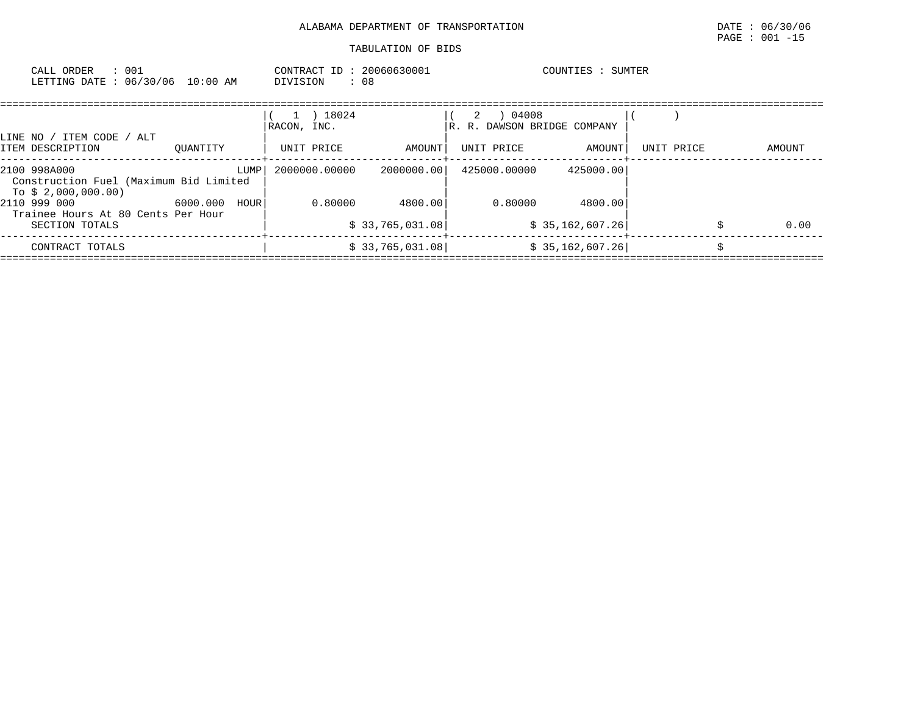ALABAMA DEPARTMENT OF TRANSPORTATION

TABULATION OF BIDS

DATE : 06/30/06
PAGE : 001 -15

CALL ORDER : 001
LETTING DATE : 06/30/06 10:00 AM

CONTRACT ID : 20060630001
DIVISION : 08

COUNTIES : SUMTER

| LINE NO / ITEM CODE / ALT ITEM DESCRIPTION | QUANTITY | ( 1 ) 18024 RACON, INC. UNIT PRICE | AMOUNT | ( 2 ) 04008 R. R. DAWSON BRIDGE COMPANY UNIT PRICE | AMOUNT | ( ) UNIT PRICE | AMOUNT |
|---|---|---|---|---|---|---|---|
| 2100 998A000 Construction Fuel (Maximum Bid Limited To $ 2,000,000.00) | LUMP | 2000000.00000 | 2000000.00 | 425000.00000 | 425000.00 | | |
| 2110 999 000 Trainee Hours At 80 Cents Per Hour | 6000.000 HOUR | 0.80000 | 4800.00 | 0.80000 | 4800.00 | | |
| SECTION TOTALS | | | $ 33,765,031.08 | | $ 35,162,607.26 | | $ 0.00 |
| CONTRACT TOTALS | | | $ 33,765,031.08 | | $ 35,162,607.26 | | $ |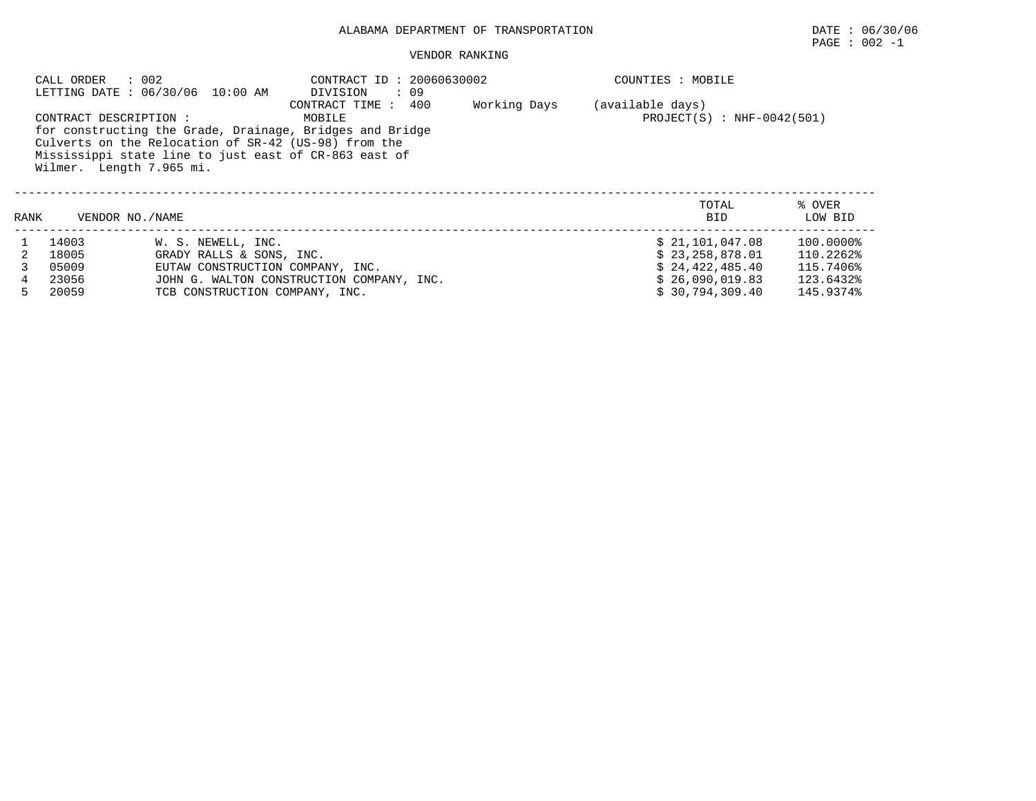ALABAMA DEPARTMENT OF TRANSPORTATION

DATE : 06/30/06

PAGE : 002 -1

VENDOR RANKING

CALL ORDER : 002
LETTING DATE : 06/30/06 10:00 AM

CONTRACT ID : 20060630002
DIVISION : 09
CONTRACT TIME : 400 Working Days (available days)

COUNTIES : MOBILE

CONTRACT DESCRIPTION : MOBILE

PROJECT(S) : NHF-0042(501)

for constructing the Grade, Drainage, Bridges and Bridge Culverts on the Relocation of SR-42 (US-98) from the Mississippi state line to just east of CR-863 east of Wilmer. Length 7.965 mi.

| RANK | VENDOR NO. | NAME | TOTAL BID | % OVER LOW BID |
|---|---|---|---|---|
| 1 | 14003 | W. S. NEWELL, INC. | $ 21,101,047.08 | 100.0000% |
| 2 | 18005 | GRADY RALLS & SONS, INC. | $ 23,258,878.01 | 110.2262% |
| 3 | 05009 | EUTAW CONSTRUCTION COMPANY, INC. | $ 24,422,485.40 | 115.7406% |
| 4 | 23056 | JOHN G. WALTON CONSTRUCTION COMPANY, INC. | $ 26,090,019.83 | 123.6432% |
| 5 | 20059 | TCB CONSTRUCTION COMPANY, INC. | $ 30,794,309.40 | 145.9374% |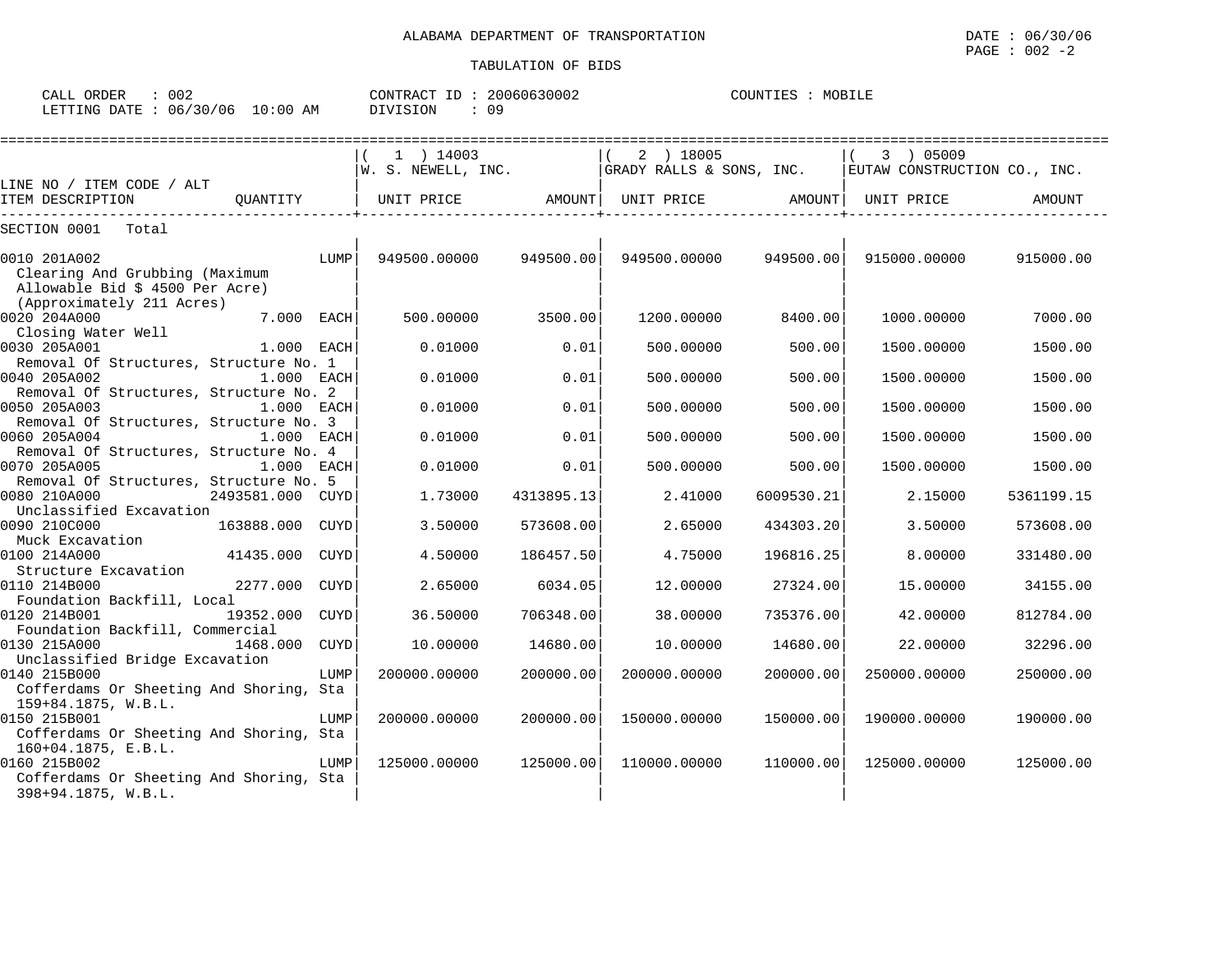ALABAMA DEPARTMENT OF TRANSPORTATION

TABULATION OF BIDS

DATE : 06/30/06

CALL ORDER : 002 | CONTRACT ID : 20060630002 | COUNTIES : MOBILE

LETTING DATE : 06/30/06 10:00 AM | DIVISION : 09

| LINE NO / ITEM CODE / ALT | | (1) 14003 W. S. NEWELL, INC. | | (2) 18005 GRADY RALLS & SONS, INC. | | (3) 05009 EUTAW CONSTRUCTION CO., INC. | |
|---|---|---|---|---|---|---|---|
| ITEM DESCRIPTION | QUANTITY | UNIT PRICE | AMOUNT | UNIT PRICE | AMOUNT | UNIT PRICE | AMOUNT |
| SECTION 0001 Total | | | | | | | |
| 0010 201A002 Clearing And Grubbing (Maximum Allowable Bid $ 4500 Per Acre) (Approximately 211 Acres) | LUMP | 949500.00000 | 949500.00 | 949500.00000 | 949500.00 | 915000.00000 | 915000.00 |
| 0020 204A000 Closing Water Well | 7.000 EACH | 500.00000 | 3500.00 | 1200.00000 | 8400.00 | 1000.00000 | 7000.00 |
| 0030 205A001 Removal Of Structures, Structure No. 1 | 1.000 EACH | 0.01000 | 0.01 | 500.00000 | 500.00 | 1500.00000 | 1500.00 |
| 0040 205A002 Removal Of Structures, Structure No. 2 | 1.000 EACH | 0.01000 | 0.01 | 500.00000 | 500.00 | 1500.00000 | 1500.00 |
| 0050 205A003 Removal Of Structures, Structure No. 3 | 1.000 EACH | 0.01000 | 0.01 | 500.00000 | 500.00 | 1500.00000 | 1500.00 |
| 0060 205A004 Removal Of Structures, Structure No. 4 | 1.000 EACH | 0.01000 | 0.01 | 500.00000 | 500.00 | 1500.00000 | 1500.00 |
| 0070 205A005 Removal Of Structures, Structure No. 5 | 1.000 EACH | 0.01000 | 0.01 | 500.00000 | 500.00 | 1500.00000 | 1500.00 |
| 0080 210A000 Unclassified Excavation | 2493581.000 CUYD | 1.73000 | 4313895.13 | 2.41000 | 6009530.21 | 2.15000 | 5361199.15 |
| 0090 210C000 Muck Excavation | 163888.000 CUYD | 3.50000 | 573608.00 | 2.65000 | 434303.20 | 3.50000 | 573608.00 |
| 0100 214A000 Structure Excavation | 41435.000 CUYD | 4.50000 | 186457.50 | 4.75000 | 196816.25 | 8.00000 | 331480.00 |
| 0110 214B000 Foundation Backfill, Local | 2277.000 CUYD | 2.65000 | 6034.05 | 12.00000 | 27324.00 | 15.00000 | 34155.00 |
| 0120 214B001 Foundation Backfill, Commercial | 19352.000 CUYD | 36.50000 | 706348.00 | 38.00000 | 735376.00 | 42.00000 | 812784.00 |
| 0130 215A000 Unclassified Bridge Excavation | 1468.000 CUYD | 10.00000 | 14680.00 | 10.00000 | 14680.00 | 22.00000 | 32296.00 |
| 0140 215B000 Cofferdams Or Sheeting And Shoring, Sta 159+84.1875, W.B.L. | LUMP | 200000.00000 | 200000.00 | 200000.00000 | 200000.00 | 250000.00000 | 250000.00 |
| 0150 215B001 Cofferdams Or Sheeting And Shoring, Sta 160+04.1875, E.B.L. | LUMP | 200000.00000 | 200000.00 | 150000.00000 | 150000.00 | 190000.00000 | 190000.00 |
| 0160 215B002 Cofferdams Or Sheeting And Shoring, Sta 398+94.1875, W.B.L. | LUMP | 125000.00000 | 125000.00 | 110000.00000 | 110000.00 | 125000.00000 | 125000.00 |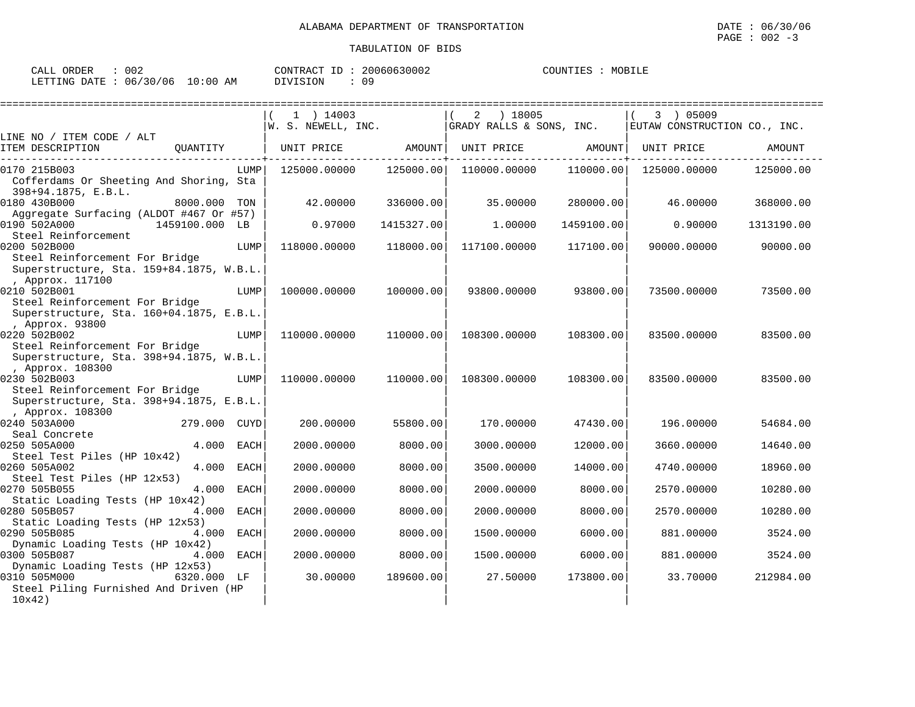ALABAMA DEPARTMENT OF TRANSPORTATION

TABULATION OF BIDS

DATE : 06/30/06

CALL ORDER : 002 | CONTRACT ID : 20060630002 | COUNTIES : MOBILE
LETTING DATE : 06/30/06 10:00 AM | DIVISION : 09

| LINE NO / ITEM CODE / ALT ITEM DESCRIPTION | QUANTITY | ( 1 ) 14003 W. S. NEWELL, INC. UNIT PRICE | AMOUNT | ( 2 ) 18005 GRADY RALLS & SONS, INC. UNIT PRICE | AMOUNT | ( 3 ) 05009 EUTAW CONSTRUCTION CO., INC. UNIT PRICE | AMOUNT |
|---|---|---|---|---|---|---|---|
| 0170 215B003 Cofferdams Or Sheeting And Shoring, Sta 398+94.1875, E.B.L. | LUMP | 125000.00000 | 125000.00 | 110000.00000 | 110000.00 | 125000.00000 | 125000.00 |
| 0180 430B000 Aggregate Surfacing (ALDOT #467 Or #57) | 8000.000 TON | 42.00000 | 336000.00 | 35.00000 | 280000.00 | 46.00000 | 368000.00 |
| 0190 502A000 Steel Reinforcement | 1459100.000 LB | 0.97000 | 1415327.00 | 1.00000 | 1459100.00 | 0.90000 | 1313190.00 |
| 0200 502B000 Steel Reinforcement For Bridge Superstructure, Sta. 159+84.1875, W.B.L. , Approx. 117100 | LUMP | 118000.00000 | 118000.00 | 117100.00000 | 117100.00 | 90000.00000 | 90000.00 |
| 0210 502B001 Steel Reinforcement For Bridge Superstructure, Sta. 160+04.1875, E.B.L. , Approx. 93800 | LUMP | 100000.00000 | 100000.00 | 93800.00000 | 93800.00 | 73500.00000 | 73500.00 |
| 0220 502B002 Steel Reinforcement For Bridge Superstructure, Sta. 398+94.1875, W.B.L. , Approx. 108300 | LUMP | 110000.00000 | 110000.00 | 108300.00000 | 108300.00 | 83500.00000 | 83500.00 |
| 0230 502B003 Steel Reinforcement For Bridge Superstructure, Sta. 398+94.1875, E.B.L. , Approx. 108300 | LUMP | 110000.00000 | 110000.00 | 108300.00000 | 108300.00 | 83500.00000 | 83500.00 |
| 0240 503A000 Seal Concrete | 279.000 CUYD | 200.00000 | 55800.00 | 170.00000 | 47430.00 | 196.00000 | 54684.00 |
| 0250 505A000 Steel Test Piles (HP 10x42) | 4.000 EACH | 2000.00000 | 8000.00 | 3000.00000 | 12000.00 | 3660.00000 | 14640.00 |
| 0260 505A002 Steel Test Piles (HP 12x53) | 4.000 EACH | 2000.00000 | 8000.00 | 3500.00000 | 14000.00 | 4740.00000 | 18960.00 |
| 0270 505B055 Static Loading Tests (HP 10x42) | 4.000 EACH | 2000.00000 | 8000.00 | 2000.00000 | 8000.00 | 2570.00000 | 10280.00 |
| 0280 505B057 Static Loading Tests (HP 12x53) | 4.000 EACH | 2000.00000 | 8000.00 | 2000.00000 | 8000.00 | 2570.00000 | 10280.00 |
| 0290 505B085 Dynamic Loading Tests (HP 10x42) | 4.000 EACH | 2000.00000 | 8000.00 | 1500.00000 | 6000.00 | 881.00000 | 3524.00 |
| 0300 505B087 Dynamic Loading Tests (HP 12x53) | 4.000 EACH | 2000.00000 | 8000.00 | 1500.00000 | 6000.00 | 881.00000 | 3524.00 |
| 0310 505M000 Steel Piling Furnished And Driven (HP 10x42) | 6320.000 LF | 30.00000 | 189600.00 | 27.50000 | 173800.00 | 33.70000 | 212984.00 |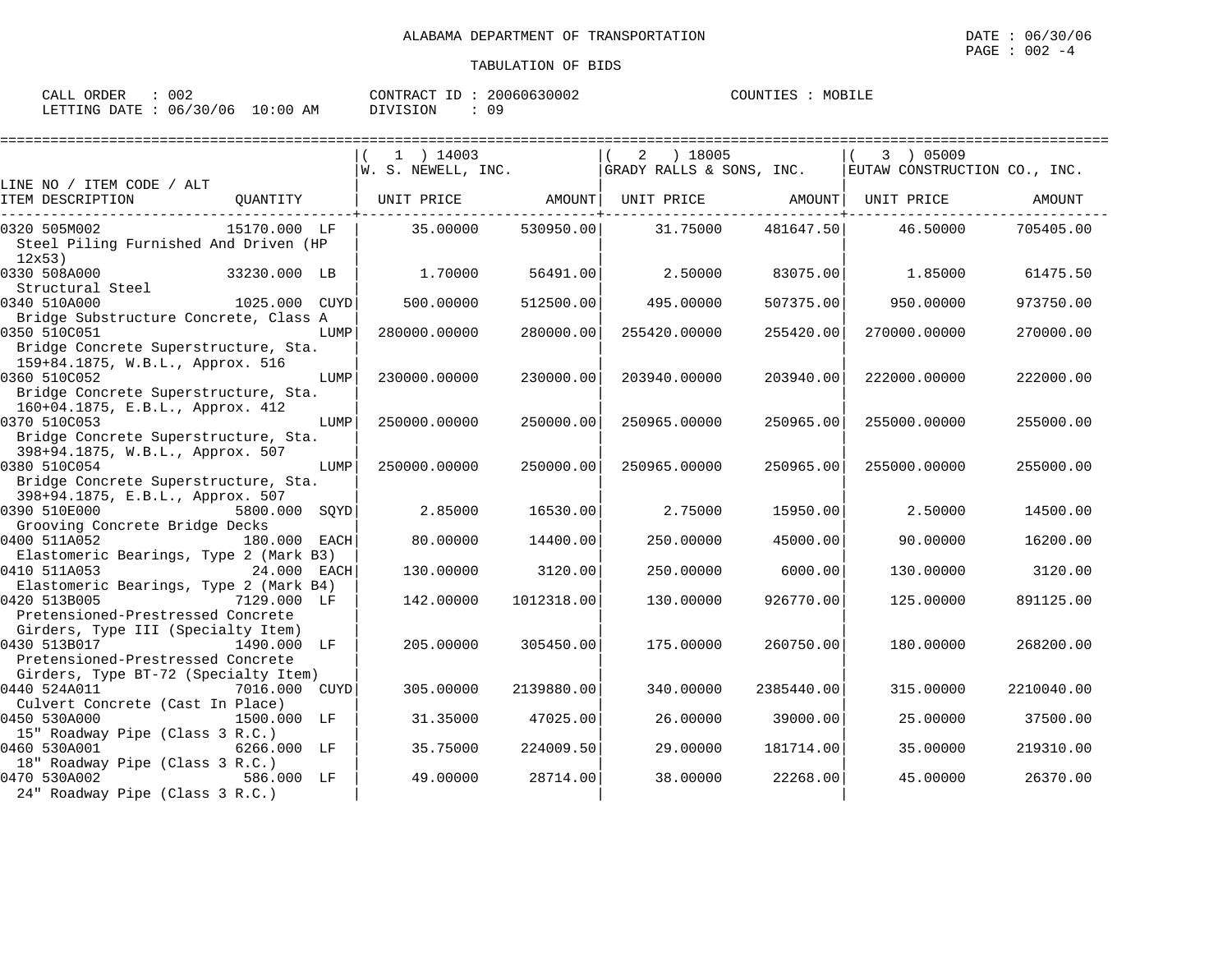ALABAMA DEPARTMENT OF TRANSPORTATION

DATE : 06/30/06

TABULATION OF BIDS

CALL ORDER : 002 CONTRACT ID : 20060630002 COUNTIES : MOBILE
LETTING DATE : 06/30/06 10:00 AM DIVISION : 09

| LINE NO / ITEM CODE / ALT ITEM DESCRIPTION | QUANTITY | ( 1 ) 14003 W. S. NEWELL, INC. UNIT PRICE | AMOUNT | ( 2 ) 18005 GRADY RALLS & SONS, INC. UNIT PRICE | AMOUNT | ( 3 ) 05009 EUTAW CONSTRUCTION CO., INC. UNIT PRICE | AMOUNT |
|---|---|---|---|---|---|---|---|
| 0320 505M002 Steel Piling Furnished And Driven (HP 12x53) | 15170.000 LF | 35.00000 | 530950.00 | 31.75000 | 481647.50 | 46.50000 | 705405.00 |
| 0330 508A000 Structural Steel | 33230.000 LB | 1.70000 | 56491.00 | 2.50000 | 83075.00 | 1.85000 | 61475.50 |
| 0340 510A000 Bridge Substructure Concrete, Class A | 1025.000 CUYD | 500.00000 | 512500.00 | 495.00000 | 507375.00 | 950.00000 | 973750.00 |
| 0350 510C051 Bridge Concrete Superstructure, Sta. 159+84.1875, W.B.L., Approx. 516 | LUMP | 280000.00000 | 280000.00 | 255420.00000 | 255420.00 | 270000.00000 | 270000.00 |
| 0360 510C052 Bridge Concrete Superstructure, Sta. 160+04.1875, E.B.L., Approx. 412 | LUMP | 230000.00000 | 230000.00 | 203940.00000 | 203940.00 | 222000.00000 | 222000.00 |
| 0370 510C053 Bridge Concrete Superstructure, Sta. 398+94.1875, W.B.L., Approx. 507 | LUMP | 250000.00000 | 250000.00 | 250965.00000 | 250965.00 | 255000.00000 | 255000.00 |
| 0380 510C054 Bridge Concrete Superstructure, Sta. 398+94.1875, E.B.L., Approx. 507 | LUMP | 250000.00000 | 250000.00 | 250965.00000 | 250965.00 | 255000.00000 | 255000.00 |
| 0390 510E000 Grooving Concrete Bridge Decks | 5800.000 SQYD | 2.85000 | 16530.00 | 2.75000 | 15950.00 | 2.50000 | 14500.00 |
| 0400 511A052 Elastomeric Bearings, Type 2 (Mark B3) | 180.000 EACH | 80.00000 | 14400.00 | 250.00000 | 45000.00 | 90.00000 | 16200.00 |
| 0410 511A053 Elastomeric Bearings, Type 2 (Mark B4) | 24.000 EACH | 130.00000 | 3120.00 | 250.00000 | 6000.00 | 130.00000 | 3120.00 |
| 0420 513B005 Pretensioned-Prestressed Concrete Girders, Type III (Specialty Item) | 7129.000 LF | 142.00000 | 1012318.00 | 130.00000 | 926770.00 | 125.00000 | 891125.00 |
| 0430 513B017 Pretensioned-Prestressed Concrete Girders, Type BT-72 (Specialty Item) | 1490.000 LF | 205.00000 | 305450.00 | 175.00000 | 260750.00 | 180.00000 | 268200.00 |
| 0440 524A011 Culvert Concrete (Cast In Place) | 7016.000 CUYD | 305.00000 | 2139880.00 | 340.00000 | 2385440.00 | 315.00000 | 2210040.00 |
| 0450 530A000 15" Roadway Pipe (Class 3 R.C.) | 1500.000 LF | 31.35000 | 47025.00 | 26.00000 | 39000.00 | 25.00000 | 37500.00 |
| 0460 530A001 18" Roadway Pipe (Class 3 R.C.) | 6266.000 LF | 35.75000 | 224009.50 | 29.00000 | 181714.00 | 35.00000 | 219310.00 |
| 0470 530A002 24" Roadway Pipe (Class 3 R.C.) | 586.000 LF | 49.00000 | 28714.00 | 38.00000 | 22268.00 | 45.00000 | 26370.00 |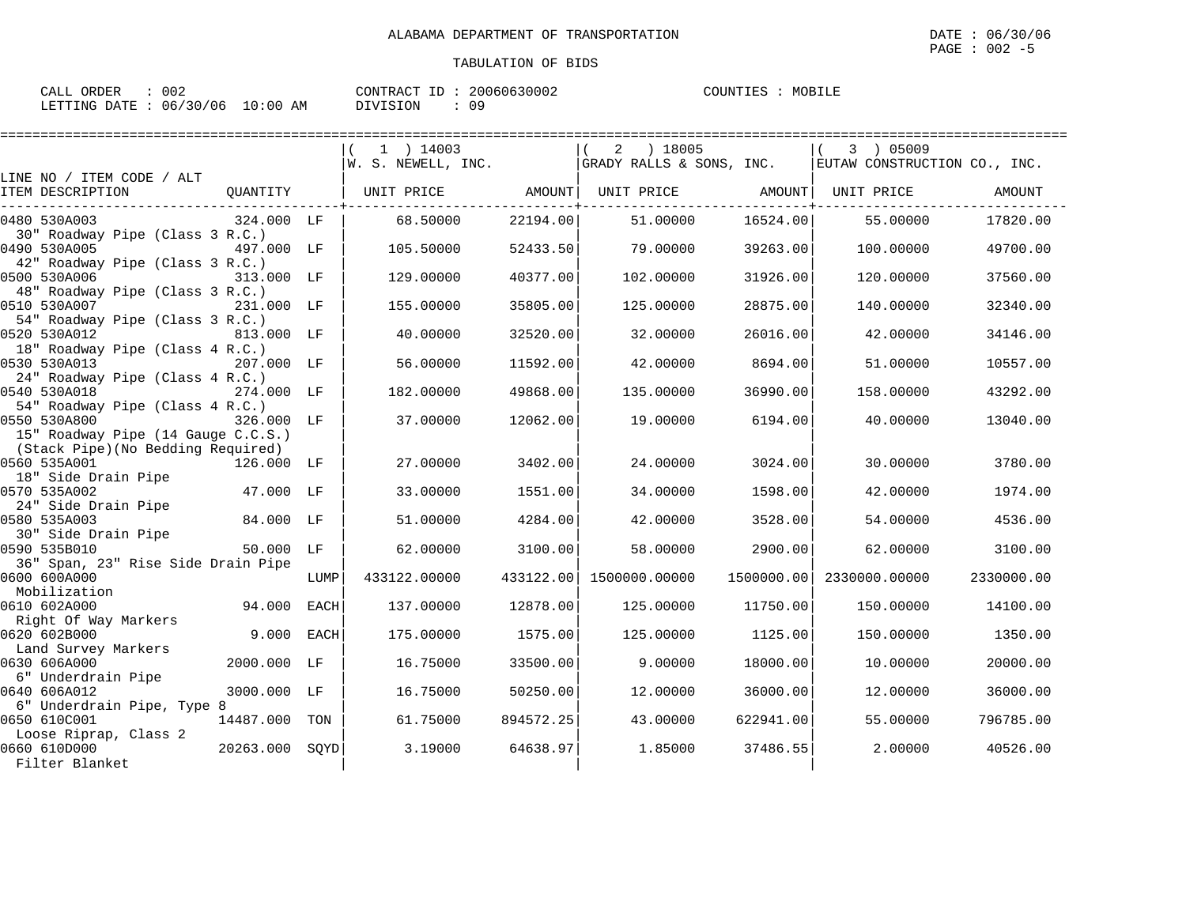ALABAMA DEPARTMENT OF TRANSPORTATION

DATE : 06/30/06

TABULATION OF BIDS

CALL ORDER : 002
LETTING DATE : 06/30/06 10:00 AM

CONTRACT ID : 20060630002
DIVISION : 09

COUNTIES : MOBILE

| LINE NO / ITEM CODE / ALT ITEM DESCRIPTION | QUANTITY | | ( 1 ) 14003 W. S. NEWELL, INC. UNIT PRICE | AMOUNT | ( 2 ) 18005 GRADY RALLS & SONS, INC. UNIT PRICE | AMOUNT | ( 3 ) 05009 EUTAW CONSTRUCTION CO., INC. UNIT PRICE | AMOUNT |
|---|---|---|---|---|---|---|---|---|
| 0480 530A003 30" Roadway Pipe (Class 3 R.C.) | 324.000 | LF | 68.50000 | 22194.00 | 51.00000 | 16524.00 | 55.00000 | 17820.00 |
| 0490 530A005 42" Roadway Pipe (Class 3 R.C.) | 497.000 | LF | 105.50000 | 52433.50 | 79.00000 | 39263.00 | 100.00000 | 49700.00 |
| 0500 530A006 48" Roadway Pipe (Class 3 R.C.) | 313.000 | LF | 129.00000 | 40377.00 | 102.00000 | 31926.00 | 120.00000 | 37560.00 |
| 0510 530A007 54" Roadway Pipe (Class 3 R.C.) | 231.000 | LF | 155.00000 | 35805.00 | 125.00000 | 28875.00 | 140.00000 | 32340.00 |
| 0520 530A012 18" Roadway Pipe (Class 4 R.C.) | 813.000 | LF | 40.00000 | 32520.00 | 32.00000 | 26016.00 | 42.00000 | 34146.00 |
| 0530 530A013 24" Roadway Pipe (Class 4 R.C.) | 207.000 | LF | 56.00000 | 11592.00 | 42.00000 | 8694.00 | 51.00000 | 10557.00 |
| 0540 530A018 54" Roadway Pipe (Class 4 R.C.) | 274.000 | LF | 182.00000 | 49868.00 | 135.00000 | 36990.00 | 158.00000 | 43292.00 |
| 0550 530A800 15" Roadway Pipe (14 Gauge C.C.S.) (Stack Pipe)(No Bedding Required) | 326.000 | LF | 37.00000 | 12062.00 | 19.00000 | 6194.00 | 40.00000 | 13040.00 |
| 0560 535A001 18" Side Drain Pipe | 126.000 | LF | 27.00000 | 3402.00 | 24.00000 | 3024.00 | 30.00000 | 3780.00 |
| 0570 535A002 24" Side Drain Pipe | 47.000 | LF | 33.00000 | 1551.00 | 34.00000 | 1598.00 | 42.00000 | 1974.00 |
| 0580 535A003 30" Side Drain Pipe | 84.000 | LF | 51.00000 | 4284.00 | 42.00000 | 3528.00 | 54.00000 | 4536.00 |
| 0590 535B010 36" Span, 23" Rise Side Drain Pipe | 50.000 | LF | 62.00000 | 3100.00 | 58.00000 | 2900.00 | 62.00000 | 3100.00 |
| 0600 600A000 Mobilization | | LUMP | 433122.00000 | 433122.00 | 1500000.00000 | 1500000.00 | 2330000.00000 | 2330000.00 |
| 0610 602A000 Right Of Way Markers | 94.000 | EACH | 137.00000 | 12878.00 | 125.00000 | 11750.00 | 150.00000 | 14100.00 |
| 0620 602B000 Land Survey Markers | 9.000 | EACH | 175.00000 | 1575.00 | 125.00000 | 1125.00 | 150.00000 | 1350.00 |
| 0630 606A000 6" Underdrain Pipe | 2000.000 | LF | 16.75000 | 33500.00 | 9.00000 | 18000.00 | 10.00000 | 20000.00 |
| 0640 606A012 6" Underdrain Pipe, Type 8 | 3000.000 | LF | 16.75000 | 50250.00 | 12.00000 | 36000.00 | 12.00000 | 36000.00 |
| 0650 610C001 Loose Riprap, Class 2 | 14487.000 | TON | 61.75000 | 894572.25 | 43.00000 | 622941.00 | 55.00000 | 796785.00 |
| 0660 610D000 Filter Blanket | 20263.000 | SQYD | 3.19000 | 64638.97 | 1.85000 | 37486.55 | 2.00000 | 40526.00 |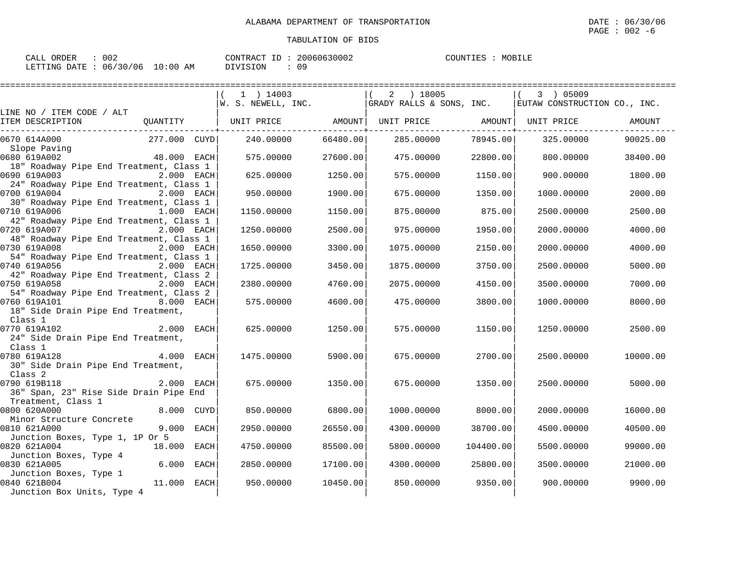ALABAMA DEPARTMENT OF TRANSPORTATION

TABULATION OF BIDS

CALL ORDER : 002    CONTRACT ID : 20060630002    COUNTIES : MOBILE
LETTING DATE : 06/30/06 10:00 AM    DIVISION : 09

| LINE NO / ITEM CODE / ALT ITEM DESCRIPTION | QUANTITY | ( 1 ) 14003 W. S. NEWELL, INC. UNIT PRICE | AMOUNT | ( 2 ) 18005 GRADY RALLS & SONS, INC. UNIT PRICE | AMOUNT | ( 3 ) 05009 EUTAW CONSTRUCTION CO., INC. UNIT PRICE | AMOUNT |
|---|---|---|---|---|---|---|---|
| 0670 614A000 Slope Paving | 277.000 CUYD | 240.00000 | 66480.00 | 285.00000 | 78945.00 | 325.00000 | 90025.00 |
| 0680 619A002 18" Roadway Pipe End Treatment, Class 1 | 48.000 EACH | 575.00000 | 27600.00 | 475.00000 | 22800.00 | 800.00000 | 38400.00 |
| 0690 619A003 24" Roadway Pipe End Treatment, Class 1 | 2.000 EACH | 625.00000 | 1250.00 | 575.00000 | 1150.00 | 900.00000 | 1800.00 |
| 0700 619A004 30" Roadway Pipe End Treatment, Class 1 | 2.000 EACH | 950.00000 | 1900.00 | 675.00000 | 1350.00 | 1000.00000 | 2000.00 |
| 0710 619A006 42" Roadway Pipe End Treatment, Class 1 | 1.000 EACH | 1150.00000 | 1150.00 | 875.00000 | 875.00 | 2500.00000 | 2500.00 |
| 0720 619A007 48" Roadway Pipe End Treatment, Class 1 | 2.000 EACH | 1250.00000 | 2500.00 | 975.00000 | 1950.00 | 2000.00000 | 4000.00 |
| 0730 619A008 54" Roadway Pipe End Treatment, Class 1 | 2.000 EACH | 1650.00000 | 3300.00 | 1075.00000 | 2150.00 | 2000.00000 | 4000.00 |
| 0740 619A056 42" Roadway Pipe End Treatment, Class 2 | 2.000 EACH | 1725.00000 | 3450.00 | 1875.00000 | 3750.00 | 2500.00000 | 5000.00 |
| 0750 619A058 54" Roadway Pipe End Treatment, Class 2 | 2.000 EACH | 2380.00000 | 4760.00 | 2075.00000 | 4150.00 | 3500.00000 | 7000.00 |
| 0760 619A101 18" Side Drain Pipe End Treatment, Class 1 | 8.000 EACH | 575.00000 | 4600.00 | 475.00000 | 3800.00 | 1000.00000 | 8000.00 |
| 0770 619A102 24" Side Drain Pipe End Treatment, Class 1 | 2.000 EACH | 625.00000 | 1250.00 | 575.00000 | 1150.00 | 1250.00000 | 2500.00 |
| 0780 619A128 30" Side Drain Pipe End Treatment, Class 2 | 4.000 EACH | 1475.00000 | 5900.00 | 675.00000 | 2700.00 | 2500.00000 | 10000.00 |
| 0790 619B118 36" Span, 23" Rise Side Drain Pipe End Treatment, Class 1 | 2.000 EACH | 675.00000 | 1350.00 | 675.00000 | 1350.00 | 2500.00000 | 5000.00 |
| 0800 620A000 Minor Structure Concrete | 8.000 CUYD | 850.00000 | 6800.00 | 1000.00000 | 8000.00 | 2000.00000 | 16000.00 |
| 0810 621A000 Junction Boxes, Type 1, 1P Or 5 | 9.000 EACH | 2950.00000 | 26550.00 | 4300.00000 | 38700.00 | 4500.00000 | 40500.00 |
| 0820 621A004 Junction Boxes, Type 4 | 18.000 EACH | 4750.00000 | 85500.00 | 5800.00000 | 104400.00 | 5500.00000 | 99000.00 |
| 0830 621A005 Junction Boxes, Type 1 | 6.000 EACH | 2850.00000 | 17100.00 | 4300.00000 | 25800.00 | 3500.00000 | 21000.00 |
| 0840 621B004 Junction Box Units, Type 4 | 11.000 EACH | 950.00000 | 10450.00 | 850.00000 | 9350.00 | 900.00000 | 9900.00 |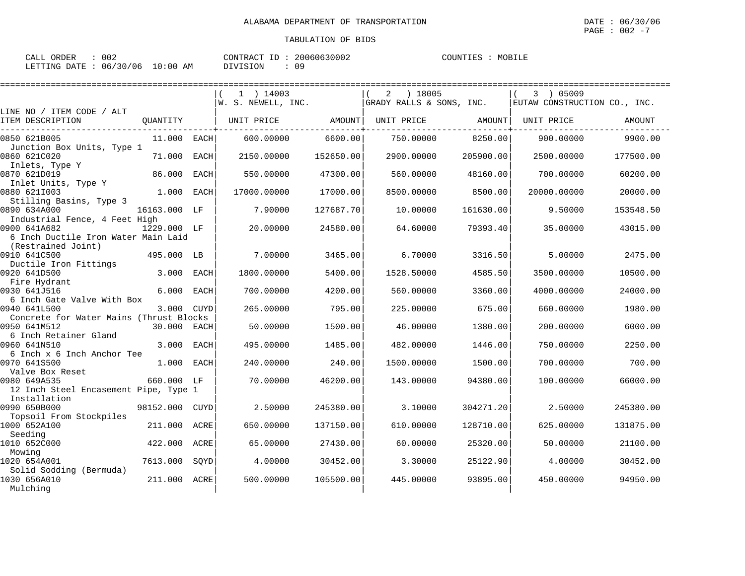ALABAMA DEPARTMENT OF TRANSPORTATION

TABULATION OF BIDS

DATE : 06/30/06

CALL ORDER : 002 &nbsp;&nbsp;&nbsp;&nbsp; CONTRACT ID : 20060630002 &nbsp;&nbsp;&nbsp;&nbsp; COUNTIES : MOBILE

LETTING DATE : 06/30/06 10:00 AM &nbsp;&nbsp;&nbsp;&nbsp; DIVISION : 09

| LINE NO / ITEM CODE / ALT ITEM DESCRIPTION | QUANTITY | | ( 1 ) 14003 W. S. NEWELL, INC. UNIT PRICE | AMOUNT | ( 2 ) 18005 GRADY RALLS & SONS, INC. UNIT PRICE | AMOUNT | ( 3 ) 05009 EUTAW CONSTRUCTION CO., INC. UNIT PRICE | AMOUNT |
|---|---|---|---|---|---|---|---|---|
| 0850 621B005 Junction Box Units, Type 1 | 11.000 | EACH | 600.00000 | 6600.00 | 750.00000 | 8250.00 | 900.00000 | 9900.00 |
| 0860 621C020 Inlets, Type Y | 71.000 | EACH | 2150.00000 | 152650.00 | 2900.00000 | 205900.00 | 2500.00000 | 177500.00 |
| 0870 621D019 Inlet Units, Type Y | 86.000 | EACH | 550.00000 | 47300.00 | 560.00000 | 48160.00 | 700.00000 | 60200.00 |
| 0880 621I003 Stilling Basins, Type 3 | 1.000 | EACH | 17000.00000 | 17000.00 | 8500.00000 | 8500.00 | 20000.00000 | 20000.00 |
| 0890 634A000 Industrial Fence, 4 Feet High | 16163.000 | LF | 7.90000 | 127687.70 | 10.00000 | 161630.00 | 9.50000 | 153548.50 |
| 0900 641A682 6 Inch Ductile Iron Water Main Laid (Restrained Joint) | 1229.000 | LF | 20.00000 | 24580.00 | 64.60000 | 79393.40 | 35.00000 | 43015.00 |
| 0910 641C500 Ductile Iron Fittings | 495.000 | LB | 7.00000 | 3465.00 | 6.70000 | 3316.50 | 5.00000 | 2475.00 |
| 0920 641D500 Fire Hydrant | 3.000 | EACH | 1800.00000 | 5400.00 | 1528.50000 | 4585.50 | 3500.00000 | 10500.00 |
| 0930 641J516 6 Inch Gate Valve With Box | 6.000 | EACH | 700.00000 | 4200.00 | 560.00000 | 3360.00 | 4000.00000 | 24000.00 |
| 0940 641L500 Concrete for Water Mains (Thrust Blocks | 3.000 | CUYD | 265.00000 | 795.00 | 225.00000 | 675.00 | 660.00000 | 1980.00 |
| 0950 641M512 6 Inch Retainer Gland | 30.000 | EACH | 50.00000 | 1500.00 | 46.00000 | 1380.00 | 200.00000 | 6000.00 |
| 0960 641N510 6 Inch x 6 Inch Anchor Tee | 3.000 | EACH | 495.00000 | 1485.00 | 482.00000 | 1446.00 | 750.00000 | 2250.00 |
| 0970 641S500 Valve Box Reset | 1.000 | EACH | 240.00000 | 240.00 | 1500.00000 | 1500.00 | 700.00000 | 700.00 |
| 0980 649A535 12 Inch Steel Encasement Pipe, Type 1 Installation | 660.000 | LF | 70.00000 | 46200.00 | 143.00000 | 94380.00 | 100.00000 | 66000.00 |
| 0990 650B000 Topsoil From Stockpiles | 98152.000 | CUYD | 2.50000 | 245380.00 | 3.10000 | 304271.20 | 2.50000 | 245380.00 |
| 1000 652A100 Seeding | 211.000 | ACRE | 650.00000 | 137150.00 | 610.00000 | 128710.00 | 625.00000 | 131875.00 |
| 1010 652C000 Mowing | 422.000 | ACRE | 65.00000 | 27430.00 | 60.00000 | 25320.00 | 50.00000 | 21100.00 |
| 1020 654A001 Solid Sodding (Bermuda) | 7613.000 | SQYD | 4.00000 | 30452.00 | 3.30000 | 25122.90 | 4.00000 | 30452.00 |
| 1030 656A010 Mulching | 211.000 | ACRE | 500.00000 | 105500.00 | 445.00000 | 93895.00 | 450.00000 | 94950.00 |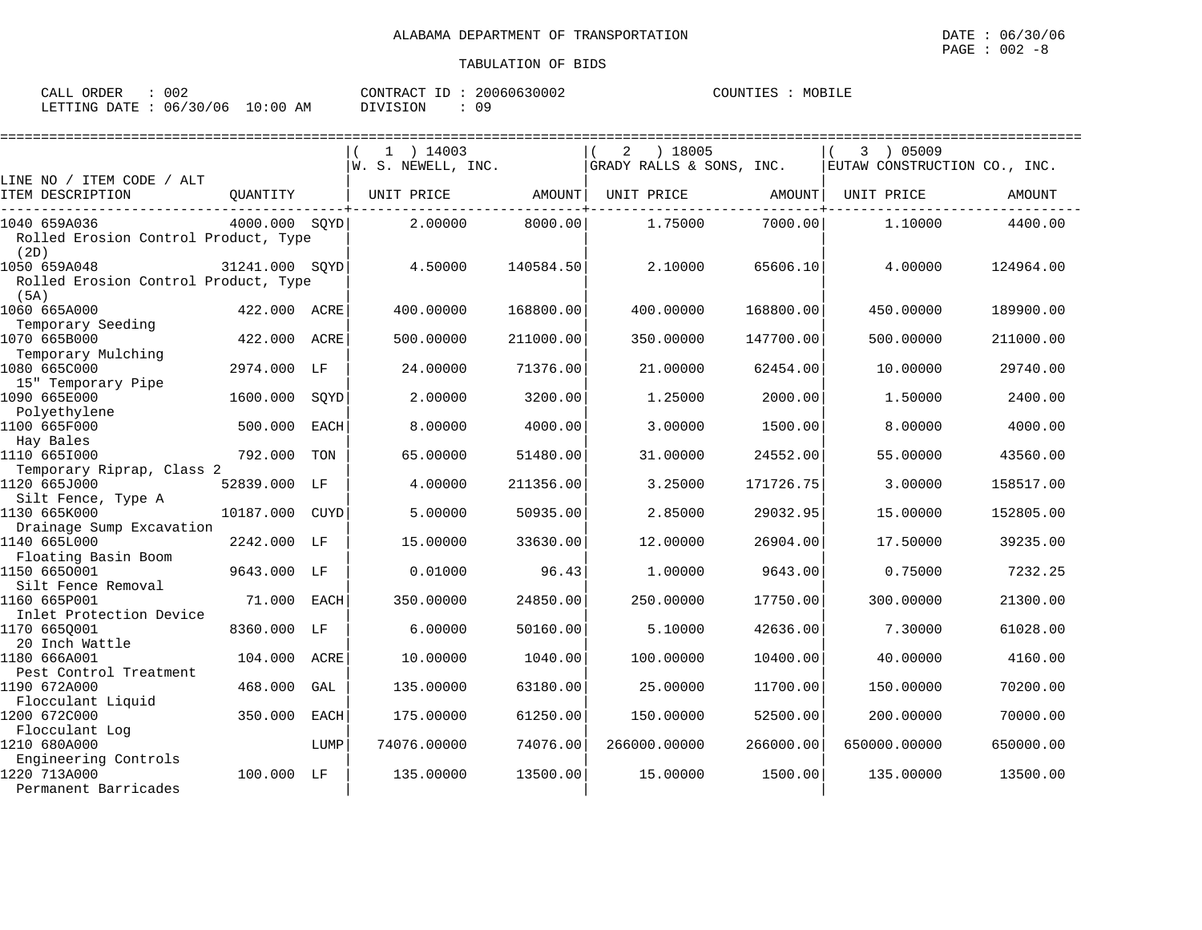ALABAMA DEPARTMENT OF TRANSPORTATION

TABULATION OF BIDS

DATE : 06/30/06
PAGE : 002 -8

CALL ORDER : 002
LETTING DATE : 06/30/06 10:00 AM

CONTRACT ID : 20060630002
DIVISION : 09

COUNTIES : MOBILE

| LINE NO / ITEM CODE / ALT ITEM DESCRIPTION | QUANTITY | | ( 1 ) 14003 W. S. NEWELL, INC. UNIT PRICE | AMOUNT | ( 2 ) 18005 GRADY RALLS & SONS, INC. UNIT PRICE | AMOUNT | ( 3 ) 05009 EUTAW CONSTRUCTION CO., INC. UNIT PRICE | AMOUNT |
|---|---|---|---|---|---|---|---|---|
| 1040 659A036 Rolled Erosion Control Product, Type (2D) | 4000.000 | SQYD | 2.00000 | 8000.00 | 1.75000 | 7000.00 | 1.10000 | 4400.00 |
| 1050 659A048 Rolled Erosion Control Product, Type (5A) | 31241.000 | SQYD | 4.50000 | 140584.50 | 2.10000 | 65606.10 | 4.00000 | 124964.00 |
| 1060 665A000 Temporary Seeding | 422.000 | ACRE | 400.00000 | 168800.00 | 400.00000 | 168800.00 | 450.00000 | 189900.00 |
| 1070 665B000 Temporary Mulching | 422.000 | ACRE | 500.00000 | 211000.00 | 350.00000 | 147700.00 | 500.00000 | 211000.00 |
| 1080 665C000 15" Temporary Pipe | 2974.000 | LF | 24.00000 | 71376.00 | 21.00000 | 62454.00 | 10.00000 | 29740.00 |
| 1090 665E000 Polyethylene | 1600.000 | SQYD | 2.00000 | 3200.00 | 1.25000 | 2000.00 | 1.50000 | 2400.00 |
| 1100 665F000 Hay Bales | 500.000 | EACH | 8.00000 | 4000.00 | 3.00000 | 1500.00 | 8.00000 | 4000.00 |
| 1110 665I000 Temporary Riprap, Class 2 | 792.000 | TON | 65.00000 | 51480.00 | 31.00000 | 24552.00 | 55.00000 | 43560.00 |
| 1120 665J000 Silt Fence, Type A | 52839.000 | LF | 4.00000 | 211356.00 | 3.25000 | 171726.75 | 3.00000 | 158517.00 |
| 1130 665K000 Drainage Sump Excavation | 10187.000 | CUYD | 5.00000 | 50935.00 | 2.85000 | 29032.95 | 15.00000 | 152805.00 |
| 1140 665L000 Floating Basin Boom | 2242.000 | LF | 15.00000 | 33630.00 | 12.00000 | 26904.00 | 17.50000 | 39235.00 |
| 1150 665O001 Silt Fence Removal | 9643.000 | LF | 0.01000 | 96.43 | 1.00000 | 9643.00 | 0.75000 | 7232.25 |
| 1160 665P001 Inlet Protection Device | 71.000 | EACH | 350.00000 | 24850.00 | 250.00000 | 17750.00 | 300.00000 | 21300.00 |
| 1170 665Q001 20 Inch Wattle | 8360.000 | LF | 6.00000 | 50160.00 | 5.10000 | 42636.00 | 7.30000 | 61028.00 |
| 1180 666A001 Pest Control Treatment | 104.000 | ACRE | 10.00000 | 1040.00 | 100.00000 | 10400.00 | 40.00000 | 4160.00 |
| 1190 672A000 Flocculant Liquid | 468.000 | GAL | 135.00000 | 63180.00 | 25.00000 | 11700.00 | 150.00000 | 70200.00 |
| 1200 672C000 Flocculant Log | 350.000 | EACH | 175.00000 | 61250.00 | 150.00000 | 52500.00 | 200.00000 | 70000.00 |
| 1210 680A000 Engineering Controls | | LUMP | 74076.00000 | 74076.00 | 266000.00000 | 266000.00 | 650000.00000 | 650000.00 |
| 1220 713A000 Permanent Barricades | 100.000 | LF | 135.00000 | 13500.00 | 15.00000 | 1500.00 | 135.00000 | 13500.00 |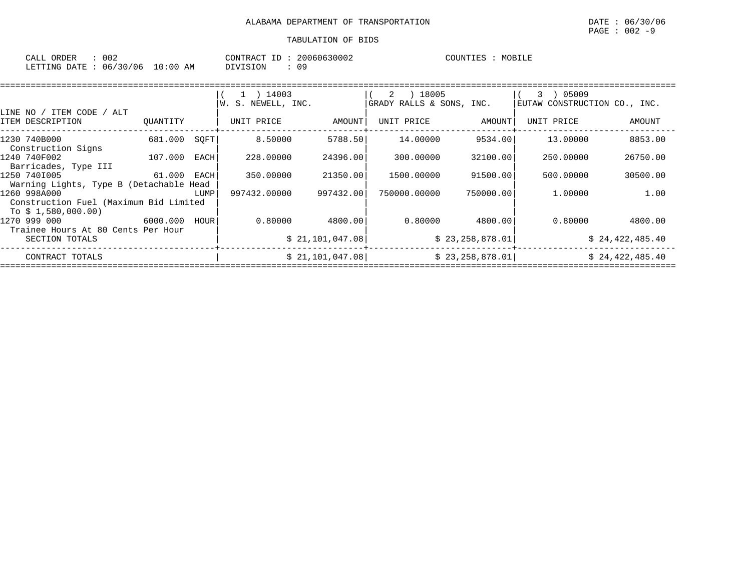ALABAMA DEPARTMENT OF TRANSPORTATION

DATE : 06/30/06

PAGE : 002 -9

TABULATION OF BIDS

CALL ORDER : 002    CONTRACT ID : 20060630002    COUNTIES : MOBILE

LETTING DATE : 06/30/06 10:00 AM    DIVISION : 09

| LINE NO / ITEM CODE / ALT ITEM DESCRIPTION | QUANTITY | (1) 14003 W. S. NEWELL, INC. UNIT PRICE | AMOUNT | (2) 18005 GRADY RALLS & SONS, INC. UNIT PRICE | AMOUNT | (3) 05009 EUTAW CONSTRUCTION CO., INC. UNIT PRICE | AMOUNT |
|---|---|---|---|---|---|---|---|
| 1230 740B000 Construction Signs | 681.000 SQFT | 8.50000 | 5788.50 | 14.00000 | 9534.00 | 13.00000 | 8853.00 |
| 1240 740F002 Barricades, Type III | 107.000 EACH | 228.00000 | 24396.00 | 300.00000 | 32100.00 | 250.00000 | 26750.00 |
| 1250 740I005 Warning Lights, Type B (Detachable Head | 61.000 EACH | 350.00000 | 21350.00 | 1500.00000 | 91500.00 | 500.00000 | 30500.00 |
| 1260 998A000 Construction Fuel (Maximum Bid Limited To $ 1,580,000.00) | LUMP | 997432.00000 | 997432.00 | 750000.00000 | 750000.00 | 1.00000 | 1.00 |
| 1270 999 000 Trainee Hours At 80 Cents Per Hour | 6000.000 HOUR | 0.80000 | 4800.00 | 0.80000 | 4800.00 | 0.80000 | 4800.00 |
| SECTION TOTALS | | | $ 21,101,047.08 | | $ 23,258,878.01 | | $ 24,422,485.40 |
| CONTRACT TOTALS | | | $ 21,101,047.08 | | $ 23,258,878.01 | | $ 24,422,485.40 |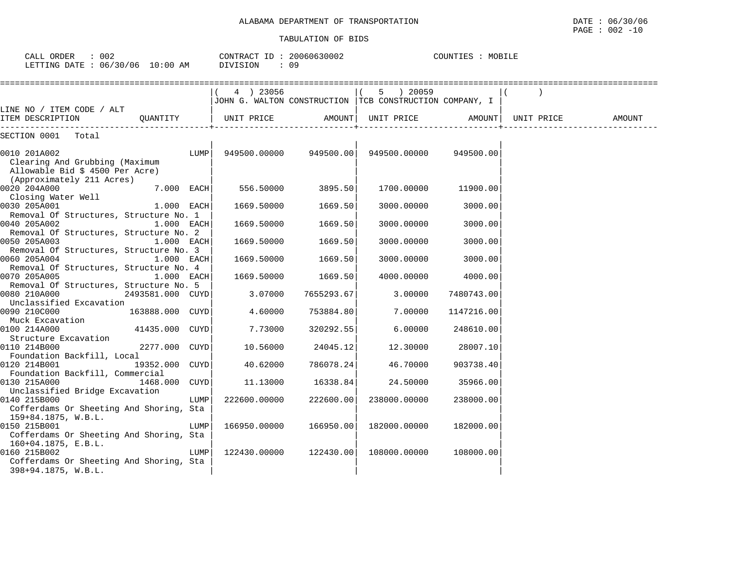ALABAMA DEPARTMENT OF TRANSPORTATION

TABULATION OF BIDS

DATE : 06/30/06
PAGE : 002 -10

CALL ORDER : 002 CONTRACT ID : 20060630002 COUNTIES : MOBILE
LETTING DATE : 06/30/06 10:00 AM DIVISION : 09

| LINE NO / ITEM CODE / ALT ITEM DESCRIPTION | QUANTITY | ( 4 ) 23056 JOHN G. WALTON CONSTRUCTION UNIT PRICE | AMOUNT | ( 5 ) 20059 TCB CONSTRUCTION COMPANY, I UNIT PRICE | AMOUNT | ( ) UNIT PRICE | AMOUNT |
|---|---|---|---|---|---|---|---|
| SECTION 0001 Total | | | | | | | |
| 0010 201A002 Clearing And Grubbing (Maximum Allowable Bid $ 4500 Per Acre) (Approximately 211 Acres) | LUMP | 949500.00000 | 949500.00 | 949500.00000 | 949500.00 | | |
| 0020 204A000 Closing Water Well | 7.000 EACH | 556.50000 | 3895.50 | 1700.00000 | 11900.00 | | |
| 0030 205A001 Removal Of Structures, Structure No. 1 | 1.000 EACH | 1669.50000 | 1669.50 | 3000.00000 | 3000.00 | | |
| 0040 205A002 Removal Of Structures, Structure No. 2 | 1.000 EACH | 1669.50000 | 1669.50 | 3000.00000 | 3000.00 | | |
| 0050 205A003 Removal Of Structures, Structure No. 3 | 1.000 EACH | 1669.50000 | 1669.50 | 3000.00000 | 3000.00 | | |
| 0060 205A004 Removal Of Structures, Structure No. 4 | 1.000 EACH | 1669.50000 | 1669.50 | 3000.00000 | 3000.00 | | |
| 0070 205A005 Removal Of Structures, Structure No. 5 | 1.000 EACH | 1669.50000 | 1669.50 | 4000.00000 | 4000.00 | | |
| 0080 210A000 Unclassified Excavation | 2493581.000 CUYD | 3.07000 | 7655293.67 | 3.00000 | 7480743.00 | | |
| 0090 210C000 Muck Excavation | 163888.000 CUYD | 4.60000 | 753884.80 | 7.00000 | 1147216.00 | | |
| 0100 214A000 Structure Excavation | 41435.000 CUYD | 7.73000 | 320292.55 | 6.00000 | 248610.00 | | |
| 0110 214B000 Foundation Backfill, Local | 2277.000 CUYD | 10.56000 | 24045.12 | 12.30000 | 28007.10 | | |
| 0120 214B001 Foundation Backfill, Commercial | 19352.000 CUYD | 40.62000 | 786078.24 | 46.70000 | 903738.40 | | |
| 0130 215A000 Unclassified Bridge Excavation | 1468.000 CUYD | 11.13000 | 16338.84 | 24.50000 | 35966.00 | | |
| 0140 215B000 Cofferdams Or Sheeting And Shoring, Sta 159+84.1875, W.B.L. | LUMP | 222600.00000 | 222600.00 | 238000.00000 | 238000.00 | | |
| 0150 215B001 Cofferdams Or Sheeting And Shoring, Sta 160+04.1875, E.B.L. | LUMP | 166950.00000 | 166950.00 | 182000.00000 | 182000.00 | | |
| 0160 215B002 Cofferdams Or Sheeting And Shoring, Sta 398+94.1875, W.B.L. | LUMP | 122430.00000 | 122430.00 | 108000.00000 | 108000.00 | | |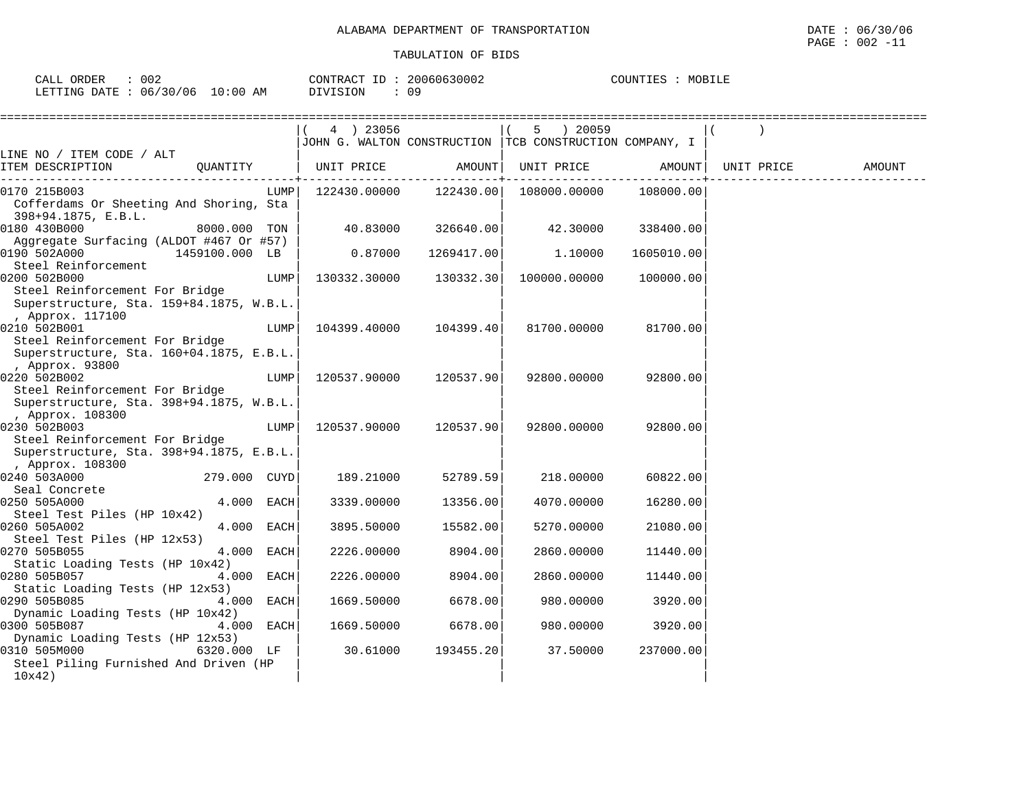ALABAMA DEPARTMENT OF TRANSPORTATION

TABULATION OF BIDS

CALL ORDER : 002 &nbsp;&nbsp;&nbsp; CONTRACT ID : 20060630002 &nbsp;&nbsp;&nbsp; COUNTIES : MOBILE
LETTING DATE : 06/30/06 10:00 AM &nbsp;&nbsp;&nbsp; DIVISION : 09

| LINE NO / ITEM CODE / ALT<br>ITEM DESCRIPTION | QUANTITY | ( 4 ) 23056<br>JOHN G. WALTON CONSTRUCTION<br>UNIT PRICE | AMOUNT | ( 5 ) 20059<br>TCB CONSTRUCTION COMPANY, I<br>UNIT PRICE | AMOUNT | ( )<br>UNIT PRICE | AMOUNT |
|---|---|---|---|---|---|---|---|
| 0170 215B003<br>Cofferdams Or Sheeting And Shoring, Sta 398+94.1875, E.B.L. | LUMP | 122430.00000 | 122430.00 | 108000.00000 | 108000.00 | | |
| 0180 430B000<br>Aggregate Surfacing (ALDOT #467 Or #57) | 8000.000 TON | 40.83000 | 326640.00 | 42.30000 | 338400.00 | | |
| 0190 502A000<br>Steel Reinforcement | 1459100.000 LB | 0.87000 | 1269417.00 | 1.10000 | 1605010.00 | | |
| 0200 502B000<br>Steel Reinforcement For Bridge Superstructure, Sta. 159+84.1875, W.B.L., Approx. 117100 | LUMP | 130332.30000 | 130332.30 | 100000.00000 | 100000.00 | | |
| 0210 502B001<br>Steel Reinforcement For Bridge Superstructure, Sta. 160+04.1875, E.B.L., Approx. 93800 | LUMP | 104399.40000 | 104399.40 | 81700.00000 | 81700.00 | | |
| 0220 502B002<br>Steel Reinforcement For Bridge Superstructure, Sta. 398+94.1875, W.B.L., Approx. 108300 | LUMP | 120537.90000 | 120537.90 | 92800.00000 | 92800.00 | | |
| 0230 502B003<br>Steel Reinforcement For Bridge Superstructure, Sta. 398+94.1875, E.B.L., Approx. 108300 | LUMP | 120537.90000 | 120537.90 | 92800.00000 | 92800.00 | | |
| 0240 503A000<br>Seal Concrete | 279.000 CUYD | 189.21000 | 52789.59 | 218.00000 | 60822.00 | | |
| 0250 505A000<br>Steel Test Piles (HP 10x42) | 4.000 EACH | 3339.00000 | 13356.00 | 4070.00000 | 16280.00 | | |
| 0260 505A002<br>Steel Test Piles (HP 12x53) | 4.000 EACH | 3895.50000 | 15582.00 | 5270.00000 | 21080.00 | | |
| 0270 505B055<br>Static Loading Tests (HP 10x42) | 4.000 EACH | 2226.00000 | 8904.00 | 2860.00000 | 11440.00 | | |
| 0280 505B057<br>Static Loading Tests (HP 12x53) | 4.000 EACH | 2226.00000 | 8904.00 | 2860.00000 | 11440.00 | | |
| 0290 505B085<br>Dynamic Loading Tests (HP 10x42) | 4.000 EACH | 1669.50000 | 6678.00 | 980.00000 | 3920.00 | | |
| 0300 505B087<br>Dynamic Loading Tests (HP 12x53) | 4.000 EACH | 1669.50000 | 6678.00 | 980.00000 | 3920.00 | | |
| 0310 505M000<br>Steel Piling Furnished And Driven (HP 10x42) | 6320.000 LF | 30.61000 | 193455.20 | 37.50000 | 237000.00 | | |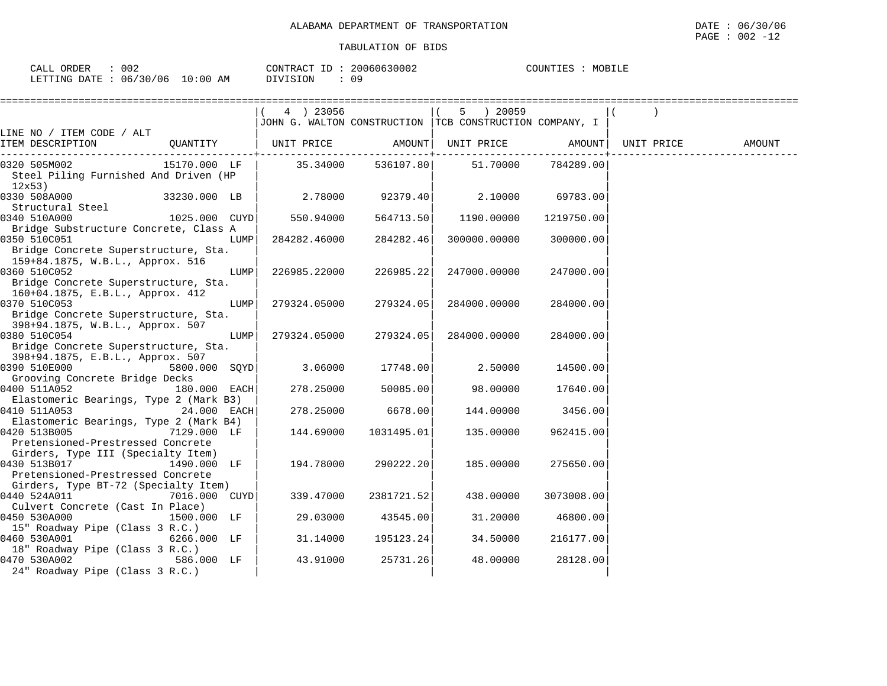ALABAMA DEPARTMENT OF TRANSPORTATION

TABULATION OF BIDS

DATE : 06/30/06

CALL ORDER : 002 CONTRACT ID : 20060630002 COUNTIES : MOBILE
LETTING DATE : 06/30/06 10:00 AM DIVISION : 09

| LINE NO / ITEM CODE / ALT ITEM DESCRIPTION | QUANTITY | ( 4 ) 23056 JOHN G. WALTON CONSTRUCTION UNIT PRICE | AMOUNT | ( 5 ) 20059 TCB CONSTRUCTION COMPANY, I UNIT PRICE | AMOUNT | ( ) UNIT PRICE | AMOUNT |
|---|---|---|---|---|---|---|---|
| 0320 505M002 Steel Piling Furnished And Driven (HP 12x53) | 15170.000 LF | 35.34000 | 536107.80 | 51.70000 | 784289.00 | | |
| 0330 508A000 Structural Steel | 33230.000 LB | 2.78000 | 92379.40 | 2.10000 | 69783.00 | | |
| 0340 510A000 Bridge Substructure Concrete, Class A | 1025.000 CUYD | 550.94000 | 564713.50 | 1190.00000 | 1219750.00 | | |
| 0350 510C051 Bridge Concrete Superstructure, Sta. 159+84.1875, W.B.L., Approx. 516 | LUMP | 284282.46000 | 284282.46 | 300000.00000 | 300000.00 | | |
| 0360 510C052 Bridge Concrete Superstructure, Sta. 160+04.1875, E.B.L., Approx. 412 | LUMP | 226985.22000 | 226985.22 | 247000.00000 | 247000.00 | | |
| 0370 510C053 Bridge Concrete Superstructure, Sta. 398+94.1875, W.B.L., Approx. 507 | LUMP | 279324.05000 | 279324.05 | 284000.00000 | 284000.00 | | |
| 0380 510C054 Bridge Concrete Superstructure, Sta. 398+94.1875, E.B.L., Approx. 507 | LUMP | 279324.05000 | 279324.05 | 284000.00000 | 284000.00 | | |
| 0390 510E000 Grooving Concrete Bridge Decks | 5800.000 SQYD | 3.06000 | 17748.00 | 2.50000 | 14500.00 | | |
| 0400 511A052 Elastomeric Bearings, Type 2 (Mark B3) | 180.000 EACH | 278.25000 | 50085.00 | 98.00000 | 17640.00 | | |
| 0410 511A053 Elastomeric Bearings, Type 2 (Mark B4) | 24.000 EACH | 278.25000 | 6678.00 | 144.00000 | 3456.00 | | |
| 0420 513B005 Pretensioned-Prestressed Concrete Girders, Type III (Specialty Item) | 7129.000 LF | 144.69000 | 1031495.01 | 135.00000 | 962415.00 | | |
| 0430 513B017 Pretensioned-Prestressed Concrete Girders, Type BT-72 (Specialty Item) | 1490.000 LF | 194.78000 | 290222.20 | 185.00000 | 275650.00 | | |
| 0440 524A011 Culvert Concrete (Cast In Place) | 7016.000 CUYD | 339.47000 | 2381721.52 | 438.00000 | 3073008.00 | | |
| 0450 530A000 15" Roadway Pipe (Class 3 R.C.) | 1500.000 LF | 29.03000 | 43545.00 | 31.20000 | 46800.00 | | |
| 0460 530A001 18" Roadway Pipe (Class 3 R.C.) | 6266.000 LF | 31.14000 | 195123.24 | 34.50000 | 216177.00 | | |
| 0470 530A002 24" Roadway Pipe (Class 3 R.C.) | 586.000 LF | 43.91000 | 25731.26 | 48.00000 | 28128.00 | | |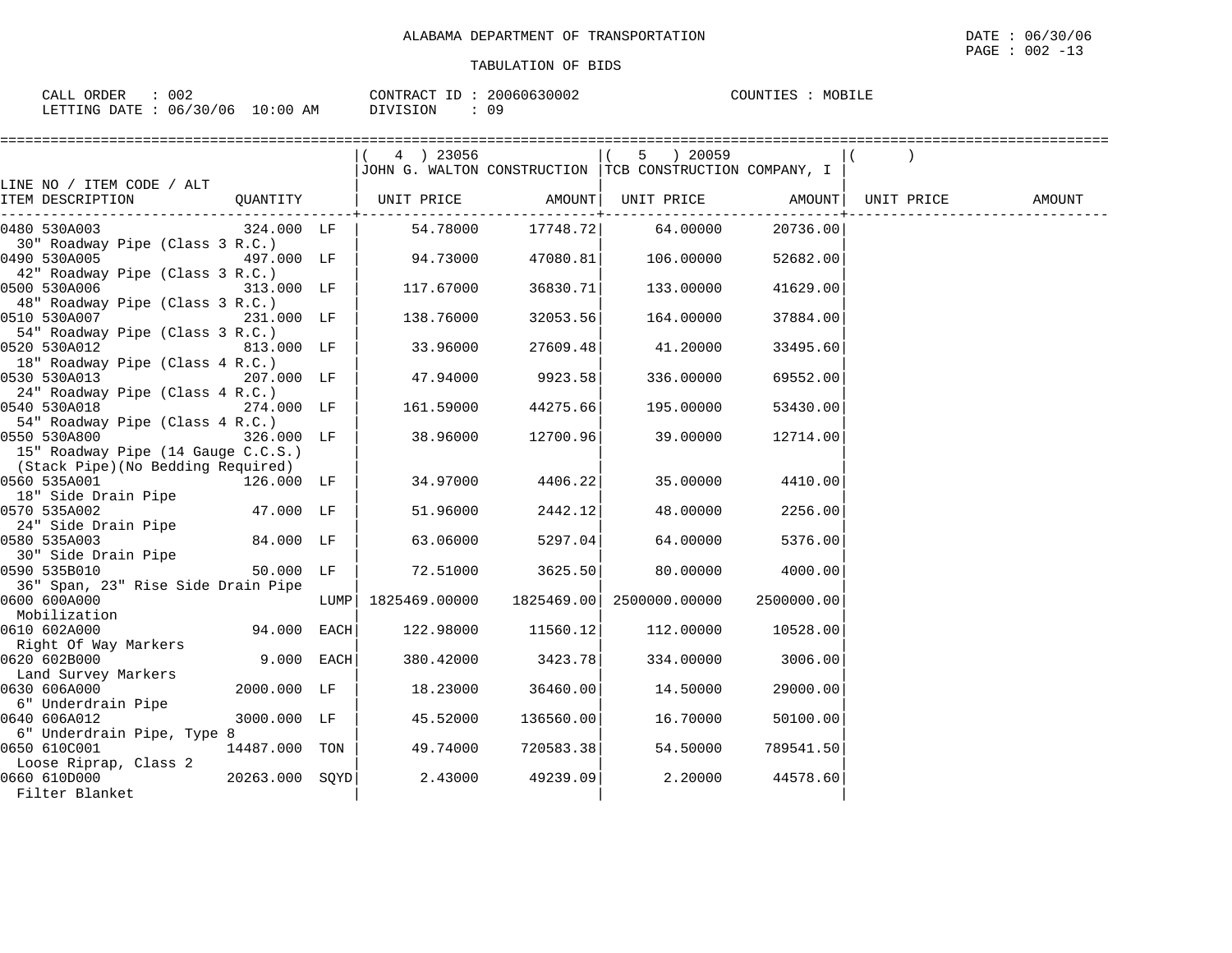ALABAMA DEPARTMENT OF TRANSPORTATION

TABULATION OF BIDS

CALL ORDER : 002 CONTRACT ID : 20060630002 COUNTIES : MOBILE
LETTING DATE : 06/30/06 10:00 AM DIVISION : 09

| LINE NO / ITEM CODE / ALT ITEM DESCRIPTION | QUANTITY | | ( 4 ) 23056 JOHN G. WALTON CONSTRUCTION UNIT PRICE | AMOUNT | ( 5 ) 20059 TCB CONSTRUCTION COMPANY, I UNIT PRICE | AMOUNT | ( ) UNIT PRICE | AMOUNT |
|---|---|---|---|---|---|---|---|---|
| 0480 530A003 30" Roadway Pipe (Class 3 R.C.) | 324.000 | LF | 54.78000 | 17748.72 | 64.00000 | 20736.00 | | |
| 0490 530A005 42" Roadway Pipe (Class 3 R.C.) | 497.000 | LF | 94.73000 | 47080.81 | 106.00000 | 52682.00 | | |
| 0500 530A006 48" Roadway Pipe (Class 3 R.C.) | 313.000 | LF | 117.67000 | 36830.71 | 133.00000 | 41629.00 | | |
| 0510 530A007 54" Roadway Pipe (Class 3 R.C.) | 231.000 | LF | 138.76000 | 32053.56 | 164.00000 | 37884.00 | | |
| 0520 530A012 18" Roadway Pipe (Class 4 R.C.) | 813.000 | LF | 33.96000 | 27609.48 | 41.20000 | 33495.60 | | |
| 0530 530A013 24" Roadway Pipe (Class 4 R.C.) | 207.000 | LF | 47.94000 | 9923.58 | 336.00000 | 69552.00 | | |
| 0540 530A018 54" Roadway Pipe (Class 4 R.C.) | 274.000 | LF | 161.59000 | 44275.66 | 195.00000 | 53430.00 | | |
| 0550 530A800 15" Roadway Pipe (14 Gauge C.C.S.) (Stack Pipe)(No Bedding Required) | 326.000 | LF | 38.96000 | 12700.96 | 39.00000 | 12714.00 | | |
| 0560 535A001 18" Side Drain Pipe | 126.000 | LF | 34.97000 | 4406.22 | 35.00000 | 4410.00 | | |
| 0570 535A002 24" Side Drain Pipe | 47.000 | LF | 51.96000 | 2442.12 | 48.00000 | 2256.00 | | |
| 0580 535A003 30" Side Drain Pipe | 84.000 | LF | 63.06000 | 5297.04 | 64.00000 | 5376.00 | | |
| 0590 535B010 36" Span, 23" Rise Side Drain Pipe | 50.000 | LF | 72.51000 | 3625.50 | 80.00000 | 4000.00 | | |
| 0600 600A000 Mobilization | | LUMP | 1825469.00000 | 1825469.00 | 2500000.00000 | 2500000.00 | | |
| 0610 602A000 Right Of Way Markers | 94.000 | EACH | 122.98000 | 11560.12 | 112.00000 | 10528.00 | | |
| 0620 602B000 Land Survey Markers | 9.000 | EACH | 380.42000 | 3423.78 | 334.00000 | 3006.00 | | |
| 0630 606A000 6" Underdrain Pipe | 2000.000 | LF | 18.23000 | 36460.00 | 14.50000 | 29000.00 | | |
| 0640 606A012 6" Underdrain Pipe, Type 8 | 3000.000 | LF | 45.52000 | 136560.00 | 16.70000 | 50100.00 | | |
| 0650 610C001 Loose Riprap, Class 2 | 14487.000 | TON | 49.74000 | 720583.38 | 54.50000 | 789541.50 | | |
| 0660 610D000 Filter Blanket | 20263.000 | SQYD | 2.43000 | 49239.09 | 2.20000 | 44578.60 | | |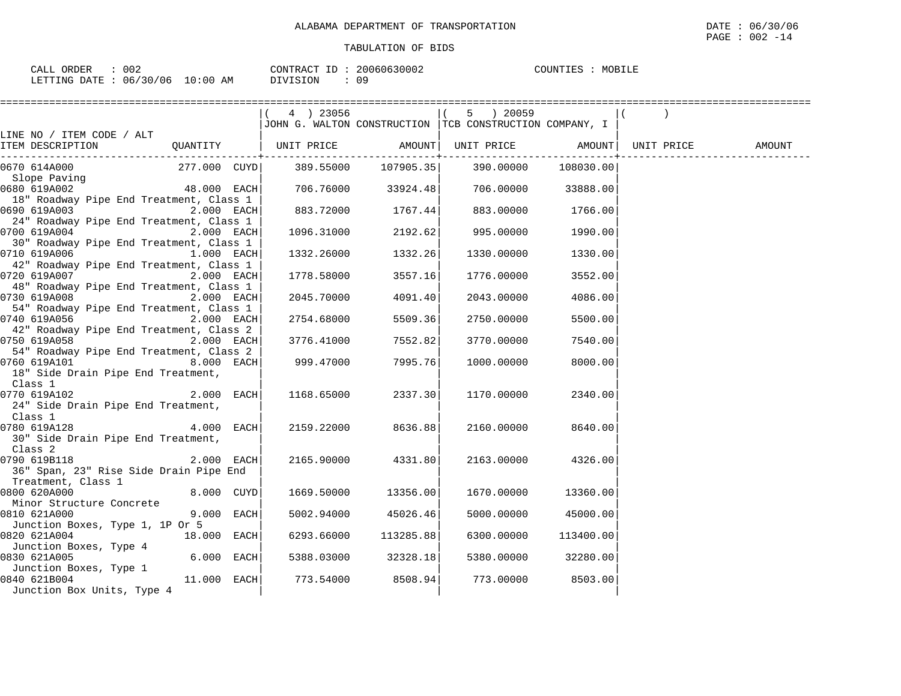ALABAMA DEPARTMENT OF TRANSPORTATION

TABULATION OF BIDS

DATE : 06/30/06

CALL ORDER : 002 CONTRACT ID : 20060630002 COUNTIES : MOBILE
LETTING DATE : 06/30/06 10:00 AM DIVISION : 09

| LINE NO / ITEM CODE / ALT ITEM DESCRIPTION | QUANTITY | ( 4 ) 23056 JOHN G. WALTON CONSTRUCTION UNIT PRICE | AMOUNT | ( 5 ) 20059 TCB CONSTRUCTION COMPANY, I UNIT PRICE | AMOUNT | ( ) UNIT PRICE | AMOUNT |
|---|---|---|---|---|---|---|---|
| 0670 614A000 Slope Paving | 277.000 CUYD | 389.55000 | 107905.35 | 390.00000 | 108030.00 | | |
| 0680 619A002 18" Roadway Pipe End Treatment, Class 1 | 48.000 EACH | 706.76000 | 33924.48 | 706.00000 | 33888.00 | | |
| 0690 619A003 24" Roadway Pipe End Treatment, Class 1 | 2.000 EACH | 883.72000 | 1767.44 | 883.00000 | 1766.00 | | |
| 0700 619A004 30" Roadway Pipe End Treatment, Class 1 | 2.000 EACH | 1096.31000 | 2192.62 | 995.00000 | 1990.00 | | |
| 0710 619A006 42" Roadway Pipe End Treatment, Class 1 | 1.000 EACH | 1332.26000 | 1332.26 | 1330.00000 | 1330.00 | | |
| 0720 619A007 48" Roadway Pipe End Treatment, Class 1 | 2.000 EACH | 1778.58000 | 3557.16 | 1776.00000 | 3552.00 | | |
| 0730 619A008 54" Roadway Pipe End Treatment, Class 1 | 2.000 EACH | 2045.70000 | 4091.40 | 2043.00000 | 4086.00 | | |
| 0740 619A056 42" Roadway Pipe End Treatment, Class 2 | 2.000 EACH | 2754.68000 | 5509.36 | 2750.00000 | 5500.00 | | |
| 0750 619A058 54" Roadway Pipe End Treatment, Class 2 | 2.000 EACH | 3776.41000 | 7552.82 | 3770.00000 | 7540.00 | | |
| 0760 619A101 18" Side Drain Pipe End Treatment, Class 1 | 8.000 EACH | 999.47000 | 7995.76 | 1000.00000 | 8000.00 | | |
| 0770 619A102 24" Side Drain Pipe End Treatment, Class 1 | 2.000 EACH | 1168.65000 | 2337.30 | 1170.00000 | 2340.00 | | |
| 0780 619A128 30" Side Drain Pipe End Treatment, Class 2 | 4.000 EACH | 2159.22000 | 8636.88 | 2160.00000 | 8640.00 | | |
| 0790 619B118 36" Span, 23" Rise Side Drain Pipe End Treatment, Class 1 | 2.000 EACH | 2165.90000 | 4331.80 | 2163.00000 | 4326.00 | | |
| 0800 620A000 Minor Structure Concrete | 8.000 CUYD | 1669.50000 | 13356.00 | 1670.00000 | 13360.00 | | |
| 0810 621A000 Junction Boxes, Type 1, 1P Or 5 | 9.000 EACH | 5002.94000 | 45026.46 | 5000.00000 | 45000.00 | | |
| 0820 621A004 Junction Boxes, Type 4 | 18.000 EACH | 6293.66000 | 113285.88 | 6300.00000 | 113400.00 | | |
| 0830 621A005 Junction Boxes, Type 1 | 6.000 EACH | 5388.03000 | 32328.18 | 5380.00000 | 32280.00 | | |
| 0840 621B004 Junction Box Units, Type 4 | 11.000 EACH | 773.54000 | 8508.94 | 773.00000 | 8503.00 | | |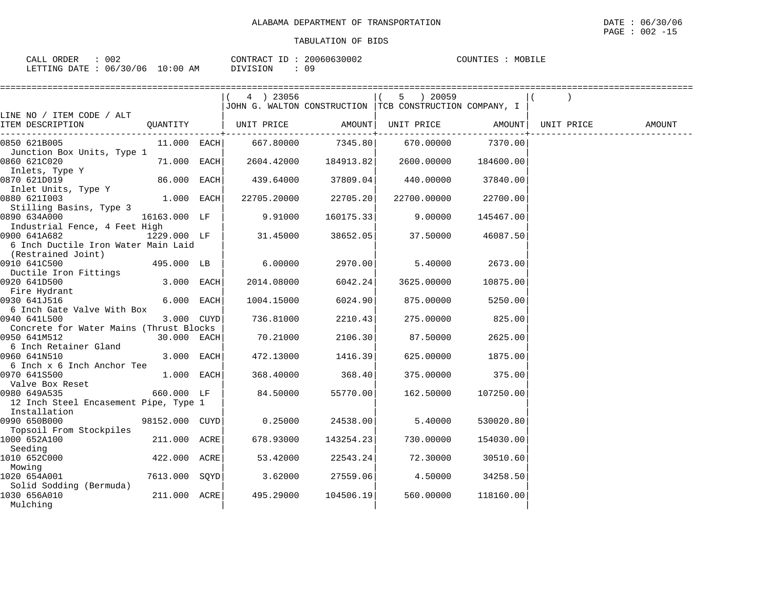ALABAMA DEPARTMENT OF TRANSPORTATION

TABULATION OF BIDS

DATE : 06/30/06
PAGE : 002 -15

CALL ORDER : 002
LETTING DATE : 06/30/06 10:00 AM

CONTRACT ID : 20060630002
DIVISION : 09

COUNTIES : MOBILE

| LINE NO / ITEM CODE / ALT ITEM DESCRIPTION | QUANTITY | (4) 23056 JOHN G. WALTON CONSTRUCTION UNIT PRICE | AMOUNT | (5) 20059 TCB CONSTRUCTION COMPANY, I UNIT PRICE | AMOUNT | ( ) UNIT PRICE | AMOUNT |
|---|---|---|---|---|---|---|---|
| 0850 621B005 Junction Box Units, Type 1 | 11.000 EACH | 667.80000 | 7345.80 | 670.00000 | 7370.00 | | |
| 0860 621C020 Inlets, Type Y | 71.000 EACH | 2604.42000 | 184913.82 | 2600.00000 | 184600.00 | | |
| 0870 621D019 Inlet Units, Type Y | 86.000 EACH | 439.64000 | 37809.04 | 440.00000 | 37840.00 | | |
| 0880 621I003 Stilling Basins, Type 3 | 1.000 EACH | 22705.20000 | 22705.20 | 22700.00000 | 22700.00 | | |
| 0890 634A000 Industrial Fence, 4 Feet High | 16163.000 LF | 9.91000 | 160175.33 | 9.00000 | 145467.00 | | |
| 0900 641A682 6 Inch Ductile Iron Water Main Laid (Restrained Joint) | 1229.000 LF | 31.45000 | 38652.05 | 37.50000 | 46087.50 | | |
| 0910 641C500 Ductile Iron Fittings | 495.000 LB | 6.00000 | 2970.00 | 5.40000 | 2673.00 | | |
| 0920 641D500 Fire Hydrant | 3.000 EACH | 2014.08000 | 6042.24 | 3625.00000 | 10875.00 | | |
| 0930 641J516 6 Inch Gate Valve With Box | 6.000 EACH | 1004.15000 | 6024.90 | 875.00000 | 5250.00 | | |
| 0940 641L500 Concrete for Water Mains (Thrust Blocks | 3.000 CUYD | 736.81000 | 2210.43 | 275.00000 | 825.00 | | |
| 0950 641M512 6 Inch Retainer Gland | 30.000 EACH | 70.21000 | 2106.30 | 87.50000 | 2625.00 | | |
| 0960 641N510 6 Inch x 6 Inch Anchor Tee | 3.000 EACH | 472.13000 | 1416.39 | 625.00000 | 1875.00 | | |
| 0970 641S500 Valve Box Reset | 1.000 EACH | 368.40000 | 368.40 | 375.00000 | 375.00 | | |
| 0980 649A535 12 Inch Steel Encasement Pipe, Type 1 Installation | 660.000 LF | 84.50000 | 55770.00 | 162.50000 | 107250.00 | | |
| 0990 650B000 Topsoil From Stockpiles | 98152.000 CUYD | 0.25000 | 24538.00 | 5.40000 | 530020.80 | | |
| 1000 652A100 Seeding | 211.000 ACRE | 678.93000 | 143254.23 | 730.00000 | 154030.00 | | |
| 1010 652C000 Mowing | 422.000 ACRE | 53.42000 | 22543.24 | 72.30000 | 30510.60 | | |
| 1020 654A001 Solid Sodding (Bermuda) | 7613.000 SQYD | 3.62000 | 27559.06 | 4.50000 | 34258.50 | | |
| 1030 656A010 Mulching | 211.000 ACRE | 495.29000 | 104506.19 | 560.00000 | 118160.00 | | |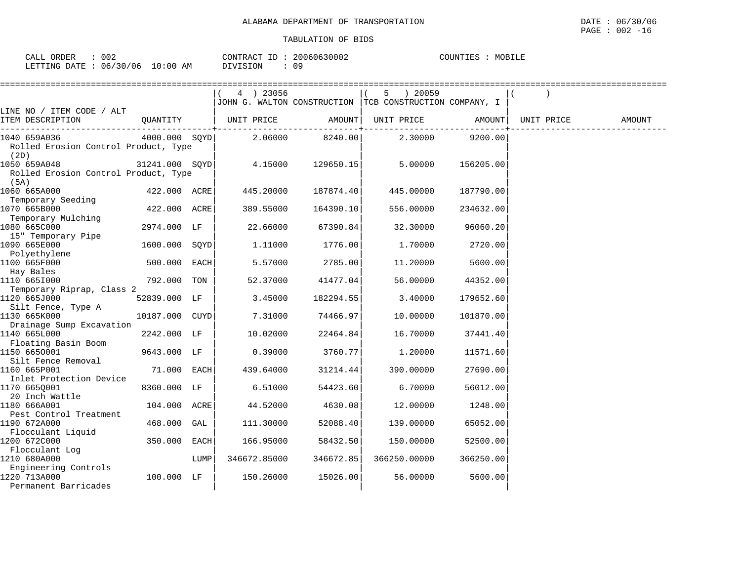ALABAMA DEPARTMENT OF TRANSPORTATION

DATE : 06/30/06

TABULATION OF BIDS

CALL ORDER : 002 CONTRACT ID : 20060630002 COUNTIES : MOBILE
LETTING DATE : 06/30/06 10:00 AM DIVISION : 09

| LINE NO / ITEM CODE / ALT ITEM DESCRIPTION | QUANTITY | | ( 4 ) 23056 JOHN G. WALTON CONSTRUCTION UNIT PRICE | AMOUNT | ( 5 ) 20059 TCB CONSTRUCTION COMPANY, I UNIT PRICE | AMOUNT | ( ) UNIT PRICE | AMOUNT |
|---|---|---|---|---|---|---|---|---|
| 1040 659A036 Rolled Erosion Control Product, Type (2D) | 4000.000 | SQYD | 2.06000 | 8240.00 | 2.30000 | 9200.00 | | |
| 1050 659A048 Rolled Erosion Control Product, Type (5A) | 31241.000 | SQYD | 4.15000 | 129650.15 | 5.00000 | 156205.00 | | |
| 1060 665A000 Temporary Seeding | 422.000 | ACRE | 445.20000 | 187874.40 | 445.00000 | 187790.00 | | |
| 1070 665B000 Temporary Mulching | 422.000 | ACRE | 389.55000 | 164390.10 | 556.00000 | 234632.00 | | |
| 1080 665C000 15" Temporary Pipe | 2974.000 | LF | 22.66000 | 67390.84 | 32.30000 | 96060.20 | | |
| 1090 665E000 Polyethylene | 1600.000 | SQYD | 1.11000 | 1776.00 | 1.70000 | 2720.00 | | |
| 1100 665F000 Hay Bales | 500.000 | EACH | 5.57000 | 2785.00 | 11.20000 | 5600.00 | | |
| 1110 665I000 Temporary Riprap, Class 2 | 792.000 | TON | 52.37000 | 41477.04 | 56.00000 | 44352.00 | | |
| 1120 665J000 Silt Fence, Type A | 52839.000 | LF | 3.45000 | 182294.55 | 3.40000 | 179652.60 | | |
| 1130 665K000 Drainage Sump Excavation | 10187.000 | CUYD | 7.31000 | 74466.97 | 10.00000 | 101870.00 | | |
| 1140 665L000 Floating Basin Boom | 2242.000 | LF | 10.02000 | 22464.84 | 16.70000 | 37441.40 | | |
| 1150 665O001 Silt Fence Removal | 9643.000 | LF | 0.39000 | 3760.77 | 1.20000 | 11571.60 | | |
| 1160 665P001 Inlet Protection Device | 71.000 | EACH | 439.64000 | 31214.44 | 390.00000 | 27690.00 | | |
| 1170 665Q001 20 Inch Wattle | 8360.000 | LF | 6.51000 | 54423.60 | 6.70000 | 56012.00 | | |
| 1180 666A001 Pest Control Treatment | 104.000 | ACRE | 44.52000 | 4630.08 | 12.00000 | 1248.00 | | |
| 1190 672A000 Flocculant Liquid | 468.000 | GAL | 111.30000 | 52088.40 | 139.00000 | 65052.00 | | |
| 1200 672C000 Flocculant Log | 350.000 | EACH | 166.95000 | 58432.50 | 150.00000 | 52500.00 | | |
| 1210 680A000 Engineering Controls | | LUMP | 346672.85000 | 346672.85 | 366250.00000 | 366250.00 | | |
| 1220 713A000 Permanent Barricades | 100.000 | LF | 150.26000 | 15026.00 | 56.00000 | 5600.00 | | |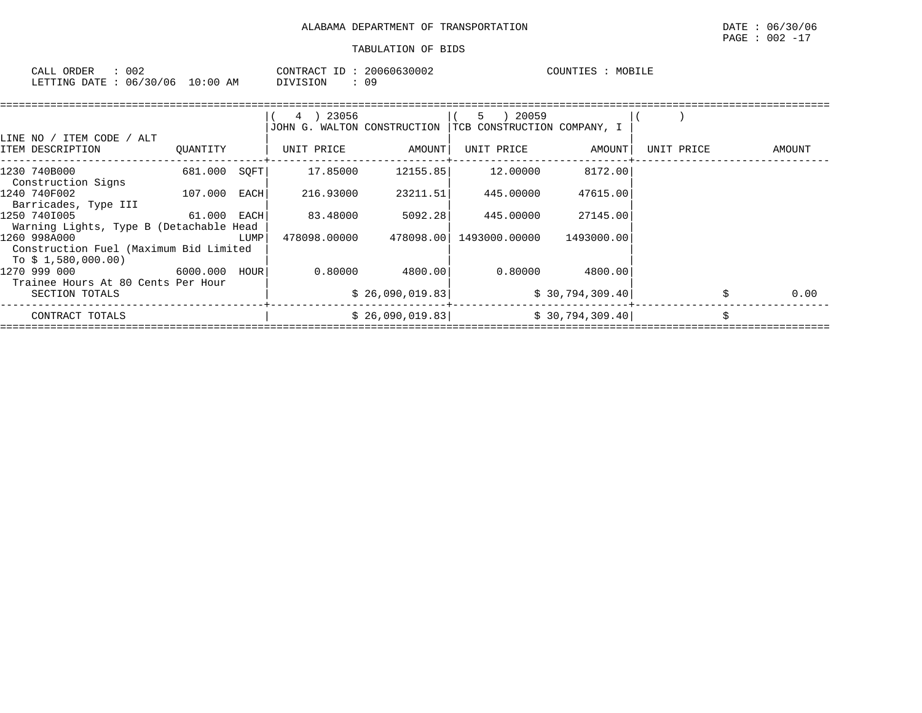ALABAMA DEPARTMENT OF TRANSPORTATION

TABULATION OF BIDS

CALL ORDER : 002
LETTING DATE : 06/30/06 10:00 AM

CONTRACT ID : 20060630002
DIVISION : 09

COUNTIES : MOBILE

| LINE NO / ITEM CODE / ALT ITEM DESCRIPTION | QUANTITY | ( 4 ) 23056 JOHN G. WALTON CONSTRUCTION UNIT PRICE | AMOUNT | ( 5 ) 20059 TCB CONSTRUCTION COMPANY, I UNIT PRICE | AMOUNT | ( ) UNIT PRICE | AMOUNT |
|---|---|---|---|---|---|---|---|
| 1230 740B000 Construction Signs | 681.000 SQFT | 17.85000 | 12155.85 | 12.00000 | 8172.00 | | |
| 1240 740F002 Barricades, Type III | 107.000 EACH | 216.93000 | 23211.51 | 445.00000 | 47615.00 | | |
| 1250 740I005 Warning Lights, Type B (Detachable Head | 61.000 EACH | 83.48000 | 5092.28 | 445.00000 | 27145.00 | | |
| 1260 998A000 Construction Fuel (Maximum Bid Limited To $ 1,580,000.00) | LUMP | 478098.00000 | 478098.00 | 1493000.00000 | 1493000.00 | | |
| 1270 999 000 Trainee Hours At 80 Cents Per Hour | 6000.000 HOUR | 0.80000 | 4800.00 | 0.80000 | 4800.00 | | |
| SECTION TOTALS | | | $ 26,090,019.83 | | $ 30,794,309.40 | | $ 0.00 |
| CONTRACT TOTALS | | | $ 26,090,019.83 | | $ 30,794,309.40 | | $ |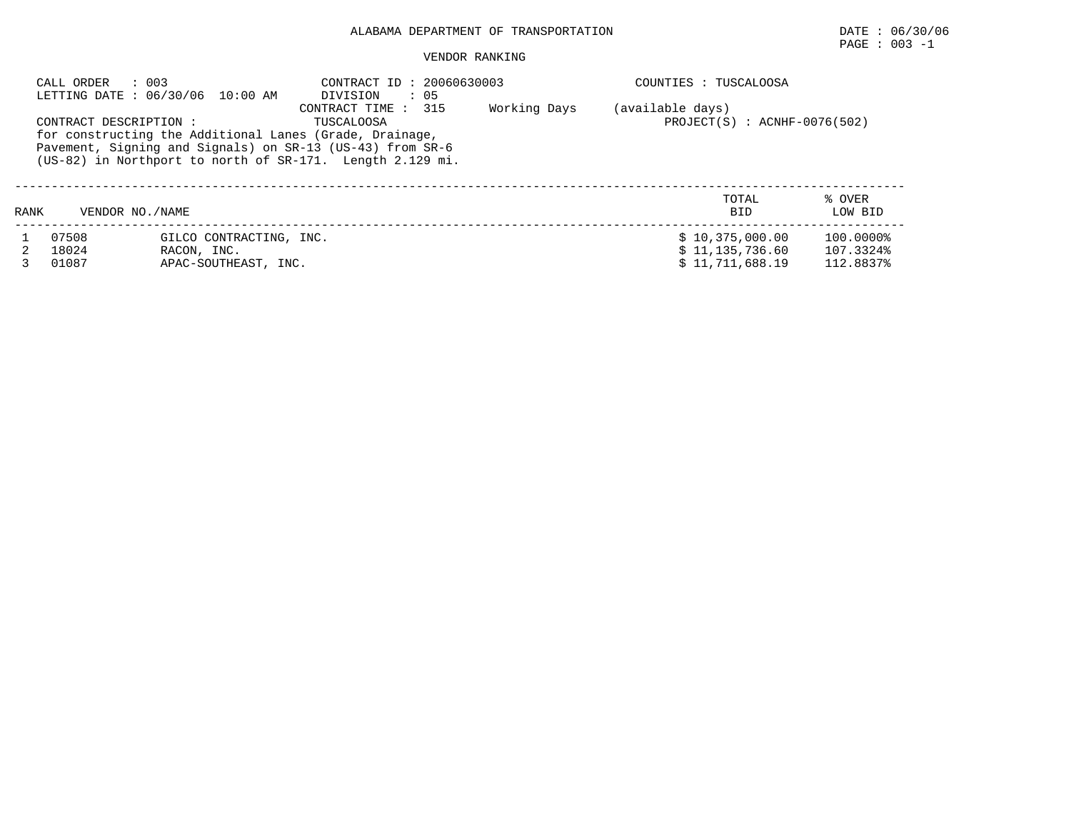ALABAMA DEPARTMENT OF TRANSPORTATION

DATE : 06/30/06

PAGE : 003 -1

VENDOR RANKING

CALL ORDER : 003
LETTING DATE : 06/30/06 10:00 AM

CONTRACT ID : 20060630003
DIVISION : 05
CONTRACT TIME : 315 Working Days (available days)

COUNTIES : TUSCALOOSA

CONTRACT DESCRIPTION : TUSCALOOSA
for constructing the Additional Lanes (Grade, Drainage, Pavement, Signing and Signals) on SR-13 (US-43) from SR-6 (US-82) in Northport to north of SR-171. Length 2.129 mi.

PROJECT(S) : ACNHF-0076(502)

| RANK | VENDOR NO. | NAME | TOTAL BID | % OVER LOW BID |
|---|---|---|---|---|
| 1 | 07508 | GILCO CONTRACTING, INC. | $ 10,375,000.00 | 100.0000% |
| 2 | 18024 | RACON, INC. | $ 11,135,736.60 | 107.3324% |
| 3 | 01087 | APAC-SOUTHEAST, INC. | $ 11,711,688.19 | 112.8837% |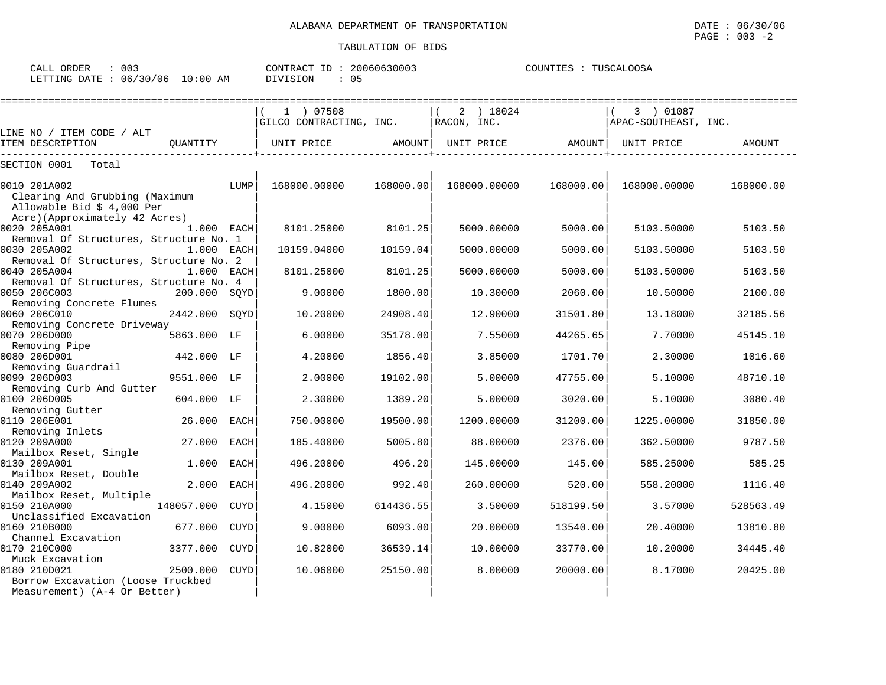ALABAMA DEPARTMENT OF TRANSPORTATION

DATE : 06/30/06
PAGE : 003 -2

TABULATION OF BIDS

CALL ORDER : 003 CONTRACT ID : 20060630003 COUNTIES : TUSCALOOSA
LETTING DATE : 06/30/06 10:00 AM DIVISION : 05

| LINE NO / ITEM CODE / ALT ITEM DESCRIPTION | QUANTITY | ( 1 ) 07508 GILCO CONTRACTING, INC. UNIT PRICE | AMOUNT | ( 2 ) 18024 RACON, INC. UNIT PRICE | AMOUNT | ( 3 ) 01087 APAC-SOUTHEAST, INC. UNIT PRICE | AMOUNT |
|---|---|---|---|---|---|---|---|
| SECTION 0001 Total | | | | | | | |
| 0010 201A002 Clearing And Grubbing (Maximum Allowable Bid $ 4,000 Per Acre)(Approximately 42 Acres) | LUMP | 168000.00000 | 168000.00 | 168000.00000 | 168000.00 | 168000.00000 | 168000.00 |
| 0020 205A001 Removal Of Structures, Structure No. 1 | 1.000 EACH | 8101.25000 | 8101.25 | 5000.00000 | 5000.00 | 5103.50000 | 5103.50 |
| 0030 205A002 Removal Of Structures, Structure No. 2 | 1.000 EACH | 10159.04000 | 10159.04 | 5000.00000 | 5000.00 | 5103.50000 | 5103.50 |
| 0040 205A004 Removal Of Structures, Structure No. 4 | 1.000 EACH | 8101.25000 | 8101.25 | 5000.00000 | 5000.00 | 5103.50000 | 5103.50 |
| 0050 206C003 Removing Concrete Flumes | 200.000 SQYD | 9.00000 | 1800.00 | 10.30000 | 2060.00 | 10.50000 | 2100.00 |
| 0060 206C010 Removing Concrete Driveway | 2442.000 SQYD | 10.20000 | 24908.40 | 12.90000 | 31501.80 | 13.18000 | 32185.56 |
| 0070 206D000 Removing Pipe | 5863.000 LF | 6.00000 | 35178.00 | 7.55000 | 44265.65 | 7.70000 | 45145.10 |
| 0080 206D001 Removing Guardrail | 442.000 LF | 4.20000 | 1856.40 | 3.85000 | 1701.70 | 2.30000 | 1016.60 |
| 0090 206D003 Removing Curb And Gutter | 9551.000 LF | 2.00000 | 19102.00 | 5.00000 | 47755.00 | 5.10000 | 48710.10 |
| 0100 206D005 Removing Gutter | 604.000 LF | 2.30000 | 1389.20 | 5.00000 | 3020.00 | 5.10000 | 3080.40 |
| 0110 206E001 Removing Inlets | 26.000 EACH | 750.00000 | 19500.00 | 1200.00000 | 31200.00 | 1225.00000 | 31850.00 |
| 0120 209A000 Mailbox Reset, Single | 27.000 EACH | 185.40000 | 5005.80 | 88.00000 | 2376.00 | 362.50000 | 9787.50 |
| 0130 209A001 Mailbox Reset, Double | 1.000 EACH | 496.20000 | 496.20 | 145.00000 | 145.00 | 585.25000 | 585.25 |
| 0140 209A002 Mailbox Reset, Multiple | 2.000 EACH | 496.20000 | 992.40 | 260.00000 | 520.00 | 558.20000 | 1116.40 |
| 0150 210A000 Unclassified Excavation | 148057.000 CUYD | 4.15000 | 614436.55 | 3.50000 | 518199.50 | 3.57000 | 528563.49 |
| 0160 210B000 Channel Excavation | 677.000 CUYD | 9.00000 | 6093.00 | 20.00000 | 13540.00 | 20.40000 | 13810.80 |
| 0170 210C000 Muck Excavation | 3377.000 CUYD | 10.82000 | 36539.14 | 10.00000 | 33770.00 | 10.20000 | 34445.40 |
| 0180 210D021 Borrow Excavation (Loose Truckbed Measurement) (A-4 Or Better) | 2500.000 CUYD | 10.06000 | 25150.00 | 8.00000 | 20000.00 | 8.17000 | 20425.00 |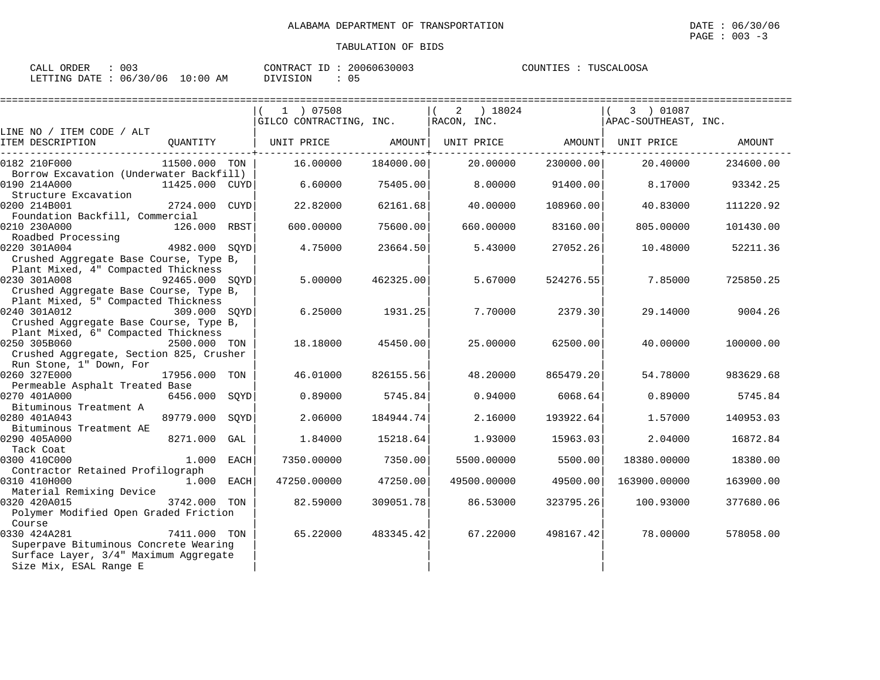ALABAMA DEPARTMENT OF TRANSPORTATION

TABULATION OF BIDS

CALL ORDER : 003 CONTRACT ID : 20060630003 COUNTIES : TUSCALOOSA
LETTING DATE : 06/30/06 10:00 AM DIVISION : 05

| LINE NO / ITEM CODE / ALT ITEM DESCRIPTION | QUANTITY | (1) 07508 GILCO CONTRACTING, INC. UNIT PRICE | AMOUNT | (2) 18024 RACON, INC. UNIT PRICE | AMOUNT | (3) 01087 APAC-SOUTHEAST, INC. UNIT PRICE | AMOUNT |
|---|---|---|---|---|---|---|---|
| 0182 210F000 Borrow Excavation (Underwater Backfill) | 11500.000 TON | 16.00000 | 184000.00 | 20.00000 | 230000.00 | 20.40000 | 234600.00 |
| 0190 214A000 Structure Excavation | 11425.000 CUYD | 6.60000 | 75405.00 | 8.00000 | 91400.00 | 8.17000 | 93342.25 |
| 0200 214B001 Foundation Backfill, Commercial | 2724.000 CUYD | 22.82000 | 62161.68 | 40.00000 | 108960.00 | 40.83000 | 111220.92 |
| 0210 230A000 Roadbed Processing | 126.000 RBST | 600.00000 | 75600.00 | 660.00000 | 83160.00 | 805.00000 | 101430.00 |
| 0220 301A004 Crushed Aggregate Base Course, Type B, Plant Mixed, 4" Compacted Thickness | 4982.000 SQYD | 4.75000 | 23664.50 | 5.43000 | 27052.26 | 10.48000 | 52211.36 |
| 0230 301A008 Crushed Aggregate Base Course, Type B, Plant Mixed, 5" Compacted Thickness | 92465.000 SQYD | 5.00000 | 462325.00 | 5.67000 | 524276.55 | 7.85000 | 725850.25 |
| 0240 301A012 Crushed Aggregate Base Course, Type B, Plant Mixed, 6" Compacted Thickness | 309.000 SQYD | 6.25000 | 1931.25 | 7.70000 | 2379.30 | 29.14000 | 9004.26 |
| 0250 305B060 Crushed Aggregate, Section 825, Crusher Run Stone, 1" Down, For | 2500.000 TON | 18.18000 | 45450.00 | 25.00000 | 62500.00 | 40.00000 | 100000.00 |
| 0260 327E000 Permeable Asphalt Treated Base | 17956.000 TON | 46.01000 | 826155.56 | 48.20000 | 865479.20 | 54.78000 | 983629.68 |
| 0270 401A000 Bituminous Treatment A | 6456.000 SQYD | 0.89000 | 5745.84 | 0.94000 | 6068.64 | 0.89000 | 5745.84 |
| 0280 401A043 Bituminous Treatment AE | 89779.000 SQYD | 2.06000 | 184944.74 | 2.16000 | 193922.64 | 1.57000 | 140953.03 |
| 0290 405A000 Tack Coat | 8271.000 GAL | 1.84000 | 15218.64 | 1.93000 | 15963.03 | 2.04000 | 16872.84 |
| 0300 410C000 Contractor Retained Profilograph | 1.000 EACH | 7350.00000 | 7350.00 | 5500.00000 | 5500.00 | 18380.00000 | 18380.00 |
| 0310 410H000 Material Remixing Device | 1.000 EACH | 47250.00000 | 47250.00 | 49500.00000 | 49500.00 | 163900.00000 | 163900.00 |
| 0320 420A015 Polymer Modified Open Graded Friction Course | 3742.000 TON | 82.59000 | 309051.78 | 86.53000 | 323795.26 | 100.93000 | 377680.06 |
| 0330 424A281 Superpave Bituminous Concrete Wearing Surface Layer, 3/4" Maximum Aggregate Size Mix, ESAL Range E | 7411.000 TON | 65.22000 | 483345.42 | 67.22000 | 498167.42 | 78.00000 | 578058.00 |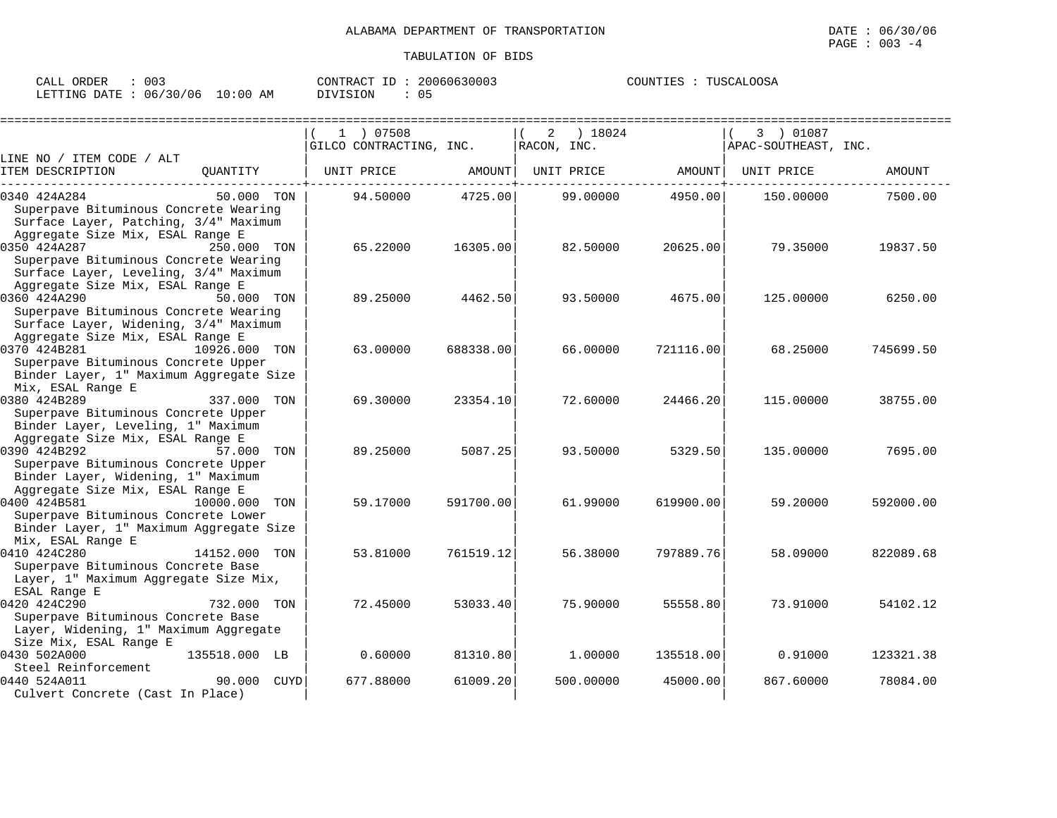ALABAMA DEPARTMENT OF TRANSPORTATION

TABULATION OF BIDS

CALL ORDER : 003
LETTING DATE : 06/30/06 10:00 AM

CONTRACT ID : 20060630003
DIVISION : 05

COUNTIES : TUSCALOOSA

DATE : 06/30/06

| LINE NO / ITEM CODE / ALT / ITEM DESCRIPTION | QUANTITY | (1) 07508 GILCO CONTRACTING, INC. UNIT PRICE | AMOUNT | (2) 18024 RACON, INC. UNIT PRICE | AMOUNT | (3) 01087 APAC-SOUTHEAST, INC. UNIT PRICE | AMOUNT |
|---|---|---|---|---|---|---|---|
| 0340 424A284 Superpave Bituminous Concrete Wearing Surface Layer, Patching, 3/4" Maximum Aggregate Size Mix, ESAL Range E | 50.000 TON | 94.50000 | 4725.00 | 99.00000 | 4950.00 | 150.00000 | 7500.00 |
| 0350 424A287 Superpave Bituminous Concrete Wearing Surface Layer, Leveling, 3/4" Maximum Aggregate Size Mix, ESAL Range E | 250.000 TON | 65.22000 | 16305.00 | 82.50000 | 20625.00 | 79.35000 | 19837.50 |
| 0360 424A290 Superpave Bituminous Concrete Wearing Surface Layer, Widening, 3/4" Maximum Aggregate Size Mix, ESAL Range E | 50.000 TON | 89.25000 | 4462.50 | 93.50000 | 4675.00 | 125.00000 | 6250.00 |
| 0370 424B281 Superpave Bituminous Concrete Upper Binder Layer, 1" Maximum Aggregate Size Mix, ESAL Range E | 10926.000 TON | 63.00000 | 688338.00 | 66.00000 | 721116.00 | 68.25000 | 745699.50 |
| 0380 424B289 Superpave Bituminous Concrete Upper Binder Layer, Leveling, 1" Maximum Aggregate Size Mix, ESAL Range E | 337.000 TON | 69.30000 | 23354.10 | 72.60000 | 24466.20 | 115.00000 | 38755.00 |
| 0390 424B292 Superpave Bituminous Concrete Upper Binder Layer, Widening, 1" Maximum Aggregate Size Mix, ESAL Range E | 57.000 TON | 89.25000 | 5087.25 | 93.50000 | 5329.50 | 135.00000 | 7695.00 |
| 0400 424B581 Superpave Bituminous Concrete Lower Binder Layer, 1" Maximum Aggregate Size Mix, ESAL Range E | 10000.000 TON | 59.17000 | 591700.00 | 61.99000 | 619900.00 | 59.20000 | 592000.00 |
| 0410 424C280 Superpave Bituminous Concrete Base Layer, 1" Maximum Aggregate Size Mix, ESAL Range E | 14152.000 TON | 53.81000 | 761519.12 | 56.38000 | 797889.76 | 58.09000 | 822089.68 |
| 0420 424C290 Superpave Bituminous Concrete Base Layer, Widening, 1" Maximum Aggregate Size Mix, ESAL Range E | 732.000 TON | 72.45000 | 53033.40 | 75.90000 | 55558.80 | 73.91000 | 54102.12 |
| 0430 502A000 Steel Reinforcement | 135518.000 LB | 0.60000 | 81310.80 | 1.00000 | 135518.00 | 0.91000 | 123321.38 |
| 0440 524A011 Culvert Concrete (Cast In Place) | 90.000 CUYD | 677.88000 | 61009.20 | 500.00000 | 45000.00 | 867.60000 | 78084.00 |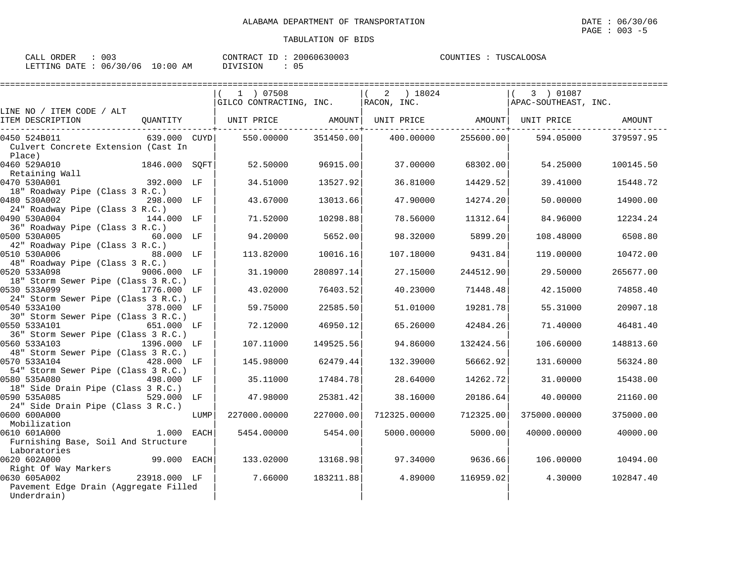ALABAMA DEPARTMENT OF TRANSPORTATION

TABULATION OF BIDS

CALL ORDER : 003 &nbsp;&nbsp;&nbsp;&nbsp; CONTRACT ID : 20060630003 &nbsp;&nbsp;&nbsp;&nbsp; COUNTIES : TUSCALOOSA
LETTING DATE : 06/30/06 10:00 AM &nbsp;&nbsp;&nbsp;&nbsp; DIVISION : 05

| LINE NO / ITEM CODE / ALT ITEM DESCRIPTION | QUANTITY | | ( 1 ) 07508 GILCO CONTRACTING, INC. UNIT PRICE | AMOUNT | ( 2 ) 18024 RACON, INC. UNIT PRICE | AMOUNT | ( 3 ) 01087 APAC-SOUTHEAST, INC. UNIT PRICE | AMOUNT |
|---|---|---|---|---|---|---|---|---|
| 0450 524B011 Culvert Concrete Extension (Cast In Place) | 639.000 | CUYD | 550.00000 | 351450.00 | 400.00000 | 255600.00 | 594.05000 | 379597.95 |
| 0460 529A010 Retaining Wall | 1846.000 | SQFT | 52.50000 | 96915.00 | 37.00000 | 68302.00 | 54.25000 | 100145.50 |
| 0470 530A001 18" Roadway Pipe (Class 3 R.C.) | 392.000 | LF | 34.51000 | 13527.92 | 36.81000 | 14429.52 | 39.41000 | 15448.72 |
| 0480 530A002 24" Roadway Pipe (Class 3 R.C.) | 298.000 | LF | 43.67000 | 13013.66 | 47.90000 | 14274.20 | 50.00000 | 14900.00 |
| 0490 530A004 36" Roadway Pipe (Class 3 R.C.) | 144.000 | LF | 71.52000 | 10298.88 | 78.56000 | 11312.64 | 84.96000 | 12234.24 |
| 0500 530A005 42" Roadway Pipe (Class 3 R.C.) | 60.000 | LF | 94.20000 | 5652.00 | 98.32000 | 5899.20 | 108.48000 | 6508.80 |
| 0510 530A006 48" Roadway Pipe (Class 3 R.C.) | 88.000 | LF | 113.82000 | 10016.16 | 107.18000 | 9431.84 | 119.00000 | 10472.00 |
| 0520 533A098 18" Storm Sewer Pipe (Class 3 R.C.) | 9006.000 | LF | 31.19000 | 280897.14 | 27.15000 | 244512.90 | 29.50000 | 265677.00 |
| 0530 533A099 24" Storm Sewer Pipe (Class 3 R.C.) | 1776.000 | LF | 43.02000 | 76403.52 | 40.23000 | 71448.48 | 42.15000 | 74858.40 |
| 0540 533A100 30" Storm Sewer Pipe (Class 3 R.C.) | 378.000 | LF | 59.75000 | 22585.50 | 51.01000 | 19281.78 | 55.31000 | 20907.18 |
| 0550 533A101 36" Storm Sewer Pipe (Class 3 R.C.) | 651.000 | LF | 72.12000 | 46950.12 | 65.26000 | 42484.26 | 71.40000 | 46481.40 |
| 0560 533A103 48" Storm Sewer Pipe (Class 3 R.C.) | 1396.000 | LF | 107.11000 | 149525.56 | 94.86000 | 132424.56 | 106.60000 | 148813.60 |
| 0570 533A104 54" Storm Sewer Pipe (Class 3 R.C.) | 428.000 | LF | 145.98000 | 62479.44 | 132.39000 | 56662.92 | 131.60000 | 56324.80 |
| 0580 535A080 18" Side Drain Pipe (Class 3 R.C.) | 498.000 | LF | 35.11000 | 17484.78 | 28.64000 | 14262.72 | 31.00000 | 15438.00 |
| 0590 535A085 24" Side Drain Pipe (Class 3 R.C.) | 529.000 | LF | 47.98000 | 25381.42 | 38.16000 | 20186.64 | 40.00000 | 21160.00 |
| 0600 600A000 Mobilization | | LUMP | 227000.00000 | 227000.00 | 712325.00000 | 712325.00 | 375000.00000 | 375000.00 |
| 0610 601A000 Furnishing Base, Soil And Structure Laboratories | 1.000 | EACH | 5454.00000 | 5454.00 | 5000.00000 | 5000.00 | 40000.00000 | 40000.00 |
| 0620 602A000 Right Of Way Markers | 99.000 | EACH | 133.02000 | 13168.98 | 97.34000 | 9636.66 | 106.00000 | 10494.00 |
| 0630 605A002 Pavement Edge Drain (Aggregate Filled Underdrain) | 23918.000 | LF | 7.66000 | 183211.88 | 4.89000 | 116959.02 | 4.30000 | 102847.40 |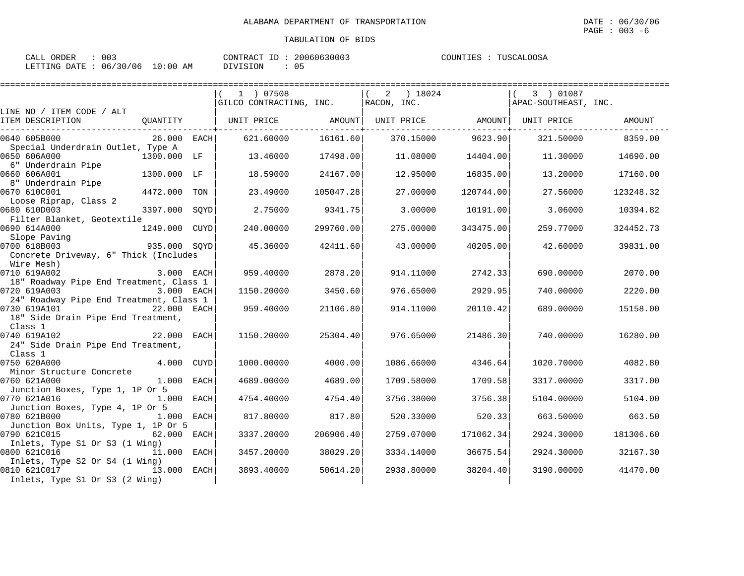ALABAMA DEPARTMENT OF TRANSPORTATION

TABULATION OF BIDS

CALL ORDER : 003 CONTRACT ID : 20060630003 COUNTIES : TUSCALOOSA
LETTING DATE : 06/30/06 10:00 AM DIVISION : 05

| LINE NO / ITEM CODE / ALT ITEM DESCRIPTION | QUANTITY | (1) 07508 GILCO CONTRACTING, INC. UNIT PRICE | AMOUNT | (2) 18024 RACON, INC. UNIT PRICE | AMOUNT | (3) 01087 APAC-SOUTHEAST, INC. UNIT PRICE | AMOUNT |
|---|---|---|---|---|---|---|---|
| 0640 605B000 Special Underdrain Outlet, Type A | 26.000 EACH | 621.60000 | 16161.60 | 370.15000 | 9623.90 | 321.50000 | 8359.00 |
| 0650 606A000 6" Underdrain Pipe | 1300.000 LF | 13.46000 | 17498.00 | 11.08000 | 14404.00 | 11.30000 | 14690.00 |
| 0660 606A001 8" Underdrain Pipe | 1300.000 LF | 18.59000 | 24167.00 | 12.95000 | 16835.00 | 13.20000 | 17160.00 |
| 0670 610C001 Loose Riprap, Class 2 | 4472.000 TON | 23.49000 | 105047.28 | 27.00000 | 120744.00 | 27.56000 | 123248.32 |
| 0680 610D003 Filter Blanket, Geotextile | 3397.000 SQYD | 2.75000 | 9341.75 | 3.00000 | 10191.00 | 3.06000 | 10394.82 |
| 0690 614A000 Slope Paving | 1249.000 CUYD | 240.00000 | 299760.00 | 275.00000 | 343475.00 | 259.77000 | 324452.73 |
| 0700 618B003 Concrete Driveway, 6" Thick (Includes Wire Mesh) | 935.000 SQYD | 45.36000 | 42411.60 | 43.00000 | 40205.00 | 42.60000 | 39831.00 |
| 0710 619A002 18" Roadway Pipe End Treatment, Class 1 | 3.000 EACH | 959.40000 | 2878.20 | 914.11000 | 2742.33 | 690.00000 | 2070.00 |
| 0720 619A003 24" Roadway Pipe End Treatment, Class 1 | 3.000 EACH | 1150.20000 | 3450.60 | 976.65000 | 2929.95 | 740.00000 | 2220.00 |
| 0730 619A101 18" Side Drain Pipe End Treatment, Class 1 | 22.000 EACH | 959.40000 | 21106.80 | 914.11000 | 20110.42 | 689.00000 | 15158.00 |
| 0740 619A102 24" Side Drain Pipe End Treatment, Class 1 | 22.000 EACH | 1150.20000 | 25304.40 | 976.65000 | 21486.30 | 740.00000 | 16280.00 |
| 0750 620A000 Minor Structure Concrete | 4.000 CUYD | 1000.00000 | 4000.00 | 1086.66000 | 4346.64 | 1020.70000 | 4082.80 |
| 0760 621A000 Junction Boxes, Type 1, 1P Or 5 | 1.000 EACH | 4689.00000 | 4689.00 | 1709.58000 | 1709.58 | 3317.00000 | 3317.00 |
| 0770 621A016 Junction Boxes, Type 4, 1P Or 5 | 1.000 EACH | 4754.40000 | 4754.40 | 3756.38000 | 3756.38 | 5104.00000 | 5104.00 |
| 0780 621B000 Junction Box Units, Type 1, 1P Or 5 | 1.000 EACH | 817.80000 | 817.80 | 520.33000 | 520.33 | 663.50000 | 663.50 |
| 0790 621C015 Inlets, Type S1 Or S3 (1 Wing) | 62.000 EACH | 3337.20000 | 206906.40 | 2759.07000 | 171062.34 | 2924.30000 | 181306.60 |
| 0800 621C016 Inlets, Type S2 Or S4 (1 Wing) | 11.000 EACH | 3457.20000 | 38029.20 | 3334.14000 | 36675.54 | 2924.30000 | 32167.30 |
| 0810 621C017 Inlets, Type S1 Or S3 (2 Wing) | 13.000 EACH | 3893.40000 | 50614.20 | 2938.80000 | 38204.40 | 3190.00000 | 41470.00 |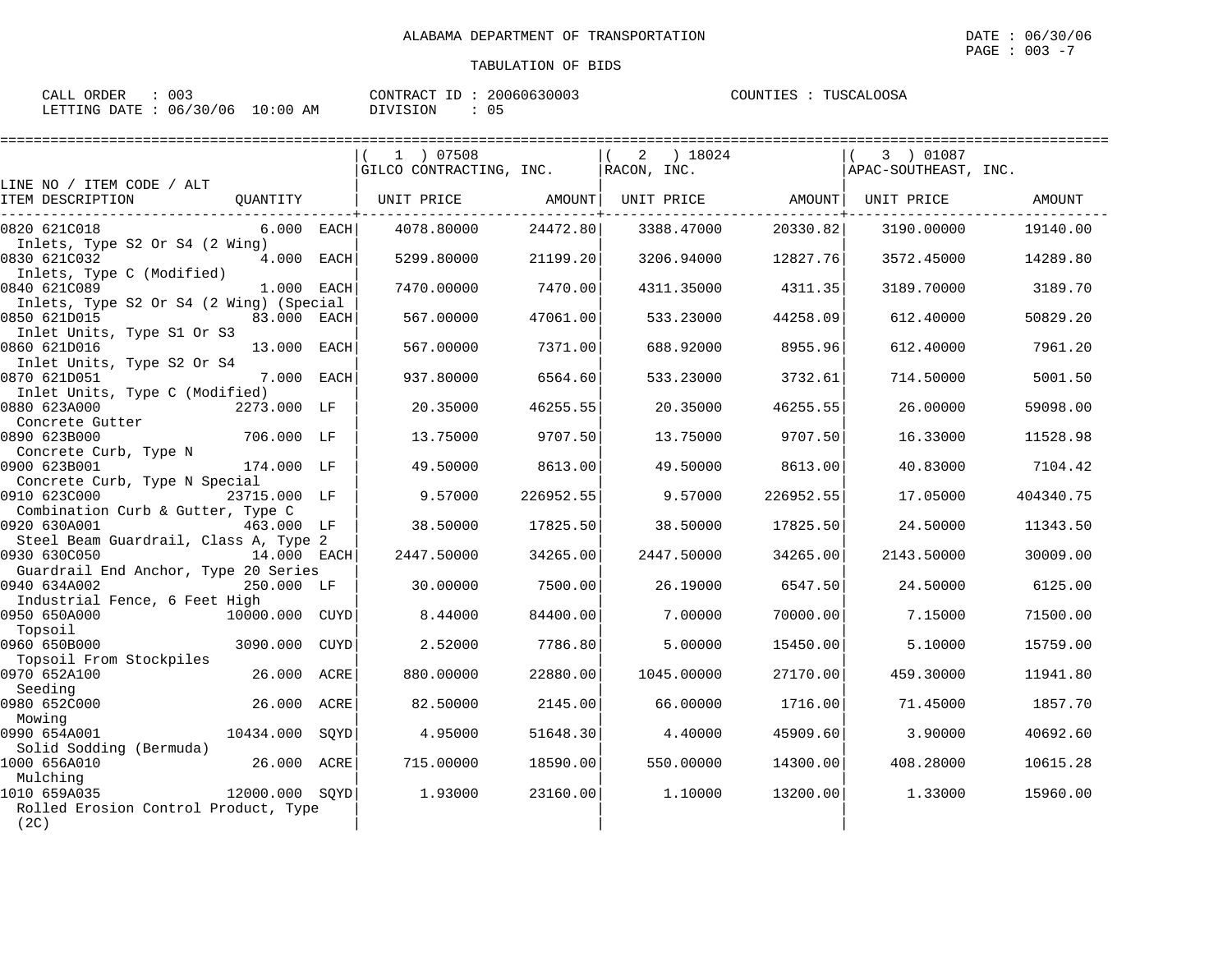ALABAMA DEPARTMENT OF TRANSPORTATION

TABULATION OF BIDS

CALL ORDER : 003  
LETTING DATE : 06/30/06 10:00 AM

CONTRACT ID : 20060630003  
DIVISION : 05

COUNTIES : TUSCALOOSA

DATE : 06/30/06

| LINE NO / ITEM CODE / ALT ITEM DESCRIPTION | QUANTITY | | (1) 07508 GILCO CONTRACTING, INC. UNIT PRICE | AMOUNT | (2) 18024 RACON, INC. UNIT PRICE | AMOUNT | (3) 01087 APAC-SOUTHEAST, INC. UNIT PRICE | AMOUNT |
|---|---|---|---|---|---|---|---|---|
| 0820 621C018 Inlets, Type S2 Or S4 (2 Wing) | 6.000 | EACH | 4078.80000 | 24472.80 | 3388.47000 | 20330.82 | 3190.00000 | 19140.00 |
| 0830 621C032 Inlets, Type C (Modified) | 4.000 | EACH | 5299.80000 | 21199.20 | 3206.94000 | 12827.76 | 3572.45000 | 14289.80 |
| 0840 621C089 Inlets, Type S2 Or S4 (2 Wing) (Special | 1.000 | EACH | 7470.00000 | 7470.00 | 4311.35000 | 4311.35 | 3189.70000 | 3189.70 |
| 0850 621D015 Inlet Units, Type S1 Or S3 | 83.000 | EACH | 567.00000 | 47061.00 | 533.23000 | 44258.09 | 612.40000 | 50829.20 |
| 0860 621D016 Inlet Units, Type S2 Or S4 | 13.000 | EACH | 567.00000 | 7371.00 | 688.92000 | 8955.96 | 612.40000 | 7961.20 |
| 0870 621D051 Inlet Units, Type C (Modified) | 7.000 | EACH | 937.80000 | 6564.60 | 533.23000 | 3732.61 | 714.50000 | 5001.50 |
| 0880 623A000 Concrete Gutter | 2273.000 | LF | 20.35000 | 46255.55 | 20.35000 | 46255.55 | 26.00000 | 59098.00 |
| 0890 623B000 Concrete Curb, Type N | 706.000 | LF | 13.75000 | 9707.50 | 13.75000 | 9707.50 | 16.33000 | 11528.98 |
| 0900 623B001 Concrete Curb, Type N Special | 174.000 | LF | 49.50000 | 8613.00 | 49.50000 | 8613.00 | 40.83000 | 7104.42 |
| 0910 623C000 Combination Curb & Gutter, Type C | 23715.000 | LF | 9.57000 | 226952.55 | 9.57000 | 226952.55 | 17.05000 | 404340.75 |
| 0920 630A001 Steel Beam Guardrail, Class A, Type 2 | 463.000 | LF | 38.50000 | 17825.50 | 38.50000 | 17825.50 | 24.50000 | 11343.50 |
| 0930 630C050 Guardrail End Anchor, Type 20 Series | 14.000 | EACH | 2447.50000 | 34265.00 | 2447.50000 | 34265.00 | 2143.50000 | 30009.00 |
| 0940 634A002 Industrial Fence, 6 Feet High | 250.000 | LF | 30.00000 | 7500.00 | 26.19000 | 6547.50 | 24.50000 | 6125.00 |
| 0950 650A000 Topsoil | 10000.000 | CUYD | 8.44000 | 84400.00 | 7.00000 | 70000.00 | 7.15000 | 71500.00 |
| 0960 650B000 Topsoil From Stockpiles | 3090.000 | CUYD | 2.52000 | 7786.80 | 5.00000 | 15450.00 | 5.10000 | 15759.00 |
| 0970 652A100 Seeding | 26.000 | ACRE | 880.00000 | 22880.00 | 1045.00000 | 27170.00 | 459.30000 | 11941.80 |
| 0980 652C000 Mowing | 26.000 | ACRE | 82.50000 | 2145.00 | 66.00000 | 1716.00 | 71.45000 | 1857.70 |
| 0990 654A001 Solid Sodding (Bermuda) | 10434.000 | SQYD | 4.95000 | 51648.30 | 4.40000 | 45909.60 | 3.90000 | 40692.60 |
| 1000 656A010 Mulching | 26.000 | ACRE | 715.00000 | 18590.00 | 550.00000 | 14300.00 | 408.28000 | 10615.28 |
| 1010 659A035 Rolled Erosion Control Product, Type (2C) | 12000.000 | SQYD | 1.93000 | 23160.00 | 1.10000 | 13200.00 | 1.33000 | 15960.00 |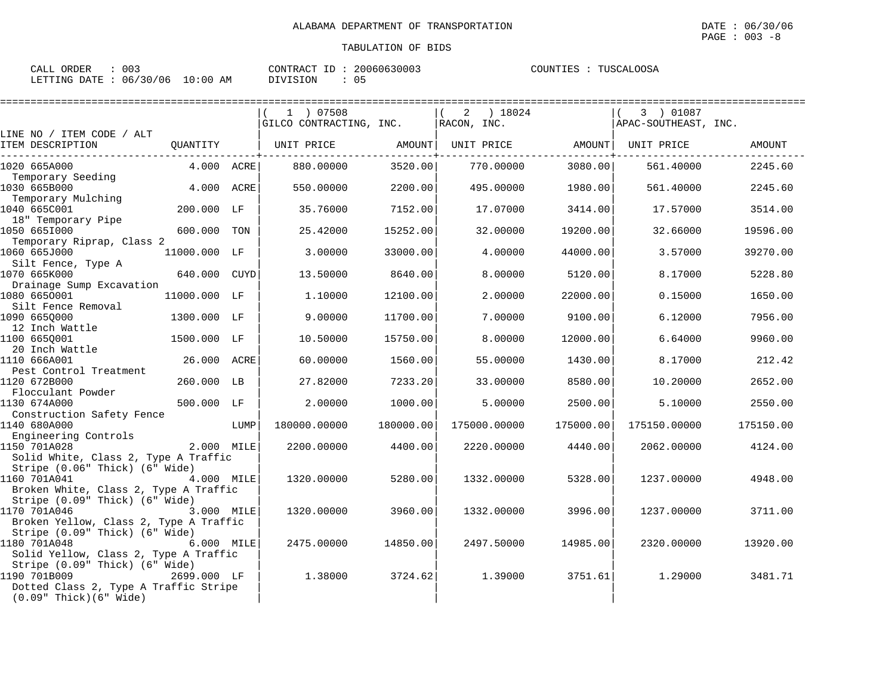ALABAMA DEPARTMENT OF TRANSPORTATION

TABULATION OF BIDS

DATE : 06/30/06

CALL ORDER : 003 | CONTRACT ID : 20060630003 | COUNTIES : TUSCALOOSA

LETTING DATE : 06/30/06 10:00 AM | DIVISION : 05

| LINE NO / ITEM CODE / ALT ITEM DESCRIPTION | QUANTITY | | ( 1 ) 07508 GILCO CONTRACTING, INC. UNIT PRICE | AMOUNT | ( 2 ) 18024 RACON, INC. UNIT PRICE | AMOUNT | ( 3 ) 01087 APAC-SOUTHEAST, INC. UNIT PRICE | AMOUNT |
|---|---|---|---|---|---|---|---|---|
| 1020 665A000 Temporary Seeding | 4.000 | ACRE | 880.00000 | 3520.00 | 770.00000 | 3080.00 | 561.40000 | 2245.60 |
| 1030 665B000 Temporary Mulching | 4.000 | ACRE | 550.00000 | 2200.00 | 495.00000 | 1980.00 | 561.40000 | 2245.60 |
| 1040 665C001 18" Temporary Pipe | 200.000 | LF | 35.76000 | 7152.00 | 17.07000 | 3414.00 | 17.57000 | 3514.00 |
| 1050 665I000 Temporary Riprap, Class 2 | 600.000 | TON | 25.42000 | 15252.00 | 32.00000 | 19200.00 | 32.66000 | 19596.00 |
| 1060 665J000 Silt Fence, Type A | 11000.000 | LF | 3.00000 | 33000.00 | 4.00000 | 44000.00 | 3.57000 | 39270.00 |
| 1070 665K000 Drainage Sump Excavation | 640.000 | CUYD | 13.50000 | 8640.00 | 8.00000 | 5120.00 | 8.17000 | 5228.80 |
| 1080 665O001 Silt Fence Removal | 11000.000 | LF | 1.10000 | 12100.00 | 2.00000 | 22000.00 | 0.15000 | 1650.00 |
| 1090 665Q000 12 Inch Wattle | 1300.000 | LF | 9.00000 | 11700.00 | 7.00000 | 9100.00 | 6.12000 | 7956.00 |
| 1100 665Q001 20 Inch Wattle | 1500.000 | LF | 10.50000 | 15750.00 | 8.00000 | 12000.00 | 6.64000 | 9960.00 |
| 1110 666A001 Pest Control Treatment | 26.000 | ACRE | 60.00000 | 1560.00 | 55.00000 | 1430.00 | 8.17000 | 212.42 |
| 1120 672B000 Flocculant Powder | 260.000 | LB | 27.82000 | 7233.20 | 33.00000 | 8580.00 | 10.20000 | 2652.00 |
| 1130 674A000 Construction Safety Fence | 500.000 | LF | 2.00000 | 1000.00 | 5.00000 | 2500.00 | 5.10000 | 2550.00 |
| 1140 680A000 Engineering Controls | | LUMP | 180000.00000 | 180000.00 | 175000.00000 | 175000.00 | 175150.00000 | 175150.00 |
| 1150 701A028 Solid White, Class 2, Type A Traffic Stripe (0.06" Thick) (6" Wide) | 2.000 | MILE | 2200.00000 | 4400.00 | 2220.00000 | 4440.00 | 2062.00000 | 4124.00 |
| 1160 701A041 Broken White, Class 2, Type A Traffic Stripe (0.09" Thick) (6" Wide) | 4.000 | MILE | 1320.00000 | 5280.00 | 1332.00000 | 5328.00 | 1237.00000 | 4948.00 |
| 1170 701A046 Broken Yellow, Class 2, Type A Traffic Stripe (0.09" Thick) (6" Wide) | 3.000 | MILE | 1320.00000 | 3960.00 | 1332.00000 | 3996.00 | 1237.00000 | 3711.00 |
| 1180 701A048 Solid Yellow, Class 2, Type A Traffic Stripe (0.09" Thick) (6" Wide) | 6.000 | MILE | 2475.00000 | 14850.00 | 2497.50000 | 14985.00 | 2320.00000 | 13920.00 |
| 1190 701B009 Dotted Class 2, Type A Traffic Stripe (0.09" Thick)(6" Wide) | 2699.000 | LF | 1.38000 | 3724.62 | 1.39000 | 3751.61 | 1.29000 | 3481.71 |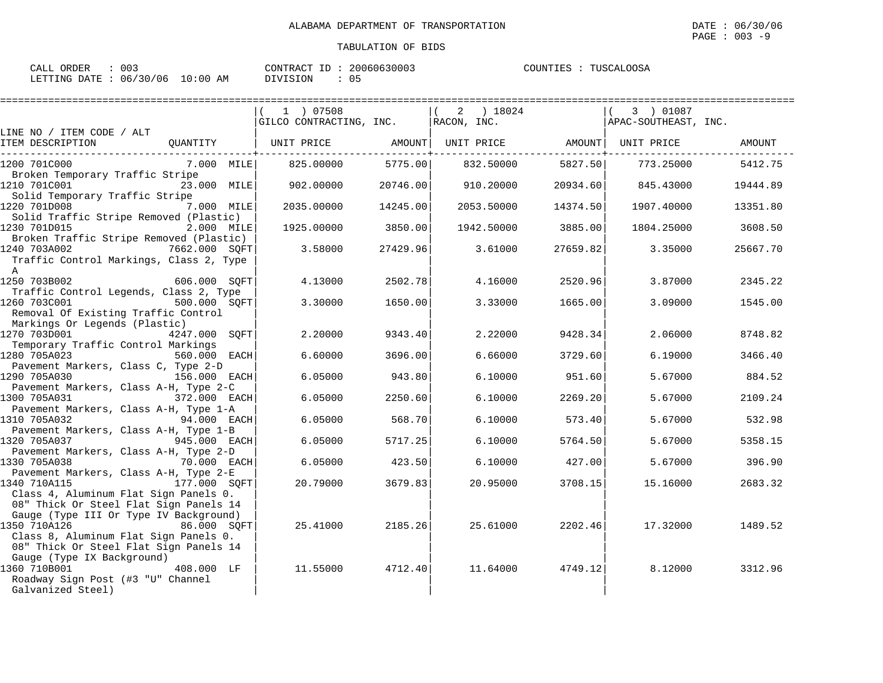ALABAMA DEPARTMENT OF TRANSPORTATION

DATE : 06/30/06

TABULATION OF BIDS

CALL ORDER : 003 CONTRACT ID : 20060630003 COUNTIES : TUSCALOOSA
LETTING DATE : 06/30/06 10:00 AM DIVISION : 05

| LINE NO / ITEM CODE / ALT ITEM DESCRIPTION | QUANTITY | ( 1 ) 07508 GILCO CONTRACTING, INC. UNIT PRICE | AMOUNT | ( 2 ) 18024 RACON, INC. UNIT PRICE | AMOUNT | ( 3 ) 01087 APAC-SOUTHEAST, INC. UNIT PRICE | AMOUNT |
|---|---|---|---|---|---|---|---|
| 1200 701C000 Broken Temporary Traffic Stripe | 7.000 MILE | 825.00000 | 5775.00 | 832.50000 | 5827.50 | 773.25000 | 5412.75 |
| 1210 701C001 Solid Temporary Traffic Stripe | 23.000 MILE | 902.00000 | 20746.00 | 910.20000 | 20934.60 | 845.43000 | 19444.89 |
| 1220 701D008 Solid Traffic Stripe Removed (Plastic) | 7.000 MILE | 2035.00000 | 14245.00 | 2053.50000 | 14374.50 | 1907.40000 | 13351.80 |
| 1230 701D015 Broken Traffic Stripe Removed (Plastic) | 2.000 MILE | 1925.00000 | 3850.00 | 1942.50000 | 3885.00 | 1804.25000 | 3608.50 |
| 1240 703A002 Traffic Control Markings, Class 2, Type A | 7662.000 SQFT | 3.58000 | 27429.96 | 3.61000 | 27659.82 | 3.35000 | 25667.70 |
| 1250 703B002 Traffic Control Legends, Class 2, Type | 606.000 SQFT | 4.13000 | 2502.78 | 4.16000 | 2520.96 | 3.87000 | 2345.22 |
| 1260 703C001 Removal Of Existing Traffic Control Markings Or Legends (Plastic) | 500.000 SQFT | 3.30000 | 1650.00 | 3.33000 | 1665.00 | 3.09000 | 1545.00 |
| 1270 703D001 Temporary Traffic Control Markings | 4247.000 SQFT | 2.20000 | 9343.40 | 2.22000 | 9428.34 | 2.06000 | 8748.82 |
| 1280 705A023 Pavement Markers, Class C, Type 2-D | 560.000 EACH | 6.60000 | 3696.00 | 6.66000 | 3729.60 | 6.19000 | 3466.40 |
| 1290 705A030 Pavement Markers, Class A-H, Type 2-C | 156.000 EACH | 6.05000 | 943.80 | 6.10000 | 951.60 | 5.67000 | 884.52 |
| 1300 705A031 Pavement Markers, Class A-H, Type 1-A | 372.000 EACH | 6.05000 | 2250.60 | 6.10000 | 2269.20 | 5.67000 | 2109.24 |
| 1310 705A032 Pavement Markers, Class A-H, Type 1-B | 94.000 EACH | 6.05000 | 568.70 | 6.10000 | 573.40 | 5.67000 | 532.98 |
| 1320 705A037 Pavement Markers, Class A-H, Type 2-D | 945.000 EACH | 6.05000 | 5717.25 | 6.10000 | 5764.50 | 5.67000 | 5358.15 |
| 1330 705A038 Pavement Markers, Class A-H, Type 2-E | 70.000 EACH | 6.05000 | 423.50 | 6.10000 | 427.00 | 5.67000 | 396.90 |
| 1340 710A115 Class 4, Aluminum Flat Sign Panels 0. 08" Thick Or Steel Flat Sign Panels 14 Gauge (Type III Or Type IV Background) | 177.000 SQFT | 20.79000 | 3679.83 | 20.95000 | 3708.15 | 15.16000 | 2683.32 |
| 1350 710A126 Class 8, Aluminum Flat Sign Panels 0. 08" Thick Or Steel Flat Sign Panels 14 Gauge (Type IX Background) | 86.000 SQFT | 25.41000 | 2185.26 | 25.61000 | 2202.46 | 17.32000 | 1489.52 |
| 1360 710B001 Roadway Sign Post (#3 "U" Channel Galvanized Steel) | 408.000 LF | 11.55000 | 4712.40 | 11.64000 | 4749.12 | 8.12000 | 3312.96 |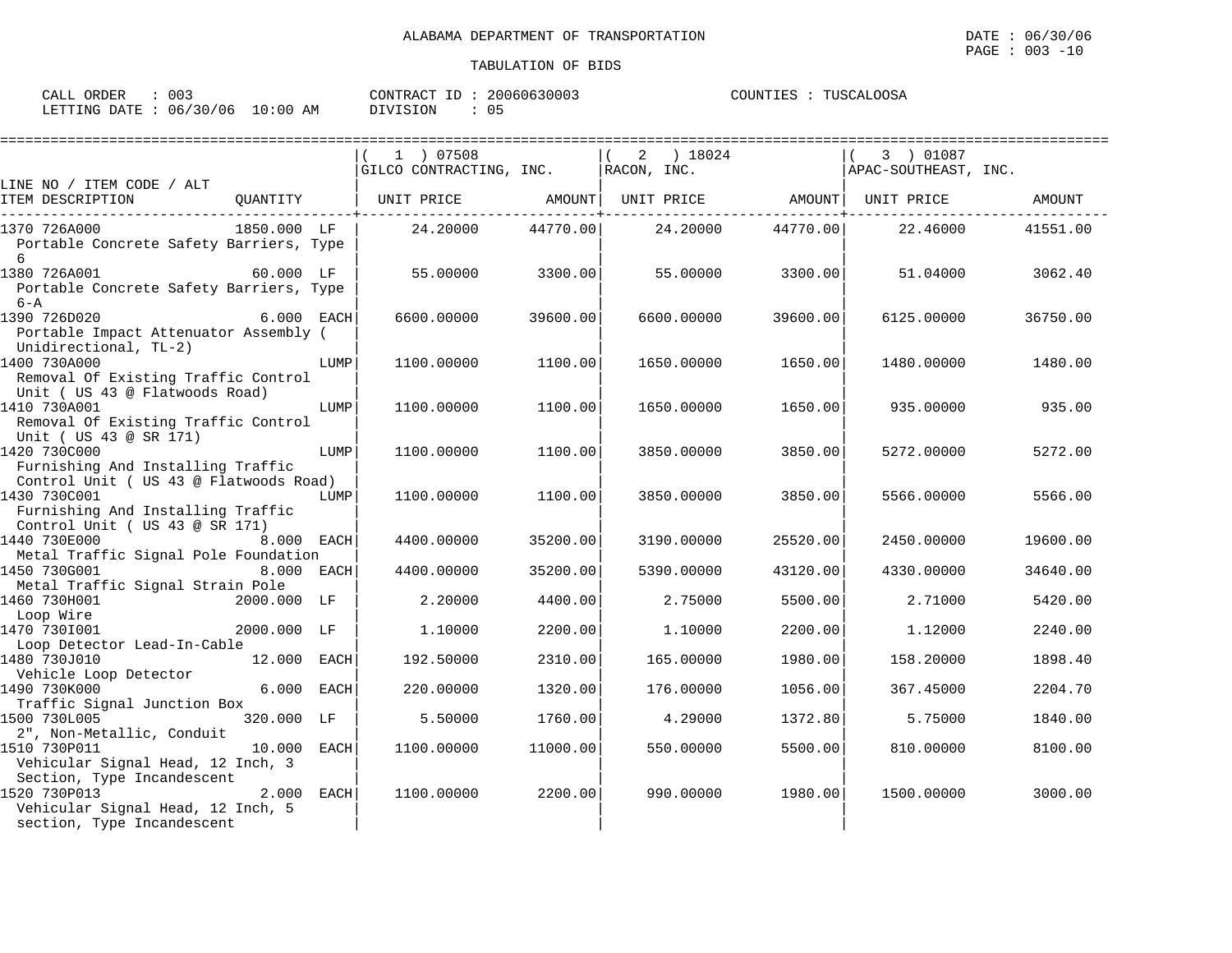ALABAMA DEPARTMENT OF TRANSPORTATION

DATE : 06/30/06

TABULATION OF BIDS

CALL ORDER : 003 | CONTRACT ID : 20060630003 | COUNTIES : TUSCALOOSA
LETTING DATE : 06/30/06 10:00 AM | DIVISION : 05

| LINE NO / ITEM CODE / ALT<br>ITEM DESCRIPTION | QUANTITY | ( 1 ) 07508 GILCO CONTRACTING, INC.<br>UNIT PRICE | AMOUNT | ( 2 ) 18024 RACON, INC.<br>UNIT PRICE | AMOUNT | ( 3 ) 01087 APAC-SOUTHEAST, INC.<br>UNIT PRICE | AMOUNT |
|---|---|---|---|---|---|---|---|
| 1370 726A000<br>Portable Concrete Safety Barriers, Type 6 | 1850.000 LF | 24.20000 | 44770.00 | 24.20000 | 44770.00 | 22.46000 | 41551.00 |
| 1380 726A001<br>Portable Concrete Safety Barriers, Type 6-A | 60.000 LF | 55.00000 | 3300.00 | 55.00000 | 3300.00 | 51.04000 | 3062.40 |
| 1390 726D020<br>Portable Impact Attenuator Assembly ( Unidirectional, TL-2) | 6.000 EACH | 6600.00000 | 39600.00 | 6600.00000 | 39600.00 | 6125.00000 | 36750.00 |
| 1400 730A000<br>Removal Of Existing Traffic Control Unit ( US 43 @ Flatwoods Road) | LUMP | 1100.00000 | 1100.00 | 1650.00000 | 1650.00 | 1480.00000 | 1480.00 |
| 1410 730A001<br>Removal Of Existing Traffic Control Unit ( US 43 @ SR 171) | LUMP | 1100.00000 | 1100.00 | 1650.00000 | 1650.00 | 935.00000 | 935.00 |
| 1420 730C000<br>Furnishing And Installing Traffic Control Unit ( US 43 @ Flatwoods Road) | LUMP | 1100.00000 | 1100.00 | 3850.00000 | 3850.00 | 5272.00000 | 5272.00 |
| 1430 730C001<br>Furnishing And Installing Traffic Control Unit ( US 43 @ SR 171) | LUMP | 1100.00000 | 1100.00 | 3850.00000 | 3850.00 | 5566.00000 | 5566.00 |
| 1440 730E000<br>Metal Traffic Signal Pole Foundation | 8.000 EACH | 4400.00000 | 35200.00 | 3190.00000 | 25520.00 | 2450.00000 | 19600.00 |
| 1450 730G001<br>Metal Traffic Signal Strain Pole | 8.000 EACH | 4400.00000 | 35200.00 | 5390.00000 | 43120.00 | 4330.00000 | 34640.00 |
| 1460 730H001<br>Loop Wire | 2000.000 LF | 2.20000 | 4400.00 | 2.75000 | 5500.00 | 2.71000 | 5420.00 |
| 1470 730I001<br>Loop Detector Lead-In-Cable | 2000.000 LF | 1.10000 | 2200.00 | 1.10000 | 2200.00 | 1.12000 | 2240.00 |
| 1480 730J010<br>Vehicle Loop Detector | 12.000 EACH | 192.50000 | 2310.00 | 165.00000 | 1980.00 | 158.20000 | 1898.40 |
| 1490 730K000<br>Traffic Signal Junction Box | 6.000 EACH | 220.00000 | 1320.00 | 176.00000 | 1056.00 | 367.45000 | 2204.70 |
| 1500 730L005<br>2", Non-Metallic, Conduit | 320.000 LF | 5.50000 | 1760.00 | 4.29000 | 1372.80 | 5.75000 | 1840.00 |
| 1510 730P011<br>Vehicular Signal Head, 12 Inch, 3 Section, Type Incandescent | 10.000 EACH | 1100.00000 | 11000.00 | 550.00000 | 5500.00 | 810.00000 | 8100.00 |
| 1520 730P013<br>Vehicular Signal Head, 12 Inch, 5 section, Type Incandescent | 2.000 EACH | 1100.00000 | 2200.00 | 990.00000 | 1980.00 | 1500.00000 | 3000.00 |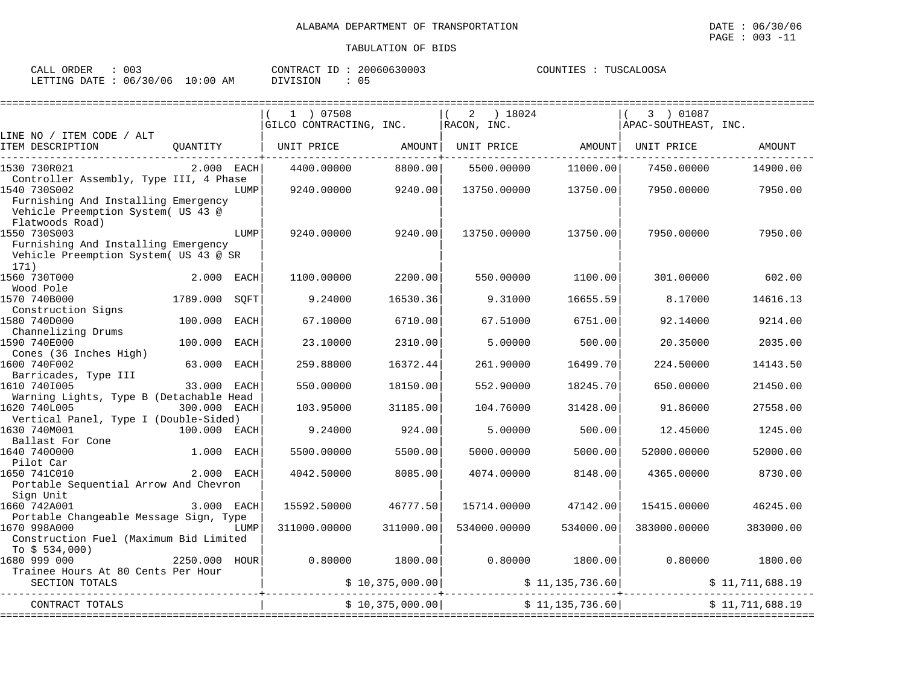# ALABAMA DEPARTMENT OF TRANSPORTATION

DATE : 06/30/06

PAGE : 003 -11

## TABULATION OF BIDS

CALL ORDER : 003　　CONTRACT ID : 20060630003　　COUNTIES : TUSCALOOSA

LETTING DATE : 06/30/06 10:00 AM　　DIVISION : 05

| LINE NO / ITEM CODE / ALT ITEM DESCRIPTION | QUANTITY | (1) 07508 GILCO CONTRACTING, INC. UNIT PRICE | AMOUNT | (2) 18024 RACON, INC. UNIT PRICE | AMOUNT | (3) 01087 APAC-SOUTHEAST, INC. UNIT PRICE | AMOUNT |
|---|---|---|---|---|---|---|---|
| 1530 730R021 Controller Assembly, Type III, 4 Phase | 2.000 EACH | 4400.00000 | 8800.00 | 5500.00000 | 11000.00 | 7450.00000 | 14900.00 |
| 1540 730S002 Furnishing And Installing Emergency Vehicle Preemption System( US 43 @ Flatwoods Road) | LUMP | 9240.00000 | 9240.00 | 13750.00000 | 13750.00 | 7950.00000 | 7950.00 |
| 1550 730S003 Furnishing And Installing Emergency Vehicle Preemption System( US 43 @ SR 171) | LUMP | 9240.00000 | 9240.00 | 13750.00000 | 13750.00 | 7950.00000 | 7950.00 |
| 1560 730T000 Wood Pole | 2.000 EACH | 1100.00000 | 2200.00 | 550.00000 | 1100.00 | 301.00000 | 602.00 |
| 1570 740B000 Construction Signs | 1789.000 SQFT | 9.24000 | 16530.36 | 9.31000 | 16655.59 | 8.17000 | 14616.13 |
| 1580 740D000 Channelizing Drums | 100.000 EACH | 67.10000 | 6710.00 | 67.51000 | 6751.00 | 92.14000 | 9214.00 |
| 1590 740E000 Cones (36 Inches High) | 100.000 EACH | 23.10000 | 2310.00 | 5.00000 | 500.00 | 20.35000 | 2035.00 |
| 1600 740F002 Barricades, Type III | 63.000 EACH | 259.88000 | 16372.44 | 261.90000 | 16499.70 | 224.50000 | 14143.50 |
| 1610 740I005 Warning Lights, Type B (Detachable Head | 33.000 EACH | 550.00000 | 18150.00 | 552.90000 | 18245.70 | 650.00000 | 21450.00 |
| 1620 740L005 Vertical Panel, Type I (Double-Sided) | 300.000 EACH | 103.95000 | 31185.00 | 104.76000 | 31428.00 | 91.86000 | 27558.00 |
| 1630 740M001 Ballast For Cone | 100.000 EACH | 9.24000 | 924.00 | 5.00000 | 500.00 | 12.45000 | 1245.00 |
| 1640 740O000 Pilot Car | 1.000 EACH | 5500.00000 | 5500.00 | 5000.00000 | 5000.00 | 52000.00000 | 52000.00 |
| 1650 741C010 Portable Sequential Arrow And Chevron Sign Unit | 2.000 EACH | 4042.50000 | 8085.00 | 4074.00000 | 8148.00 | 4365.00000 | 8730.00 |
| 1660 742A001 Portable Changeable Message Sign, Type | 3.000 EACH | 15592.50000 | 46777.50 | 15714.00000 | 47142.00 | 15415.00000 | 46245.00 |
| 1670 998A000 Construction Fuel (Maximum Bid Limited To $ 534,000) | LUMP | 311000.00000 | 311000.00 | 534000.00000 | 534000.00 | 383000.00000 | 383000.00 |
| 1680 999 000 Trainee Hours At 80 Cents Per Hour | 2250.000 HOUR | 0.80000 | 1800.00 | 0.80000 | 1800.00 | 0.80000 | 1800.00 |
| SECTION TOTALS | | | $ 10,375,000.00 | | $ 11,135,736.60 | | $ 11,711,688.19 |
| CONTRACT TOTALS | | | $ 10,375,000.00 | | $ 11,135,736.60 | | $ 11,711,688.19 |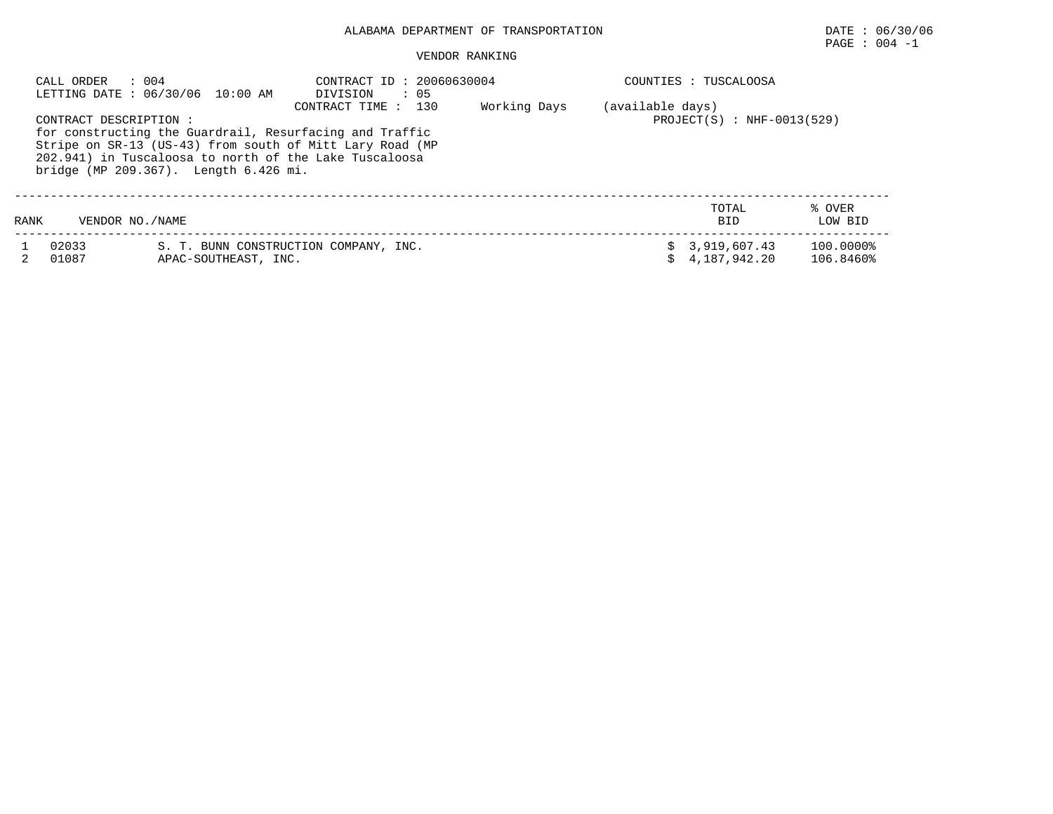ALABAMA DEPARTMENT OF TRANSPORTATION

DATE : 06/30/06

PAGE : 004 -1

VENDOR RANKING

CALL ORDER : 004
LETTING DATE : 06/30/06 10:00 AM

CONTRACT ID : 20060630004
DIVISION : 05
CONTRACT TIME : 130 Working Days (available days)

COUNTIES : TUSCALOOSA

PROJECT(S) : NHF-0013(529)

CONTRACT DESCRIPTION :
for constructing the Guardrail, Resurfacing and Traffic Stripe on SR-13 (US-43) from south of Mitt Lary Road (MP 202.941) in Tuscaloosa to north of the Lake Tuscaloosa bridge (MP 209.367). Length 6.426 mi.

| RANK | VENDOR NO./NAME | | TOTAL BID | % OVER LOW BID |
|---|---|---|---|---|
| 1 | 02033 | S. T. BUNN CONSTRUCTION COMPANY, INC. | $ 3,919,607.43 | 100.0000% |
| 2 | 01087 | APAC-SOUTHEAST, INC. | $ 4,187,942.20 | 106.8460% |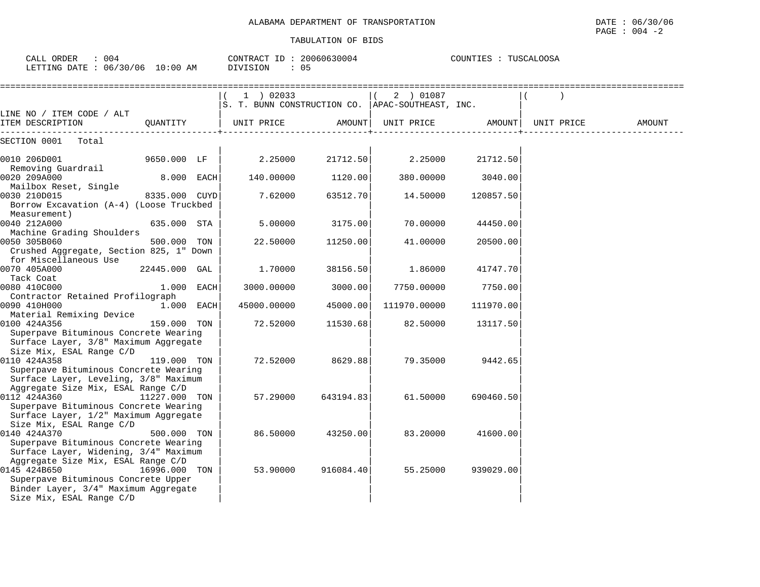ALABAMA DEPARTMENT OF TRANSPORTATION

TABULATION OF BIDS

CALL ORDER : 004
LETTING DATE : 06/30/06 10:00 AM

CONTRACT ID : 20060630004
DIVISION : 05

COUNTIES : TUSCALOOSA

| LINE NO / ITEM CODE / ALT<br>ITEM DESCRIPTION | QUANTITY | ( 1 ) 02033<br>S. T. BUNN CONSTRUCTION CO.<br>UNIT PRICE | AMOUNT | ( 2 ) 01087<br>APAC-SOUTHEAST, INC.<br>UNIT PRICE | AMOUNT | ( )<br>UNIT PRICE | AMOUNT |
|---|---|---|---|---|---|---|---|
| SECTION 0001 Total | | | | | | | |
| 0010 206D001<br>Removing Guardrail | 9650.000 LF | 2.25000 | 21712.50 | 2.25000 | 21712.50 | | |
| 0020 209A000<br>Mailbox Reset, Single | 8.000 EACH | 140.00000 | 1120.00 | 380.00000 | 3040.00 | | |
| 0030 210D015<br>Borrow Excavation (A-4) (Loose Truckbed Measurement) | 8335.000 CUYD | 7.62000 | 63512.70 | 14.50000 | 120857.50 | | |
| 0040 212A000<br>Machine Grading Shoulders | 635.000 STA | 5.00000 | 3175.00 | 70.00000 | 44450.00 | | |
| 0050 305B060<br>Crushed Aggregate, Section 825, 1" Down for Miscellaneous Use | 500.000 TON | 22.50000 | 11250.00 | 41.00000 | 20500.00 | | |
| 0070 405A000<br>Tack Coat | 22445.000 GAL | 1.70000 | 38156.50 | 1.86000 | 41747.70 | | |
| 0080 410C000<br>Contractor Retained Profilograph | 1.000 EACH | 3000.00000 | 3000.00 | 7750.00000 | 7750.00 | | |
| 0090 410H000<br>Material Remixing Device | 1.000 EACH | 45000.00000 | 45000.00 | 111970.00000 | 111970.00 | | |
| 0100 424A356<br>Superpave Bituminous Concrete Wearing Surface Layer, 3/8" Maximum Aggregate Size Mix, ESAL Range C/D | 159.000 TON | 72.52000 | 11530.68 | 82.50000 | 13117.50 | | |
| 0110 424A358<br>Superpave Bituminous Concrete Wearing Surface Layer, Leveling, 3/8" Maximum Aggregate Size Mix, ESAL Range C/D | 119.000 TON | 72.52000 | 8629.88 | 79.35000 | 9442.65 | | |
| 0112 424A360<br>Superpave Bituminous Concrete Wearing Surface Layer, 1/2" Maximum Aggregate Size Mix, ESAL Range C/D | 11227.000 TON | 57.29000 | 643194.83 | 61.50000 | 690460.50 | | |
| 0140 424A370<br>Superpave Bituminous Concrete Wearing Surface Layer, Widening, 3/4" Maximum Aggregate Size Mix, ESAL Range C/D | 500.000 TON | 86.50000 | 43250.00 | 83.20000 | 41600.00 | | |
| 0145 424B650<br>Superpave Bituminous Concrete Upper Binder Layer, 3/4" Maximum Aggregate Size Mix, ESAL Range C/D | 16996.000 TON | 53.90000 | 916084.40 | 55.25000 | 939029.00 | | |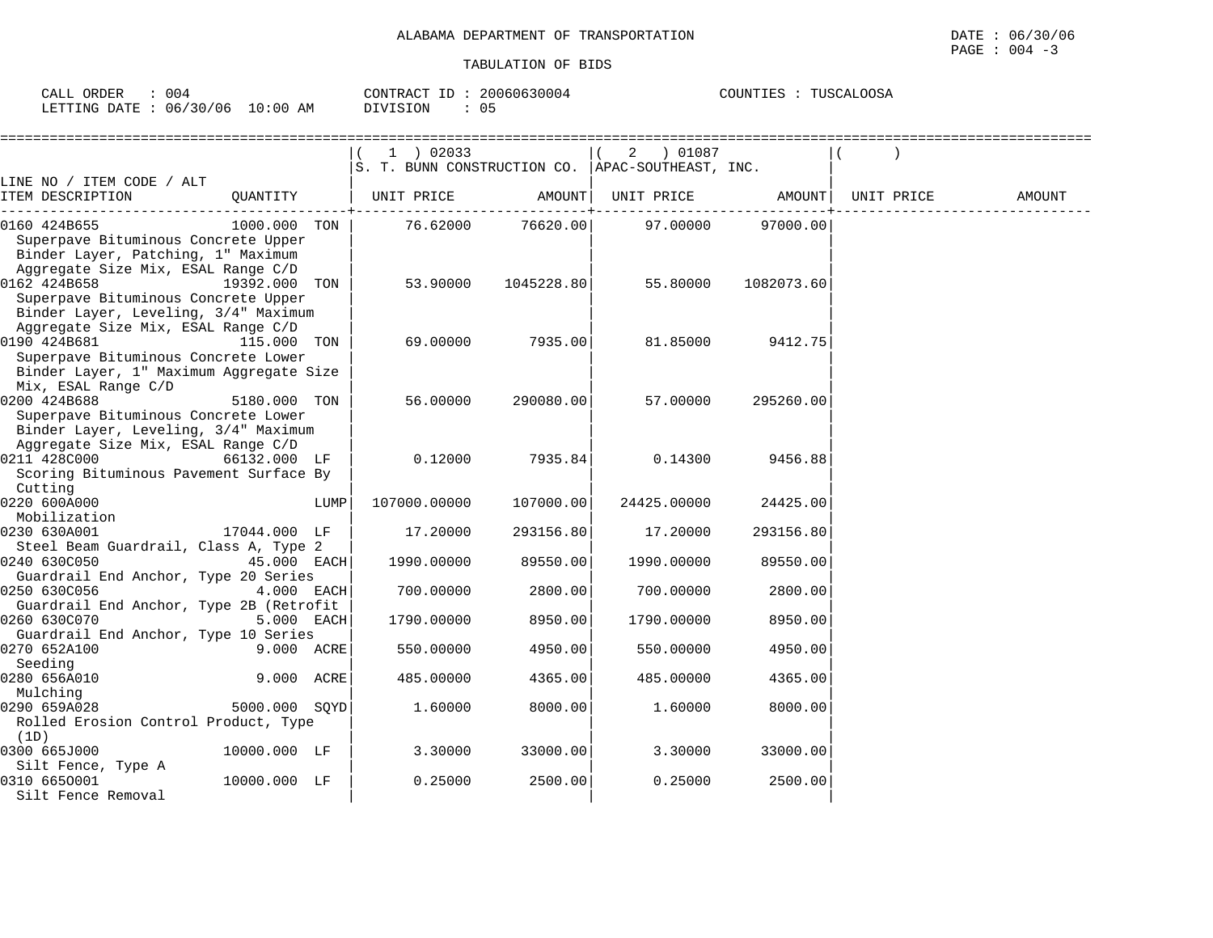# ALABAMA DEPARTMENT OF TRANSPORTATION

DATE : 06/30/06
PAGE : 004 -3

## TABULATION OF BIDS

CALL ORDER : 004 CONTRACT ID : 20060630004 COUNTIES : TUSCALOOSA
LETTING DATE : 06/30/06 10:00 AM DIVISION : 05

| LINE NO / ITEM CODE / ALT ITEM DESCRIPTION | QUANTITY | (1) 02033 S. T. BUNN CONSTRUCTION CO. UNIT PRICE | AMOUNT | (2) 01087 APAC-SOUTHEAST, INC. UNIT PRICE | AMOUNT | ( ) UNIT PRICE | AMOUNT |
|---|---|---|---|---|---|---|---|
| 0160 424B655 Superpave Bituminous Concrete Upper Binder Layer, Patching, 1" Maximum Aggregate Size Mix, ESAL Range C/D | 1000.000 TON | 76.62000 | 76620.00 | 97.00000 | 97000.00 | | |
| 0162 424B658 Superpave Bituminous Concrete Upper Binder Layer, Leveling, 3/4" Maximum Aggregate Size Mix, ESAL Range C/D | 19392.000 TON | 53.90000 | 1045228.80 | 55.80000 | 1082073.60 | | |
| 0190 424B681 Superpave Bituminous Concrete Lower Binder Layer, 1" Maximum Aggregate Size Mix, ESAL Range C/D | 115.000 TON | 69.00000 | 7935.00 | 81.85000 | 9412.75 | | |
| 0200 424B688 Superpave Bituminous Concrete Lower Binder Layer, Leveling, 3/4" Maximum Aggregate Size Mix, ESAL Range C/D | 5180.000 TON | 56.00000 | 290080.00 | 57.00000 | 295260.00 | | |
| 0211 428C000 Scoring Bituminous Pavement Surface By Cutting | 66132.000 LF | 0.12000 | 7935.84 | 0.14300 | 9456.88 | | |
| 0220 600A000 Mobilization | LUMP | 107000.00000 | 107000.00 | 24425.00000 | 24425.00 | | |
| 0230 630A001 Steel Beam Guardrail, Class A, Type 2 | 17044.000 LF | 17.20000 | 293156.80 | 17.20000 | 293156.80 | | |
| 0240 630C050 Guardrail End Anchor, Type 20 Series | 45.000 EACH | 1990.00000 | 89550.00 | 1990.00000 | 89550.00 | | |
| 0250 630C056 Guardrail End Anchor, Type 2B (Retrofit | 4.000 EACH | 700.00000 | 2800.00 | 700.00000 | 2800.00 | | |
| 0260 630C070 Guardrail End Anchor, Type 10 Series | 5.000 EACH | 1790.00000 | 8950.00 | 1790.00000 | 8950.00 | | |
| 0270 652A100 Seeding | 9.000 ACRE | 550.00000 | 4950.00 | 550.00000 | 4950.00 | | |
| 0280 656A010 Mulching | 9.000 ACRE | 485.00000 | 4365.00 | 485.00000 | 4365.00 | | |
| 0290 659A028 Rolled Erosion Control Product, Type (1D) | 5000.000 SQYD | 1.60000 | 8000.00 | 1.60000 | 8000.00 | | |
| 0300 665J000 Silt Fence, Type A | 10000.000 LF | 3.30000 | 33000.00 | 3.30000 | 33000.00 | | |
| 0310 665O001 Silt Fence Removal | 10000.000 LF | 0.25000 | 2500.00 | 0.25000 | 2500.00 | | |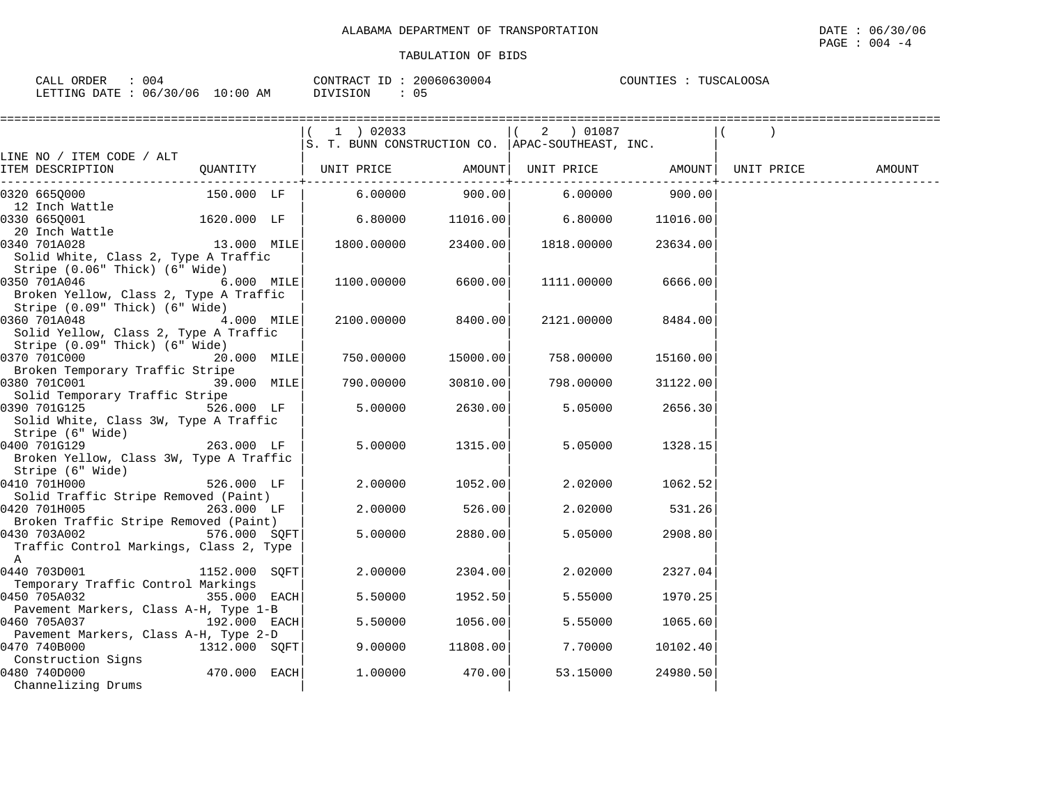ALABAMA DEPARTMENT OF TRANSPORTATION

TABULATION OF BIDS

DATE : 06/30/06
PAGE : 004 -4

CALL ORDER : 004　　CONTRACT ID : 20060630004　　COUNTIES : TUSCALOOSA
LETTING DATE : 06/30/06 10:00 AM　　DIVISION : 05

| LINE NO / ITEM CODE / ALT ITEM DESCRIPTION | QUANTITY | ( 1 ) 02033 S. T. BUNN CONSTRUCTION CO. UNIT PRICE | AMOUNT | ( 2 ) 01087 APAC-SOUTHEAST, INC. UNIT PRICE | AMOUNT | ( ) UNIT PRICE | AMOUNT |
|---|---|---|---|---|---|---|---|
| 0320 665Q000 12 Inch Wattle | 150.000 LF | 6.00000 | 900.00 | 6.00000 | 900.00 | | |
| 0330 665Q001 20 Inch Wattle | 1620.000 LF | 6.80000 | 11016.00 | 6.80000 | 11016.00 | | |
| 0340 701A028 Solid White, Class 2, Type A Traffic Stripe (0.06" Thick) (6" Wide) | 13.000 MILE | 1800.00000 | 23400.00 | 1818.00000 | 23634.00 | | |
| 0350 701A046 Broken Yellow, Class 2, Type A Traffic Stripe (0.09" Thick) (6" Wide) | 6.000 MILE | 1100.00000 | 6600.00 | 1111.00000 | 6666.00 | | |
| 0360 701A048 Solid Yellow, Class 2, Type A Traffic Stripe (0.09" Thick) (6" Wide) | 4.000 MILE | 2100.00000 | 8400.00 | 2121.00000 | 8484.00 | | |
| 0370 701C000 Broken Temporary Traffic Stripe | 20.000 MILE | 750.00000 | 15000.00 | 758.00000 | 15160.00 | | |
| 0380 701C001 Solid Temporary Traffic Stripe | 39.000 MILE | 790.00000 | 30810.00 | 798.00000 | 31122.00 | | |
| 0390 701G125 Solid White, Class 3W, Type A Traffic Stripe (6" Wide) | 526.000 LF | 5.00000 | 2630.00 | 5.05000 | 2656.30 | | |
| 0400 701G129 Broken Yellow, Class 3W, Type A Traffic Stripe (6" Wide) | 263.000 LF | 5.00000 | 1315.00 | 5.05000 | 1328.15 | | |
| 0410 701H000 Solid Traffic Stripe Removed (Paint) | 526.000 LF | 2.00000 | 1052.00 | 2.02000 | 1062.52 | | |
| 0420 701H005 Broken Traffic Stripe Removed (Paint) | 263.000 LF | 2.00000 | 526.00 | 2.02000 | 531.26 | | |
| 0430 703A002 Traffic Control Markings, Class 2, Type A | 576.000 SQFT | 5.00000 | 2880.00 | 5.05000 | 2908.80 | | |
| 0440 703D001 Temporary Traffic Control Markings | 1152.000 SQFT | 2.00000 | 2304.00 | 2.02000 | 2327.04 | | |
| 0450 705A032 Pavement Markers, Class A-H, Type 1-B | 355.000 EACH | 5.50000 | 1952.50 | 5.55000 | 1970.25 | | |
| 0460 705A037 Pavement Markers, Class A-H, Type 2-D | 192.000 EACH | 5.50000 | 1056.00 | 5.55000 | 1065.60 | | |
| 0470 740B000 Construction Signs | 1312.000 SQFT | 9.00000 | 11808.00 | 7.70000 | 10102.40 | | |
| 0480 740D000 Channelizing Drums | 470.000 EACH | 1.00000 | 470.00 | 53.15000 | 24980.50 | | |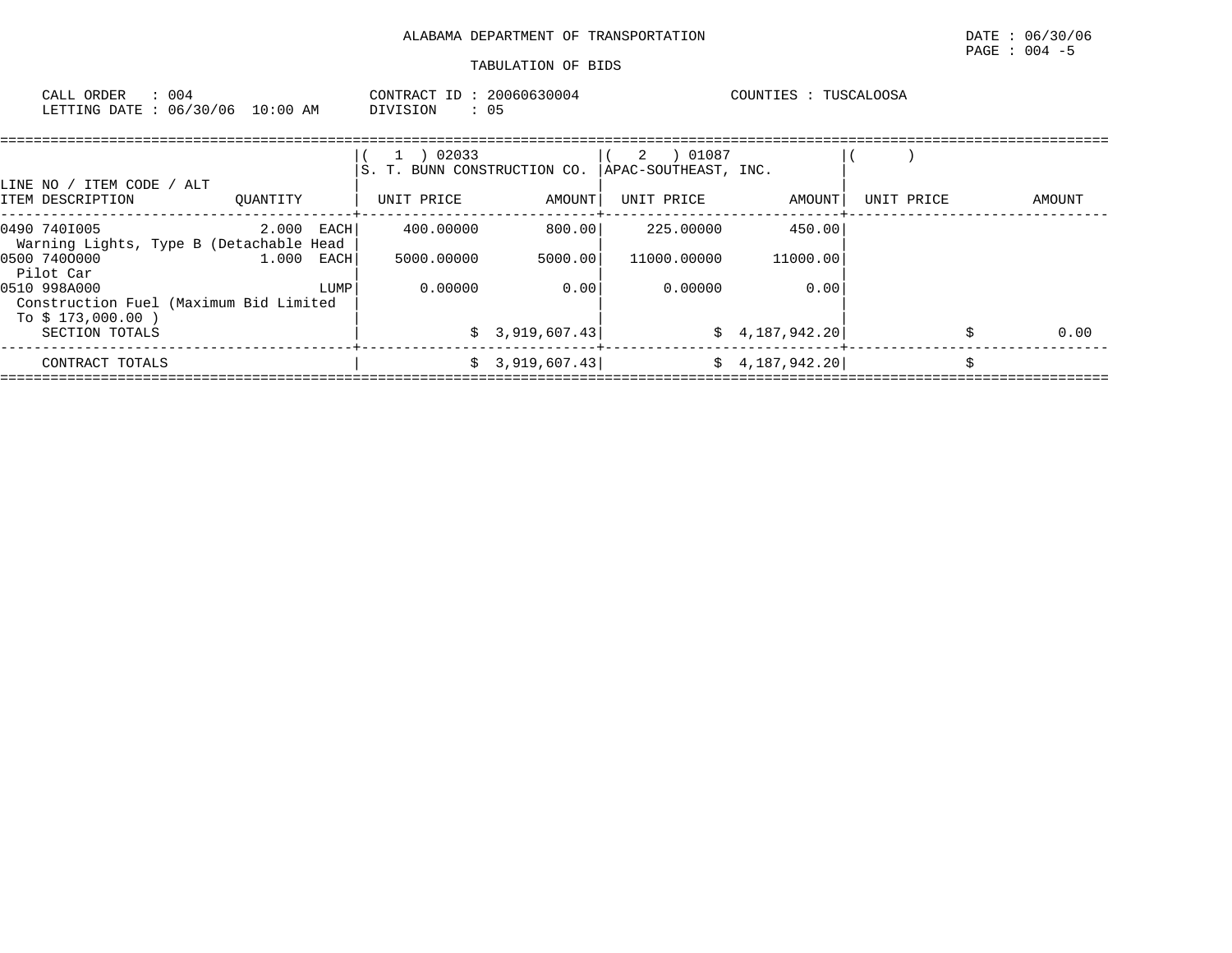ALABAMA DEPARTMENT OF TRANSPORTATION

TABULATION OF BIDS

DATE : 06/30/06
PAGE : 004 -5

CALL ORDER : 004
LETTING DATE : 06/30/06 10:00 AM

CONTRACT ID : 20060630004
DIVISION : 05

COUNTIES : TUSCALOOSA

| LINE NO / ITEM CODE / ALT ITEM DESCRIPTION | QUANTITY | ( 1 ) 02033 S. T. BUNN CONSTRUCTION CO. UNIT PRICE | AMOUNT | ( 2 ) 01087 APAC-SOUTHEAST, INC. UNIT PRICE | AMOUNT | ( ) UNIT PRICE | AMOUNT |
|---|---|---|---|---|---|---|---|
| 0490 740I005 Warning Lights, Type B (Detachable Head | 2.000 EACH | 400.00000 | 800.00 | 225.00000 | 450.00 | | |
| 0500 740O000 Pilot Car | 1.000 EACH | 5000.00000 | 5000.00 | 11000.00000 | 11000.00 | | |
| 0510 998A000 Construction Fuel (Maximum Bid Limited To $ 173,000.00 ) | LUMP | 0.00000 | 0.00 | 0.00000 | 0.00 | | |
| SECTION TOTALS | | | $ 3,919,607.43 | | $ 4,187,942.20 | | $ 0.00 |
| CONTRACT TOTALS | | | $ 3,919,607.43 | | $ 4,187,942.20 | | $ |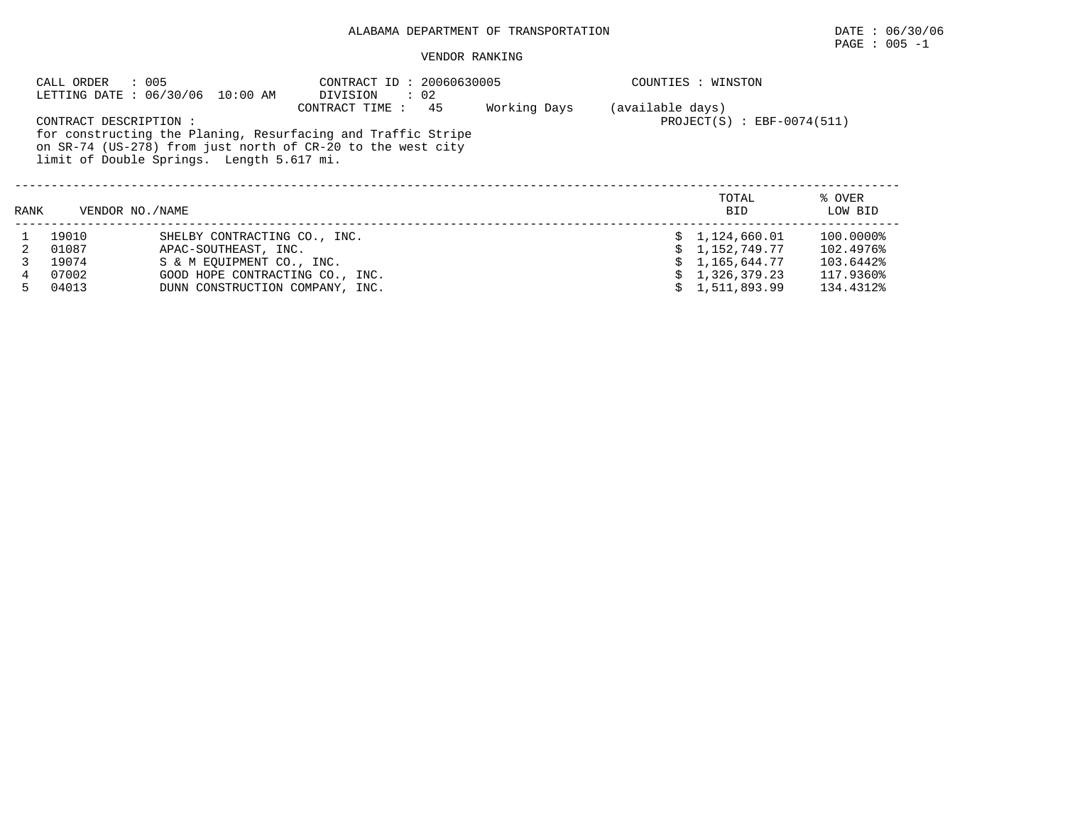ALABAMA DEPARTMENT OF TRANSPORTATION

DATE : 06/30/06

PAGE : 005 -1

VENDOR RANKING

CALL ORDER : 005
LETTING DATE : 06/30/06 10:00 AM

CONTRACT ID : 20060630005
DIVISION : 02
CONTRACT TIME : 45 Working Days (available days)

COUNTIES : WINSTON

PROJECT(S) : EBF-0074(511)

CONTRACT DESCRIPTION :
for constructing the Planing, Resurfacing and Traffic Stripe on SR-74 (US-278) from just north of CR-20 to the west city limit of Double Springs. Length 5.617 mi.

| RANK | VENDOR NO. | NAME | TOTAL BID | % OVER LOW BID |
|---|---|---|---|---|
| 1 | 19010 | SHELBY CONTRACTING CO., INC. | $ 1,124,660.01 | 100.0000% |
| 2 | 01087 | APAC-SOUTHEAST, INC. | $ 1,152,749.77 | 102.4976% |
| 3 | 19074 | S & M EQUIPMENT CO., INC. | $ 1,165,644.77 | 103.6442% |
| 4 | 07002 | GOOD HOPE CONTRACTING CO., INC. | $ 1,326,379.23 | 117.9360% |
| 5 | 04013 | DUNN CONSTRUCTION COMPANY, INC. | $ 1,511,893.99 | 134.4312% |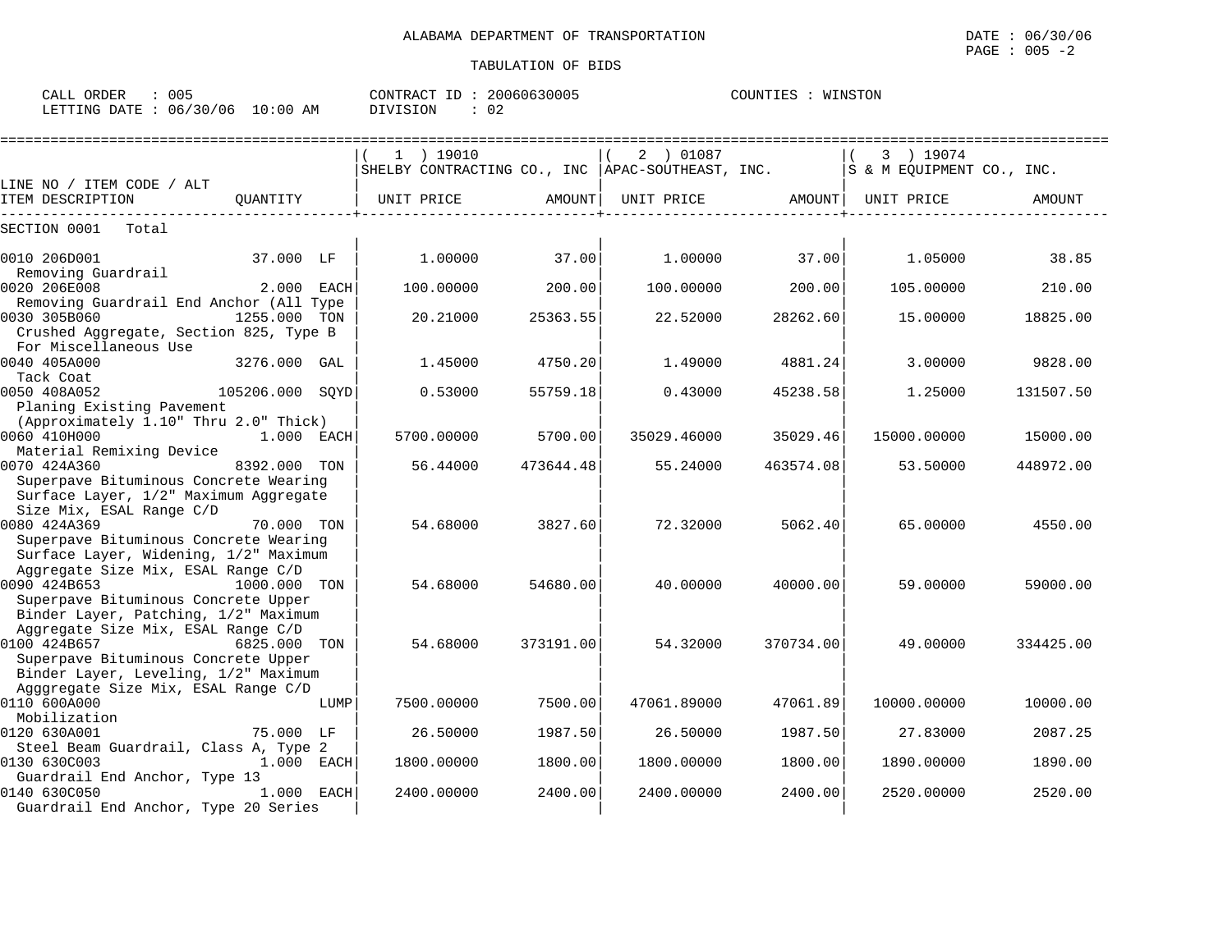ALABAMA DEPARTMENT OF TRANSPORTATION

TABULATION OF BIDS

DATE : 06/30/06
PAGE : 005 -2

CALL ORDER : 005
LETTING DATE : 06/30/06 10:00 AM

CONTRACT ID : 20060630005
DIVISION : 02

COUNTIES : WINSTON

| LINE NO / ITEM CODE / ALT ITEM DESCRIPTION | QUANTITY | ( 1 ) 19010 SHELBY CONTRACTING CO., INC UNIT PRICE | AMOUNT | ( 2 ) 01087 APAC-SOUTHEAST, INC. UNIT PRICE | AMOUNT | ( 3 ) 19074 S & M EQUIPMENT CO., INC. UNIT PRICE | AMOUNT |
|---|---|---|---|---|---|---|---|
| SECTION 0001 Total | | | | | | | |
| 0010 206D001 Removing Guardrail | 37.000 LF | 1.00000 | 37.00 | 1.00000 | 37.00 | 1.05000 | 38.85 |
| 0020 206E008 Removing Guardrail End Anchor (All Type | 2.000 EACH | 100.00000 | 200.00 | 100.00000 | 200.00 | 105.00000 | 210.00 |
| 0030 305B060 Crushed Aggregate, Section 825, Type B For Miscellaneous Use | 1255.000 TON | 20.21000 | 25363.55 | 22.52000 | 28262.60 | 15.00000 | 18825.00 |
| 0040 405A000 Tack Coat | 3276.000 GAL | 1.45000 | 4750.20 | 1.49000 | 4881.24 | 3.00000 | 9828.00 |
| 0050 408A052 Planing Existing Pavement (Approximately 1.10" Thru 2.0" Thick) | 105206.000 SQYD | 0.53000 | 55759.18 | 0.43000 | 45238.58 | 1.25000 | 131507.50 |
| 0060 410H000 Material Remixing Device | 1.000 EACH | 5700.00000 | 5700.00 | 35029.46000 | 35029.46 | 15000.00000 | 15000.00 |
| 0070 424A360 Superpave Bituminous Concrete Wearing Surface Layer, 1/2" Maximum Aggregate Size Mix, ESAL Range C/D | 8392.000 TON | 56.44000 | 473644.48 | 55.24000 | 463574.08 | 53.50000 | 448972.00 |
| 0080 424A369 Superpave Bituminous Concrete Wearing Surface Layer, Widening, 1/2" Maximum Aggregate Size Mix, ESAL Range C/D | 70.000 TON | 54.68000 | 3827.60 | 72.32000 | 5062.40 | 65.00000 | 4550.00 |
| 0090 424B653 Superpave Bituminous Concrete Upper Binder Layer, Patching, 1/2" Maximum Aggregate Size Mix, ESAL Range C/D | 1000.000 TON | 54.68000 | 54680.00 | 40.00000 | 40000.00 | 59.00000 | 59000.00 |
| 0100 424B657 Superpave Bituminous Concrete Upper Binder Layer, Leveling, 1/2" Maximum Agggregate Size Mix, ESAL Range C/D | 6825.000 TON | 54.68000 | 373191.00 | 54.32000 | 370734.00 | 49.00000 | 334425.00 |
| 0110 600A000 Mobilization | LUMP | 7500.00000 | 7500.00 | 47061.89000 | 47061.89 | 10000.00000 | 10000.00 |
| 0120 630A001 Steel Beam Guardrail, Class A, Type 2 | 75.000 LF | 26.50000 | 1987.50 | 26.50000 | 1987.50 | 27.83000 | 2087.25 |
| 0130 630C003 Guardrail End Anchor, Type 13 | 1.000 EACH | 1800.00000 | 1800.00 | 1800.00000 | 1800.00 | 1890.00000 | 1890.00 |
| 0140 630C050 Guardrail End Anchor, Type 20 Series | 1.000 EACH | 2400.00000 | 2400.00 | 2400.00000 | 2400.00 | 2520.00000 | 2520.00 |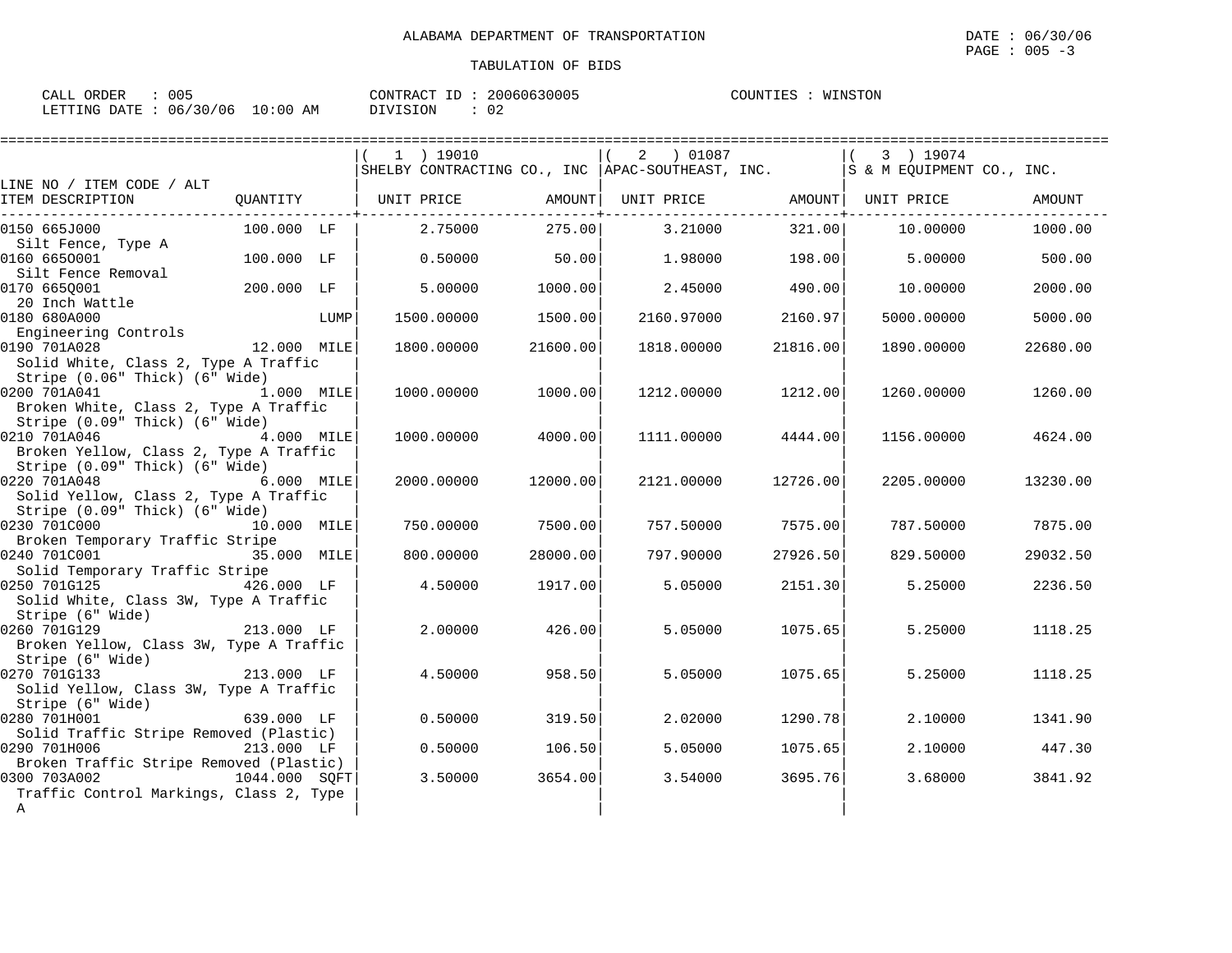ALABAMA DEPARTMENT OF TRANSPORTATION

TABULATION OF BIDS

DATE : 06/30/06

CALL ORDER : 005 CONTRACT ID : 20060630005 COUNTIES : WINSTON
LETTING DATE : 06/30/06 10:00 AM DIVISION : 02

| LINE NO / ITEM CODE / ALT ITEM DESCRIPTION | QUANTITY | (1) 19010 SHELBY CONTRACTING CO., INC UNIT PRICE | AMOUNT | (2) 01087 APAC-SOUTHEAST, INC. UNIT PRICE | AMOUNT | (3) 19074 S & M EQUIPMENT CO., INC. UNIT PRICE | AMOUNT |
|---|---|---|---|---|---|---|---|
| 0150 665J000 Silt Fence, Type A | 100.000 LF | 2.75000 | 275.00 | 3.21000 | 321.00 | 10.00000 | 1000.00 |
| 0160 665O001 Silt Fence Removal | 100.000 LF | 0.50000 | 50.00 | 1.98000 | 198.00 | 5.00000 | 500.00 |
| 0170 665Q001 20 Inch Wattle | 200.000 LF | 5.00000 | 1000.00 | 2.45000 | 490.00 | 10.00000 | 2000.00 |
| 0180 680A000 Engineering Controls | LUMP | 1500.00000 | 1500.00 | 2160.97000 | 2160.97 | 5000.00000 | 5000.00 |
| 0190 701A028 Solid White, Class 2, Type A Traffic Stripe (0.06" Thick) (6" Wide) | 12.000 MILE | 1800.00000 | 21600.00 | 1818.00000 | 21816.00 | 1890.00000 | 22680.00 |
| 0200 701A041 Broken White, Class 2, Type A Traffic Stripe (0.09" Thick) (6" Wide) | 1.000 MILE | 1000.00000 | 1000.00 | 1212.00000 | 1212.00 | 1260.00000 | 1260.00 |
| 0210 701A046 Broken Yellow, Class 2, Type A Traffic Stripe (0.09" Thick) (6" Wide) | 4.000 MILE | 1000.00000 | 4000.00 | 1111.00000 | 4444.00 | 1156.00000 | 4624.00 |
| 0220 701A048 Solid Yellow, Class 2, Type A Traffic Stripe (0.09" Thick) (6" Wide) | 6.000 MILE | 2000.00000 | 12000.00 | 2121.00000 | 12726.00 | 2205.00000 | 13230.00 |
| 0230 701C000 Broken Temporary Traffic Stripe | 10.000 MILE | 750.00000 | 7500.00 | 757.50000 | 7575.00 | 787.50000 | 7875.00 |
| 0240 701C001 Solid Temporary Traffic Stripe | 35.000 MILE | 800.00000 | 28000.00 | 797.90000 | 27926.50 | 829.50000 | 29032.50 |
| 0250 701G125 Solid White, Class 3W, Type A Traffic Stripe (6" Wide) | 426.000 LF | 4.50000 | 1917.00 | 5.05000 | 2151.30 | 5.25000 | 2236.50 |
| 0260 701G129 Broken Yellow, Class 3W, Type A Traffic Stripe (6" Wide) | 213.000 LF | 2.00000 | 426.00 | 5.05000 | 1075.65 | 5.25000 | 1118.25 |
| 0270 701G133 Solid Yellow, Class 3W, Type A Traffic Stripe (6" Wide) | 213.000 LF | 4.50000 | 958.50 | 5.05000 | 1075.65 | 5.25000 | 1118.25 |
| 0280 701H001 Solid Traffic Stripe Removed (Plastic) | 639.000 LF | 0.50000 | 319.50 | 2.02000 | 1290.78 | 2.10000 | 1341.90 |
| 0290 701H006 Broken Traffic Stripe Removed (Plastic) | 213.000 LF | 0.50000 | 106.50 | 5.05000 | 1075.65 | 2.10000 | 447.30 |
| 0300 703A002 Traffic Control Markings, Class 2, Type A | 1044.000 SQFT | 3.50000 | 3654.00 | 3.54000 | 3695.76 | 3.68000 | 3841.92 |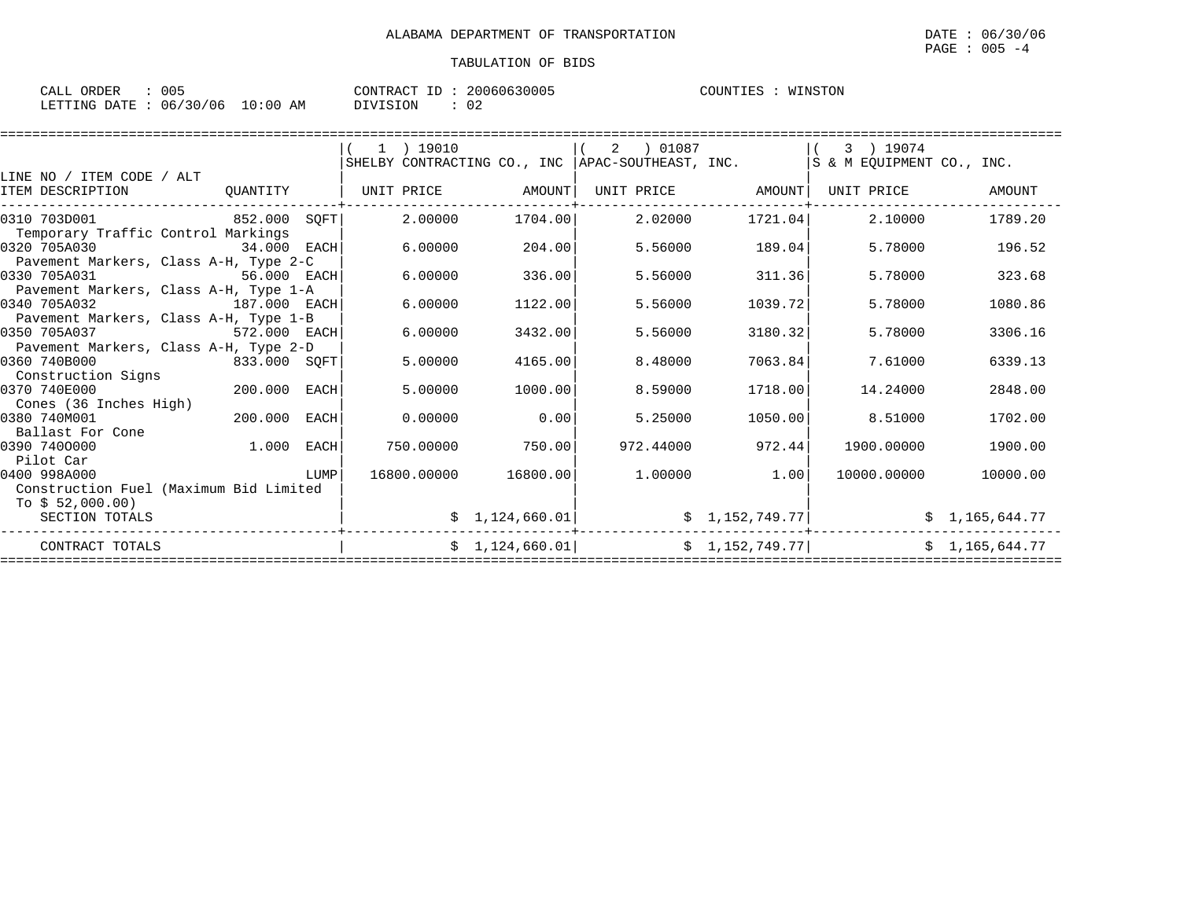ALABAMA DEPARTMENT OF TRANSPORTATION

DATE : 06/30/06

TABULATION OF BIDS

CALL ORDER : 005 &nbsp;&nbsp;&nbsp; CONTRACT ID : 20060630005 &nbsp;&nbsp;&nbsp; COUNTIES : WINSTON
LETTING DATE : 06/30/06 10:00 AM &nbsp;&nbsp;&nbsp; DIVISION : 02

| LINE NO / ITEM CODE / ALT<br>ITEM DESCRIPTION | QUANTITY | ( 1 ) 19010<br>SHELBY CONTRACTING CO., INC<br>UNIT PRICE | AMOUNT | ( 2 ) 01087<br>APAC-SOUTHEAST, INC.<br>UNIT PRICE | AMOUNT | ( 3 ) 19074<br>S & M EQUIPMENT CO., INC.<br>UNIT PRICE | AMOUNT |
|---|---|---|---|---|---|---|---|
| 0310 703D001<br>Temporary Traffic Control Markings | 852.000 SQFT | 2.00000 | 1704.00 | 2.02000 | 1721.04 | 2.10000 | 1789.20 |
| 0320 705A030<br>Pavement Markers, Class A-H, Type 2-C | 34.000 EACH | 6.00000 | 204.00 | 5.56000 | 189.04 | 5.78000 | 196.52 |
| 0330 705A031<br>Pavement Markers, Class A-H, Type 1-A | 56.000 EACH | 6.00000 | 336.00 | 5.56000 | 311.36 | 5.78000 | 323.68 |
| 0340 705A032<br>Pavement Markers, Class A-H, Type 1-B | 187.000 EACH | 6.00000 | 1122.00 | 5.56000 | 1039.72 | 5.78000 | 1080.86 |
| 0350 705A037<br>Pavement Markers, Class A-H, Type 2-D | 572.000 EACH | 6.00000 | 3432.00 | 5.56000 | 3180.32 | 5.78000 | 3306.16 |
| 0360 740B000<br>Construction Signs | 833.000 SQFT | 5.00000 | 4165.00 | 8.48000 | 7063.84 | 7.61000 | 6339.13 |
| 0370 740E000<br>Cones (36 Inches High) | 200.000 EACH | 5.00000 | 1000.00 | 8.59000 | 1718.00 | 14.24000 | 2848.00 |
| 0380 740M001<br>Ballast For Cone | 200.000 EACH | 0.00000 | 0.00 | 5.25000 | 1050.00 | 8.51000 | 1702.00 |
| 0390 740O000<br>Pilot Car | 1.000 EACH | 750.00000 | 750.00 | 972.44000 | 972.44 | 1900.00000 | 1900.00 |
| 0400 998A000<br>Construction Fuel (Maximum Bid Limited To $ 52,000.00) | LUMP | 16800.00000 | 16800.00 | 1.00000 | 1.00 | 10000.00000 | 10000.00 |
| SECTION TOTALS | | | $ 1,124,660.01 | | $ 1,152,749.77 | | $ 1,165,644.77 |
| CONTRACT TOTALS | | | $ 1,124,660.01 | | $ 1,152,749.77 | | $ 1,165,644.77 |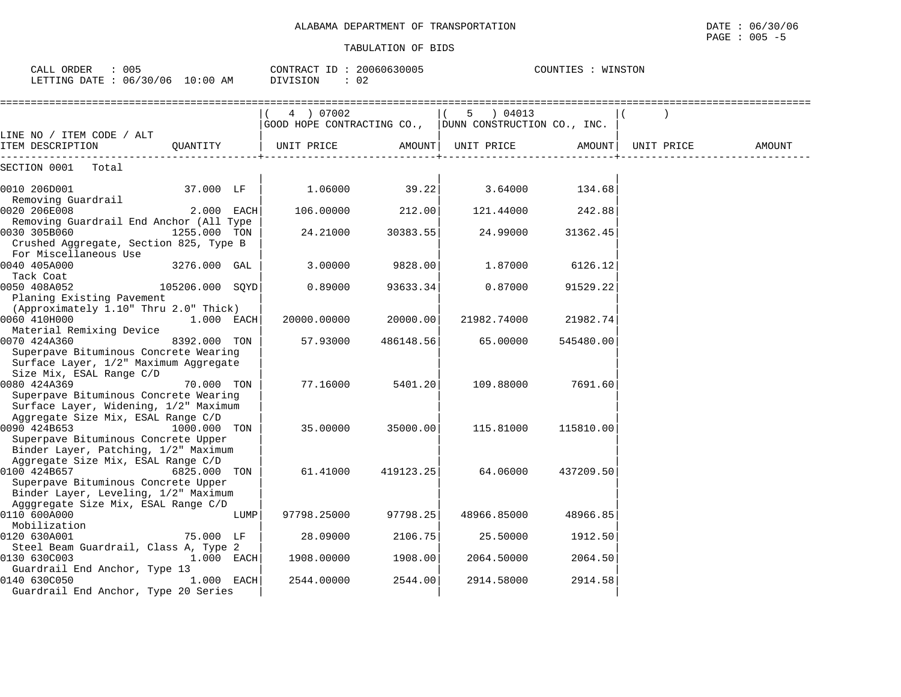ALABAMA DEPARTMENT OF TRANSPORTATION

TABULATION OF BIDS

DATE : 06/30/06

CALL ORDER : 005 CONTRACT ID : 20060630005 COUNTIES : WINSTON
LETTING DATE : 06/30/06 10:00 AM DIVISION : 02

| LINE NO / ITEM CODE / ALT ITEM DESCRIPTION | QUANTITY | ( 4 ) 07002 GOOD HOPE CONTRACTING CO., UNIT PRICE | AMOUNT | ( 5 ) 04013 DUNN CONSTRUCTION CO., INC. UNIT PRICE | AMOUNT | ( ) UNIT PRICE | AMOUNT |
|---|---|---|---|---|---|---|---|
| SECTION 0001 Total | | | | | | | |
| 0010 206D001 Removing Guardrail | 37.000 LF | 1.06000 | 39.22 | 3.64000 | 134.68 | | |
| 0020 206E008 Removing Guardrail End Anchor (All Type | 2.000 EACH | 106.00000 | 212.00 | 121.44000 | 242.88 | | |
| 0030 305B060 Crushed Aggregate, Section 825, Type B For Miscellaneous Use | 1255.000 TON | 24.21000 | 30383.55 | 24.99000 | 31362.45 | | |
| 0040 405A000 Tack Coat | 3276.000 GAL | 3.00000 | 9828.00 | 1.87000 | 6126.12 | | |
| 0050 408A052 Planing Existing Pavement (Approximately 1.10" Thru 2.0" Thick) | 105206.000 SQYD | 0.89000 | 93633.34 | 0.87000 | 91529.22 | | |
| 0060 410H000 Material Remixing Device | 1.000 EACH | 20000.00000 | 20000.00 | 21982.74000 | 21982.74 | | |
| 0070 424A360 Superpave Bituminous Concrete Wearing Surface Layer, 1/2" Maximum Aggregate Size Mix, ESAL Range C/D | 8392.000 TON | 57.93000 | 486148.56 | 65.00000 | 545480.00 | | |
| 0080 424A369 Superpave Bituminous Concrete Wearing Surface Layer, Widening, 1/2" Maximum Aggregate Size Mix, ESAL Range C/D | 70.000 TON | 77.16000 | 5401.20 | 109.88000 | 7691.60 | | |
| 0090 424B653 Superpave Bituminous Concrete Upper Binder Layer, Patching, 1/2" Maximum Aggregate Size Mix, ESAL Range C/D | 1000.000 TON | 35.00000 | 35000.00 | 115.81000 | 115810.00 | | |
| 0100 424B657 Superpave Bituminous Concrete Upper Binder Layer, Leveling, 1/2" Maximum Agggregate Size Mix, ESAL Range C/D | 6825.000 TON | 61.41000 | 419123.25 | 64.06000 | 437209.50 | | |
| 0110 600A000 Mobilization | LUMP | 97798.25000 | 97798.25 | 48966.85000 | 48966.85 | | |
| 0120 630A001 Steel Beam Guardrail, Class A, Type 2 | 75.000 LF | 28.09000 | 2106.75 | 25.50000 | 1912.50 | | |
| 0130 630C003 Guardrail End Anchor, Type 13 | 1.000 EACH | 1908.00000 | 1908.00 | 2064.50000 | 2064.50 | | |
| 0140 630C050 Guardrail End Anchor, Type 20 Series | 1.000 EACH | 2544.00000 | 2544.00 | 2914.58000 | 2914.58 | | |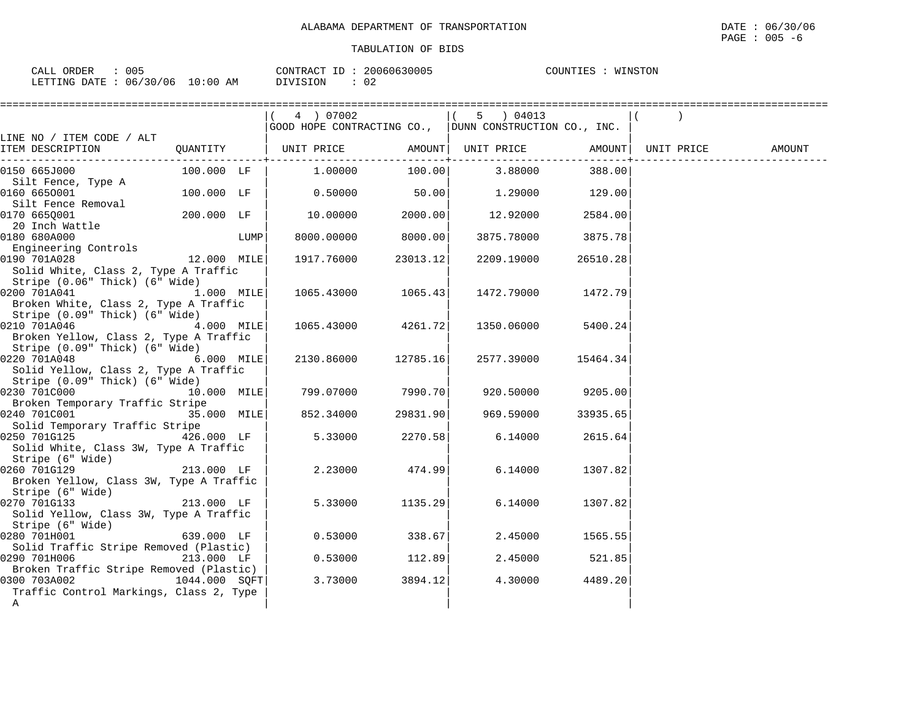ALABAMA DEPARTMENT OF TRANSPORTATION

TABULATION OF BIDS

CALL ORDER : 005 CONTRACT ID : 20060630005 COUNTIES : WINSTON
LETTING DATE : 06/30/06 10:00 AM DIVISION : 02

| LINE NO / ITEM CODE / ALT ITEM DESCRIPTION | QUANTITY | ( 4 ) 07002 GOOD HOPE CONTRACTING CO., UNIT PRICE | AMOUNT | ( 5 ) 04013 DUNN CONSTRUCTION CO., INC. UNIT PRICE | AMOUNT | ( ) UNIT PRICE | AMOUNT |
|---|---|---|---|---|---|---|---|
| 0150 665J000 Silt Fence, Type A | 100.000 LF | 1.00000 | 100.00 | 3.88000 | 388.00 | | |
| 0160 665O001 Silt Fence Removal | 100.000 LF | 0.50000 | 50.00 | 1.29000 | 129.00 | | |
| 0170 665Q001 20 Inch Wattle | 200.000 LF | 10.00000 | 2000.00 | 12.92000 | 2584.00 | | |
| 0180 680A000 Engineering Controls | LUMP | 8000.00000 | 8000.00 | 3875.78000 | 3875.78 | | |
| 0190 701A028 Solid White, Class 2, Type A Traffic Stripe (0.06" Thick) (6" Wide) | 12.000 MILE | 1917.76000 | 23013.12 | 2209.19000 | 26510.28 | | |
| 0200 701A041 Broken White, Class 2, Type A Traffic Stripe (0.09" Thick) (6" Wide) | 1.000 MILE | 1065.43000 | 1065.43 | 1472.79000 | 1472.79 | | |
| 0210 701A046 Broken Yellow, Class 2, Type A Traffic Stripe (0.09" Thick) (6" Wide) | 4.000 MILE | 1065.43000 | 4261.72 | 1350.06000 | 5400.24 | | |
| 0220 701A048 Solid Yellow, Class 2, Type A Traffic Stripe (0.09" Thick) (6" Wide) | 6.000 MILE | 2130.86000 | 12785.16 | 2577.39000 | 15464.34 | | |
| 0230 701C000 Broken Temporary Traffic Stripe | 10.000 MILE | 799.07000 | 7990.70 | 920.50000 | 9205.00 | | |
| 0240 701C001 Solid Temporary Traffic Stripe | 35.000 MILE | 852.34000 | 29831.90 | 969.59000 | 33935.65 | | |
| 0250 701G125 Solid White, Class 3W, Type A Traffic Stripe (6" Wide) | 426.000 LF | 5.33000 | 2270.58 | 6.14000 | 2615.64 | | |
| 0260 701G129 Broken Yellow, Class 3W, Type A Traffic Stripe (6" Wide) | 213.000 LF | 2.23000 | 474.99 | 6.14000 | 1307.82 | | |
| 0270 701G133 Solid Yellow, Class 3W, Type A Traffic Stripe (6" Wide) | 213.000 LF | 5.33000 | 1135.29 | 6.14000 | 1307.82 | | |
| 0280 701H001 Solid Traffic Stripe Removed (Plastic) | 639.000 LF | 0.53000 | 338.67 | 2.45000 | 1565.55 | | |
| 0290 701H006 Broken Traffic Stripe Removed (Plastic) | 213.000 LF | 0.53000 | 112.89 | 2.45000 | 521.85 | | |
| 0300 703A002 Traffic Control Markings, Class 2, Type A | 1044.000 SQFT | 3.73000 | 3894.12 | 4.30000 | 4489.20 | | |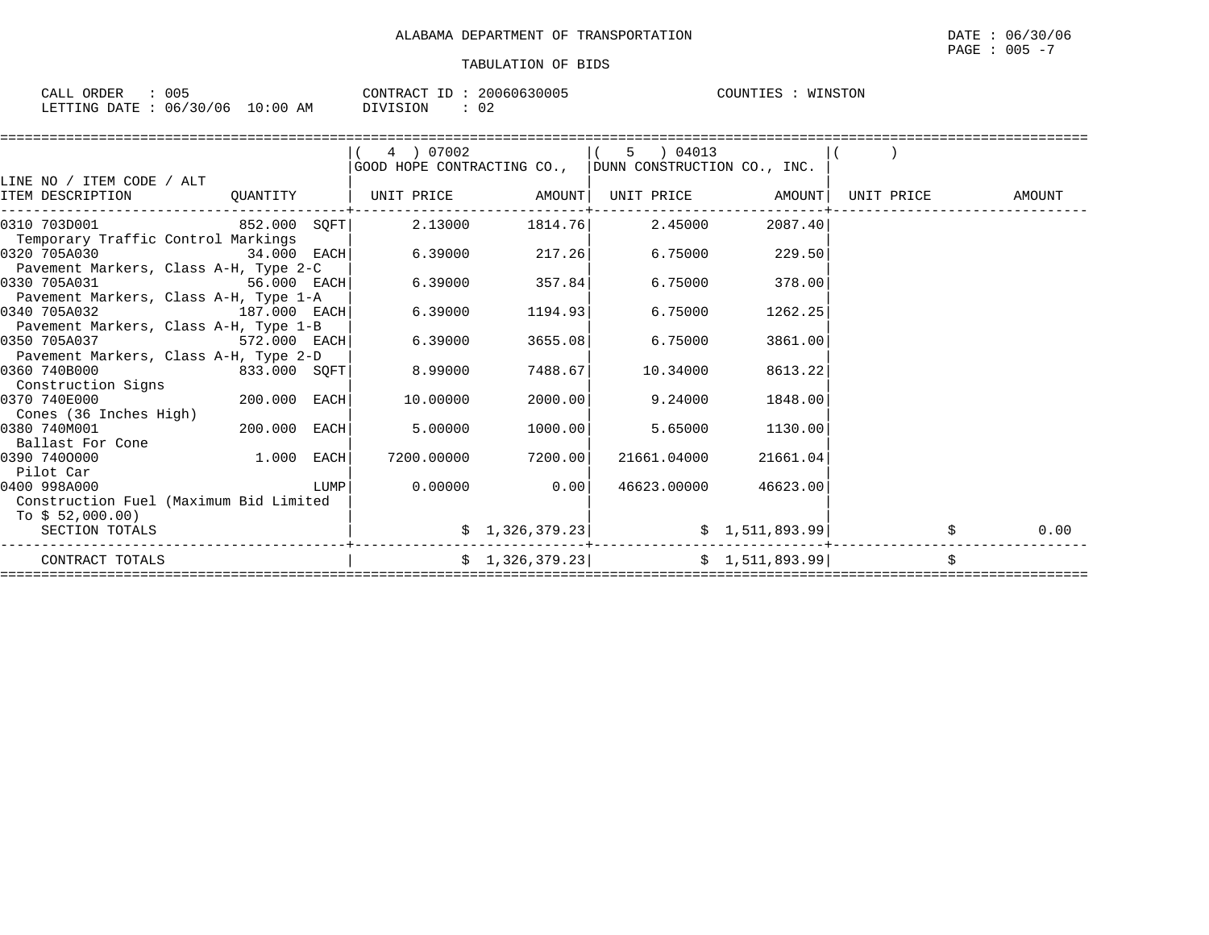ALABAMA DEPARTMENT OF TRANSPORTATION

DATE : 06/30/06

PAGE : 005 -7

TABULATION OF BIDS

CALL ORDER : 005 CONTRACT ID : 20060630005 COUNTIES : WINSTON

LETTING DATE : 06/30/06 10:00 AM DIVISION : 02

| LINE NO / ITEM CODE / ALT ITEM DESCRIPTION | QUANTITY | ( 4 ) 07002 GOOD HOPE CONTRACTING CO., UNIT PRICE | AMOUNT | ( 5 ) 04013 DUNN CONSTRUCTION CO., INC. UNIT PRICE | AMOUNT | ( ) UNIT PRICE | AMOUNT |
|---|---|---|---|---|---|---|---|
| 0310 703D001 Temporary Traffic Control Markings | 852.000 SQFT | 2.13000 | 1814.76 | 2.45000 | 2087.40 | | |
| 0320 705A030 Pavement Markers, Class A-H, Type 2-C | 34.000 EACH | 6.39000 | 217.26 | 6.75000 | 229.50 | | |
| 0330 705A031 Pavement Markers, Class A-H, Type 1-A | 56.000 EACH | 6.39000 | 357.84 | 6.75000 | 378.00 | | |
| 0340 705A032 Pavement Markers, Class A-H, Type 1-B | 187.000 EACH | 6.39000 | 1194.93 | 6.75000 | 1262.25 | | |
| 0350 705A037 Pavement Markers, Class A-H, Type 2-D | 572.000 EACH | 6.39000 | 3655.08 | 6.75000 | 3861.00 | | |
| 0360 740B000 Construction Signs | 833.000 SQFT | 8.99000 | 7488.67 | 10.34000 | 8613.22 | | |
| 0370 740E000 Cones (36 Inches High) | 200.000 EACH | 10.00000 | 2000.00 | 9.24000 | 1848.00 | | |
| 0380 740M001 Ballast For Cone | 200.000 EACH | 5.00000 | 1000.00 | 5.65000 | 1130.00 | | |
| 0390 740O000 Pilot Car | 1.000 EACH | 7200.00000 | 7200.00 | 21661.04000 | 21661.04 | | |
| 0400 998A000 Construction Fuel (Maximum Bid Limited To $ 52,000.00) | LUMP | 0.00000 | 0.00 | 46623.00000 | 46623.00 | | |
| SECTION TOTALS | | | $ 1,326,379.23 | | $ 1,511,893.99 | | $ 0.00 |
| CONTRACT TOTALS | | | $ 1,326,379.23 | | $ 1,511,893.99 | | $ |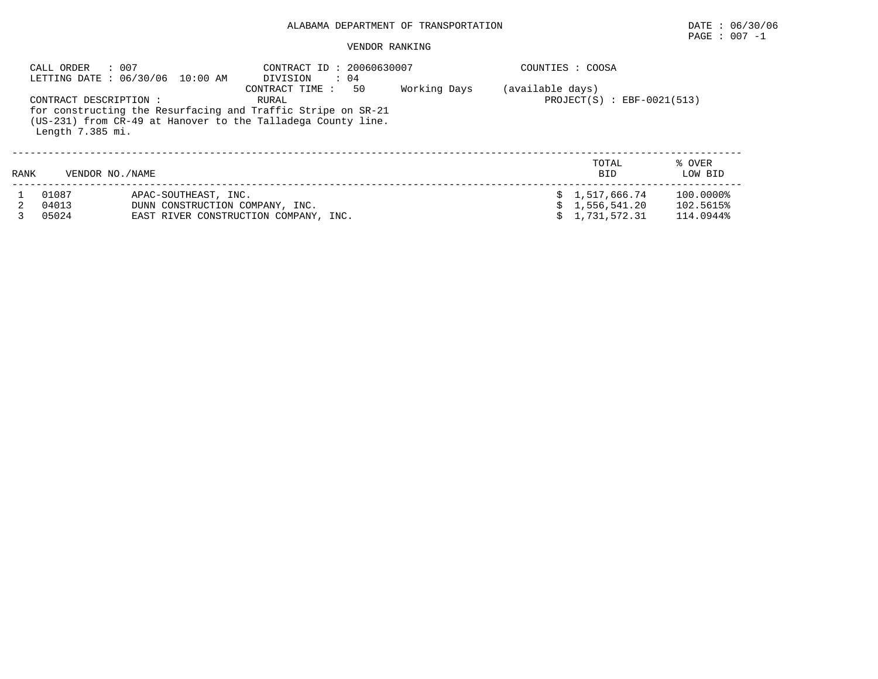ALABAMA DEPARTMENT OF TRANSPORTATION

DATE : 06/30/06

PAGE : 007 -1

VENDOR RANKING

CALL ORDER : 007
LETTING DATE : 06/30/06 10:00 AM

CONTRACT ID : 20060630007
DIVISION : 04
CONTRACT TIME : 50 Working Days (available days)

COUNTIES : COOSA

CONTRACT DESCRIPTION : RURAL

PROJECT(S) : EBF-0021(513)

for constructing the Resurfacing and Traffic Stripe on SR-21 (US-231) from CR-49 at Hanover to the Talladega County line. Length 7.385 mi.

| RANK | VENDOR NO./NAME | | TOTAL BID | % OVER LOW BID |
|---|---|---|---|---|
| 1 | 01087 | APAC-SOUTHEAST, INC. | $ 1,517,666.74 | 100.0000% |
| 2 | 04013 | DUNN CONSTRUCTION COMPANY, INC. | $ 1,556,541.20 | 102.5615% |
| 3 | 05024 | EAST RIVER CONSTRUCTION COMPANY, INC. | $ 1,731,572.31 | 114.0944% |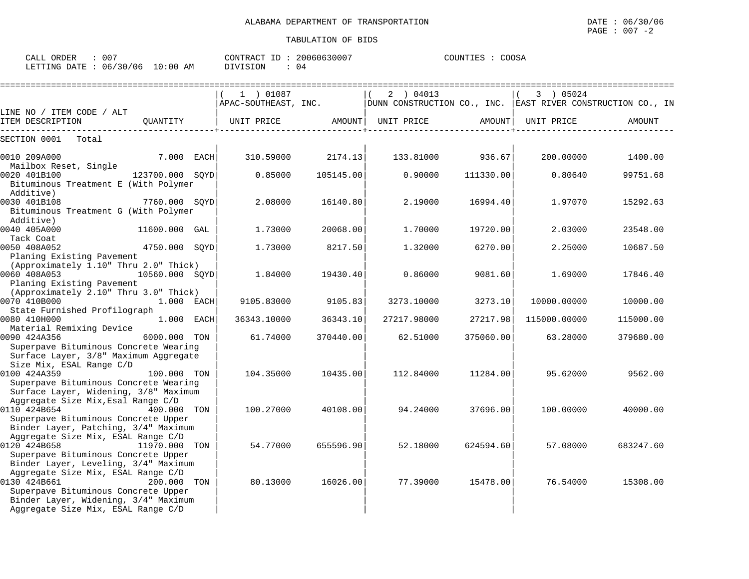ALABAMA DEPARTMENT OF TRANSPORTATION

TABULATION OF BIDS

DATE : 06/30/06
PAGE : 007 -2

CALL ORDER : 007
LETTING DATE : 06/30/06 10:00 AM

CONTRACT ID : 20060630007
DIVISION : 04

COUNTIES : COOSA

| LINE NO / ITEM CODE / ALT ITEM DESCRIPTION | QUANTITY | ( 1 ) 01087 APAC-SOUTHEAST, INC. UNIT PRICE | AMOUNT | ( 2 ) 04013 DUNN CONSTRUCTION CO., INC. UNIT PRICE | AMOUNT | ( 3 ) 05024 EAST RIVER CONSTRUCTION CO., IN UNIT PRICE | AMOUNT |
|---|---|---|---|---|---|---|---|
| SECTION 0001 Total | | | | | | | |
| 0010 209A000 Mailbox Reset, Single | 7.000 EACH | 310.59000 | 2174.13 | 133.81000 | 936.67 | 200.00000 | 1400.00 |
| 0020 401B100 Bituminous Treatment E (With Polymer Additive) | 123700.000 SQYD | 0.85000 | 105145.00 | 0.90000 | 111330.00 | 0.80640 | 99751.68 |
| 0030 401B108 Bituminous Treatment G (With Polymer Additive) | 7760.000 SQYD | 2.08000 | 16140.80 | 2.19000 | 16994.40 | 1.97070 | 15292.63 |
| 0040 405A000 Tack Coat | 11600.000 GAL | 1.73000 | 20068.00 | 1.70000 | 19720.00 | 2.03000 | 23548.00 |
| 0050 408A052 Planing Existing Pavement (Approximately 1.10" Thru 2.0" Thick) | 4750.000 SQYD | 1.73000 | 8217.50 | 1.32000 | 6270.00 | 2.25000 | 10687.50 |
| 0060 408A053 Planing Existing Pavement (Approximately 2.10" Thru 3.0" Thick) | 10560.000 SQYD | 1.84000 | 19430.40 | 0.86000 | 9081.60 | 1.69000 | 17846.40 |
| 0070 410B000 State Furnished Profilograph | 1.000 EACH | 9105.83000 | 9105.83 | 3273.10000 | 3273.10 | 10000.00000 | 10000.00 |
| 0080 410H000 Material Remixing Device | 1.000 EACH | 36343.10000 | 36343.10 | 27217.98000 | 27217.98 | 115000.00000 | 115000.00 |
| 0090 424A356 Superpave Bituminous Concrete Wearing Surface Layer, 3/8" Maximum Aggregate Size Mix, ESAL Range C/D | 6000.000 TON | 61.74000 | 370440.00 | 62.51000 | 375060.00 | 63.28000 | 379680.00 |
| 0100 424A359 Superpave Bituminous Concrete Wearing Surface Layer, Widening, 3/8" Maximum Aggregate Size Mix,Esal Range C/D | 100.000 TON | 104.35000 | 10435.00 | 112.84000 | 11284.00 | 95.62000 | 9562.00 |
| 0110 424B654 Superpave Bituminous Concrete Upper Binder Layer, Patching, 3/4" Maximum Aggregate Size Mix, ESAL Range C/D | 400.000 TON | 100.27000 | 40108.00 | 94.24000 | 37696.00 | 100.00000 | 40000.00 |
| 0120 424B658 Superpave Bituminous Concrete Upper Binder Layer, Leveling, 3/4" Maximum Aggregate Size Mix, ESAL Range C/D | 11970.000 TON | 54.77000 | 655596.90 | 52.18000 | 624594.60 | 57.08000 | 683247.60 |
| 0130 424B661 Superpave Bituminous Concrete Upper Binder Layer, Widening, 3/4" Maximum Aggregate Size Mix, ESAL Range C/D | 200.000 TON | 80.13000 | 16026.00 | 77.39000 | 15478.00 | 76.54000 | 15308.00 |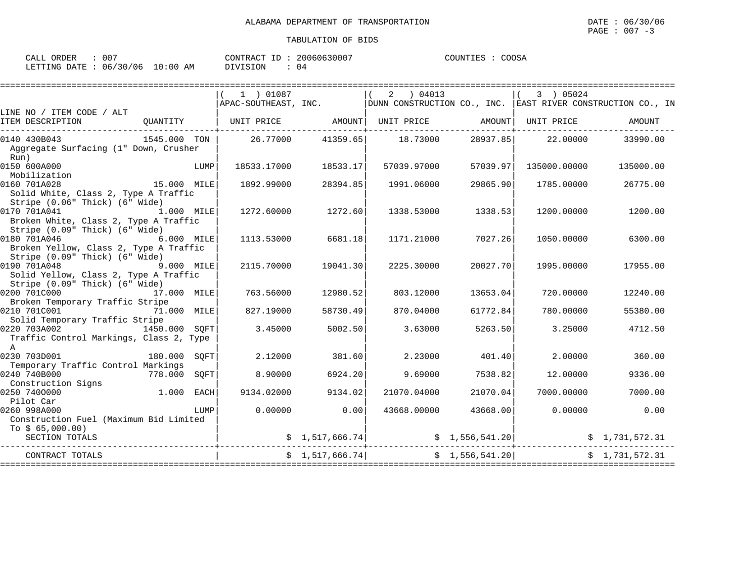ALABAMA DEPARTMENT OF TRANSPORTATION

TABULATION OF BIDS

CALL ORDER : 007 CONTRACT ID : 20060630007 COUNTIES : COOSA
LETTING DATE : 06/30/06 10:00 AM DIVISION : 04

| LINE NO / ITEM CODE / ALT ITEM DESCRIPTION | QUANTITY | (1) 01087 APAC-SOUTHEAST, INC. UNIT PRICE | AMOUNT | (2) 04013 DUNN CONSTRUCTION CO., INC. UNIT PRICE | AMOUNT | (3) 05024 EAST RIVER CONSTRUCTION CO., IN UNIT PRICE | AMOUNT |
|---|---|---|---|---|---|---|---|
| 0140 430B043 Aggregate Surfacing (1" Down, Crusher Run) | 1545.000 TON | 26.77000 | 41359.65 | 18.73000 | 28937.85 | 22.00000 | 33990.00 |
| 0150 600A000 Mobilization | LUMP | 18533.17000 | 18533.17 | 57039.97000 | 57039.97 | 135000.00000 | 135000.00 |
| 0160 701A028 Solid White, Class 2, Type A Traffic Stripe (0.06" Thick) (6" Wide) | 15.000 MILE | 1892.99000 | 28394.85 | 1991.06000 | 29865.90 | 1785.00000 | 26775.00 |
| 0170 701A041 Broken White, Class 2, Type A Traffic Stripe (0.09" Thick) (6" Wide) | 1.000 MILE | 1272.60000 | 1272.60 | 1338.53000 | 1338.53 | 1200.00000 | 1200.00 |
| 0180 701A046 Broken Yellow, Class 2, Type A Traffic Stripe (0.09" Thick) (6" Wide) | 6.000 MILE | 1113.53000 | 6681.18 | 1171.21000 | 7027.26 | 1050.00000 | 6300.00 |
| 0190 701A048 Solid Yellow, Class 2, Type A Traffic Stripe (0.09" Thick) (6" Wide) | 9.000 MILE | 2115.70000 | 19041.30 | 2225.30000 | 20027.70 | 1995.00000 | 17955.00 |
| 0200 701C000 Broken Temporary Traffic Stripe | 17.000 MILE | 763.56000 | 12980.52 | 803.12000 | 13653.04 | 720.00000 | 12240.00 |
| 0210 701C001 Solid Temporary Traffic Stripe | 71.000 MILE | 827.19000 | 58730.49 | 870.04000 | 61772.84 | 780.00000 | 55380.00 |
| 0220 703A002 Traffic Control Markings, Class 2, Type A | 1450.000 SQFT | 3.45000 | 5002.50 | 3.63000 | 5263.50 | 3.25000 | 4712.50 |
| 0230 703D001 Temporary Traffic Control Markings | 180.000 SQFT | 2.12000 | 381.60 | 2.23000 | 401.40 | 2.00000 | 360.00 |
| 0240 740B000 Construction Signs | 778.000 SQFT | 8.90000 | 6924.20 | 9.69000 | 7538.82 | 12.00000 | 9336.00 |
| 0250 740O000 Pilot Car | 1.000 EACH | 9134.02000 | 9134.02 | 21070.04000 | 21070.04 | 7000.00000 | 7000.00 |
| 0260 998A000 Construction Fuel (Maximum Bid Limited To $ 65,000.00) | LUMP | 0.00000 | 0.00 | 43668.00000 | 43668.00 | 0.00000 | 0.00 |
| SECTION TOTALS | | | $ 1,517,666.74 | | $ 1,556,541.20 | | $ 1,731,572.31 |
| CONTRACT TOTALS | | | $ 1,517,666.74 | | $ 1,556,541.20 | | $ 1,731,572.31 |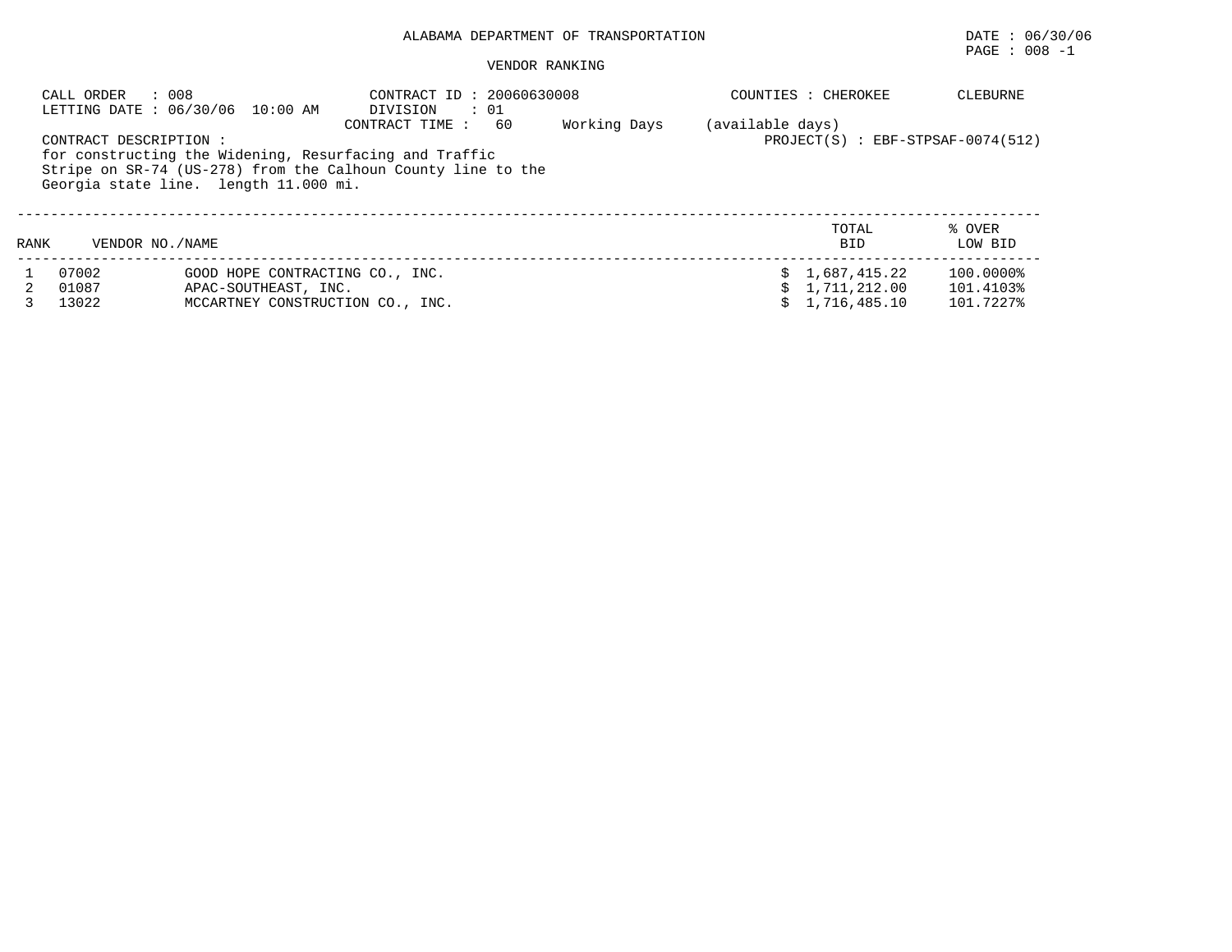ALABAMA DEPARTMENT OF TRANSPORTATION

DATE : 06/30/06

PAGE : 008 -1

VENDOR RANKING

CALL ORDER : 008
LETTING DATE : 06/30/06 10:00 AM

CONTRACT ID : 20060630008
DIVISION : 01
CONTRACT TIME : 60 Working Days (available days)

COUNTIES : CHEROKEE CLEBURNE

PROJECT(S) : EBF-STPSAF-0074(512)

CONTRACT DESCRIPTION :
for constructing the Widening, Resurfacing and Traffic Stripe on SR-74 (US-278) from the Calhoun County line to the Georgia state line. length 11.000 mi.

| RANK | VENDOR NO./NAME | | TOTAL BID | % OVER LOW BID |
|---|---|---|---|---|
| 1 | 07002 | GOOD HOPE CONTRACTING CO., INC. | $ 1,687,415.22 | 100.0000% |
| 2 | 01087 | APAC-SOUTHEAST, INC. | $ 1,711,212.00 | 101.4103% |
| 3 | 13022 | MCCARTNEY CONSTRUCTION CO., INC. | $ 1,716,485.10 | 101.7227% |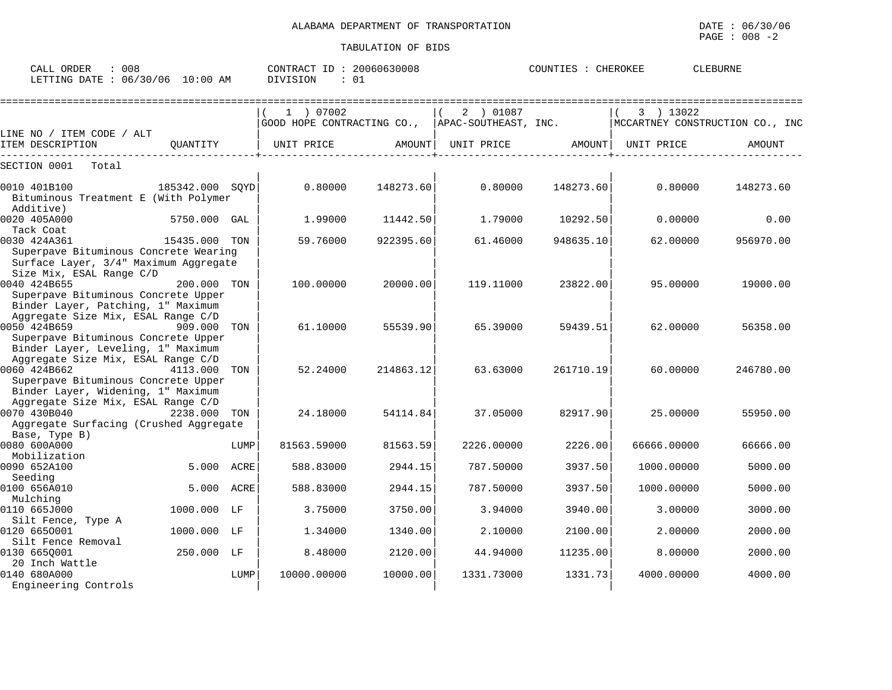ALABAMA DEPARTMENT OF TRANSPORTATION

DATE : 06/30/06
PAGE : 008 -2

TABULATION OF BIDS

CALL ORDER : 008 CONTRACT ID : 20060630008 COUNTIES : CHEROKEE CLEBURNE
LETTING DATE : 06/30/06 10:00 AM DIVISION : 01

| LINE NO / ITEM CODE / ALT ITEM DESCRIPTION | QUANTITY | ( 1 ) 07002 GOOD HOPE CONTRACTING CO., UNIT PRICE | AMOUNT | ( 2 ) 01087 APAC-SOUTHEAST, INC. UNIT PRICE | AMOUNT | ( 3 ) 13022 MCCARTNEY CONSTRUCTION CO., INC UNIT PRICE | AMOUNT |
|---|---|---|---|---|---|---|---|
| SECTION 0001 Total | | | | | | | |
| 0010 401B100 Bituminous Treatment E (With Polymer Additive) | 185342.000 SQYD | 0.80000 | 148273.60 | 0.80000 | 148273.60 | 0.80000 | 148273.60 |
| 0020 405A000 Tack Coat | 5750.000 GAL | 1.99000 | 11442.50 | 1.79000 | 10292.50 | 0.00000 | 0.00 |
| 0030 424A361 Superpave Bituminous Concrete Wearing Surface Layer, 3/4" Maximum Aggregate Size Mix, ESAL Range C/D | 15435.000 TON | 59.76000 | 922395.60 | 61.46000 | 948635.10 | 62.00000 | 956970.00 |
| 0040 424B655 Superpave Bituminous Concrete Upper Binder Layer, Patching, 1" Maximum Aggregate Size Mix, ESAL Range C/D | 200.000 TON | 100.00000 | 20000.00 | 119.11000 | 23822.00 | 95.00000 | 19000.00 |
| 0050 424B659 Superpave Bituminous Concrete Upper Binder Layer, Leveling, 1" Maximum Aggregate Size Mix, ESAL Range C/D | 909.000 TON | 61.10000 | 55539.90 | 65.39000 | 59439.51 | 62.00000 | 56358.00 |
| 0060 424B662 Superpave Bituminous Concrete Upper Binder Layer, Widening, 1" Maximum Aggregate Size Mix, ESAL Range C/D | 4113.000 TON | 52.24000 | 214863.12 | 63.63000 | 261710.19 | 60.00000 | 246780.00 |
| 0070 430B040 Aggregate Surfacing (Crushed Aggregate Base, Type B) | 2238.000 TON | 24.18000 | 54114.84 | 37.05000 | 82917.90 | 25.00000 | 55950.00 |
| 0080 600A000 Mobilization | LUMP | 81563.59000 | 81563.59 | 2226.00000 | 2226.00 | 66666.00000 | 66666.00 |
| 0090 652A100 Seeding | 5.000 ACRE | 588.83000 | 2944.15 | 787.50000 | 3937.50 | 1000.00000 | 5000.00 |
| 0100 656A010 Mulching | 5.000 ACRE | 588.83000 | 2944.15 | 787.50000 | 3937.50 | 1000.00000 | 5000.00 |
| 0110 665J000 Silt Fence, Type A | 1000.000 LF | 3.75000 | 3750.00 | 3.94000 | 3940.00 | 3.00000 | 3000.00 |
| 0120 665O001 Silt Fence Removal | 1000.000 LF | 1.34000 | 1340.00 | 2.10000 | 2100.00 | 2.00000 | 2000.00 |
| 0130 665Q001 20 Inch Wattle | 250.000 LF | 8.48000 | 2120.00 | 44.94000 | 11235.00 | 8.00000 | 2000.00 |
| 0140 680A000 Engineering Controls | LUMP | 10000.00000 | 10000.00 | 1331.73000 | 1331.73 | 4000.00000 | 4000.00 |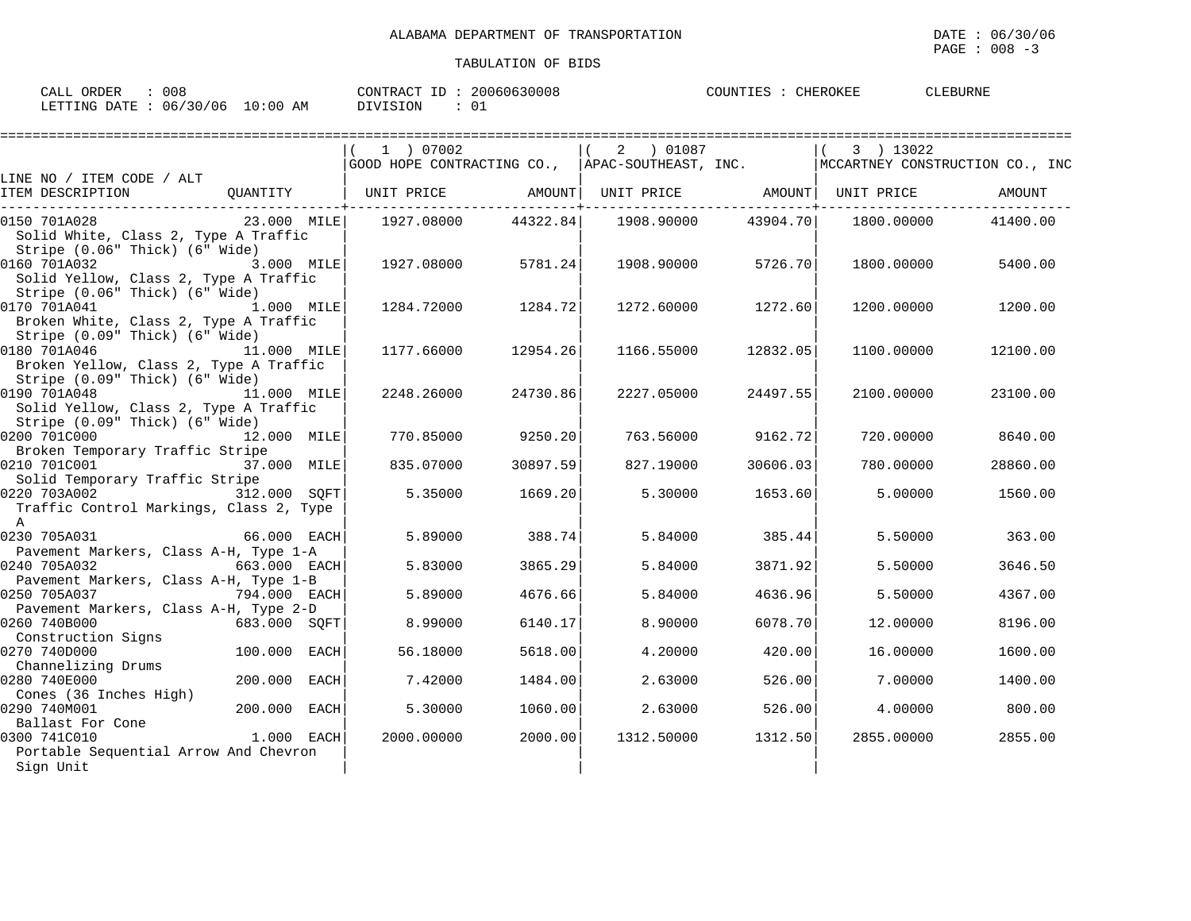ALABAMA DEPARTMENT OF TRANSPORTATION

TABULATION OF BIDS

DATE : 06/30/06

PAGE : 008 -3

CALL ORDER : 008 CONTRACT ID : 20060630008 COUNTIES : CHEROKEE CLEBURNE

LETTING DATE : 06/30/06 10:00 AM DIVISION : 01

| LINE NO / ITEM CODE / ALT ITEM DESCRIPTION | QUANTITY | ( 1 ) 07002 GOOD HOPE CONTRACTING CO., UNIT PRICE | AMOUNT | ( 2 ) 01087 APAC-SOUTHEAST, INC. UNIT PRICE | AMOUNT | ( 3 ) 13022 MCCARTNEY CONSTRUCTION CO., INC UNIT PRICE | AMOUNT |
|---|---|---|---|---|---|---|---|
| 0150 701A028 Solid White, Class 2, Type A Traffic Stripe (0.06" Thick) (6" Wide) | 23.000 MILE | 1927.08000 | 44322.84 | 1908.90000 | 43904.70 | 1800.00000 | 41400.00 |
| 0160 701A032 Solid Yellow, Class 2, Type A Traffic Stripe (0.06" Thick) (6" Wide) | 3.000 MILE | 1927.08000 | 5781.24 | 1908.90000 | 5726.70 | 1800.00000 | 5400.00 |
| 0170 701A041 Broken White, Class 2, Type A Traffic Stripe (0.09" Thick) (6" Wide) | 1.000 MILE | 1284.72000 | 1284.72 | 1272.60000 | 1272.60 | 1200.00000 | 1200.00 |
| 0180 701A046 Broken Yellow, Class 2, Type A Traffic Stripe (0.09" Thick) (6" Wide) | 11.000 MILE | 1177.66000 | 12954.26 | 1166.55000 | 12832.05 | 1100.00000 | 12100.00 |
| 0190 701A048 Solid Yellow, Class 2, Type A Traffic Stripe (0.09" Thick) (6" Wide) | 11.000 MILE | 2248.26000 | 24730.86 | 2227.05000 | 24497.55 | 2100.00000 | 23100.00 |
| 0200 701C000 Broken Temporary Traffic Stripe | 12.000 MILE | 770.85000 | 9250.20 | 763.56000 | 9162.72 | 720.00000 | 8640.00 |
| 0210 701C001 Solid Temporary Traffic Stripe | 37.000 MILE | 835.07000 | 30897.59 | 827.19000 | 30606.03 | 780.00000 | 28860.00 |
| 0220 703A002 Traffic Control Markings, Class 2, Type A | 312.000 SQFT | 5.35000 | 1669.20 | 5.30000 | 1653.60 | 5.00000 | 1560.00 |
| 0230 705A031 Pavement Markers, Class A-H, Type 1-A | 66.000 EACH | 5.89000 | 388.74 | 5.84000 | 385.44 | 5.50000 | 363.00 |
| 0240 705A032 Pavement Markers, Class A-H, Type 1-B | 663.000 EACH | 5.83000 | 3865.29 | 5.84000 | 3871.92 | 5.50000 | 3646.50 |
| 0250 705A037 Pavement Markers, Class A-H, Type 2-D | 794.000 EACH | 5.89000 | 4676.66 | 5.84000 | 4636.96 | 5.50000 | 4367.00 |
| 0260 740B000 Construction Signs | 683.000 SQFT | 8.99000 | 6140.17 | 8.90000 | 6078.70 | 12.00000 | 8196.00 |
| 0270 740D000 Channelizing Drums | 100.000 EACH | 56.18000 | 5618.00 | 4.20000 | 420.00 | 16.00000 | 1600.00 |
| 0280 740E000 Cones (36 Inches High) | 200.000 EACH | 7.42000 | 1484.00 | 2.63000 | 526.00 | 7.00000 | 1400.00 |
| 0290 740M001 Ballast For Cone | 200.000 EACH | 5.30000 | 1060.00 | 2.63000 | 526.00 | 4.00000 | 800.00 |
| 0300 741C010 Portable Sequential Arrow And Chevron Sign Unit | 1.000 EACH | 2000.00000 | 2000.00 | 1312.50000 | 1312.50 | 2855.00000 | 2855.00 |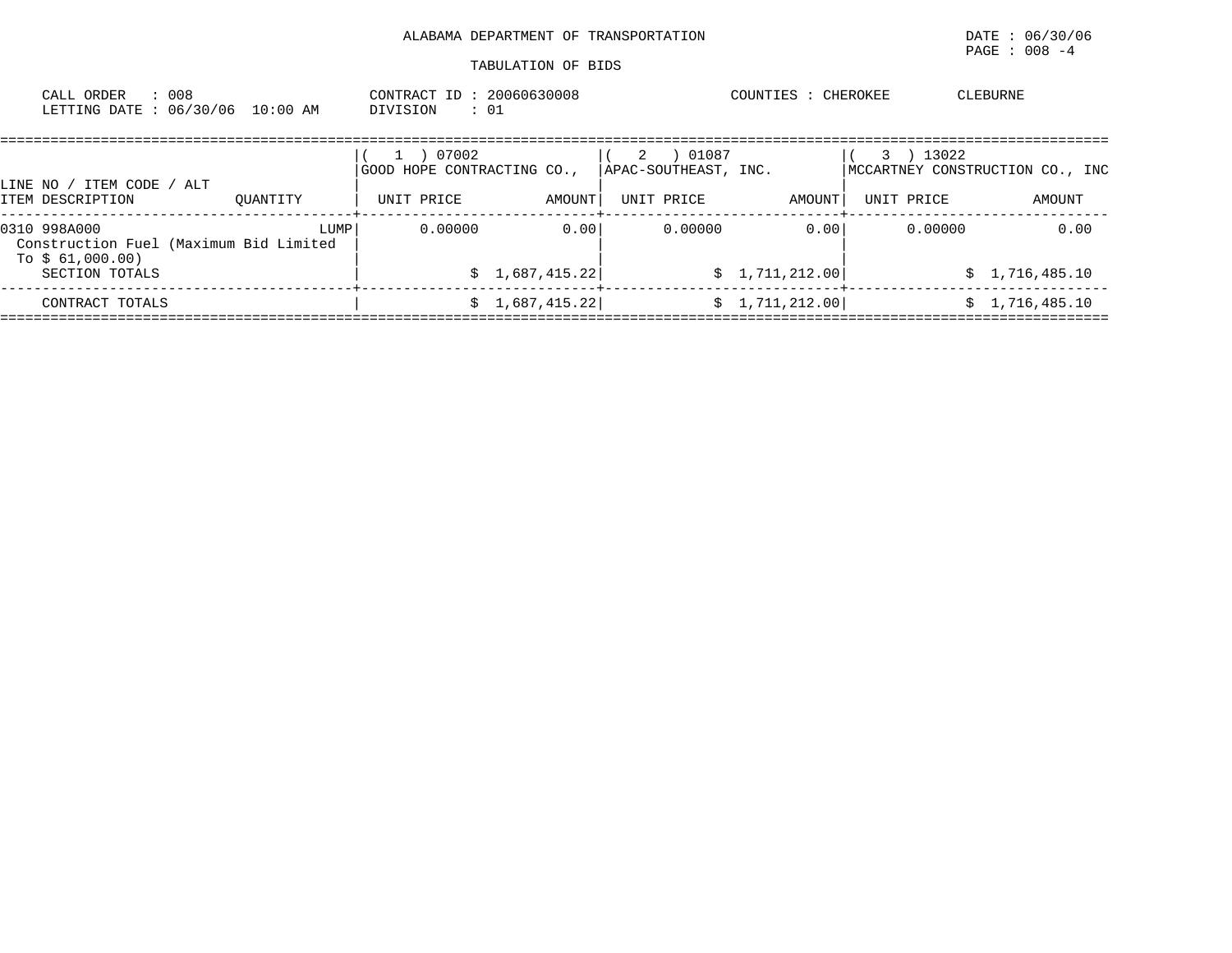ALABAMA DEPARTMENT OF TRANSPORTATION

TABULATION OF BIDS

DATE : 06/30/06
PAGE : 008 -4

CALL ORDER : 008
LETTING DATE : 06/30/06 10:00 AM

CONTRACT ID : 20060630008
DIVISION : 01

COUNTIES : CHEROKEE CLEBURNE

| LINE NO / ITEM CODE / ALT<br>ITEM DESCRIPTION | QUANTITY | ( 1 ) 07002<br>GOOD HOPE CONTRACTING CO.,<br>UNIT PRICE | AMOUNT | ( 2 ) 01087<br>APAC-SOUTHEAST, INC.<br>UNIT PRICE | AMOUNT | ( 3 ) 13022<br>MCCARTNEY CONSTRUCTION CO., INC<br>UNIT PRICE | AMOUNT |
|---|---|---|---|---|---|---|---|
| 0310 998A000<br>Construction Fuel (Maximum Bid Limited To $ 61,000.00) | LUMP | 0.00000 | 0.00 | 0.00000 | 0.00 | 0.00000 | 0.00 |
| SECTION TOTALS | | | $ 1,687,415.22 | | $ 1,711,212.00 | | $ 1,716,485.10 |
| CONTRACT TOTALS | | | $ 1,687,415.22 | | $ 1,711,212.00 | | $ 1,716,485.10 |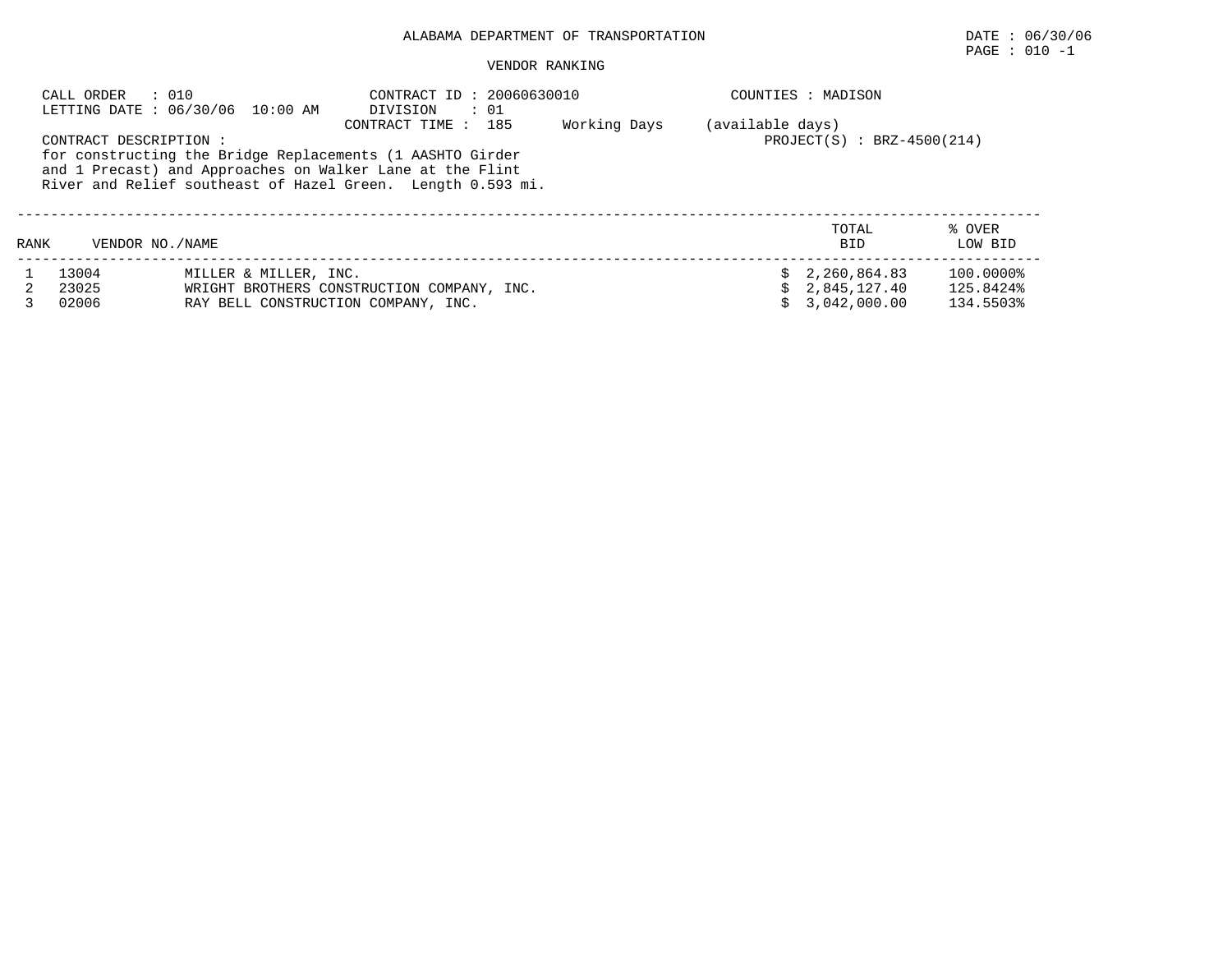ALABAMA DEPARTMENT OF TRANSPORTATION

DATE : 06/30/06

PAGE : 010 -1

VENDOR RANKING

CALL ORDER : 010
LETTING DATE : 06/30/06 10:00 AM

CONTRACT ID : 20060630010
DIVISION : 01
CONTRACT TIME : 185 Working Days (available days)

COUNTIES : MADISON

PROJECT(S) : BRZ-4500(214)

CONTRACT DESCRIPTION :
for constructing the Bridge Replacements (1 AASHTO Girder and 1 Precast) and Approaches on Walker Lane at the Flint River and Relief southeast of Hazel Green. Length 0.593 mi.

| RANK | VENDOR NO./NAME | | TOTAL BID | % OVER LOW BID |
|---|---|---|---|---|
| 1 | 13004 | MILLER & MILLER, INC. | $ 2,260,864.83 | 100.0000% |
| 2 | 23025 | WRIGHT BROTHERS CONSTRUCTION COMPANY, INC. | $ 2,845,127.40 | 125.8424% |
| 3 | 02006 | RAY BELL CONSTRUCTION COMPANY, INC. | $ 3,042,000.00 | 134.5503% |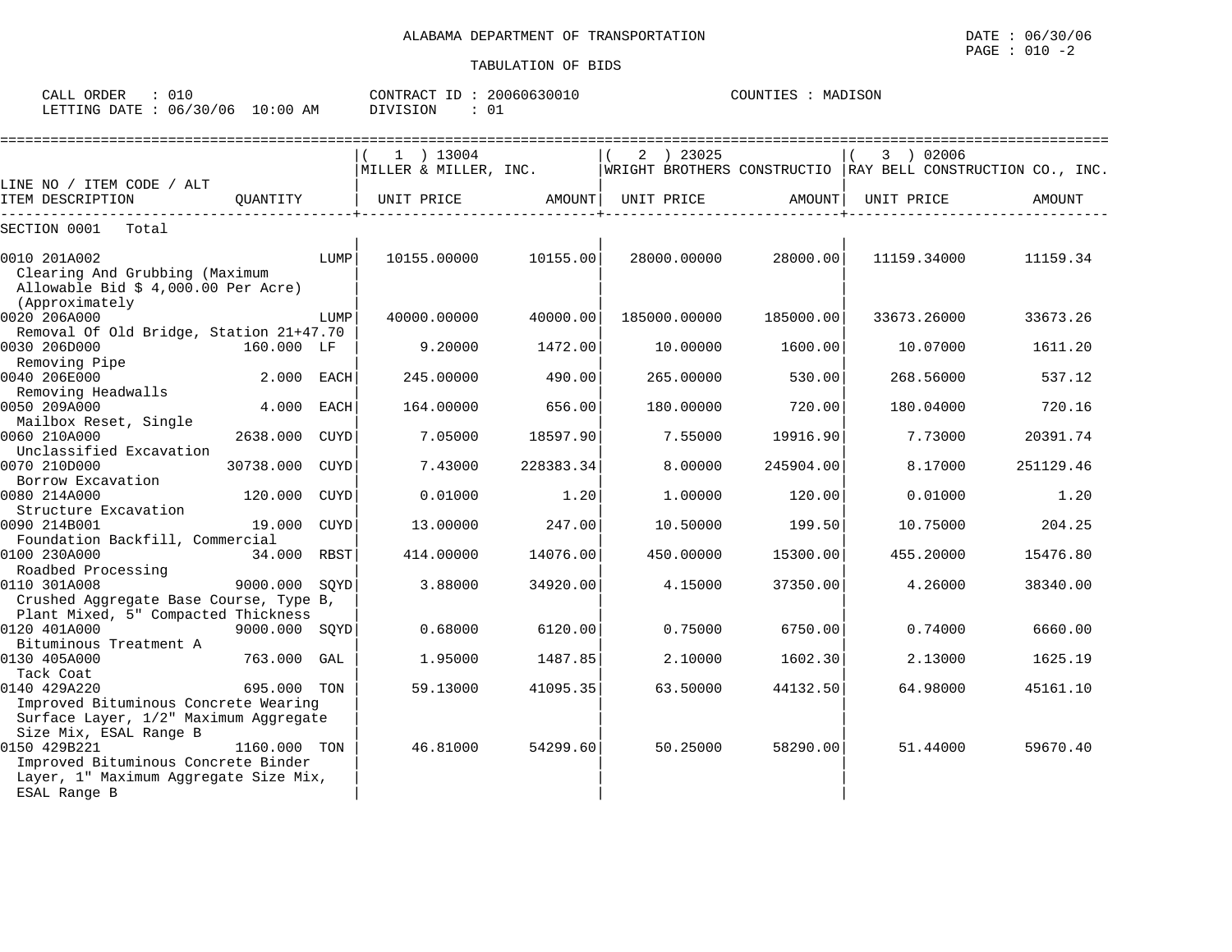ALABAMA DEPARTMENT OF TRANSPORTATION

TABULATION OF BIDS

DATE : 06/30/06
PAGE : 010 -2

CALL ORDER : 010
LETTING DATE : 06/30/06 10:00 AM

CONTRACT ID : 20060630010
DIVISION : 01

COUNTIES : MADISON

| LINE NO / ITEM CODE / ALT ITEM DESCRIPTION | QUANTITY | ( 1 ) 13004 MILLER & MILLER, INC. UNIT PRICE | AMOUNT | ( 2 ) 23025 WRIGHT BROTHERS CONSTRUCTIO UNIT PRICE | AMOUNT | ( 3 ) 02006 RAY BELL CONSTRUCTION CO., INC. UNIT PRICE | AMOUNT |
|---|---|---|---|---|---|---|---|
| SECTION 0001 Total | | | | | | | |
| 0010 201A002 Clearing And Grubbing (Maximum Allowable Bid $ 4,000.00 Per Acre) (Approximately | LUMP | 10155.00000 | 10155.00 | 28000.00000 | 28000.00 | 11159.34000 | 11159.34 |
| 0020 206A000 Removal Of Old Bridge, Station 21+47.70 | LUMP | 40000.00000 | 40000.00 | 185000.00000 | 185000.00 | 33673.26000 | 33673.26 |
| 0030 206D000 Removing Pipe | 160.000 LF | 9.20000 | 1472.00 | 10.00000 | 1600.00 | 10.07000 | 1611.20 |
| 0040 206E000 Removing Headwalls | 2.000 EACH | 245.00000 | 490.00 | 265.00000 | 530.00 | 268.56000 | 537.12 |
| 0050 209A000 Mailbox Reset, Single | 4.000 EACH | 164.00000 | 656.00 | 180.00000 | 720.00 | 180.04000 | 720.16 |
| 0060 210A000 Unclassified Excavation | 2638.000 CUYD | 7.05000 | 18597.90 | 7.55000 | 19916.90 | 7.73000 | 20391.74 |
| 0070 210D000 Borrow Excavation | 30738.000 CUYD | 7.43000 | 228383.34 | 8.00000 | 245904.00 | 8.17000 | 251129.46 |
| 0080 214A000 Structure Excavation | 120.000 CUYD | 0.01000 | 1.20 | 1.00000 | 120.00 | 0.01000 | 1.20 |
| 0090 214B001 Foundation Backfill, Commercial | 19.000 CUYD | 13.00000 | 247.00 | 10.50000 | 199.50 | 10.75000 | 204.25 |
| 0100 230A000 Roadbed Processing | 34.000 RBST | 414.00000 | 14076.00 | 450.00000 | 15300.00 | 455.20000 | 15476.80 |
| 0110 301A008 Crushed Aggregate Base Course, Type B, Plant Mixed, 5" Compacted Thickness | 9000.000 SQYD | 3.88000 | 34920.00 | 4.15000 | 37350.00 | 4.26000 | 38340.00 |
| 0120 401A000 Bituminous Treatment A | 9000.000 SQYD | 0.68000 | 6120.00 | 0.75000 | 6750.00 | 0.74000 | 6660.00 |
| 0130 405A000 Tack Coat | 763.000 GAL | 1.95000 | 1487.85 | 2.10000 | 1602.30 | 2.13000 | 1625.19 |
| 0140 429A220 Improved Bituminous Concrete Wearing Surface Layer, 1/2" Maximum Aggregate Size Mix, ESAL Range B | 695.000 TON | 59.13000 | 41095.35 | 63.50000 | 44132.50 | 64.98000 | 45161.10 |
| 0150 429B221 Improved Bituminous Concrete Binder Layer, 1" Maximum Aggregate Size Mix, ESAL Range B | 1160.000 TON | 46.81000 | 54299.60 | 50.25000 | 58290.00 | 51.44000 | 59670.40 |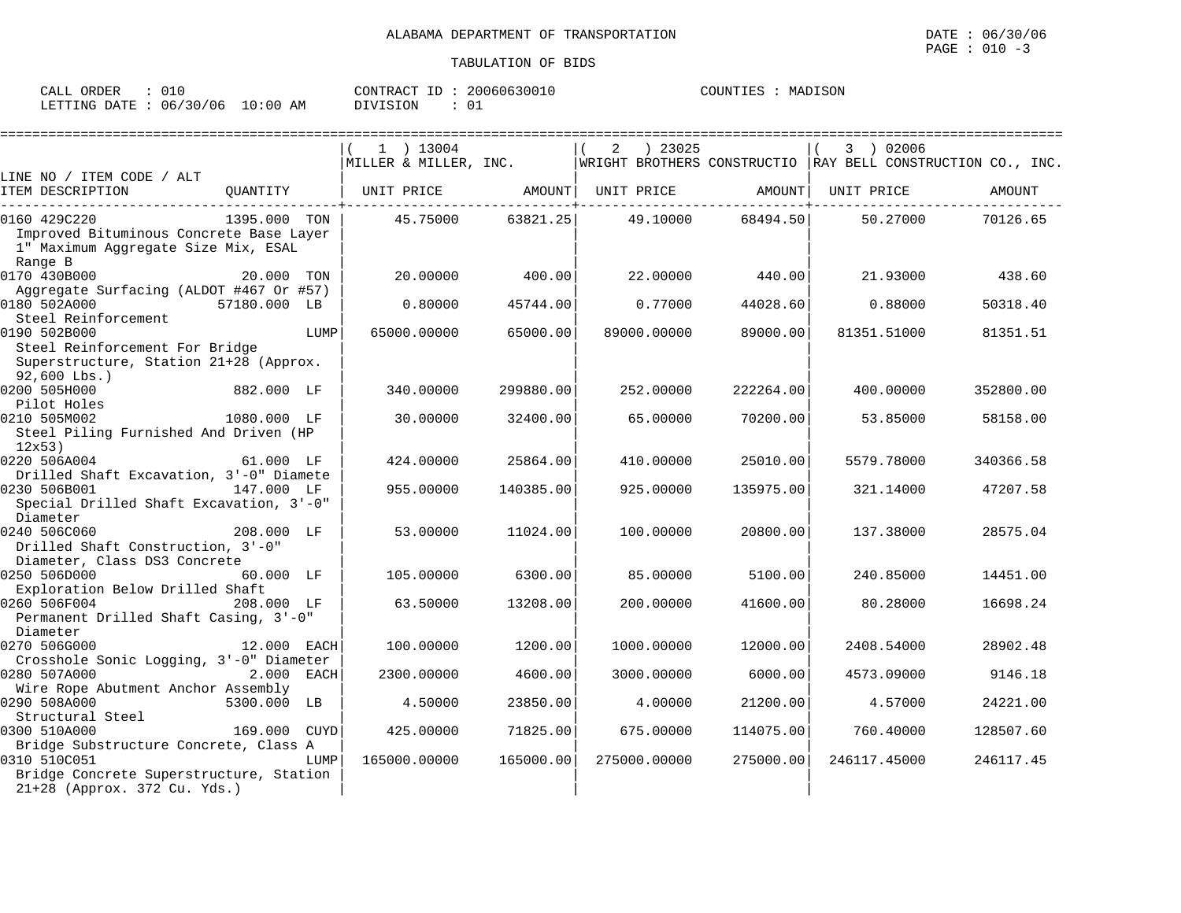ALABAMA DEPARTMENT OF TRANSPORTATION

DATE : 06/30/06

TABULATION OF BIDS

CALL ORDER : 010 CONTRACT ID : 20060630010 COUNTIES : MADISON
LETTING DATE : 06/30/06 10:00 AM DIVISION : 01

| LINE NO / ITEM CODE / ALT ITEM DESCRIPTION | QUANTITY | ( 1 ) 13004 MILLER & MILLER, INC. UNIT PRICE | AMOUNT | ( 2 ) 23025 WRIGHT BROTHERS CONSTRUCTIO UNIT PRICE | AMOUNT | ( 3 ) 02006 RAY BELL CONSTRUCTION CO., INC. UNIT PRICE | AMOUNT |
|---|---|---|---|---|---|---|---|
| 0160 429C220 Improved Bituminous Concrete Base Layer 1" Maximum Aggregate Size Mix, ESAL Range B | 1395.000 TON | 45.75000 | 63821.25 | 49.10000 | 68494.50 | 50.27000 | 70126.65 |
| 0170 430B000 Aggregate Surfacing (ALDOT #467 Or #57) | 20.000 TON | 20.00000 | 400.00 | 22.00000 | 440.00 | 21.93000 | 438.60 |
| 0180 502A000 Steel Reinforcement | 57180.000 LB | 0.80000 | 45744.00 | 0.77000 | 44028.60 | 0.88000 | 50318.40 |
| 0190 502B000 Steel Reinforcement For Bridge Superstructure, Station 21+28 (Approx. 92,600 Lbs.) | LUMP | 65000.00000 | 65000.00 | 89000.00000 | 89000.00 | 81351.51000 | 81351.51 |
| 0200 505H000 Pilot Holes | 882.000 LF | 340.00000 | 299880.00 | 252.00000 | 222264.00 | 400.00000 | 352800.00 |
| 0210 505M002 Steel Piling Furnished And Driven (HP 12x53) | 1080.000 LF | 30.00000 | 32400.00 | 65.00000 | 70200.00 | 53.85000 | 58158.00 |
| 0220 506A004 Drilled Shaft Excavation, 3'-0" Diamete | 61.000 LF | 424.00000 | 25864.00 | 410.00000 | 25010.00 | 5579.78000 | 340366.58 |
| 0230 506B001 Special Drilled Shaft Excavation, 3'-0" Diameter | 147.000 LF | 955.00000 | 140385.00 | 925.00000 | 135975.00 | 321.14000 | 47207.58 |
| 0240 506C060 Drilled Shaft Construction, 3'-0" Diameter, Class DS3 Concrete | 208.000 LF | 53.00000 | 11024.00 | 100.00000 | 20800.00 | 137.38000 | 28575.04 |
| 0250 506D000 Exploration Below Drilled Shaft | 60.000 LF | 105.00000 | 6300.00 | 85.00000 | 5100.00 | 240.85000 | 14451.00 |
| 0260 506F004 Permanent Drilled Shaft Casing, 3'-0" Diameter | 208.000 LF | 63.50000 | 13208.00 | 200.00000 | 41600.00 | 80.28000 | 16698.24 |
| 0270 506G000 Crosshole Sonic Logging, 3'-0" Diameter | 12.000 EACH | 100.00000 | 1200.00 | 1000.00000 | 12000.00 | 2408.54000 | 28902.48 |
| 0280 507A000 Wire Rope Abutment Anchor Assembly | 2.000 EACH | 2300.00000 | 4600.00 | 3000.00000 | 6000.00 | 4573.09000 | 9146.18 |
| 0290 508A000 Structural Steel | 5300.000 LB | 4.50000 | 23850.00 | 4.00000 | 21200.00 | 4.57000 | 24221.00 |
| 0300 510A000 Bridge Substructure Concrete, Class A | 169.000 CUYD | 425.00000 | 71825.00 | 675.00000 | 114075.00 | 760.40000 | 128507.60 |
| 0310 510C051 Bridge Concrete Superstructure, Station 21+28 (Approx. 372 Cu. Yds.) | LUMP | 165000.00000 | 165000.00 | 275000.00000 | 275000.00 | 246117.45000 | 246117.45 |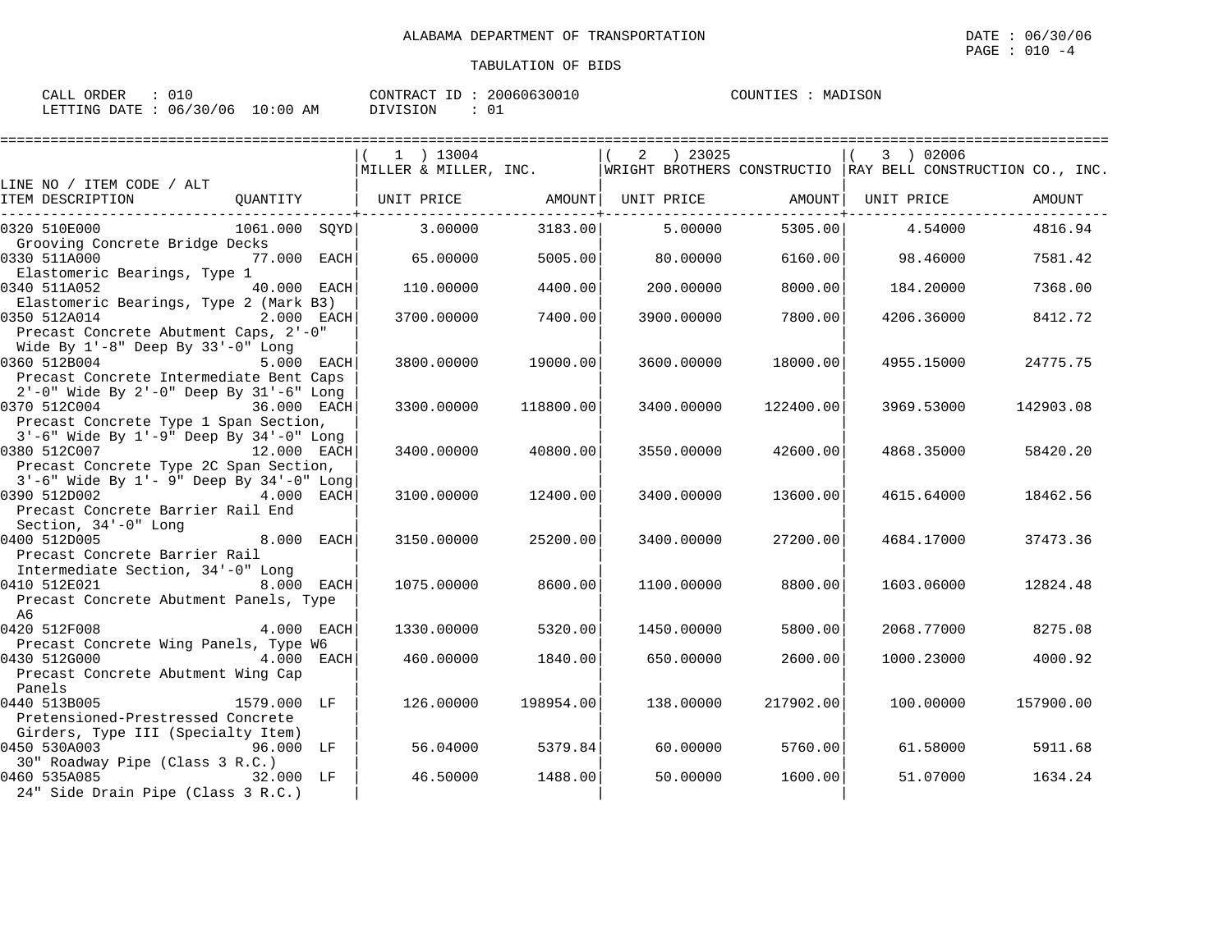ALABAMA DEPARTMENT OF TRANSPORTATION

TABULATION OF BIDS

CALL ORDER : 010 CONTRACT ID : 20060630010 COUNTIES : MADISON
LETTING DATE : 06/30/06 10:00 AM DIVISION : 01

| LINE NO / ITEM CODE / ALT | | (1) 13004 MILLER & MILLER, INC. | | (2) 23025 WRIGHT BROTHERS CONSTRUCTIO | | (3) 02006 RAY BELL CONSTRUCTION CO., INC. | |
|---|---|---|---|---|---|---|---|
| ITEM DESCRIPTION | QUANTITY | UNIT PRICE | AMOUNT | UNIT PRICE | AMOUNT | UNIT PRICE | AMOUNT |
| 0320 510E000 Grooving Concrete Bridge Decks | 1061.000 SQYD | 3.00000 | 3183.00 | 5.00000 | 5305.00 | 4.54000 | 4816.94 |
| 0330 511A000 Elastomeric Bearings, Type 1 | 77.000 EACH | 65.00000 | 5005.00 | 80.00000 | 6160.00 | 98.46000 | 7581.42 |
| 0340 511A052 Elastomeric Bearings, Type 2 (Mark B3) | 40.000 EACH | 110.00000 | 4400.00 | 200.00000 | 8000.00 | 184.20000 | 7368.00 |
| 0350 512A014 Precast Concrete Abutment Caps, 2'-0" Wide By 1'-8" Deep By 33'-0" Long | 2.000 EACH | 3700.00000 | 7400.00 | 3900.00000 | 7800.00 | 4206.36000 | 8412.72 |
| 0360 512B004 Precast Concrete Intermediate Bent Caps 2'-0" Wide By 2'-0" Deep By 31'-6" Long | 5.000 EACH | 3800.00000 | 19000.00 | 3600.00000 | 18000.00 | 4955.15000 | 24775.75 |
| 0370 512C004 Precast Concrete Type 1 Span Section, 3'-6" Wide By 1'-9" Deep By 34'-0" Long | 36.000 EACH | 3300.00000 | 118800.00 | 3400.00000 | 122400.00 | 3969.53000 | 142903.08 |
| 0380 512C007 Precast Concrete Type 2C Span Section, 3'-6" Wide By 1'- 9" Deep By 34'-0" Long | 12.000 EACH | 3400.00000 | 40800.00 | 3550.00000 | 42600.00 | 4868.35000 | 58420.20 |
| 0390 512D002 Precast Concrete Barrier Rail End Section, 34'-0" Long | 4.000 EACH | 3100.00000 | 12400.00 | 3400.00000 | 13600.00 | 4615.64000 | 18462.56 |
| 0400 512D005 Precast Concrete Barrier Rail Intermediate Section, 34'-0" Long | 8.000 EACH | 3150.00000 | 25200.00 | 3400.00000 | 27200.00 | 4684.17000 | 37473.36 |
| 0410 512E021 Precast Concrete Abutment Panels, Type A6 | 8.000 EACH | 1075.00000 | 8600.00 | 1100.00000 | 8800.00 | 1603.06000 | 12824.48 |
| 0420 512F008 Precast Concrete Wing Panels, Type W6 | 4.000 EACH | 1330.00000 | 5320.00 | 1450.00000 | 5800.00 | 2068.77000 | 8275.08 |
| 0430 512G000 Precast Concrete Abutment Wing Cap Panels | 4.000 EACH | 460.00000 | 1840.00 | 650.00000 | 2600.00 | 1000.23000 | 4000.92 |
| 0440 513B005 Pretensioned-Prestressed Concrete Girders, Type III (Specialty Item) | 1579.000 LF | 126.00000 | 198954.00 | 138.00000 | 217902.00 | 100.00000 | 157900.00 |
| 0450 530A003 30" Roadway Pipe (Class 3 R.C.) | 96.000 LF | 56.04000 | 5379.84 | 60.00000 | 5760.00 | 61.58000 | 5911.68 |
| 0460 535A085 24" Side Drain Pipe (Class 3 R.C.) | 32.000 LF | 46.50000 | 1488.00 | 50.00000 | 1600.00 | 51.07000 | 1634.24 |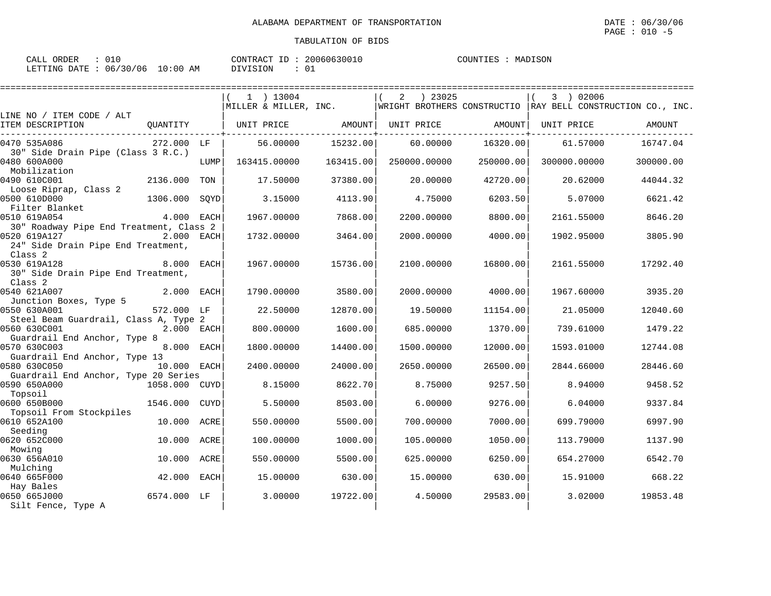ALABAMA DEPARTMENT OF TRANSPORTATION

TABULATION OF BIDS

DATE : 06/30/06
PAGE : 010 -5

CALL ORDER : 010
LETTING DATE : 06/30/06 10:00 AM

CONTRACT ID : 20060630010
DIVISION : 01

COUNTIES : MADISON

| LINE NO / ITEM CODE / ALT ITEM DESCRIPTION | QUANTITY | | ( 1 ) 13004 MILLER & MILLER, INC. UNIT PRICE | AMOUNT | ( 2 ) 23025 WRIGHT BROTHERS CONSTRUCTIO UNIT PRICE | AMOUNT | ( 3 ) 02006 RAY BELL CONSTRUCTION CO., INC. UNIT PRICE | AMOUNT |
|---|---|---|---|---|---|---|---|---|
| 0470 535A086 30" Side Drain Pipe (Class 3 R.C.) | 272.000 | LF | 56.00000 | 15232.00 | 60.00000 | 16320.00 | 61.57000 | 16747.04 |
| 0480 600A000 Mobilization | | LUMP | 163415.00000 | 163415.00 | 250000.00000 | 250000.00 | 300000.00000 | 300000.00 |
| 0490 610C001 Loose Riprap, Class 2 | 2136.000 | TON | 17.50000 | 37380.00 | 20.00000 | 42720.00 | 20.62000 | 44044.32 |
| 0500 610D000 Filter Blanket | 1306.000 | SQYD | 3.15000 | 4113.90 | 4.75000 | 6203.50 | 5.07000 | 6621.42 |
| 0510 619A054 30" Roadway Pipe End Treatment, Class 2 | 4.000 | EACH | 1967.00000 | 7868.00 | 2200.00000 | 8800.00 | 2161.55000 | 8646.20 |
| 0520 619A127 24" Side Drain Pipe End Treatment, Class 2 | 2.000 | EACH | 1732.00000 | 3464.00 | 2000.00000 | 4000.00 | 1902.95000 | 3805.90 |
| 0530 619A128 30" Side Drain Pipe End Treatment, Class 2 | 8.000 | EACH | 1967.00000 | 15736.00 | 2100.00000 | 16800.00 | 2161.55000 | 17292.40 |
| 0540 621A007 Junction Boxes, Type 5 | 2.000 | EACH | 1790.00000 | 3580.00 | 2000.00000 | 4000.00 | 1967.60000 | 3935.20 |
| 0550 630A001 Steel Beam Guardrail, Class A, Type 2 | 572.000 | LF | 22.50000 | 12870.00 | 19.50000 | 11154.00 | 21.05000 | 12040.60 |
| 0560 630C001 Guardrail End Anchor, Type 8 | 2.000 | EACH | 800.00000 | 1600.00 | 685.00000 | 1370.00 | 739.61000 | 1479.22 |
| 0570 630C003 Guardrail End Anchor, Type 13 | 8.000 | EACH | 1800.00000 | 14400.00 | 1500.00000 | 12000.00 | 1593.01000 | 12744.08 |
| 0580 630C050 Guardrail End Anchor, Type 20 Series | 10.000 | EACH | 2400.00000 | 24000.00 | 2650.00000 | 26500.00 | 2844.66000 | 28446.60 |
| 0590 650A000 Topsoil | 1058.000 | CUYD | 8.15000 | 8622.70 | 8.75000 | 9257.50 | 8.94000 | 9458.52 |
| 0600 650B000 Topsoil From Stockpiles | 1546.000 | CUYD | 5.50000 | 8503.00 | 6.00000 | 9276.00 | 6.04000 | 9337.84 |
| 0610 652A100 Seeding | 10.000 | ACRE | 550.00000 | 5500.00 | 700.00000 | 7000.00 | 699.79000 | 6997.90 |
| 0620 652C000 Mowing | 10.000 | ACRE | 100.00000 | 1000.00 | 105.00000 | 1050.00 | 113.79000 | 1137.90 |
| 0630 656A010 Mulching | 10.000 | ACRE | 550.00000 | 5500.00 | 625.00000 | 6250.00 | 654.27000 | 6542.70 |
| 0640 665F000 Hay Bales | 42.000 | EACH | 15.00000 | 630.00 | 15.00000 | 630.00 | 15.91000 | 668.22 |
| 0650 665J000 Silt Fence, Type A | 6574.000 | LF | 3.00000 | 19722.00 | 4.50000 | 29583.00 | 3.02000 | 19853.48 |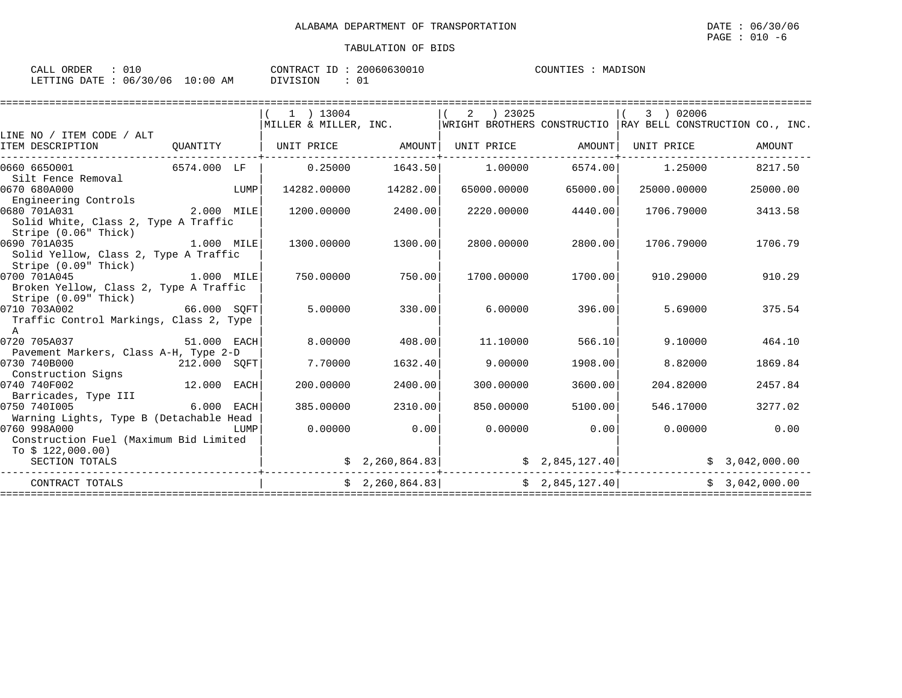ALABAMA DEPARTMENT OF TRANSPORTATION

TABULATION OF BIDS

DATE : 06/30/06

CALL ORDER : 010    CONTRACT ID : 20060630010    COUNTIES : MADISON

LETTING DATE : 06/30/06 10:00 AM    DIVISION : 01

| LINE NO / ITEM CODE / ALT ITEM DESCRIPTION | QUANTITY | (1) 13004 MILLER & MILLER, INC. UNIT PRICE | AMOUNT | (2) 23025 WRIGHT BROTHERS CONSTRUCTIO UNIT PRICE | AMOUNT | (3) 02006 RAY BELL CONSTRUCTION CO., INC. UNIT PRICE | AMOUNT |
|---|---|---|---|---|---|---|---|
| 0660 665O001 Silt Fence Removal | 6574.000 LF | 0.25000 | 1643.50 | 1.00000 | 6574.00 | 1.25000 | 8217.50 |
| 0670 680A000 Engineering Controls | LUMP | 14282.00000 | 14282.00 | 65000.00000 | 65000.00 | 25000.00000 | 25000.00 |
| 0680 701A031 Solid White, Class 2, Type A Traffic Stripe (0.06" Thick) | 2.000 MILE | 1200.00000 | 2400.00 | 2220.00000 | 4440.00 | 1706.79000 | 3413.58 |
| 0690 701A035 Solid Yellow, Class 2, Type A Traffic Stripe (0.09" Thick) | 1.000 MILE | 1300.00000 | 1300.00 | 2800.00000 | 2800.00 | 1706.79000 | 1706.79 |
| 0700 701A045 Broken Yellow, Class 2, Type A Traffic Stripe (0.09" Thick) | 1.000 MILE | 750.00000 | 750.00 | 1700.00000 | 1700.00 | 910.29000 | 910.29 |
| 0710 703A002 Traffic Control Markings, Class 2, Type A | 66.000 SQFT | 5.00000 | 330.00 | 6.00000 | 396.00 | 5.69000 | 375.54 |
| 0720 705A037 Pavement Markers, Class A-H, Type 2-D | 51.000 EACH | 8.00000 | 408.00 | 11.10000 | 566.10 | 9.10000 | 464.10 |
| 0730 740B000 Construction Signs | 212.000 SQFT | 7.70000 | 1632.40 | 9.00000 | 1908.00 | 8.82000 | 1869.84 |
| 0740 740F002 Barricades, Type III | 12.000 EACH | 200.00000 | 2400.00 | 300.00000 | 3600.00 | 204.82000 | 2457.84 |
| 0750 740I005 Warning Lights, Type B (Detachable Head | 6.000 EACH | 385.00000 | 2310.00 | 850.00000 | 5100.00 | 546.17000 | 3277.02 |
| 0760 998A000 Construction Fuel (Maximum Bid Limited To $ 122,000.00) | LUMP | 0.00000 | 0.00 | 0.00000 | 0.00 | 0.00000 | 0.00 |
| SECTION TOTALS | | | $ 2,260,864.83 | | $ 2,845,127.40 | | $ 3,042,000.00 |
| CONTRACT TOTALS | | | $ 2,260,864.83 | | $ 2,845,127.40 | | $ 3,042,000.00 |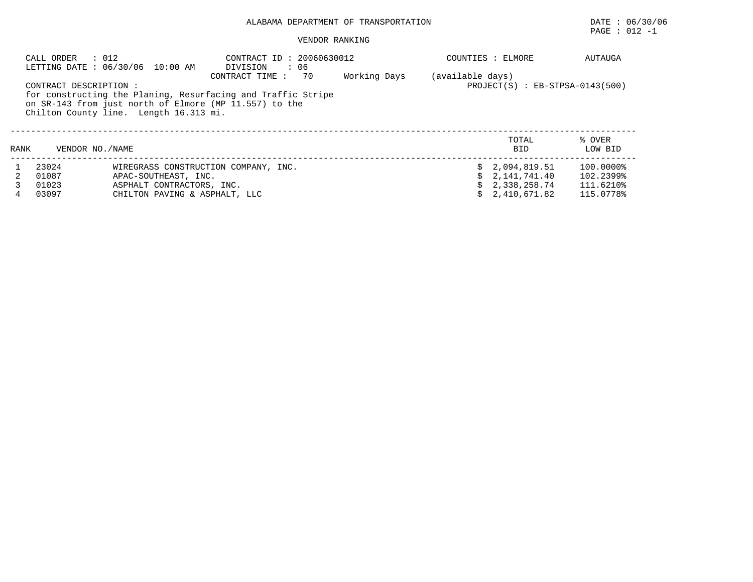ALABAMA DEPARTMENT OF TRANSPORTATION

DATE : 06/30/06

PAGE : 012 -1

VENDOR RANKING

CALL ORDER : 012
LETTING DATE : 06/30/06 10:00 AM

CONTRACT ID : 20060630012
DIVISION : 06
CONTRACT TIME : 70 Working Days (available days)

COUNTIES : ELMORE AUTAUGA

PROJECT(S) : EB-STPSA-0143(500)

CONTRACT DESCRIPTION :
for constructing the Planing, Resurfacing and Traffic Stripe on SR-143 from just north of Elmore (MP 11.557) to the Chilton County line. Length 16.313 mi.

| RANK | VENDOR NO./NAME | | TOTAL BID | % OVER LOW BID |
|---|---|---|---|---|
| 1 | 23024 | WIREGRASS CONSTRUCTION COMPANY, INC. | $ 2,094,819.51 | 100.0000% |
| 2 | 01087 | APAC-SOUTHEAST, INC. | $ 2,141,741.40 | 102.2399% |
| 3 | 01023 | ASPHALT CONTRACTORS, INC. | $ 2,338,258.74 | 111.6210% |
| 4 | 03097 | CHILTON PAVING & ASPHALT, LLC | $ 2,410,671.82 | 115.0778% |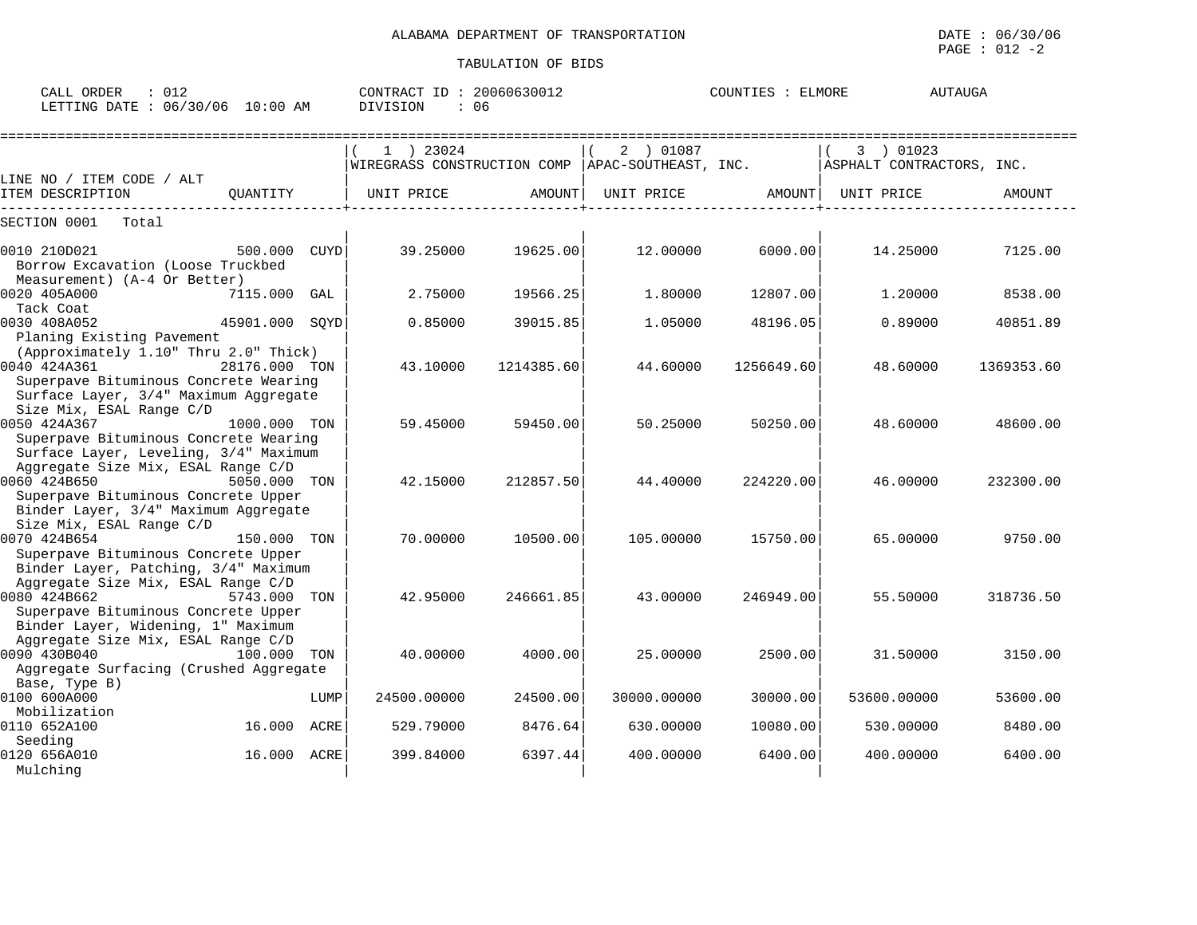ALABAMA DEPARTMENT OF TRANSPORTATION

DATE : 06/30/06

PAGE : 012 -2

TABULATION OF BIDS

CALL ORDER : 012 CONTRACT ID : 20060630012 COUNTIES : ELMORE AUTAUGA

LETTING DATE : 06/30/06 10:00 AM DIVISION : 06

| LINE NO / ITEM CODE / ALT<br>ITEM DESCRIPTION | QUANTITY | (1) 23024 WIREGRASS CONSTRUCTION COMP<br>UNIT PRICE | AMOUNT | (2) 01087 APAC-SOUTHEAST, INC.<br>UNIT PRICE | AMOUNT | (3) 01023 ASPHALT CONTRACTORS, INC.<br>UNIT PRICE | AMOUNT |
|---|---|---|---|---|---|---|---|
| SECTION 0001 Total | | | | | | | |
| 0010 210D021<br>Borrow Excavation (Loose Truckbed Measurement) (A-4 Or Better) | 500.000 CUYD | 39.25000 | 19625.00 | 12.00000 | 6000.00 | 14.25000 | 7125.00 |
| 0020 405A000<br>Tack Coat | 7115.000 GAL | 2.75000 | 19566.25 | 1.80000 | 12807.00 | 1.20000 | 8538.00 |
| 0030 408A052<br>Planing Existing Pavement (Approximately 1.10" Thru 2.0" Thick) | 45901.000 SQYD | 0.85000 | 39015.85 | 1.05000 | 48196.05 | 0.89000 | 40851.89 |
| 0040 424A361<br>Superpave Bituminous Concrete Wearing Surface Layer, 3/4" Maximum Aggregate Size Mix, ESAL Range C/D | 28176.000 TON | 43.10000 | 1214385.60 | 44.60000 | 1256649.60 | 48.60000 | 1369353.60 |
| 0050 424A367<br>Superpave Bituminous Concrete Wearing Surface Layer, Leveling, 3/4" Maximum Aggregate Size Mix, ESAL Range C/D | 1000.000 TON | 59.45000 | 59450.00 | 50.25000 | 50250.00 | 48.60000 | 48600.00 |
| 0060 424B650<br>Superpave Bituminous Concrete Upper Binder Layer, 3/4" Maximum Aggregate Size Mix, ESAL Range C/D | 5050.000 TON | 42.15000 | 212857.50 | 44.40000 | 224220.00 | 46.00000 | 232300.00 |
| 0070 424B654<br>Superpave Bituminous Concrete Upper Binder Layer, Patching, 3/4" Maximum Aggregate Size Mix, ESAL Range C/D | 150.000 TON | 70.00000 | 10500.00 | 105.00000 | 15750.00 | 65.00000 | 9750.00 |
| 0080 424B662<br>Superpave Bituminous Concrete Upper Binder Layer, Widening, 1" Maximum Aggregate Size Mix, ESAL Range C/D | 5743.000 TON | 42.95000 | 246661.85 | 43.00000 | 246949.00 | 55.50000 | 318736.50 |
| 0090 430B040<br>Aggregate Surfacing (Crushed Aggregate Base, Type B) | 100.000 TON | 40.00000 | 4000.00 | 25.00000 | 2500.00 | 31.50000 | 3150.00 |
| 0100 600A000<br>Mobilization | LUMP | 24500.00000 | 24500.00 | 30000.00000 | 30000.00 | 53600.00000 | 53600.00 |
| 0110 652A100<br>Seeding | 16.000 ACRE | 529.79000 | 8476.64 | 630.00000 | 10080.00 | 530.00000 | 8480.00 |
| 0120 656A010<br>Mulching | 16.000 ACRE | 399.84000 | 6397.44 | 400.00000 | 6400.00 | 400.00000 | 6400.00 |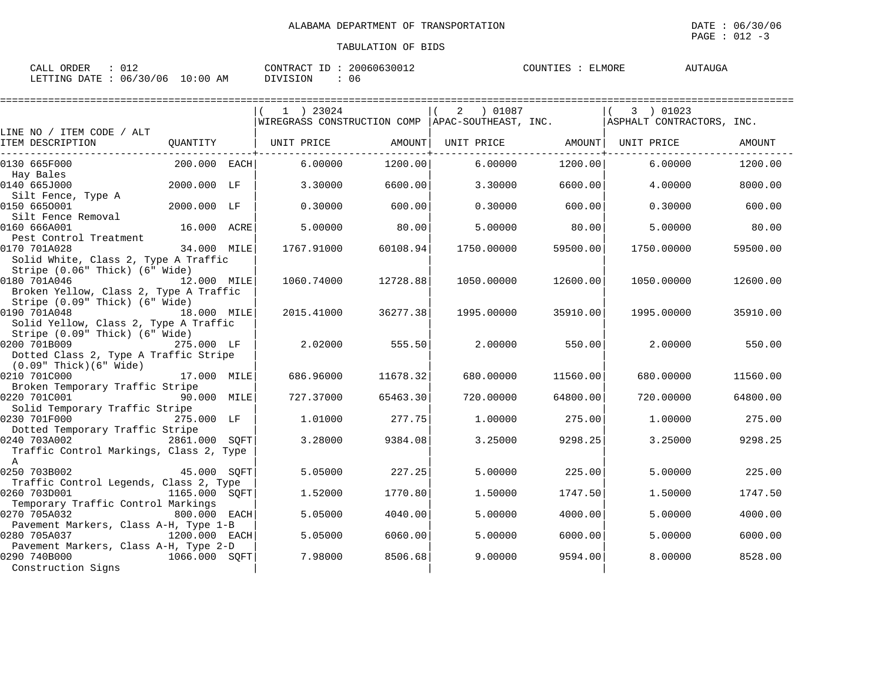ALABAMA DEPARTMENT OF TRANSPORTATION

TABULATION OF BIDS

DATE : 06/30/06
PAGE : 012 -3

CALL ORDER : 012
LETTING DATE : 06/30/06 10:00 AM

CONTRACT ID : 20060630012
DIVISION : 06

COUNTIES : ELMORE AUTAUGA

| LINE NO / ITEM CODE / ALT ITEM DESCRIPTION | QUANTITY | (1) 23024 WIREGRASS CONSTRUCTION COMP UNIT PRICE | AMOUNT | (2) 01087 APAC-SOUTHEAST, INC. UNIT PRICE | AMOUNT | (3) 01023 ASPHALT CONTRACTORS, INC. UNIT PRICE | AMOUNT |
|---|---|---|---|---|---|---|---|
| 0130 665F000 Hay Bales | 200.000 EACH | 6.00000 | 1200.00 | 6.00000 | 1200.00 | 6.00000 | 1200.00 |
| 0140 665J000 Silt Fence, Type A | 2000.000 LF | 3.30000 | 6600.00 | 3.30000 | 6600.00 | 4.00000 | 8000.00 |
| 0150 665O001 Silt Fence Removal | 2000.000 LF | 0.30000 | 600.00 | 0.30000 | 600.00 | 0.30000 | 600.00 |
| 0160 666A001 Pest Control Treatment | 16.000 ACRE | 5.00000 | 80.00 | 5.00000 | 80.00 | 5.00000 | 80.00 |
| 0170 701A028 Solid White, Class 2, Type A Traffic Stripe (0.06" Thick) (6" Wide) | 34.000 MILE | 1767.91000 | 60108.94 | 1750.00000 | 59500.00 | 1750.00000 | 59500.00 |
| 0180 701A046 Broken Yellow, Class 2, Type A Traffic Stripe (0.09" Thick) (6" Wide) | 12.000 MILE | 1060.74000 | 12728.88 | 1050.00000 | 12600.00 | 1050.00000 | 12600.00 |
| 0190 701A048 Solid Yellow, Class 2, Type A Traffic Stripe (0.09" Thick) (6" Wide) | 18.000 MILE | 2015.41000 | 36277.38 | 1995.00000 | 35910.00 | 1995.00000 | 35910.00 |
| 0200 701B009 Dotted Class 2, Type A Traffic Stripe (0.09" Thick)(6" Wide) | 275.000 LF | 2.02000 | 555.50 | 2.00000 | 550.00 | 2.00000 | 550.00 |
| 0210 701C000 Broken Temporary Traffic Stripe | 17.000 MILE | 686.96000 | 11678.32 | 680.00000 | 11560.00 | 680.00000 | 11560.00 |
| 0220 701C001 Solid Temporary Traffic Stripe | 90.000 MILE | 727.37000 | 65463.30 | 720.00000 | 64800.00 | 720.00000 | 64800.00 |
| 0230 701F000 Dotted Temporary Traffic Stripe | 275.000 LF | 1.01000 | 277.75 | 1.00000 | 275.00 | 1.00000 | 275.00 |
| 0240 703A002 Traffic Control Markings, Class 2, Type A | 2861.000 SQFT | 3.28000 | 9384.08 | 3.25000 | 9298.25 | 3.25000 | 9298.25 |
| 0250 703B002 Traffic Control Legends, Class 2, Type | 45.000 SQFT | 5.05000 | 227.25 | 5.00000 | 225.00 | 5.00000 | 225.00 |
| 0260 703D001 Temporary Traffic Control Markings | 1165.000 SQFT | 1.52000 | 1770.80 | 1.50000 | 1747.50 | 1.50000 | 1747.50 |
| 0270 705A032 Pavement Markers, Class A-H, Type 1-B | 800.000 EACH | 5.05000 | 4040.00 | 5.00000 | 4000.00 | 5.00000 | 4000.00 |
| 0280 705A037 Pavement Markers, Class A-H, Type 2-D | 1200.000 EACH | 5.05000 | 6060.00 | 5.00000 | 6000.00 | 5.00000 | 6000.00 |
| 0290 740B000 Construction Signs | 1066.000 SQFT | 7.98000 | 8506.68 | 9.00000 | 9594.00 | 8.00000 | 8528.00 |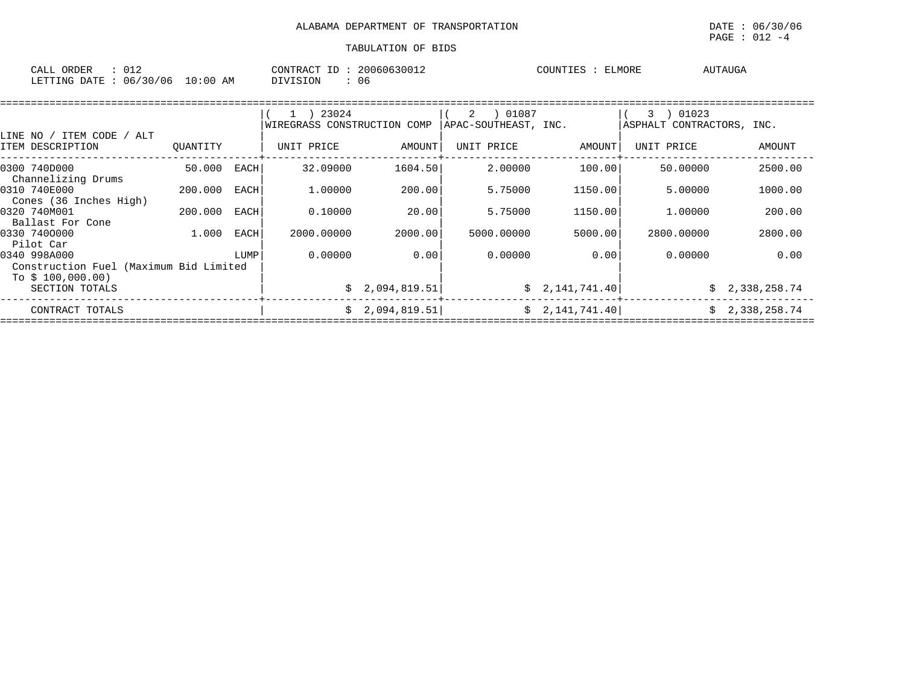ALABAMA DEPARTMENT OF TRANSPORTATION

DATE : 06/30/06

PAGE : 012 -4

TABULATION OF BIDS

CALL ORDER : 012
LETTING DATE : 06/30/06 10:00 AM

CONTRACT ID : 20060630012
DIVISION : 06

COUNTIES : ELMORE AUTAUGA

| LINE NO / ITEM CODE / ALT ITEM DESCRIPTION | QUANTITY | | (1) 23024 WIREGRASS CONSTRUCTION COMP UNIT PRICE | AMOUNT | (2) 01087 APAC-SOUTHEAST, INC. UNIT PRICE | AMOUNT | (3) 01023 ASPHALT CONTRACTORS, INC. UNIT PRICE | AMOUNT |
|---|---|---|---|---|---|---|---|---|
| 0300 740D000 Channelizing Drums | 50.000 | EACH | 32.09000 | 1604.50 | 2.00000 | 100.00 | 50.00000 | 2500.00 |
| 0310 740E000 Cones (36 Inches High) | 200.000 | EACH | 1.00000 | 200.00 | 5.75000 | 1150.00 | 5.00000 | 1000.00 |
| 0320 740M001 Ballast For Cone | 200.000 | EACH | 0.10000 | 20.00 | 5.75000 | 1150.00 | 1.00000 | 200.00 |
| 0330 740O000 Pilot Car | 1.000 | EACH | 2000.00000 | 2000.00 | 5000.00000 | 5000.00 | 2800.00000 | 2800.00 |
| 0340 998A000 Construction Fuel (Maximum Bid Limited To $ 100,000.00) | | LUMP | 0.00000 | 0.00 | 0.00000 | 0.00 | 0.00000 | 0.00 |
| SECTION TOTALS | | | | $ 2,094,819.51 | | $ 2,141,741.40 | | $ 2,338,258.74 |
| CONTRACT TOTALS | | | | $ 2,094,819.51 | | $ 2,141,741.40 | | $ 2,338,258.74 |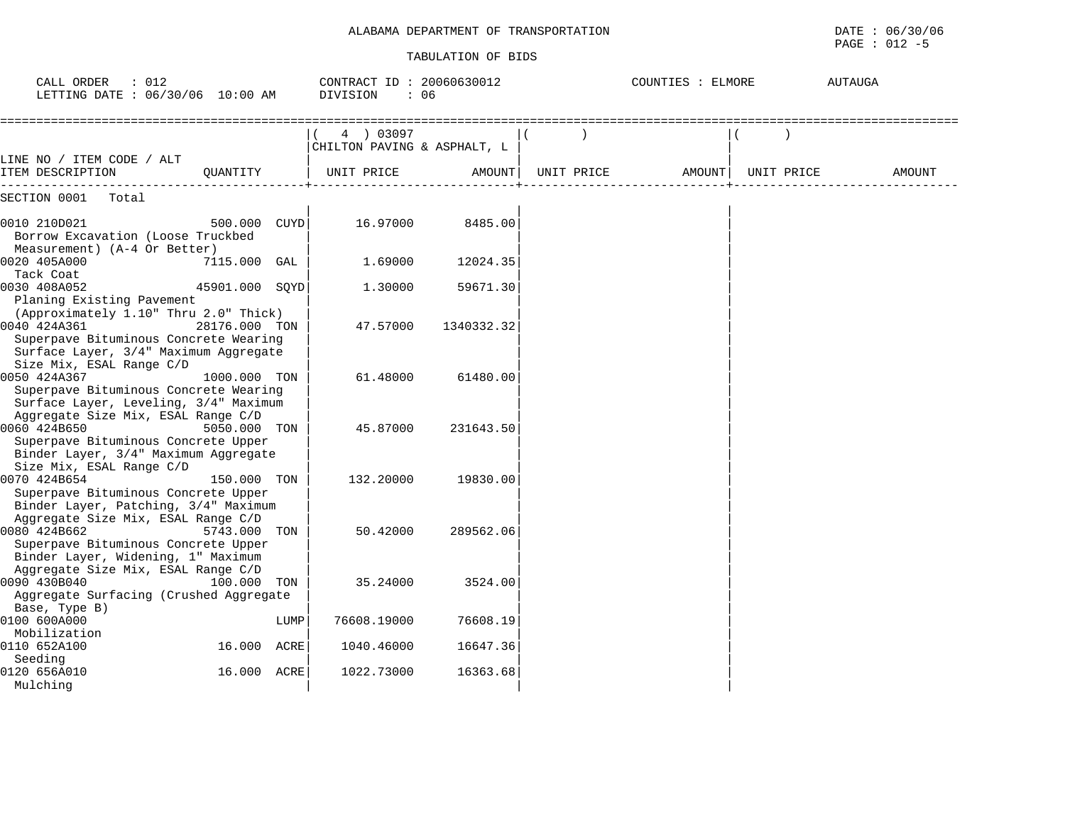ALABAMA DEPARTMENT OF TRANSPORTATION

TABULATION OF BIDS

DATE : 06/30/06
PAGE : 012 -5

CALL ORDER : 012
LETTING DATE : 06/30/06 10:00 AM

CONTRACT ID : 20060630012
DIVISION : 06

COUNTIES : ELMORE AUTAUGA

| LINE NO / ITEM CODE / ALT ITEM DESCRIPTION | QUANTITY | ( 4 ) 03097 CHILTON PAVING & ASPHALT, L UNIT PRICE | AMOUNT | ( ) UNIT PRICE | AMOUNT | ( ) UNIT PRICE | AMOUNT |
|---|---|---|---|---|---|---|---|
| SECTION 0001 Total | | | | | | | |
| 0010 210D021 Borrow Excavation (Loose Truckbed Measurement) (A-4 Or Better) | 500.000 CUYD | 16.97000 | 8485.00 | | | | |
| 0020 405A000 Tack Coat | 7115.000 GAL | 1.69000 | 12024.35 | | | | |
| 0030 408A052 Planing Existing Pavement (Approximately 1.10" Thru 2.0" Thick) | 45901.000 SQYD | 1.30000 | 59671.30 | | | | |
| 0040 424A361 Superpave Bituminous Concrete Wearing Surface Layer, 3/4" Maximum Aggregate Size Mix, ESAL Range C/D | 28176.000 TON | 47.57000 | 1340332.32 | | | | |
| 0050 424A367 Superpave Bituminous Concrete Wearing Surface Layer, Leveling, 3/4" Maximum Aggregate Size Mix, ESAL Range C/D | 1000.000 TON | 61.48000 | 61480.00 | | | | |
| 0060 424B650 Superpave Bituminous Concrete Upper Binder Layer, 3/4" Maximum Aggregate Size Mix, ESAL Range C/D | 5050.000 TON | 45.87000 | 231643.50 | | | | |
| 0070 424B654 Superpave Bituminous Concrete Upper Binder Layer, Patching, 3/4" Maximum Aggregate Size Mix, ESAL Range C/D | 150.000 TON | 132.20000 | 19830.00 | | | | |
| 0080 424B662 Superpave Bituminous Concrete Upper Binder Layer, Widening, 1" Maximum Aggregate Size Mix, ESAL Range C/D | 5743.000 TON | 50.42000 | 289562.06 | | | | |
| 0090 430B040 Aggregate Surfacing (Crushed Aggregate Base, Type B) | 100.000 TON | 35.24000 | 3524.00 | | | | |
| 0100 600A000 Mobilization | LUMP | 76608.19000 | 76608.19 | | | | |
| 0110 652A100 Seeding | 16.000 ACRE | 1040.46000 | 16647.36 | | | | |
| 0120 656A010 Mulching | 16.000 ACRE | 1022.73000 | 16363.68 | | | | |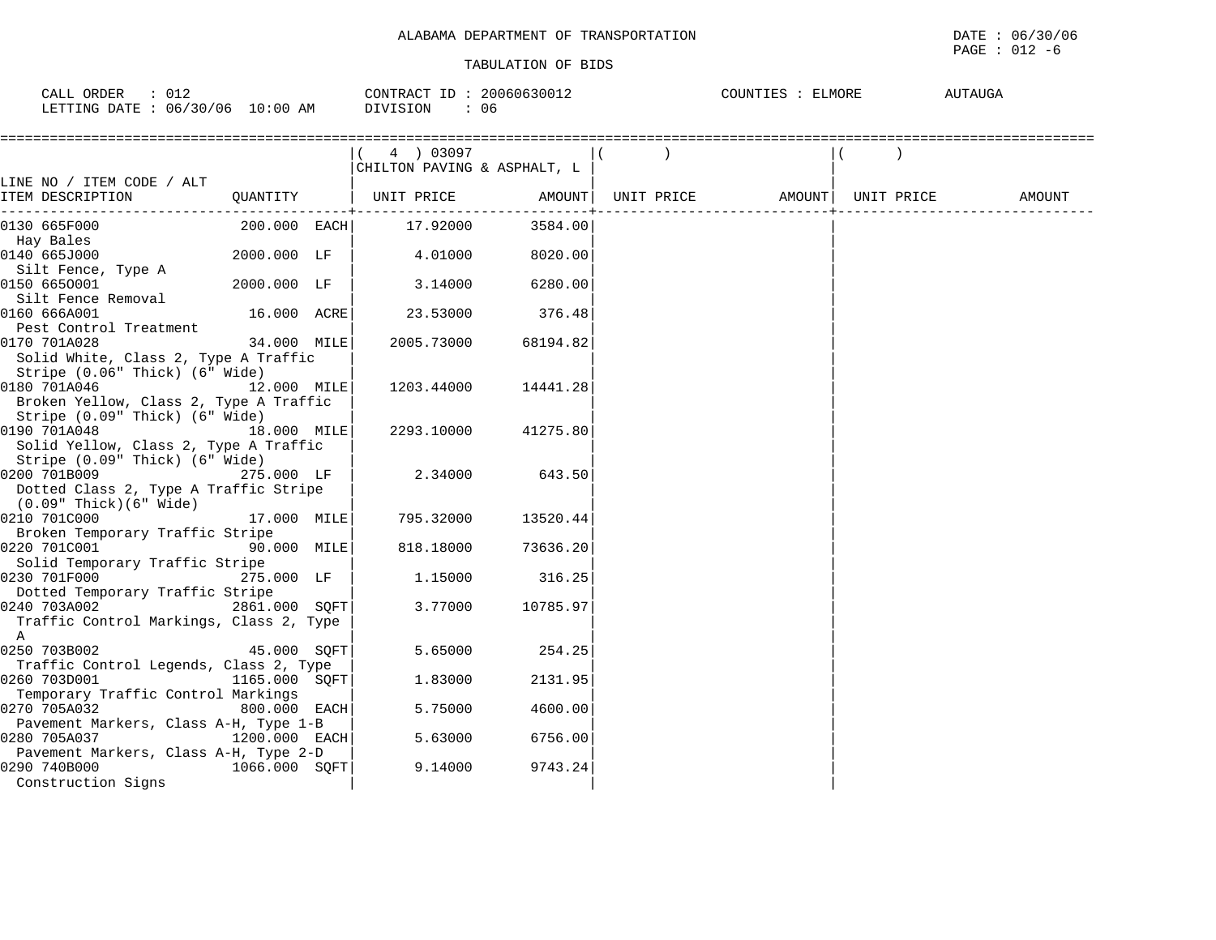ALABAMA DEPARTMENT OF TRANSPORTATION

TABULATION OF BIDS

DATE : 06/30/06
PAGE : 012 -6

CALL ORDER : 012
LETTING DATE : 06/30/06 10:00 AM

CONTRACT ID : 20060630012
DIVISION : 06

COUNTIES : ELMORE AUTAUGA

| LINE NO / ITEM CODE / ALT ITEM DESCRIPTION | QUANTITY | ( 4 ) 03097 CHILTON PAVING & ASPHALT, L UNIT PRICE | AMOUNT | ( ) UNIT PRICE | AMOUNT | ( ) UNIT PRICE | AMOUNT |
|---|---|---|---|---|---|---|---|
| 0130 665F000 Hay Bales | 200.000 EACH | 17.92000 | 3584.00 | | | | |
| 0140 665J000 Silt Fence, Type A | 2000.000 LF | 4.01000 | 8020.00 | | | | |
| 0150 665O001 Silt Fence Removal | 2000.000 LF | 3.14000 | 6280.00 | | | | |
| 0160 666A001 Pest Control Treatment | 16.000 ACRE | 23.53000 | 376.48 | | | | |
| 0170 701A028 Solid White, Class 2, Type A Traffic Stripe (0.06" Thick) (6" Wide) | 34.000 MILE | 2005.73000 | 68194.82 | | | | |
| 0180 701A046 Broken Yellow, Class 2, Type A Traffic Stripe (0.09" Thick) (6" Wide) | 12.000 MILE | 1203.44000 | 14441.28 | | | | |
| 0190 701A048 Solid Yellow, Class 2, Type A Traffic Stripe (0.09" Thick) (6" Wide) | 18.000 MILE | 2293.10000 | 41275.80 | | | | |
| 0200 701B009 Dotted Class 2, Type A Traffic Stripe (0.09" Thick)(6" Wide) | 275.000 LF | 2.34000 | 643.50 | | | | |
| 0210 701C000 Broken Temporary Traffic Stripe | 17.000 MILE | 795.32000 | 13520.44 | | | | |
| 0220 701C001 Solid Temporary Traffic Stripe | 90.000 MILE | 818.18000 | 73636.20 | | | | |
| 0230 701F000 Dotted Temporary Traffic Stripe | 275.000 LF | 1.15000 | 316.25 | | | | |
| 0240 703A002 Traffic Control Markings, Class 2, Type A | 2861.000 SQFT | 3.77000 | 10785.97 | | | | |
| 0250 703B002 Traffic Control Legends, Class 2, Type | 45.000 SQFT | 5.65000 | 254.25 | | | | |
| 0260 703D001 Temporary Traffic Control Markings | 1165.000 SQFT | 1.83000 | 2131.95 | | | | |
| 0270 705A032 Pavement Markers, Class A-H, Type 1-B | 800.000 EACH | 5.75000 | 4600.00 | | | | |
| 0280 705A037 Pavement Markers, Class A-H, Type 2-D | 1200.000 EACH | 5.63000 | 6756.00 | | | | |
| 0290 740B000 Construction Signs | 1066.000 SQFT | 9.14000 | 9743.24 | | | | |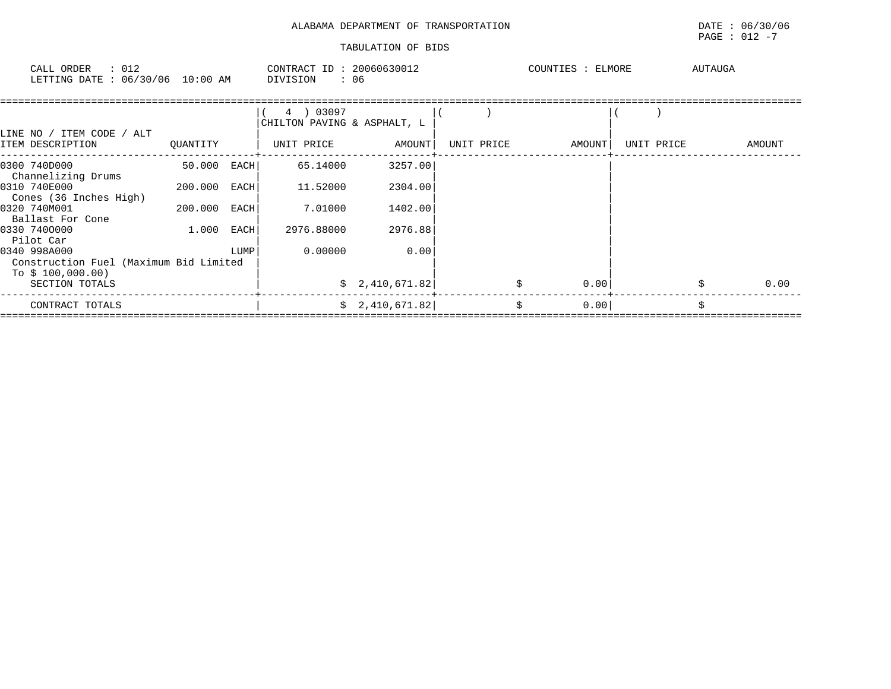ALABAMA DEPARTMENT OF TRANSPORTATION

TABULATION OF BIDS

DATE : 06/30/06
PAGE : 012 -7

CALL ORDER : 012
LETTING DATE : 06/30/06 10:00 AM

CONTRACT ID : 20060630012
DIVISION : 06

COUNTIES : ELMORE AUTAUGA

| LINE NO / ITEM CODE / ALT ITEM DESCRIPTION | QUANTITY | | ( 4 ) 03097 CHILTON PAVING & ASPHALT, L UNIT PRICE | AMOUNT | ( ) UNIT PRICE | AMOUNT | ( ) UNIT PRICE | AMOUNT |
|---|---|---|---|---|---|---|---|---|
| 0300 740D000 Channelizing Drums | 50.000 | EACH | 65.14000 | 3257.00 | | | | |
| 0310 740E000 Cones (36 Inches High) | 200.000 | EACH | 11.52000 | 2304.00 | | | | |
| 0320 740M001 Ballast For Cone | 200.000 | EACH | 7.01000 | 1402.00 | | | | |
| 0330 740O000 Pilot Car | 1.000 | EACH | 2976.88000 | 2976.88 | | | | |
| 0340 998A000 Construction Fuel (Maximum Bid Limited To $ 100,000.00) | | LUMP | 0.00000 | 0.00 | | | | |
| SECTION TOTALS | | | | $ 2,410,671.82 | | $ 0.00 | | $ 0.00 |
| CONTRACT TOTALS | | | | $ 2,410,671.82 | | $ 0.00 | | $ |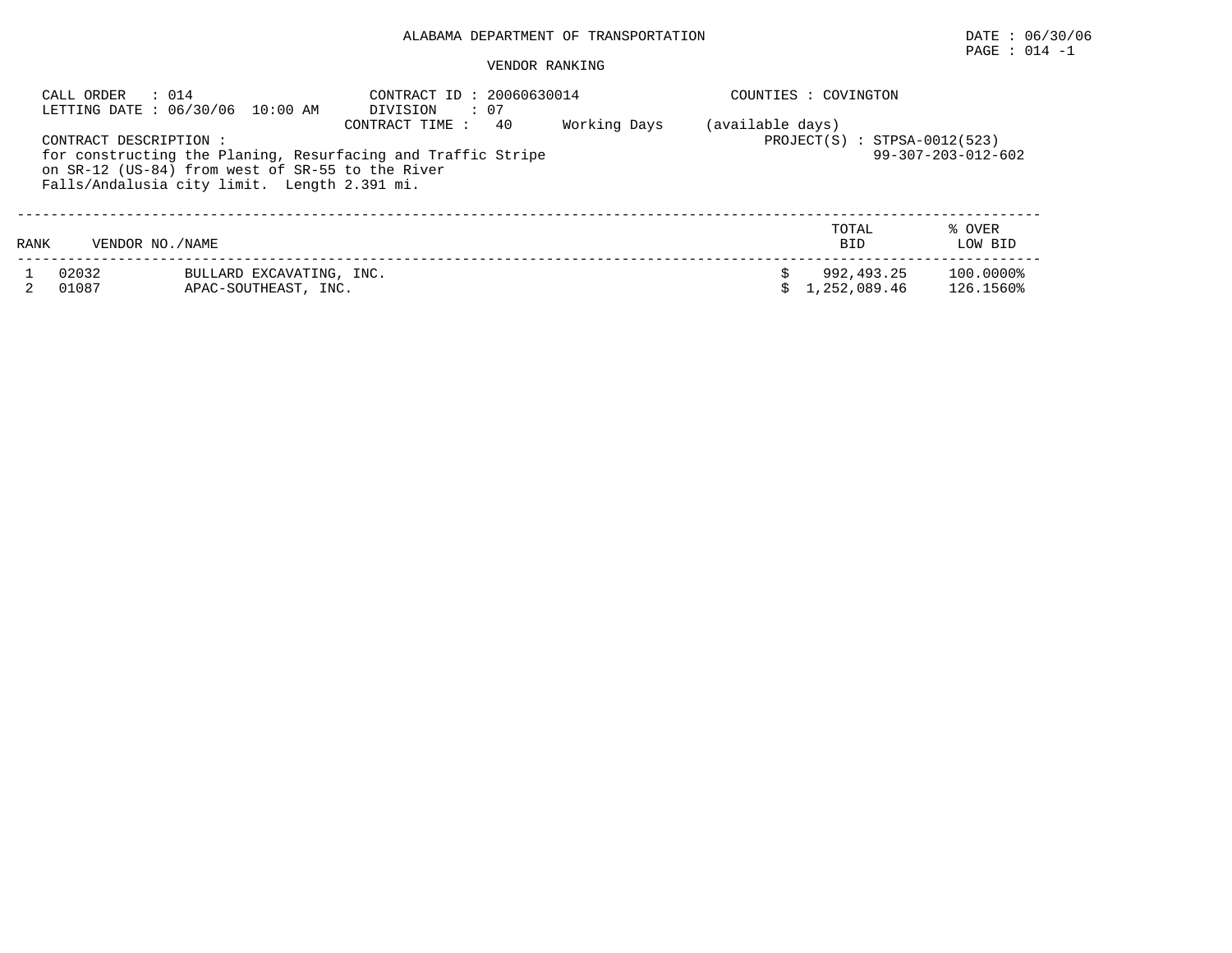# ALABAMA DEPARTMENT OF TRANSPORTATION

DATE : 06/30/06

## VENDOR RANKING

CALL ORDER : 014
LETTING DATE : 06/30/06 10:00 AM

CONTRACT ID : 20060630014
DIVISION : 07
CONTRACT TIME : 40 Working Days (available days)

COUNTIES : COVINGTON

PROJECT(S) : STPSA-0012(523)
99-307-203-012-602

CONTRACT DESCRIPTION :
for constructing the Planing, Resurfacing and Traffic Stripe on SR-12 (US-84) from west of SR-55 to the River Falls/Andalusia city limit. Length 2.391 mi.

| RANK | VENDOR NO./NAME | | TOTAL BID | % OVER LOW BID |
|---|---|---|---|---|
| 1 | 02032 | BULLARD EXCAVATING, INC. | $ 992,493.25 | 100.0000% |
| 2 | 01087 | APAC-SOUTHEAST, INC. | $ 1,252,089.46 | 126.1560% |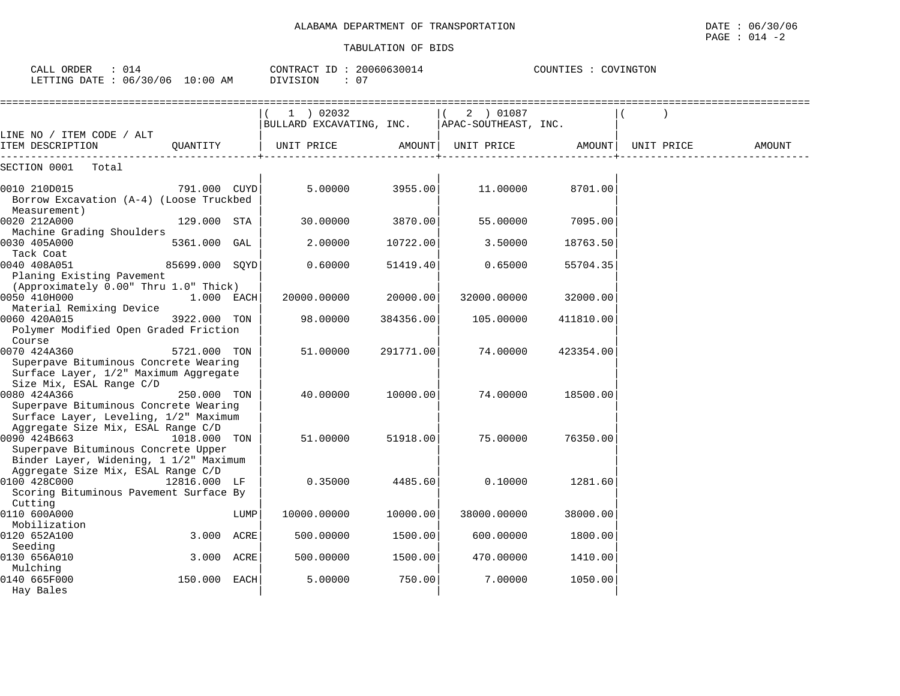ALABAMA DEPARTMENT OF TRANSPORTATION

TABULATION OF BIDS

DATE : 06/30/06
PAGE : 014 -2

CALL ORDER : 014
LETTING DATE : 06/30/06 10:00 AM

CONTRACT ID : 20060630014
DIVISION : 07

COUNTIES : COVINGTON

| LINE NO / ITEM CODE / ALT ITEM DESCRIPTION | QUANTITY | (1) 02032 BULLARD EXCAVATING, INC. UNIT PRICE | AMOUNT | (2) 01087 APAC-SOUTHEAST, INC. UNIT PRICE | AMOUNT | ( ) UNIT PRICE | AMOUNT |
|---|---|---|---|---|---|---|---|
| SECTION 0001 Total | | | | | | | |
| 0010 210D015 Borrow Excavation (A-4) (Loose Truckbed Measurement) | 791.000 CUYD | 5.00000 | 3955.00 | 11.00000 | 8701.00 | | |
| 0020 212A000 Machine Grading Shoulders | 129.000 STA | 30.00000 | 3870.00 | 55.00000 | 7095.00 | | |
| 0030 405A000 Tack Coat | 5361.000 GAL | 2.00000 | 10722.00 | 3.50000 | 18763.50 | | |
| 0040 408A051 Planing Existing Pavement (Approximately 0.00" Thru 1.0" Thick) | 85699.000 SQYD | 0.60000 | 51419.40 | 0.65000 | 55704.35 | | |
| 0050 410H000 Material Remixing Device | 1.000 EACH | 20000.00000 | 20000.00 | 32000.00000 | 32000.00 | | |
| 0060 420A015 Polymer Modified Open Graded Friction Course | 3922.000 TON | 98.00000 | 384356.00 | 105.00000 | 411810.00 | | |
| 0070 424A360 Superpave Bituminous Concrete Wearing Surface Layer, 1/2" Maximum Aggregate Size Mix, ESAL Range C/D | 5721.000 TON | 51.00000 | 291771.00 | 74.00000 | 423354.00 | | |
| 0080 424A366 Superpave Bituminous Concrete Wearing Surface Layer, Leveling, 1/2" Maximum Aggregate Size Mix, ESAL Range C/D | 250.000 TON | 40.00000 | 10000.00 | 74.00000 | 18500.00 | | |
| 0090 424B663 Superpave Bituminous Concrete Upper Binder Layer, Widening, 1 1/2" Maximum Aggregate Size Mix, ESAL Range C/D | 1018.000 TON | 51.00000 | 51918.00 | 75.00000 | 76350.00 | | |
| 0100 428C000 Scoring Bituminous Pavement Surface By Cutting | 12816.000 LF | 0.35000 | 4485.60 | 0.10000 | 1281.60 | | |
| 0110 600A000 Mobilization | LUMP | 10000.00000 | 10000.00 | 38000.00000 | 38000.00 | | |
| 0120 652A100 Seeding | 3.000 ACRE | 500.00000 | 1500.00 | 600.00000 | 1800.00 | | |
| 0130 656A010 Mulching | 3.000 ACRE | 500.00000 | 1500.00 | 470.00000 | 1410.00 | | |
| 0140 665F000 Hay Bales | 150.000 EACH | 5.00000 | 750.00 | 7.00000 | 1050.00 | | |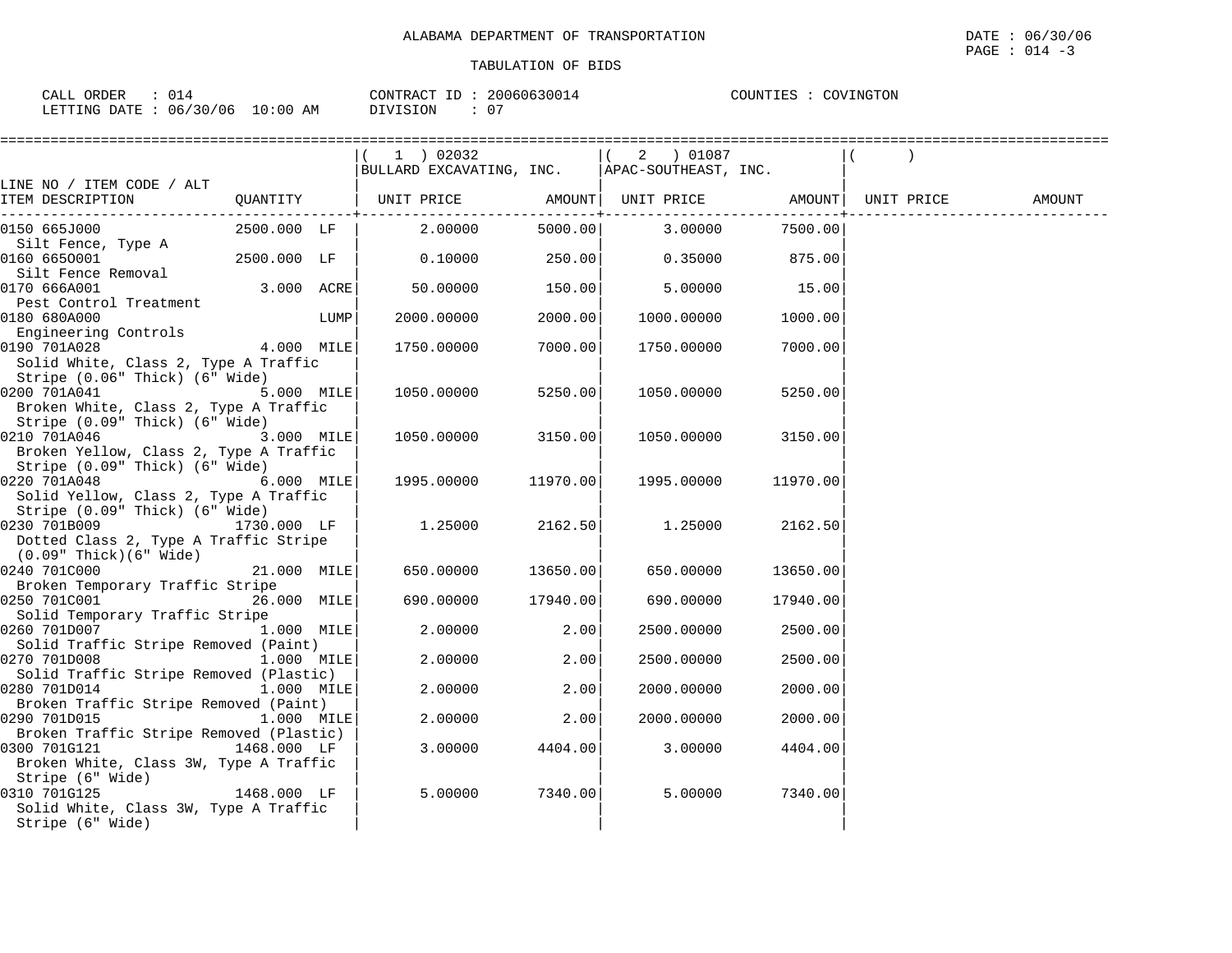ALABAMA DEPARTMENT OF TRANSPORTATION

TABULATION OF BIDS

DATE : 06/30/06
PAGE : 014 -3

CALL ORDER : 014    CONTRACT ID : 20060630014    COUNTIES : COVINGTON
LETTING DATE : 06/30/06 10:00 AM    DIVISION : 07

| LINE NO / ITEM CODE / ALT ITEM DESCRIPTION | QUANTITY | (1) 02032 BULLARD EXCAVATING, INC. UNIT PRICE | AMOUNT | (2) 01087 APAC-SOUTHEAST, INC. UNIT PRICE | AMOUNT | ( ) UNIT PRICE | AMOUNT |
|---|---|---|---|---|---|---|---|
| 0150 665J000 Silt Fence, Type A | 2500.000 LF | 2.00000 | 5000.00 | 3.00000 | 7500.00 | | |
| 0160 665O001 Silt Fence Removal | 2500.000 LF | 0.10000 | 250.00 | 0.35000 | 875.00 | | |
| 0170 666A001 Pest Control Treatment | 3.000 ACRE | 50.00000 | 150.00 | 5.00000 | 15.00 | | |
| 0180 680A000 Engineering Controls | LUMP | 2000.00000 | 2000.00 | 1000.00000 | 1000.00 | | |
| 0190 701A028 Solid White, Class 2, Type A Traffic Stripe (0.06" Thick) (6" Wide) | 4.000 MILE | 1750.00000 | 7000.00 | 1750.00000 | 7000.00 | | |
| 0200 701A041 Broken White, Class 2, Type A Traffic Stripe (0.09" Thick) (6" Wide) | 5.000 MILE | 1050.00000 | 5250.00 | 1050.00000 | 5250.00 | | |
| 0210 701A046 Broken Yellow, Class 2, Type A Traffic Stripe (0.09" Thick) (6" Wide) | 3.000 MILE | 1050.00000 | 3150.00 | 1050.00000 | 3150.00 | | |
| 0220 701A048 Solid Yellow, Class 2, Type A Traffic Stripe (0.09" Thick) (6" Wide) | 6.000 MILE | 1995.00000 | 11970.00 | 1995.00000 | 11970.00 | | |
| 0230 701B009 Dotted Class 2, Type A Traffic Stripe (0.09" Thick)(6" Wide) | 1730.000 LF | 1.25000 | 2162.50 | 1.25000 | 2162.50 | | |
| 0240 701C000 Broken Temporary Traffic Stripe | 21.000 MILE | 650.00000 | 13650.00 | 650.00000 | 13650.00 | | |
| 0250 701C001 Solid Temporary Traffic Stripe | 26.000 MILE | 690.00000 | 17940.00 | 690.00000 | 17940.00 | | |
| 0260 701D007 Solid Traffic Stripe Removed (Paint) | 1.000 MILE | 2.00000 | 2.00 | 2500.00000 | 2500.00 | | |
| 0270 701D008 Solid Traffic Stripe Removed (Plastic) | 1.000 MILE | 2.00000 | 2.00 | 2500.00000 | 2500.00 | | |
| 0280 701D014 Broken Traffic Stripe Removed (Paint) | 1.000 MILE | 2.00000 | 2.00 | 2000.00000 | 2000.00 | | |
| 0290 701D015 Broken Traffic Stripe Removed (Plastic) | 1.000 MILE | 2.00000 | 2.00 | 2000.00000 | 2000.00 | | |
| 0300 701G121 Broken White, Class 3W, Type A Traffic Stripe (6" Wide) | 1468.000 LF | 3.00000 | 4404.00 | 3.00000 | 4404.00 | | |
| 0310 701G125 Solid White, Class 3W, Type A Traffic Stripe (6" Wide) | 1468.000 LF | 5.00000 | 7340.00 | 5.00000 | 7340.00 | | |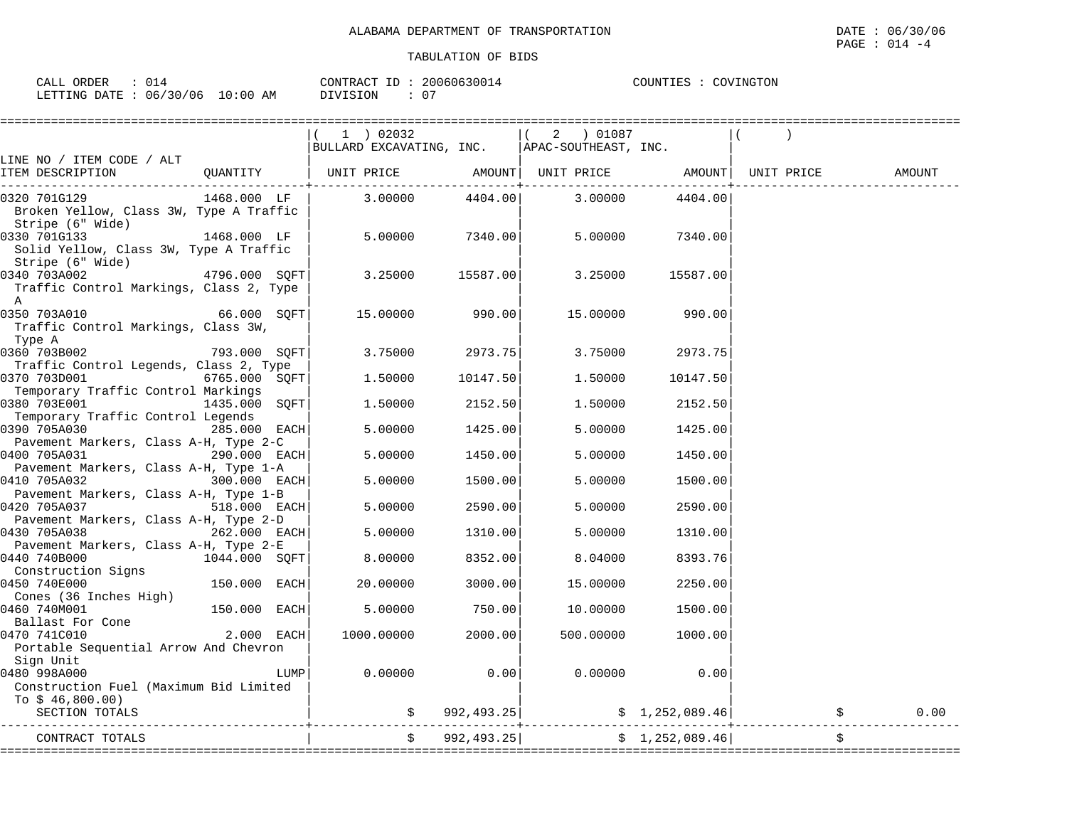ALABAMA DEPARTMENT OF TRANSPORTATION

TABULATION OF BIDS

CALL ORDER : 014 &nbsp;&nbsp;&nbsp; CONTRACT ID : 20060630014 &nbsp;&nbsp;&nbsp; COUNTIES : COVINGTON
LETTING DATE : 06/30/06 10:00 AM &nbsp;&nbsp;&nbsp; DIVISION : 07

| LINE NO / ITEM CODE / ALT ITEM DESCRIPTION | QUANTITY | ( 1 ) 02032 BULLARD EXCAVATING, INC. UNIT PRICE | AMOUNT | ( 2 ) 01087 APAC-SOUTHEAST, INC. UNIT PRICE | AMOUNT | ( ) UNIT PRICE | AMOUNT |
|---|---|---|---|---|---|---|---|
| 0320 701G129 Broken Yellow, Class 3W, Type A Traffic Stripe (6" Wide) | 1468.000 LF | 3.00000 | 4404.00 | 3.00000 | 4404.00 | | |
| 0330 701G133 Solid Yellow, Class 3W, Type A Traffic Stripe (6" Wide) | 1468.000 LF | 5.00000 | 7340.00 | 5.00000 | 7340.00 | | |
| 0340 703A002 Traffic Control Markings, Class 2, Type A | 4796.000 SQFT | 3.25000 | 15587.00 | 3.25000 | 15587.00 | | |
| 0350 703A010 Traffic Control Markings, Class 3W, Type A | 66.000 SQFT | 15.00000 | 990.00 | 15.00000 | 990.00 | | |
| 0360 703B002 Traffic Control Legends, Class 2, Type | 793.000 SQFT | 3.75000 | 2973.75 | 3.75000 | 2973.75 | | |
| 0370 703D001 Temporary Traffic Control Markings | 6765.000 SQFT | 1.50000 | 10147.50 | 1.50000 | 10147.50 | | |
| 0380 703E001 Temporary Traffic Control Legends | 1435.000 SQFT | 1.50000 | 2152.50 | 1.50000 | 2152.50 | | |
| 0390 705A030 Pavement Markers, Class A-H, Type 2-C | 285.000 EACH | 5.00000 | 1425.00 | 5.00000 | 1425.00 | | |
| 0400 705A031 Pavement Markers, Class A-H, Type 1-A | 290.000 EACH | 5.00000 | 1450.00 | 5.00000 | 1450.00 | | |
| 0410 705A032 Pavement Markers, Class A-H, Type 1-B | 300.000 EACH | 5.00000 | 1500.00 | 5.00000 | 1500.00 | | |
| 0420 705A037 Pavement Markers, Class A-H, Type 2-D | 518.000 EACH | 5.00000 | 2590.00 | 5.00000 | 2590.00 | | |
| 0430 705A038 Pavement Markers, Class A-H, Type 2-E | 262.000 EACH | 5.00000 | 1310.00 | 5.00000 | 1310.00 | | |
| 0440 740B000 Construction Signs | 1044.000 SQFT | 8.00000 | 8352.00 | 8.04000 | 8393.76 | | |
| 0450 740E000 Cones (36 Inches High) | 150.000 EACH | 20.00000 | 3000.00 | 15.00000 | 2250.00 | | |
| 0460 740M001 Ballast For Cone | 150.000 EACH | 5.00000 | 750.00 | 10.00000 | 1500.00 | | |
| 0470 741C010 Portable Sequential Arrow And Chevron Sign Unit | 2.000 EACH | 1000.00000 | 2000.00 | 500.00000 | 1000.00 | | |
| 0480 998A000 Construction Fuel (Maximum Bid Limited To $ 46,800.00) | LUMP | 0.00000 | 0.00 | 0.00000 | 0.00 | | |
| SECTION TOTALS | | | $ 992,493.25 | | $ 1,252,089.46 | | $ 0.00 |
| CONTRACT TOTALS | | | $ 992,493.25 | | $ 1,252,089.46 | | $ |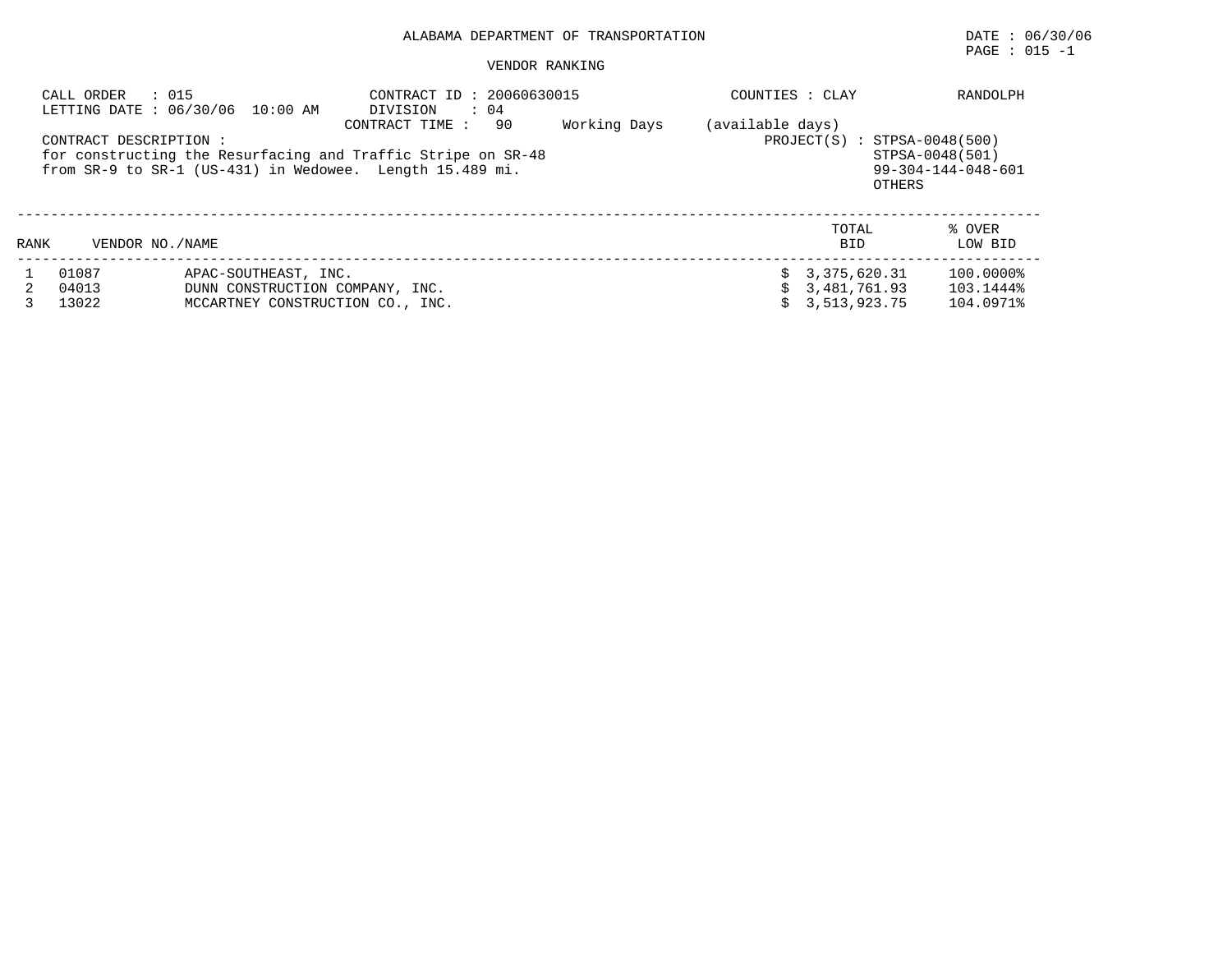ALABAMA DEPARTMENT OF TRANSPORTATION

VENDOR RANKING

DATE : 06/30/06

PAGE : 015 -1

CALL ORDER : 015
LETTING DATE : 06/30/06 10:00 AM

CONTRACT ID : 20060630015
DIVISION : 04
CONTRACT TIME : 90 Working Days (available days)

COUNTIES : CLAY RANDOLPH

CONTRACT DESCRIPTION :
for constructing the Resurfacing and Traffic Stripe on SR-48
from SR-9 to SR-1 (US-431) in Wedowee. Length 15.489 mi.

PROJECT(S) : STPSA-0048(500)
STPSA-0048(501)
99-304-144-048-601
OTHERS

| RANK | VENDOR NO./NAME | | TOTAL BID | % OVER LOW BID |
|---|---|---|---|---|
| 1 | 01087 | APAC-SOUTHEAST, INC. | $ 3,375,620.31 | 100.0000% |
| 2 | 04013 | DUNN CONSTRUCTION COMPANY, INC. | $ 3,481,761.93 | 103.1444% |
| 3 | 13022 | MCCARTNEY CONSTRUCTION CO., INC. | $ 3,513,923.75 | 104.0971% |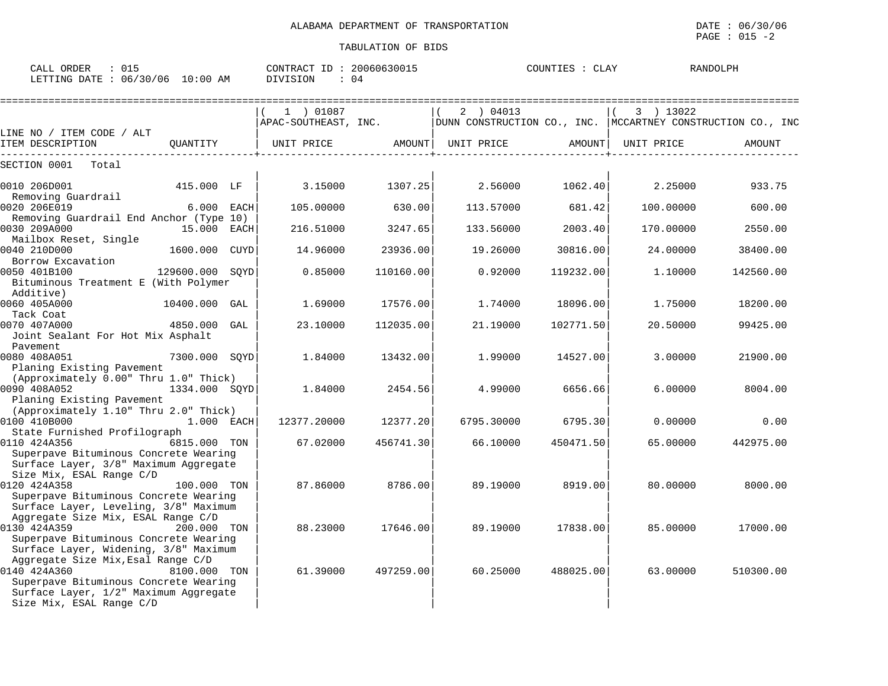ALABAMA DEPARTMENT OF TRANSPORTATION

TABULATION OF BIDS

DATE : 06/30/06
PAGE : 015 -2

CALL ORDER : 015
LETTING DATE : 06/30/06 10:00 AM

CONTRACT ID : 20060630015
DIVISION : 04

COUNTIES : CLAY RANDOLPH

| LINE NO / ITEM CODE / ALT ITEM DESCRIPTION | QUANTITY | ( 1 ) 01087 APAC-SOUTHEAST, INC. UNIT PRICE | AMOUNT | ( 2 ) 04013 DUNN CONSTRUCTION CO., INC. UNIT PRICE | AMOUNT | ( 3 ) 13022 MCCARTNEY CONSTRUCTION CO., INC UNIT PRICE | AMOUNT |
|---|---|---|---|---|---|---|---|
| SECTION 0001 Total | | | | | | | |
| 0010 206D001 Removing Guardrail | 415.000 LF | 3.15000 | 1307.25 | 2.56000 | 1062.40 | 2.25000 | 933.75 |
| 0020 206E019 Removing Guardrail End Anchor (Type 10) | 6.000 EACH | 105.00000 | 630.00 | 113.57000 | 681.42 | 100.00000 | 600.00 |
| 0030 209A000 Mailbox Reset, Single | 15.000 EACH | 216.51000 | 3247.65 | 133.56000 | 2003.40 | 170.00000 | 2550.00 |
| 0040 210D000 Borrow Excavation | 1600.000 CUYD | 14.96000 | 23936.00 | 19.26000 | 30816.00 | 24.00000 | 38400.00 |
| 0050 401B100 Bituminous Treatment E (With Polymer Additive) | 129600.000 SQYD | 0.85000 | 110160.00 | 0.92000 | 119232.00 | 1.10000 | 142560.00 |
| 0060 405A000 Tack Coat | 10400.000 GAL | 1.69000 | 17576.00 | 1.74000 | 18096.00 | 1.75000 | 18200.00 |
| 0070 407A000 Joint Sealant For Hot Mix Asphalt Pavement | 4850.000 GAL | 23.10000 | 112035.00 | 21.19000 | 102771.50 | 20.50000 | 99425.00 |
| 0080 408A051 Planing Existing Pavement (Approximately 0.00" Thru 1.0" Thick) | 7300.000 SQYD | 1.84000 | 13432.00 | 1.99000 | 14527.00 | 3.00000 | 21900.00 |
| 0090 408A052 Planing Existing Pavement (Approximately 1.10" Thru 2.0" Thick) | 1334.000 SQYD | 1.84000 | 2454.56 | 4.99000 | 6656.66 | 6.00000 | 8004.00 |
| 0100 410B000 State Furnished Profilograph | 1.000 EACH | 12377.20000 | 12377.20 | 6795.30000 | 6795.30 | 0.00000 | 0.00 |
| 0110 424A356 Superpave Bituminous Concrete Wearing Surface Layer, 3/8" Maximum Aggregate Size Mix, ESAL Range C/D | 6815.000 TON | 67.02000 | 456741.30 | 66.10000 | 450471.50 | 65.00000 | 442975.00 |
| 0120 424A358 Superpave Bituminous Concrete Wearing Surface Layer, Leveling, 3/8" Maximum Aggregate Size Mix, ESAL Range C/D | 100.000 TON | 87.86000 | 8786.00 | 89.19000 | 8919.00 | 80.00000 | 8000.00 |
| 0130 424A359 Superpave Bituminous Concrete Wearing Surface Layer, Widening, 3/8" Maximum Aggregate Size Mix,Esal Range C/D | 200.000 TON | 88.23000 | 17646.00 | 89.19000 | 17838.00 | 85.00000 | 17000.00 |
| 0140 424A360 Superpave Bituminous Concrete Wearing Surface Layer, 1/2" Maximum Aggregate Size Mix, ESAL Range C/D | 8100.000 TON | 61.39000 | 497259.00 | 60.25000 | 488025.00 | 63.00000 | 510300.00 |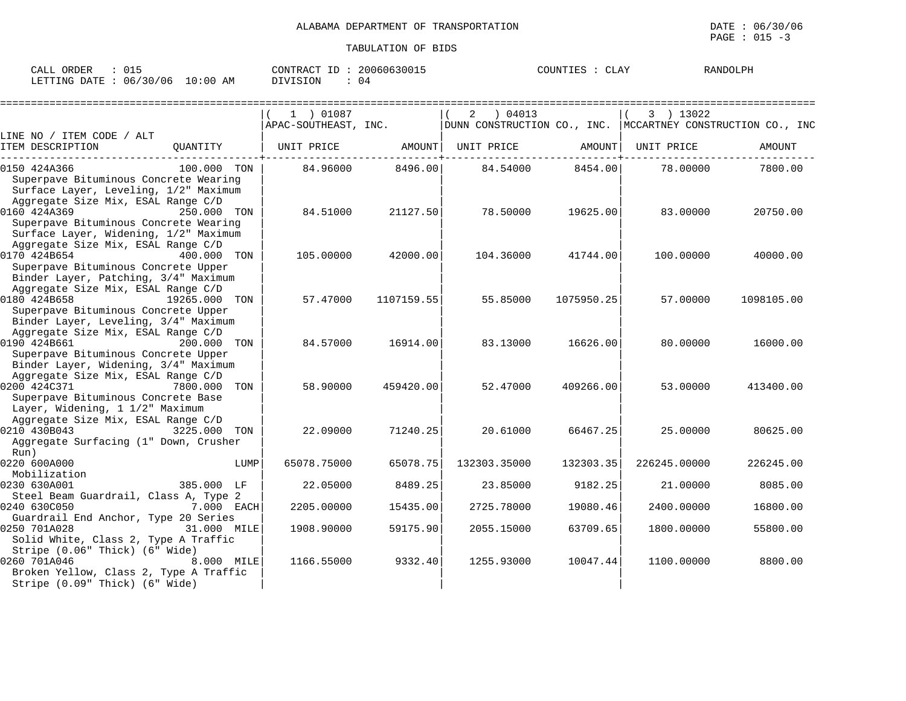ALABAMA DEPARTMENT OF TRANSPORTATION

TABULATION OF BIDS

DATE : 06/30/06
PAGE : 015 -3

CALL ORDER : 015 CONTRACT ID : 20060630015 COUNTIES : CLAY RANDOLPH
LETTING DATE : 06/30/06 10:00 AM DIVISION : 04

| LINE NO / ITEM CODE / ALT ITEM DESCRIPTION | QUANTITY | ( 1 ) 01087 APAC-SOUTHEAST, INC. UNIT PRICE | AMOUNT | ( 2 ) 04013 DUNN CONSTRUCTION CO., INC. UNIT PRICE | AMOUNT | ( 3 ) 13022 MCCARTNEY CONSTRUCTION CO., INC UNIT PRICE | AMOUNT |
|---|---|---|---|---|---|---|---|
| 0150 424A366 Superpave Bituminous Concrete Wearing Surface Layer, Leveling, 1/2" Maximum Aggregate Size Mix, ESAL Range C/D | 100.000 TON | 84.96000 | 8496.00 | 84.54000 | 8454.00 | 78.00000 | 7800.00 |
| 0160 424A369 Superpave Bituminous Concrete Wearing Surface Layer, Widening, 1/2" Maximum Aggregate Size Mix, ESAL Range C/D | 250.000 TON | 84.51000 | 21127.50 | 78.50000 | 19625.00 | 83.00000 | 20750.00 |
| 0170 424B654 Superpave Bituminous Concrete Upper Binder Layer, Patching, 3/4" Maximum Aggregate Size Mix, ESAL Range C/D | 400.000 TON | 105.00000 | 42000.00 | 104.36000 | 41744.00 | 100.00000 | 40000.00 |
| 0180 424B658 Superpave Bituminous Concrete Upper Binder Layer, Leveling, 3/4" Maximum Aggregate Size Mix, ESAL Range C/D | 19265.000 TON | 57.47000 | 1107159.55 | 55.85000 | 1075950.25 | 57.00000 | 1098105.00 |
| 0190 424B661 Superpave Bituminous Concrete Upper Binder Layer, Widening, 3/4" Maximum Aggregate Size Mix, ESAL Range C/D | 200.000 TON | 84.57000 | 16914.00 | 83.13000 | 16626.00 | 80.00000 | 16000.00 |
| 0200 424C371 Superpave Bituminous Concrete Base Layer, Widening, 1 1/2" Maximum Aggregate Size Mix, ESAL Range C/D | 7800.000 TON | 58.90000 | 459420.00 | 52.47000 | 409266.00 | 53.00000 | 413400.00 |
| 0210 430B043 Aggregate Surfacing (1" Down, Crusher Run) | 3225.000 TON | 22.09000 | 71240.25 | 20.61000 | 66467.25 | 25.00000 | 80625.00 |
| 0220 600A000 Mobilization | LUMP | 65078.75000 | 65078.75 | 132303.35000 | 132303.35 | 226245.00000 | 226245.00 |
| 0230 630A001 Steel Beam Guardrail, Class A, Type 2 | 385.000 LF | 22.05000 | 8489.25 | 23.85000 | 9182.25 | 21.00000 | 8085.00 |
| 0240 630C050 Guardrail End Anchor, Type 20 Series | 7.000 EACH | 2205.00000 | 15435.00 | 2725.78000 | 19080.46 | 2400.00000 | 16800.00 |
| 0250 701A028 Solid White, Class 2, Type A Traffic Stripe (0.06" Thick) (6" Wide) | 31.000 MILE | 1908.90000 | 59175.90 | 2055.15000 | 63709.65 | 1800.00000 | 55800.00 |
| 0260 701A046 Broken Yellow, Class 2, Type A Traffic Stripe (0.09" Thick) (6" Wide) | 8.000 MILE | 1166.55000 | 9332.40 | 1255.93000 | 10047.44 | 1100.00000 | 8800.00 |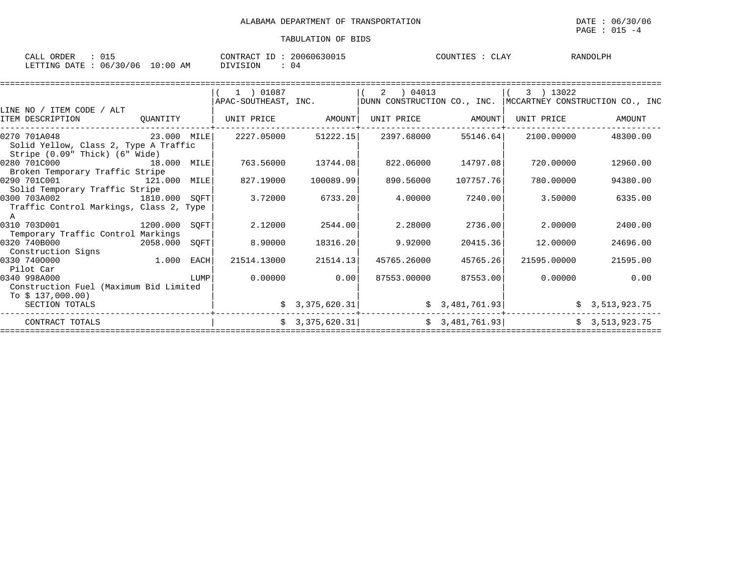ALABAMA DEPARTMENT OF TRANSPORTATION

DATE : 06/30/06

TABULATION OF BIDS

CALL ORDER : 015 | CONTRACT ID : 20060630015 | COUNTIES : CLAY RANDOLPH

LETTING DATE : 06/30/06 10:00 AM | DIVISION : 04

| LINE NO / ITEM CODE / ALT ITEM DESCRIPTION | QUANTITY | (1) 01087 APAC-SOUTHEAST, INC. UNIT PRICE | AMOUNT | (2) 04013 DUNN CONSTRUCTION CO., INC. UNIT PRICE | AMOUNT | (3) 13022 MCCARTNEY CONSTRUCTION CO., INC UNIT PRICE | AMOUNT |
|---|---|---|---|---|---|---|---|
| 0270 701A048 Solid Yellow, Class 2, Type A Traffic Stripe (0.09" Thick) (6" Wide) | 23.000 MILE | 2227.05000 | 51222.15 | 2397.68000 | 55146.64 | 2100.00000 | 48300.00 |
| 0280 701C000 Broken Temporary Traffic Stripe | 18.000 MILE | 763.56000 | 13744.08 | 822.06000 | 14797.08 | 720.00000 | 12960.00 |
| 0290 701C001 Solid Temporary Traffic Stripe | 121.000 MILE | 827.19000 | 100089.99 | 890.56000 | 107757.76 | 780.00000 | 94380.00 |
| 0300 703A002 Traffic Control Markings, Class 2, Type A | 1810.000 SQFT | 3.72000 | 6733.20 | 4.00000 | 7240.00 | 3.50000 | 6335.00 |
| 0310 703D001 Temporary Traffic Control Markings | 1200.000 SQFT | 2.12000 | 2544.00 | 2.28000 | 2736.00 | 2.00000 | 2400.00 |
| 0320 740B000 Construction Signs | 2058.000 SQFT | 8.90000 | 18316.20 | 9.92000 | 20415.36 | 12.00000 | 24696.00 |
| 0330 740O000 Pilot Car | 1.000 EACH | 21514.13000 | 21514.13 | 45765.26000 | 45765.26 | 21595.00000 | 21595.00 |
| 0340 998A000 Construction Fuel (Maximum Bid Limited To $ 137,000.00) | LUMP | 0.00000 | 0.00 | 87553.00000 | 87553.00 | 0.00000 | 0.00 |
| SECTION TOTALS | | | $ 3,375,620.31 | | $ 3,481,761.93 | | $ 3,513,923.75 |
| CONTRACT TOTALS | | | $ 3,375,620.31 | | $ 3,481,761.93 | | $ 3,513,923.75 |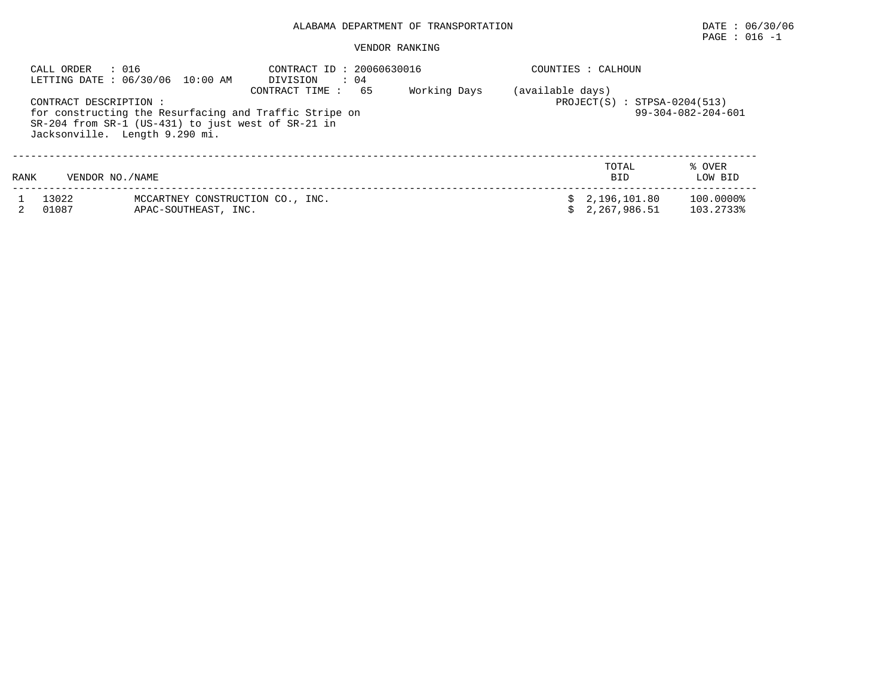ALABAMA DEPARTMENT OF TRANSPORTATION

DATE : 06/30/06

PAGE : 016 -1

VENDOR RANKING

CALL ORDER : 016
LETTING DATE : 06/30/06 10:00 AM

CONTRACT ID : 20060630016
DIVISION : 04
CONTRACT TIME : 65 Working Days (available days)

COUNTIES : CALHOUN

CONTRACT DESCRIPTION :
for constructing the Resurfacing and Traffic Stripe on SR-204 from SR-1 (US-431) to just west of SR-21 in Jacksonville. Length 9.290 mi.

PROJECT(S) : STPSA-0204(513)
99-304-082-204-601

| RANK | VENDOR NO. | NAME | TOTAL BID | % OVER LOW BID |
|---|---|---|---|---|
| 1 | 13022 | MCCARTNEY CONSTRUCTION CO., INC. | $ 2,196,101.80 | 100.0000% |
| 2 | 01087 | APAC-SOUTHEAST, INC. | $ 2,267,986.51 | 103.2733% |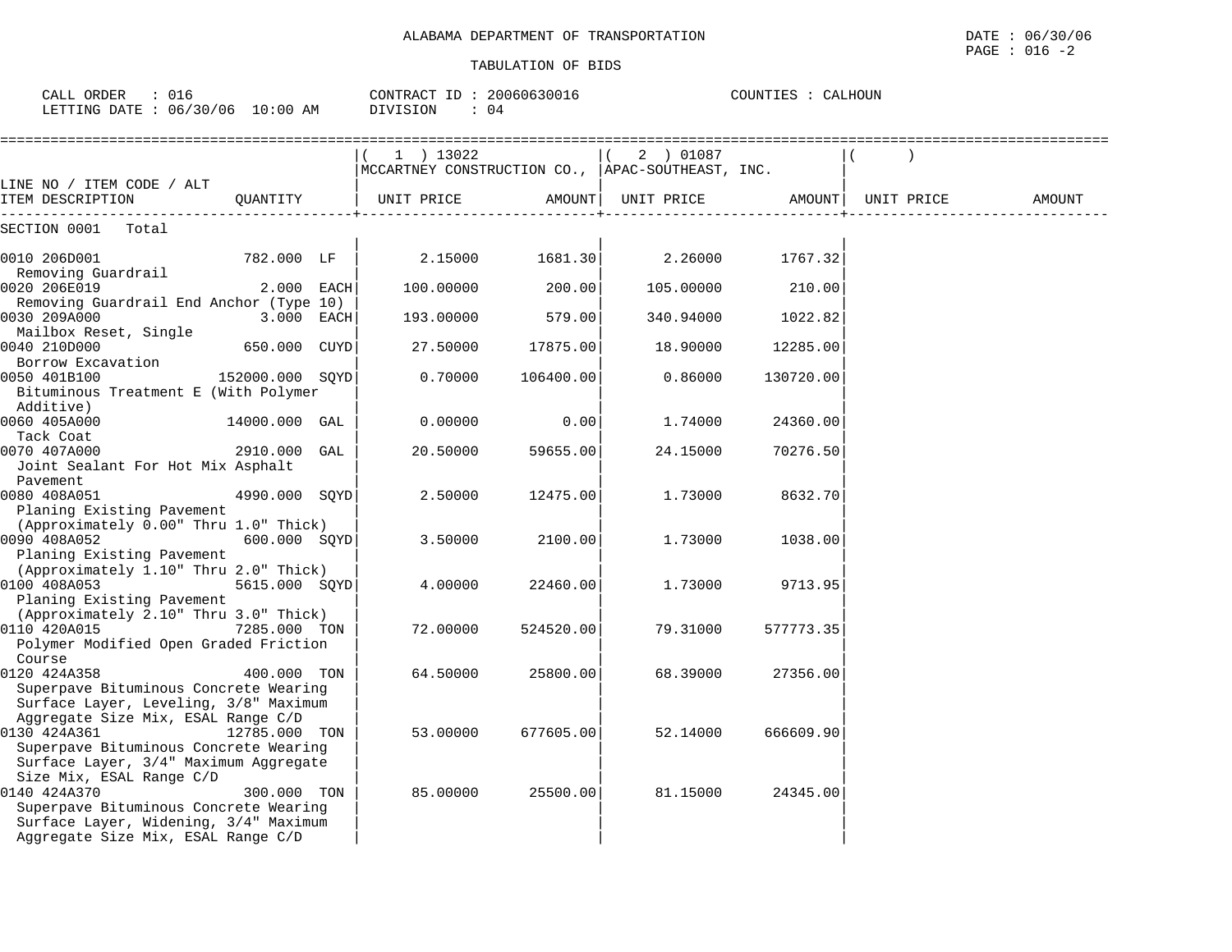ALABAMA DEPARTMENT OF TRANSPORTATION

TABULATION OF BIDS

DATE : 06/30/06
PAGE : 016 -2

CALL ORDER : 016
LETTING DATE : 06/30/06 10:00 AM
CONTRACT ID : 20060630016
DIVISION : 04
COUNTIES : CALHOUN

| LINE NO / ITEM CODE / ALT<br>ITEM DESCRIPTION | QUANTITY | ( 1 ) 13022<br>MCCARTNEY CONSTRUCTION CO.,<br>UNIT PRICE | AMOUNT | ( 2 ) 01087<br>APAC-SOUTHEAST, INC.<br>UNIT PRICE | AMOUNT | ( )<br><br>UNIT PRICE | AMOUNT |
|---|---|---|---|---|---|---|---|
| SECTION 0001 Total | | | | | | | |
| 0010 206D001<br>Removing Guardrail | 782.000 LF | 2.15000 | 1681.30 | 2.26000 | 1767.32 | | |
| 0020 206E019<br>Removing Guardrail End Anchor (Type 10) | 2.000 EACH | 100.00000 | 200.00 | 105.00000 | 210.00 | | |
| 0030 209A000<br>Mailbox Reset, Single | 3.000 EACH | 193.00000 | 579.00 | 340.94000 | 1022.82 | | |
| 0040 210D000<br>Borrow Excavation | 650.000 CUYD | 27.50000 | 17875.00 | 18.90000 | 12285.00 | | |
| 0050 401B100<br>Bituminous Treatment E (With Polymer Additive) | 152000.000 SQYD | 0.70000 | 106400.00 | 0.86000 | 130720.00 | | |
| 0060 405A000<br>Tack Coat | 14000.000 GAL | 0.00000 | 0.00 | 1.74000 | 24360.00 | | |
| 0070 407A000<br>Joint Sealant For Hot Mix Asphalt Pavement | 2910.000 GAL | 20.50000 | 59655.00 | 24.15000 | 70276.50 | | |
| 0080 408A051<br>Planing Existing Pavement (Approximately 0.00" Thru 1.0" Thick) | 4990.000 SQYD | 2.50000 | 12475.00 | 1.73000 | 8632.70 | | |
| 0090 408A052<br>Planing Existing Pavement (Approximately 1.10" Thru 2.0" Thick) | 600.000 SQYD | 3.50000 | 2100.00 | 1.73000 | 1038.00 | | |
| 0100 408A053<br>Planing Existing Pavement (Approximately 2.10" Thru 3.0" Thick) | 5615.000 SQYD | 4.00000 | 22460.00 | 1.73000 | 9713.95 | | |
| 0110 420A015<br>Polymer Modified Open Graded Friction Course | 7285.000 TON | 72.00000 | 524520.00 | 79.31000 | 577773.35 | | |
| 0120 424A358<br>Superpave Bituminous Concrete Wearing Surface Layer, Leveling, 3/8" Maximum Aggregate Size Mix, ESAL Range C/D | 400.000 TON | 64.50000 | 25800.00 | 68.39000 | 27356.00 | | |
| 0130 424A361<br>Superpave Bituminous Concrete Wearing Surface Layer, 3/4" Maximum Aggregate Size Mix, ESAL Range C/D | 12785.000 TON | 53.00000 | 677605.00 | 52.14000 | 666609.90 | | |
| 0140 424A370<br>Superpave Bituminous Concrete Wearing Surface Layer, Widening, 3/4" Maximum Aggregate Size Mix, ESAL Range C/D | 300.000 TON | 85.00000 | 25500.00 | 81.15000 | 24345.00 | | |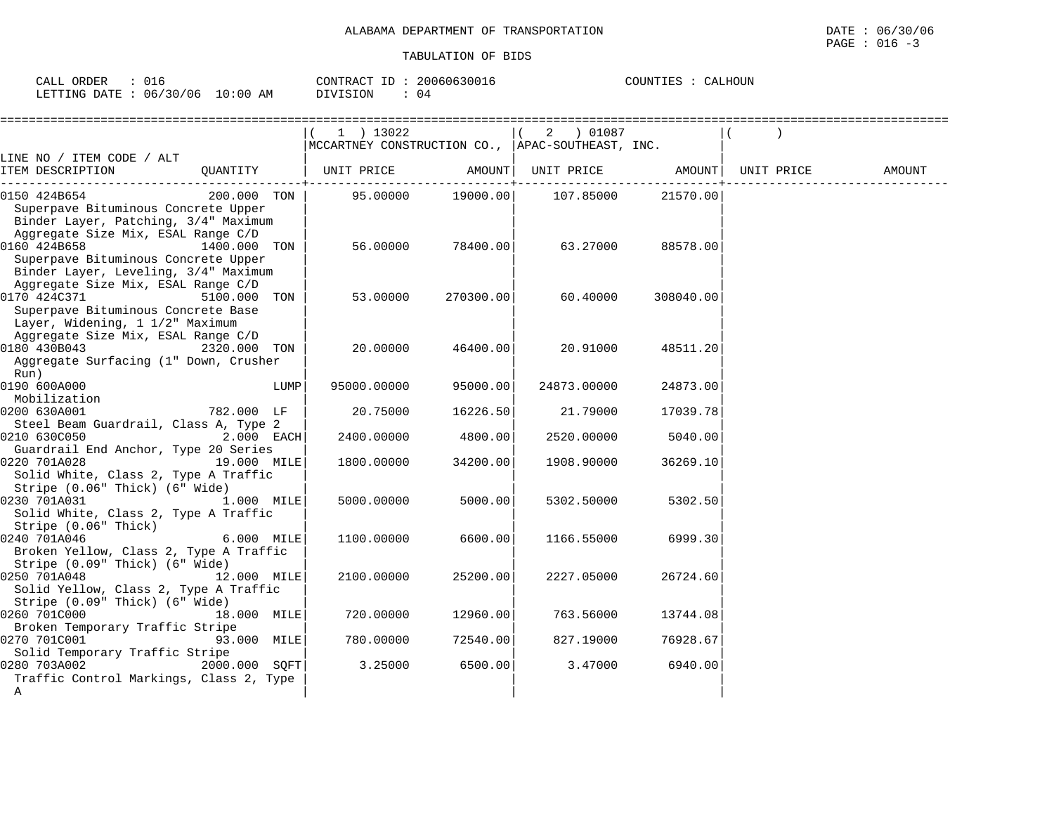ALABAMA DEPARTMENT OF TRANSPORTATION

TABULATION OF BIDS

CALL ORDER : 016 CONTRACT ID : 20060630016 COUNTIES : CALHOUN
LETTING DATE : 06/30/06 10:00 AM DIVISION : 04

| LINE NO / ITEM CODE / ALT ITEM DESCRIPTION | QUANTITY | ( 1 ) 13022 MCCARTNEY CONSTRUCTION CO., UNIT PRICE | AMOUNT | ( 2 ) 01087 APAC-SOUTHEAST, INC. UNIT PRICE | AMOUNT | ( ) UNIT PRICE | AMOUNT |
|---|---|---|---|---|---|---|---|
| 0150 424B654 Superpave Bituminous Concrete Upper Binder Layer, Patching, 3/4" Maximum Aggregate Size Mix, ESAL Range C/D | 200.000 TON | 95.00000 | 19000.00 | 107.85000 | 21570.00 | | |
| 0160 424B658 Superpave Bituminous Concrete Upper Binder Layer, Leveling, 3/4" Maximum Aggregate Size Mix, ESAL Range C/D | 1400.000 TON | 56.00000 | 78400.00 | 63.27000 | 88578.00 | | |
| 0170 424C371 Superpave Bituminous Concrete Base Layer, Widening, 1 1/2" Maximum Aggregate Size Mix, ESAL Range C/D | 5100.000 TON | 53.00000 | 270300.00 | 60.40000 | 308040.00 | | |
| 0180 430B043 Aggregate Surfacing (1" Down, Crusher Run) | 2320.000 TON | 20.00000 | 46400.00 | 20.91000 | 48511.20 | | |
| 0190 600A000 Mobilization | LUMP | 95000.00000 | 95000.00 | 24873.00000 | 24873.00 | | |
| 0200 630A001 Steel Beam Guardrail, Class A, Type 2 | 782.000 LF | 20.75000 | 16226.50 | 21.79000 | 17039.78 | | |
| 0210 630C050 Guardrail End Anchor, Type 20 Series | 2.000 EACH | 2400.00000 | 4800.00 | 2520.00000 | 5040.00 | | |
| 0220 701A028 Solid White, Class 2, Type A Traffic Stripe (0.06" Thick) (6" Wide) | 19.000 MILE | 1800.00000 | 34200.00 | 1908.90000 | 36269.10 | | |
| 0230 701A031 Solid White, Class 2, Type A Traffic Stripe (0.06" Thick) | 1.000 MILE | 5000.00000 | 5000.00 | 5302.50000 | 5302.50 | | |
| 0240 701A046 Broken Yellow, Class 2, Type A Traffic Stripe (0.09" Thick) (6" Wide) | 6.000 MILE | 1100.00000 | 6600.00 | 1166.55000 | 6999.30 | | |
| 0250 701A048 Solid Yellow, Class 2, Type A Traffic Stripe (0.09" Thick) (6" Wide) | 12.000 MILE | 2100.00000 | 25200.00 | 2227.05000 | 26724.60 | | |
| 0260 701C000 Broken Temporary Traffic Stripe | 18.000 MILE | 720.00000 | 12960.00 | 763.56000 | 13744.08 | | |
| 0270 701C001 Solid Temporary Traffic Stripe | 93.000 MILE | 780.00000 | 72540.00 | 827.19000 | 76928.67 | | |
| 0280 703A002 Traffic Control Markings, Class 2, Type A | 2000.000 SQFT | 3.25000 | 6500.00 | 3.47000 | 6940.00 | | |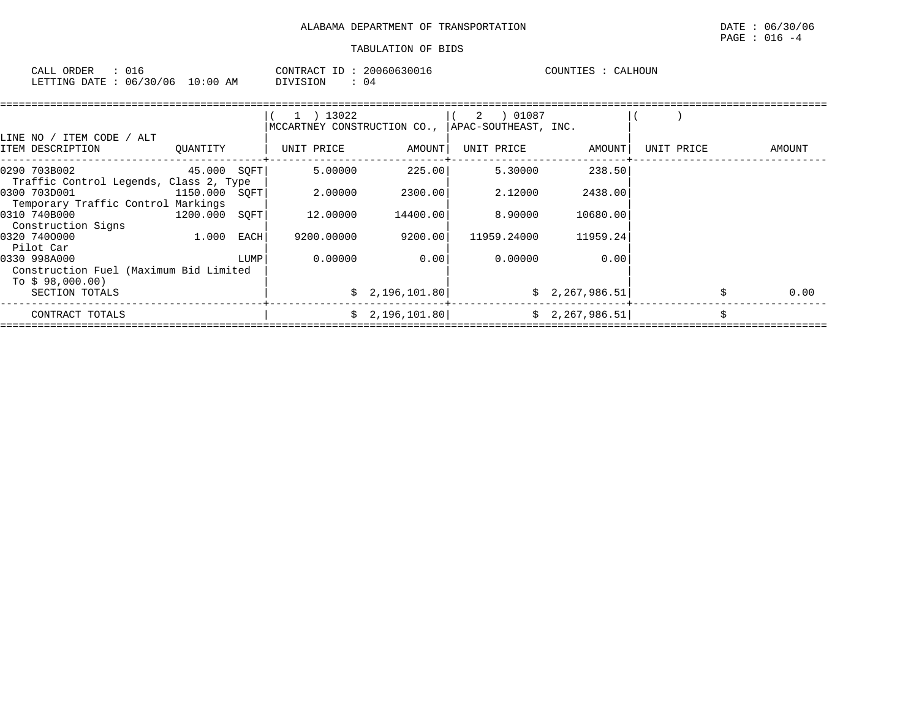ALABAMA DEPARTMENT OF TRANSPORTATION

DATE : 06/30/06
PAGE : 016 -4

TABULATION OF BIDS

CALL ORDER : 016
LETTING DATE : 06/30/06 10:00 AM

CONTRACT ID : 20060630016
DIVISION : 04

COUNTIES : CALHOUN

| LINE NO / ITEM CODE / ALT ITEM DESCRIPTION | QUANTITY | ( 1 ) 13022 MCCARTNEY CONSTRUCTION CO., UNIT PRICE | AMOUNT | ( 2 ) 01087 APAC-SOUTHEAST, INC. UNIT PRICE | AMOUNT | ( ) UNIT PRICE | AMOUNT |
|---|---|---|---|---|---|---|---|
| 0290 703B002 Traffic Control Legends, Class 2, Type | 45.000 SQFT | 5.00000 | 225.00 | 5.30000 | 238.50 | | |
| 0300 703D001 Temporary Traffic Control Markings | 1150.000 SQFT | 2.00000 | 2300.00 | 2.12000 | 2438.00 | | |
| 0310 740B000 Construction Signs | 1200.000 SQFT | 12.00000 | 14400.00 | 8.90000 | 10680.00 | | |
| 0320 740O000 Pilot Car | 1.000 EACH | 9200.00000 | 9200.00 | 11959.24000 | 11959.24 | | |
| 0330 998A000 Construction Fuel (Maximum Bid Limited To $ 98,000.00) | LUMP | 0.00000 | 0.00 | 0.00000 | 0.00 | | |
| SECTION TOTALS | | | $ 2,196,101.80 | | $ 2,267,986.51 | | $ 0.00 |
| CONTRACT TOTALS | | | $ 2,196,101.80 | | $ 2,267,986.51 | | $ |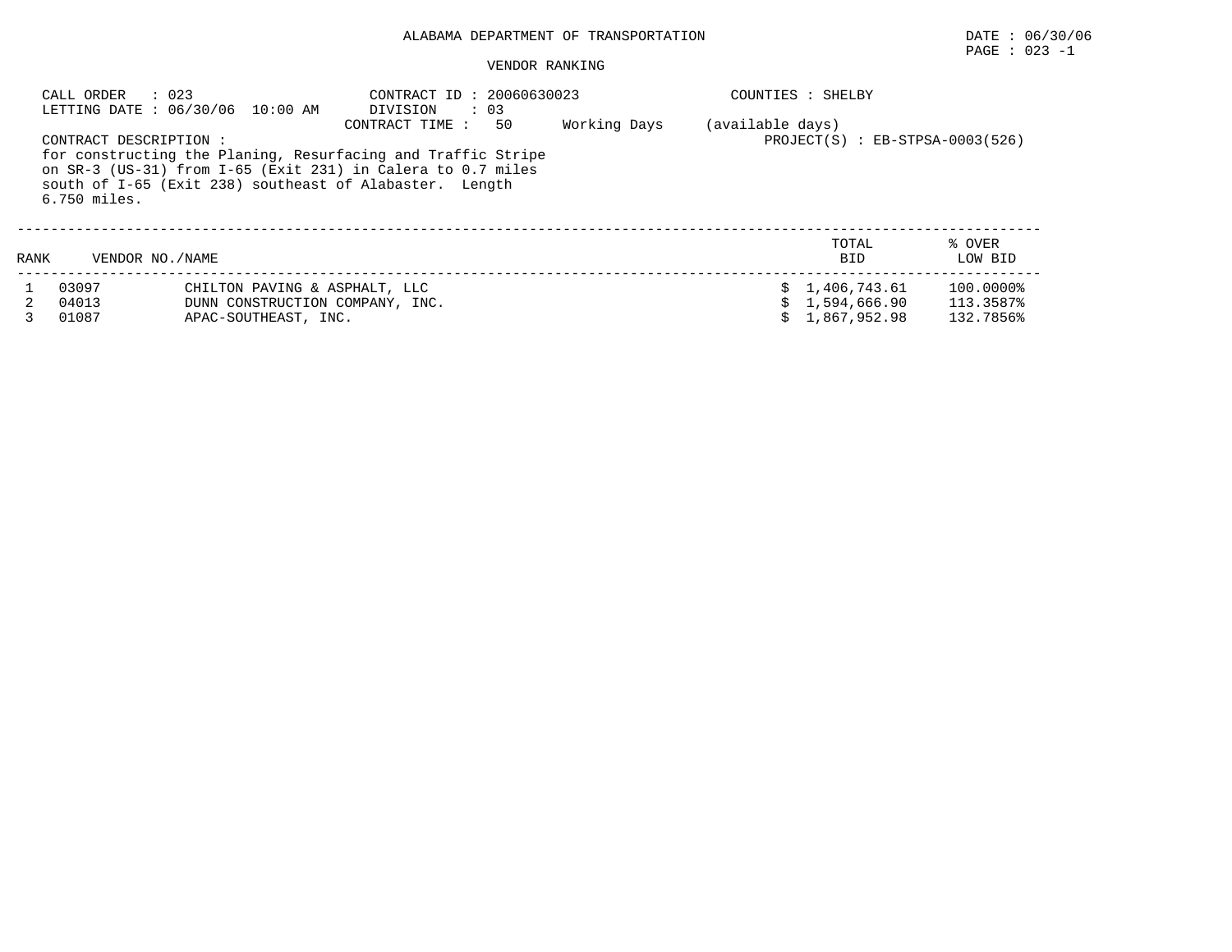ALABAMA DEPARTMENT OF TRANSPORTATION

DATE : 06/30/06

PAGE : 023 -1

VENDOR RANKING

CALL ORDER : 023
LETTING DATE : 06/30/06 10:00 AM

CONTRACT ID : 20060630023
DIVISION : 03
CONTRACT TIME : 50 Working Days (available days)

COUNTIES : SHELBY

PROJECT(S) : EB-STPSA-0003(526)

CONTRACT DESCRIPTION :
for constructing the Planing, Resurfacing and Traffic Stripe on SR-3 (US-31) from I-65 (Exit 231) in Calera to 0.7 miles south of I-65 (Exit 238) southeast of Alabaster. Length 6.750 miles.

| RANK | VENDOR NO. | NAME | TOTAL BID | % OVER LOW BID |
|---|---|---|---|---|
| 1 | 03097 | CHILTON PAVING & ASPHALT, LLC | $ 1,406,743.61 | 100.0000% |
| 2 | 04013 | DUNN CONSTRUCTION COMPANY, INC. | $ 1,594,666.90 | 113.3587% |
| 3 | 01087 | APAC-SOUTHEAST, INC. | $ 1,867,952.98 | 132.7856% |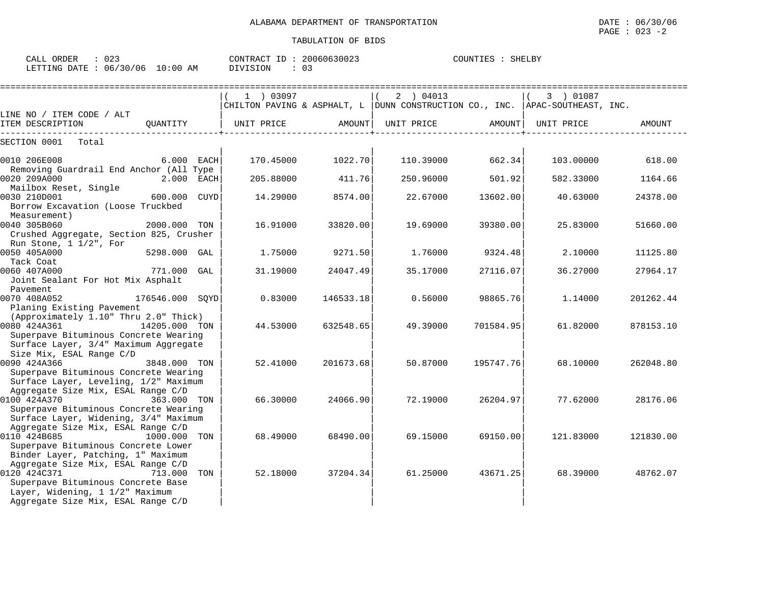ALABAMA DEPARTMENT OF TRANSPORTATION

TABULATION OF BIDS

CALL ORDER : 023 CONTRACT ID : 20060630023 COUNTIES : SHELBY
LETTING DATE : 06/30/06 10:00 AM DIVISION : 03

| LINE NO / ITEM CODE / ALT<br>ITEM DESCRIPTION | QUANTITY | ( 1 ) 03097<br>CHILTON PAVING & ASPHALT, L<br>UNIT PRICE | AMOUNT | ( 2 ) 04013<br>DUNN CONSTRUCTION CO., INC.<br>UNIT PRICE | AMOUNT | ( 3 ) 01087<br>APAC-SOUTHEAST, INC.<br>UNIT PRICE | AMOUNT |
|---|---|---|---|---|---|---|---|
| SECTION 0001 Total | | | | | | | |
| 0010 206E008<br>Removing Guardrail End Anchor (All Type | 6.000 EACH | 170.45000 | 1022.70 | 110.39000 | 662.34 | 103.00000 | 618.00 |
| 0020 209A000<br>Mailbox Reset, Single | 2.000 EACH | 205.88000 | 411.76 | 250.96000 | 501.92 | 582.33000 | 1164.66 |
| 0030 210D001<br>Borrow Excavation (Loose Truckbed Measurement) | 600.000 CUYD | 14.29000 | 8574.00 | 22.67000 | 13602.00 | 40.63000 | 24378.00 |
| 0040 305B060<br>Crushed Aggregate, Section 825, Crusher Run Stone, 1 1/2", For | 2000.000 TON | 16.91000 | 33820.00 | 19.69000 | 39380.00 | 25.83000 | 51660.00 |
| 0050 405A000<br>Tack Coat | 5298.000 GAL | 1.75000 | 9271.50 | 1.76000 | 9324.48 | 2.10000 | 11125.80 |
| 0060 407A000<br>Joint Sealant For Hot Mix Asphalt Pavement | 771.000 GAL | 31.19000 | 24047.49 | 35.17000 | 27116.07 | 36.27000 | 27964.17 |
| 0070 408A052<br>Planing Existing Pavement (Approximately 1.10" Thru 2.0" Thick) | 176546.000 SQYD | 0.83000 | 146533.18 | 0.56000 | 98865.76 | 1.14000 | 201262.44 |
| 0080 424A361<br>Superpave Bituminous Concrete Wearing Surface Layer, 3/4" Maximum Aggregate Size Mix, ESAL Range C/D | 14205.000 TON | 44.53000 | 632548.65 | 49.39000 | 701584.95 | 61.82000 | 878153.10 |
| 0090 424A366<br>Superpave Bituminous Concrete Wearing Surface Layer, Leveling, 1/2" Maximum Aggregate Size Mix, ESAL Range C/D | 3848.000 TON | 52.41000 | 201673.68 | 50.87000 | 195747.76 | 68.10000 | 262048.80 |
| 0100 424A370<br>Superpave Bituminous Concrete Wearing Surface Layer, Widening, 3/4" Maximum Aggregate Size Mix, ESAL Range C/D | 363.000 TON | 66.30000 | 24066.90 | 72.19000 | 26204.97 | 77.62000 | 28176.06 |
| 0110 424B685<br>Superpave Bituminous Concrete Lower Binder Layer, Patching, 1" Maximum Aggregate Size Mix, ESAL Range C/D | 1000.000 TON | 68.49000 | 68490.00 | 69.15000 | 69150.00 | 121.83000 | 121830.00 |
| 0120 424C371<br>Superpave Bituminous Concrete Base Layer, Widening, 1 1/2" Maximum Aggregate Size Mix, ESAL Range C/D | 713.000 TON | 52.18000 | 37204.34 | 61.25000 | 43671.25 | 68.39000 | 48762.07 |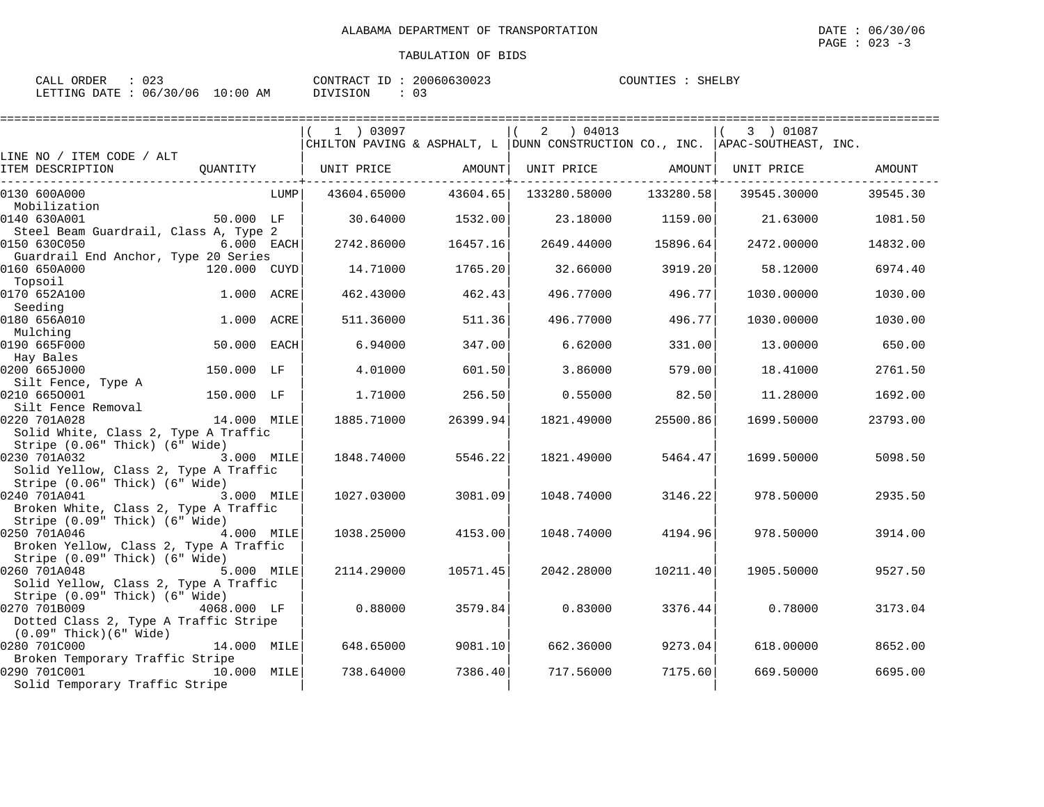ALABAMA DEPARTMENT OF TRANSPORTATION

DATE : 06/30/06

TABULATION OF BIDS

CALL ORDER : 023　　CONTRACT ID : 20060630023　　COUNTIES : SHELBY

LETTING DATE : 06/30/06 10:00 AM　　DIVISION : 03

| LINE NO / ITEM CODE / ALT ITEM DESCRIPTION | QUANTITY | ( 1 ) 03097 CHILTON PAVING & ASPHALT, L UNIT PRICE | AMOUNT | ( 2 ) 04013 DUNN CONSTRUCTION CO., INC. UNIT PRICE | AMOUNT | ( 3 ) 01087 APAC-SOUTHEAST, INC. UNIT PRICE | AMOUNT |
|---|---|---|---|---|---|---|---|
| 0130 600A000 Mobilization | LUMP | 43604.65000 | 43604.65 | 133280.58000 | 133280.58 | 39545.30000 | 39545.30 |
| 0140 630A001 Steel Beam Guardrail, Class A, Type 2 | 50.000 LF | 30.64000 | 1532.00 | 23.18000 | 1159.00 | 21.63000 | 1081.50 |
| 0150 630C050 Guardrail End Anchor, Type 20 Series | 6.000 EACH | 2742.86000 | 16457.16 | 2649.44000 | 15896.64 | 2472.00000 | 14832.00 |
| 0160 650A000 Topsoil | 120.000 CUYD | 14.71000 | 1765.20 | 32.66000 | 3919.20 | 58.12000 | 6974.40 |
| 0170 652A100 Seeding | 1.000 ACRE | 462.43000 | 462.43 | 496.77000 | 496.77 | 1030.00000 | 1030.00 |
| 0180 656A010 Mulching | 1.000 ACRE | 511.36000 | 511.36 | 496.77000 | 496.77 | 1030.00000 | 1030.00 |
| 0190 665F000 Hay Bales | 50.000 EACH | 6.94000 | 347.00 | 6.62000 | 331.00 | 13.00000 | 650.00 |
| 0200 665J000 Silt Fence, Type A | 150.000 LF | 4.01000 | 601.50 | 3.86000 | 579.00 | 18.41000 | 2761.50 |
| 0210 665O001 Silt Fence Removal | 150.000 LF | 1.71000 | 256.50 | 0.55000 | 82.50 | 11.28000 | 1692.00 |
| 0220 701A028 Solid White, Class 2, Type A Traffic Stripe (0.06" Thick) (6" Wide) | 14.000 MILE | 1885.71000 | 26399.94 | 1821.49000 | 25500.86 | 1699.50000 | 23793.00 |
| 0230 701A032 Solid Yellow, Class 2, Type A Traffic Stripe (0.06" Thick) (6" Wide) | 3.000 MILE | 1848.74000 | 5546.22 | 1821.49000 | 5464.47 | 1699.50000 | 5098.50 |
| 0240 701A041 Broken White, Class 2, Type A Traffic Stripe (0.09" Thick) (6" Wide) | 3.000 MILE | 1027.03000 | 3081.09 | 1048.74000 | 3146.22 | 978.50000 | 2935.50 |
| 0250 701A046 Broken Yellow, Class 2, Type A Traffic Stripe (0.09" Thick) (6" Wide) | 4.000 MILE | 1038.25000 | 4153.00 | 1048.74000 | 4194.96 | 978.50000 | 3914.00 |
| 0260 701A048 Solid Yellow, Class 2, Type A Traffic Stripe (0.09" Thick) (6" Wide) | 5.000 MILE | 2114.29000 | 10571.45 | 2042.28000 | 10211.40 | 1905.50000 | 9527.50 |
| 0270 701B009 Dotted Class 2, Type A Traffic Stripe (0.09" Thick)(6" Wide) | 4068.000 LF | 0.88000 | 3579.84 | 0.83000 | 3376.44 | 0.78000 | 3173.04 |
| 0280 701C000 Broken Temporary Traffic Stripe | 14.000 MILE | 648.65000 | 9081.10 | 662.36000 | 9273.04 | 618.00000 | 8652.00 |
| 0290 701C001 Solid Temporary Traffic Stripe | 10.000 MILE | 738.64000 | 7386.40 | 717.56000 | 7175.60 | 669.50000 | 6695.00 |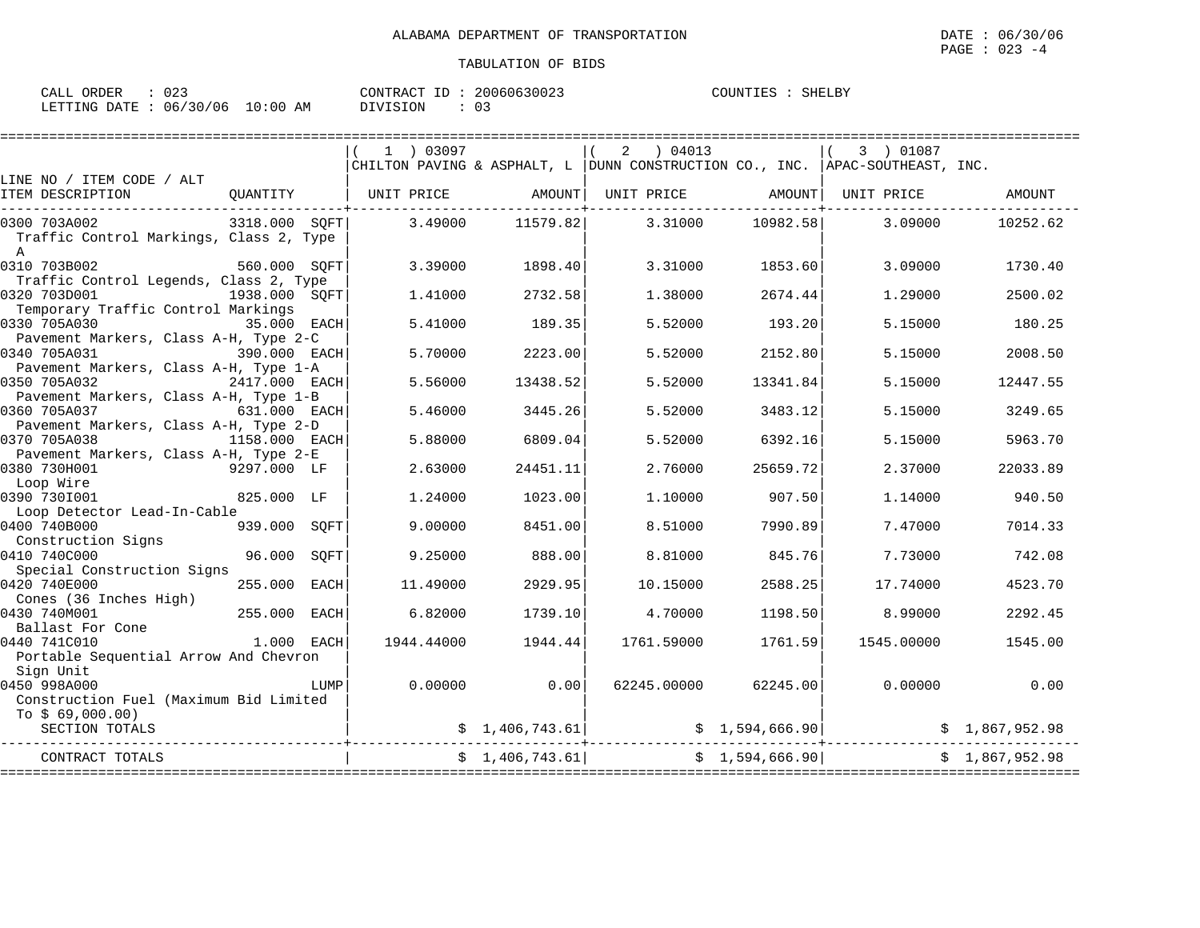ALABAMA DEPARTMENT OF TRANSPORTATION

DATE : 06/30/06

TABULATION OF BIDS

CALL ORDER : 023 &nbsp;&nbsp;&nbsp; CONTRACT ID : 20060630023 &nbsp;&nbsp;&nbsp; COUNTIES : SHELBY
LETTING DATE : 06/30/06 10:00 AM &nbsp;&nbsp;&nbsp; DIVISION : 03

| LINE NO / ITEM CODE / ALT ITEM DESCRIPTION | QUANTITY | ( 1 ) 03097 CHILTON PAVING & ASPHALT, L UNIT PRICE | AMOUNT | ( 2 ) 04013 DUNN CONSTRUCTION CO., INC. UNIT PRICE | AMOUNT | ( 3 ) 01087 APAC-SOUTHEAST, INC. UNIT PRICE | AMOUNT |
|---|---|---|---|---|---|---|---|
| 0300 703A002 Traffic Control Markings, Class 2, Type A | 3318.000 SQFT | 3.49000 | 11579.82 | 3.31000 | 10982.58 | 3.09000 | 10252.62 |
| 0310 703B002 Traffic Control Legends, Class 2, Type | 560.000 SQFT | 3.39000 | 1898.40 | 3.31000 | 1853.60 | 3.09000 | 1730.40 |
| 0320 703D001 Temporary Traffic Control Markings | 1938.000 SQFT | 1.41000 | 2732.58 | 1.38000 | 2674.44 | 1.29000 | 2500.02 |
| 0330 705A030 Pavement Markers, Class A-H, Type 2-C | 35.000 EACH | 5.41000 | 189.35 | 5.52000 | 193.20 | 5.15000 | 180.25 |
| 0340 705A031 Pavement Markers, Class A-H, Type 1-A | 390.000 EACH | 5.70000 | 2223.00 | 5.52000 | 2152.80 | 5.15000 | 2008.50 |
| 0350 705A032 Pavement Markers, Class A-H, Type 1-B | 2417.000 EACH | 5.56000 | 13438.52 | 5.52000 | 13341.84 | 5.15000 | 12447.55 |
| 0360 705A037 Pavement Markers, Class A-H, Type 2-D | 631.000 EACH | 5.46000 | 3445.26 | 5.52000 | 3483.12 | 5.15000 | 3249.65 |
| 0370 705A038 Pavement Markers, Class A-H, Type 2-E | 1158.000 EACH | 5.88000 | 6809.04 | 5.52000 | 6392.16 | 5.15000 | 5963.70 |
| 0380 730H001 Loop Wire | 9297.000 LF | 2.63000 | 24451.11 | 2.76000 | 25659.72 | 2.37000 | 22033.89 |
| 0390 730I001 Loop Detector Lead-In-Cable | 825.000 LF | 1.24000 | 1023.00 | 1.10000 | 907.50 | 1.14000 | 940.50 |
| 0400 740B000 Construction Signs | 939.000 SQFT | 9.00000 | 8451.00 | 8.51000 | 7990.89 | 7.47000 | 7014.33 |
| 0410 740C000 Special Construction Signs | 96.000 SQFT | 9.25000 | 888.00 | 8.81000 | 845.76 | 7.73000 | 742.08 |
| 0420 740E000 Cones (36 Inches High) | 255.000 EACH | 11.49000 | 2929.95 | 10.15000 | 2588.25 | 17.74000 | 4523.70 |
| 0430 740M001 Ballast For Cone | 255.000 EACH | 6.82000 | 1739.10 | 4.70000 | 1198.50 | 8.99000 | 2292.45 |
| 0440 741C010 Portable Sequential Arrow And Chevron Sign Unit | 1.000 EACH | 1944.44000 | 1944.44 | 1761.59000 | 1761.59 | 1545.00000 | 1545.00 |
| 0450 998A000 Construction Fuel (Maximum Bid Limited To $ 69,000.00) | LUMP | 0.00000 | 0.00 | 62245.00000 | 62245.00 | 0.00000 | 0.00 |
| SECTION TOTALS | | | $ 1,406,743.61 | | $ 1,594,666.90 | | $ 1,867,952.98 |
| CONTRACT TOTALS | | | $ 1,406,743.61 | | $ 1,594,666.90 | | $ 1,867,952.98 |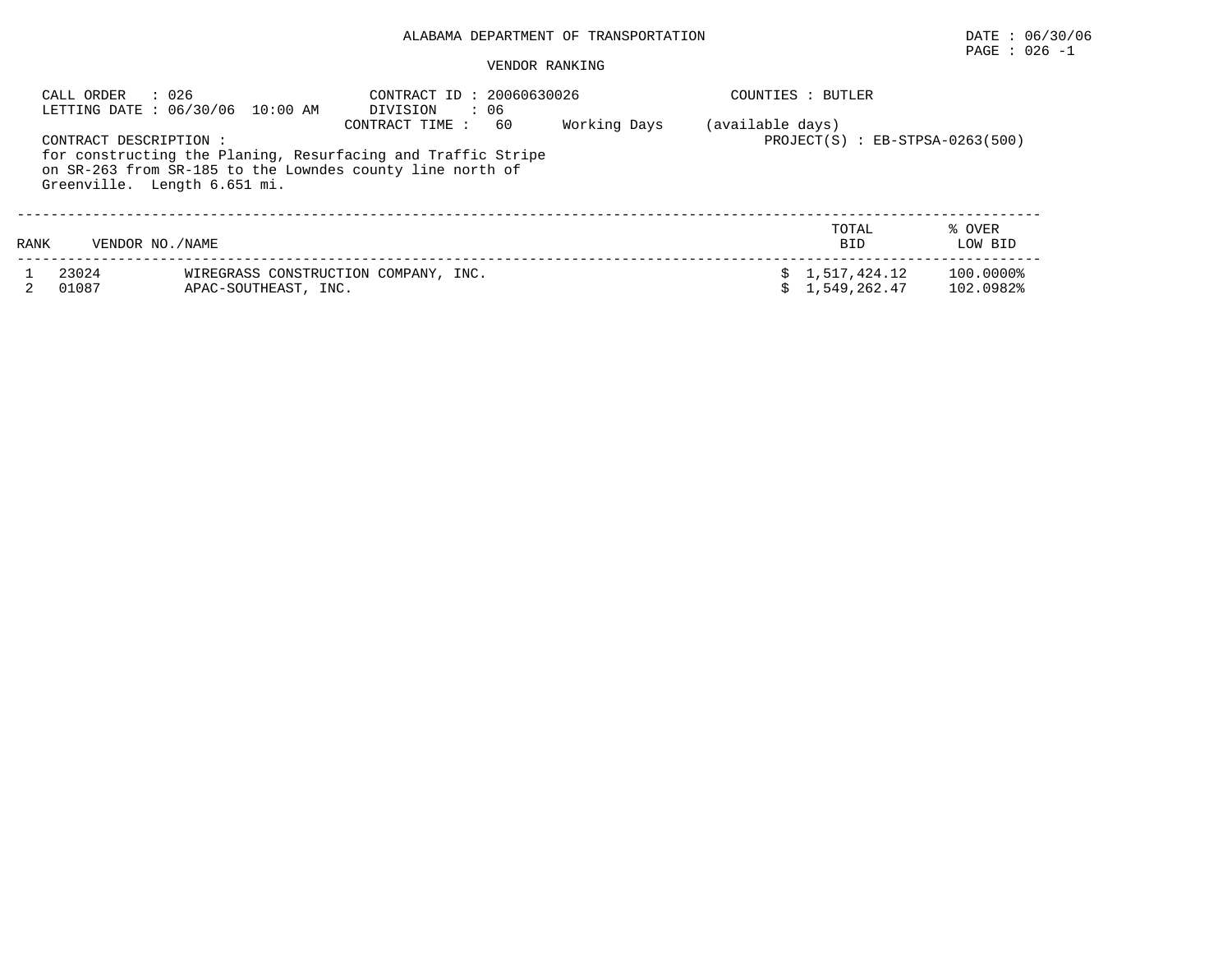ALABAMA DEPARTMENT OF TRANSPORTATION

DATE : 06/30/06

PAGE : 026 -1

VENDOR RANKING

CALL ORDER : 026
LETTING DATE : 06/30/06 10:00 AM

CONTRACT ID : 20060630026
DIVISION : 06
CONTRACT TIME : 60 Working Days (available days)

COUNTIES : BUTLER

PROJECT(S) : EB-STPSA-0263(500)

CONTRACT DESCRIPTION :
for constructing the Planing, Resurfacing and Traffic Stripe on SR-263 from SR-185 to the Lowndes county line north of Greenville. Length 6.651 mi.

| RANK | VENDOR NO./NAME | | TOTAL BID | % OVER LOW BID |
|---|---|---|---|---|
| 1 | 23024 | WIREGRASS CONSTRUCTION COMPANY, INC. | $ 1,517,424.12 | 100.0000% |
| 2 | 01087 | APAC-SOUTHEAST, INC. | $ 1,549,262.47 | 102.0982% |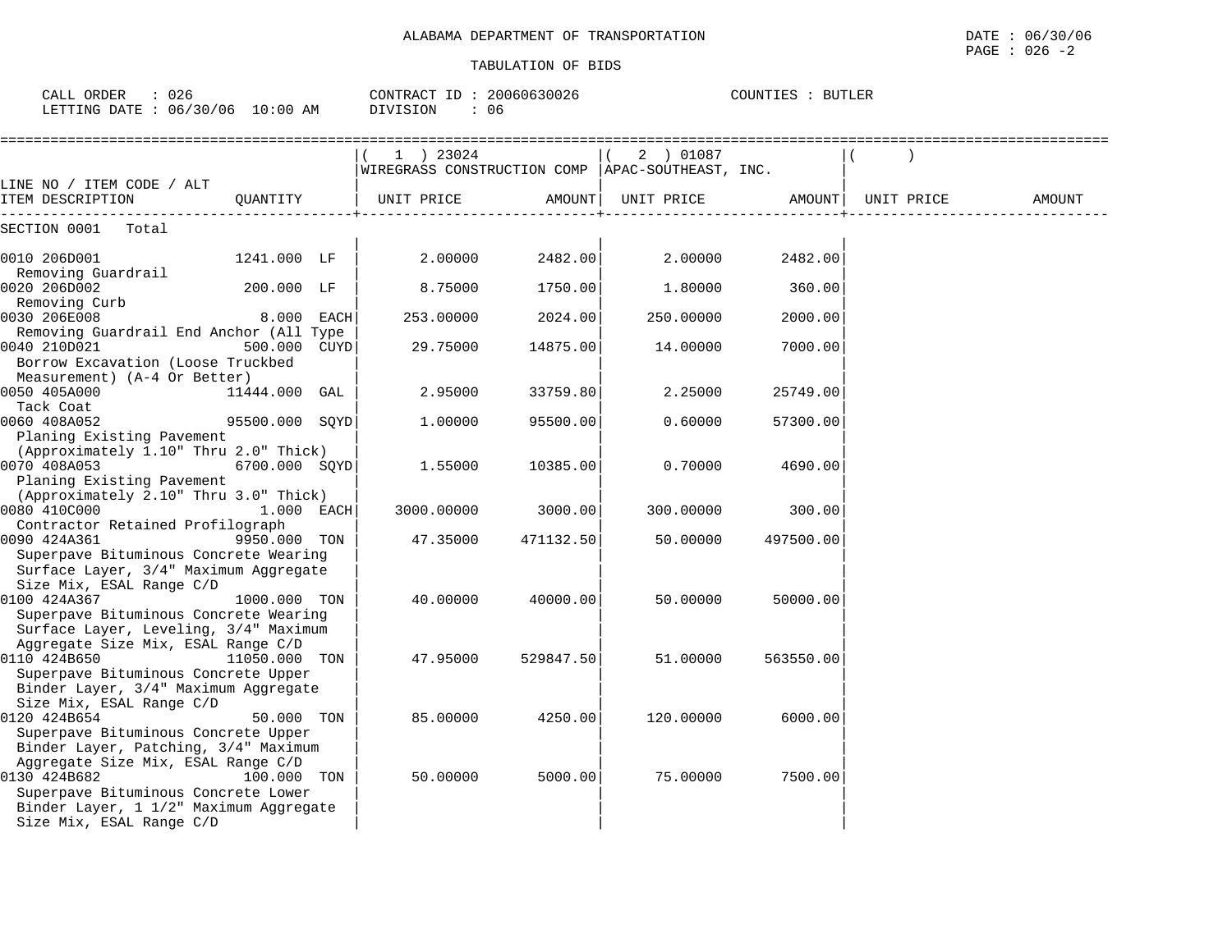ALABAMA DEPARTMENT OF TRANSPORTATION

DATE : 06/30/06

PAGE : 026 -2

TABULATION OF BIDS

CALL ORDER : 026 CONTRACT ID : 20060630026 COUNTIES : BUTLER

LETTING DATE : 06/30/06 10:00 AM DIVISION : 06

| LINE NO / ITEM CODE / ALT ITEM DESCRIPTION | QUANTITY | ( 1 ) 23024 WIREGRASS CONSTRUCTION COMP UNIT PRICE | AMOUNT | ( 2 ) 01087 APAC-SOUTHEAST, INC. UNIT PRICE | AMOUNT | ( ) UNIT PRICE | AMOUNT |
|---|---|---|---|---|---|---|---|
| SECTION 0001 Total | | | | | | | |
| 0010 206D001 Removing Guardrail | 1241.000 LF | 2.00000 | 2482.00 | 2.00000 | 2482.00 | | |
| 0020 206D002 Removing Curb | 200.000 LF | 8.75000 | 1750.00 | 1.80000 | 360.00 | | |
| 0030 206E008 Removing Guardrail End Anchor (All Type | 8.000 EACH | 253.00000 | 2024.00 | 250.00000 | 2000.00 | | |
| 0040 210D021 Borrow Excavation (Loose Truckbed Measurement) (A-4 Or Better) | 500.000 CUYD | 29.75000 | 14875.00 | 14.00000 | 7000.00 | | |
| 0050 405A000 Tack Coat | 11444.000 GAL | 2.95000 | 33759.80 | 2.25000 | 25749.00 | | |
| 0060 408A052 Planing Existing Pavement (Approximately 1.10" Thru 2.0" Thick) | 95500.000 SQYD | 1.00000 | 95500.00 | 0.60000 | 57300.00 | | |
| 0070 408A053 Planing Existing Pavement (Approximately 2.10" Thru 3.0" Thick) | 6700.000 SQYD | 1.55000 | 10385.00 | 0.70000 | 4690.00 | | |
| 0080 410C000 Contractor Retained Profilograph | 1.000 EACH | 3000.00000 | 3000.00 | 300.00000 | 300.00 | | |
| 0090 424A361 Superpave Bituminous Concrete Wearing Surface Layer, 3/4" Maximum Aggregate Size Mix, ESAL Range C/D | 9950.000 TON | 47.35000 | 471132.50 | 50.00000 | 497500.00 | | |
| 0100 424A367 Superpave Bituminous Concrete Wearing Surface Layer, Leveling, 3/4" Maximum Aggregate Size Mix, ESAL Range C/D | 1000.000 TON | 40.00000 | 40000.00 | 50.00000 | 50000.00 | | |
| 0110 424B650 Superpave Bituminous Concrete Upper Binder Layer, 3/4" Maximum Aggregate Size Mix, ESAL Range C/D | 11050.000 TON | 47.95000 | 529847.50 | 51.00000 | 563550.00 | | |
| 0120 424B654 Superpave Bituminous Concrete Upper Binder Layer, Patching, 3/4" Maximum Aggregate Size Mix, ESAL Range C/D | 50.000 TON | 85.00000 | 4250.00 | 120.00000 | 6000.00 | | |
| 0130 424B682 Superpave Bituminous Concrete Lower Binder Layer, 1 1/2" Maximum Aggregate Size Mix, ESAL Range C/D | 100.000 TON | 50.00000 | 5000.00 | 75.00000 | 7500.00 | | |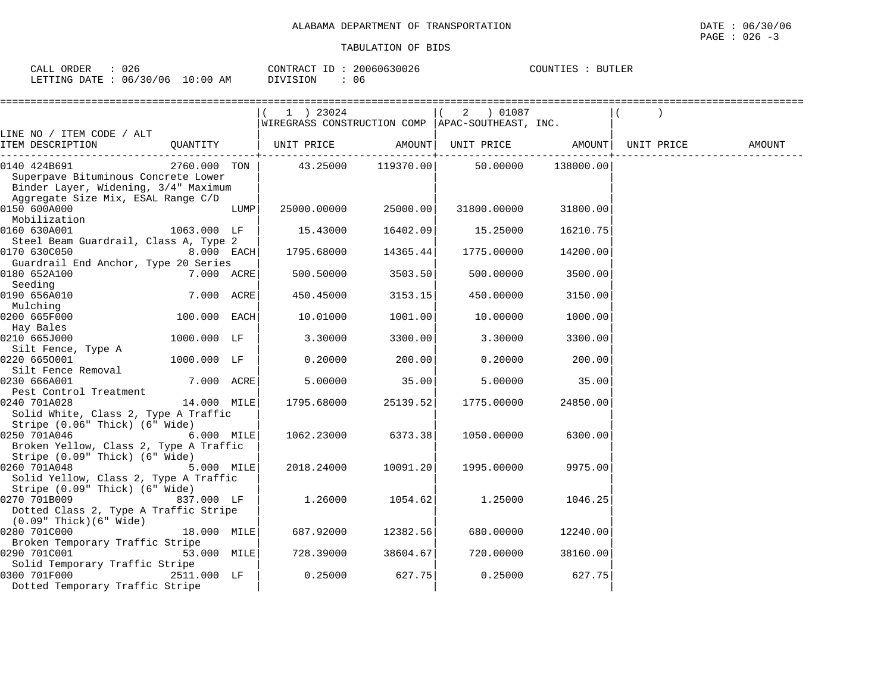ALABAMA DEPARTMENT OF TRANSPORTATION

TABULATION OF BIDS

DATE : 06/30/06
PAGE : 026 -3

CALL ORDER : 026
LETTING DATE : 06/30/06 10:00 AM

CONTRACT ID : 20060630026
DIVISION : 06

COUNTIES : BUTLER

| LINE NO / ITEM CODE / ALT ITEM DESCRIPTION | QUANTITY | ( 1 ) 23024 WIREGRASS CONSTRUCTION COMP UNIT PRICE | AMOUNT | ( 2 ) 01087 APAC-SOUTHEAST, INC. UNIT PRICE | AMOUNT | ( ) UNIT PRICE | AMOUNT |
|---|---|---|---|---|---|---|---|
| 0140 424B691 Superpave Bituminous Concrete Lower Binder Layer, Widening, 3/4" Maximum Aggregate Size Mix, ESAL Range C/D | 2760.000 TON | 43.25000 | 119370.00 | 50.00000 | 138000.00 | | |
| 0150 600A000 Mobilization | LUMP | 25000.00000 | 25000.00 | 31800.00000 | 31800.00 | | |
| 0160 630A001 Steel Beam Guardrail, Class A, Type 2 | 1063.000 LF | 15.43000 | 16402.09 | 15.25000 | 16210.75 | | |
| 0170 630C050 Guardrail End Anchor, Type 20 Series | 8.000 EACH | 1795.68000 | 14365.44 | 1775.00000 | 14200.00 | | |
| 0180 652A100 Seeding | 7.000 ACRE | 500.50000 | 3503.50 | 500.00000 | 3500.00 | | |
| 0190 656A010 Mulching | 7.000 ACRE | 450.45000 | 3153.15 | 450.00000 | 3150.00 | | |
| 0200 665F000 Hay Bales | 100.000 EACH | 10.01000 | 1001.00 | 10.00000 | 1000.00 | | |
| 0210 665J000 Silt Fence, Type A | 1000.000 LF | 3.30000 | 3300.00 | 3.30000 | 3300.00 | | |
| 0220 665O001 Silt Fence Removal | 1000.000 LF | 0.20000 | 200.00 | 0.20000 | 200.00 | | |
| 0230 666A001 Pest Control Treatment | 7.000 ACRE | 5.00000 | 35.00 | 5.00000 | 35.00 | | |
| 0240 701A028 Solid White, Class 2, Type A Traffic Stripe (0.06" Thick) (6" Wide) | 14.000 MILE | 1795.68000 | 25139.52 | 1775.00000 | 24850.00 | | |
| 0250 701A046 Broken Yellow, Class 2, Type A Traffic Stripe (0.09" Thick) (6" Wide) | 6.000 MILE | 1062.23000 | 6373.38 | 1050.00000 | 6300.00 | | |
| 0260 701A048 Solid Yellow, Class 2, Type A Traffic Stripe (0.09" Thick) (6" Wide) | 5.000 MILE | 2018.24000 | 10091.20 | 1995.00000 | 9975.00 | | |
| 0270 701B009 Dotted Class 2, Type A Traffic Stripe (0.09" Thick)(6" Wide) | 837.000 LF | 1.26000 | 1054.62 | 1.25000 | 1046.25 | | |
| 0280 701C000 Broken Temporary Traffic Stripe | 18.000 MILE | 687.92000 | 12382.56 | 680.00000 | 12240.00 | | |
| 0290 701C001 Solid Temporary Traffic Stripe | 53.000 MILE | 728.39000 | 38604.67 | 720.00000 | 38160.00 | | |
| 0300 701F000 Dotted Temporary Traffic Stripe | 2511.000 LF | 0.25000 | 627.75 | 0.25000 | 627.75 | | |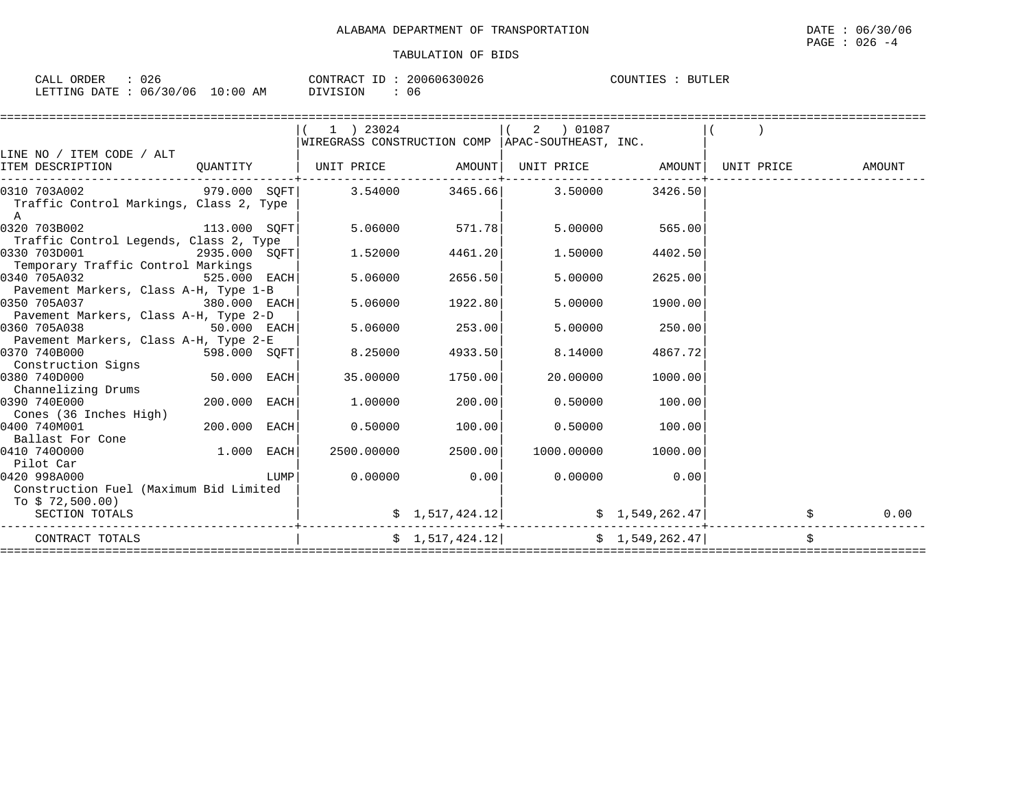ALABAMA DEPARTMENT OF TRANSPORTATION

DATE : 06/30/06

PAGE : 026 -4

TABULATION OF BIDS

CALL ORDER : 026 CONTRACT ID : 20060630026 COUNTIES : BUTLER

LETTING DATE : 06/30/06 10:00 AM DIVISION : 06

| LINE NO / ITEM CODE / ALT ITEM DESCRIPTION | QUANTITY | ( 1 ) 23024 WIREGRASS CONSTRUCTION COMP UNIT PRICE | AMOUNT | ( 2 ) 01087 APAC-SOUTHEAST, INC. UNIT PRICE | AMOUNT | ( ) UNIT PRICE | AMOUNT |
|---|---|---|---|---|---|---|---|
| 0310 703A002 Traffic Control Markings, Class 2, Type A | 979.000 SQFT | 3.54000 | 3465.66 | 3.50000 | 3426.50 | | |
| 0320 703B002 Traffic Control Legends, Class 2, Type | 113.000 SQFT | 5.06000 | 571.78 | 5.00000 | 565.00 | | |
| 0330 703D001 Temporary Traffic Control Markings | 2935.000 SQFT | 1.52000 | 4461.20 | 1.50000 | 4402.50 | | |
| 0340 705A032 Pavement Markers, Class A-H, Type 1-B | 525.000 EACH | 5.06000 | 2656.50 | 5.00000 | 2625.00 | | |
| 0350 705A037 Pavement Markers, Class A-H, Type 2-D | 380.000 EACH | 5.06000 | 1922.80 | 5.00000 | 1900.00 | | |
| 0360 705A038 Pavement Markers, Class A-H, Type 2-E | 50.000 EACH | 5.06000 | 253.00 | 5.00000 | 250.00 | | |
| 0370 740B000 Construction Signs | 598.000 SQFT | 8.25000 | 4933.50 | 8.14000 | 4867.72 | | |
| 0380 740D000 Channelizing Drums | 50.000 EACH | 35.00000 | 1750.00 | 20.00000 | 1000.00 | | |
| 0390 740E000 Cones (36 Inches High) | 200.000 EACH | 1.00000 | 200.00 | 0.50000 | 100.00 | | |
| 0400 740M001 Ballast For Cone | 200.000 EACH | 0.50000 | 100.00 | 0.50000 | 100.00 | | |
| 0410 740O000 Pilot Car | 1.000 EACH | 2500.00000 | 2500.00 | 1000.00000 | 1000.00 | | |
| 0420 998A000 Construction Fuel (Maximum Bid Limited To $ 72,500.00) | LUMP | 0.00000 | 0.00 | 0.00000 | 0.00 | | |
| SECTION TOTALS | | | $ 1,517,424.12 | | $ 1,549,262.47 | | $ 0.00 |
| CONTRACT TOTALS | | | $ 1,517,424.12 | | $ 1,549,262.47 | | $ |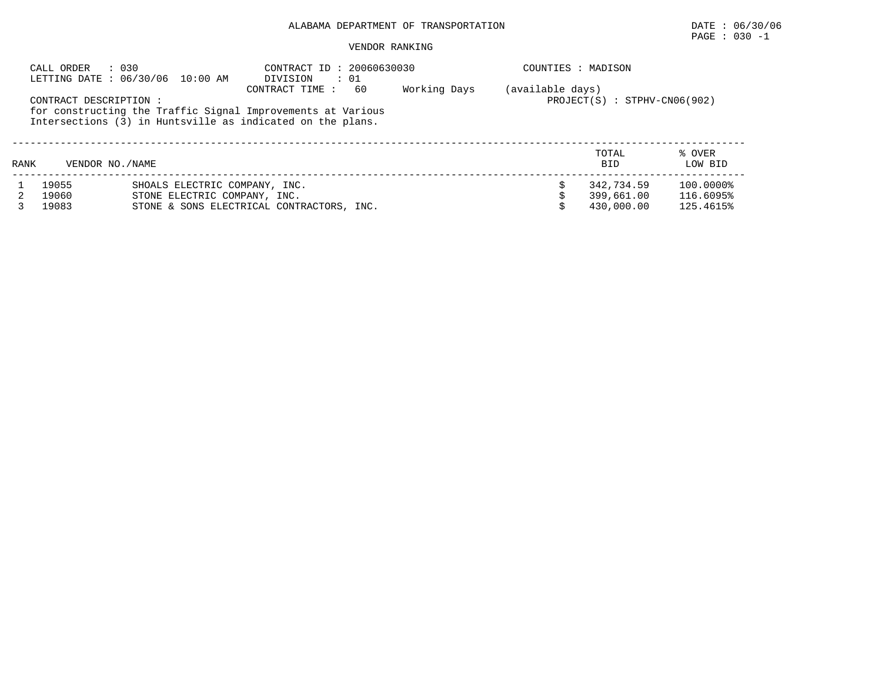ALABAMA DEPARTMENT OF TRANSPORTATION

DATE : 06/30/06

PAGE : 030 -1

VENDOR RANKING

CALL ORDER : 030
LETTING DATE : 06/30/06 10:00 AM

CONTRACT ID : 20060630030
DIVISION : 01
CONTRACT TIME : 60 Working Days (available days)

COUNTIES : MADISON

PROJECT(S) : STPHV-CN06(902)

CONTRACT DESCRIPTION :
for constructing the Traffic Signal Improvements at Various Intersections (3) in Huntsville as indicated on the plans.

| RANK | VENDOR NO./NAME | | TOTAL BID | % OVER LOW BID |
|---|---|---|---|---|
| 1 | 19055 | SHOALS ELECTRIC COMPANY, INC. | $ 342,734.59 | 100.0000% |
| 2 | 19060 | STONE ELECTRIC COMPANY, INC. | $ 399,661.00 | 116.6095% |
| 3 | 19083 | STONE & SONS ELECTRICAL CONTRACTORS, INC. | $ 430,000.00 | 125.4615% |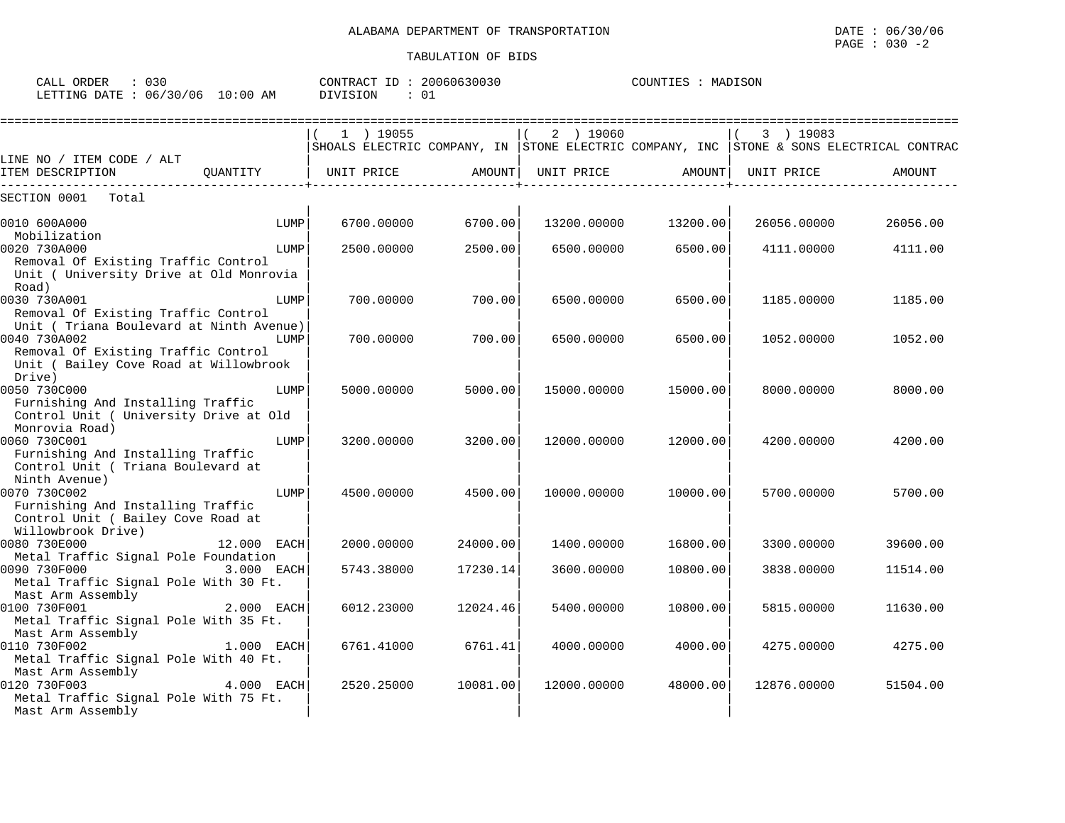ALABAMA DEPARTMENT OF TRANSPORTATION

TABULATION OF BIDS

DATE : 06/30/06
PAGE : 030 -2

CALL ORDER : 030 CONTRACT ID : 20060630030 COUNTIES : MADISON
LETTING DATE : 06/30/06 10:00 AM DIVISION : 01

| LINE NO / ITEM CODE / ALT ITEM DESCRIPTION | QUANTITY | ( 1 ) 19055 SHOALS ELECTRIC COMPANY, IN UNIT PRICE | AMOUNT | ( 2 ) 19060 STONE ELECTRIC COMPANY, INC UNIT PRICE | AMOUNT | ( 3 ) 19083 STONE & SONS ELECTRICAL CONTRAC UNIT PRICE | AMOUNT |
|---|---|---|---|---|---|---|---|
| SECTION 0001 Total | | | | | | | |
| 0010 600A000 Mobilization | LUMP | 6700.00000 | 6700.00 | 13200.00000 | 13200.00 | 26056.00000 | 26056.00 |
| 0020 730A000 Removal Of Existing Traffic Control Unit ( University Drive at Old Monrovia Road) | LUMP | 2500.00000 | 2500.00 | 6500.00000 | 6500.00 | 4111.00000 | 4111.00 |
| 0030 730A001 Removal Of Existing Traffic Control Unit ( Triana Boulevard at Ninth Avenue) | LUMP | 700.00000 | 700.00 | 6500.00000 | 6500.00 | 1185.00000 | 1185.00 |
| 0040 730A002 Removal Of Existing Traffic Control Unit ( Bailey Cove Road at Willowbrook Drive) | LUMP | 700.00000 | 700.00 | 6500.00000 | 6500.00 | 1052.00000 | 1052.00 |
| 0050 730C000 Furnishing And Installing Traffic Control Unit ( University Drive at Old Monrovia Road) | LUMP | 5000.00000 | 5000.00 | 15000.00000 | 15000.00 | 8000.00000 | 8000.00 |
| 0060 730C001 Furnishing And Installing Traffic Control Unit ( Triana Boulevard at Ninth Avenue) | LUMP | 3200.00000 | 3200.00 | 12000.00000 | 12000.00 | 4200.00000 | 4200.00 |
| 0070 730C002 Furnishing And Installing Traffic Control Unit ( Bailey Cove Road at Willowbrook Drive) | LUMP | 4500.00000 | 4500.00 | 10000.00000 | 10000.00 | 5700.00000 | 5700.00 |
| 0080 730E000 Metal Traffic Signal Pole Foundation | 12.000 EACH | 2000.00000 | 24000.00 | 1400.00000 | 16800.00 | 3300.00000 | 39600.00 |
| 0090 730F000 Metal Traffic Signal Pole With 30 Ft. Mast Arm Assembly | 3.000 EACH | 5743.38000 | 17230.14 | 3600.00000 | 10800.00 | 3838.00000 | 11514.00 |
| 0100 730F001 Metal Traffic Signal Pole With 35 Ft. Mast Arm Assembly | 2.000 EACH | 6012.23000 | 12024.46 | 5400.00000 | 10800.00 | 5815.00000 | 11630.00 |
| 0110 730F002 Metal Traffic Signal Pole With 40 Ft. Mast Arm Assembly | 1.000 EACH | 6761.41000 | 6761.41 | 4000.00000 | 4000.00 | 4275.00000 | 4275.00 |
| 0120 730F003 Metal Traffic Signal Pole With 75 Ft. Mast Arm Assembly | 4.000 EACH | 2520.25000 | 10081.00 | 12000.00000 | 48000.00 | 12876.00000 | 51504.00 |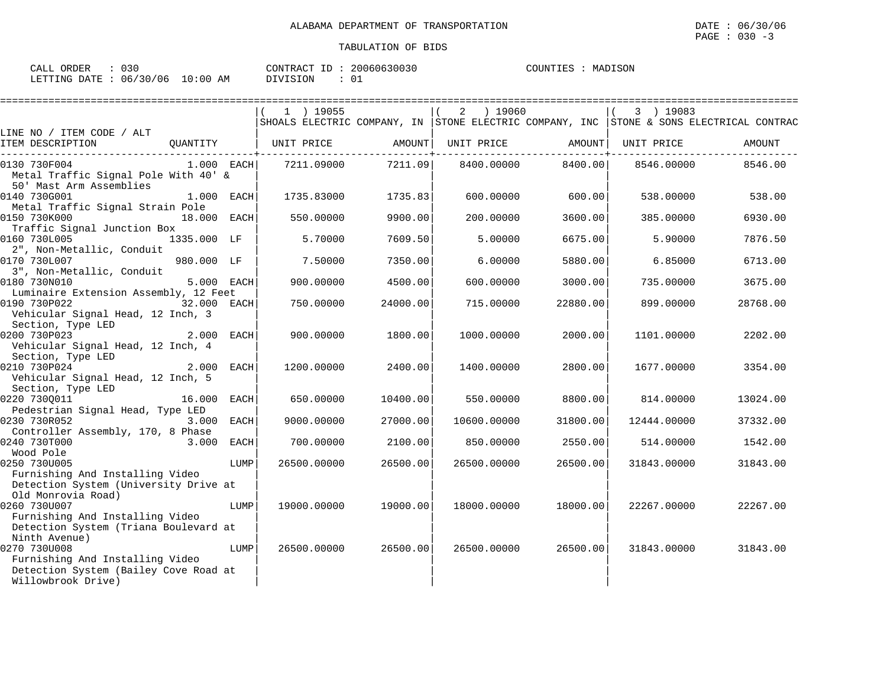ALABAMA DEPARTMENT OF TRANSPORTATION

DATE : 06/30/06

TABULATION OF BIDS

CALL ORDER : 030 | CONTRACT ID : 20060630030 | COUNTIES : MADISON
LETTING DATE : 06/30/06 10:00 AM | DIVISION : 01

| LINE NO / ITEM CODE / ALT / ITEM DESCRIPTION | QUANTITY | (1) 19055 SHOALS ELECTRIC COMPANY, IN UNIT PRICE | AMOUNT | (2) 19060 STONE ELECTRIC COMPANY, INC UNIT PRICE | AMOUNT | (3) 19083 STONE & SONS ELECTRICAL CONTRAC UNIT PRICE | AMOUNT |
|---|---|---|---|---|---|---|---|
| 0130 730F004 Metal Traffic Signal Pole With 40' & 50' Mast Arm Assemblies | 1.000 EACH | 7211.09000 | 7211.09 | 8400.00000 | 8400.00 | 8546.00000 | 8546.00 |
| 0140 730G001 Metal Traffic Signal Strain Pole | 1.000 EACH | 1735.83000 | 1735.83 | 600.00000 | 600.00 | 538.00000 | 538.00 |
| 0150 730K000 Traffic Signal Junction Box | 18.000 EACH | 550.00000 | 9900.00 | 200.00000 | 3600.00 | 385.00000 | 6930.00 |
| 0160 730L005 2", Non-Metallic, Conduit | 1335.000 LF | 5.70000 | 7609.50 | 5.00000 | 6675.00 | 5.90000 | 7876.50 |
| 0170 730L007 3", Non-Metallic, Conduit | 980.000 LF | 7.50000 | 7350.00 | 6.00000 | 5880.00 | 6.85000 | 6713.00 |
| 0180 730N010 Luminaire Extension Assembly, 12 Feet | 5.000 EACH | 900.00000 | 4500.00 | 600.00000 | 3000.00 | 735.00000 | 3675.00 |
| 0190 730P022 Vehicular Signal Head, 12 Inch, 3 Section, Type LED | 32.000 EACH | 750.00000 | 24000.00 | 715.00000 | 22880.00 | 899.00000 | 28768.00 |
| 0200 730P023 Vehicular Signal Head, 12 Inch, 4 Section, Type LED | 2.000 EACH | 900.00000 | 1800.00 | 1000.00000 | 2000.00 | 1101.00000 | 2202.00 |
| 0210 730P024 Vehicular Signal Head, 12 Inch, 5 Section, Type LED | 2.000 EACH | 1200.00000 | 2400.00 | 1400.00000 | 2800.00 | 1677.00000 | 3354.00 |
| 0220 730Q011 Pedestrian Signal Head, Type LED | 16.000 EACH | 650.00000 | 10400.00 | 550.00000 | 8800.00 | 814.00000 | 13024.00 |
| 0230 730R052 Controller Assembly, 170, 8 Phase | 3.000 EACH | 9000.00000 | 27000.00 | 10600.00000 | 31800.00 | 12444.00000 | 37332.00 |
| 0240 730T000 Wood Pole | 3.000 EACH | 700.00000 | 2100.00 | 850.00000 | 2550.00 | 514.00000 | 1542.00 |
| 0250 730U005 Furnishing And Installing Video Detection System (University Drive at Old Monrovia Road) | LUMP | 26500.00000 | 26500.00 | 26500.00000 | 26500.00 | 31843.00000 | 31843.00 |
| 0260 730U007 Furnishing And Installing Video Detection System (Triana Boulevard at Ninth Avenue) | LUMP | 19000.00000 | 19000.00 | 18000.00000 | 18000.00 | 22267.00000 | 22267.00 |
| 0270 730U008 Furnishing And Installing Video Detection System (Bailey Cove Road at Willowbrook Drive) | LUMP | 26500.00000 | 26500.00 | 26500.00000 | 26500.00 | 31843.00000 | 31843.00 |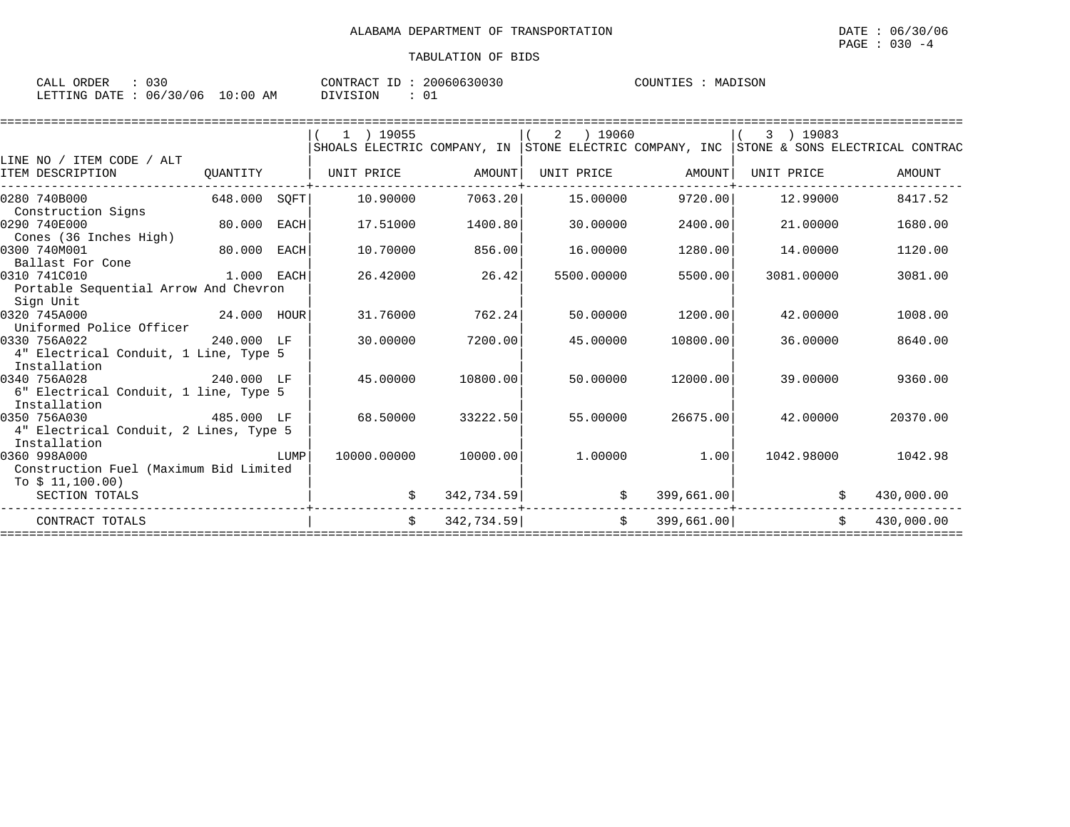ALABAMA DEPARTMENT OF TRANSPORTATION

TABULATION OF BIDS

DATE : 06/30/06
PAGE : 030 -4

CALL ORDER : 030
LETTING DATE : 06/30/06 10:00 AM

CONTRACT ID : 20060630030
DIVISION : 01

COUNTIES : MADISON

| LINE NO / ITEM CODE / ALT ITEM DESCRIPTION | QUANTITY | (1) 19055 SHOALS ELECTRIC COMPANY, IN UNIT PRICE | AMOUNT | (2) 19060 STONE ELECTRIC COMPANY, INC UNIT PRICE | AMOUNT | (3) 19083 STONE & SONS ELECTRICAL CONTRAC UNIT PRICE | AMOUNT |
|---|---|---|---|---|---|---|---|
| 0280 740B000 Construction Signs | 648.000 SQFT | 10.90000 | 7063.20 | 15.00000 | 9720.00 | 12.99000 | 8417.52 |
| 0290 740E000 Cones (36 Inches High) | 80.000 EACH | 17.51000 | 1400.80 | 30.00000 | 2400.00 | 21.00000 | 1680.00 |
| 0300 740M001 Ballast For Cone | 80.000 EACH | 10.70000 | 856.00 | 16.00000 | 1280.00 | 14.00000 | 1120.00 |
| 0310 741C010 Portable Sequential Arrow And Chevron Sign Unit | 1.000 EACH | 26.42000 | 26.42 | 5500.00000 | 5500.00 | 3081.00000 | 3081.00 |
| 0320 745A000 Uniformed Police Officer | 24.000 HOUR | 31.76000 | 762.24 | 50.00000 | 1200.00 | 42.00000 | 1008.00 |
| 0330 756A022 4" Electrical Conduit, 1 Line, Type 5 Installation | 240.000 LF | 30.00000 | 7200.00 | 45.00000 | 10800.00 | 36.00000 | 8640.00 |
| 0340 756A028 6" Electrical Conduit, 1 line, Type 5 Installation | 240.000 LF | 45.00000 | 10800.00 | 50.00000 | 12000.00 | 39.00000 | 9360.00 |
| 0350 756A030 4" Electrical Conduit, 2 Lines, Type 5 Installation | 485.000 LF | 68.50000 | 33222.50 | 55.00000 | 26675.00 | 42.00000 | 20370.00 |
| 0360 998A000 Construction Fuel (Maximum Bid Limited To $ 11,100.00) | LUMP | 10000.00000 | 10000.00 | 1.00000 | 1.00 | 1042.98000 | 1042.98 |
| SECTION TOTALS | | | $ 342,734.59 | | $ 399,661.00 | | $ 430,000.00 |
| CONTRACT TOTALS | | | $ 342,734.59 | | $ 399,661.00 | | $ 430,000.00 |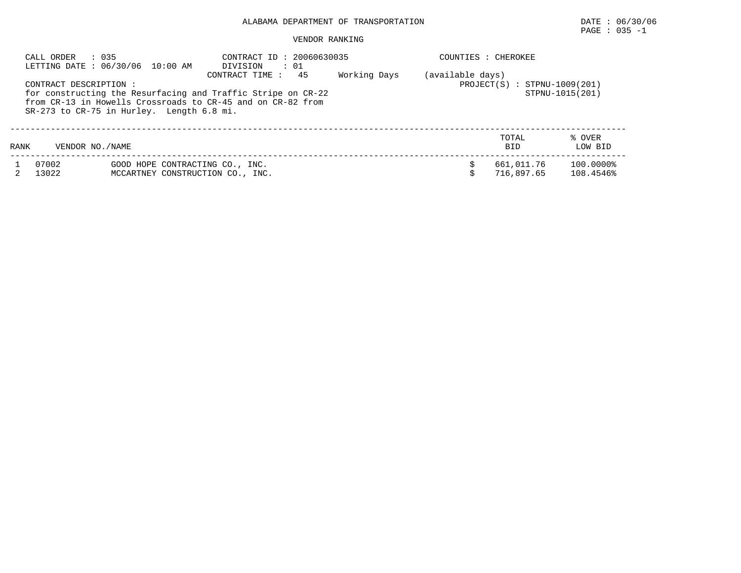ALABAMA DEPARTMENT OF TRANSPORTATION

DATE : 06/30/06

PAGE : 035 -1

VENDOR RANKING

CALL ORDER : 035
LETTING DATE : 06/30/06 10:00 AM

CONTRACT ID : 20060630035
DIVISION : 01
CONTRACT TIME : 45 Working Days (available days)

COUNTIES : CHEROKEE

PROJECT(S) : STPNU-1009(201)
STPNU-1015(201)

CONTRACT DESCRIPTION :
for constructing the Resurfacing and Traffic Stripe on CR-22 from CR-13 in Howells Crossroads to CR-45 and on CR-82 from SR-273 to CR-75 in Hurley. Length 6.8 mi.

| RANK | VENDOR NO./NAME | | TOTAL BID | % OVER LOW BID |
|---|---|---|---|---|
| 1 | 07002 | GOOD HOPE CONTRACTING CO., INC. | $ 661,011.76 | 100.0000% |
| 2 | 13022 | MCCARTNEY CONSTRUCTION CO., INC. | $ 716,897.65 | 108.4546% |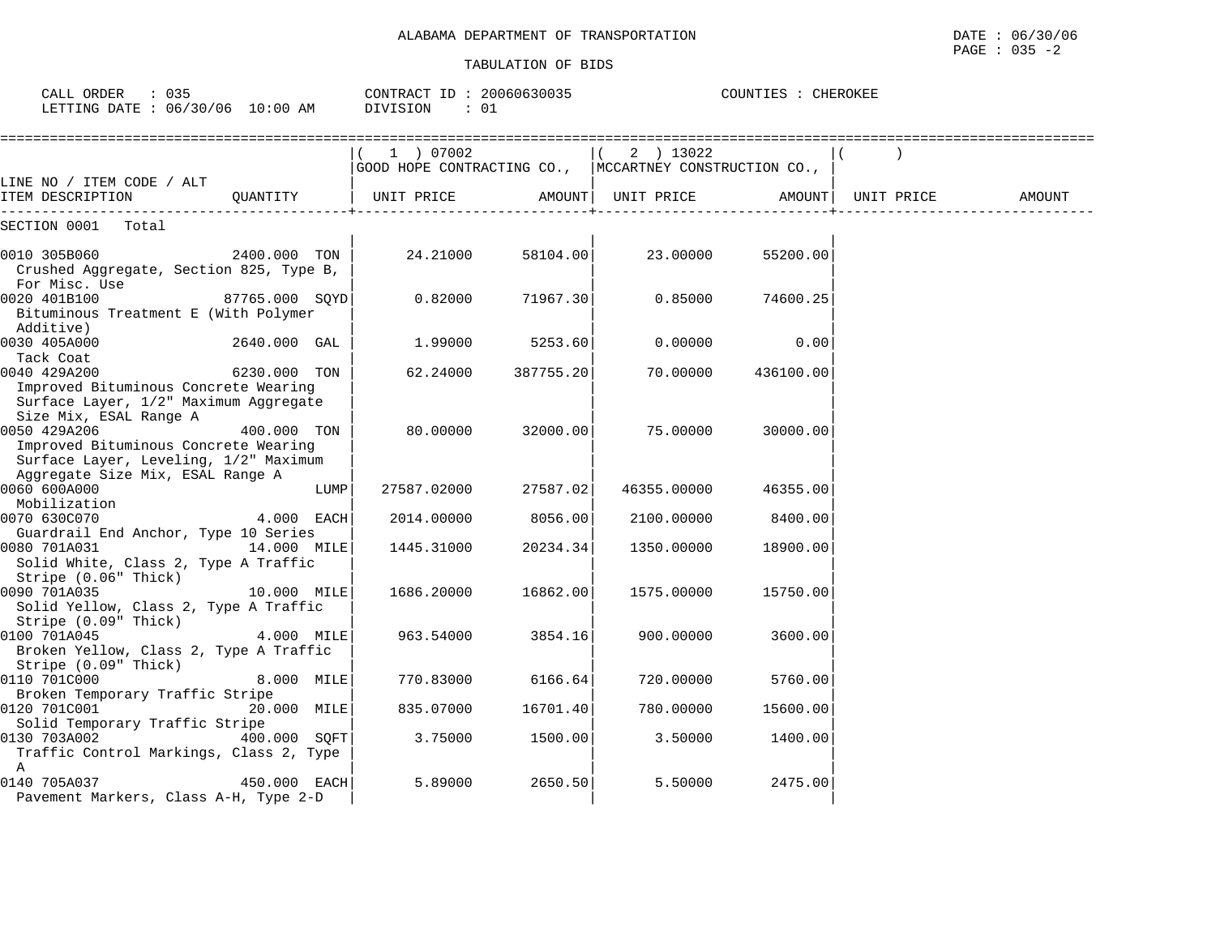ALABAMA DEPARTMENT OF TRANSPORTATION

TABULATION OF BIDS

DATE : 06/30/06
PAGE : 035 -2

CALL ORDER : 035
LETTING DATE : 06/30/06 10:00 AM

CONTRACT ID : 20060630035
DIVISION : 01

COUNTIES : CHEROKEE

| LINE NO / ITEM CODE / ALT ITEM DESCRIPTION | QUANTITY | ( 1 ) 07002 GOOD HOPE CONTRACTING CO., UNIT PRICE | AMOUNT | ( 2 ) 13022 MCCARTNEY CONSTRUCTION CO., UNIT PRICE | AMOUNT | ( ) UNIT PRICE | AMOUNT |
|---|---|---|---|---|---|---|---|
| SECTION 0001 Total | | | | | | | |
| 0010 305B060 Crushed Aggregate, Section 825, Type B, For Misc. Use | 2400.000 TON | 24.21000 | 58104.00 | 23.00000 | 55200.00 | | |
| 0020 401B100 Bituminous Treatment E (With Polymer Additive) | 87765.000 SQYD | 0.82000 | 71967.30 | 0.85000 | 74600.25 | | |
| 0030 405A000 Tack Coat | 2640.000 GAL | 1.99000 | 5253.60 | 0.00000 | 0.00 | | |
| 0040 429A200 Improved Bituminous Concrete Wearing Surface Layer, 1/2" Maximum Aggregate Size Mix, ESAL Range A | 6230.000 TON | 62.24000 | 387755.20 | 70.00000 | 436100.00 | | |
| 0050 429A206 Improved Bituminous Concrete Wearing Surface Layer, Leveling, 1/2" Maximum Aggregate Size Mix, ESAL Range A | 400.000 TON | 80.00000 | 32000.00 | 75.00000 | 30000.00 | | |
| 0060 600A000 Mobilization | LUMP | 27587.02000 | 27587.02 | 46355.00000 | 46355.00 | | |
| 0070 630C070 Guardrail End Anchor, Type 10 Series | 4.000 EACH | 2014.00000 | 8056.00 | 2100.00000 | 8400.00 | | |
| 0080 701A031 Solid White, Class 2, Type A Traffic Stripe (0.06" Thick) | 14.000 MILE | 1445.31000 | 20234.34 | 1350.00000 | 18900.00 | | |
| 0090 701A035 Solid Yellow, Class 2, Type A Traffic Stripe (0.09" Thick) | 10.000 MILE | 1686.20000 | 16862.00 | 1575.00000 | 15750.00 | | |
| 0100 701A045 Broken Yellow, Class 2, Type A Traffic Stripe (0.09" Thick) | 4.000 MILE | 963.54000 | 3854.16 | 900.00000 | 3600.00 | | |
| 0110 701C000 Broken Temporary Traffic Stripe | 8.000 MILE | 770.83000 | 6166.64 | 720.00000 | 5760.00 | | |
| 0120 701C001 Solid Temporary Traffic Stripe | 20.000 MILE | 835.07000 | 16701.40 | 780.00000 | 15600.00 | | |
| 0130 703A002 Traffic Control Markings, Class 2, Type A | 400.000 SQFT | 3.75000 | 1500.00 | 3.50000 | 1400.00 | | |
| 0140 705A037 Pavement Markers, Class A-H, Type 2-D | 450.000 EACH | 5.89000 | 2650.50 | 5.50000 | 2475.00 | | |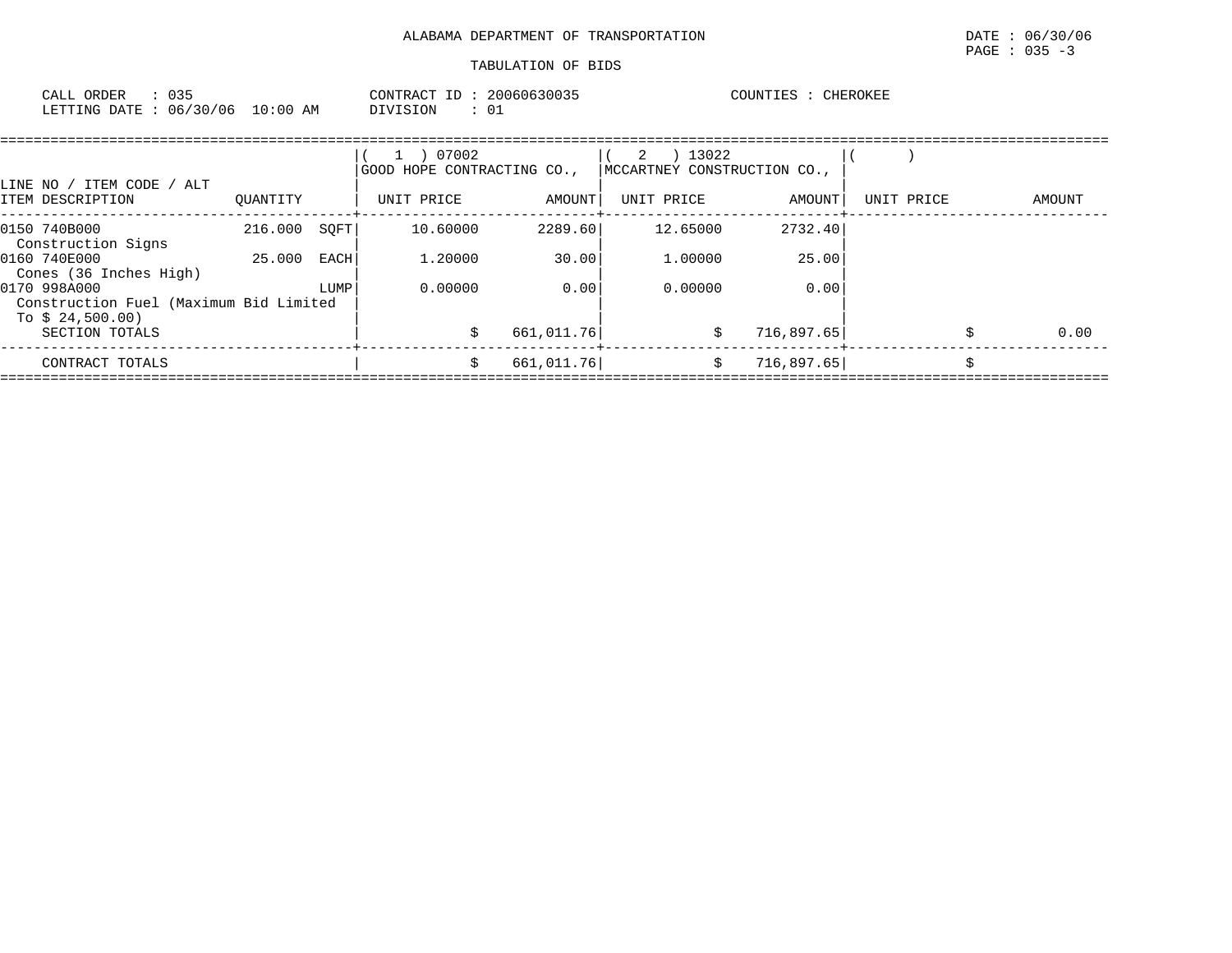ALABAMA DEPARTMENT OF TRANSPORTATION

DATE : 06/30/06

PAGE : 035 -3

TABULATION OF BIDS

CALL ORDER : 035    CONTRACT ID : 20060630035    COUNTIES : CHEROKEE

LETTING DATE : 06/30/06 10:00 AM    DIVISION : 01

| LINE NO / ITEM CODE / ALT ITEM DESCRIPTION | QUANTITY | ( 1 ) 07002 GOOD HOPE CONTRACTING CO., UNIT PRICE | AMOUNT | ( 2 ) 13022 MCCARTNEY CONSTRUCTION CO., UNIT PRICE | AMOUNT | ( ) UNIT PRICE | AMOUNT |
|---|---|---|---|---|---|---|---|
| 0150 740B000 Construction Signs | 216.000 SQFT | 10.60000 | 2289.60 | 12.65000 | 2732.40 | | |
| 0160 740E000 Cones (36 Inches High) | 25.000 EACH | 1.20000 | 30.00 | 1.00000 | 25.00 | | |
| 0170 998A000 Construction Fuel (Maximum Bid Limited To $ 24,500.00) | LUMP | 0.00000 | 0.00 | 0.00000 | 0.00 | | |
| SECTION TOTALS | | | $ 661,011.76 | | $ 716,897.65 | | $ 0.00 |
| CONTRACT TOTALS | | | $ 661,011.76 | | $ 716,897.65 | | $ |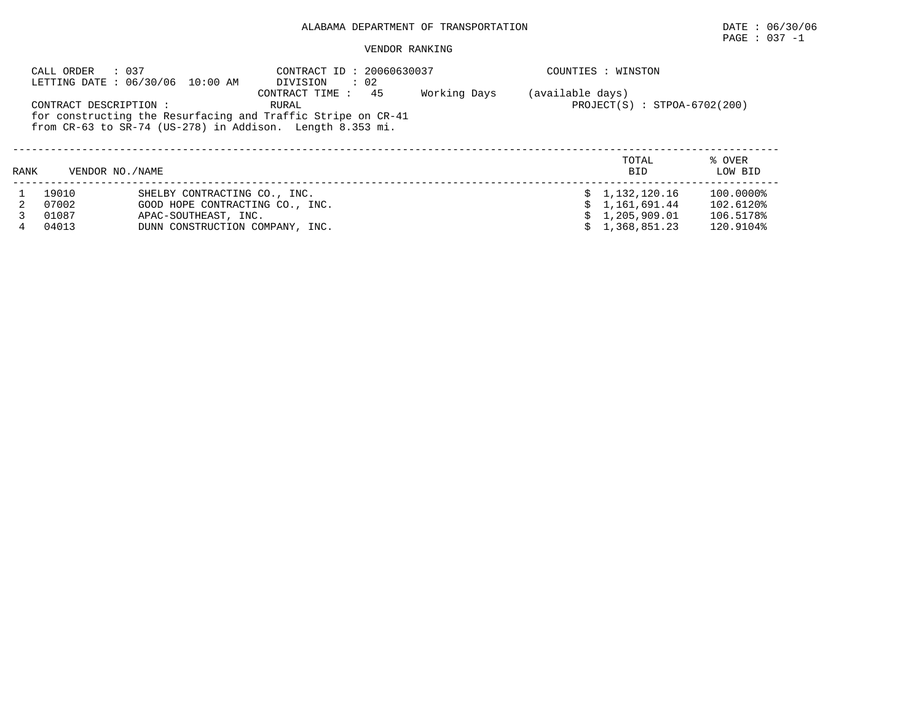# ALABAMA DEPARTMENT OF TRANSPORTATION

DATE : 06/30/06

## VENDOR RANKING

CALL ORDER : 037
LETTING DATE : 06/30/06 10:00 AM

CONTRACT ID : 20060630037
DIVISION : 02
CONTRACT TIME : 45 Working Days (available days)

COUNTIES : WINSTON

CONTRACT DESCRIPTION : RURAL

PROJECT(S) : STPOA-6702(200)

for constructing the Resurfacing and Traffic Stripe on CR-41 from CR-63 to SR-74 (US-278) in Addison. Length 8.353 mi.

| RANK | VENDOR NO./NAME | | TOTAL BID | % OVER LOW BID |
|---|---|---|---|---|
| 1 | 19010 | SHELBY CONTRACTING CO., INC. | $ 1,132,120.16 | 100.0000% |
| 2 | 07002 | GOOD HOPE CONTRACTING CO., INC. | $ 1,161,691.44 | 102.6120% |
| 3 | 01087 | APAC-SOUTHEAST, INC. | $ 1,205,909.01 | 106.5178% |
| 4 | 04013 | DUNN CONSTRUCTION COMPANY, INC. | $ 1,368,851.23 | 120.9104% |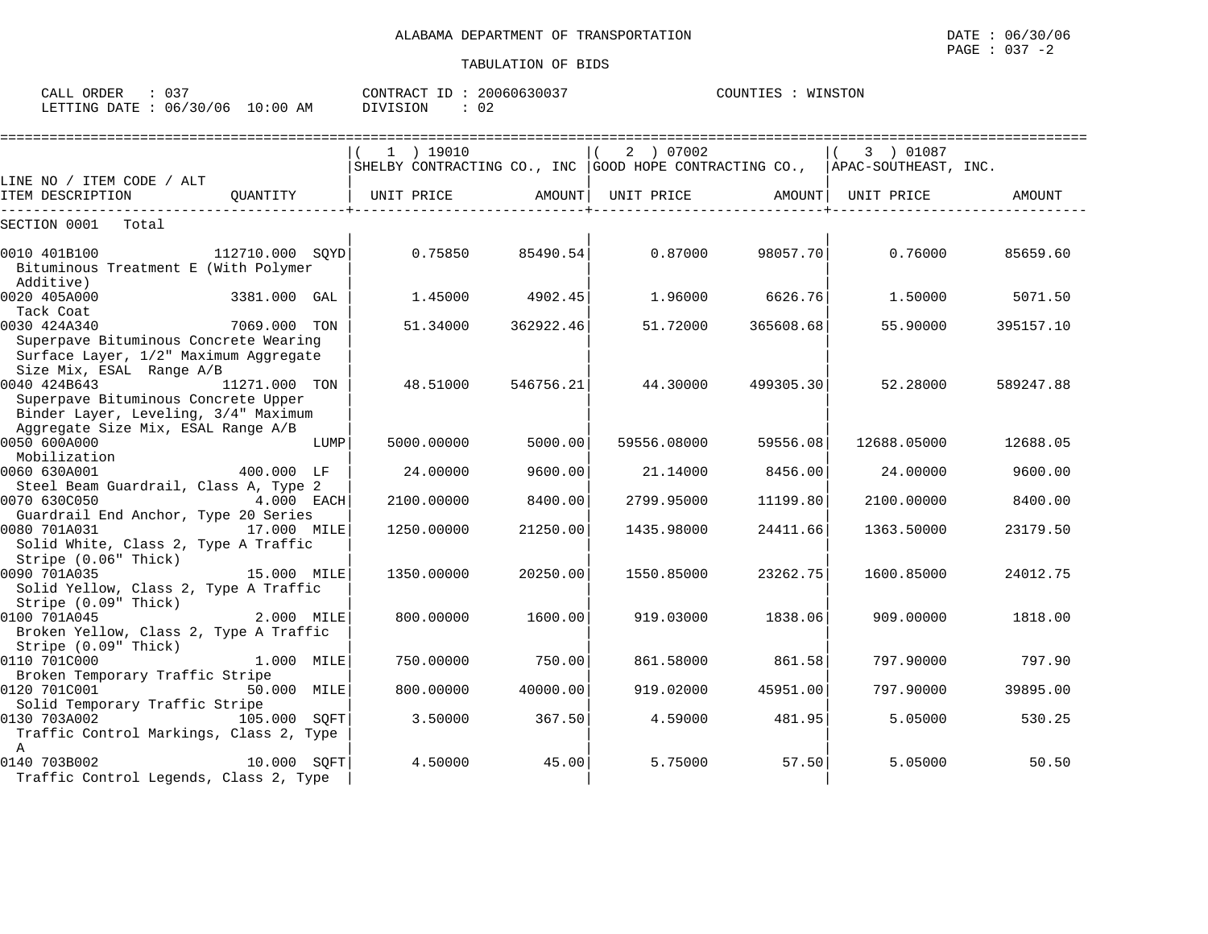ALABAMA DEPARTMENT OF TRANSPORTATION

TABULATION OF BIDS

CALL ORDER : 037　　CONTRACT ID : 20060630037　　COUNTIES : WINSTON
LETTING DATE : 06/30/06 10:00 AM　　DIVISION : 02

| LINE NO / ITEM CODE / ALT ITEM DESCRIPTION | QUANTITY | ( 1 ) 19010 SHELBY CONTRACTING CO., INC UNIT PRICE | AMOUNT | ( 2 ) 07002 GOOD HOPE CONTRACTING CO., UNIT PRICE | AMOUNT | ( 3 ) 01087 APAC-SOUTHEAST, INC. UNIT PRICE | AMOUNT |
|---|---|---|---|---|---|---|---|
| SECTION 0001 Total | | | | | | | |
| 0010 401B100 Bituminous Treatment E (With Polymer Additive) | 112710.000 SQYD | 0.75850 | 85490.54 | 0.87000 | 98057.70 | 0.76000 | 85659.60 |
| 0020 405A000 Tack Coat | 3381.000 GAL | 1.45000 | 4902.45 | 1.96000 | 6626.76 | 1.50000 | 5071.50 |
| 0030 424A340 Superpave Bituminous Concrete Wearing Surface Layer, 1/2" Maximum Aggregate Size Mix, ESAL Range A/B | 7069.000 TON | 51.34000 | 362922.46 | 51.72000 | 365608.68 | 55.90000 | 395157.10 |
| 0040 424B643 Superpave Bituminous Concrete Upper Binder Layer, Leveling, 3/4" Maximum Aggregate Size Mix, ESAL Range A/B | 11271.000 TON | 48.51000 | 546756.21 | 44.30000 | 499305.30 | 52.28000 | 589247.88 |
| 0050 600A000 Mobilization | LUMP | 5000.00000 | 5000.00 | 59556.08000 | 59556.08 | 12688.05000 | 12688.05 |
| 0060 630A001 Steel Beam Guardrail, Class A, Type 2 | 400.000 LF | 24.00000 | 9600.00 | 21.14000 | 8456.00 | 24.00000 | 9600.00 |
| 0070 630C050 Guardrail End Anchor, Type 20 Series | 4.000 EACH | 2100.00000 | 8400.00 | 2799.95000 | 11199.80 | 2100.00000 | 8400.00 |
| 0080 701A031 Solid White, Class 2, Type A Traffic Stripe (0.06" Thick) | 17.000 MILE | 1250.00000 | 21250.00 | 1435.98000 | 24411.66 | 1363.50000 | 23179.50 |
| 0090 701A035 Solid Yellow, Class 2, Type A Traffic Stripe (0.09" Thick) | 15.000 MILE | 1350.00000 | 20250.00 | 1550.85000 | 23262.75 | 1600.85000 | 24012.75 |
| 0100 701A045 Broken Yellow, Class 2, Type A Traffic Stripe (0.09" Thick) | 2.000 MILE | 800.00000 | 1600.00 | 919.03000 | 1838.06 | 909.00000 | 1818.00 |
| 0110 701C000 Broken Temporary Traffic Stripe | 1.000 MILE | 750.00000 | 750.00 | 861.58000 | 861.58 | 797.90000 | 797.90 |
| 0120 701C001 Solid Temporary Traffic Stripe | 50.000 MILE | 800.00000 | 40000.00 | 919.02000 | 45951.00 | 797.90000 | 39895.00 |
| 0130 703A002 Traffic Control Markings, Class 2, Type A | 105.000 SQFT | 3.50000 | 367.50 | 4.59000 | 481.95 | 5.05000 | 530.25 |
| 0140 703B002 Traffic Control Legends, Class 2, Type | 10.000 SQFT | 4.50000 | 45.00 | 5.75000 | 57.50 | 5.05000 | 50.50 |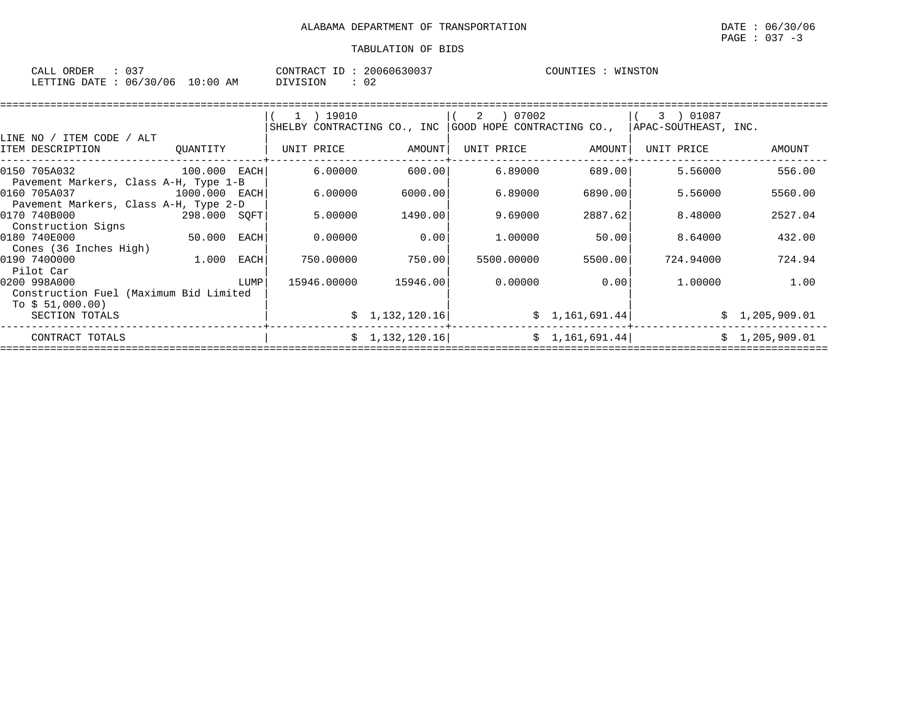ALABAMA DEPARTMENT OF TRANSPORTATION

DATE : 06/30/06

PAGE : 037 -3

TABULATION OF BIDS

CALL ORDER : 037
LETTING DATE : 06/30/06 10:00 AM

CONTRACT ID : 20060630037
DIVISION : 02

COUNTIES : WINSTON

| LINE NO / ITEM CODE / ALT<br>ITEM DESCRIPTION | QUANTITY | ( 1 ) 19010<br>SHELBY CONTRACTING CO., INC<br>UNIT PRICE | <br><br>AMOUNT | ( 2 ) 07002<br>GOOD HOPE CONTRACTING CO.,<br>UNIT PRICE | <br><br>AMOUNT | ( 3 ) 01087<br>APAC-SOUTHEAST, INC.<br>UNIT PRICE | <br><br>AMOUNT |
|---|---|---|---|---|---|---|---|
| 0150 705A032<br>Pavement Markers, Class A-H, Type 1-B | 100.000 EACH | 6.00000 | 600.00 | 6.89000 | 689.00 | 5.56000 | 556.00 |
| 0160 705A037<br>Pavement Markers, Class A-H, Type 2-D | 1000.000 EACH | 6.00000 | 6000.00 | 6.89000 | 6890.00 | 5.56000 | 5560.00 |
| 0170 740B000<br>Construction Signs | 298.000 SQFT | 5.00000 | 1490.00 | 9.69000 | 2887.62 | 8.48000 | 2527.04 |
| 0180 740E000<br>Cones (36 Inches High) | 50.000 EACH | 0.00000 | 0.00 | 1.00000 | 50.00 | 8.64000 | 432.00 |
| 0190 740O000<br>Pilot Car | 1.000 EACH | 750.00000 | 750.00 | 5500.00000 | 5500.00 | 724.94000 | 724.94 |
| 0200 998A000<br>Construction Fuel (Maximum Bid Limited To $ 51,000.00) | LUMP | 15946.00000 | 15946.00 | 0.00000 | 0.00 | 1.00000 | 1.00 |
| SECTION TOTALS | | | $ 1,132,120.16 | | $ 1,161,691.44 | | $ 1,205,909.01 |
| CONTRACT TOTALS | | | $ 1,132,120.16 | | $ 1,161,691.44 | | $ 1,205,909.01 |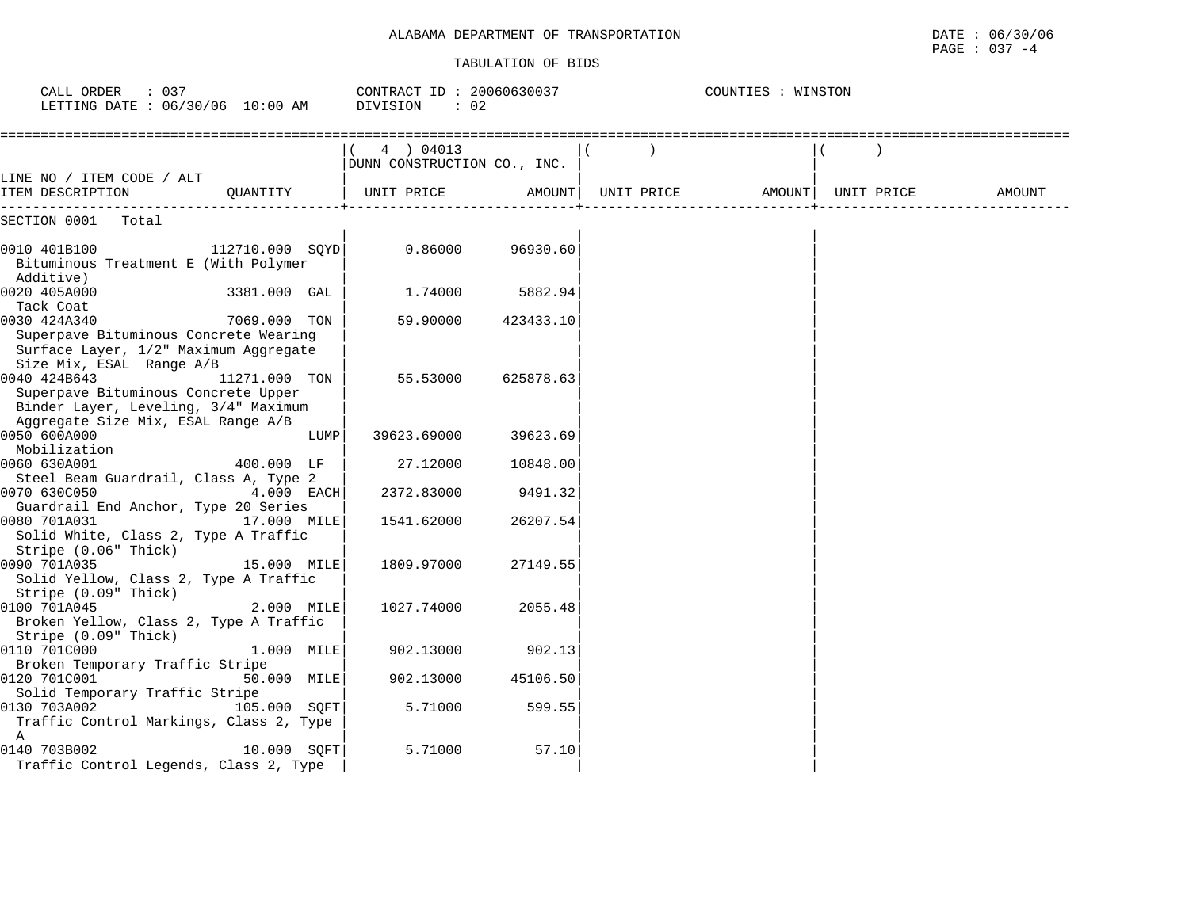ALABAMA DEPARTMENT OF TRANSPORTATION

TABULATION OF BIDS

DATE : 06/30/06
PAGE : 037 -4

CALL ORDER : 037
LETTING DATE : 06/30/06 10:00 AM

CONTRACT ID : 20060630037
DIVISION : 02

COUNTIES : WINSTON

| LINE NO / ITEM CODE / ALT ITEM DESCRIPTION | QUANTITY | ( 4 ) 04013 DUNN CONSTRUCTION CO., INC. UNIT PRICE | AMOUNT | ( ) UNIT PRICE | AMOUNT | ( ) UNIT PRICE | AMOUNT |
|---|---|---|---|---|---|---|---|
| SECTION 0001 Total | | | | | | | |
| 0010 401B100 Bituminous Treatment E (With Polymer Additive) | 112710.000 SQYD | 0.86000 | 96930.60 | | | | |
| 0020 405A000 Tack Coat | 3381.000 GAL | 1.74000 | 5882.94 | | | | |
| 0030 424A340 Superpave Bituminous Concrete Wearing Surface Layer, 1/2" Maximum Aggregate Size Mix, ESAL Range A/B | 7069.000 TON | 59.90000 | 423433.10 | | | | |
| 0040 424B643 Superpave Bituminous Concrete Upper Binder Layer, Leveling, 3/4" Maximum Aggregate Size Mix, ESAL Range A/B | 11271.000 TON | 55.53000 | 625878.63 | | | | |
| 0050 600A000 Mobilization | LUMP | 39623.69000 | 39623.69 | | | | |
| 0060 630A001 Steel Beam Guardrail, Class A, Type 2 | 400.000 LF | 27.12000 | 10848.00 | | | | |
| 0070 630C050 Guardrail End Anchor, Type 20 Series | 4.000 EACH | 2372.83000 | 9491.32 | | | | |
| 0080 701A031 Solid White, Class 2, Type A Traffic Stripe (0.06" Thick) | 17.000 MILE | 1541.62000 | 26207.54 | | | | |
| 0090 701A035 Solid Yellow, Class 2, Type A Traffic Stripe (0.09" Thick) | 15.000 MILE | 1809.97000 | 27149.55 | | | | |
| 0100 701A045 Broken Yellow, Class 2, Type A Traffic Stripe (0.09" Thick) | 2.000 MILE | 1027.74000 | 2055.48 | | | | |
| 0110 701C000 Broken Temporary Traffic Stripe | 1.000 MILE | 902.13000 | 902.13 | | | | |
| 0120 701C001 Solid Temporary Traffic Stripe | 50.000 MILE | 902.13000 | 45106.50 | | | | |
| 0130 703A002 Traffic Control Markings, Class 2, Type A | 105.000 SQFT | 5.71000 | 599.55 | | | | |
| 0140 703B002 Traffic Control Legends, Class 2, Type | 10.000 SQFT | 5.71000 | 57.10 | | | | |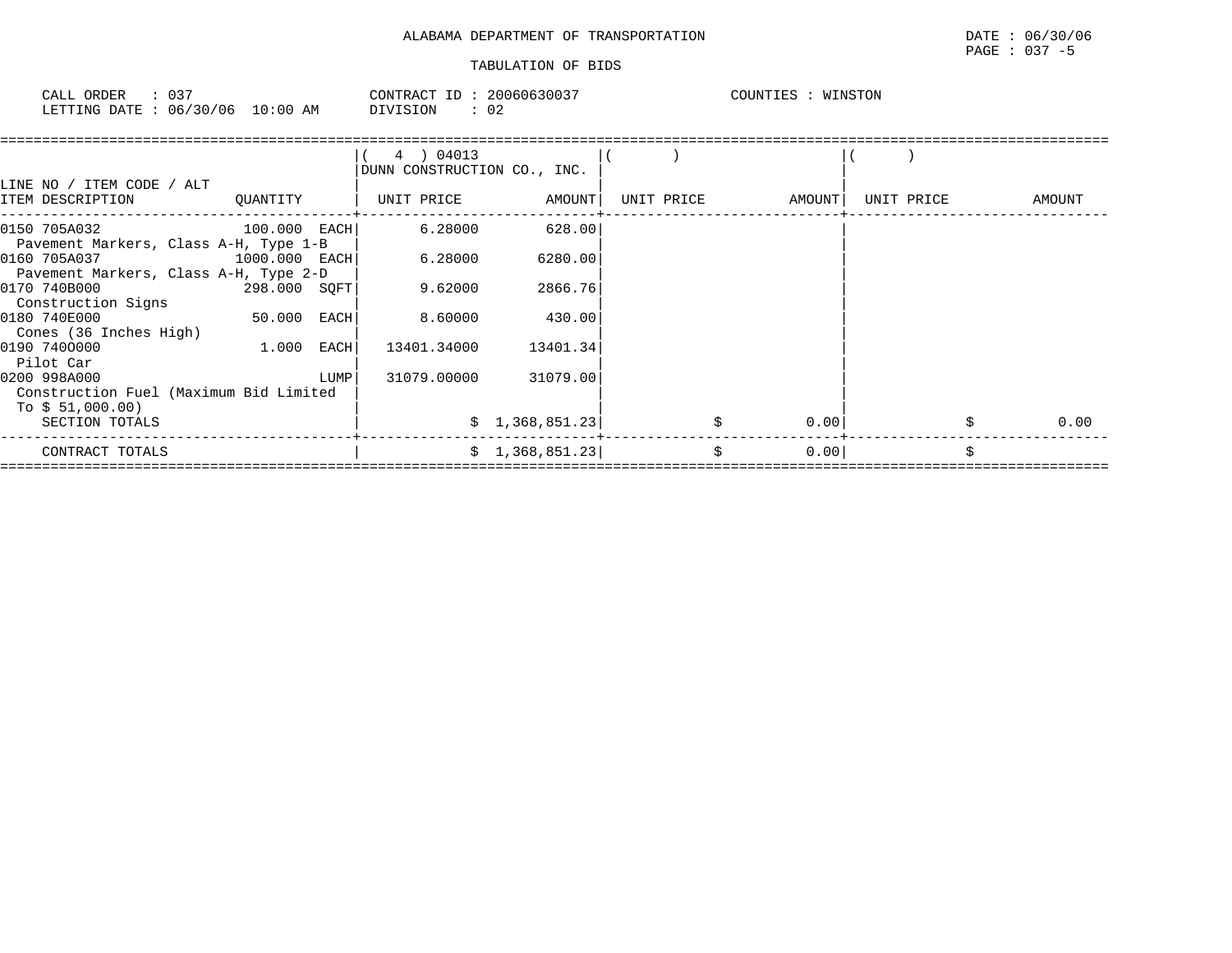ALABAMA DEPARTMENT OF TRANSPORTATION

TABULATION OF BIDS

DATE : 06/30/06
PAGE : 037 -5

CALL ORDER : 037 &nbsp;&nbsp;&nbsp; CONTRACT ID : 20060630037 &nbsp;&nbsp;&nbsp; COUNTIES : WINSTON
LETTING DATE : 06/30/06 10:00 AM &nbsp;&nbsp;&nbsp; DIVISION : 02

| LINE NO / ITEM CODE / ALT ITEM DESCRIPTION | QUANTITY | ( 4 ) 04013 DUNN CONSTRUCTION CO., INC. UNIT PRICE | AMOUNT | ( ) UNIT PRICE | AMOUNT | ( ) UNIT PRICE | AMOUNT |
|---|---|---|---|---|---|---|---|
| 0150 705A032 Pavement Markers, Class A-H, Type 1-B | 100.000 EACH | 6.28000 | 628.00 | | | | |
| 0160 705A037 Pavement Markers, Class A-H, Type 2-D | 1000.000 EACH | 6.28000 | 6280.00 | | | | |
| 0170 740B000 Construction Signs | 298.000 SQFT | 9.62000 | 2866.76 | | | | |
| 0180 740E000 Cones (36 Inches High) | 50.000 EACH | 8.60000 | 430.00 | | | | |
| 0190 740O000 Pilot Car | 1.000 EACH | 13401.34000 | 13401.34 | | | | |
| 0200 998A000 Construction Fuel (Maximum Bid Limited To $ 51,000.00) | LUMP | 31079.00000 | 31079.00 | | | | |
| SECTION TOTALS | | | $ 1,368,851.23 | | $ 0.00 | | $ 0.00 |
| CONTRACT TOTALS | | | $ 1,368,851.23 | | $ 0.00 | | $ |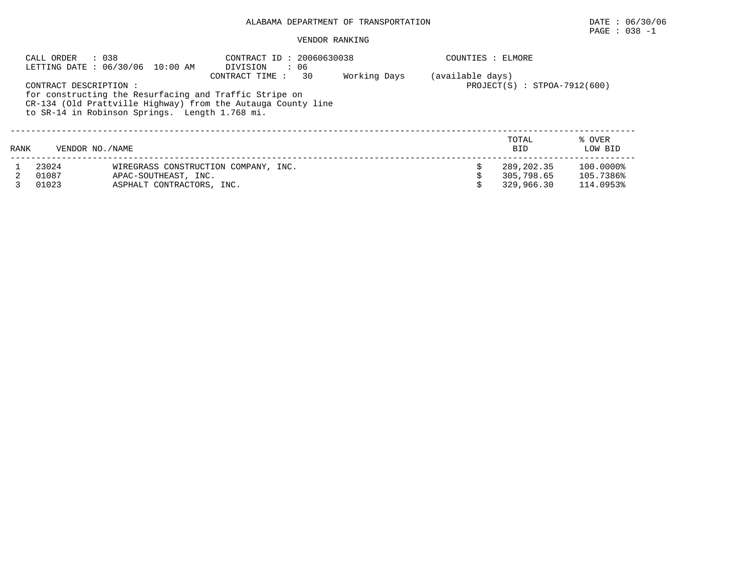ALABAMA DEPARTMENT OF TRANSPORTATION

DATE : 06/30/06

PAGE : 038 -1

VENDOR RANKING

CALL ORDER : 038
LETTING DATE : 06/30/06 10:00 AM

CONTRACT ID : 20060630038
DIVISION : 06
CONTRACT TIME : 30 Working Days (available days)

COUNTIES : ELMORE

PROJECT(S) : STPOA-7912(600)

CONTRACT DESCRIPTION :
for constructing the Resurfacing and Traffic Stripe on CR-134 (Old Prattville Highway) from the Autauga County line to SR-14 in Robinson Springs. Length 1.768 mi.

| RANK | VENDOR NO. | NAME | TOTAL BID | % OVER LOW BID |
|---|---|---|---|---|
| 1 | 23024 | WIREGRASS CONSTRUCTION COMPANY, INC. | $ 289,202.35 | 100.0000% |
| 2 | 01087 | APAC-SOUTHEAST, INC. | $ 305,798.65 | 105.7386% |
| 3 | 01023 | ASPHALT CONTRACTORS, INC. | $ 329,966.30 | 114.0953% |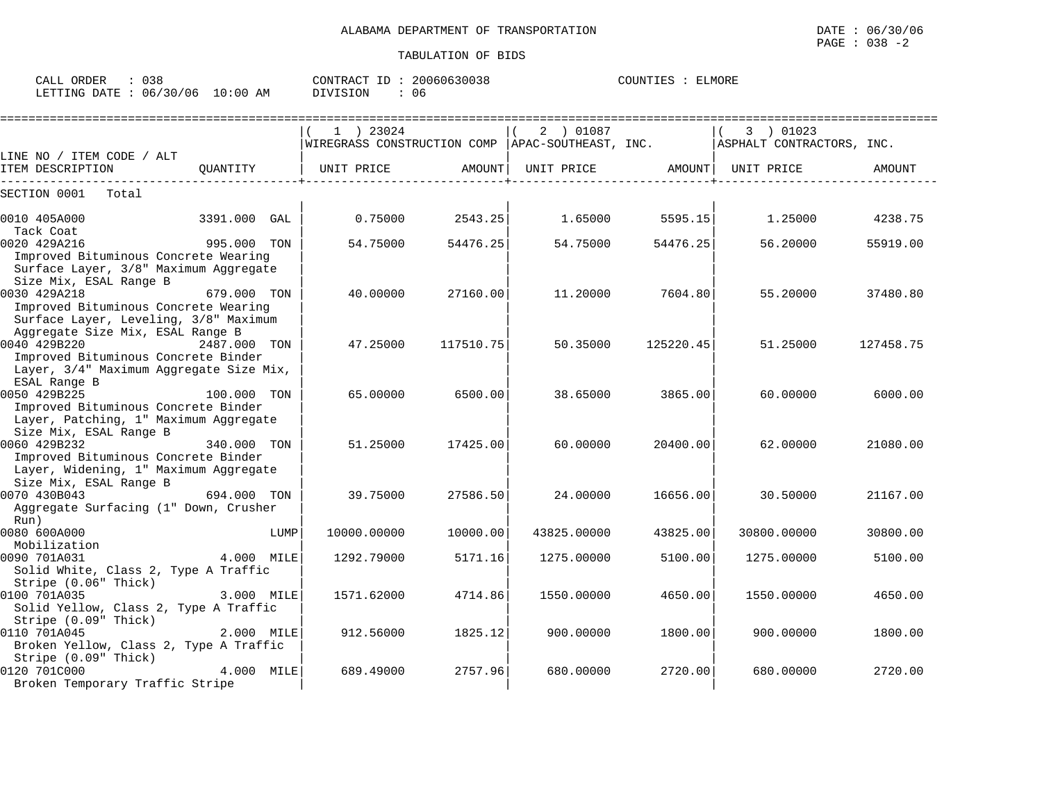ALABAMA DEPARTMENT OF TRANSPORTATION

DATE : 06/30/06

PAGE : 038 -2

TABULATION OF BIDS

CALL ORDER : 038 CONTRACT ID : 20060630038 COUNTIES : ELMORE

LETTING DATE : 06/30/06 10:00 AM DIVISION : 06

| LINE NO / ITEM CODE / ALT<br>ITEM DESCRIPTION | QUANTITY | ( 1 ) 23024<br>WIREGRASS CONSTRUCTION COMP<br>UNIT PRICE | AMOUNT | ( 2 ) 01087<br>APAC-SOUTHEAST, INC.<br>UNIT PRICE | AMOUNT | ( 3 ) 01023<br>ASPHALT CONTRACTORS, INC.<br>UNIT PRICE | AMOUNT |
|---|---|---|---|---|---|---|---|
| SECTION 0001 Total | | | | | | | |
| 0010 405A000<br>Tack Coat | 3391.000 GAL | 0.75000 | 2543.25 | 1.65000 | 5595.15 | 1.25000 | 4238.75 |
| 0020 429A216<br>Improved Bituminous Concrete Wearing Surface Layer, 3/8" Maximum Aggregate Size Mix, ESAL Range B | 995.000 TON | 54.75000 | 54476.25 | 54.75000 | 54476.25 | 56.20000 | 55919.00 |
| 0030 429A218<br>Improved Bituminous Concrete Wearing Surface Layer, Leveling, 3/8" Maximum Aggregate Size Mix, ESAL Range B | 679.000 TON | 40.00000 | 27160.00 | 11.20000 | 7604.80 | 55.20000 | 37480.80 |
| 0040 429B220<br>Improved Bituminous Concrete Binder Layer, 3/4" Maximum Aggregate Size Mix, ESAL Range B | 2487.000 TON | 47.25000 | 117510.75 | 50.35000 | 125220.45 | 51.25000 | 127458.75 |
| 0050 429B225<br>Improved Bituminous Concrete Binder Layer, Patching, 1" Maximum Aggregate Size Mix, ESAL Range B | 100.000 TON | 65.00000 | 6500.00 | 38.65000 | 3865.00 | 60.00000 | 6000.00 |
| 0060 429B232<br>Improved Bituminous Concrete Binder Layer, Widening, 1" Maximum Aggregate Size Mix, ESAL Range B | 340.000 TON | 51.25000 | 17425.00 | 60.00000 | 20400.00 | 62.00000 | 21080.00 |
| 0070 430B043<br>Aggregate Surfacing (1" Down, Crusher Run) | 694.000 TON | 39.75000 | 27586.50 | 24.00000 | 16656.00 | 30.50000 | 21167.00 |
| 0080 600A000<br>Mobilization | LUMP | 10000.00000 | 10000.00 | 43825.00000 | 43825.00 | 30800.00000 | 30800.00 |
| 0090 701A031<br>Solid White, Class 2, Type A Traffic Stripe (0.06" Thick) | 4.000 MILE | 1292.79000 | 5171.16 | 1275.00000 | 5100.00 | 1275.00000 | 5100.00 |
| 0100 701A035<br>Solid Yellow, Class 2, Type A Traffic Stripe (0.09" Thick) | 3.000 MILE | 1571.62000 | 4714.86 | 1550.00000 | 4650.00 | 1550.00000 | 4650.00 |
| 0110 701A045<br>Broken Yellow, Class 2, Type A Traffic Stripe (0.09" Thick) | 2.000 MILE | 912.56000 | 1825.12 | 900.00000 | 1800.00 | 900.00000 | 1800.00 |
| 0120 701C000<br>Broken Temporary Traffic Stripe | 4.000 MILE | 689.49000 | 2757.96 | 680.00000 | 2720.00 | 680.00000 | 2720.00 |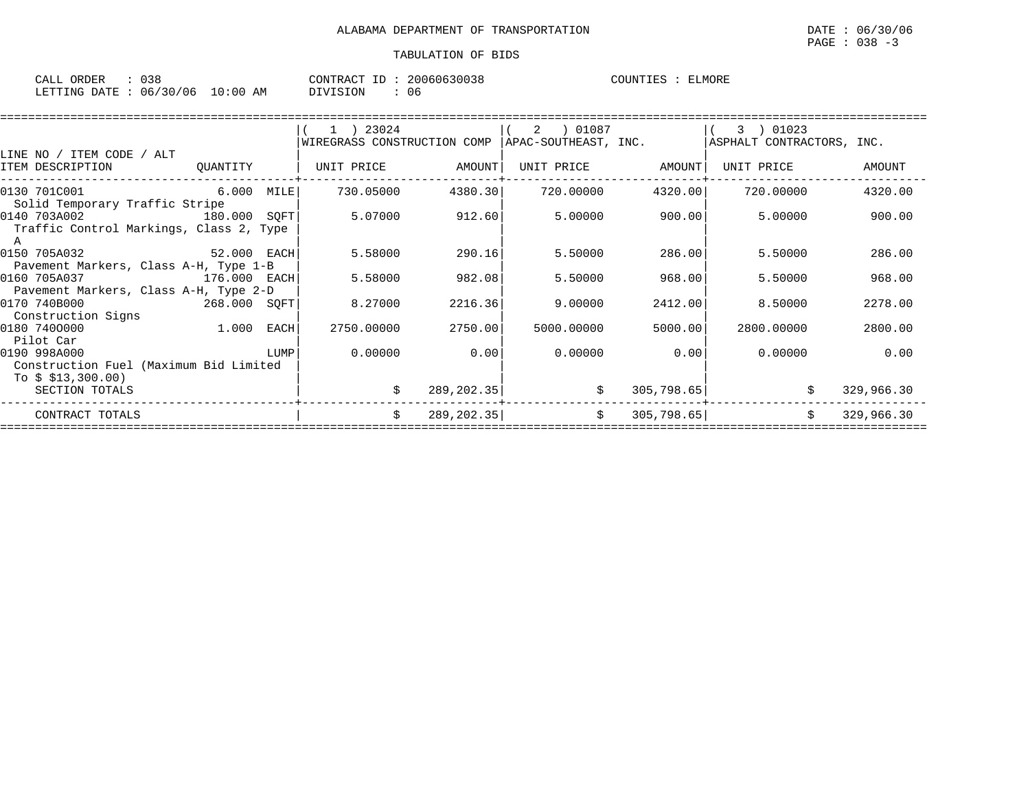ALABAMA DEPARTMENT OF TRANSPORTATION

TABULATION OF BIDS

DATE : 06/30/06

CALL ORDER : 038 &nbsp;&nbsp;&nbsp; CONTRACT ID : 20060630038 &nbsp;&nbsp;&nbsp; COUNTIES : ELMORE

LETTING DATE : 06/30/06 10:00 AM &nbsp;&nbsp;&nbsp; DIVISION : 06

| LINE NO / ITEM CODE / ALT ITEM DESCRIPTION | QUANTITY | (1) 23024 WIREGRASS CONSTRUCTION COMP UNIT PRICE | AMOUNT | (2) 01087 APAC-SOUTHEAST, INC. UNIT PRICE | AMOUNT | (3) 01023 ASPHALT CONTRACTORS, INC. UNIT PRICE | AMOUNT |
|---|---|---|---|---|---|---|---|
| 0130 701C001 Solid Temporary Traffic Stripe | 6.000 MILE | 730.05000 | 4380.30 | 720.00000 | 4320.00 | 720.00000 | 4320.00 |
| 0140 703A002 Traffic Control Markings, Class 2, Type A | 180.000 SQFT | 5.07000 | 912.60 | 5.00000 | 900.00 | 5.00000 | 900.00 |
| 0150 705A032 Pavement Markers, Class A-H, Type 1-B | 52.000 EACH | 5.58000 | 290.16 | 5.50000 | 286.00 | 5.50000 | 286.00 |
| 0160 705A037 Pavement Markers, Class A-H, Type 2-D | 176.000 EACH | 5.58000 | 982.08 | 5.50000 | 968.00 | 5.50000 | 968.00 |
| 0170 740B000 Construction Signs | 268.000 SQFT | 8.27000 | 2216.36 | 9.00000 | 2412.00 | 8.50000 | 2278.00 |
| 0180 740O000 Pilot Car | 1.000 EACH | 2750.00000 | 2750.00 | 5000.00000 | 5000.00 | 2800.00000 | 2800.00 |
| 0190 998A000 Construction Fuel (Maximum Bid Limited To $ $13,300.00) | LUMP | 0.00000 | 0.00 | 0.00000 | 0.00 | 0.00000 | 0.00 |
| SECTION TOTALS | | | $ 289,202.35 | | $ 305,798.65 | | $ 329,966.30 |
| CONTRACT TOTALS | | | $ 289,202.35 | | $ 305,798.65 | | $ 329,966.30 |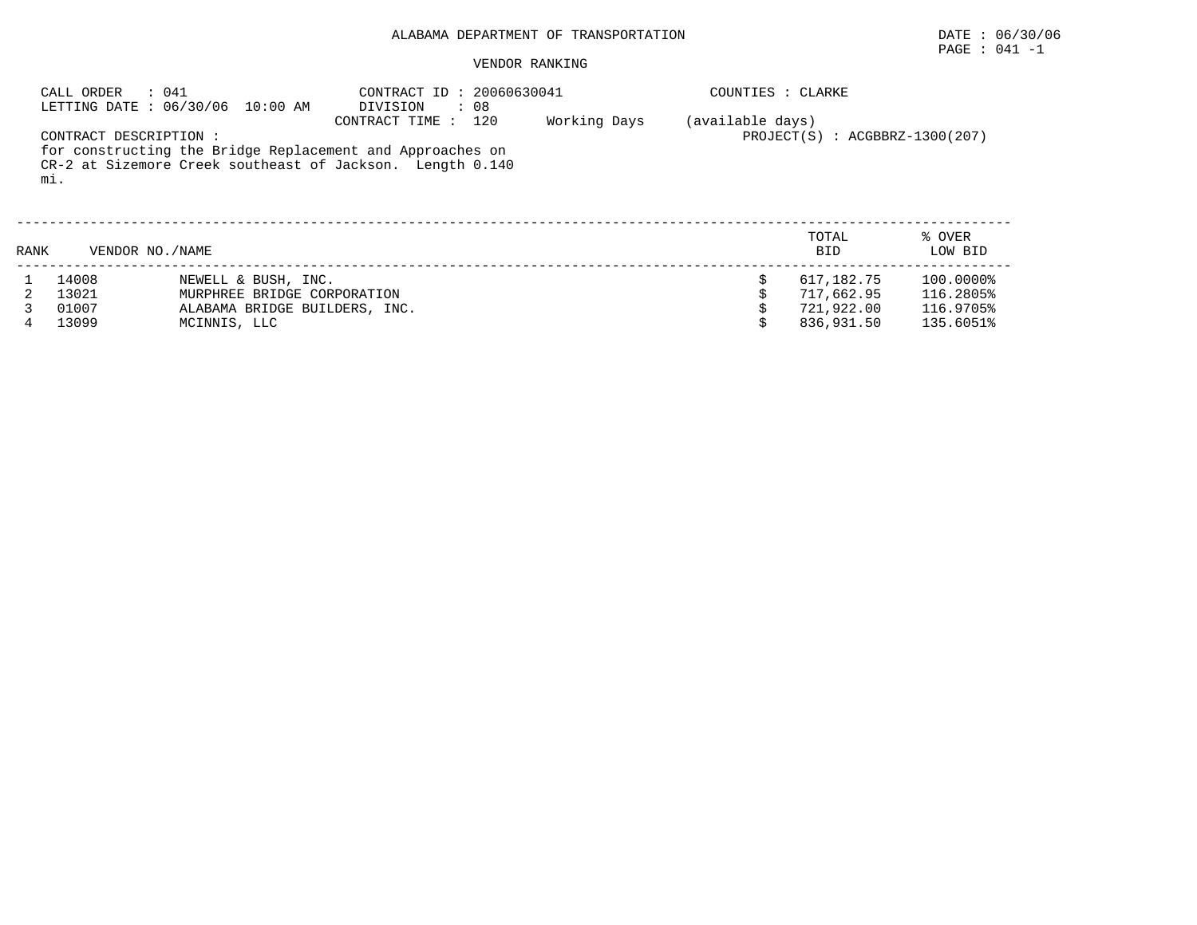ALABAMA DEPARTMENT OF TRANSPORTATION

DATE : 06/30/06

PAGE : 041 -1

VENDOR RANKING

CALL ORDER : 041
LETTING DATE : 06/30/06 10:00 AM

CONTRACT ID : 20060630041
DIVISION : 08
CONTRACT TIME : 120 Working Days (available days)

COUNTIES : CLARKE

PROJECT(S) : ACGBBRZ-1300(207)

CONTRACT DESCRIPTION :
for constructing the Bridge Replacement and Approaches on CR-2 at Sizemore Creek southeast of Jackson. Length 0.140 mi.

| RANK | VENDOR NO./NAME | | | TOTAL BID | % OVER LOW BID |
|---|---|---|---|---|---|
| 1 | 14008 | NEWELL & BUSH, INC. | $ | 617,182.75 | 100.0000% |
| 2 | 13021 | MURPHREE BRIDGE CORPORATION | $ | 717,662.95 | 116.2805% |
| 3 | 01007 | ALABAMA BRIDGE BUILDERS, INC. | $ | 721,922.00 | 116.9705% |
| 4 | 13099 | MCINNIS, LLC | $ | 836,931.50 | 135.6051% |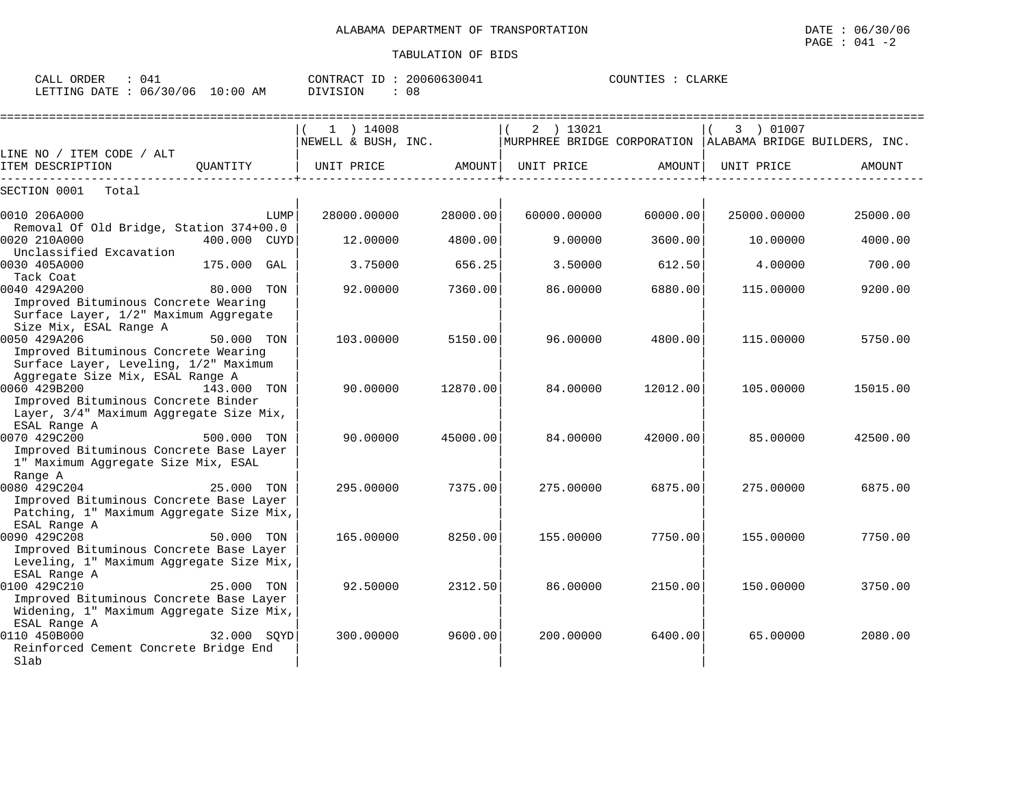ALABAMA DEPARTMENT OF TRANSPORTATION

TABULATION OF BIDS

DATE : 06/30/06
PAGE : 041 -2

CALL ORDER : 041
LETTING DATE : 06/30/06 10:00 AM

CONTRACT ID : 20060630041
DIVISION : 08

COUNTIES : CLARKE

| LINE NO / ITEM CODE / ALT ITEM DESCRIPTION | QUANTITY | (1) 14008 NEWELL & BUSH, INC. UNIT PRICE | AMOUNT | (2) 13021 MURPHREE BRIDGE CORPORATION UNIT PRICE | AMOUNT | (3) 01007 ALABAMA BRIDGE BUILDERS, INC. UNIT PRICE | AMOUNT |
|---|---|---|---|---|---|---|---|
| SECTION 0001 Total | | | | | | | |
| 0010 206A000 Removal Of Old Bridge, Station 374+00.0 | LUMP | 28000.00000 | 28000.00 | 60000.00000 | 60000.00 | 25000.00000 | 25000.00 |
| 0020 210A000 Unclassified Excavation | 400.000 CUYD | 12.00000 | 4800.00 | 9.00000 | 3600.00 | 10.00000 | 4000.00 |
| 0030 405A000 Tack Coat | 175.000 GAL | 3.75000 | 656.25 | 3.50000 | 612.50 | 4.00000 | 700.00 |
| 0040 429A200 Improved Bituminous Concrete Wearing Surface Layer, 1/2" Maximum Aggregate Size Mix, ESAL Range A | 80.000 TON | 92.00000 | 7360.00 | 86.00000 | 6880.00 | 115.00000 | 9200.00 |
| 0050 429A206 Improved Bituminous Concrete Wearing Surface Layer, Leveling, 1/2" Maximum Aggregate Size Mix, ESAL Range A | 50.000 TON | 103.00000 | 5150.00 | 96.00000 | 4800.00 | 115.00000 | 5750.00 |
| 0060 429B200 Improved Bituminous Concrete Binder Layer, 3/4" Maximum Aggregate Size Mix, ESAL Range A | 143.000 TON | 90.00000 | 12870.00 | 84.00000 | 12012.00 | 105.00000 | 15015.00 |
| 0070 429C200 Improved Bituminous Concrete Base Layer 1" Maximum Aggregate Size Mix, ESAL Range A | 500.000 TON | 90.00000 | 45000.00 | 84.00000 | 42000.00 | 85.00000 | 42500.00 |
| 0080 429C204 Improved Bituminous Concrete Base Layer Patching, 1" Maximum Aggregate Size Mix, ESAL Range A | 25.000 TON | 295.00000 | 7375.00 | 275.00000 | 6875.00 | 275.00000 | 6875.00 |
| 0090 429C208 Improved Bituminous Concrete Base Layer Leveling, 1" Maximum Aggregate Size Mix, ESAL Range A | 50.000 TON | 165.00000 | 8250.00 | 155.00000 | 7750.00 | 155.00000 | 7750.00 |
| 0100 429C210 Improved Bituminous Concrete Base Layer Widening, 1" Maximum Aggregate Size Mix, ESAL Range A | 25.000 TON | 92.50000 | 2312.50 | 86.00000 | 2150.00 | 150.00000 | 3750.00 |
| 0110 450B000 Reinforced Cement Concrete Bridge End Slab | 32.000 SQYD | 300.00000 | 9600.00 | 200.00000 | 6400.00 | 65.00000 | 2080.00 |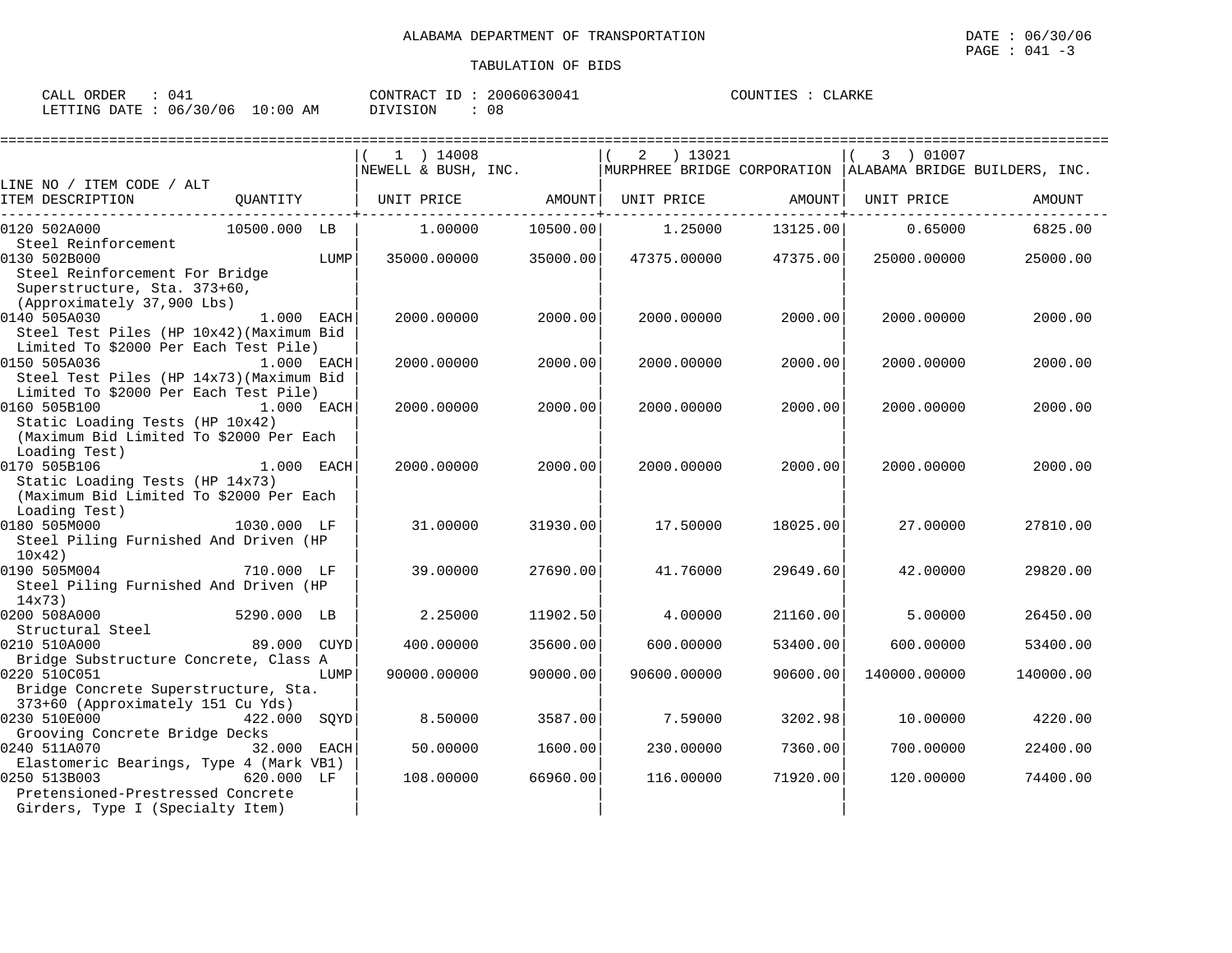ALABAMA DEPARTMENT OF TRANSPORTATION

TABULATION OF BIDS

DATE : 06/30/06
PAGE : 041 -3

CALL ORDER : 041
LETTING DATE : 06/30/06 10:00 AM

CONTRACT ID : 20060630041
DIVISION : 08

COUNTIES : CLARKE

| LINE NO / ITEM CODE / ALT ITEM DESCRIPTION | QUANTITY | ( 1 ) 14008 NEWELL & BUSH, INC. UNIT PRICE | AMOUNT | ( 2 ) 13021 MURPHREE BRIDGE CORPORATION UNIT PRICE | AMOUNT | ( 3 ) 01007 ALABAMA BRIDGE BUILDERS, INC. UNIT PRICE | AMOUNT |
|---|---|---|---|---|---|---|---|
| 0120 502A000 Steel Reinforcement | 10500.000 LB | 1.00000 | 10500.00 | 1.25000 | 13125.00 | 0.65000 | 6825.00 |
| 0130 502B000 Steel Reinforcement For Bridge Superstructure, Sta. 373+60, (Approximately 37,900 Lbs) | LUMP | 35000.00000 | 35000.00 | 47375.00000 | 47375.00 | 25000.00000 | 25000.00 |
| 0140 505A030 Steel Test Piles (HP 10x42)(Maximum Bid Limited To $2000 Per Each Test Pile) | 1.000 EACH | 2000.00000 | 2000.00 | 2000.00000 | 2000.00 | 2000.00000 | 2000.00 |
| 0150 505A036 Steel Test Piles (HP 14x73)(Maximum Bid Limited To $2000 Per Each Test Pile) | 1.000 EACH | 2000.00000 | 2000.00 | 2000.00000 | 2000.00 | 2000.00000 | 2000.00 |
| 0160 505B100 Static Loading Tests (HP 10x42) (Maximum Bid Limited To $2000 Per Each Loading Test) | 1.000 EACH | 2000.00000 | 2000.00 | 2000.00000 | 2000.00 | 2000.00000 | 2000.00 |
| 0170 505B106 Static Loading Tests (HP 14x73) (Maximum Bid Limited To $2000 Per Each Loading Test) | 1.000 EACH | 2000.00000 | 2000.00 | 2000.00000 | 2000.00 | 2000.00000 | 2000.00 |
| 0180 505M000 Steel Piling Furnished And Driven (HP 10x42) | 1030.000 LF | 31.00000 | 31930.00 | 17.50000 | 18025.00 | 27.00000 | 27810.00 |
| 0190 505M004 Steel Piling Furnished And Driven (HP 14x73) | 710.000 LF | 39.00000 | 27690.00 | 41.76000 | 29649.60 | 42.00000 | 29820.00 |
| 0200 508A000 Structural Steel | 5290.000 LB | 2.25000 | 11902.50 | 4.00000 | 21160.00 | 5.00000 | 26450.00 |
| 0210 510A000 Bridge Substructure Concrete, Class A | 89.000 CUYD | 400.00000 | 35600.00 | 600.00000 | 53400.00 | 600.00000 | 53400.00 |
| 0220 510C051 Bridge Concrete Superstructure, Sta. 373+60 (Approximately 151 Cu Yds) | LUMP | 90000.00000 | 90000.00 | 90600.00000 | 90600.00 | 140000.00000 | 140000.00 |
| 0230 510E000 Grooving Concrete Bridge Decks | 422.000 SQYD | 8.50000 | 3587.00 | 7.59000 | 3202.98 | 10.00000 | 4220.00 |
| 0240 511A070 Elastomeric Bearings, Type 4 (Mark VB1) | 32.000 EACH | 50.00000 | 1600.00 | 230.00000 | 7360.00 | 700.00000 | 22400.00 |
| 0250 513B003 Pretensioned-Prestressed Concrete Girders, Type I (Specialty Item) | 620.000 LF | 108.00000 | 66960.00 | 116.00000 | 71920.00 | 120.00000 | 74400.00 |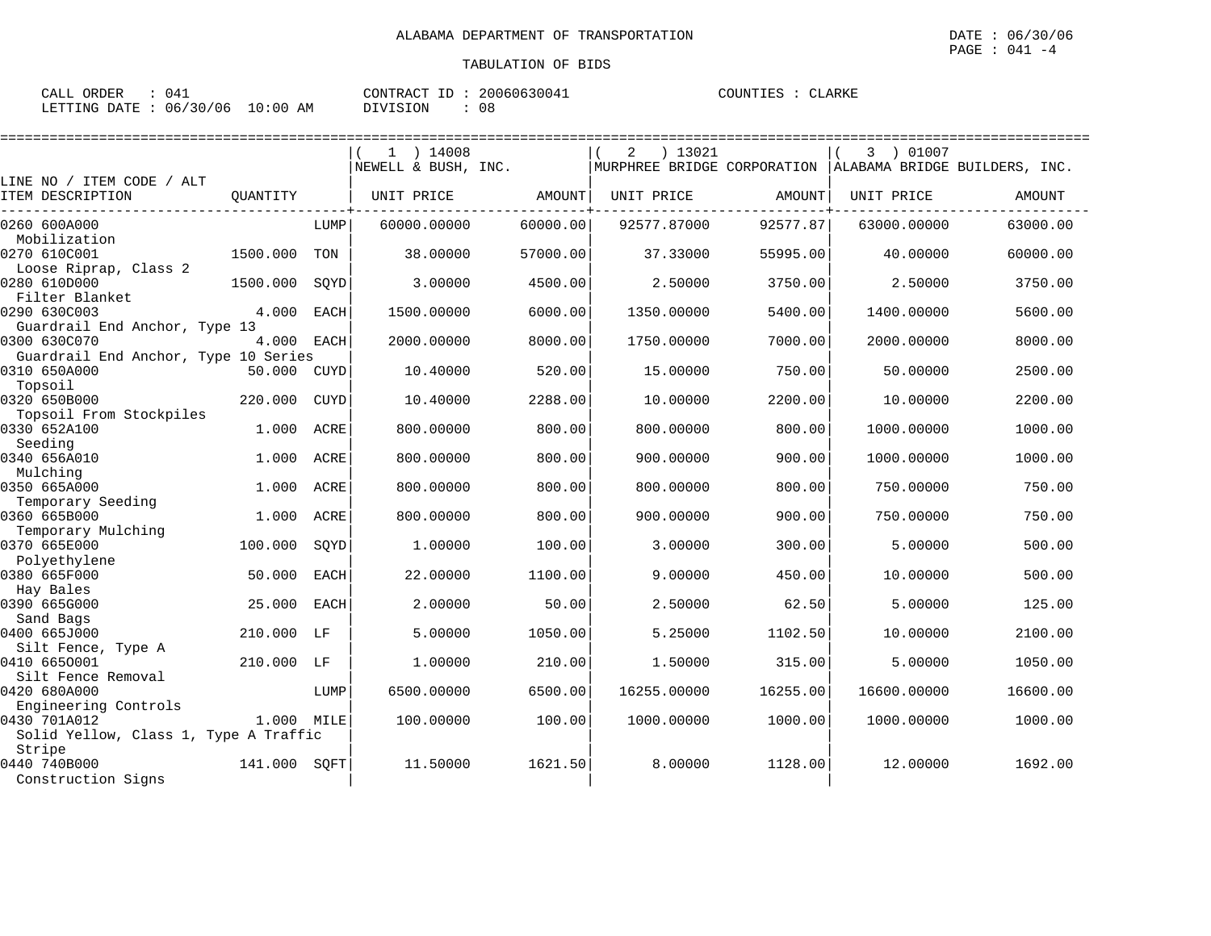ALABAMA DEPARTMENT OF TRANSPORTATION

TABULATION OF BIDS

DATE : 06/30/06
PAGE : 041 -4

CALL ORDER : 041
LETTING DATE : 06/30/06 10:00 AM

CONTRACT ID : 20060630041
DIVISION : 08

COUNTIES : CLARKE

| LINE NO / ITEM CODE / ALT ITEM DESCRIPTION | QUANTITY | | ( 1 ) 14008 NEWELL & BUSH, INC. UNIT PRICE | AMOUNT | ( 2 ) 13021 MURPHREE BRIDGE CORPORATION UNIT PRICE | AMOUNT | ( 3 ) 01007 ALABAMA BRIDGE BUILDERS, INC. UNIT PRICE | AMOUNT |
|---|---|---|---|---|---|---|---|---|
| 0260 600A000 Mobilization | | LUMP | 60000.00000 | 60000.00 | 92577.87000 | 92577.87 | 63000.00000 | 63000.00 |
| 0270 610C001 Loose Riprap, Class 2 | 1500.000 | TON | 38.00000 | 57000.00 | 37.33000 | 55995.00 | 40.00000 | 60000.00 |
| 0280 610D000 Filter Blanket | 1500.000 | SQYD | 3.00000 | 4500.00 | 2.50000 | 3750.00 | 2.50000 | 3750.00 |
| 0290 630C003 Guardrail End Anchor, Type 13 | 4.000 | EACH | 1500.00000 | 6000.00 | 1350.00000 | 5400.00 | 1400.00000 | 5600.00 |
| 0300 630C070 Guardrail End Anchor, Type 10 Series | 4.000 | EACH | 2000.00000 | 8000.00 | 1750.00000 | 7000.00 | 2000.00000 | 8000.00 |
| 0310 650A000 Topsoil | 50.000 | CUYD | 10.40000 | 520.00 | 15.00000 | 750.00 | 50.00000 | 2500.00 |
| 0320 650B000 Topsoil From Stockpiles | 220.000 | CUYD | 10.40000 | 2288.00 | 10.00000 | 2200.00 | 10.00000 | 2200.00 |
| 0330 652A100 Seeding | 1.000 | ACRE | 800.00000 | 800.00 | 800.00000 | 800.00 | 1000.00000 | 1000.00 |
| 0340 656A010 Mulching | 1.000 | ACRE | 800.00000 | 800.00 | 900.00000 | 900.00 | 1000.00000 | 1000.00 |
| 0350 665A000 Temporary Seeding | 1.000 | ACRE | 800.00000 | 800.00 | 800.00000 | 800.00 | 750.00000 | 750.00 |
| 0360 665B000 Temporary Mulching | 1.000 | ACRE | 800.00000 | 800.00 | 900.00000 | 900.00 | 750.00000 | 750.00 |
| 0370 665E000 Polyethylene | 100.000 | SQYD | 1.00000 | 100.00 | 3.00000 | 300.00 | 5.00000 | 500.00 |
| 0380 665F000 Hay Bales | 50.000 | EACH | 22.00000 | 1100.00 | 9.00000 | 450.00 | 10.00000 | 500.00 |
| 0390 665G000 Sand Bags | 25.000 | EACH | 2.00000 | 50.00 | 2.50000 | 62.50 | 5.00000 | 125.00 |
| 0400 665J000 Silt Fence, Type A | 210.000 | LF | 5.00000 | 1050.00 | 5.25000 | 1102.50 | 10.00000 | 2100.00 |
| 0410 665O001 Silt Fence Removal | 210.000 | LF | 1.00000 | 210.00 | 1.50000 | 315.00 | 5.00000 | 1050.00 |
| 0420 680A000 Engineering Controls | | LUMP | 6500.00000 | 6500.00 | 16255.00000 | 16255.00 | 16600.00000 | 16600.00 |
| 0430 701A012 Solid Yellow, Class 1, Type A Traffic Stripe | 1.000 | MILE | 100.00000 | 100.00 | 1000.00000 | 1000.00 | 1000.00000 | 1000.00 |
| 0440 740B000 Construction Signs | 141.000 | SQFT | 11.50000 | 1621.50 | 8.00000 | 1128.00 | 12.00000 | 1692.00 |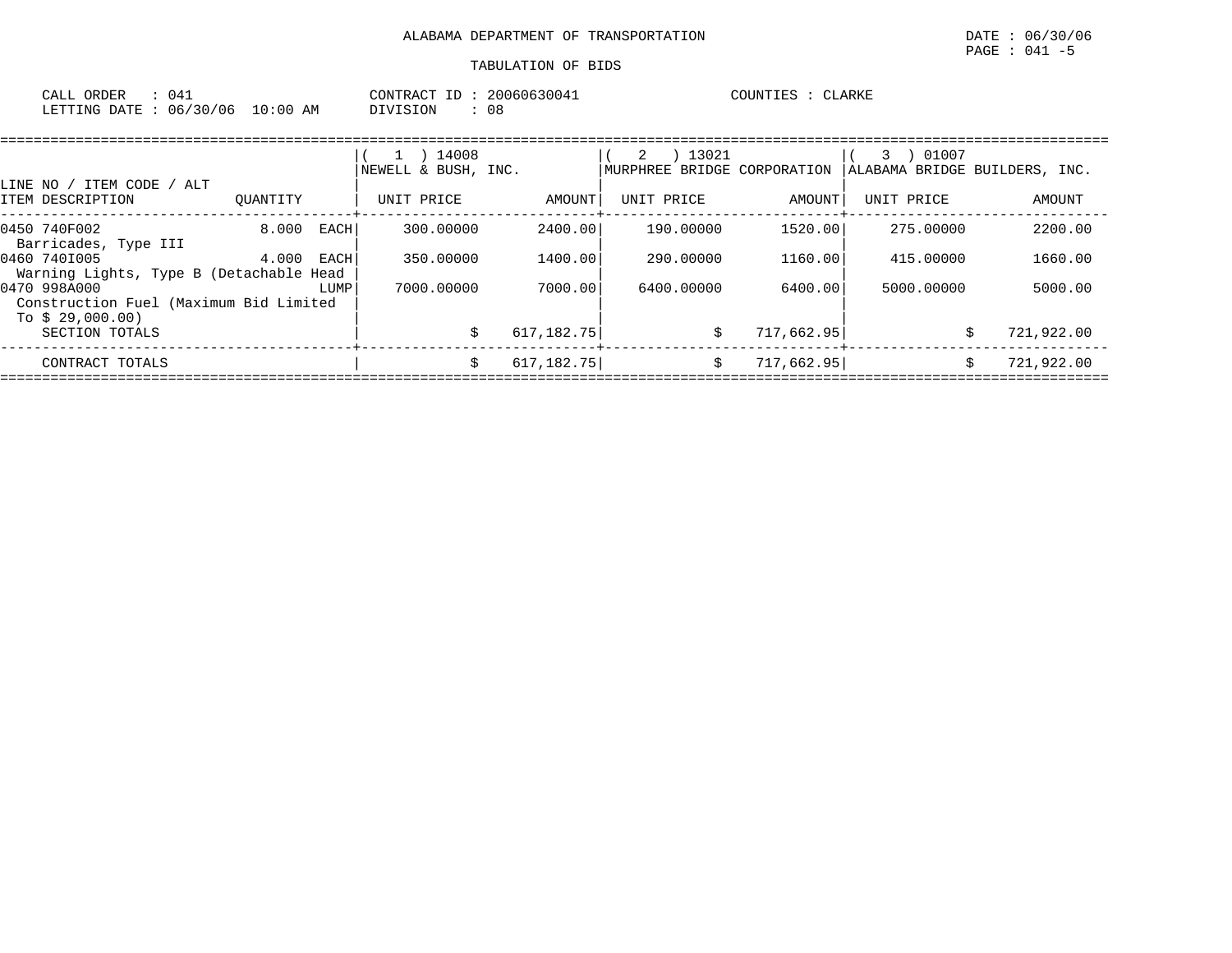ALABAMA DEPARTMENT OF TRANSPORTATION

DATE : 06/30/06

PAGE : 041 -5

TABULATION OF BIDS

CALL ORDER : 041    CONTRACT ID : 20060630041    COUNTIES : CLARKE

LETTING DATE : 06/30/06 10:00 AM    DIVISION : 08

| LINE NO / ITEM CODE / ALT<br>ITEM DESCRIPTION | QUANTITY | ( 1 ) 14008<br>NEWELL & BUSH, INC.<br>UNIT PRICE | AMOUNT | ( 2 ) 13021<br>MURPHREE BRIDGE CORPORATION<br>UNIT PRICE | AMOUNT | ( 3 ) 01007<br>ALABAMA BRIDGE BUILDERS, INC.<br>UNIT PRICE | AMOUNT |
|---|---|---|---|---|---|---|---|
| 0450 740F002<br>Barricades, Type III | 8.000 EACH | 300.00000 | 2400.00 | 190.00000 | 1520.00 | 275.00000 | 2200.00 |
| 0460 740I005<br>Warning Lights, Type B (Detachable Head | 4.000 EACH | 350.00000 | 1400.00 | 290.00000 | 1160.00 | 415.00000 | 1660.00 |
| 0470 998A000<br>Construction Fuel (Maximum Bid Limited To $ 29,000.00) | LUMP | 7000.00000 | 7000.00 | 6400.00000 | 6400.00 | 5000.00000 | 5000.00 |
| SECTION TOTALS | | $ | 617,182.75 | $ | 717,662.95 | $ | 721,922.00 |
| CONTRACT TOTALS | | $ | 617,182.75 | $ | 717,662.95 | $ | 721,922.00 |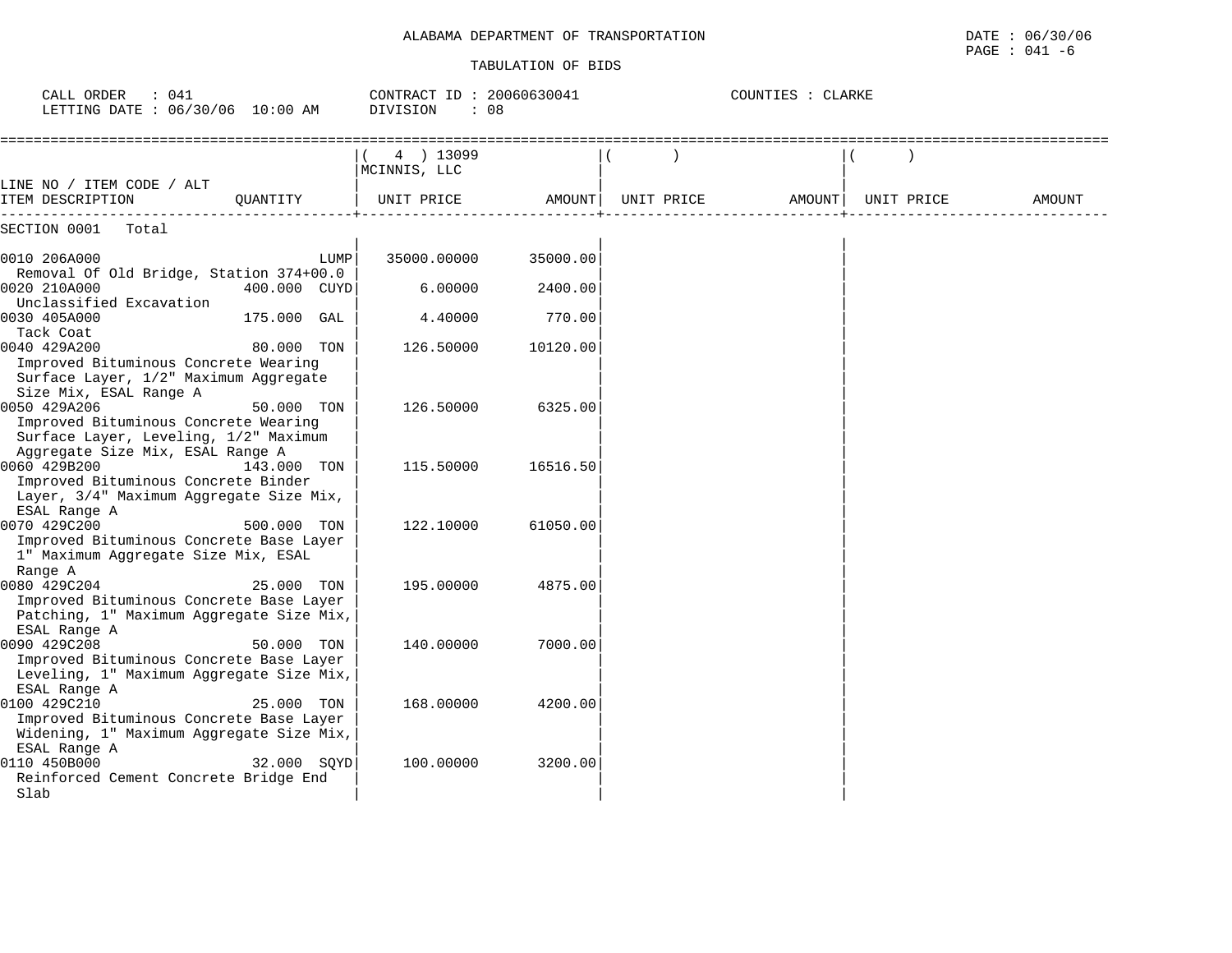ALABAMA DEPARTMENT OF TRANSPORTATION

TABULATION OF BIDS

DATE : 06/30/06
PAGE : 041 -6

CALL ORDER : 041
LETTING DATE : 06/30/06 10:00 AM

CONTRACT ID : 20060630041
DIVISION : 08

COUNTIES : CLARKE

| LINE NO / ITEM CODE / ALT ITEM DESCRIPTION | QUANTITY | ( 4 ) 13099 MCINNIS, LLC UNIT PRICE | AMOUNT | ( ) UNIT PRICE | AMOUNT | ( ) UNIT PRICE | AMOUNT |
|---|---|---|---|---|---|---|---|
| SECTION 0001 Total | | | | | | | |
| 0010 206A000 Removal Of Old Bridge, Station 374+00.0 | LUMP | 35000.00000 | 35000.00 | | | | |
| 0020 210A000 Unclassified Excavation | 400.000 CUYD | 6.00000 | 2400.00 | | | | |
| 0030 405A000 Tack Coat | 175.000 GAL | 4.40000 | 770.00 | | | | |
| 0040 429A200 Improved Bituminous Concrete Wearing Surface Layer, 1/2" Maximum Aggregate Size Mix, ESAL Range A | 80.000 TON | 126.50000 | 10120.00 | | | | |
| 0050 429A206 Improved Bituminous Concrete Wearing Surface Layer, Leveling, 1/2" Maximum Aggregate Size Mix, ESAL Range A | 50.000 TON | 126.50000 | 6325.00 | | | | |
| 0060 429B200 Improved Bituminous Concrete Binder Layer, 3/4" Maximum Aggregate Size Mix, ESAL Range A | 143.000 TON | 115.50000 | 16516.50 | | | | |
| 0070 429C200 Improved Bituminous Concrete Base Layer 1" Maximum Aggregate Size Mix, ESAL Range A | 500.000 TON | 122.10000 | 61050.00 | | | | |
| 0080 429C204 Improved Bituminous Concrete Base Layer Patching, 1" Maximum Aggregate Size Mix, ESAL Range A | 25.000 TON | 195.00000 | 4875.00 | | | | |
| 0090 429C208 Improved Bituminous Concrete Base Layer Leveling, 1" Maximum Aggregate Size Mix, ESAL Range A | 50.000 TON | 140.00000 | 7000.00 | | | | |
| 0100 429C210 Improved Bituminous Concrete Base Layer Widening, 1" Maximum Aggregate Size Mix, ESAL Range A | 25.000 TON | 168.00000 | 4200.00 | | | | |
| 0110 450B000 Reinforced Cement Concrete Bridge End Slab | 32.000 SQYD | 100.00000 | 3200.00 | | | | |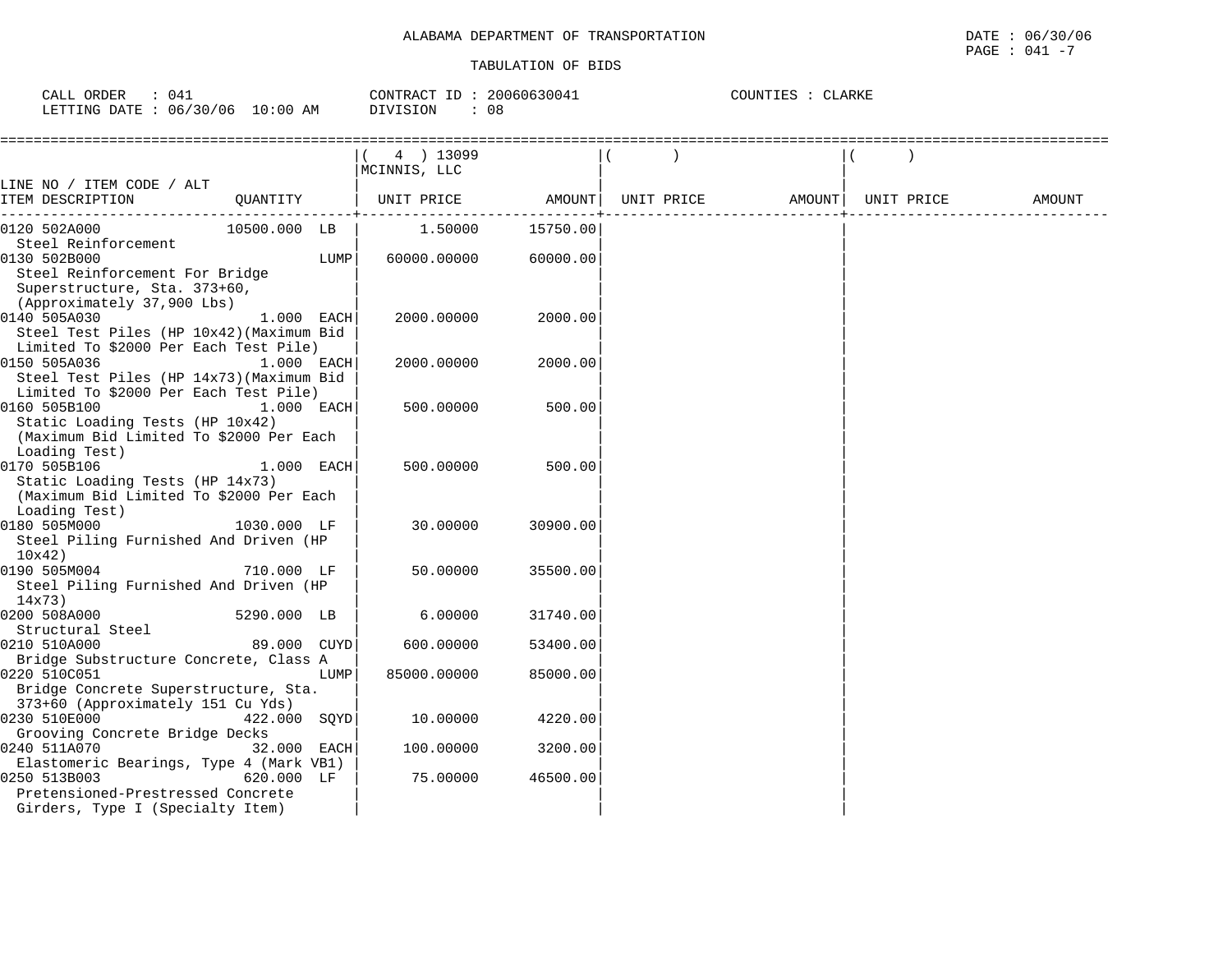ALABAMA DEPARTMENT OF TRANSPORTATION

DATE : 06/30/06

PAGE : 041 -7

TABULATION OF BIDS

CALL ORDER : 041    CONTRACT ID : 20060630041    COUNTIES : CLARKE

LETTING DATE : 06/30/06 10:00 AM    DIVISION : 08

| LINE NO / ITEM CODE / ALT ITEM DESCRIPTION | QUANTITY | ( 4 ) 13099 MCINNIS, LLC UNIT PRICE | AMOUNT | ( ) UNIT PRICE | AMOUNT | ( ) UNIT PRICE | AMOUNT |
|---|---|---|---|---|---|---|---|
| 0120 502A000 Steel Reinforcement | 10500.000 LB | 1.50000 | 15750.00 | | | | |
| 0130 502B000 Steel Reinforcement For Bridge Superstructure, Sta. 373+60, (Approximately 37,900 Lbs) | LUMP | 60000.00000 | 60000.00 | | | | |
| 0140 505A030 Steel Test Piles (HP 10x42)(Maximum Bid Limited To $2000 Per Each Test Pile) | 1.000 EACH | 2000.00000 | 2000.00 | | | | |
| 0150 505A036 Steel Test Piles (HP 14x73)(Maximum Bid Limited To $2000 Per Each Test Pile) | 1.000 EACH | 2000.00000 | 2000.00 | | | | |
| 0160 505B100 Static Loading Tests (HP 10x42) (Maximum Bid Limited To $2000 Per Each Loading Test) | 1.000 EACH | 500.00000 | 500.00 | | | | |
| 0170 505B106 Static Loading Tests (HP 14x73) (Maximum Bid Limited To $2000 Per Each Loading Test) | 1.000 EACH | 500.00000 | 500.00 | | | | |
| 0180 505M000 Steel Piling Furnished And Driven (HP 10x42) | 1030.000 LF | 30.00000 | 30900.00 | | | | |
| 0190 505M004 Steel Piling Furnished And Driven (HP 14x73) | 710.000 LF | 50.00000 | 35500.00 | | | | |
| 0200 508A000 Structural Steel | 5290.000 LB | 6.00000 | 31740.00 | | | | |
| 0210 510A000 Bridge Substructure Concrete, Class A | 89.000 CUYD | 600.00000 | 53400.00 | | | | |
| 0220 510C051 Bridge Concrete Superstructure, Sta. 373+60 (Approximately 151 Cu Yds) | LUMP | 85000.00000 | 85000.00 | | | | |
| 0230 510E000 Grooving Concrete Bridge Decks | 422.000 SQYD | 10.00000 | 4220.00 | | | | |
| 0240 511A070 Elastomeric Bearings, Type 4 (Mark VB1) | 32.000 EACH | 100.00000 | 3200.00 | | | | |
| 0250 513B003 Pretensioned-Prestressed Concrete Girders, Type I (Specialty Item) | 620.000 LF | 75.00000 | 46500.00 | | | | |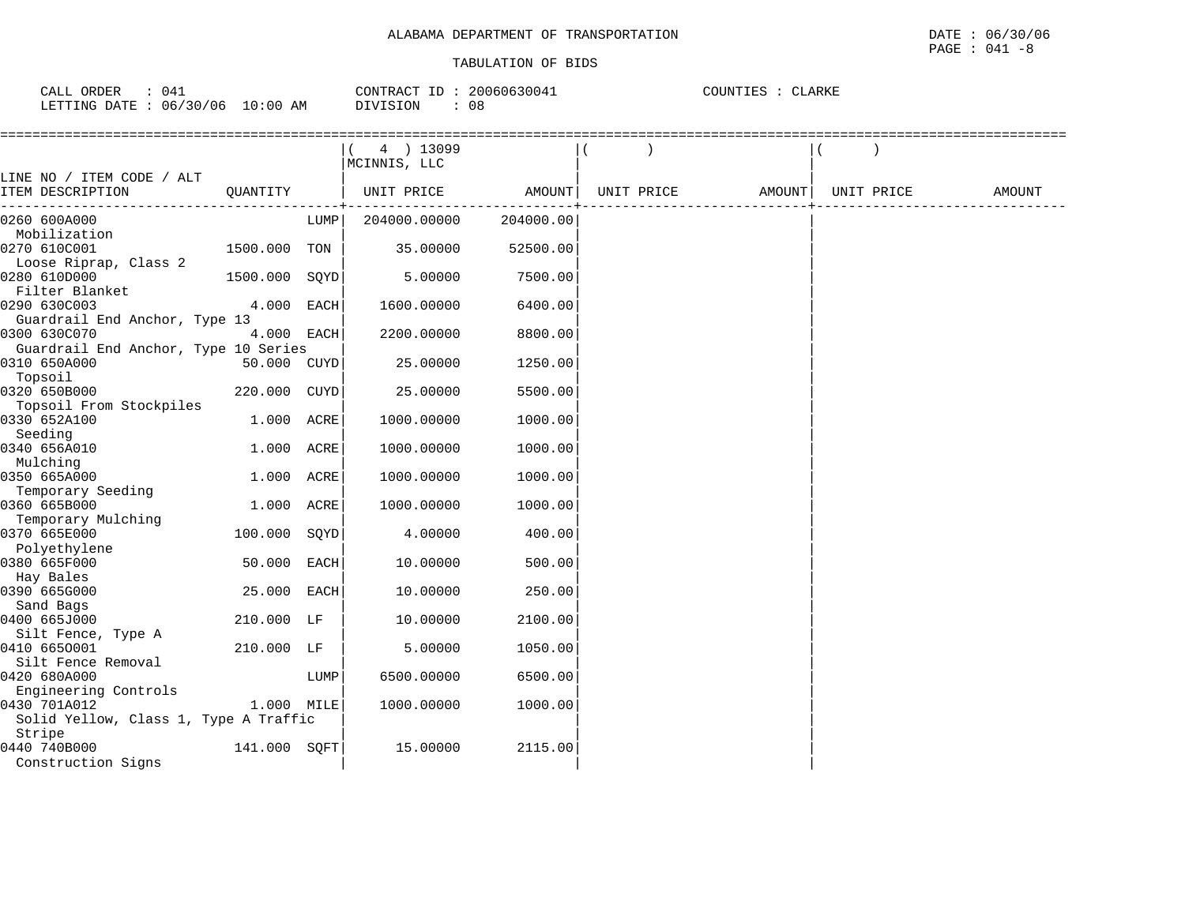ALABAMA DEPARTMENT OF TRANSPORTATION

TABULATION OF BIDS

DATE : 06/30/06
PAGE : 041 -8

CALL ORDER : 041
LETTING DATE : 06/30/06 10:00 AM

CONTRACT ID : 20060630041
DIVISION : 08

COUNTIES : CLARKE

| LINE NO / ITEM CODE / ALT ITEM DESCRIPTION | QUANTITY | | ( 4 ) 13099 MCINNIS, LLC UNIT PRICE | AMOUNT | ( ) UNIT PRICE | AMOUNT | ( ) UNIT PRICE | AMOUNT |
|---|---|---|---|---|---|---|---|---|
| 0260 600A000 Mobilization | | LUMP | 204000.00000 | 204000.00 | | | | |
| 0270 610C001 Loose Riprap, Class 2 | 1500.000 | TON | 35.00000 | 52500.00 | | | | |
| 0280 610D000 Filter Blanket | 1500.000 | SQYD | 5.00000 | 7500.00 | | | | |
| 0290 630C003 Guardrail End Anchor, Type 13 | 4.000 | EACH | 1600.00000 | 6400.00 | | | | |
| 0300 630C070 Guardrail End Anchor, Type 10 Series | 4.000 | EACH | 2200.00000 | 8800.00 | | | | |
| 0310 650A000 Topsoil | 50.000 | CUYD | 25.00000 | 1250.00 | | | | |
| 0320 650B000 Topsoil From Stockpiles | 220.000 | CUYD | 25.00000 | 5500.00 | | | | |
| 0330 652A100 Seeding | 1.000 | ACRE | 1000.00000 | 1000.00 | | | | |
| 0340 656A010 Mulching | 1.000 | ACRE | 1000.00000 | 1000.00 | | | | |
| 0350 665A000 Temporary Seeding | 1.000 | ACRE | 1000.00000 | 1000.00 | | | | |
| 0360 665B000 Temporary Mulching | 1.000 | ACRE | 1000.00000 | 1000.00 | | | | |
| 0370 665E000 Polyethylene | 100.000 | SQYD | 4.00000 | 400.00 | | | | |
| 0380 665F000 Hay Bales | 50.000 | EACH | 10.00000 | 500.00 | | | | |
| 0390 665G000 Sand Bags | 25.000 | EACH | 10.00000 | 250.00 | | | | |
| 0400 665J000 Silt Fence, Type A | 210.000 | LF | 10.00000 | 2100.00 | | | | |
| 0410 665O001 Silt Fence Removal | 210.000 | LF | 5.00000 | 1050.00 | | | | |
| 0420 680A000 Engineering Controls | | LUMP | 6500.00000 | 6500.00 | | | | |
| 0430 701A012 Solid Yellow, Class 1, Type A Traffic Stripe | 1.000 | MILE | 1000.00000 | 1000.00 | | | | |
| 0440 740B000 Construction Signs | 141.000 | SQFT | 15.00000 | 2115.00 | | | | |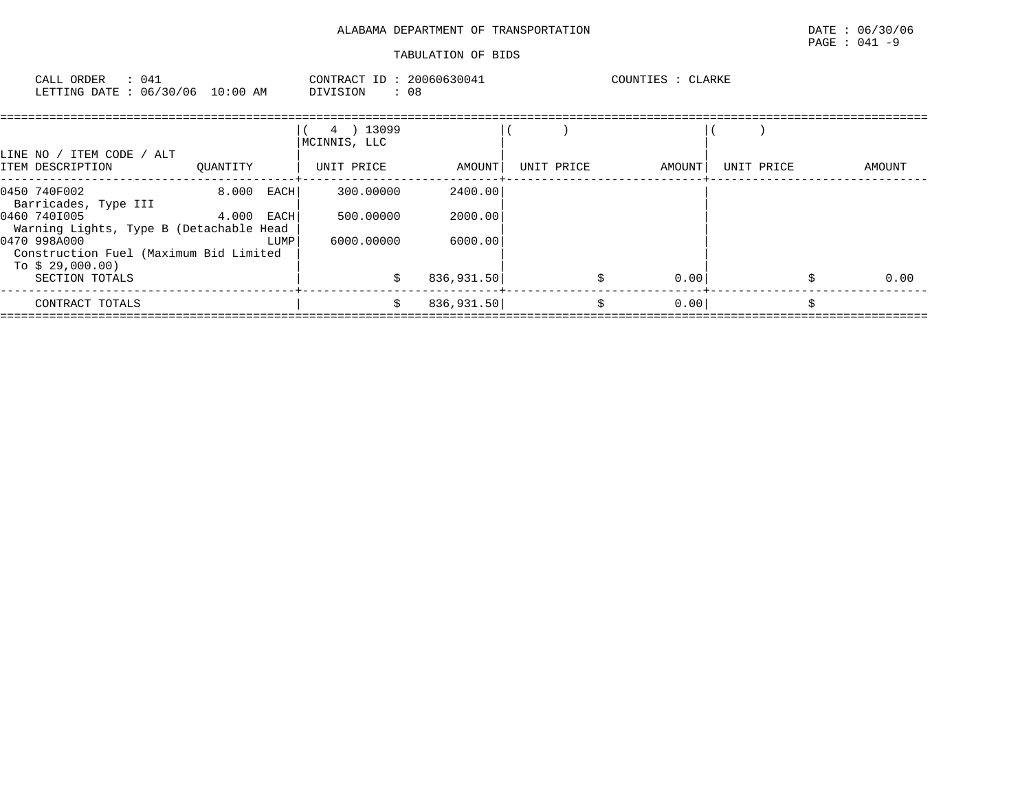ALABAMA DEPARTMENT OF TRANSPORTATION

TABULATION OF BIDS

DATE : 06/30/06
PAGE : 041 -9

CALL ORDER : 041
LETTING DATE : 06/30/06 10:00 AM

CONTRACT ID : 20060630041
DIVISION : 08

COUNTIES : CLARKE

| LINE NO / ITEM CODE / ALT ITEM DESCRIPTION | QUANTITY | ( 4 ) 13099 MCINNIS, LLC UNIT PRICE | AMOUNT | ( ) UNIT PRICE | AMOUNT | ( ) UNIT PRICE | AMOUNT |
|---|---|---|---|---|---|---|---|
| 0450 740F002 Barricades, Type III | 8.000 EACH | 300.00000 | 2400.00 | | | | |
| 0460 740I005 Warning Lights, Type B (Detachable Head | 4.000 EACH | 500.00000 | 2000.00 | | | | |
| 0470 998A000 Construction Fuel (Maximum Bid Limited To $ 29,000.00) | LUMP | 6000.00000 | 6000.00 | | | | |
| SECTION TOTALS | | $ | 836,931.50 | $ | 0.00 | $ | 0.00 |
| CONTRACT TOTALS | | $ | 836,931.50 | $ | 0.00 | $ | |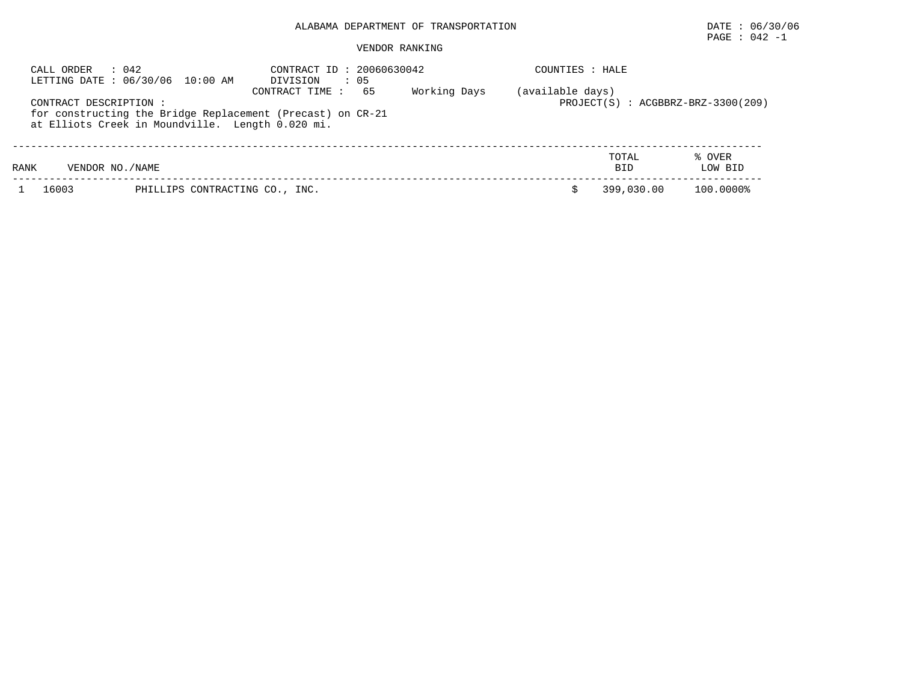# ALABAMA DEPARTMENT OF TRANSPORTATION

DATE : 06/30/06

## VENDOR RANKING

CALL ORDER : 042
LETTING DATE : 06/30/06 10:00 AM

CONTRACT ID : 20060630042
DIVISION : 05
CONTRACT TIME : 65 Working Days (available days)

COUNTIES : HALE

PROJECT(S) : ACGBBRZ-BRZ-3300(209)

CONTRACT DESCRIPTION :
for constructing the Bridge Replacement (Precast) on CR-21
at Elliots Creek in Moundville. Length 0.020 mi.

| RANK | VENDOR NO./NAME | | TOTAL BID | % OVER LOW BID |
|---|---|---|---|---|
| 1 | 16003 | PHILLIPS CONTRACTING CO., INC. | $ 399,030.00 | 100.0000% |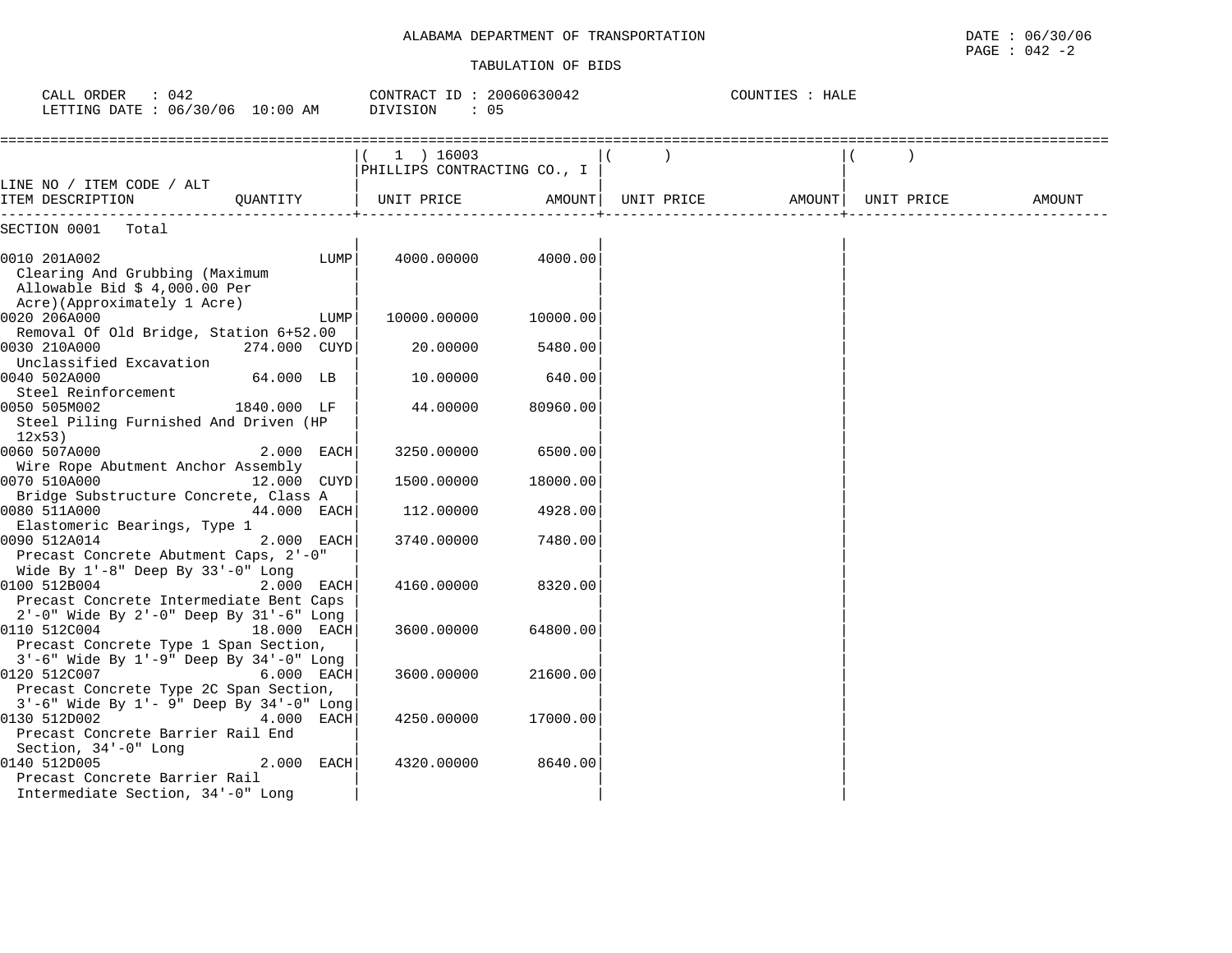ALABAMA DEPARTMENT OF TRANSPORTATION

DATE : 06/30/06
PAGE : 042 -2

TABULATION OF BIDS

CALL ORDER : 042 CONTRACT ID : 20060630042 COUNTIES : HALE
LETTING DATE : 06/30/06 10:00 AM DIVISION : 05

| LINE NO / ITEM CODE / ALT ITEM DESCRIPTION | QUANTITY | ( 1 ) 16003 PHILLIPS CONTRACTING CO., I UNIT PRICE | AMOUNT | ( ) UNIT PRICE | AMOUNT | ( ) UNIT PRICE | AMOUNT |
|---|---|---|---|---|---|---|---|
| SECTION 0001 Total | | | | | | | |
| 0010 201A002 Clearing And Grubbing (Maximum Allowable Bid $ 4,000.00 Per Acre)(Approximately 1 Acre) | LUMP | 4000.00000 | 4000.00 | | | | |
| 0020 206A000 Removal Of Old Bridge, Station 6+52.00 | LUMP | 10000.00000 | 10000.00 | | | | |
| 0030 210A000 Unclassified Excavation | 274.000 CUYD | 20.00000 | 5480.00 | | | | |
| 0040 502A000 Steel Reinforcement | 64.000 LB | 10.00000 | 640.00 | | | | |
| 0050 505M002 Steel Piling Furnished And Driven (HP 12x53) | 1840.000 LF | 44.00000 | 80960.00 | | | | |
| 0060 507A000 Wire Rope Abutment Anchor Assembly | 2.000 EACH | 3250.00000 | 6500.00 | | | | |
| 0070 510A000 Bridge Substructure Concrete, Class A | 12.000 CUYD | 1500.00000 | 18000.00 | | | | |
| 0080 511A000 Elastomeric Bearings, Type 1 | 44.000 EACH | 112.00000 | 4928.00 | | | | |
| 0090 512A014 Precast Concrete Abutment Caps, 2'-0" Wide By 1'-8" Deep By 33'-0" Long | 2.000 EACH | 3740.00000 | 7480.00 | | | | |
| 0100 512B004 Precast Concrete Intermediate Bent Caps 2'-0" Wide By 2'-0" Deep By 31'-6" Long | 2.000 EACH | 4160.00000 | 8320.00 | | | | |
| 0110 512C004 Precast Concrete Type 1 Span Section, 3'-6" Wide By 1'-9" Deep By 34'-0" Long | 18.000 EACH | 3600.00000 | 64800.00 | | | | |
| 0120 512C007 Precast Concrete Type 2C Span Section, 3'-6" Wide By 1'- 9" Deep By 34'-0" Long | 6.000 EACH | 3600.00000 | 21600.00 | | | | |
| 0130 512D002 Precast Concrete Barrier Rail End Section, 34'-0" Long | 4.000 EACH | 4250.00000 | 17000.00 | | | | |
| 0140 512D005 Precast Concrete Barrier Rail Intermediate Section, 34'-0" Long | 2.000 EACH | 4320.00000 | 8640.00 | | | | |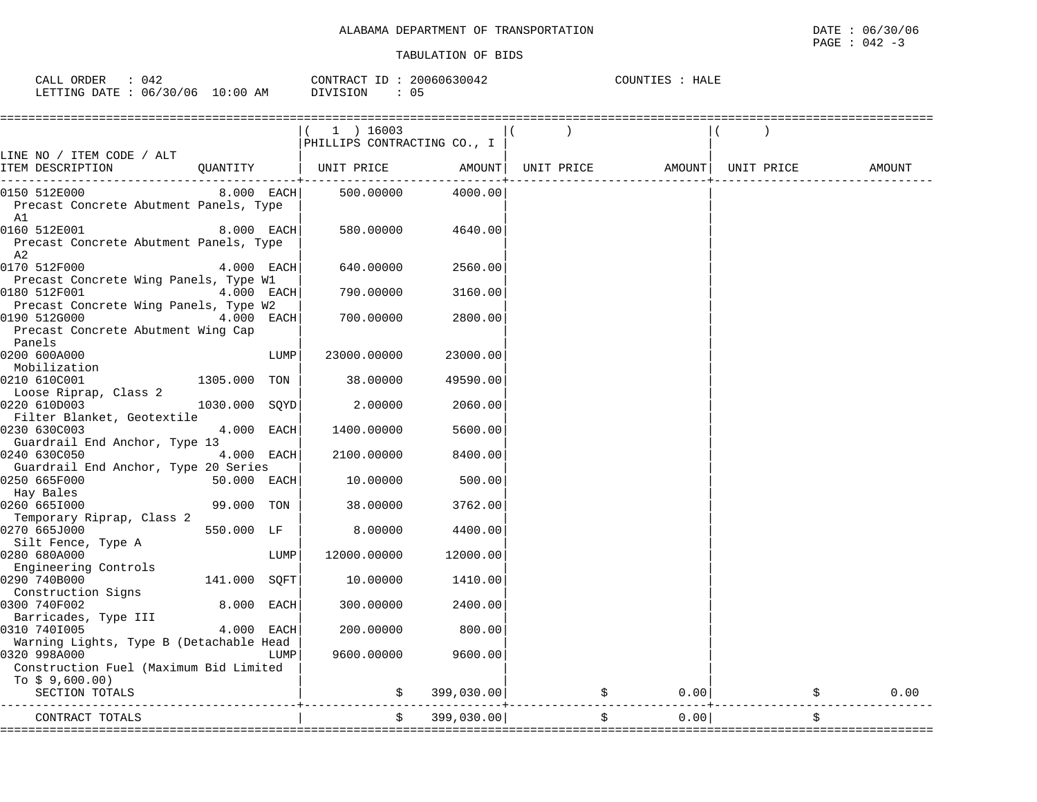ALABAMA DEPARTMENT OF TRANSPORTATION

DATE : 06/30/06

PAGE : 042 -3

TABULATION OF BIDS

CALL ORDER : 042 CONTRACT ID : 20060630042 COUNTIES : HALE

LETTING DATE : 06/30/06 10:00 AM DIVISION : 05

| LINE NO / ITEM CODE / ALT ITEM DESCRIPTION | QUANTITY | ( 1 ) 16003 PHILLIPS CONTRACTING CO., I UNIT PRICE | AMOUNT | ( ) UNIT PRICE | AMOUNT | ( ) UNIT PRICE | AMOUNT |
|---|---|---|---|---|---|---|---|
| 0150 512E000 Precast Concrete Abutment Panels, Type A1 | 8.000 EACH | 500.00000 | 4000.00 | | | | |
| 0160 512E001 Precast Concrete Abutment Panels, Type A2 | 8.000 EACH | 580.00000 | 4640.00 | | | | |
| 0170 512F000 Precast Concrete Wing Panels, Type W1 | 4.000 EACH | 640.00000 | 2560.00 | | | | |
| 0180 512F001 Precast Concrete Wing Panels, Type W2 | 4.000 EACH | 790.00000 | 3160.00 | | | | |
| 0190 512G000 Precast Concrete Abutment Wing Cap Panels | 4.000 EACH | 700.00000 | 2800.00 | | | | |
| 0200 600A000 Mobilization | LUMP | 23000.00000 | 23000.00 | | | | |
| 0210 610C001 Loose Riprap, Class 2 | 1305.000 TON | 38.00000 | 49590.00 | | | | |
| 0220 610D003 Filter Blanket, Geotextile | 1030.000 SQYD | 2.00000 | 2060.00 | | | | |
| 0230 630C003 Guardrail End Anchor, Type 13 | 4.000 EACH | 1400.00000 | 5600.00 | | | | |
| 0240 630C050 Guardrail End Anchor, Type 20 Series | 4.000 EACH | 2100.00000 | 8400.00 | | | | |
| 0250 665F000 Hay Bales | 50.000 EACH | 10.00000 | 500.00 | | | | |
| 0260 665I000 Temporary Riprap, Class 2 | 99.000 TON | 38.00000 | 3762.00 | | | | |
| 0270 665J000 Silt Fence, Type A | 550.000 LF | 8.00000 | 4400.00 | | | | |
| 0280 680A000 Engineering Controls | LUMP | 12000.00000 | 12000.00 | | | | |
| 0290 740B000 Construction Signs | 141.000 SQFT | 10.00000 | 1410.00 | | | | |
| 0300 740F002 Barricades, Type III | 8.000 EACH | 300.00000 | 2400.00 | | | | |
| 0310 740I005 Warning Lights, Type B (Detachable Head | 4.000 EACH | 200.00000 | 800.00 | | | | |
| 0320 998A000 Construction Fuel (Maximum Bid Limited To $ 9,600.00) | LUMP | 9600.00000 | 9600.00 | | | | |
| SECTION TOTALS | | $ | 399,030.00 | $ | 0.00 | $ | 0.00 |
| CONTRACT TOTALS | | $ | 399,030.00 | $ | 0.00 | $ | |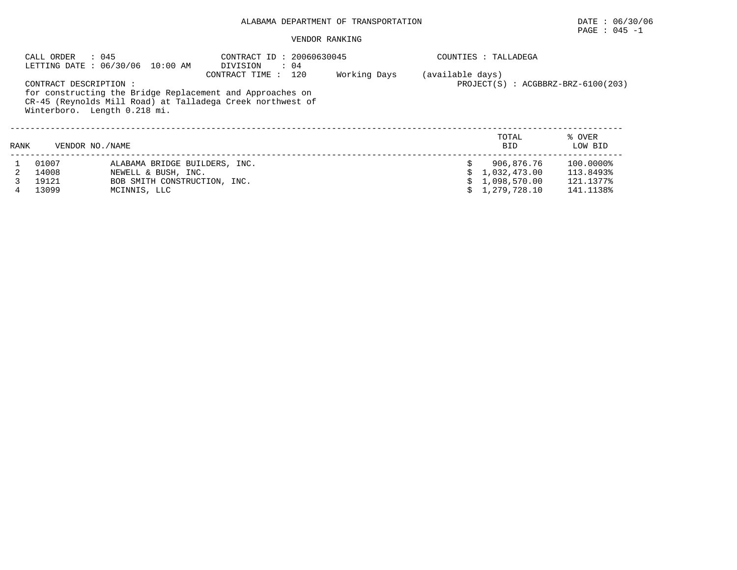ALABAMA DEPARTMENT OF TRANSPORTATION

DATE : 06/30/06

PAGE : 045 -1

VENDOR RANKING

CALL ORDER : 045
LETTING DATE : 06/30/06 10:00 AM

CONTRACT ID : 20060630045
DIVISION : 04
CONTRACT TIME : 120 Working Days (available days)

COUNTIES : TALLADEGA

PROJECT(S) : ACGBBRZ-BRZ-6100(203)

CONTRACT DESCRIPTION :
for constructing the Bridge Replacement and Approaches on CR-45 (Reynolds Mill Road) at Talladega Creek northwest of Winterboro. Length 0.218 mi.

| RANK | VENDOR NO. | NAME | TOTAL BID | % OVER LOW BID |
|---|---|---|---|---|
| 1 | 01007 | ALABAMA BRIDGE BUILDERS, INC. | $ 906,876.76 | 100.0000% |
| 2 | 14008 | NEWELL & BUSH, INC. | $ 1,032,473.00 | 113.8493% |
| 3 | 19121 | BOB SMITH CONSTRUCTION, INC. | $ 1,098,570.00 | 121.1377% |
| 4 | 13099 | MCINNIS, LLC | $ 1,279,728.10 | 141.1138% |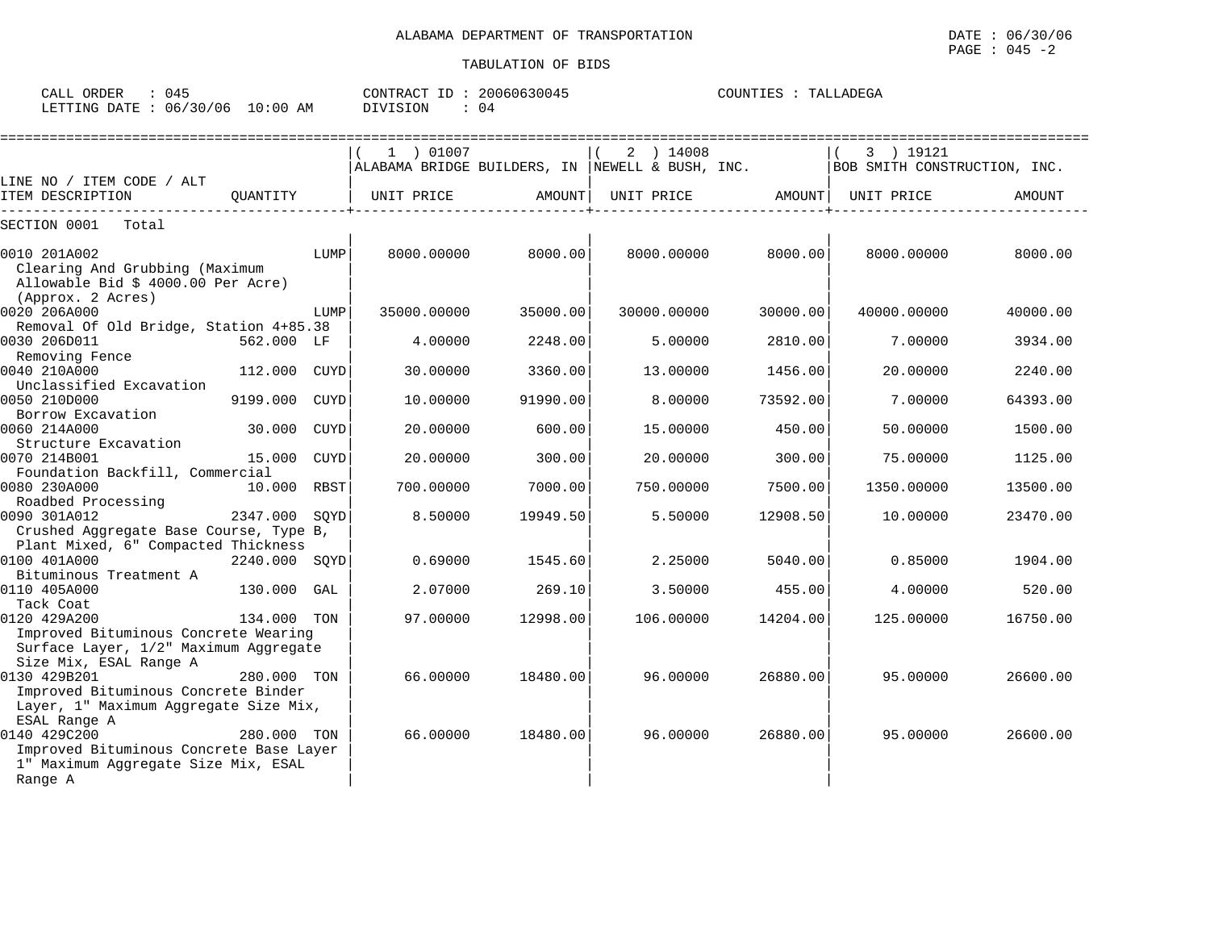ALABAMA DEPARTMENT OF TRANSPORTATION

TABULATION OF BIDS

DATE : 06/30/06

CALL ORDER : 045 | CONTRACT ID : 20060630045 | COUNTIES : TALLADEGA

LETTING DATE : 06/30/06 10:00 AM | DIVISION : 04

| LINE NO / ITEM CODE / ALT ITEM DESCRIPTION | QUANTITY | (1) 01007 ALABAMA BRIDGE BUILDERS, IN UNIT PRICE | AMOUNT | (2) 14008 NEWELL & BUSH, INC. UNIT PRICE | AMOUNT | (3) 19121 BOB SMITH CONSTRUCTION, INC. UNIT PRICE | AMOUNT |
|---|---|---|---|---|---|---|---|
| SECTION 0001 Total | | | | | | | |
| 0010 201A002 Clearing And Grubbing (Maximum Allowable Bid $ 4000.00 Per Acre) (Approx. 2 Acres) | LUMP | 8000.00000 | 8000.00 | 8000.00000 | 8000.00 | 8000.00000 | 8000.00 |
| 0020 206A000 Removal Of Old Bridge, Station 4+85.38 | LUMP | 35000.00000 | 35000.00 | 30000.00000 | 30000.00 | 40000.00000 | 40000.00 |
| 0030 206D011 Removing Fence | 562.000 LF | 4.00000 | 2248.00 | 5.00000 | 2810.00 | 7.00000 | 3934.00 |
| 0040 210A000 Unclassified Excavation | 112.000 CUYD | 30.00000 | 3360.00 | 13.00000 | 1456.00 | 20.00000 | 2240.00 |
| 0050 210D000 Borrow Excavation | 9199.000 CUYD | 10.00000 | 91990.00 | 8.00000 | 73592.00 | 7.00000 | 64393.00 |
| 0060 214A000 Structure Excavation | 30.000 CUYD | 20.00000 | 600.00 | 15.00000 | 450.00 | 50.00000 | 1500.00 |
| 0070 214B001 Foundation Backfill, Commercial | 15.000 CUYD | 20.00000 | 300.00 | 20.00000 | 300.00 | 75.00000 | 1125.00 |
| 0080 230A000 Roadbed Processing | 10.000 RBST | 700.00000 | 7000.00 | 750.00000 | 7500.00 | 1350.00000 | 13500.00 |
| 0090 301A012 Crushed Aggregate Base Course, Type B, Plant Mixed, 6" Compacted Thickness | 2347.000 SQYD | 8.50000 | 19949.50 | 5.50000 | 12908.50 | 10.00000 | 23470.00 |
| 0100 401A000 Bituminous Treatment A | 2240.000 SQYD | 0.69000 | 1545.60 | 2.25000 | 5040.00 | 0.85000 | 1904.00 |
| 0110 405A000 Tack Coat | 130.000 GAL | 2.07000 | 269.10 | 3.50000 | 455.00 | 4.00000 | 520.00 |
| 0120 429A200 Improved Bituminous Concrete Wearing Surface Layer, 1/2" Maximum Aggregate Size Mix, ESAL Range A | 134.000 TON | 97.00000 | 12998.00 | 106.00000 | 14204.00 | 125.00000 | 16750.00 |
| 0130 429B201 Improved Bituminous Concrete Binder Layer, 1" Maximum Aggregate Size Mix, ESAL Range A | 280.000 TON | 66.00000 | 18480.00 | 96.00000 | 26880.00 | 95.00000 | 26600.00 |
| 0140 429C200 Improved Bituminous Concrete Base Layer 1" Maximum Aggregate Size Mix, ESAL Range A | 280.000 TON | 66.00000 | 18480.00 | 96.00000 | 26880.00 | 95.00000 | 26600.00 |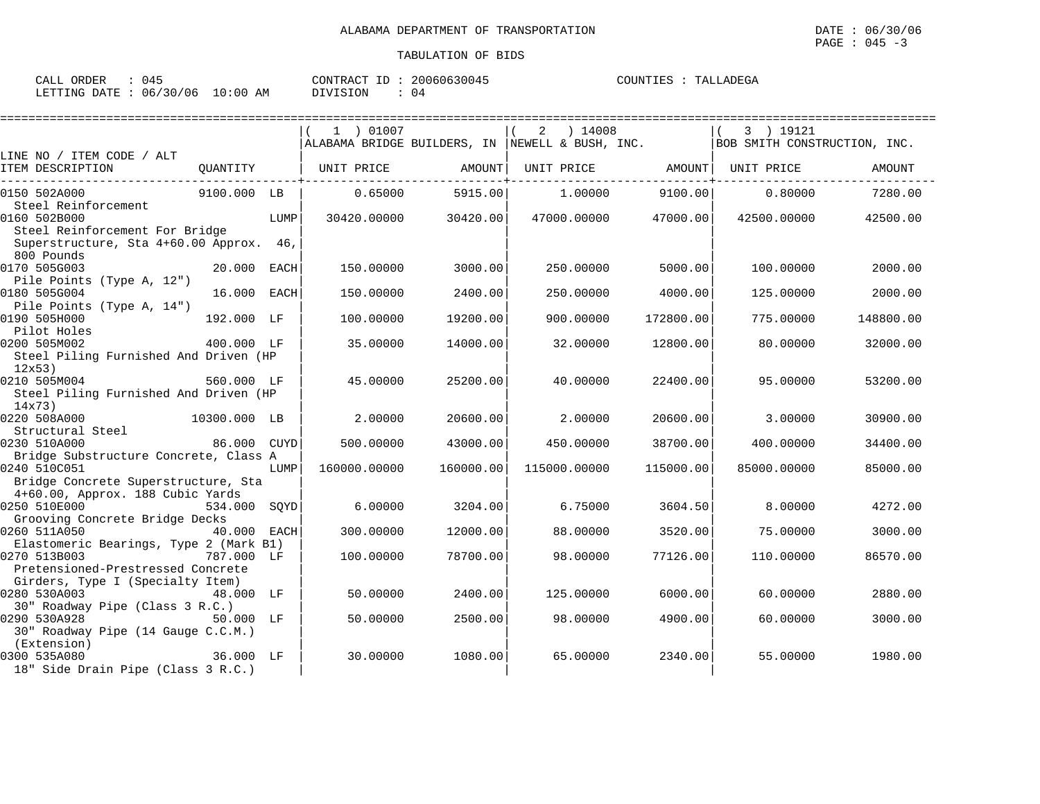ALABAMA DEPARTMENT OF TRANSPORTATION

TABULATION OF BIDS

DATE : 06/30/06
PAGE : 045 -3

CALL ORDER : 045
LETTING DATE : 06/30/06 10:00 AM

CONTRACT ID : 20060630045
DIVISION : 04

COUNTIES : TALLADEGA

| LINE NO / ITEM CODE / ALT ITEM DESCRIPTION | QUANTITY | (1) 01007 ALABAMA BRIDGE BUILDERS, IN UNIT PRICE | AMOUNT | (2) 14008 NEWELL & BUSH, INC. UNIT PRICE | AMOUNT | (3) 19121 BOB SMITH CONSTRUCTION, INC. UNIT PRICE | AMOUNT |
|---|---|---|---|---|---|---|---|
| 0150 502A000 Steel Reinforcement | 9100.000 LB | 0.65000 | 5915.00 | 1.00000 | 9100.00 | 0.80000 | 7280.00 |
| 0160 502B000 Steel Reinforcement For Bridge Superstructure, Sta 4+60.00 Approx. 46, 800 Pounds | LUMP | 30420.00000 | 30420.00 | 47000.00000 | 47000.00 | 42500.00000 | 42500.00 |
| 0170 505G003 Pile Points (Type A, 12") | 20.000 EACH | 150.00000 | 3000.00 | 250.00000 | 5000.00 | 100.00000 | 2000.00 |
| 0180 505G004 Pile Points (Type A, 14") | 16.000 EACH | 150.00000 | 2400.00 | 250.00000 | 4000.00 | 125.00000 | 2000.00 |
| 0190 505H000 Pilot Holes | 192.000 LF | 100.00000 | 19200.00 | 900.00000 | 172800.00 | 775.00000 | 148800.00 |
| 0200 505M002 Steel Piling Furnished And Driven (HP 12x53) | 400.000 LF | 35.00000 | 14000.00 | 32.00000 | 12800.00 | 80.00000 | 32000.00 |
| 0210 505M004 Steel Piling Furnished And Driven (HP 14x73) | 560.000 LF | 45.00000 | 25200.00 | 40.00000 | 22400.00 | 95.00000 | 53200.00 |
| 0220 508A000 Structural Steel | 10300.000 LB | 2.00000 | 20600.00 | 2.00000 | 20600.00 | 3.00000 | 30900.00 |
| 0230 510A000 Bridge Substructure Concrete, Class A | 86.000 CUYD | 500.00000 | 43000.00 | 450.00000 | 38700.00 | 400.00000 | 34400.00 |
| 0240 510C051 Bridge Concrete Superstructure, Sta 4+60.00, Approx. 188 Cubic Yards | LUMP | 160000.00000 | 160000.00 | 115000.00000 | 115000.00 | 85000.00000 | 85000.00 |
| 0250 510E000 Grooving Concrete Bridge Decks | 534.000 SQYD | 6.00000 | 3204.00 | 6.75000 | 3604.50 | 8.00000 | 4272.00 |
| 0260 511A050 Elastomeric Bearings, Type 2 (Mark B1) | 40.000 EACH | 300.00000 | 12000.00 | 88.00000 | 3520.00 | 75.00000 | 3000.00 |
| 0270 513B003 Pretensioned-Prestressed Concrete Girders, Type I (Specialty Item) | 787.000 LF | 100.00000 | 78700.00 | 98.00000 | 77126.00 | 110.00000 | 86570.00 |
| 0280 530A003 30" Roadway Pipe (Class 3 R.C.) | 48.000 LF | 50.00000 | 2400.00 | 125.00000 | 6000.00 | 60.00000 | 2880.00 |
| 0290 530A928 30" Roadway Pipe (14 Gauge C.C.M.) (Extension) | 50.000 LF | 50.00000 | 2500.00 | 98.00000 | 4900.00 | 60.00000 | 3000.00 |
| 0300 535A080 18" Side Drain Pipe (Class 3 R.C.) | 36.000 LF | 30.00000 | 1080.00 | 65.00000 | 2340.00 | 55.00000 | 1980.00 |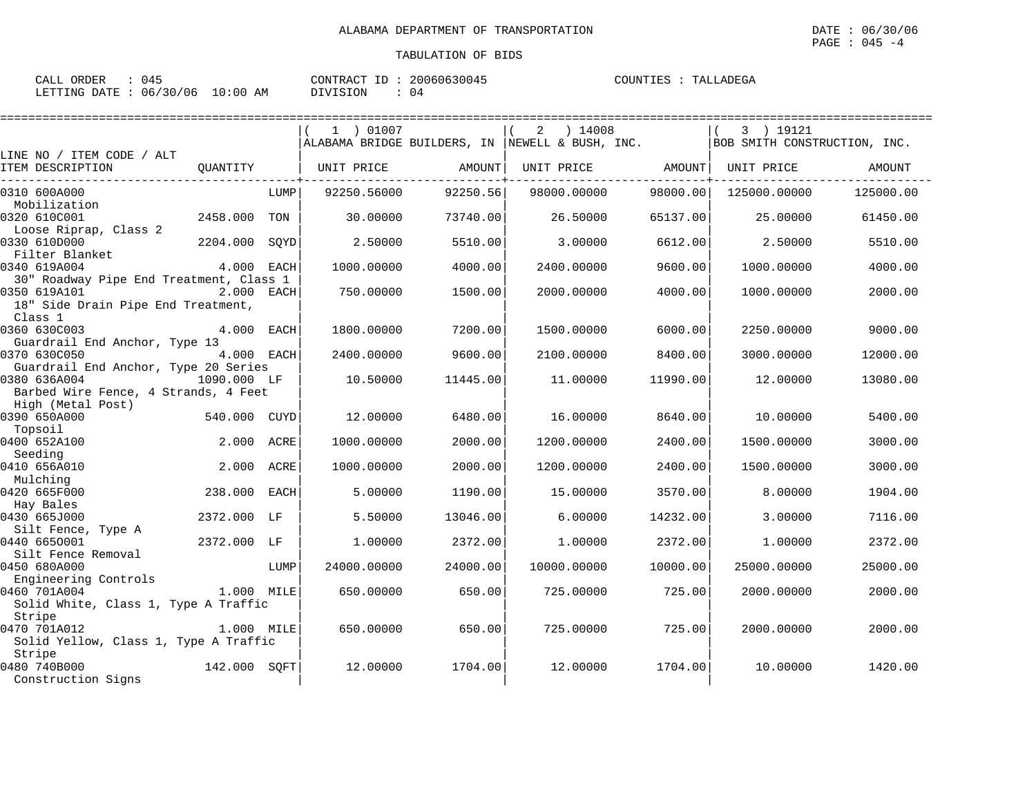ALABAMA DEPARTMENT OF TRANSPORTATION

TABULATION OF BIDS

DATE : 06/30/06
PAGE : 045 -4

CALL ORDER : 045
LETTING DATE : 06/30/06 10:00 AM

CONTRACT ID : 20060630045
DIVISION : 04

COUNTIES : TALLADEGA

| LINE NO / ITEM CODE / ALT<br>ITEM DESCRIPTION | QUANTITY | | ( 1 ) 01007<br>ALABAMA BRIDGE BUILDERS, IN<br>UNIT PRICE | AMOUNT | ( 2 ) 14008<br>NEWELL & BUSH, INC.<br>UNIT PRICE | AMOUNT | ( 3 ) 19121<br>BOB SMITH CONSTRUCTION, INC.<br>UNIT PRICE | AMOUNT |
|---|---|---|---|---|---|---|---|---|
| 0310 600A000<br>Mobilization | | LUMP | 92250.56000 | 92250.56 | 98000.00000 | 98000.00 | 125000.00000 | 125000.00 |
| 0320 610C001<br>Loose Riprap, Class 2 | 2458.000 | TON | 30.00000 | 73740.00 | 26.50000 | 65137.00 | 25.00000 | 61450.00 |
| 0330 610D000<br>Filter Blanket | 2204.000 | SQYD | 2.50000 | 5510.00 | 3.00000 | 6612.00 | 2.50000 | 5510.00 |
| 0340 619A004<br>30" Roadway Pipe End Treatment, Class 1 | 4.000 | EACH | 1000.00000 | 4000.00 | 2400.00000 | 9600.00 | 1000.00000 | 4000.00 |
| 0350 619A101<br>18" Side Drain Pipe End Treatment, Class 1 | 2.000 | EACH | 750.00000 | 1500.00 | 2000.00000 | 4000.00 | 1000.00000 | 2000.00 |
| 0360 630C003<br>Guardrail End Anchor, Type 13 | 4.000 | EACH | 1800.00000 | 7200.00 | 1500.00000 | 6000.00 | 2250.00000 | 9000.00 |
| 0370 630C050<br>Guardrail End Anchor, Type 20 Series | 4.000 | EACH | 2400.00000 | 9600.00 | 2100.00000 | 8400.00 | 3000.00000 | 12000.00 |
| 0380 636A004<br>Barbed Wire Fence, 4 Strands, 4 Feet High (Metal Post) | 1090.000 | LF | 10.50000 | 11445.00 | 11.00000 | 11990.00 | 12.00000 | 13080.00 |
| 0390 650A000<br>Topsoil | 540.000 | CUYD | 12.00000 | 6480.00 | 16.00000 | 8640.00 | 10.00000 | 5400.00 |
| 0400 652A100<br>Seeding | 2.000 | ACRE | 1000.00000 | 2000.00 | 1200.00000 | 2400.00 | 1500.00000 | 3000.00 |
| 0410 656A010<br>Mulching | 2.000 | ACRE | 1000.00000 | 2000.00 | 1200.00000 | 2400.00 | 1500.00000 | 3000.00 |
| 0420 665F000<br>Hay Bales | 238.000 | EACH | 5.00000 | 1190.00 | 15.00000 | 3570.00 | 8.00000 | 1904.00 |
| 0430 665J000<br>Silt Fence, Type A | 2372.000 | LF | 5.50000 | 13046.00 | 6.00000 | 14232.00 | 3.00000 | 7116.00 |
| 0440 665O001<br>Silt Fence Removal | 2372.000 | LF | 1.00000 | 2372.00 | 1.00000 | 2372.00 | 1.00000 | 2372.00 |
| 0450 680A000<br>Engineering Controls | | LUMP | 24000.00000 | 24000.00 | 10000.00000 | 10000.00 | 25000.00000 | 25000.00 |
| 0460 701A004<br>Solid White, Class 1, Type A Traffic Stripe | 1.000 | MILE | 650.00000 | 650.00 | 725.00000 | 725.00 | 2000.00000 | 2000.00 |
| 0470 701A012<br>Solid Yellow, Class 1, Type A Traffic Stripe | 1.000 | MILE | 650.00000 | 650.00 | 725.00000 | 725.00 | 2000.00000 | 2000.00 |
| 0480 740B000<br>Construction Signs | 142.000 | SQFT | 12.00000 | 1704.00 | 12.00000 | 1704.00 | 10.00000 | 1420.00 |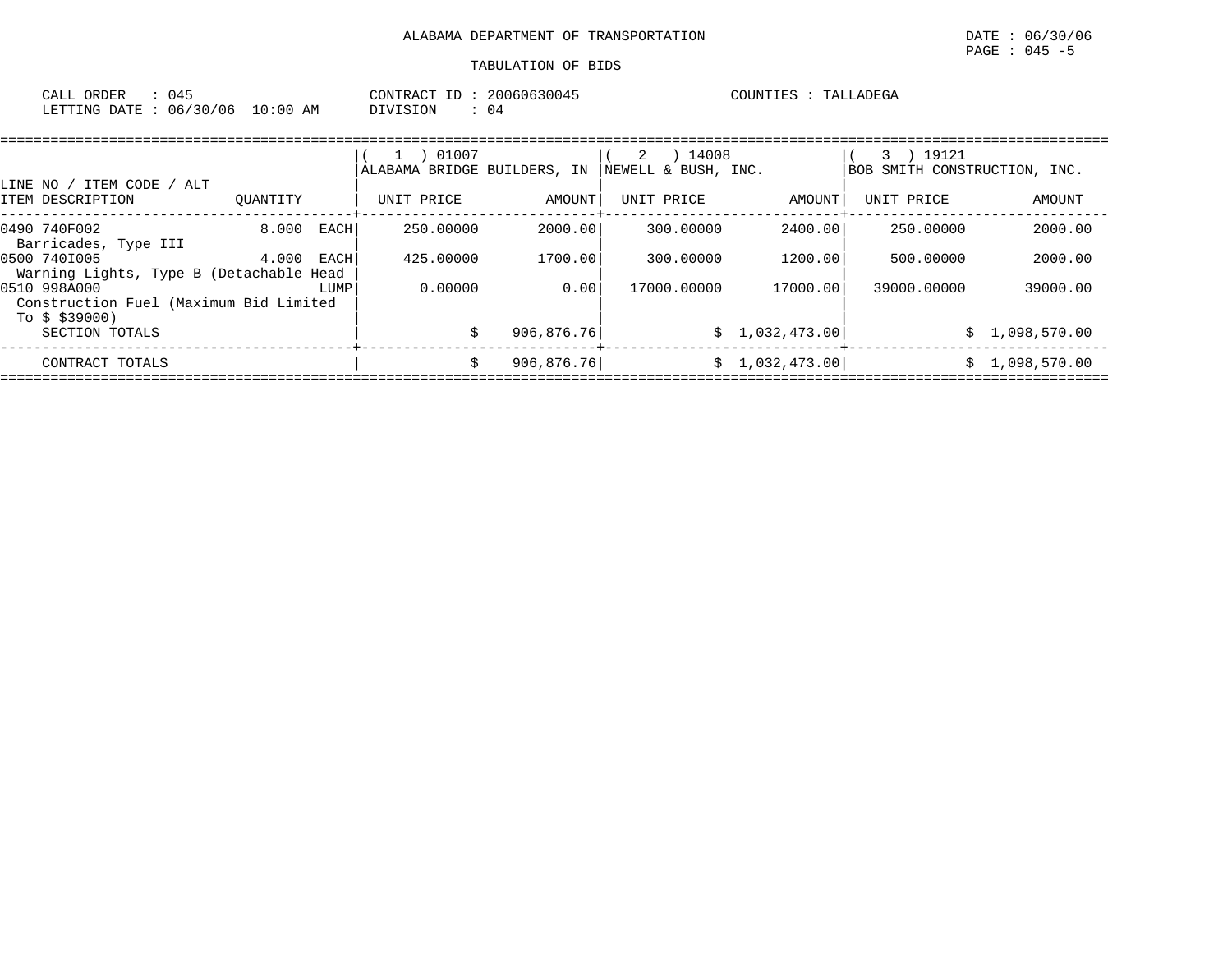ALABAMA DEPARTMENT OF TRANSPORTATION

DATE : 06/30/06

TABULATION OF BIDS

CALL ORDER : 045
LETTING DATE : 06/30/06 10:00 AM

CONTRACT ID : 20060630045
DIVISION : 04

COUNTIES : TALLADEGA

| LINE NO / ITEM CODE / ALT ITEM DESCRIPTION | QUANTITY | ( 1 ) 01007 ALABAMA BRIDGE BUILDERS, IN UNIT PRICE | AMOUNT | ( 2 ) 14008 NEWELL & BUSH, INC. UNIT PRICE | AMOUNT | ( 3 ) 19121 BOB SMITH CONSTRUCTION, INC. UNIT PRICE | AMOUNT |
|---|---|---|---|---|---|---|---|
| 0490 740F002 Barricades, Type III | 8.000 EACH | 250.00000 | 2000.00 | 300.00000 | 2400.00 | 250.00000 | 2000.00 |
| 0500 740I005 Warning Lights, Type B (Detachable Head | 4.000 EACH | 425.00000 | 1700.00 | 300.00000 | 1200.00 | 500.00000 | 2000.00 |
| 0510 998A000 Construction Fuel (Maximum Bid Limited To $ $39000) | LUMP | 0.00000 | 0.00 | 17000.00000 | 17000.00 | 39000.00000 | 39000.00 |
| SECTION TOTALS | | | $ 906,876.76 | | $ 1,032,473.00 | | $ 1,098,570.00 |
| CONTRACT TOTALS | | | $ 906,876.76 | | $ 1,032,473.00 | | $ 1,098,570.00 |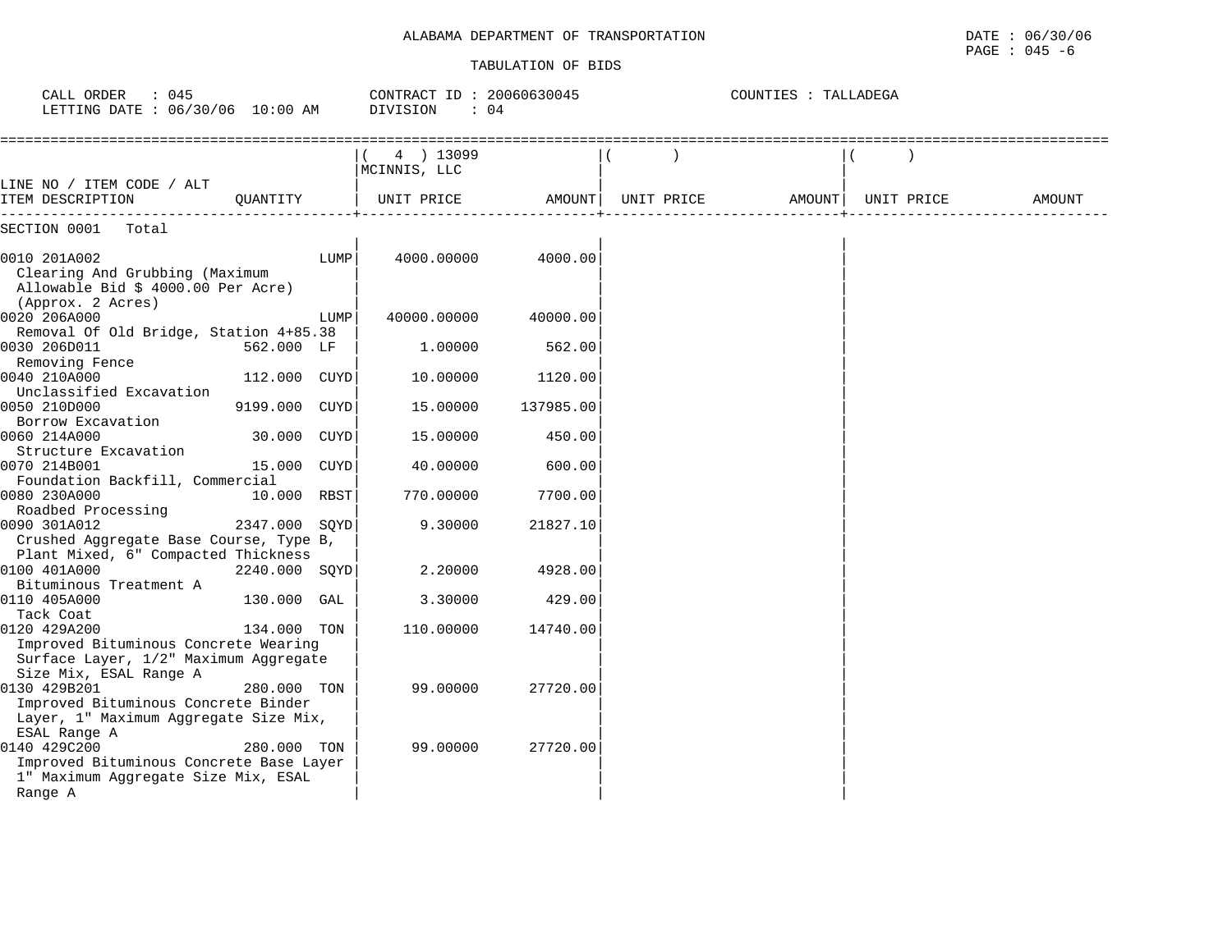ALABAMA DEPARTMENT OF TRANSPORTATION

DATE : 06/30/06

PAGE : 045 -6

TABULATION OF BIDS

CALL ORDER : 045
LETTING DATE : 06/30/06 10:00 AM

CONTRACT ID : 20060630045
DIVISION : 04

COUNTIES : TALLADEGA

| LINE NO / ITEM CODE / ALT ITEM DESCRIPTION | QUANTITY | ( 4 ) 13099 MCINNIS, LLC UNIT PRICE | AMOUNT | ( ) UNIT PRICE | AMOUNT | ( ) UNIT PRICE | AMOUNT |
|---|---|---|---|---|---|---|---|
| SECTION 0001 Total | | | | | | | |
| 0010 201A002 Clearing And Grubbing (Maximum Allowable Bid $ 4000.00 Per Acre) (Approx. 2 Acres) | LUMP | 4000.00000 | 4000.00 | | | | |
| 0020 206A000 Removal Of Old Bridge, Station 4+85.38 | LUMP | 40000.00000 | 40000.00 | | | | |
| 0030 206D011 Removing Fence | 562.000 LF | 1.00000 | 562.00 | | | | |
| 0040 210A000 Unclassified Excavation | 112.000 CUYD | 10.00000 | 1120.00 | | | | |
| 0050 210D000 Borrow Excavation | 9199.000 CUYD | 15.00000 | 137985.00 | | | | |
| 0060 214A000 Structure Excavation | 30.000 CUYD | 15.00000 | 450.00 | | | | |
| 0070 214B001 Foundation Backfill, Commercial | 15.000 CUYD | 40.00000 | 600.00 | | | | |
| 0080 230A000 Roadbed Processing | 10.000 RBST | 770.00000 | 7700.00 | | | | |
| 0090 301A012 Crushed Aggregate Base Course, Type B, Plant Mixed, 6" Compacted Thickness | 2347.000 SQYD | 9.30000 | 21827.10 | | | | |
| 0100 401A000 Bituminous Treatment A | 2240.000 SQYD | 2.20000 | 4928.00 | | | | |
| 0110 405A000 Tack Coat | 130.000 GAL | 3.30000 | 429.00 | | | | |
| 0120 429A200 Improved Bituminous Concrete Wearing Surface Layer, 1/2" Maximum Aggregate Size Mix, ESAL Range A | 134.000 TON | 110.00000 | 14740.00 | | | | |
| 0130 429B201 Improved Bituminous Concrete Binder Layer, 1" Maximum Aggregate Size Mix, ESAL Range A | 280.000 TON | 99.00000 | 27720.00 | | | | |
| 0140 429C200 Improved Bituminous Concrete Base Layer 1" Maximum Aggregate Size Mix, ESAL Range A | 280.000 TON | 99.00000 | 27720.00 | | | | |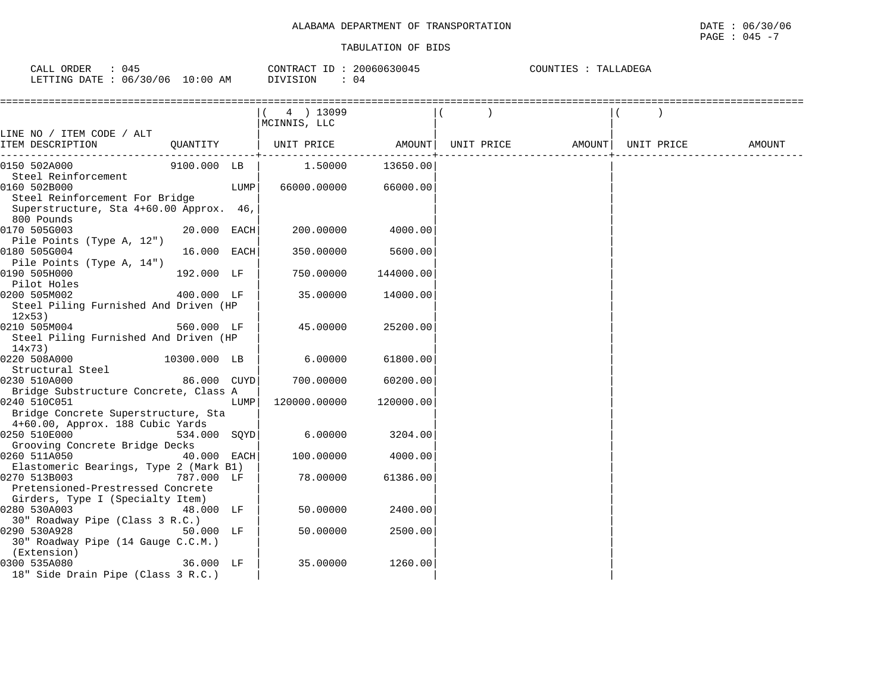ALABAMA DEPARTMENT OF TRANSPORTATION

TABULATION OF BIDS

DATE : 06/30/06
PAGE : 045 -7

CALL ORDER : 045
LETTING DATE : 06/30/06 10:00 AM

CONTRACT ID : 20060630045
DIVISION : 04

COUNTIES : TALLADEGA

| LINE NO / ITEM CODE / ALT<br>ITEM DESCRIPTION | QUANTITY | ( 4 ) 13099<br>MCINNIS, LLC<br>UNIT PRICE | AMOUNT | ( )<br>UNIT PRICE | AMOUNT | ( )<br>UNIT PRICE | AMOUNT |
|---|---|---|---|---|---|---|---|
| 0150 502A000<br>Steel Reinforcement | 9100.000 LB | 1.50000 | 13650.00 | | | | |
| 0160 502B000<br>Steel Reinforcement For Bridge Superstructure, Sta 4+60.00 Approx. 46, 800 Pounds | LUMP | 66000.00000 | 66000.00 | | | | |
| 0170 505G003<br>Pile Points (Type A, 12") | 20.000 EACH | 200.00000 | 4000.00 | | | | |
| 0180 505G004<br>Pile Points (Type A, 14") | 16.000 EACH | 350.00000 | 5600.00 | | | | |
| 0190 505H000<br>Pilot Holes | 192.000 LF | 750.00000 | 144000.00 | | | | |
| 0200 505M002<br>Steel Piling Furnished And Driven (HP 12x53) | 400.000 LF | 35.00000 | 14000.00 | | | | |
| 0210 505M004<br>Steel Piling Furnished And Driven (HP 14x73) | 560.000 LF | 45.00000 | 25200.00 | | | | |
| 0220 508A000<br>Structural Steel | 10300.000 LB | 6.00000 | 61800.00 | | | | |
| 0230 510A000<br>Bridge Substructure Concrete, Class A | 86.000 CUYD | 700.00000 | 60200.00 | | | | |
| 0240 510C051<br>Bridge Concrete Superstructure, Sta 4+60.00, Approx. 188 Cubic Yards | LUMP | 120000.00000 | 120000.00 | | | | |
| 0250 510E000<br>Grooving Concrete Bridge Decks | 534.000 SQYD | 6.00000 | 3204.00 | | | | |
| 0260 511A050<br>Elastomeric Bearings, Type 2 (Mark B1) | 40.000 EACH | 100.00000 | 4000.00 | | | | |
| 0270 513B003<br>Pretensioned-Prestressed Concrete Girders, Type I (Specialty Item) | 787.000 LF | 78.00000 | 61386.00 | | | | |
| 0280 530A003<br>30" Roadway Pipe (Class 3 R.C.) | 48.000 LF | 50.00000 | 2400.00 | | | | |
| 0290 530A928<br>30" Roadway Pipe (14 Gauge C.C.M.) (Extension) | 50.000 LF | 50.00000 | 2500.00 | | | | |
| 0300 535A080<br>18" Side Drain Pipe (Class 3 R.C.) | 36.000 LF | 35.00000 | 1260.00 | | | | |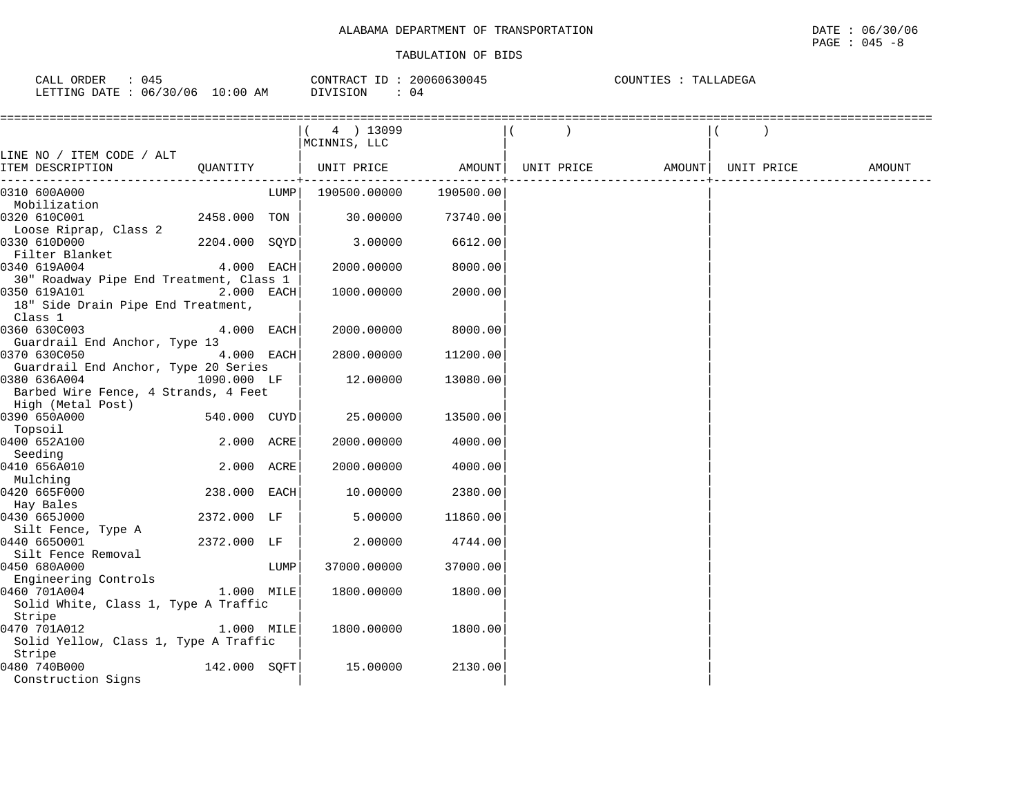ALABAMA DEPARTMENT OF TRANSPORTATION

TABULATION OF BIDS

DATE : 06/30/06
PAGE : 045 -8

CALL ORDER : 045
LETTING DATE : 06/30/06 10:00 AM

CONTRACT ID : 20060630045
DIVISION : 04

COUNTIES : TALLADEGA

| LINE NO / ITEM CODE / ALT ITEM DESCRIPTION | QUANTITY | ( 4 ) 13099 MCINNIS, LLC UNIT PRICE | AMOUNT | ( ) UNIT PRICE | AMOUNT | ( ) UNIT PRICE | AMOUNT |
|---|---|---|---|---|---|---|---|
| 0310 600A000 Mobilization | LUMP | 190500.00000 | 190500.00 | | | | |
| 0320 610C001 Loose Riprap, Class 2 | 2458.000 TON | 30.00000 | 73740.00 | | | | |
| 0330 610D000 Filter Blanket | 2204.000 SQYD | 3.00000 | 6612.00 | | | | |
| 0340 619A004 30" Roadway Pipe End Treatment, Class 1 | 4.000 EACH | 2000.00000 | 8000.00 | | | | |
| 0350 619A101 18" Side Drain Pipe End Treatment, Class 1 | 2.000 EACH | 1000.00000 | 2000.00 | | | | |
| 0360 630C003 Guardrail End Anchor, Type 13 | 4.000 EACH | 2000.00000 | 8000.00 | | | | |
| 0370 630C050 Guardrail End Anchor, Type 20 Series | 4.000 EACH | 2800.00000 | 11200.00 | | | | |
| 0380 636A004 Barbed Wire Fence, 4 Strands, 4 Feet High (Metal Post) | 1090.000 LF | 12.00000 | 13080.00 | | | | |
| 0390 650A000 Topsoil | 540.000 CUYD | 25.00000 | 13500.00 | | | | |
| 0400 652A100 Seeding | 2.000 ACRE | 2000.00000 | 4000.00 | | | | |
| 0410 656A010 Mulching | 2.000 ACRE | 2000.00000 | 4000.00 | | | | |
| 0420 665F000 Hay Bales | 238.000 EACH | 10.00000 | 2380.00 | | | | |
| 0430 665J000 Silt Fence, Type A | 2372.000 LF | 5.00000 | 11860.00 | | | | |
| 0440 665O001 Silt Fence Removal | 2372.000 LF | 2.00000 | 4744.00 | | | | |
| 0450 680A000 Engineering Controls | LUMP | 37000.00000 | 37000.00 | | | | |
| 0460 701A004 Solid White, Class 1, Type A Traffic Stripe | 1.000 MILE | 1800.00000 | 1800.00 | | | | |
| 0470 701A012 Solid Yellow, Class 1, Type A Traffic Stripe | 1.000 MILE | 1800.00000 | 1800.00 | | | | |
| 0480 740B000 Construction Signs | 142.000 SQFT | 15.00000 | 2130.00 | | | | |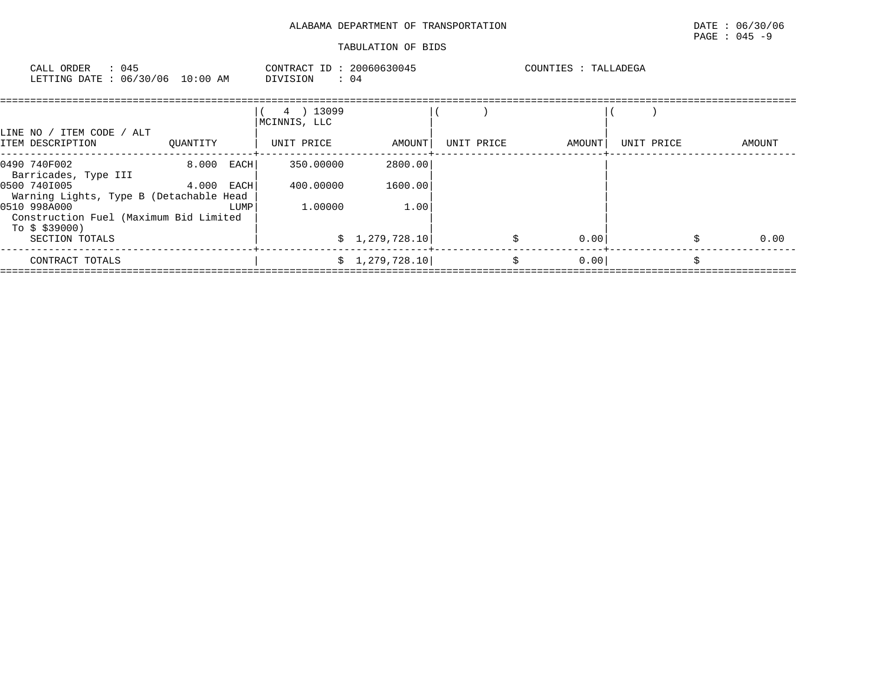ALABAMA DEPARTMENT OF TRANSPORTATION

DATE : 06/30/06
PAGE : 045 -9

TABULATION OF BIDS

CALL ORDER : 045
LETTING DATE : 06/30/06 10:00 AM

CONTRACT ID : 20060630045
DIVISION : 04

COUNTIES : TALLADEGA

| LINE NO / ITEM CODE / ALT<br>ITEM DESCRIPTION | QUANTITY | ( 4 ) 13099<br>MCINNIS, LLC<br>UNIT PRICE | AMOUNT | ( )<br>UNIT PRICE | AMOUNT | ( )<br>UNIT PRICE | AMOUNT |
|---|---|---|---|---|---|---|---|
| 0490 740F002<br>Barricades, Type III | 8.000 EACH | 350.00000 | 2800.00 | | | | |
| 0500 740I005<br>Warning Lights, Type B (Detachable Head | 4.000 EACH | 400.00000 | 1600.00 | | | | |
| 0510 998A000<br>Construction Fuel (Maximum Bid Limited To $ $39000) | LUMP | 1.00000 | 1.00 | | | | |
| SECTION TOTALS | | | $ 1,279,728.10 | | $ 0.00 | | $ 0.00 |
| CONTRACT TOTALS | | | $ 1,279,728.10 | | $ 0.00 | | $ |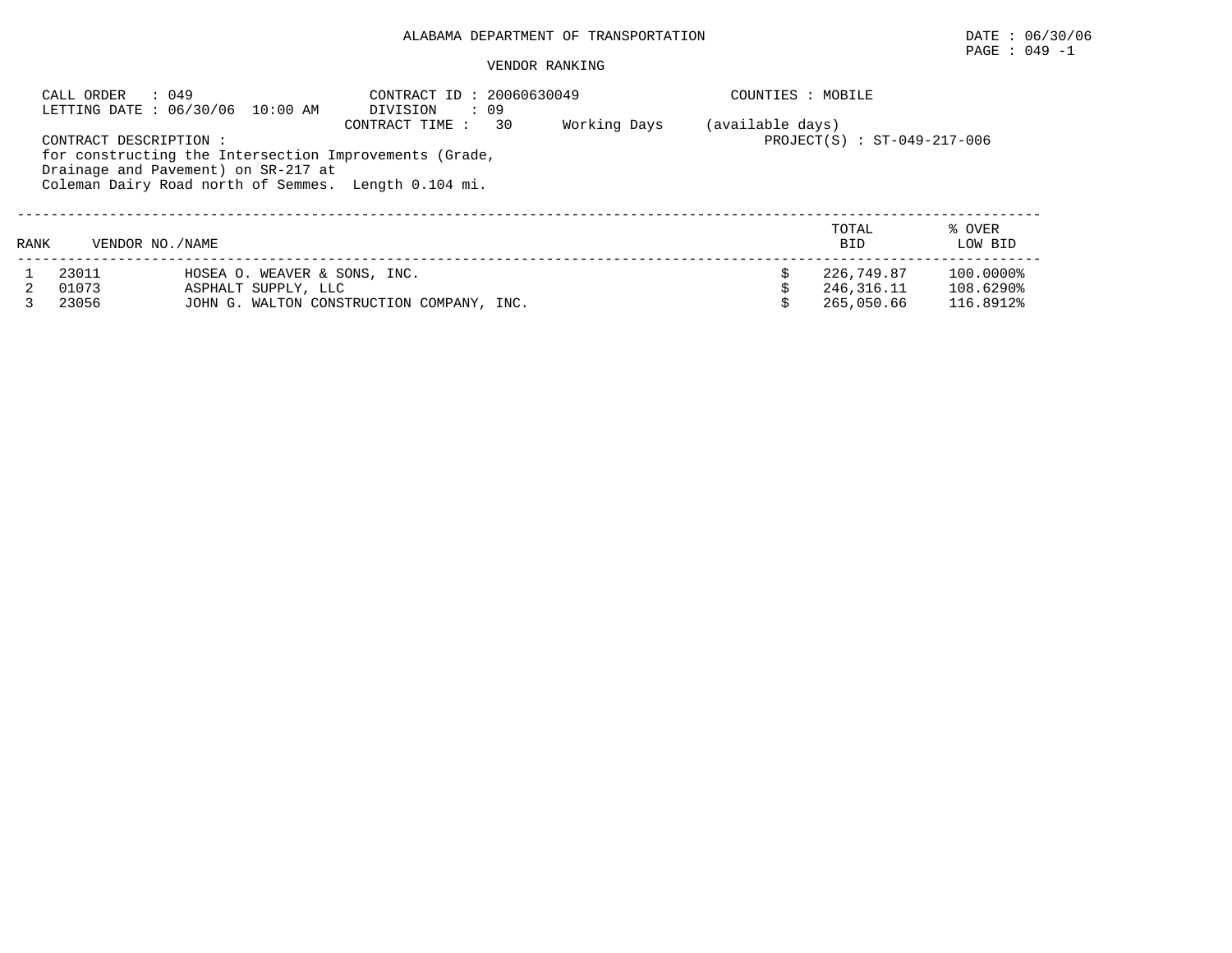# ALABAMA DEPARTMENT OF TRANSPORTATION

DATE : 06/30/06

PAGE : 049 -1

## VENDOR RANKING

CALL ORDER : 049
LETTING DATE : 06/30/06 10:00 AM

CONTRACT ID : 20060630049
DIVISION : 09
CONTRACT TIME : 30 Working Days (available days)

COUNTIES : MOBILE

PROJECT(S) : ST-049-217-006

CONTRACT DESCRIPTION :
for constructing the Intersection Improvements (Grade, Drainage and Pavement) on SR-217 at Coleman Dairy Road north of Semmes. Length 0.104 mi.

| RANK | VENDOR NO./NAME | | TOTAL BID | % OVER LOW BID |
|---|---|---|---|---|
| 1 | 23011 | HOSEA O. WEAVER & SONS, INC. | $ 226,749.87 | 100.0000% |
| 2 | 01073 | ASPHALT SUPPLY, LLC | $ 246,316.11 | 108.6290% |
| 3 | 23056 | JOHN G. WALTON CONSTRUCTION COMPANY, INC. | $ 265,050.66 | 116.8912% |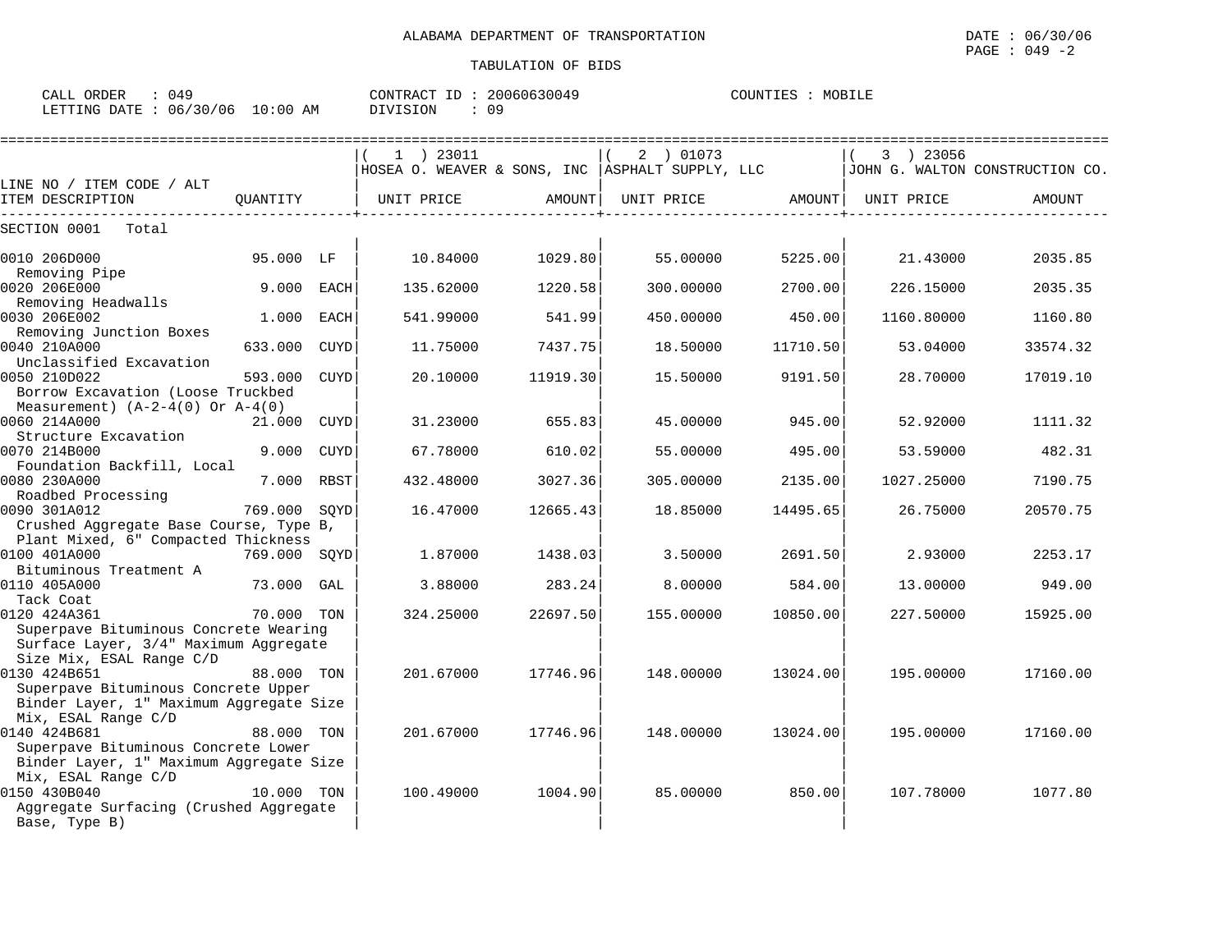ALABAMA DEPARTMENT OF TRANSPORTATION

TABULATION OF BIDS

DATE : 06/30/06
PAGE : 049 -2

CALL ORDER : 049 CONTRACT ID : 20060630049 COUNTIES : MOBILE
LETTING DATE : 06/30/06 10:00 AM DIVISION : 09

| LINE NO / ITEM CODE / ALT ITEM DESCRIPTION | QUANTITY | | ( 1 ) 23011 HOSEA O. WEAVER & SONS, INC UNIT PRICE | AMOUNT | ( 2 ) 01073 ASPHALT SUPPLY, LLC UNIT PRICE | AMOUNT | ( 3 ) 23056 JOHN G. WALTON CONSTRUCTION CO. UNIT PRICE | AMOUNT |
|---|---|---|---|---|---|---|---|---|
| SECTION 0001 Total | | | | | | | | |
| 0010 206D000 Removing Pipe | 95.000 | LF | 10.84000 | 1029.80 | 55.00000 | 5225.00 | 21.43000 | 2035.85 |
| 0020 206E000 Removing Headwalls | 9.000 | EACH | 135.62000 | 1220.58 | 300.00000 | 2700.00 | 226.15000 | 2035.35 |
| 0030 206E002 Removing Junction Boxes | 1.000 | EACH | 541.99000 | 541.99 | 450.00000 | 450.00 | 1160.80000 | 1160.80 |
| 0040 210A000 Unclassified Excavation | 633.000 | CUYD | 11.75000 | 7437.75 | 18.50000 | 11710.50 | 53.04000 | 33574.32 |
| 0050 210D022 Borrow Excavation (Loose Truckbed Measurement) (A-2-4(0) Or A-4(0) | 593.000 | CUYD | 20.10000 | 11919.30 | 15.50000 | 9191.50 | 28.70000 | 17019.10 |
| 0060 214A000 Structure Excavation | 21.000 | CUYD | 31.23000 | 655.83 | 45.00000 | 945.00 | 52.92000 | 1111.32 |
| 0070 214B000 Foundation Backfill, Local | 9.000 | CUYD | 67.78000 | 610.02 | 55.00000 | 495.00 | 53.59000 | 482.31 |
| 0080 230A000 Roadbed Processing | 7.000 | RBST | 432.48000 | 3027.36 | 305.00000 | 2135.00 | 1027.25000 | 7190.75 |
| 0090 301A012 Crushed Aggregate Base Course, Type B, Plant Mixed, 6" Compacted Thickness | 769.000 | SQYD | 16.47000 | 12665.43 | 18.85000 | 14495.65 | 26.75000 | 20570.75 |
| 0100 401A000 Bituminous Treatment A | 769.000 | SQYD | 1.87000 | 1438.03 | 3.50000 | 2691.50 | 2.93000 | 2253.17 |
| 0110 405A000 Tack Coat | 73.000 | GAL | 3.88000 | 283.24 | 8.00000 | 584.00 | 13.00000 | 949.00 |
| 0120 424A361 Superpave Bituminous Concrete Wearing Surface Layer, 3/4" Maximum Aggregate Size Mix, ESAL Range C/D | 70.000 | TON | 324.25000 | 22697.50 | 155.00000 | 10850.00 | 227.50000 | 15925.00 |
| 0130 424B651 Superpave Bituminous Concrete Upper Binder Layer, 1" Maximum Aggregate Size Mix, ESAL Range C/D | 88.000 | TON | 201.67000 | 17746.96 | 148.00000 | 13024.00 | 195.00000 | 17160.00 |
| 0140 424B681 Superpave Bituminous Concrete Lower Binder Layer, 1" Maximum Aggregate Size Mix, ESAL Range C/D | 88.000 | TON | 201.67000 | 17746.96 | 148.00000 | 13024.00 | 195.00000 | 17160.00 |
| 0150 430B040 Aggregate Surfacing (Crushed Aggregate Base, Type B) | 10.000 | TON | 100.49000 | 1004.90 | 85.00000 | 850.00 | 107.78000 | 1077.80 |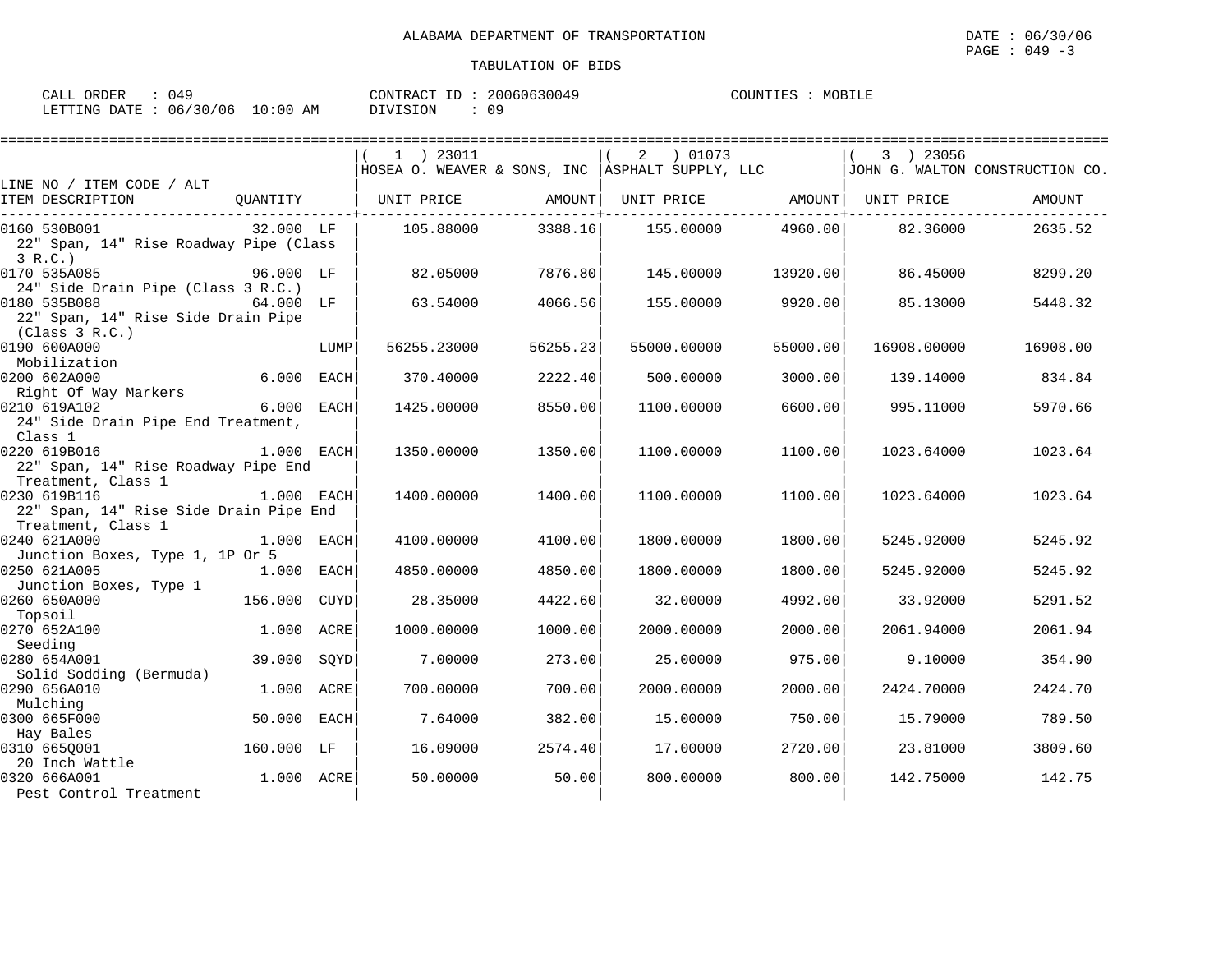ALABAMA DEPARTMENT OF TRANSPORTATION

DATE : 06/30/06

TABULATION OF BIDS

CALL ORDER : 049 CONTRACT ID : 20060630049 COUNTIES : MOBILE
LETTING DATE : 06/30/06 10:00 AM DIVISION : 09

| LINE NO / ITEM CODE / ALT ITEM DESCRIPTION | QUANTITY | ( 1 ) 23011 HOSEA O. WEAVER & SONS, INC UNIT PRICE | AMOUNT | ( 2 ) 01073 ASPHALT SUPPLY, LLC UNIT PRICE | AMOUNT | ( 3 ) 23056 JOHN G. WALTON CONSTRUCTION CO. UNIT PRICE | AMOUNT |
|---|---|---|---|---|---|---|---|
| 0160 530B001 22" Span, 14" Rise Roadway Pipe (Class 3 R.C.) | 32.000 LF | 105.88000 | 3388.16 | 155.00000 | 4960.00 | 82.36000 | 2635.52 |
| 0170 535A085 24" Side Drain Pipe (Class 3 R.C.) | 96.000 LF | 82.05000 | 7876.80 | 145.00000 | 13920.00 | 86.45000 | 8299.20 |
| 0180 535B088 22" Span, 14" Rise Side Drain Pipe (Class 3 R.C.) | 64.000 LF | 63.54000 | 4066.56 | 155.00000 | 9920.00 | 85.13000 | 5448.32 |
| 0190 600A000 Mobilization | LUMP | 56255.23000 | 56255.23 | 55000.00000 | 55000.00 | 16908.00000 | 16908.00 |
| 0200 602A000 Right Of Way Markers | 6.000 EACH | 370.40000 | 2222.40 | 500.00000 | 3000.00 | 139.14000 | 834.84 |
| 0210 619A102 24" Side Drain Pipe End Treatment, Class 1 | 6.000 EACH | 1425.00000 | 8550.00 | 1100.00000 | 6600.00 | 995.11000 | 5970.66 |
| 0220 619B016 22" Span, 14" Rise Roadway Pipe End Treatment, Class 1 | 1.000 EACH | 1350.00000 | 1350.00 | 1100.00000 | 1100.00 | 1023.64000 | 1023.64 |
| 0230 619B116 22" Span, 14" Rise Side Drain Pipe End Treatment, Class 1 | 1.000 EACH | 1400.00000 | 1400.00 | 1100.00000 | 1100.00 | 1023.64000 | 1023.64 |
| 0240 621A000 Junction Boxes, Type 1, 1P Or 5 | 1.000 EACH | 4100.00000 | 4100.00 | 1800.00000 | 1800.00 | 5245.92000 | 5245.92 |
| 0250 621A005 Junction Boxes, Type 1 | 1.000 EACH | 4850.00000 | 4850.00 | 1800.00000 | 1800.00 | 5245.92000 | 5245.92 |
| 0260 650A000 Topsoil | 156.000 CUYD | 28.35000 | 4422.60 | 32.00000 | 4992.00 | 33.92000 | 5291.52 |
| 0270 652A100 Seeding | 1.000 ACRE | 1000.00000 | 1000.00 | 2000.00000 | 2000.00 | 2061.94000 | 2061.94 |
| 0280 654A001 Solid Sodding (Bermuda) | 39.000 SQYD | 7.00000 | 273.00 | 25.00000 | 975.00 | 9.10000 | 354.90 |
| 0290 656A010 Mulching | 1.000 ACRE | 700.00000 | 700.00 | 2000.00000 | 2000.00 | 2424.70000 | 2424.70 |
| 0300 665F000 Hay Bales | 50.000 EACH | 7.64000 | 382.00 | 15.00000 | 750.00 | 15.79000 | 789.50 |
| 0310 665Q001 20 Inch Wattle | 160.000 LF | 16.09000 | 2574.40 | 17.00000 | 2720.00 | 23.81000 | 3809.60 |
| 0320 666A001 Pest Control Treatment | 1.000 ACRE | 50.00000 | 50.00 | 800.00000 | 800.00 | 142.75000 | 142.75 |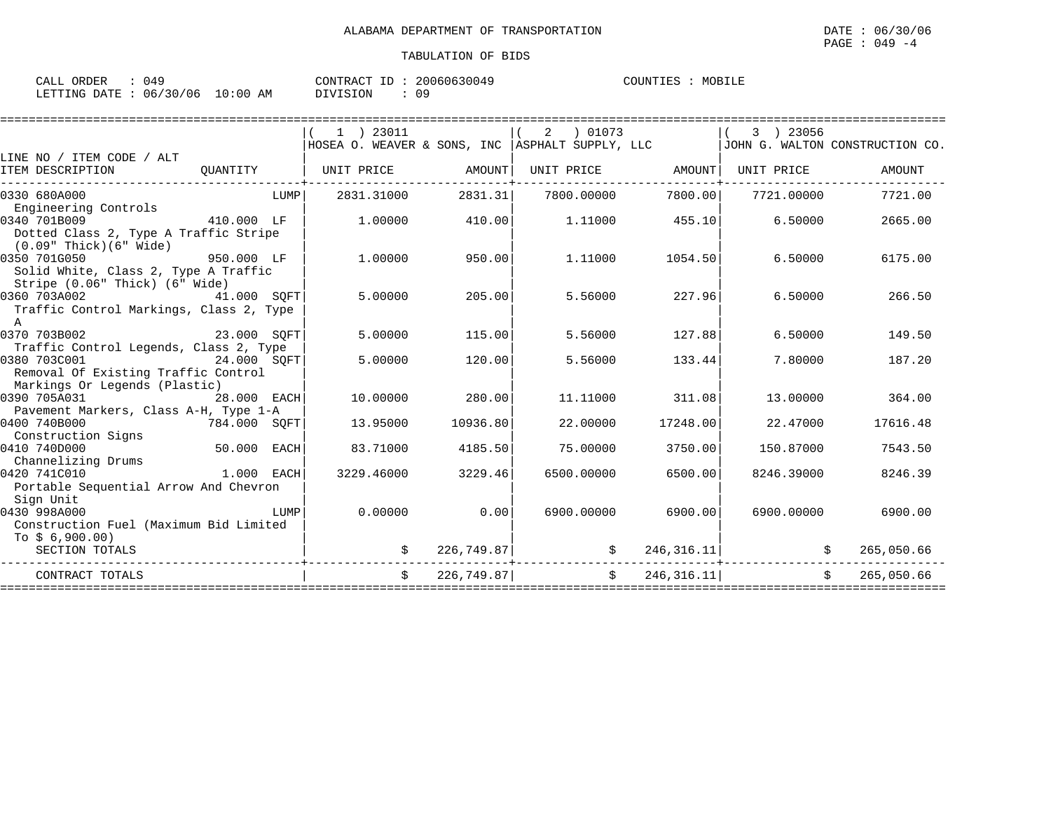ALABAMA DEPARTMENT OF TRANSPORTATION

DATE : 06/30/06

TABULATION OF BIDS

CALL ORDER : 049 CONTRACT ID : 20060630049 COUNTIES : MOBILE
LETTING DATE : 06/30/06 10:00 AM DIVISION : 09

| LINE NO / ITEM CODE / ALT ITEM DESCRIPTION | QUANTITY | ( 1 ) 23011 HOSEA O. WEAVER & SONS, INC UNIT PRICE | AMOUNT | ( 2 ) 01073 ASPHALT SUPPLY, LLC UNIT PRICE | AMOUNT | ( 3 ) 23056 JOHN G. WALTON CONSTRUCTION CO. UNIT PRICE | AMOUNT |
|---|---|---|---|---|---|---|---|
| 0330 680A000 Engineering Controls | LUMP | 2831.31000 | 2831.31 | 7800.00000 | 7800.00 | 7721.00000 | 7721.00 |
| 0340 701B009 Dotted Class 2, Type A Traffic Stripe (0.09" Thick)(6" Wide) | 410.000 LF | 1.00000 | 410.00 | 1.11000 | 455.10 | 6.50000 | 2665.00 |
| 0350 701G050 Solid White, Class 2, Type A Traffic Stripe (0.06" Thick) (6" Wide) | 950.000 LF | 1.00000 | 950.00 | 1.11000 | 1054.50 | 6.50000 | 6175.00 |
| 0360 703A002 Traffic Control Markings, Class 2, Type A | 41.000 SQFT | 5.00000 | 205.00 | 5.56000 | 227.96 | 6.50000 | 266.50 |
| 0370 703B002 Traffic Control Legends, Class 2, Type | 23.000 SQFT | 5.00000 | 115.00 | 5.56000 | 127.88 | 6.50000 | 149.50 |
| 0380 703C001 Removal Of Existing Traffic Control Markings Or Legends (Plastic) | 24.000 SQFT | 5.00000 | 120.00 | 5.56000 | 133.44 | 7.80000 | 187.20 |
| 0390 705A031 Pavement Markers, Class A-H, Type 1-A | 28.000 EACH | 10.00000 | 280.00 | 11.11000 | 311.08 | 13.00000 | 364.00 |
| 0400 740B000 Construction Signs | 784.000 SQFT | 13.95000 | 10936.80 | 22.00000 | 17248.00 | 22.47000 | 17616.48 |
| 0410 740D000 Channelizing Drums | 50.000 EACH | 83.71000 | 4185.50 | 75.00000 | 3750.00 | 150.87000 | 7543.50 |
| 0420 741C010 Portable Sequential Arrow And Chevron Sign Unit | 1.000 EACH | 3229.46000 | 3229.46 | 6500.00000 | 6500.00 | 8246.39000 | 8246.39 |
| 0430 998A000 Construction Fuel (Maximum Bid Limited To $ 6,900.00) | LUMP | 0.00000 | 0.00 | 6900.00000 | 6900.00 | 6900.00000 | 6900.00 |
| SECTION TOTALS | | $ | 226,749.87 | $ | 246,316.11 | $ | 265,050.66 |
| CONTRACT TOTALS | | $ | 226,749.87 | $ | 246,316.11 | $ | 265,050.66 |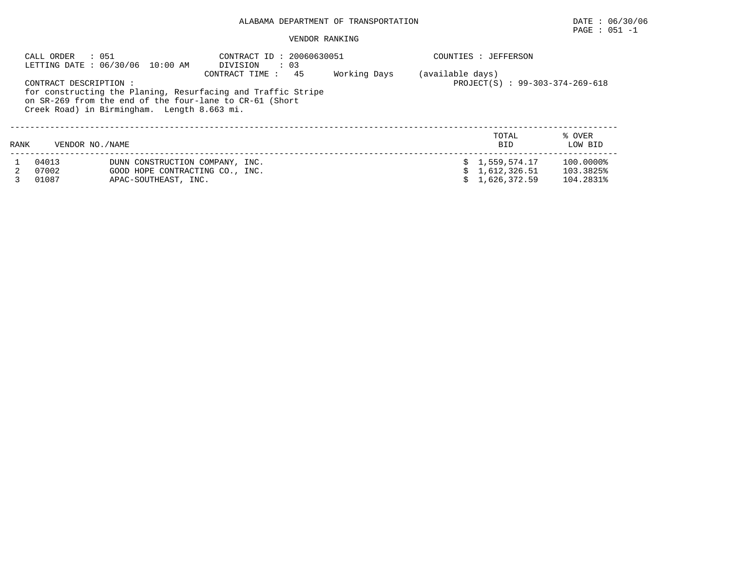ALABAMA DEPARTMENT OF TRANSPORTATION

DATE : 06/30/06

PAGE : 051 -1

VENDOR RANKING

CALL ORDER : 051

LETTING DATE : 06/30/06 10:00 AM

CONTRACT ID : 20060630051

DIVISION : 03

CONTRACT TIME : 45 Working Days (available days)

COUNTIES : JEFFERSON

PROJECT(S) : 99-303-374-269-618

CONTRACT DESCRIPTION :
for constructing the Planing, Resurfacing and Traffic Stripe on SR-269 from the end of the four-lane to CR-61 (Short Creek Road) in Birmingham. Length 8.663 mi.

| RANK | VENDOR NO. | NAME | TOTAL BID | % OVER LOW BID |
|---|---|---|---|---|
| 1 | 04013 | DUNN CONSTRUCTION COMPANY, INC. | $ 1,559,574.17 | 100.0000% |
| 2 | 07002 | GOOD HOPE CONTRACTING CO., INC. | $ 1,612,326.51 | 103.3825% |
| 3 | 01087 | APAC-SOUTHEAST, INC. | $ 1,626,372.59 | 104.2831% |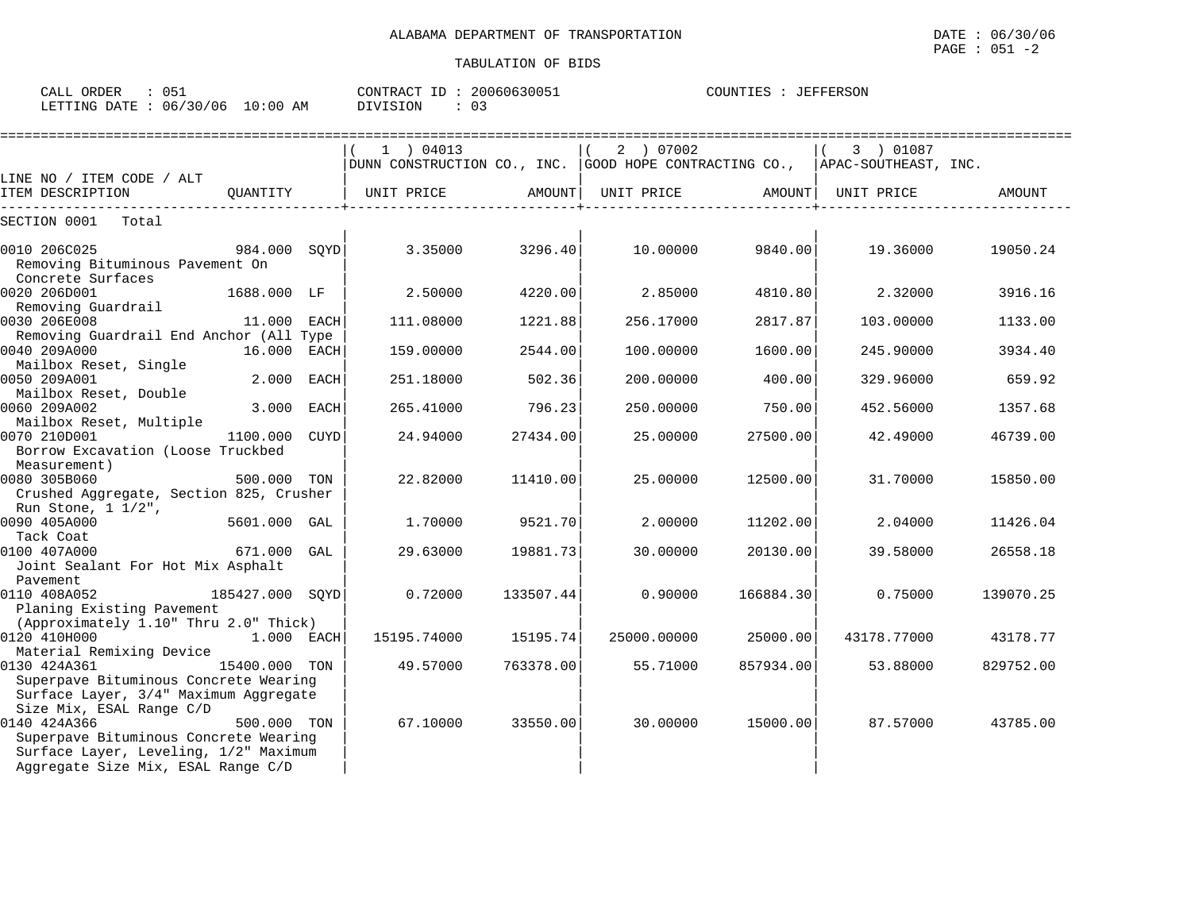ALABAMA DEPARTMENT OF TRANSPORTATION

TABULATION OF BIDS

DATE : 06/30/06
PAGE : 051 -2

CALL ORDER : 051
LETTING DATE : 06/30/06 10:00 AM

CONTRACT ID : 20060630051
DIVISION : 03

COUNTIES : JEFFERSON

| LINE NO / ITEM CODE / ALT ITEM DESCRIPTION | QUANTITY | ( 1 ) 04013 DUNN CONSTRUCTION CO., INC. UNIT PRICE | AMOUNT | ( 2 ) 07002 GOOD HOPE CONTRACTING CO., UNIT PRICE | AMOUNT | ( 3 ) 01087 APAC-SOUTHEAST, INC. UNIT PRICE | AMOUNT |
|---|---|---|---|---|---|---|---|
| SECTION 0001 Total | | | | | | | |
| 0010 206C025 Removing Bituminous Pavement On Concrete Surfaces | 984.000 SQYD | 3.35000 | 3296.40 | 10.00000 | 9840.00 | 19.36000 | 19050.24 |
| 0020 206D001 Removing Guardrail | 1688.000 LF | 2.50000 | 4220.00 | 2.85000 | 4810.80 | 2.32000 | 3916.16 |
| 0030 206E008 Removing Guardrail End Anchor (All Type | 11.000 EACH | 111.08000 | 1221.88 | 256.17000 | 2817.87 | 103.00000 | 1133.00 |
| 0040 209A000 Mailbox Reset, Single | 16.000 EACH | 159.00000 | 2544.00 | 100.00000 | 1600.00 | 245.90000 | 3934.40 |
| 0050 209A001 Mailbox Reset, Double | 2.000 EACH | 251.18000 | 502.36 | 200.00000 | 400.00 | 329.96000 | 659.92 |
| 0060 209A002 Mailbox Reset, Multiple | 3.000 EACH | 265.41000 | 796.23 | 250.00000 | 750.00 | 452.56000 | 1357.68 |
| 0070 210D001 Borrow Excavation (Loose Truckbed Measurement) | 1100.000 CUYD | 24.94000 | 27434.00 | 25.00000 | 27500.00 | 42.49000 | 46739.00 |
| 0080 305B060 Crushed Aggregate, Section 825, Crusher Run Stone, 1 1/2", | 500.000 TON | 22.82000 | 11410.00 | 25.00000 | 12500.00 | 31.70000 | 15850.00 |
| 0090 405A000 Tack Coat | 5601.000 GAL | 1.70000 | 9521.70 | 2.00000 | 11202.00 | 2.04000 | 11426.04 |
| 0100 407A000 Joint Sealant For Hot Mix Asphalt Pavement | 671.000 GAL | 29.63000 | 19881.73 | 30.00000 | 20130.00 | 39.58000 | 26558.18 |
| 0110 408A052 Planing Existing Pavement (Approximately 1.10" Thru 2.0" Thick) | 185427.000 SQYD | 0.72000 | 133507.44 | 0.90000 | 166884.30 | 0.75000 | 139070.25 |
| 0120 410H000 Material Remixing Device | 1.000 EACH | 15195.74000 | 15195.74 | 25000.00000 | 25000.00 | 43178.77000 | 43178.77 |
| 0130 424A361 Superpave Bituminous Concrete Wearing Surface Layer, 3/4" Maximum Aggregate Size Mix, ESAL Range C/D | 15400.000 TON | 49.57000 | 763378.00 | 55.71000 | 857934.00 | 53.88000 | 829752.00 |
| 0140 424A366 Superpave Bituminous Concrete Wearing Surface Layer, Leveling, 1/2" Maximum Aggregate Size Mix, ESAL Range C/D | 500.000 TON | 67.10000 | 33550.00 | 30.00000 | 15000.00 | 87.57000 | 43785.00 |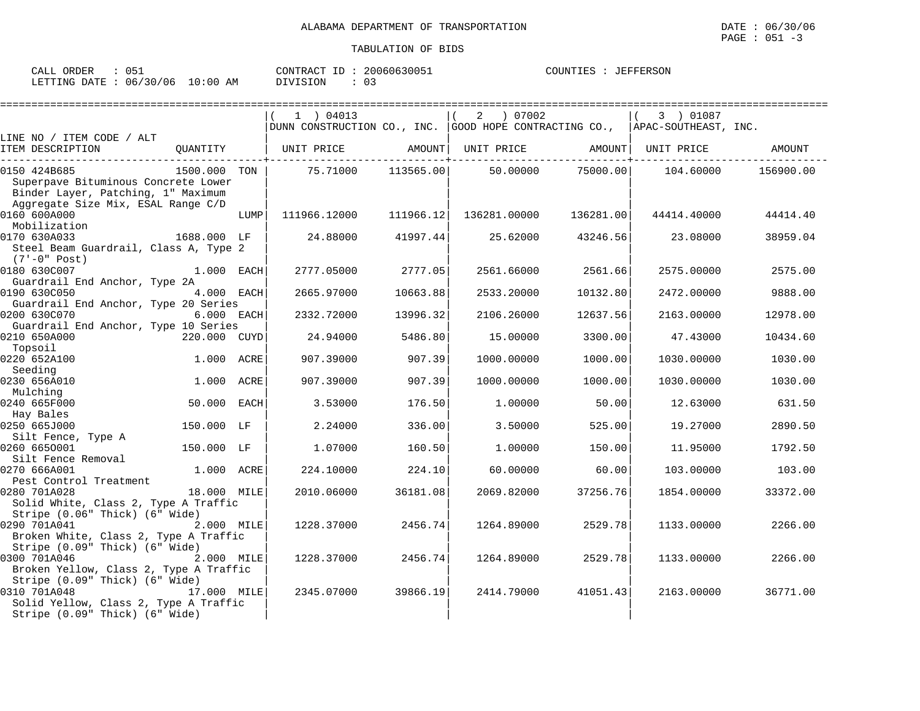ALABAMA DEPARTMENT OF TRANSPORTATION

TABULATION OF BIDS

CALL ORDER : 051　　CONTRACT ID : 20060630051　　COUNTIES : JEFFERSON
LETTING DATE : 06/30/06 10:00 AM　　DIVISION : 03

| LINE NO / ITEM CODE / ALT ITEM DESCRIPTION | QUANTITY | (1) 04013 DUNN CONSTRUCTION CO., INC. UNIT PRICE | AMOUNT | (2) 07002 GOOD HOPE CONTRACTING CO., UNIT PRICE | AMOUNT | (3) 01087 APAC-SOUTHEAST, INC. UNIT PRICE | AMOUNT |
|---|---|---|---|---|---|---|---|
| 0150 424B685 Superpave Bituminous Concrete Lower Binder Layer, Patching, 1" Maximum Aggregate Size Mix, ESAL Range C/D | 1500.000 TON | 75.71000 | 113565.00 | 50.00000 | 75000.00 | 104.60000 | 156900.00 |
| 0160 600A000 Mobilization | LUMP | 111966.12000 | 111966.12 | 136281.00000 | 136281.00 | 44414.40000 | 44414.40 |
| 0170 630A033 Steel Beam Guardrail, Class A, Type 2 (7'-0" Post) | 1688.000 LF | 24.88000 | 41997.44 | 25.62000 | 43246.56 | 23.08000 | 38959.04 |
| 0180 630C007 Guardrail End Anchor, Type 2A | 1.000 EACH | 2777.05000 | 2777.05 | 2561.66000 | 2561.66 | 2575.00000 | 2575.00 |
| 0190 630C050 Guardrail End Anchor, Type 20 Series | 4.000 EACH | 2665.97000 | 10663.88 | 2533.20000 | 10132.80 | 2472.00000 | 9888.00 |
| 0200 630C070 Guardrail End Anchor, Type 10 Series | 6.000 EACH | 2332.72000 | 13996.32 | 2106.26000 | 12637.56 | 2163.00000 | 12978.00 |
| 0210 650A000 Topsoil | 220.000 CUYD | 24.94000 | 5486.80 | 15.00000 | 3300.00 | 47.43000 | 10434.60 |
| 0220 652A100 Seeding | 1.000 ACRE | 907.39000 | 907.39 | 1000.00000 | 1000.00 | 1030.00000 | 1030.00 |
| 0230 656A010 Mulching | 1.000 ACRE | 907.39000 | 907.39 | 1000.00000 | 1000.00 | 1030.00000 | 1030.00 |
| 0240 665F000 Hay Bales | 50.000 EACH | 3.53000 | 176.50 | 1.00000 | 50.00 | 12.63000 | 631.50 |
| 0250 665J000 Silt Fence, Type A | 150.000 LF | 2.24000 | 336.00 | 3.50000 | 525.00 | 19.27000 | 2890.50 |
| 0260 665O001 Silt Fence Removal | 150.000 LF | 1.07000 | 160.50 | 1.00000 | 150.00 | 11.95000 | 1792.50 |
| 0270 666A001 Pest Control Treatment | 1.000 ACRE | 224.10000 | 224.10 | 60.00000 | 60.00 | 103.00000 | 103.00 |
| 0280 701A028 Solid White, Class 2, Type A Traffic Stripe (0.06" Thick) (6" Wide) | 18.000 MILE | 2010.06000 | 36181.08 | 2069.82000 | 37256.76 | 1854.00000 | 33372.00 |
| 0290 701A041 Broken White, Class 2, Type A Traffic Stripe (0.09" Thick) (6" Wide) | 2.000 MILE | 1228.37000 | 2456.74 | 1264.89000 | 2529.78 | 1133.00000 | 2266.00 |
| 0300 701A046 Broken Yellow, Class 2, Type A Traffic Stripe (0.09" Thick) (6" Wide) | 2.000 MILE | 1228.37000 | 2456.74 | 1264.89000 | 2529.78 | 1133.00000 | 2266.00 |
| 0310 701A048 Solid Yellow, Class 2, Type A Traffic Stripe (0.09" Thick) (6" Wide) | 17.000 MILE | 2345.07000 | 39866.19 | 2414.79000 | 41051.43 | 2163.00000 | 36771.00 |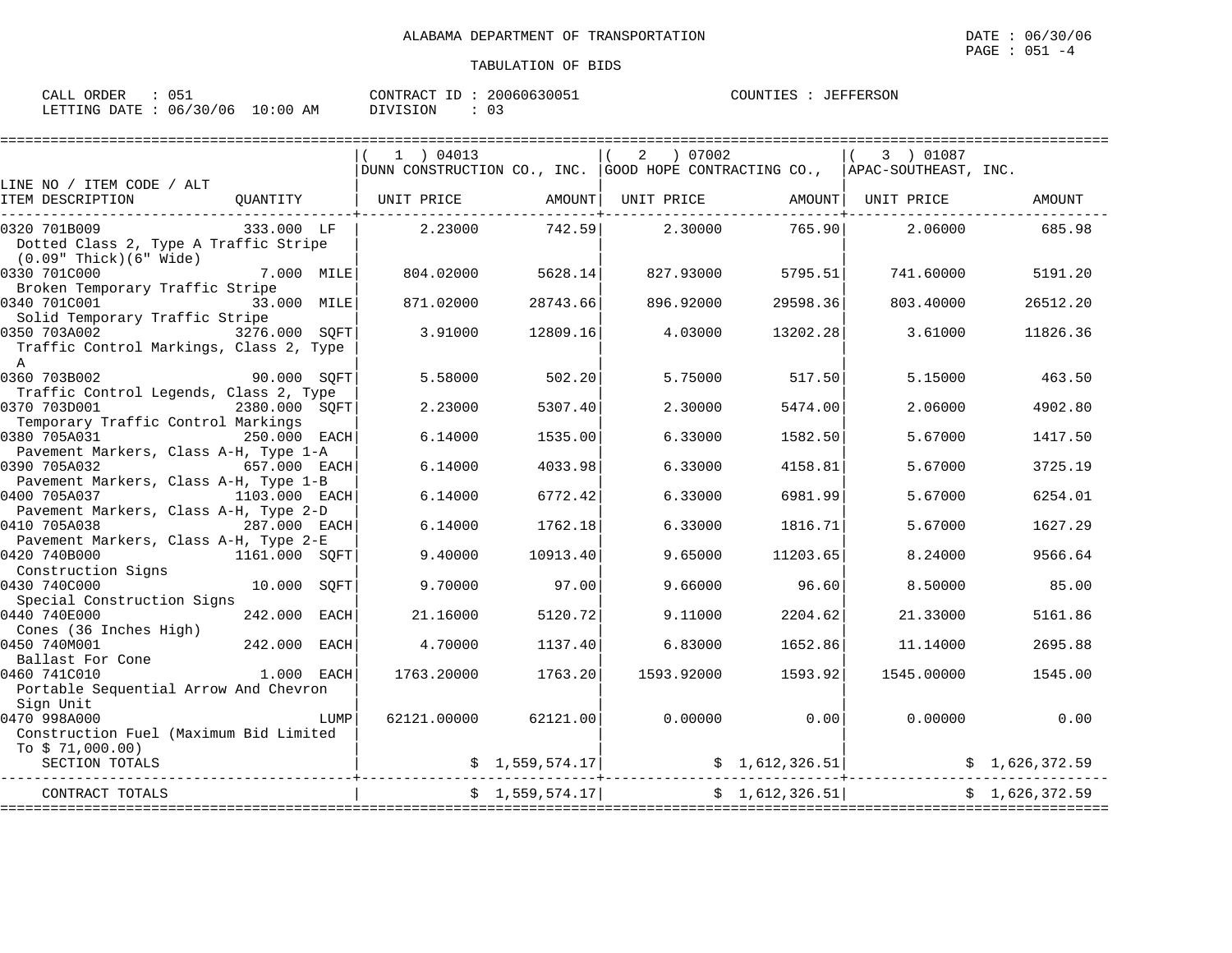ALABAMA DEPARTMENT OF TRANSPORTATION

DATE : 06/30/06

PAGE : 051 -4

TABULATION OF BIDS

CALL ORDER : 051 CONTRACT ID : 20060630051 COUNTIES : JEFFERSON
LETTING DATE : 06/30/06 10:00 AM DIVISION : 03

| LINE NO / ITEM CODE / ALT ITEM DESCRIPTION | QUANTITY | (1) 04013 DUNN CONSTRUCTION CO., INC. UNIT PRICE | AMOUNT | (2) 07002 GOOD HOPE CONTRACTING CO., UNIT PRICE | AMOUNT | (3) 01087 APAC-SOUTHEAST, INC. UNIT PRICE | AMOUNT |
|---|---|---|---|---|---|---|---|
| 0320 701B009 Dotted Class 2, Type A Traffic Stripe (0.09" Thick)(6" Wide) | 333.000 LF | 2.23000 | 742.59 | 2.30000 | 765.90 | 2.06000 | 685.98 |
| 0330 701C000 Broken Temporary Traffic Stripe | 7.000 MILE | 804.02000 | 5628.14 | 827.93000 | 5795.51 | 741.60000 | 5191.20 |
| 0340 701C001 Solid Temporary Traffic Stripe | 33.000 MILE | 871.02000 | 28743.66 | 896.92000 | 29598.36 | 803.40000 | 26512.20 |
| 0350 703A002 Traffic Control Markings, Class 2, Type A | 3276.000 SQFT | 3.91000 | 12809.16 | 4.03000 | 13202.28 | 3.61000 | 11826.36 |
| 0360 703B002 Traffic Control Legends, Class 2, Type | 90.000 SQFT | 5.58000 | 502.20 | 5.75000 | 517.50 | 5.15000 | 463.50 |
| 0370 703D001 Temporary Traffic Control Markings | 2380.000 SQFT | 2.23000 | 5307.40 | 2.30000 | 5474.00 | 2.06000 | 4902.80 |
| 0380 705A031 Pavement Markers, Class A-H, Type 1-A | 250.000 EACH | 6.14000 | 1535.00 | 6.33000 | 1582.50 | 5.67000 | 1417.50 |
| 0390 705A032 Pavement Markers, Class A-H, Type 1-B | 657.000 EACH | 6.14000 | 4033.98 | 6.33000 | 4158.81 | 5.67000 | 3725.19 |
| 0400 705A037 Pavement Markers, Class A-H, Type 2-D | 1103.000 EACH | 6.14000 | 6772.42 | 6.33000 | 6981.99 | 5.67000 | 6254.01 |
| 0410 705A038 Pavement Markers, Class A-H, Type 2-E | 287.000 EACH | 6.14000 | 1762.18 | 6.33000 | 1816.71 | 5.67000 | 1627.29 |
| 0420 740B000 Construction Signs | 1161.000 SQFT | 9.40000 | 10913.40 | 9.65000 | 11203.65 | 8.24000 | 9566.64 |
| 0430 740C000 Special Construction Signs | 10.000 SQFT | 9.70000 | 97.00 | 9.66000 | 96.60 | 8.50000 | 85.00 |
| 0440 740E000 Cones (36 Inches High) | 242.000 EACH | 21.16000 | 5120.72 | 9.11000 | 2204.62 | 21.33000 | 5161.86 |
| 0450 740M001 Ballast For Cone | 242.000 EACH | 4.70000 | 1137.40 | 6.83000 | 1652.86 | 11.14000 | 2695.88 |
| 0460 741C010 Portable Sequential Arrow And Chevron Sign Unit | 1.000 EACH | 1763.20000 | 1763.20 | 1593.92000 | 1593.92 | 1545.00000 | 1545.00 |
| 0470 998A000 Construction Fuel (Maximum Bid Limited To $ 71,000.00) | LUMP | 62121.00000 | 62121.00 | 0.00000 | 0.00 | 0.00000 | 0.00 |
| SECTION TOTALS | | | $ 1,559,574.17 | | $ 1,612,326.51 | | $ 1,626,372.59 |
| CONTRACT TOTALS | | | $ 1,559,574.17 | | $ 1,612,326.51 | | $ 1,626,372.59 |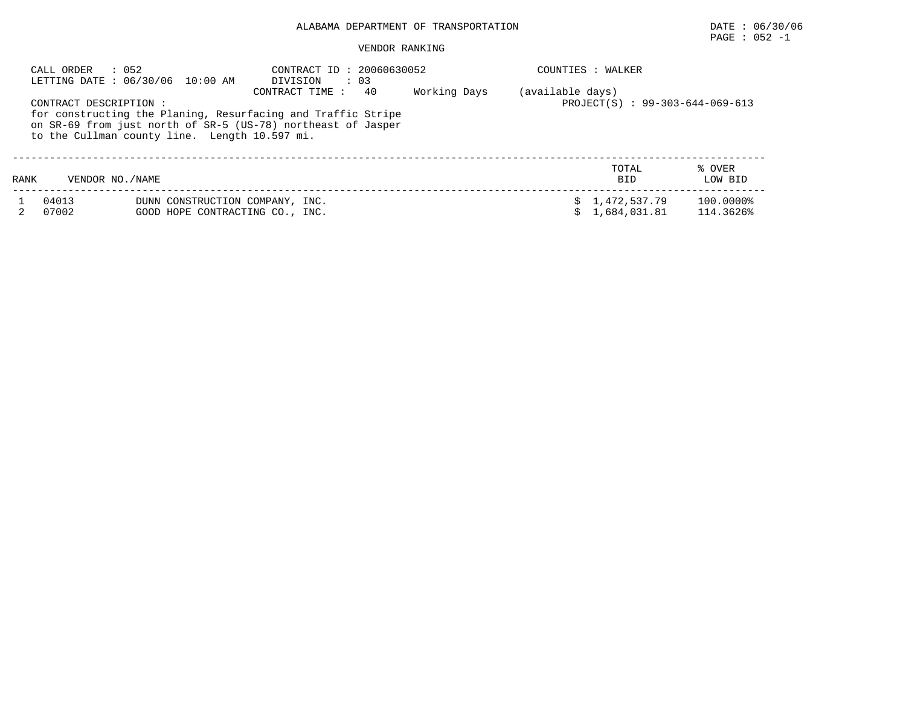ALABAMA DEPARTMENT OF TRANSPORTATION

VENDOR RANKING

CALL ORDER : 052
LETTING DATE : 06/30/06 10:00 AM

CONTRACT ID : 20060630052
DIVISION : 03
CONTRACT TIME : 40 Working Days (available days)

COUNTIES : WALKER

PROJECT(S) : 99-303-644-069-613

CONTRACT DESCRIPTION :
for constructing the Planing, Resurfacing and Traffic Stripe on SR-69 from just north of SR-5 (US-78) northeast of Jasper to the Cullman county line. Length 10.597 mi.

| RANK | VENDOR NO./NAME | | TOTAL BID | % OVER LOW BID |
|---|---|---|---|---|
| 1 | 04013 | DUNN CONSTRUCTION COMPANY, INC. | $ 1,472,537.79 | 100.0000% |
| 2 | 07002 | GOOD HOPE CONTRACTING CO., INC. | $ 1,684,031.81 | 114.3626% |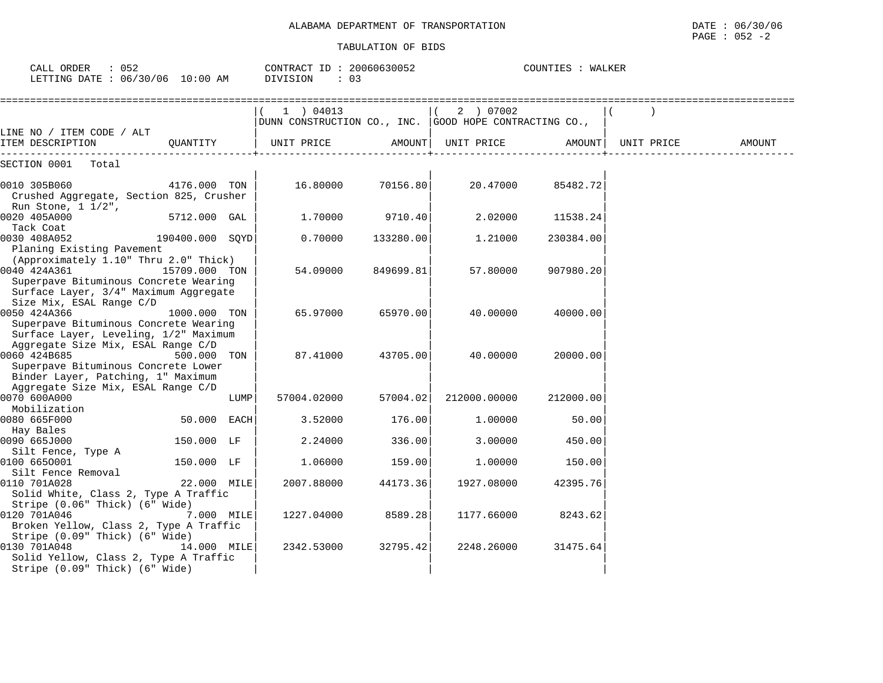ALABAMA DEPARTMENT OF TRANSPORTATION

DATE : 06/30/06

TABULATION OF BIDS

CALL ORDER : 052 CONTRACT ID : 20060630052 COUNTIES : WALKER
LETTING DATE : 06/30/06 10:00 AM DIVISION : 03

| LINE NO / ITEM CODE / ALT ITEM DESCRIPTION | QUANTITY | ( 1 ) 04013 DUNN CONSTRUCTION CO., INC. UNIT PRICE | AMOUNT | ( 2 ) 07002 GOOD HOPE CONTRACTING CO., UNIT PRICE | AMOUNT | ( ) UNIT PRICE | AMOUNT |
|---|---|---|---|---|---|---|---|
| SECTION 0001 Total | | | | | | | |
| 0010 305B060 Crushed Aggregate, Section 825, Crusher Run Stone, 1 1/2", | 4176.000 TON | 16.80000 | 70156.80 | 20.47000 | 85482.72 | | |
| 0020 405A000 Tack Coat | 5712.000 GAL | 1.70000 | 9710.40 | 2.02000 | 11538.24 | | |
| 0030 408A052 Planing Existing Pavement (Approximately 1.10" Thru 2.0" Thick) | 190400.000 SQYD | 0.70000 | 133280.00 | 1.21000 | 230384.00 | | |
| 0040 424A361 Superpave Bituminous Concrete Wearing Surface Layer, 3/4" Maximum Aggregate Size Mix, ESAL Range C/D | 15709.000 TON | 54.09000 | 849699.81 | 57.80000 | 907980.20 | | |
| 0050 424A366 Superpave Bituminous Concrete Wearing Surface Layer, Leveling, 1/2" Maximum Aggregate Size Mix, ESAL Range C/D | 1000.000 TON | 65.97000 | 65970.00 | 40.00000 | 40000.00 | | |
| 0060 424B685 Superpave Bituminous Concrete Lower Binder Layer, Patching, 1" Maximum Aggregate Size Mix, ESAL Range C/D | 500.000 TON | 87.41000 | 43705.00 | 40.00000 | 20000.00 | | |
| 0070 600A000 Mobilization | LUMP | 57004.02000 | 57004.02 | 212000.00000 | 212000.00 | | |
| 0080 665F000 Hay Bales | 50.000 EACH | 3.52000 | 176.00 | 1.00000 | 50.00 | | |
| 0090 665J000 Silt Fence, Type A | 150.000 LF | 2.24000 | 336.00 | 3.00000 | 450.00 | | |
| 0100 665O001 Silt Fence Removal | 150.000 LF | 1.06000 | 159.00 | 1.00000 | 150.00 | | |
| 0110 701A028 Solid White, Class 2, Type A Traffic Stripe (0.06" Thick) (6" Wide) | 22.000 MILE | 2007.88000 | 44173.36 | 1927.08000 | 42395.76 | | |
| 0120 701A046 Broken Yellow, Class 2, Type A Traffic Stripe (0.09" Thick) (6" Wide) | 7.000 MILE | 1227.04000 | 8589.28 | 1177.66000 | 8243.62 | | |
| 0130 701A048 Solid Yellow, Class 2, Type A Traffic Stripe (0.09" Thick) (6" Wide) | 14.000 MILE | 2342.53000 | 32795.42 | 2248.26000 | 31475.64 | | |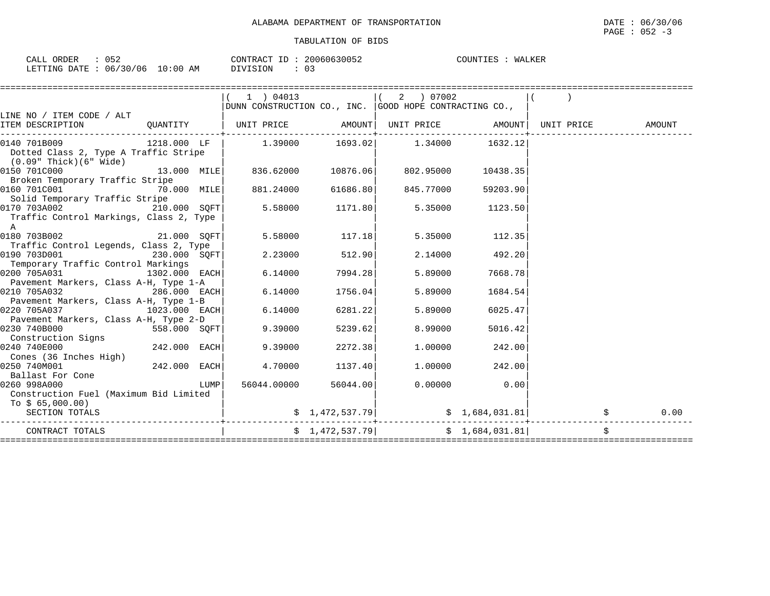ALABAMA DEPARTMENT OF TRANSPORTATION

DATE : 06/30/06
PAGE : 052 -3

TABULATION OF BIDS

CALL ORDER : 052 CONTRACT ID : 20060630052 COUNTIES : WALKER
LETTING DATE : 06/30/06 10:00 AM DIVISION : 03

| LINE NO / ITEM CODE / ALT ITEM DESCRIPTION | QUANTITY | ( 1 ) 04013 DUNN CONSTRUCTION CO., INC. UNIT PRICE | AMOUNT | ( 2 ) 07002 GOOD HOPE CONTRACTING CO., UNIT PRICE | AMOUNT | ( ) UNIT PRICE | AMOUNT |
|---|---|---|---|---|---|---|---|
| 0140 701B009 Dotted Class 2, Type A Traffic Stripe (0.09" Thick)(6" Wide) | 1218.000 LF | 1.39000 | 1693.02 | 1.34000 | 1632.12 | | |
| 0150 701C000 Broken Temporary Traffic Stripe | 13.000 MILE | 836.62000 | 10876.06 | 802.95000 | 10438.35 | | |
| 0160 701C001 Solid Temporary Traffic Stripe | 70.000 MILE | 881.24000 | 61686.80 | 845.77000 | 59203.90 | | |
| 0170 703A002 Traffic Control Markings, Class 2, Type A | 210.000 SQFT | 5.58000 | 1171.80 | 5.35000 | 1123.50 | | |
| 0180 703B002 Traffic Control Legends, Class 2, Type | 21.000 SQFT | 5.58000 | 117.18 | 5.35000 | 112.35 | | |
| 0190 703D001 Temporary Traffic Control Markings | 230.000 SQFT | 2.23000 | 512.90 | 2.14000 | 492.20 | | |
| 0200 705A031 Pavement Markers, Class A-H, Type 1-A | 1302.000 EACH | 6.14000 | 7994.28 | 5.89000 | 7668.78 | | |
| 0210 705A032 Pavement Markers, Class A-H, Type 1-B | 286.000 EACH | 6.14000 | 1756.04 | 5.89000 | 1684.54 | | |
| 0220 705A037 Pavement Markers, Class A-H, Type 2-D | 1023.000 EACH | 6.14000 | 6281.22 | 5.89000 | 6025.47 | | |
| 0230 740B000 Construction Signs | 558.000 SQFT | 9.39000 | 5239.62 | 8.99000 | 5016.42 | | |
| 0240 740E000 Cones (36 Inches High) | 242.000 EACH | 9.39000 | 2272.38 | 1.00000 | 242.00 | | |
| 0250 740M001 Ballast For Cone | 242.000 EACH | 4.70000 | 1137.40 | 1.00000 | 242.00 | | |
| 0260 998A000 Construction Fuel (Maximum Bid Limited To $ 65,000.00) | LUMP | 56044.00000 | 56044.00 | 0.00000 | 0.00 | | |
| SECTION TOTALS | | | $ 1,472,537.79 | | $ 1,684,031.81 | | $ 0.00 |
| CONTRACT TOTALS | | | $ 1,472,537.79 | | $ 1,684,031.81 | | $ |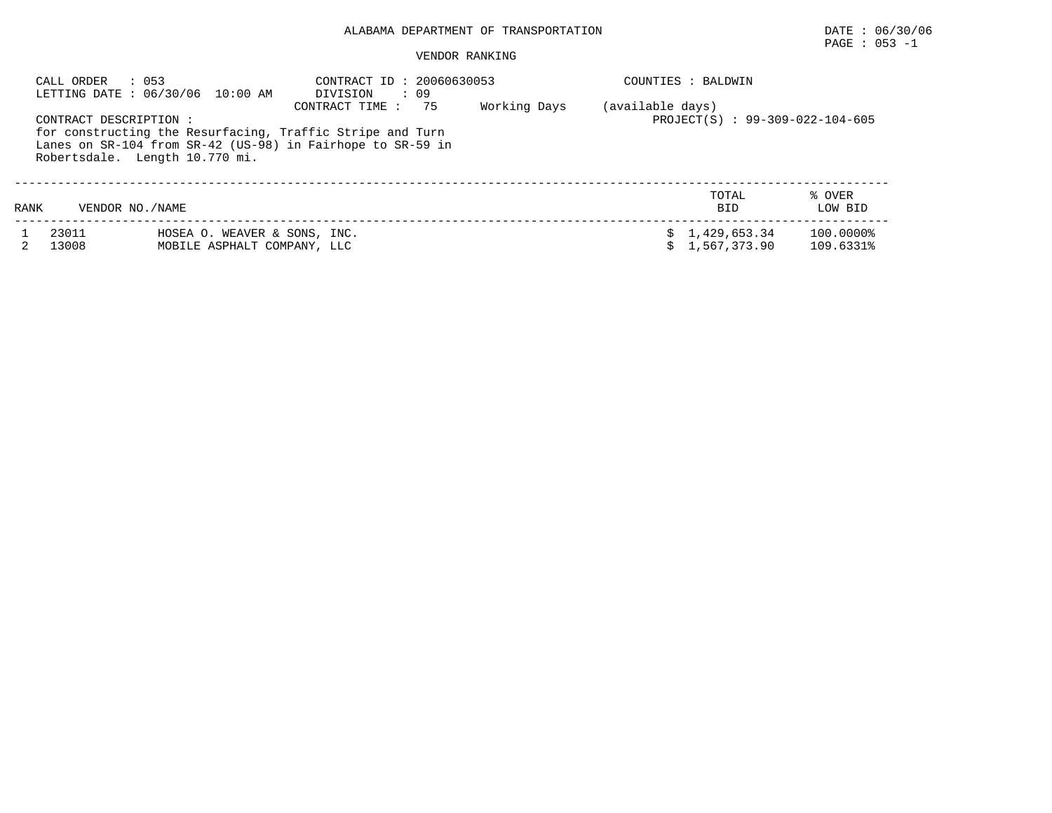ALABAMA DEPARTMENT OF TRANSPORTATION

DATE : 06/30/06

PAGE : 053 -1

VENDOR RANKING

CALL ORDER : 053
LETTING DATE : 06/30/06 10:00 AM

CONTRACT ID : 20060630053
DIVISION : 09
CONTRACT TIME : 75 Working Days (available days)

COUNTIES : BALDWIN

PROJECT(S) : 99-309-022-104-605

CONTRACT DESCRIPTION :
for constructing the Resurfacing, Traffic Stripe and Turn Lanes on SR-104 from SR-42 (US-98) in Fairhope to SR-59 in Robertsdale. Length 10.770 mi.

| RANK | VENDOR NO./NAME | | TOTAL BID | % OVER LOW BID |
|---|---|---|---|---|
| 1 | 23011 | HOSEA O. WEAVER & SONS, INC. | $ 1,429,653.34 | 100.0000% |
| 2 | 13008 | MOBILE ASPHALT COMPANY, LLC | $ 1,567,373.90 | 109.6331% |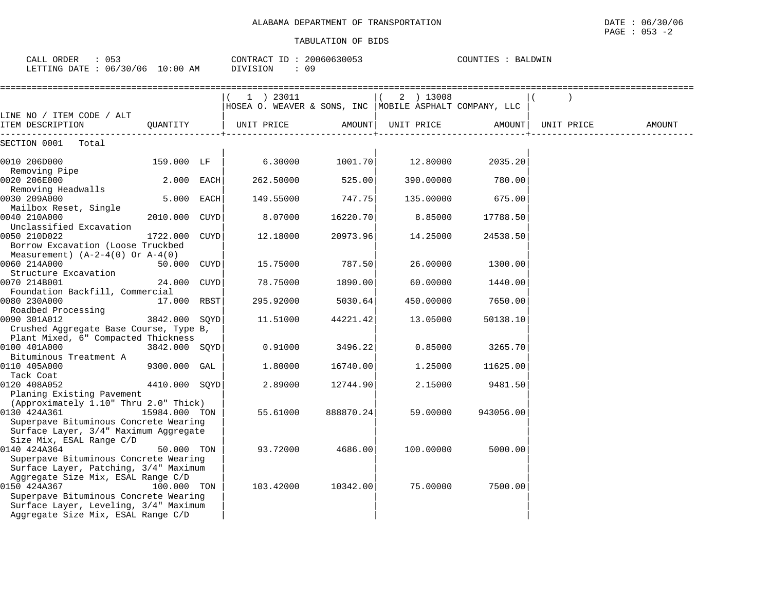ALABAMA DEPARTMENT OF TRANSPORTATION

TABULATION OF BIDS

DATE : 06/30/06
PAGE : 053 -2

CALL ORDER : 053
LETTING DATE : 06/30/06 10:00 AM

CONTRACT ID : 20060630053
DIVISION : 09

COUNTIES : BALDWIN

| LINE NO / ITEM CODE / ALT ITEM DESCRIPTION | QUANTITY | ( 1 ) 23011 HOSEA O. WEAVER & SONS, INC UNIT PRICE | AMOUNT | ( 2 ) 13008 MOBILE ASPHALT COMPANY, LLC UNIT PRICE | AMOUNT | ( ) UNIT PRICE | AMOUNT |
|---|---|---|---|---|---|---|---|
| SECTION 0001 Total | | | | | | | |
| 0010 206D000 Removing Pipe | 159.000 LF | 6.30000 | 1001.70 | 12.80000 | 2035.20 | | |
| 0020 206E000 Removing Headwalls | 2.000 EACH | 262.50000 | 525.00 | 390.00000 | 780.00 | | |
| 0030 209A000 Mailbox Reset, Single | 5.000 EACH | 149.55000 | 747.75 | 135.00000 | 675.00 | | |
| 0040 210A000 Unclassified Excavation | 2010.000 CUYD | 8.07000 | 16220.70 | 8.85000 | 17788.50 | | |
| 0050 210D022 Borrow Excavation (Loose Truckbed Measurement) (A-2-4(0) Or A-4(0) | 1722.000 CUYD | 12.18000 | 20973.96 | 14.25000 | 24538.50 | | |
| 0060 214A000 Structure Excavation | 50.000 CUYD | 15.75000 | 787.50 | 26.00000 | 1300.00 | | |
| 0070 214B001 Foundation Backfill, Commercial | 24.000 CUYD | 78.75000 | 1890.00 | 60.00000 | 1440.00 | | |
| 0080 230A000 Roadbed Processing | 17.000 RBST | 295.92000 | 5030.64 | 450.00000 | 7650.00 | | |
| 0090 301A012 Crushed Aggregate Base Course, Type B, Plant Mixed, 6" Compacted Thickness | 3842.000 SQYD | 11.51000 | 44221.42 | 13.05000 | 50138.10 | | |
| 0100 401A000 Bituminous Treatment A | 3842.000 SQYD | 0.91000 | 3496.22 | 0.85000 | 3265.70 | | |
| 0110 405A000 Tack Coat | 9300.000 GAL | 1.80000 | 16740.00 | 1.25000 | 11625.00 | | |
| 0120 408A052 Planing Existing Pavement (Approximately 1.10" Thru 2.0" Thick) | 4410.000 SQYD | 2.89000 | 12744.90 | 2.15000 | 9481.50 | | |
| 0130 424A361 Superpave Bituminous Concrete Wearing Surface Layer, 3/4" Maximum Aggregate Size Mix, ESAL Range C/D | 15984.000 TON | 55.61000 | 888870.24 | 59.00000 | 943056.00 | | |
| 0140 424A364 Superpave Bituminous Concrete Wearing Surface Layer, Patching, 3/4" Maximum Aggregate Size Mix, ESAL Range C/D | 50.000 TON | 93.72000 | 4686.00 | 100.00000 | 5000.00 | | |
| 0150 424A367 Superpave Bituminous Concrete Wearing Surface Layer, Leveling, 3/4" Maximum Aggregate Size Mix, ESAL Range C/D | 100.000 TON | 103.42000 | 10342.00 | 75.00000 | 7500.00 | | |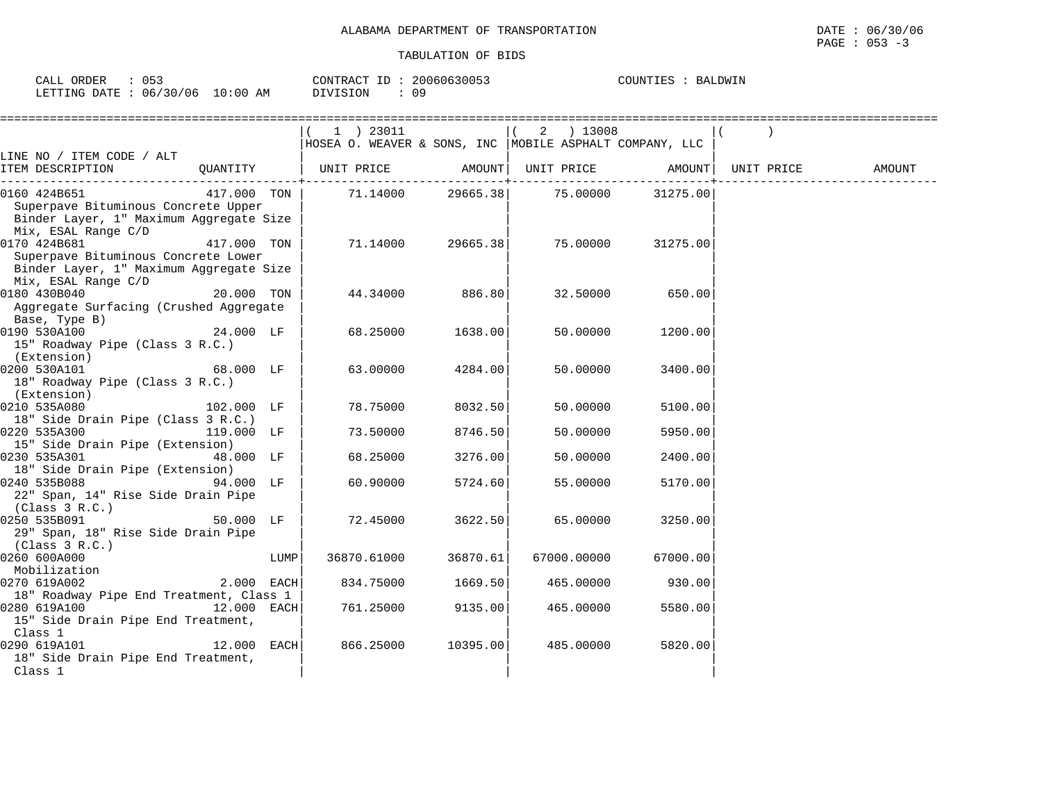ALABAMA DEPARTMENT OF TRANSPORTATION

TABULATION OF BIDS

DATE : 06/30/06
PAGE : 053 -3

CALL ORDER : 053 CONTRACT ID : 20060630053 COUNTIES : BALDWIN
LETTING DATE : 06/30/06 10:00 AM DIVISION : 09

| LINE NO / ITEM CODE / ALT ITEM DESCRIPTION | QUANTITY | ( 1 ) 23011 HOSEA O. WEAVER & SONS, INC UNIT PRICE | AMOUNT | ( 2 ) 13008 MOBILE ASPHALT COMPANY, LLC UNIT PRICE | AMOUNT | ( ) UNIT PRICE | AMOUNT |
|---|---|---|---|---|---|---|---|
| 0160 424B651 Superpave Bituminous Concrete Upper Binder Layer, 1" Maximum Aggregate Size Mix, ESAL Range C/D | 417.000 TON | 71.14000 | 29665.38 | 75.00000 | 31275.00 | | |
| 0170 424B681 Superpave Bituminous Concrete Lower Binder Layer, 1" Maximum Aggregate Size Mix, ESAL Range C/D | 417.000 TON | 71.14000 | 29665.38 | 75.00000 | 31275.00 | | |
| 0180 430B040 Aggregate Surfacing (Crushed Aggregate Base, Type B) | 20.000 TON | 44.34000 | 886.80 | 32.50000 | 650.00 | | |
| 0190 530A100 15" Roadway Pipe (Class 3 R.C.) (Extension) | 24.000 LF | 68.25000 | 1638.00 | 50.00000 | 1200.00 | | |
| 0200 530A101 18" Roadway Pipe (Class 3 R.C.) (Extension) | 68.000 LF | 63.00000 | 4284.00 | 50.00000 | 3400.00 | | |
| 0210 535A080 18" Side Drain Pipe (Class 3 R.C.) | 102.000 LF | 78.75000 | 8032.50 | 50.00000 | 5100.00 | | |
| 0220 535A300 15" Side Drain Pipe (Extension) | 119.000 LF | 73.50000 | 8746.50 | 50.00000 | 5950.00 | | |
| 0230 535A301 18" Side Drain Pipe (Extension) | 48.000 LF | 68.25000 | 3276.00 | 50.00000 | 2400.00 | | |
| 0240 535B088 22" Span, 14" Rise Side Drain Pipe (Class 3 R.C.) | 94.000 LF | 60.90000 | 5724.60 | 55.00000 | 5170.00 | | |
| 0250 535B091 29" Span, 18" Rise Side Drain Pipe (Class 3 R.C.) | 50.000 LF | 72.45000 | 3622.50 | 65.00000 | 3250.00 | | |
| 0260 600A000 Mobilization | LUMP | 36870.61000 | 36870.61 | 67000.00000 | 67000.00 | | |
| 0270 619A002 18" Roadway Pipe End Treatment, Class 1 | 2.000 EACH | 834.75000 | 1669.50 | 465.00000 | 930.00 | | |
| 0280 619A100 15" Side Drain Pipe End Treatment, Class 1 | 12.000 EACH | 761.25000 | 9135.00 | 465.00000 | 5580.00 | | |
| 0290 619A101 18" Side Drain Pipe End Treatment, Class 1 | 12.000 EACH | 866.25000 | 10395.00 | 485.00000 | 5820.00 | | |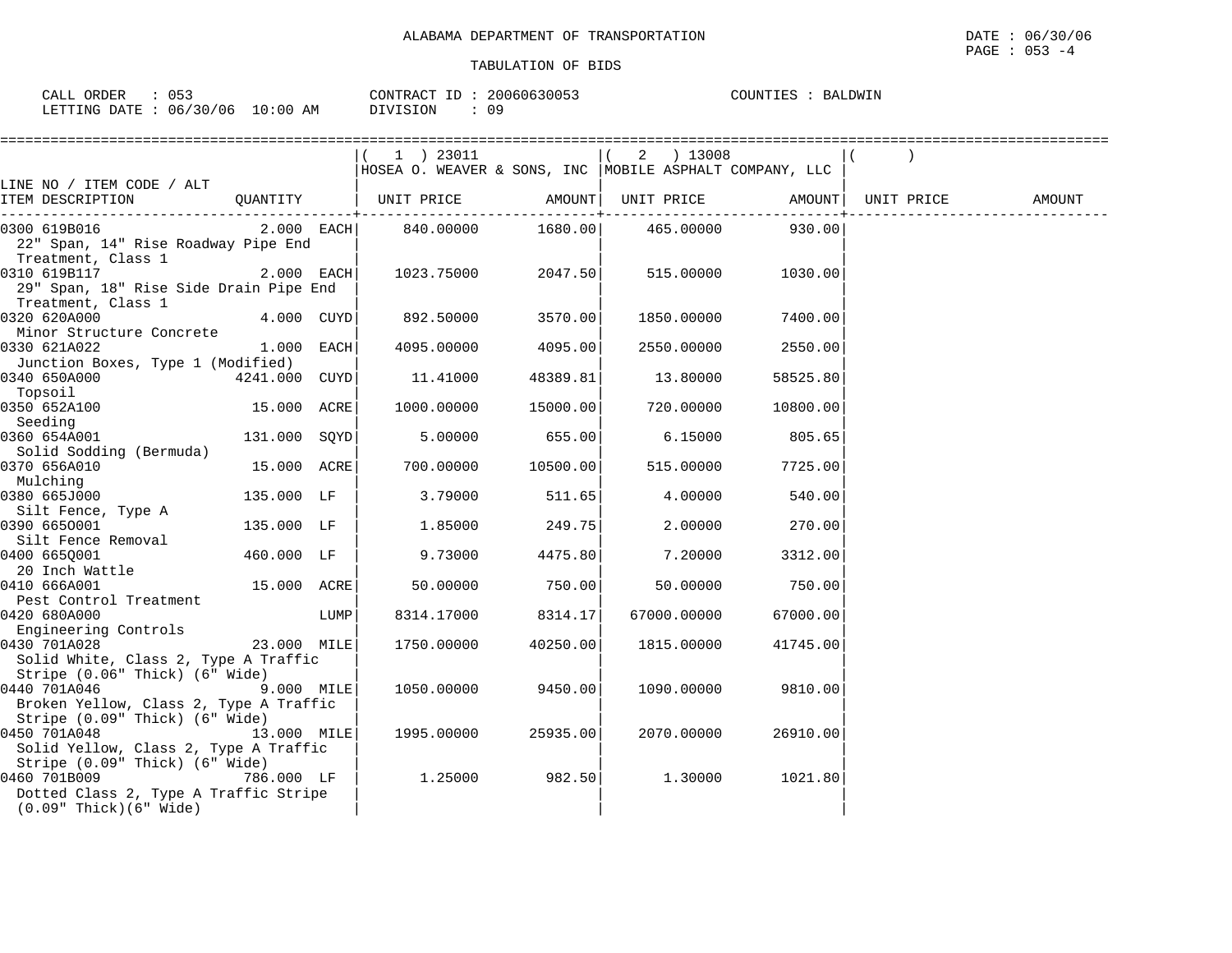ALABAMA DEPARTMENT OF TRANSPORTATION

TABULATION OF BIDS

DATE : 06/30/06
PAGE : 053 -4

CALL ORDER : 053
LETTING DATE : 06/30/06 10:00 AM

CONTRACT ID : 20060630053
DIVISION : 09

COUNTIES : BALDWIN

| LINE NO / ITEM CODE / ALT ITEM DESCRIPTION | QUANTITY | (1) 23011 HOSEA O. WEAVER & SONS, INC UNIT PRICE | AMOUNT | (2) 13008 MOBILE ASPHALT COMPANY, LLC UNIT PRICE | AMOUNT | ( ) UNIT PRICE | AMOUNT |
|---|---|---|---|---|---|---|---|
| 0300 619B016 22" Span, 14" Rise Roadway Pipe End Treatment, Class 1 | 2.000 EACH | 840.00000 | 1680.00 | 465.00000 | 930.00 | | |
| 0310 619B117 29" Span, 18" Rise Side Drain Pipe End Treatment, Class 1 | 2.000 EACH | 1023.75000 | 2047.50 | 515.00000 | 1030.00 | | |
| 0320 620A000 Minor Structure Concrete | 4.000 CUYD | 892.50000 | 3570.00 | 1850.00000 | 7400.00 | | |
| 0330 621A022 Junction Boxes, Type 1 (Modified) | 1.000 EACH | 4095.00000 | 4095.00 | 2550.00000 | 2550.00 | | |
| 0340 650A000 Topsoil | 4241.000 CUYD | 11.41000 | 48389.81 | 13.80000 | 58525.80 | | |
| 0350 652A100 Seeding | 15.000 ACRE | 1000.00000 | 15000.00 | 720.00000 | 10800.00 | | |
| 0360 654A001 Solid Sodding (Bermuda) | 131.000 SQYD | 5.00000 | 655.00 | 6.15000 | 805.65 | | |
| 0370 656A010 Mulching | 15.000 ACRE | 700.00000 | 10500.00 | 515.00000 | 7725.00 | | |
| 0380 665J000 Silt Fence, Type A | 135.000 LF | 3.79000 | 511.65 | 4.00000 | 540.00 | | |
| 0390 665O001 Silt Fence Removal | 135.000 LF | 1.85000 | 249.75 | 2.00000 | 270.00 | | |
| 0400 665Q001 20 Inch Wattle | 460.000 LF | 9.73000 | 4475.80 | 7.20000 | 3312.00 | | |
| 0410 666A001 Pest Control Treatment | 15.000 ACRE | 50.00000 | 750.00 | 50.00000 | 750.00 | | |
| 0420 680A000 Engineering Controls | LUMP | 8314.17000 | 8314.17 | 67000.00000 | 67000.00 | | |
| 0430 701A028 Solid White, Class 2, Type A Traffic Stripe (0.06" Thick) (6" Wide) | 23.000 MILE | 1750.00000 | 40250.00 | 1815.00000 | 41745.00 | | |
| 0440 701A046 Broken Yellow, Class 2, Type A Traffic Stripe (0.09" Thick) (6" Wide) | 9.000 MILE | 1050.00000 | 9450.00 | 1090.00000 | 9810.00 | | |
| 0450 701A048 Solid Yellow, Class 2, Type A Traffic Stripe (0.09" Thick) (6" Wide) | 13.000 MILE | 1995.00000 | 25935.00 | 2070.00000 | 26910.00 | | |
| 0460 701B009 Dotted Class 2, Type A Traffic Stripe (0.09" Thick)(6" Wide) | 786.000 LF | 1.25000 | 982.50 | 1.30000 | 1021.80 | | |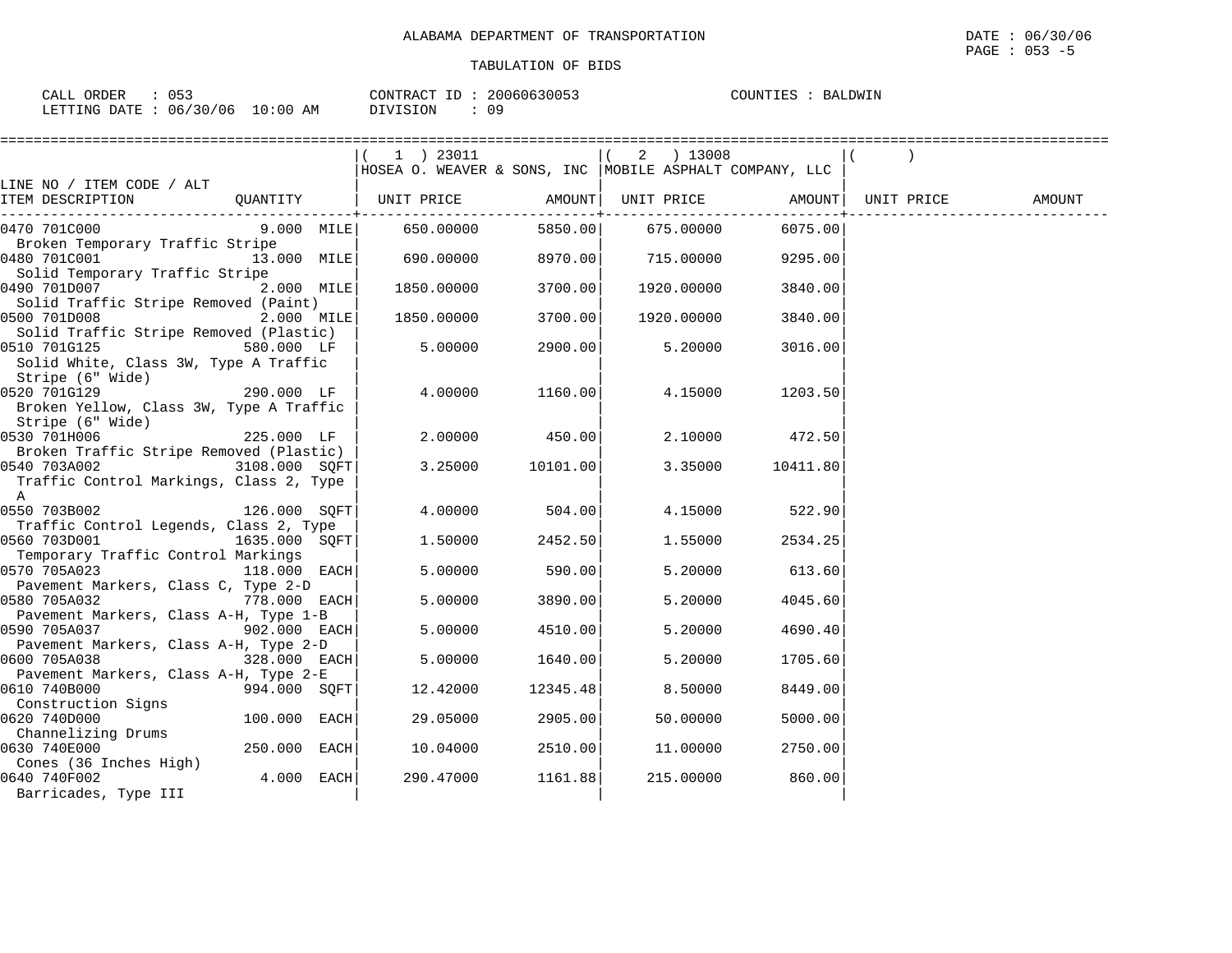ALABAMA DEPARTMENT OF TRANSPORTATION

TABULATION OF BIDS

CALL ORDER : 053 CONTRACT ID : 20060630053 COUNTIES : BALDWIN
LETTING DATE : 06/30/06 10:00 AM DIVISION : 09

| LINE NO / ITEM CODE / ALT ITEM DESCRIPTION | QUANTITY | ( 1 ) 23011 HOSEA O. WEAVER & SONS, INC UNIT PRICE | AMOUNT | ( 2 ) 13008 MOBILE ASPHALT COMPANY, LLC UNIT PRICE | AMOUNT | ( ) UNIT PRICE | AMOUNT |
|---|---|---|---|---|---|---|---|
| 0470 701C000 Broken Temporary Traffic Stripe | 9.000 MILE | 650.00000 | 5850.00 | 675.00000 | 6075.00 | | |
| 0480 701C001 Solid Temporary Traffic Stripe | 13.000 MILE | 690.00000 | 8970.00 | 715.00000 | 9295.00 | | |
| 0490 701D007 Solid Traffic Stripe Removed (Paint) | 2.000 MILE | 1850.00000 | 3700.00 | 1920.00000 | 3840.00 | | |
| 0500 701D008 Solid Traffic Stripe Removed (Plastic) | 2.000 MILE | 1850.00000 | 3700.00 | 1920.00000 | 3840.00 | | |
| 0510 701G125 Solid White, Class 3W, Type A Traffic Stripe (6" Wide) | 580.000 LF | 5.00000 | 2900.00 | 5.20000 | 3016.00 | | |
| 0520 701G129 Broken Yellow, Class 3W, Type A Traffic Stripe (6" Wide) | 290.000 LF | 4.00000 | 1160.00 | 4.15000 | 1203.50 | | |
| 0530 701H006 Broken Traffic Stripe Removed (Plastic) | 225.000 LF | 2.00000 | 450.00 | 2.10000 | 472.50 | | |
| 0540 703A002 Traffic Control Markings, Class 2, Type A | 3108.000 SQFT | 3.25000 | 10101.00 | 3.35000 | 10411.80 | | |
| 0550 703B002 Traffic Control Legends, Class 2, Type | 126.000 SQFT | 4.00000 | 504.00 | 4.15000 | 522.90 | | |
| 0560 703D001 Temporary Traffic Control Markings | 1635.000 SQFT | 1.50000 | 2452.50 | 1.55000 | 2534.25 | | |
| 0570 705A023 Pavement Markers, Class C, Type 2-D | 118.000 EACH | 5.00000 | 590.00 | 5.20000 | 613.60 | | |
| 0580 705A032 Pavement Markers, Class A-H, Type 1-B | 778.000 EACH | 5.00000 | 3890.00 | 5.20000 | 4045.60 | | |
| 0590 705A037 Pavement Markers, Class A-H, Type 2-D | 902.000 EACH | 5.00000 | 4510.00 | 5.20000 | 4690.40 | | |
| 0600 705A038 Pavement Markers, Class A-H, Type 2-E | 328.000 EACH | 5.00000 | 1640.00 | 5.20000 | 1705.60 | | |
| 0610 740B000 Construction Signs | 994.000 SQFT | 12.42000 | 12345.48 | 8.50000 | 8449.00 | | |
| 0620 740D000 Channelizing Drums | 100.000 EACH | 29.05000 | 2905.00 | 50.00000 | 5000.00 | | |
| 0630 740E000 Cones (36 Inches High) | 250.000 EACH | 10.04000 | 2510.00 | 11.00000 | 2750.00 | | |
| 0640 740F002 Barricades, Type III | 4.000 EACH | 290.47000 | 1161.88 | 215.00000 | 860.00 | | |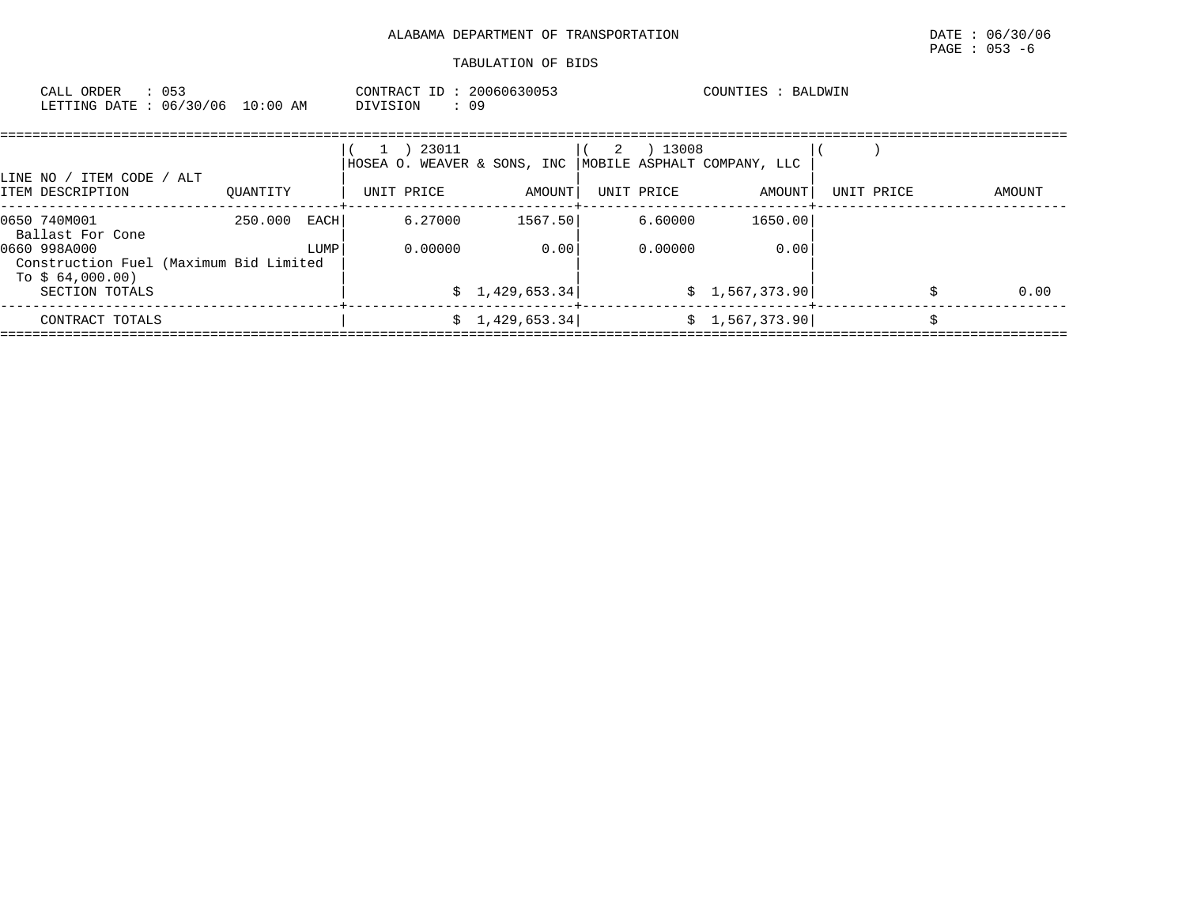ALABAMA DEPARTMENT OF TRANSPORTATION

TABULATION OF BIDS

CALL ORDER : 053 CONTRACT ID : 20060630053 COUNTIES : BALDWIN
LETTING DATE : 06/30/06 10:00 AM DIVISION : 09

| LINE NO / ITEM CODE / ALT ITEM DESCRIPTION | QUANTITY | ( 1 ) 23011 HOSEA O. WEAVER & SONS, INC UNIT PRICE | AMOUNT | ( 2 ) 13008 MOBILE ASPHALT COMPANY, LLC UNIT PRICE | AMOUNT | ( ) UNIT PRICE | AMOUNT |
|---|---|---|---|---|---|---|---|
| 0650 740M001 Ballast For Cone | 250.000 EACH | 6.27000 | 1567.50 | 6.60000 | 1650.00 | | |
| 0660 998A000 Construction Fuel (Maximum Bid Limited To $ 64,000.00) | LUMP | 0.00000 | 0.00 | 0.00000 | 0.00 | | |
| SECTION TOTALS | | | $ 1,429,653.34 | | $ 1,567,373.90 | | $ 0.00 |
| CONTRACT TOTALS | | | $ 1,429,653.34 | | $ 1,567,373.90 | | $ |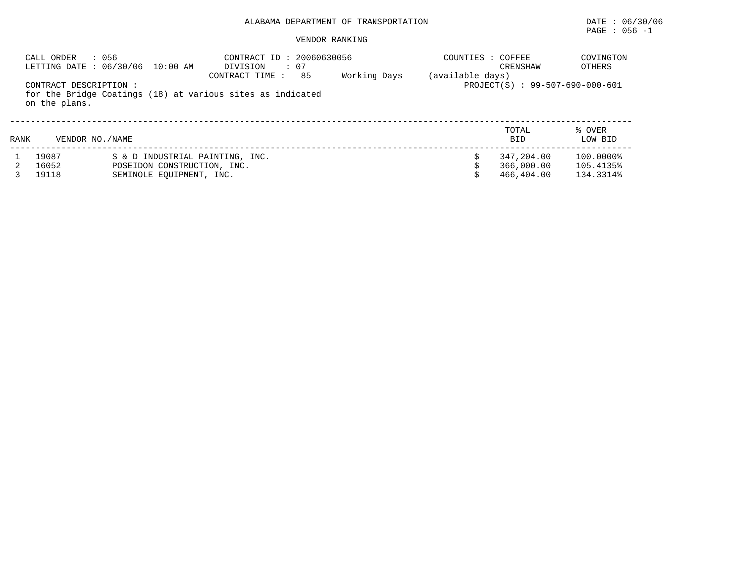ALABAMA DEPARTMENT OF TRANSPORTATION

DATE : 06/30/06

PAGE : 056 -1

VENDOR RANKING

CALL ORDER : 056
LETTING DATE : 06/30/06 10:00 AM

CONTRACT ID : 20060630056
DIVISION : 07
CONTRACT TIME : 85 Working Days (available days)

COUNTIES : COFFEE COVINGTON CRENSHAW OTHERS

CONTRACT DESCRIPTION :
for the Bridge Coatings (18) at various sites as indicated on the plans.

PROJECT(S) : 99-507-690-000-601

| RANK | VENDOR NO./NAME | | TOTAL BID | % OVER LOW BID |
|---|---|---|---|---|
| 1 | 19087 | S & D INDUSTRIAL PAINTING, INC. | $ 347,204.00 | 100.0000% |
| 2 | 16052 | POSEIDON CONSTRUCTION, INC. | $ 366,000.00 | 105.4135% |
| 3 | 19118 | SEMINOLE EQUIPMENT, INC. | $ 466,404.00 | 134.3314% |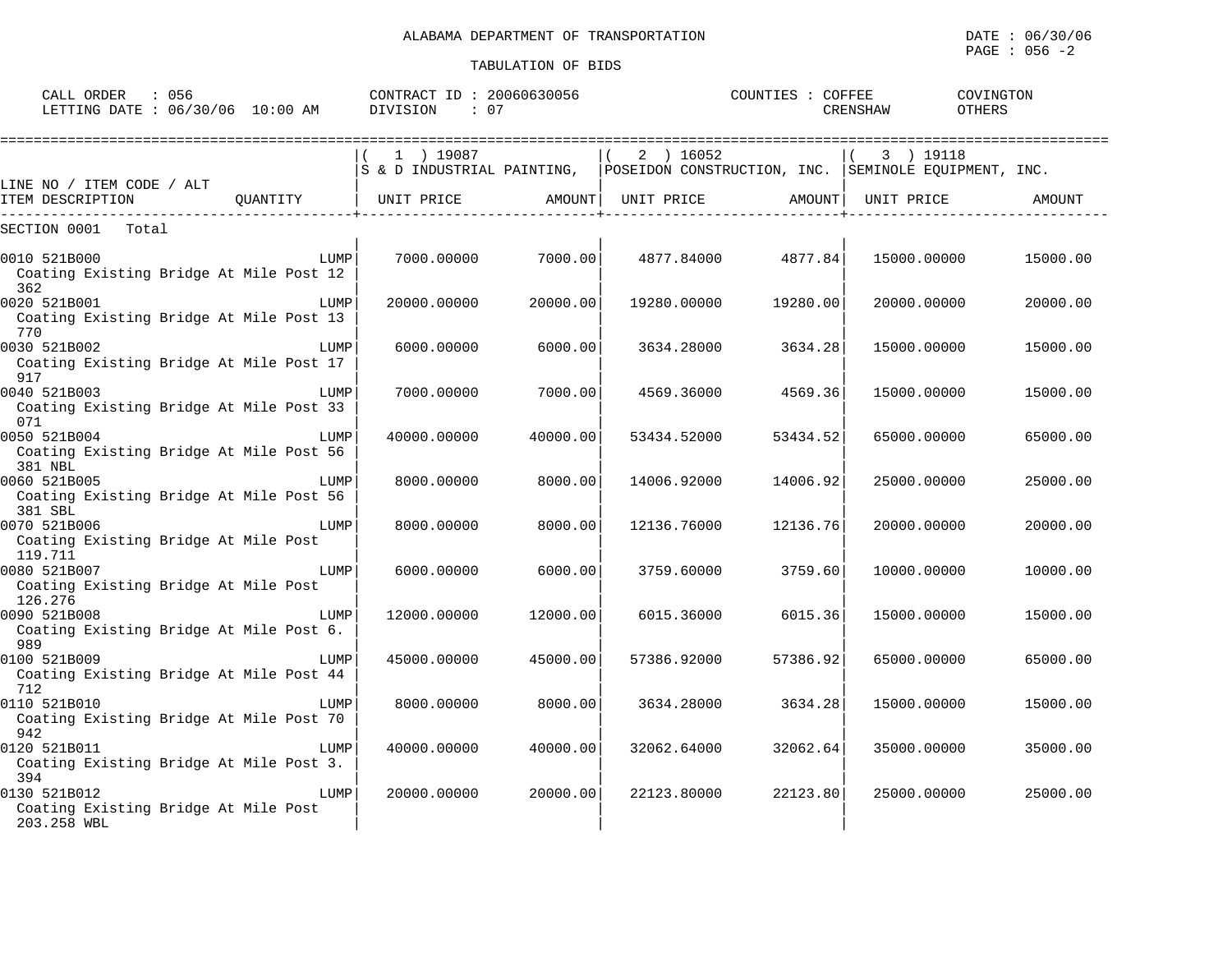ALABAMA DEPARTMENT OF TRANSPORTATION

TABULATION OF BIDS

DATE : 06/30/06
PAGE : 056 -2

CALL ORDER : 056
LETTING DATE : 06/30/06 10:00 AM

CONTRACT ID : 20060630056
DIVISION : 07

COUNTIES : COFFEE, COVINGTON, CRENSHAW, OTHERS

| LINE NO / ITEM CODE / ALT ITEM DESCRIPTION | QUANTITY | ( 1 ) 19087 S & D INDUSTRIAL PAINTING, UNIT PRICE | AMOUNT | ( 2 ) 16052 POSEIDON CONSTRUCTION, INC. UNIT PRICE | AMOUNT | ( 3 ) 19118 SEMINOLE EQUIPMENT, INC. UNIT PRICE | AMOUNT |
|---|---|---|---|---|---|---|---|
| SECTION 0001 Total | | | | | | | |
| 0010 521B000 Coating Existing Bridge At Mile Post 12 362 | LUMP | 7000.00000 | 7000.00 | 4877.84000 | 4877.84 | 15000.00000 | 15000.00 |
| 0020 521B001 Coating Existing Bridge At Mile Post 13 770 | LUMP | 20000.00000 | 20000.00 | 19280.00000 | 19280.00 | 20000.00000 | 20000.00 |
| 0030 521B002 Coating Existing Bridge At Mile Post 17 917 | LUMP | 6000.00000 | 6000.00 | 3634.28000 | 3634.28 | 15000.00000 | 15000.00 |
| 0040 521B003 Coating Existing Bridge At Mile Post 33 071 | LUMP | 7000.00000 | 7000.00 | 4569.36000 | 4569.36 | 15000.00000 | 15000.00 |
| 0050 521B004 Coating Existing Bridge At Mile Post 56 381 NBL | LUMP | 40000.00000 | 40000.00 | 53434.52000 | 53434.52 | 65000.00000 | 65000.00 |
| 0060 521B005 Coating Existing Bridge At Mile Post 56 381 SBL | LUMP | 8000.00000 | 8000.00 | 14006.92000 | 14006.92 | 25000.00000 | 25000.00 |
| 0070 521B006 Coating Existing Bridge At Mile Post 119.711 | LUMP | 8000.00000 | 8000.00 | 12136.76000 | 12136.76 | 20000.00000 | 20000.00 |
| 0080 521B007 Coating Existing Bridge At Mile Post 126.276 | LUMP | 6000.00000 | 6000.00 | 3759.60000 | 3759.60 | 10000.00000 | 10000.00 |
| 0090 521B008 Coating Existing Bridge At Mile Post 6. 989 | LUMP | 12000.00000 | 12000.00 | 6015.36000 | 6015.36 | 15000.00000 | 15000.00 |
| 0100 521B009 Coating Existing Bridge At Mile Post 44 712 | LUMP | 45000.00000 | 45000.00 | 57386.92000 | 57386.92 | 65000.00000 | 65000.00 |
| 0110 521B010 Coating Existing Bridge At Mile Post 70 942 | LUMP | 8000.00000 | 8000.00 | 3634.28000 | 3634.28 | 15000.00000 | 15000.00 |
| 0120 521B011 Coating Existing Bridge At Mile Post 3. 394 | LUMP | 40000.00000 | 40000.00 | 32062.64000 | 32062.64 | 35000.00000 | 35000.00 |
| 0130 521B012 Coating Existing Bridge At Mile Post 203.258 WBL | LUMP | 20000.00000 | 20000.00 | 22123.80000 | 22123.80 | 25000.00000 | 25000.00 |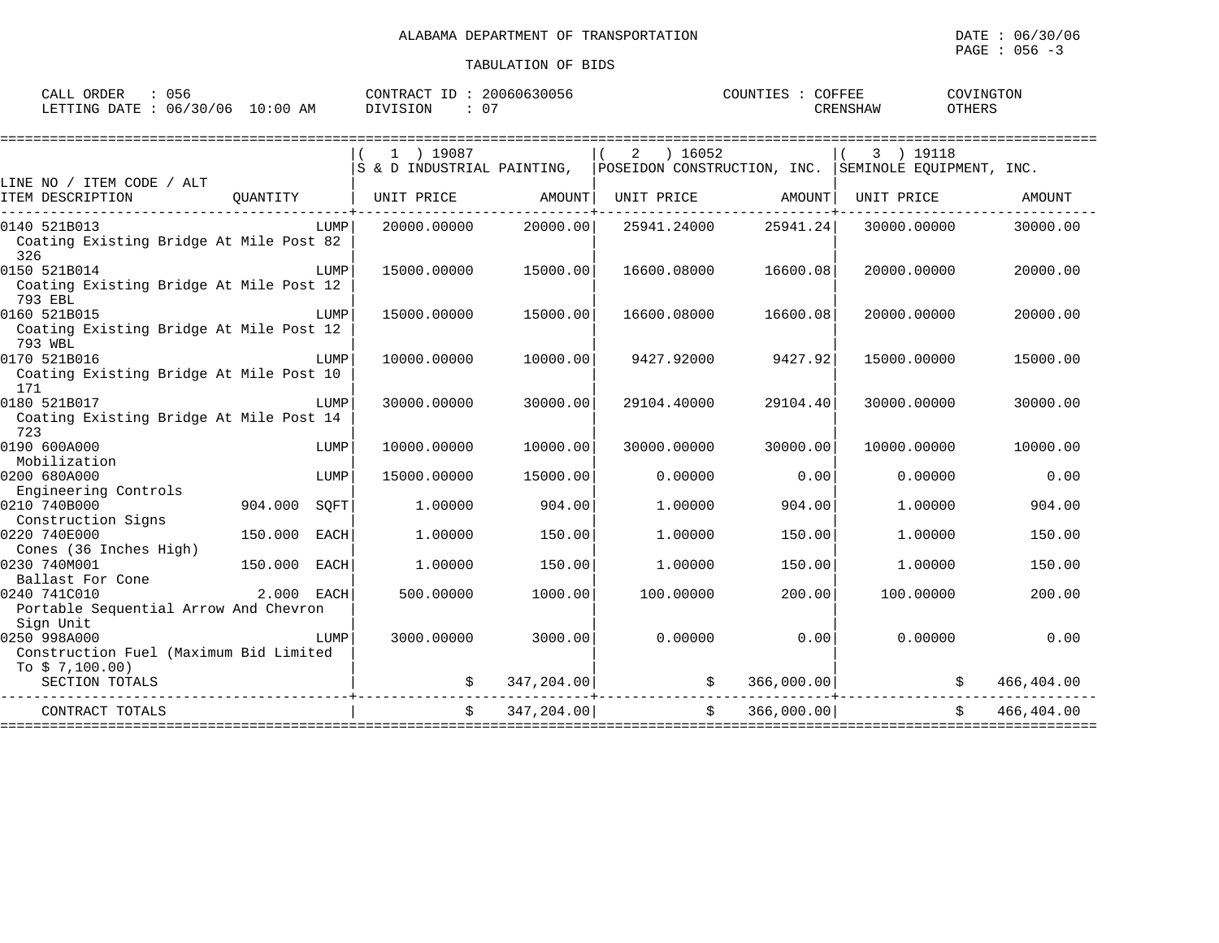ALABAMA DEPARTMENT OF TRANSPORTATION

TABULATION OF BIDS

DATE : 06/30/06

PAGE : 056 -3

CALL ORDER : 056 CONTRACT ID : 20060630056 COUNTIES : COFFEE COVINGTON

LETTING DATE : 06/30/06 10:00 AM DIVISION : 07 CRENSHAW OTHERS

| LINE NO / ITEM CODE / ALT ITEM DESCRIPTION | QUANTITY | (1) 19087 S & D INDUSTRIAL PAINTING, UNIT PRICE | AMOUNT | (2) 16052 POSEIDON CONSTRUCTION, INC. UNIT PRICE | AMOUNT | (3) 19118 SEMINOLE EQUIPMENT, INC. UNIT PRICE | AMOUNT |
|---|---|---|---|---|---|---|---|
| 0140 521B013 Coating Existing Bridge At Mile Post 82 326 | LUMP | 20000.00000 | 20000.00 | 25941.24000 | 25941.24 | 30000.00000 | 30000.00 |
| 0150 521B014 Coating Existing Bridge At Mile Post 12 793 EBL | LUMP | 15000.00000 | 15000.00 | 16600.08000 | 16600.08 | 20000.00000 | 20000.00 |
| 0160 521B015 Coating Existing Bridge At Mile Post 12 793 WBL | LUMP | 15000.00000 | 15000.00 | 16600.08000 | 16600.08 | 20000.00000 | 20000.00 |
| 0170 521B016 Coating Existing Bridge At Mile Post 10 171 | LUMP | 10000.00000 | 10000.00 | 9427.92000 | 9427.92 | 15000.00000 | 15000.00 |
| 0180 521B017 Coating Existing Bridge At Mile Post 14 723 | LUMP | 30000.00000 | 30000.00 | 29104.40000 | 29104.40 | 30000.00000 | 30000.00 |
| 0190 600A000 Mobilization | LUMP | 10000.00000 | 10000.00 | 30000.00000 | 30000.00 | 10000.00000 | 10000.00 |
| 0200 680A000 Engineering Controls | LUMP | 15000.00000 | 15000.00 | 0.00000 | 0.00 | 0.00000 | 0.00 |
| 0210 740B000 Construction Signs | 904.000 SQFT | 1.00000 | 904.00 | 1.00000 | 904.00 | 1.00000 | 904.00 |
| 0220 740E000 Cones (36 Inches High) | 150.000 EACH | 1.00000 | 150.00 | 1.00000 | 150.00 | 1.00000 | 150.00 |
| 0230 740M001 Ballast For Cone | 150.000 EACH | 1.00000 | 150.00 | 1.00000 | 150.00 | 1.00000 | 150.00 |
| 0240 741C010 Portable Sequential Arrow And Chevron Sign Unit | 2.000 EACH | 500.00000 | 1000.00 | 100.00000 | 200.00 | 100.00000 | 200.00 |
| 0250 998A000 Construction Fuel (Maximum Bid Limited To $ 7,100.00) | LUMP | 3000.00000 | 3000.00 | 0.00000 | 0.00 | 0.00000 | 0.00 |
| SECTION TOTALS | | | $ 347,204.00 | | $ 366,000.00 | | $ 466,404.00 |
| CONTRACT TOTALS | | | $ 347,204.00 | | $ 366,000.00 | | $ 466,404.00 |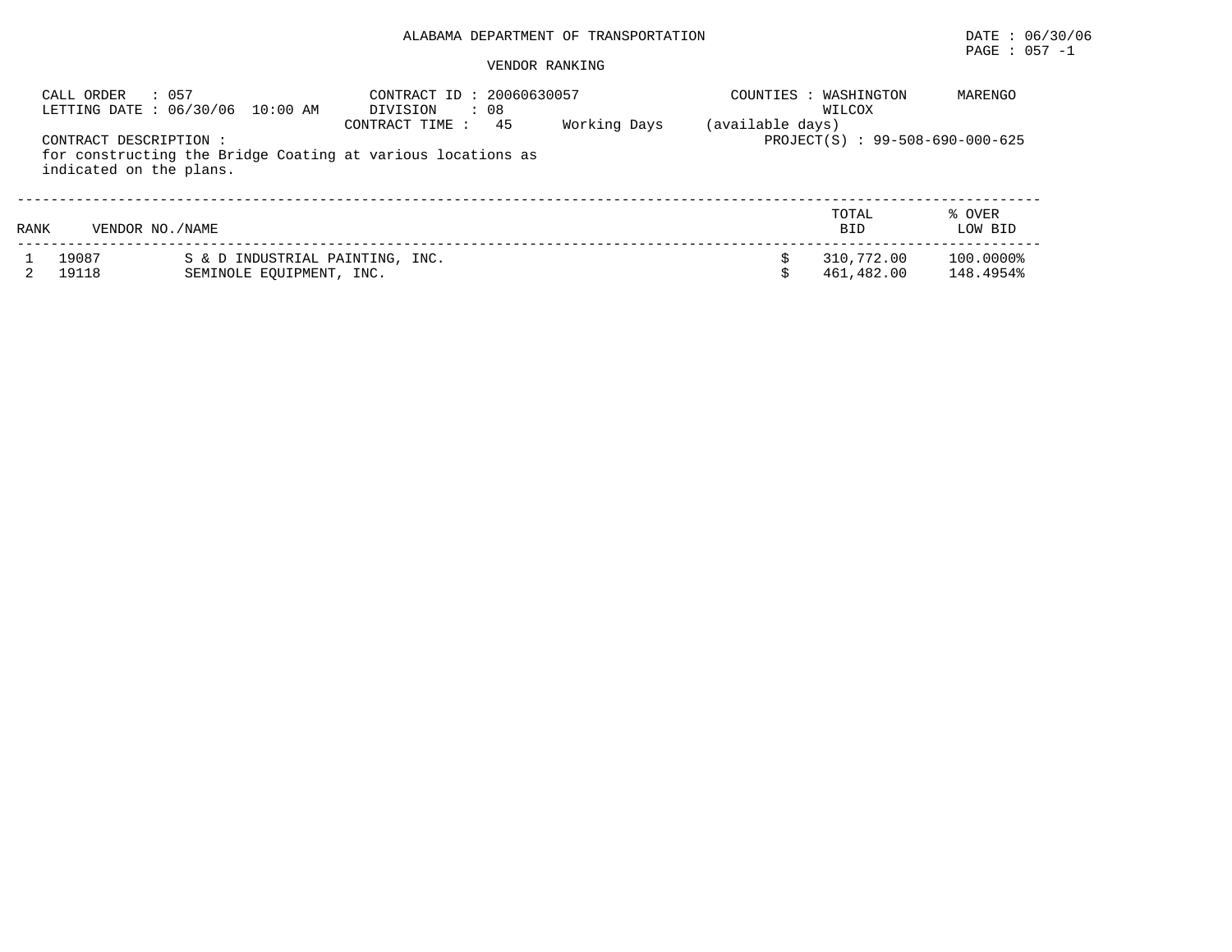ALABAMA DEPARTMENT OF TRANSPORTATION

DATE : 06/30/06

PAGE : 057 -1

VENDOR RANKING

CALL ORDER : 057
LETTING DATE : 06/30/06 10:00 AM

CONTRACT ID : 20060630057
DIVISION : 08
CONTRACT TIME : 45 Working Days (available days)

COUNTIES : WASHINGTON MARENGO WILCOX

CONTRACT DESCRIPTION :
for constructing the Bridge Coating at various locations as indicated on the plans.

PROJECT(S) : 99-508-690-000-625

| RANK | VENDOR NO./NAME | | TOTAL BID | % OVER LOW BID |
|---|---|---|---|---|
| 1 | 19087 | S & D INDUSTRIAL PAINTING, INC. | $ 310,772.00 | 100.0000% |
| 2 | 19118 | SEMINOLE EQUIPMENT, INC. | $ 461,482.00 | 148.4954% |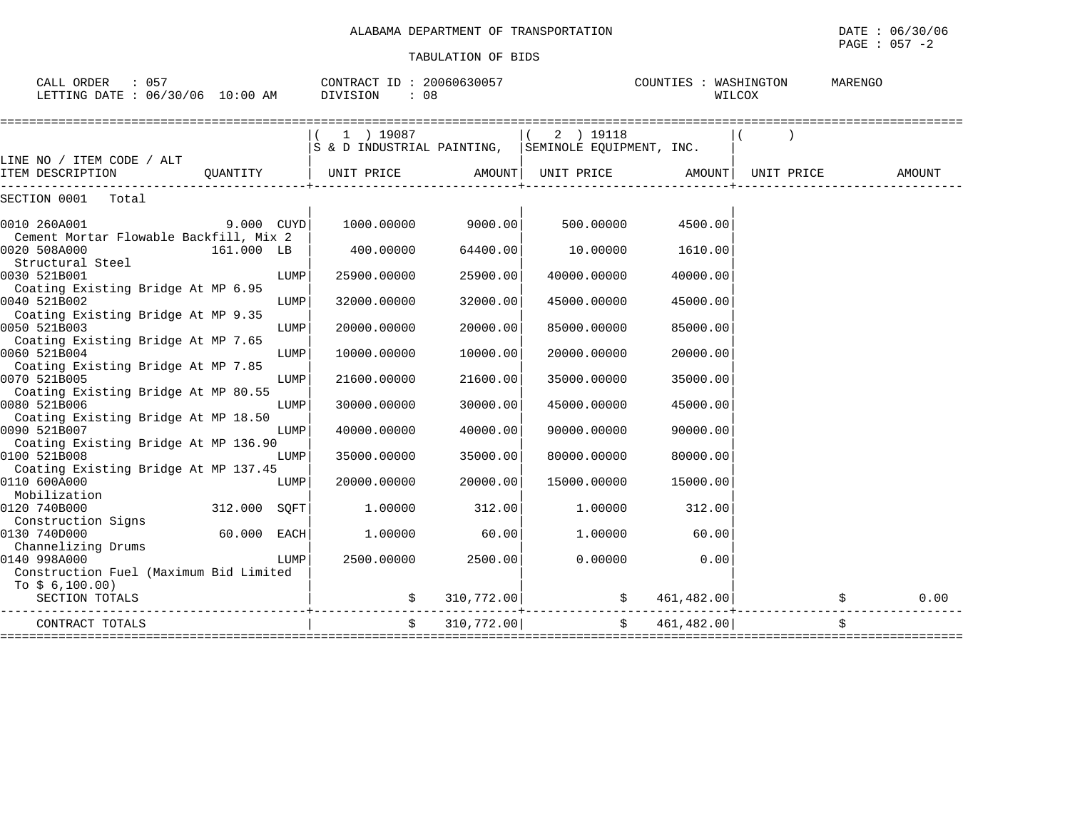ALABAMA DEPARTMENT OF TRANSPORTATION

DATE : 06/30/06

PAGE : 057 -2

TABULATION OF BIDS

CALL ORDER : 057 CONTRACT ID : 20060630057 COUNTIES : WASHINGTON MARENGO WILCOX

LETTING DATE : 06/30/06 10:00 AM DIVISION : 08

| LINE NO / ITEM CODE / ALT ITEM DESCRIPTION | QUANTITY | ( 1 ) 19087 S & D INDUSTRIAL PAINTING, UNIT PRICE | AMOUNT | ( 2 ) 19118 SEMINOLE EQUIPMENT, INC. UNIT PRICE | AMOUNT | ( ) UNIT PRICE | AMOUNT |
|---|---|---|---|---|---|---|---|
| SECTION 0001 Total | | | | | | | |
| 0010 260A001 Cement Mortar Flowable Backfill, Mix 2 | 9.000 CUYD | 1000.00000 | 9000.00 | 500.00000 | 4500.00 | | |
| 0020 508A000 Structural Steel | 161.000 LB | 400.00000 | 64400.00 | 10.00000 | 1610.00 | | |
| 0030 521B001 Coating Existing Bridge At MP 6.95 | LUMP | 25900.00000 | 25900.00 | 40000.00000 | 40000.00 | | |
| 0040 521B002 Coating Existing Bridge At MP 9.35 | LUMP | 32000.00000 | 32000.00 | 45000.00000 | 45000.00 | | |
| 0050 521B003 Coating Existing Bridge At MP 7.65 | LUMP | 20000.00000 | 20000.00 | 85000.00000 | 85000.00 | | |
| 0060 521B004 Coating Existing Bridge At MP 7.85 | LUMP | 10000.00000 | 10000.00 | 20000.00000 | 20000.00 | | |
| 0070 521B005 Coating Existing Bridge At MP 80.55 | LUMP | 21600.00000 | 21600.00 | 35000.00000 | 35000.00 | | |
| 0080 521B006 Coating Existing Bridge At MP 18.50 | LUMP | 30000.00000 | 30000.00 | 45000.00000 | 45000.00 | | |
| 0090 521B007 Coating Existing Bridge At MP 136.90 | LUMP | 40000.00000 | 40000.00 | 90000.00000 | 90000.00 | | |
| 0100 521B008 Coating Existing Bridge At MP 137.45 | LUMP | 35000.00000 | 35000.00 | 80000.00000 | 80000.00 | | |
| 0110 600A000 Mobilization | LUMP | 20000.00000 | 20000.00 | 15000.00000 | 15000.00 | | |
| 0120 740B000 Construction Signs | 312.000 SQFT | 1.00000 | 312.00 | 1.00000 | 312.00 | | |
| 0130 740D000 Channelizing Drums | 60.000 EACH | 1.00000 | 60.00 | 1.00000 | 60.00 | | |
| 0140 998A000 Construction Fuel (Maximum Bid Limited To $ 6,100.00) | LUMP | 2500.00000 | 2500.00 | 0.00000 | 0.00 | | |
| SECTION TOTALS | | $ | 310,772.00 | $ | 461,482.00 | $ | 0.00 |
| CONTRACT TOTALS | | $ | 310,772.00 | $ | 461,482.00 | $ | |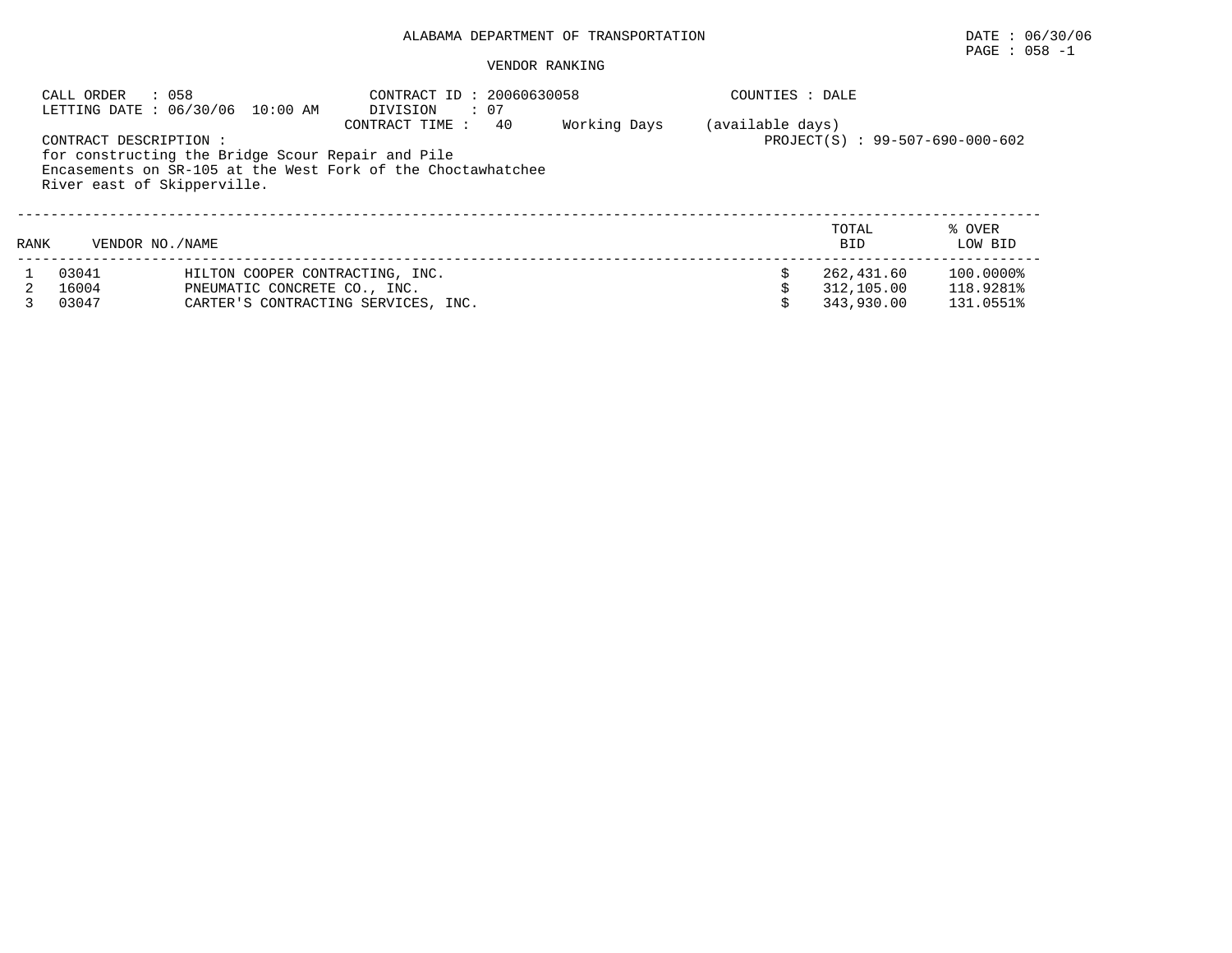ALABAMA DEPARTMENT OF TRANSPORTATION

DATE : 06/30/06

PAGE : 058 -1

VENDOR RANKING

CALL ORDER : 058
LETTING DATE : 06/30/06 10:00 AM

CONTRACT ID : 20060630058
DIVISION : 07
CONTRACT TIME : 40 Working Days (available days)

COUNTIES : DALE

PROJECT(S) : 99-507-690-000-602

CONTRACT DESCRIPTION :
for constructing the Bridge Scour Repair and Pile Encasements on SR-105 at the West Fork of the Choctawhatchee River east of Skipperville.

| RANK | VENDOR NO./NAME | | TOTAL BID | % OVER LOW BID |
|---|---|---|---|---|
| 1 | 03041 | HILTON COOPER CONTRACTING, INC. | $ 262,431.60 | 100.0000% |
| 2 | 16004 | PNEUMATIC CONCRETE CO., INC. | $ 312,105.00 | 118.9281% |
| 3 | 03047 | CARTER'S CONTRACTING SERVICES, INC. | $ 343,930.00 | 131.0551% |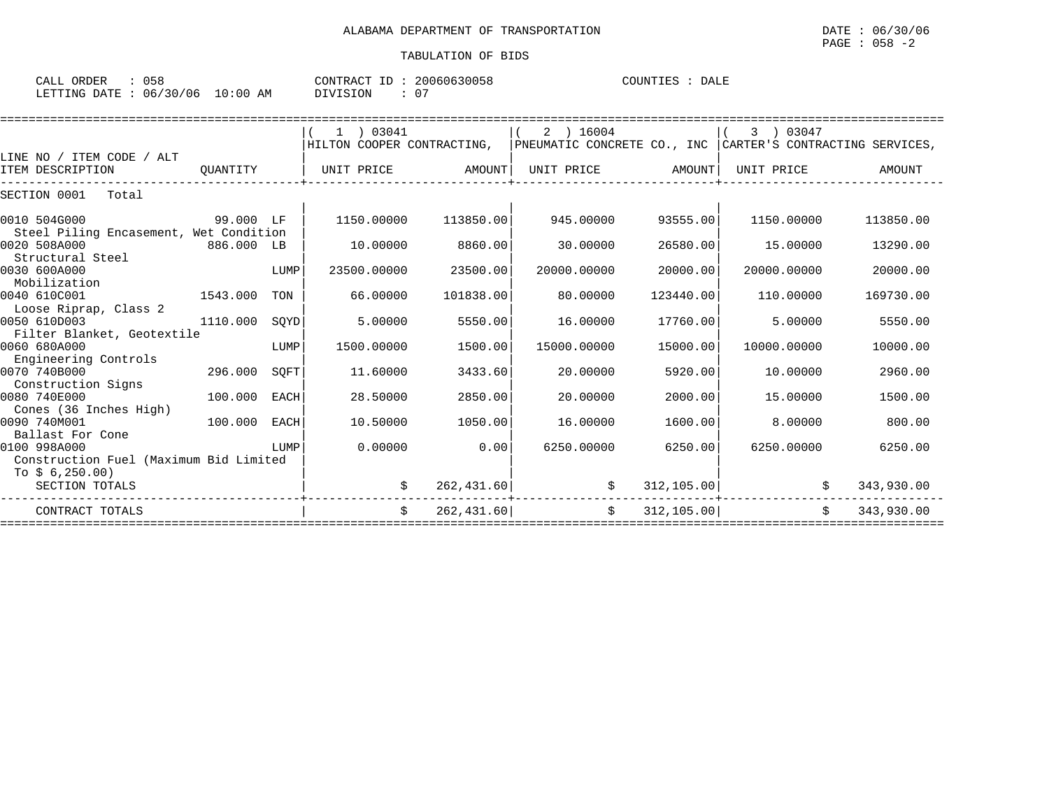ALABAMA DEPARTMENT OF TRANSPORTATION

DATE : 06/30/06

PAGE : 058 -2

TABULATION OF BIDS

CALL ORDER : 058  CONTRACT ID : 20060630058  COUNTIES : DALE

LETTING DATE : 06/30/06 10:00 AM  DIVISION : 07

| LINE NO / ITEM CODE / ALT ITEM DESCRIPTION | QUANTITY | | ( 1 ) 03041 HILTON COOPER CONTRACTING, UNIT PRICE | AMOUNT | ( 2 ) 16004 PNEUMATIC CONCRETE CO., INC UNIT PRICE | AMOUNT | ( 3 ) 03047 CARTER'S CONTRACTING SERVICES, UNIT PRICE | AMOUNT |
|---|---|---|---|---|---|---|---|---|
| SECTION 0001 Total | | | | | | | | |
| 0010 504G000 Steel Piling Encasement, Wet Condition | 99.000 | LF | 1150.00000 | 113850.00 | 945.00000 | 93555.00 | 1150.00000 | 113850.00 |
| 0020 508A000 Structural Steel | 886.000 | LB | 10.00000 | 8860.00 | 30.00000 | 26580.00 | 15.00000 | 13290.00 |
| 0030 600A000 Mobilization | | LUMP | 23500.00000 | 23500.00 | 20000.00000 | 20000.00 | 20000.00000 | 20000.00 |
| 0040 610C001 Loose Riprap, Class 2 | 1543.000 | TON | 66.00000 | 101838.00 | 80.00000 | 123440.00 | 110.00000 | 169730.00 |
| 0050 610D003 Filter Blanket, Geotextile | 1110.000 | SQYD | 5.00000 | 5550.00 | 16.00000 | 17760.00 | 5.00000 | 5550.00 |
| 0060 680A000 Engineering Controls | | LUMP | 1500.00000 | 1500.00 | 15000.00000 | 15000.00 | 10000.00000 | 10000.00 |
| 0070 740B000 Construction Signs | 296.000 | SQFT | 11.60000 | 3433.60 | 20.00000 | 5920.00 | 10.00000 | 2960.00 |
| 0080 740E000 Cones (36 Inches High) | 100.000 | EACH | 28.50000 | 2850.00 | 20.00000 | 2000.00 | 15.00000 | 1500.00 |
| 0090 740M001 Ballast For Cone | 100.000 | EACH | 10.50000 | 1050.00 | 16.00000 | 1600.00 | 8.00000 | 800.00 |
| 0100 998A000 Construction Fuel (Maximum Bid Limited To $ 6,250.00) | | LUMP | 0.00000 | 0.00 | 6250.00000 | 6250.00 | 6250.00000 | 6250.00 |
| SECTION TOTALS | | | $ | 262,431.60 | $ | 312,105.00 | $ | 343,930.00 |
| CONTRACT TOTALS | | | $ | 262,431.60 | $ | 312,105.00 | $ | 343,930.00 |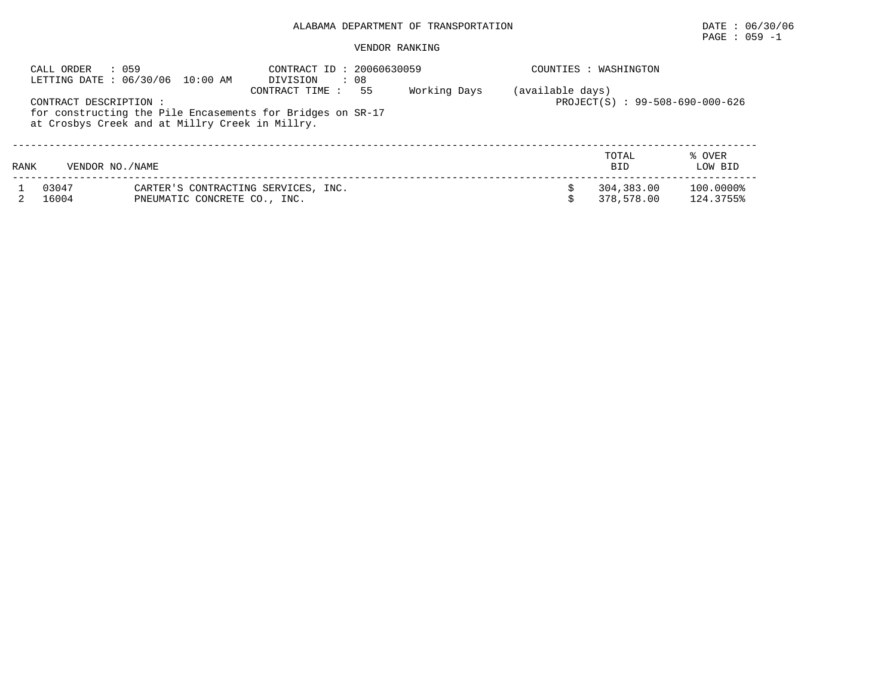ALABAMA DEPARTMENT OF TRANSPORTATION

DATE : 06/30/06

PAGE : 059 -1

VENDOR RANKING

CALL ORDER : 059
LETTING DATE : 06/30/06 10:00 AM

CONTRACT ID : 20060630059
DIVISION : 08
CONTRACT TIME : 55 Working Days (available days)

COUNTIES : WASHINGTON

PROJECT(S) : 99-508-690-000-626

CONTRACT DESCRIPTION :
for constructing the Pile Encasements for Bridges on SR-17
at Crosbys Creek and at Millry Creek in Millry.

| RANK | VENDOR NO./NAME | | TOTAL BID | % OVER LOW BID |
|---|---|---|---|---|
| 1 | 03047 | CARTER'S CONTRACTING SERVICES, INC. | $ 304,383.00 | 100.0000% |
| 2 | 16004 | PNEUMATIC CONCRETE CO., INC. | $ 378,578.00 | 124.3755% |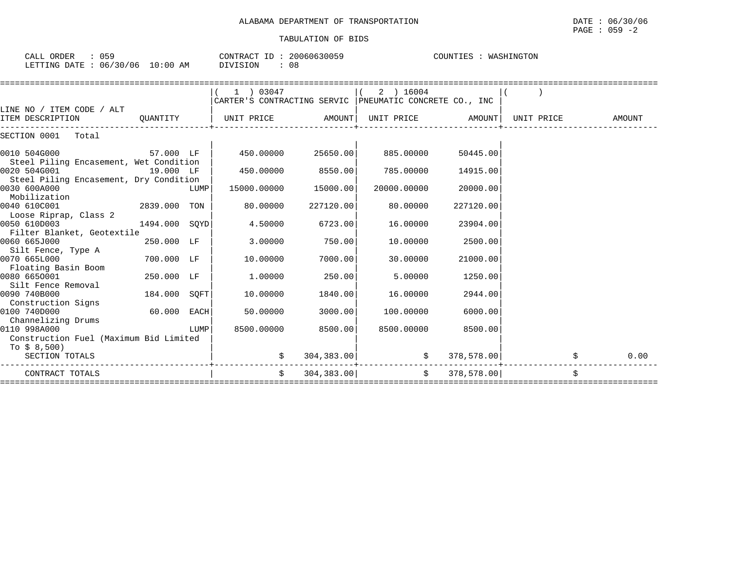ALABAMA DEPARTMENT OF TRANSPORTATION

TABULATION OF BIDS

DATE : 06/30/06
PAGE : 059 -2

CALL ORDER : 059
LETTING DATE : 06/30/06 10:00 AM

CONTRACT ID : 20060630059
DIVISION : 08

COUNTIES : WASHINGTON

| LINE NO / ITEM CODE / ALT ITEM DESCRIPTION | QUANTITY | ( 1 ) 03047 CARTER'S CONTRACTING SERVIC UNIT PRICE | AMOUNT | ( 2 ) 16004 PNEUMATIC CONCRETE CO., INC UNIT PRICE | AMOUNT | ( ) UNIT PRICE | AMOUNT |
|---|---|---|---|---|---|---|---|
| SECTION 0001 Total | | | | | | | |
| 0010 504G000 Steel Piling Encasement, Wet Condition | 57.000 LF | 450.00000 | 25650.00 | 885.00000 | 50445.00 | | |
| 0020 504G001 Steel Piling Encasement, Dry Condition | 19.000 LF | 450.00000 | 8550.00 | 785.00000 | 14915.00 | | |
| 0030 600A000 Mobilization | LUMP | 15000.00000 | 15000.00 | 20000.00000 | 20000.00 | | |
| 0040 610C001 Loose Riprap, Class 2 | 2839.000 TON | 80.00000 | 227120.00 | 80.00000 | 227120.00 | | |
| 0050 610D003 Filter Blanket, Geotextile | 1494.000 SQYD | 4.50000 | 6723.00 | 16.00000 | 23904.00 | | |
| 0060 665J000 Silt Fence, Type A | 250.000 LF | 3.00000 | 750.00 | 10.00000 | 2500.00 | | |
| 0070 665L000 Floating Basin Boom | 700.000 LF | 10.00000 | 7000.00 | 30.00000 | 21000.00 | | |
| 0080 665O001 Silt Fence Removal | 250.000 LF | 1.00000 | 250.00 | 5.00000 | 1250.00 | | |
| 0090 740B000 Construction Signs | 184.000 SQFT | 10.00000 | 1840.00 | 16.00000 | 2944.00 | | |
| 0100 740D000 Channelizing Drums | 60.000 EACH | 50.00000 | 3000.00 | 100.00000 | 6000.00 | | |
| 0110 998A000 Construction Fuel (Maximum Bid Limited To $ 8,500) | LUMP | 8500.00000 | 8500.00 | 8500.00000 | 8500.00 | | |
| SECTION TOTALS | | | $ 304,383.00 | | $ 378,578.00 | | $ 0.00 |
| CONTRACT TOTALS | | | $ 304,383.00 | | $ 378,578.00 | | $ |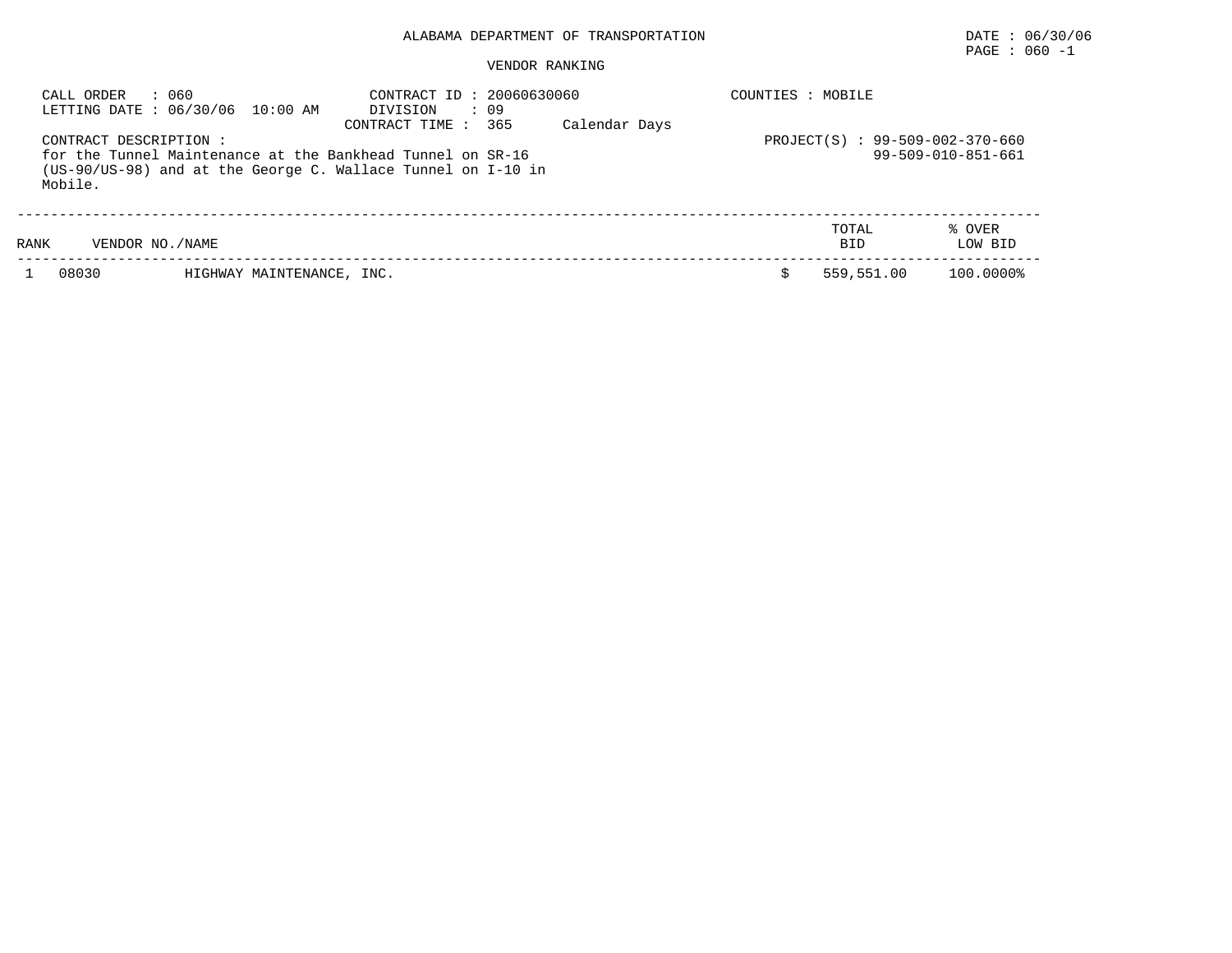# ALABAMA DEPARTMENT OF TRANSPORTATION

DATE : 06/30/06

## VENDOR RANKING

CALL ORDER : 060
LETTING DATE : 06/30/06 10:00 AM

CONTRACT ID : 20060630060
DIVISION : 09
CONTRACT TIME : 365 Calendar Days

COUNTIES : MOBILE

CONTRACT DESCRIPTION :
for the Tunnel Maintenance at the Bankhead Tunnel on SR-16 (US-90/US-98) and at the George C. Wallace Tunnel on I-10 in Mobile.

PROJECT(S) : 99-509-002-370-660
99-509-010-851-661

| RANK | VENDOR NO./NAME | | TOTAL BID | % OVER LOW BID |
|---|---|---|---|---|
| 1 | 08030 | HIGHWAY MAINTENANCE, INC. | $ 559,551.00 | 100.0000% |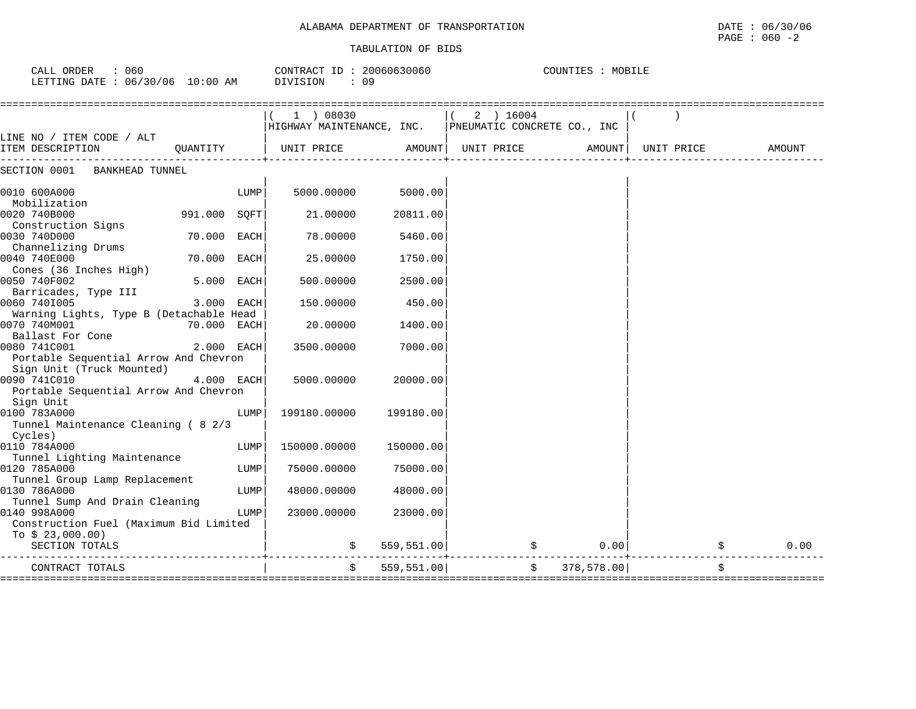ALABAMA DEPARTMENT OF TRANSPORTATION

DATE : 06/30/06

PAGE : 060 -2

TABULATION OF BIDS

CALL ORDER : 060 CONTRACT ID : 20060630060 COUNTIES : MOBILE

LETTING DATE : 06/30/06 10:00 AM DIVISION : 09

| LINE NO / ITEM CODE / ALT ITEM DESCRIPTION | QUANTITY | ( 1 ) 08030 HIGHWAY MAINTENANCE, INC. UNIT PRICE | AMOUNT | ( 2 ) 16004 PNEUMATIC CONCRETE CO., INC UNIT PRICE | AMOUNT | ( ) UNIT PRICE | AMOUNT |
|---|---|---|---|---|---|---|---|
| SECTION 0001 BANKHEAD TUNNEL | | | | | | | |
| 0010 600A000 Mobilization | LUMP | 5000.00000 | 5000.00 | | | | |
| 0020 740B000 Construction Signs | 991.000 SQFT | 21.00000 | 20811.00 | | | | |
| 0030 740D000 Channelizing Drums | 70.000 EACH | 78.00000 | 5460.00 | | | | |
| 0040 740E000 Cones (36 Inches High) | 70.000 EACH | 25.00000 | 1750.00 | | | | |
| 0050 740F002 Barricades, Type III | 5.000 EACH | 500.00000 | 2500.00 | | | | |
| 0060 740I005 Warning Lights, Type B (Detachable Head | 3.000 EACH | 150.00000 | 450.00 | | | | |
| 0070 740M001 Ballast For Cone | 70.000 EACH | 20.00000 | 1400.00 | | | | |
| 0080 741C001 Portable Sequential Arrow And Chevron Sign Unit (Truck Mounted) | 2.000 EACH | 3500.00000 | 7000.00 | | | | |
| 0090 741C010 Portable Sequential Arrow And Chevron Sign Unit | 4.000 EACH | 5000.00000 | 20000.00 | | | | |
| 0100 783A000 Tunnel Maintenance Cleaning ( 8 2/3 Cycles) | LUMP | 199180.00000 | 199180.00 | | | | |
| 0110 784A000 Tunnel Lighting Maintenance | LUMP | 150000.00000 | 150000.00 | | | | |
| 0120 785A000 Tunnel Group Lamp Replacement | LUMP | 75000.00000 | 75000.00 | | | | |
| 0130 786A000 Tunnel Sump And Drain Cleaning | LUMP | 48000.00000 | 48000.00 | | | | |
| 0140 998A000 Construction Fuel (Maximum Bid Limited To $ 23,000.00) | LUMP | 23000.00000 | 23000.00 | | | | |
| SECTION TOTALS | | $ | 559,551.00 | $ | 0.00 | $ | 0.00 |
| CONTRACT TOTALS | | $ | 559,551.00 | $ | 378,578.00 | $ | |